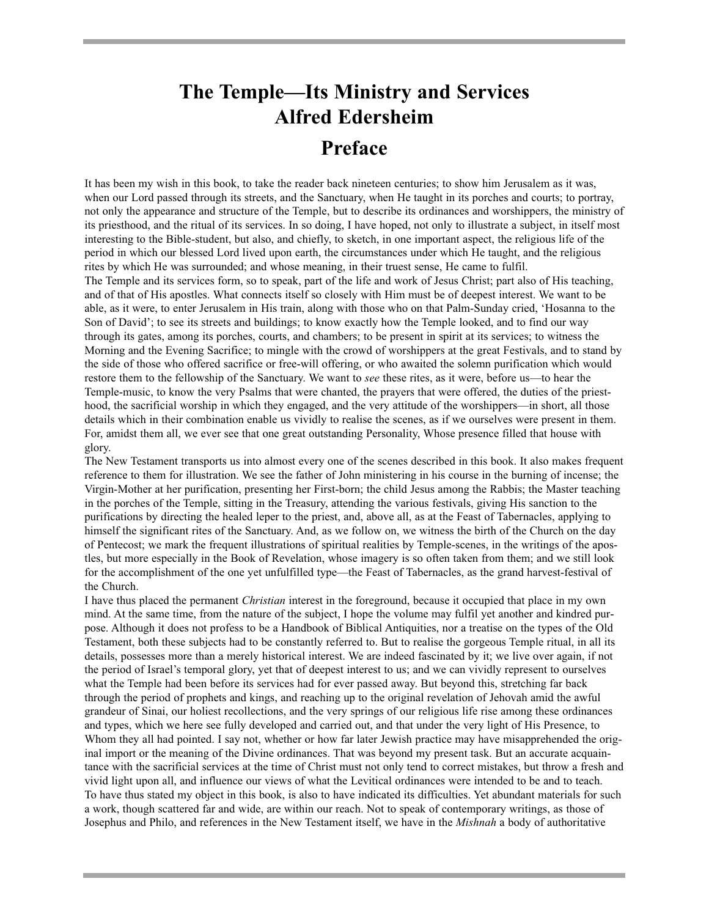# The Temple—Its Ministry and Services
# Alfred Edersheim
## Preface

It has been my wish in this book, to take the reader back nineteen centuries; to show him Jerusalem as it was, when our Lord passed through its streets, and the Sanctuary, when He taught in its porches and courts; to portray, not only the appearance and structure of the Temple, but to describe its ordinances and worshippers, the ministry of its priesthood, and the ritual of its services. In so doing, I have hoped, not only to illustrate a subject, in itself most interesting to the Bible-student, but also, and chiefly, to sketch, in one important aspect, the religious life of the period in which our blessed Lord lived upon earth, the circumstances under which He taught, and the religious rites by which He was surrounded; and whose meaning, in their truest sense, He came to fulfil.

The Temple and its services form, so to speak, part of the life and work of Jesus Christ; part also of His teaching, and of that of His apostles. What connects itself so closely with Him must be of deepest interest. We want to be able, as it were, to enter Jerusalem in His train, along with those who on that Palm-Sunday cried, 'Hosanna to the Son of David'; to see its streets and buildings; to know exactly how the Temple looked, and to find our way through its gates, among its porches, courts, and chambers; to be present in spirit at its services; to witness the Morning and the Evening Sacrifice; to mingle with the crowd of worshippers at the great Festivals, and to stand by the side of those who offered sacrifice or free-will offering, or who awaited the solemn purification which would restore them to the fellowship of the Sanctuary. We want to *see* these rites, as it were, before us—to hear the Temple-music, to know the very Psalms that were chanted, the prayers that were offered, the duties of the priesthood, the sacrificial worship in which they engaged, and the very attitude of the worshippers—in short, all those details which in their combination enable us vividly to realise the scenes, as if we ourselves were present in them. For, amidst them all, we ever see that one great outstanding Personality, Whose presence filled that house with glory.

The New Testament transports us into almost every one of the scenes described in this book. It also makes frequent reference to them for illustration. We see the father of John ministering in his course in the burning of incense; the Virgin-Mother at her purification, presenting her First-born; the child Jesus among the Rabbis; the Master teaching in the porches of the Temple, sitting in the Treasury, attending the various festivals, giving His sanction to the purifications by directing the healed leper to the priest, and, above all, as at the Feast of Tabernacles, applying to himself the significant rites of the Sanctuary. And, as we follow on, we witness the birth of the Church on the day of Pentecost; we mark the frequent illustrations of spiritual realities by Temple-scenes, in the writings of the apostles, but more especially in the Book of Revelation, whose imagery is so often taken from them; and we still look for the accomplishment of the one yet unfulfilled type—the Feast of Tabernacles, as the grand harvest-festival of the Church.

I have thus placed the permanent *Christian* interest in the foreground, because it occupied that place in my own mind. At the same time, from the nature of the subject, I hope the volume may fulfil yet another and kindred purpose. Although it does not profess to be a Handbook of Biblical Antiquities, nor a treatise on the types of the Old Testament, both these subjects had to be constantly referred to. But to realise the gorgeous Temple ritual, in all its details, possesses more than a merely historical interest. We are indeed fascinated by it; we live over again, if not the period of Israel's temporal glory, yet that of deepest interest to us; and we can vividly represent to ourselves what the Temple had been before its services had for ever passed away. But beyond this, stretching far back through the period of prophets and kings, and reaching up to the original revelation of Jehovah amid the awful grandeur of Sinai, our holiest recollections, and the very springs of our religious life rise among these ordinances and types, which we here see fully developed and carried out, and that under the very light of His Presence, to Whom they all had pointed. I say not, whether or how far later Jewish practice may have misapprehended the original import or the meaning of the Divine ordinances. That was beyond my present task. But an accurate acquaintance with the sacrificial services at the time of Christ must not only tend to correct mistakes, but throw a fresh and vivid light upon all, and influence our views of what the Levitical ordinances were intended to be and to teach.

To have thus stated my object in this book, is also to have indicated its difficulties. Yet abundant materials for such a work, though scattered far and wide, are within our reach. Not to speak of contemporary writings, as those of Josephus and Philo, and references in the New Testament itself, we have in the *Mishnah* a body of authoritative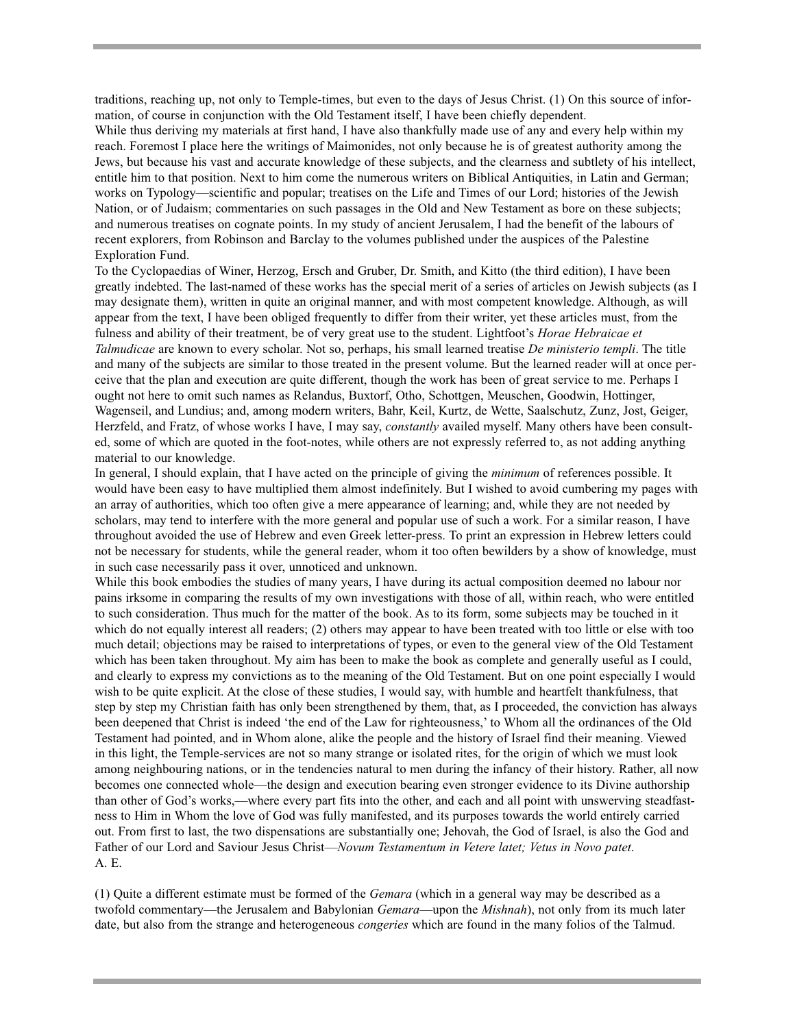traditions, reaching up, not only to Temple-times, but even to the days of Jesus Christ. (1) On this source of information, of course in conjunction with the Old Testament itself, I have been chiefly dependent.

While thus deriving my materials at first hand, I have also thankfully made use of any and every help within my reach. Foremost I place here the writings of Maimonides, not only because he is of greatest authority among the Jews, but because his vast and accurate knowledge of these subjects, and the clearness and subtlety of his intellect, entitle him to that position. Next to him come the numerous writers on Biblical Antiquities, in Latin and German; works on Typology—scientific and popular; treatises on the Life and Times of our Lord; histories of the Jewish Nation, or of Judaism; commentaries on such passages in the Old and New Testament as bore on these subjects; and numerous treatises on cognate points. In my study of ancient Jerusalem, I had the benefit of the labours of recent explorers, from Robinson and Barclay to the volumes published under the auspices of the Palestine Exploration Fund.

To the Cyclopaedias of Winer, Herzog, Ersch and Gruber, Dr. Smith, and Kitto (the third edition), I have been greatly indebted. The last-named of these works has the special merit of a series of articles on Jewish subjects (as I may designate them), written in quite an original manner, and with most competent knowledge. Although, as will appear from the text, I have been obliged frequently to differ from their writer, yet these articles must, from the fulness and ability of their treatment, be of very great use to the student. Lightfoot's *Horae Hebraicae et Talmudicae* are known to every scholar. Not so, perhaps, his small learned treatise *De ministerio templi*. The title and many of the subjects are similar to those treated in the present volume. But the learned reader will at once perceive that the plan and execution are quite different, though the work has been of great service to me. Perhaps I ought not here to omit such names as Relandus, Buxtorf, Otho, Schottgen, Meuschen, Goodwin, Hottinger, Wagenseil, and Lundius; and, among modern writers, Bahr, Keil, Kurtz, de Wette, Saalschutz, Zunz, Jost, Geiger, Herzfeld, and Fratz, of whose works I have, I may say, *constantly* availed myself. Many others have been consulted, some of which are quoted in the foot-notes, while others are not expressly referred to, as not adding anything material to our knowledge.

In general, I should explain, that I have acted on the principle of giving the *minimum* of references possible. It would have been easy to have multiplied them almost indefinitely. But I wished to avoid cumbering my pages with an array of authorities, which too often give a mere appearance of learning; and, while they are not needed by scholars, may tend to interfere with the more general and popular use of such a work. For a similar reason, I have throughout avoided the use of Hebrew and even Greek letter-press. To print an expression in Hebrew letters could not be necessary for students, while the general reader, whom it too often bewilders by a show of knowledge, must in such case necessarily pass it over, unnoticed and unknown.

While this book embodies the studies of many years, I have during its actual composition deemed no labour nor pains irksome in comparing the results of my own investigations with those of all, within reach, who were entitled to such consideration. Thus much for the matter of the book. As to its form, some subjects may be touched in it which do not equally interest all readers; (2) others may appear to have been treated with too little or else with too much detail; objections may be raised to interpretations of types, or even to the general view of the Old Testament which has been taken throughout. My aim has been to make the book as complete and generally useful as I could, and clearly to express my convictions as to the meaning of the Old Testament. But on one point especially I would wish to be quite explicit. At the close of these studies, I would say, with humble and heartfelt thankfulness, that step by step my Christian faith has only been strengthened by them, that, as I proceeded, the conviction has always been deepened that Christ is indeed 'the end of the Law for righteousness,' to Whom all the ordinances of the Old Testament had pointed, and in Whom alone, alike the people and the history of Israel find their meaning. Viewed in this light, the Temple-services are not so many strange or isolated rites, for the origin of which we must look among neighbouring nations, or in the tendencies natural to men during the infancy of their history. Rather, all now becomes one connected whole—the design and execution bearing even stronger evidence to its Divine authorship than other of God's works,—where every part fits into the other, and each and all point with unswerving steadfastness to Him in Whom the love of God was fully manifested, and its purposes towards the world entirely carried out. From first to last, the two dispensations are substantially one; Jehovah, the God of Israel, is also the God and Father of our Lord and Saviour Jesus Christ—*Novum Testamentum in Vetere latet; Vetus in Novo patet*.

A. E.

(1) Quite a different estimate must be formed of the *Gemara* (which in a general way may be described as a twofold commentary—the Jerusalem and Babylonian *Gemara*—upon the *Mishnah*), not only from its much later date, but also from the strange and heterogeneous *congeries* which are found in the many folios of the Talmud.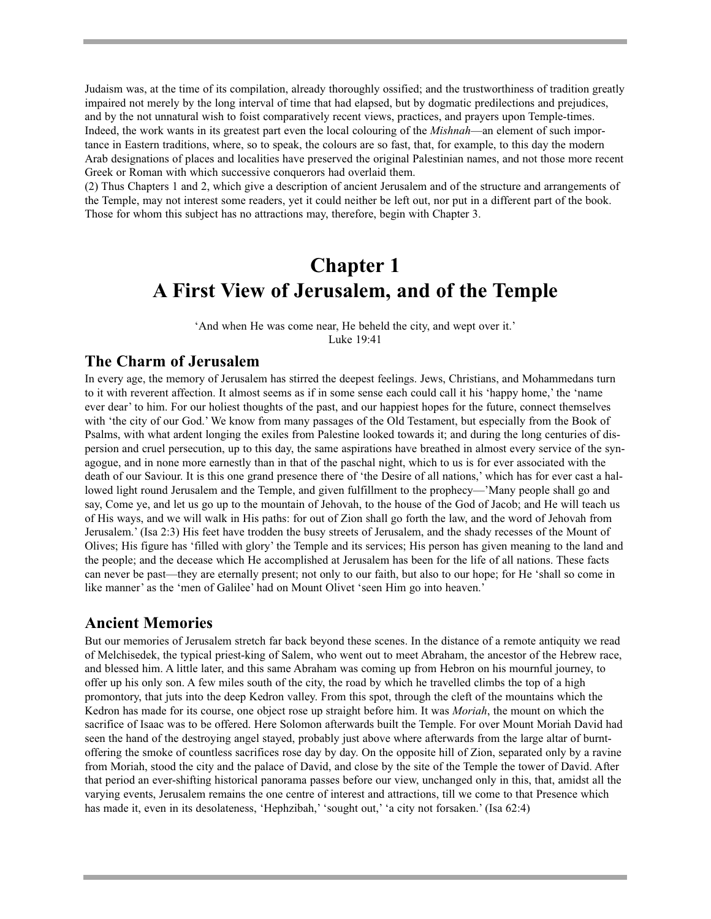Judaism was, at the time of its compilation, already thoroughly ossified; and the trustworthiness of tradition greatly impaired not merely by the long interval of time that had elapsed, but by dogmatic predilections and prejudices, and by the not unnatural wish to foist comparatively recent views, practices, and prayers upon Temple-times. Indeed, the work wants in its greatest part even the local colouring of the *Mishnah*—an element of such importance in Eastern traditions, where, so to speak, the colours are so fast, that, for example, to this day the modern Arab designations of places and localities have preserved the original Palestinian names, and not those more recent Greek or Roman with which successive conquerors had overlaid them.

(2) Thus Chapters 1 and 2, which give a description of ancient Jerusalem and of the structure and arrangements of the Temple, may not interest some readers, yet it could neither be left out, nor put in a different part of the book. Those for whom this subject has no attractions may, therefore, begin with Chapter 3.

# Chapter 1
# A First View of Jerusalem, and of the Temple

'And when He was come near, He beheld the city, and wept over it.'
Luke 19:41

## The Charm of Jerusalem

In every age, the memory of Jerusalem has stirred the deepest feelings. Jews, Christians, and Mohammedans turn to it with reverent affection. It almost seems as if in some sense each could call it his 'happy home,' the 'name ever dear' to him. For our holiest thoughts of the past, and our happiest hopes for the future, connect themselves with 'the city of our God.' We know from many passages of the Old Testament, but especially from the Book of Psalms, with what ardent longing the exiles from Palestine looked towards it; and during the long centuries of dispersion and cruel persecution, up to this day, the same aspirations have breathed in almost every service of the synagogue, and in none more earnestly than in that of the paschal night, which to us is for ever associated with the death of our Saviour. It is this one grand presence there of 'the Desire of all nations,' which has for ever cast a hallowed light round Jerusalem and the Temple, and given fulfillment to the prophecy—'Many people shall go and say, Come ye, and let us go up to the mountain of Jehovah, to the house of the God of Jacob; and He will teach us of His ways, and we will walk in His paths: for out of Zion shall go forth the law, and the word of Jehovah from Jerusalem.' (Isa 2:3) His feet have trodden the busy streets of Jerusalem, and the shady recesses of the Mount of Olives; His figure has 'filled with glory' the Temple and its services; His person has given meaning to the land and the people; and the decease which He accomplished at Jerusalem has been for the life of all nations. These facts can never be past—they are eternally present; not only to our faith, but also to our hope; for He 'shall so come in like manner' as the 'men of Galilee' had on Mount Olivet 'seen Him go into heaven.'

## Ancient Memories

But our memories of Jerusalem stretch far back beyond these scenes. In the distance of a remote antiquity we read of Melchisedek, the typical priest-king of Salem, who went out to meet Abraham, the ancestor of the Hebrew race, and blessed him. A little later, and this same Abraham was coming up from Hebron on his mournful journey, to offer up his only son. A few miles south of the city, the road by which he travelled climbs the top of a high promontory, that juts into the deep Kedron valley. From this spot, through the cleft of the mountains which the Kedron has made for its course, one object rose up straight before him. It was *Moriah*, the mount on which the sacrifice of Isaac was to be offered. Here Solomon afterwards built the Temple. For over Mount Moriah David had seen the hand of the destroying angel stayed, probably just above where afterwards from the large altar of burnt-offering the smoke of countless sacrifices rose day by day. On the opposite hill of Zion, separated only by a ravine from Moriah, stood the city and the palace of David, and close by the site of the Temple the tower of David. After that period an ever-shifting historical panorama passes before our view, unchanged only in this, that, amidst all the varying events, Jerusalem remains the one centre of interest and attractions, till we come to that Presence which has made it, even in its desolateness, 'Hephzibah,' 'sought out,' 'a city not forsaken.' (Isa 62:4)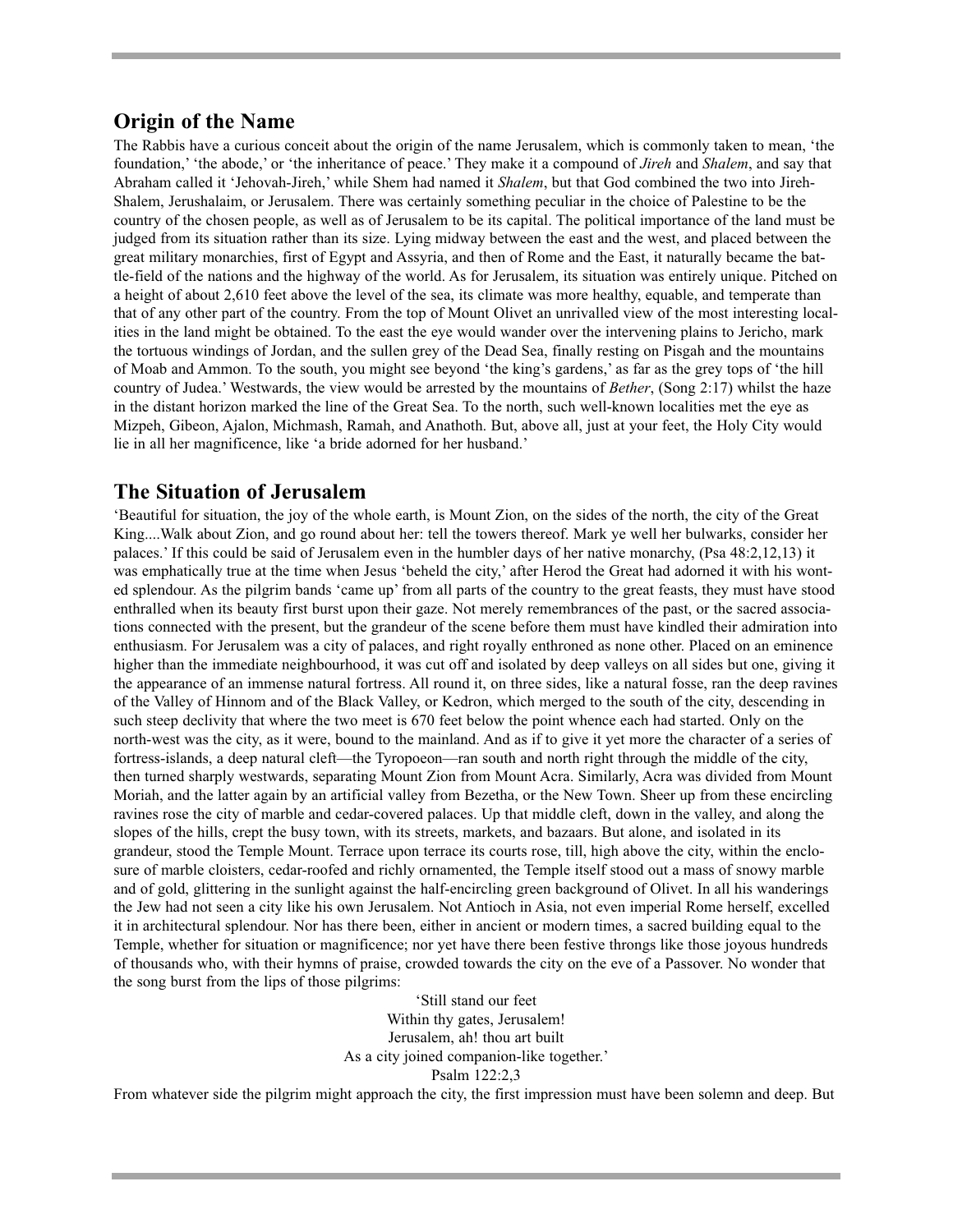## Origin of the Name

The Rabbis have a curious conceit about the origin of the name Jerusalem, which is commonly taken to mean, 'the foundation,' 'the abode,' or 'the inheritance of peace.' They make it a compound of *Jireh* and *Shalem*, and say that Abraham called it 'Jehovah-Jireh,' while Shem had named it *Shalem*, but that God combined the two into Jireh-Shalem, Jerushalaim, or Jerusalem. There was certainly something peculiar in the choice of Palestine to be the country of the chosen people, as well as of Jerusalem to be its capital. The political importance of the land must be judged from its situation rather than its size. Lying midway between the east and the west, and placed between the great military monarchies, first of Egypt and Assyria, and then of Rome and the East, it naturally became the battle-field of the nations and the highway of the world. As for Jerusalem, its situation was entirely unique. Pitched on a height of about 2,610 feet above the level of the sea, its climate was more healthy, equable, and temperate than that of any other part of the country. From the top of Mount Olivet an unrivalled view of the most interesting localities in the land might be obtained. To the east the eye would wander over the intervening plains to Jericho, mark the tortuous windings of Jordan, and the sullen grey of the Dead Sea, finally resting on Pisgah and the mountains of Moab and Ammon. To the south, you might see beyond 'the king's gardens,' as far as the grey tops of 'the hill country of Judea.' Westwards, the view would be arrested by the mountains of *Bether*, (Song 2:17) whilst the haze in the distant horizon marked the line of the Great Sea. To the north, such well-known localities met the eye as Mizpeh, Gibeon, Ajalon, Michmash, Ramah, and Anathoth. But, above all, just at your feet, the Holy City would lie in all her magnificence, like 'a bride adorned for her husband.'

## The Situation of Jerusalem

'Beautiful for situation, the joy of the whole earth, is Mount Zion, on the sides of the north, the city of the Great King....Walk about Zion, and go round about her: tell the towers thereof. Mark ye well her bulwarks, consider her palaces.' If this could be said of Jerusalem even in the humbler days of her native monarchy, (Psa 48:2,12,13) it was emphatically true at the time when Jesus 'beheld the city,' after Herod the Great had adorned it with his wonted splendour. As the pilgrim bands 'came up' from all parts of the country to the great feasts, they must have stood enthralled when its beauty first burst upon their gaze. Not merely remembrances of the past, or the sacred associations connected with the present, but the grandeur of the scene before them must have kindled their admiration into enthusiasm. For Jerusalem was a city of palaces, and right royally enthroned as none other. Placed on an eminence higher than the immediate neighbourhood, it was cut off and isolated by deep valleys on all sides but one, giving it the appearance of an immense natural fortress. All round it, on three sides, like a natural fosse, ran the deep ravines of the Valley of Hinnom and of the Black Valley, or Kedron, which merged to the south of the city, descending in such steep declivity that where the two meet is 670 feet below the point whence each had started. Only on the north-west was the city, as it were, bound to the mainland. And as if to give it yet more the character of a series of fortress-islands, a deep natural cleft—the Tyropoeon—ran south and north right through the middle of the city, then turned sharply westwards, separating Mount Zion from Mount Acra. Similarly, Acra was divided from Mount Moriah, and the latter again by an artificial valley from Bezetha, or the New Town. Sheer up from these encircling ravines rose the city of marble and cedar-covered palaces. Up that middle cleft, down in the valley, and along the slopes of the hills, crept the busy town, with its streets, markets, and bazaars. But alone, and isolated in its grandeur, stood the Temple Mount. Terrace upon terrace its courts rose, till, high above the city, within the enclosure of marble cloisters, cedar-roofed and richly ornamented, the Temple itself stood out a mass of snowy marble and of gold, glittering in the sunlight against the half-encircling green background of Olivet. In all his wanderings the Jew had not seen a city like his own Jerusalem. Not Antioch in Asia, not even imperial Rome herself, excelled it in architectural splendour. Nor has there been, either in ancient or modern times, a sacred building equal to the Temple, whether for situation or magnificence; nor yet have there been festive throngs like those joyous hundreds of thousands who, with their hymns of praise, crowded towards the city on the eve of a Passover. No wonder that the song burst from the lips of those pilgrims:

'Still stand our feet
Within thy gates, Jerusalem!
Jerusalem, ah! thou art built
As a city joined companion-like together.'
Psalm 122:2,3

From whatever side the pilgrim might approach the city, the first impression must have been solemn and deep. But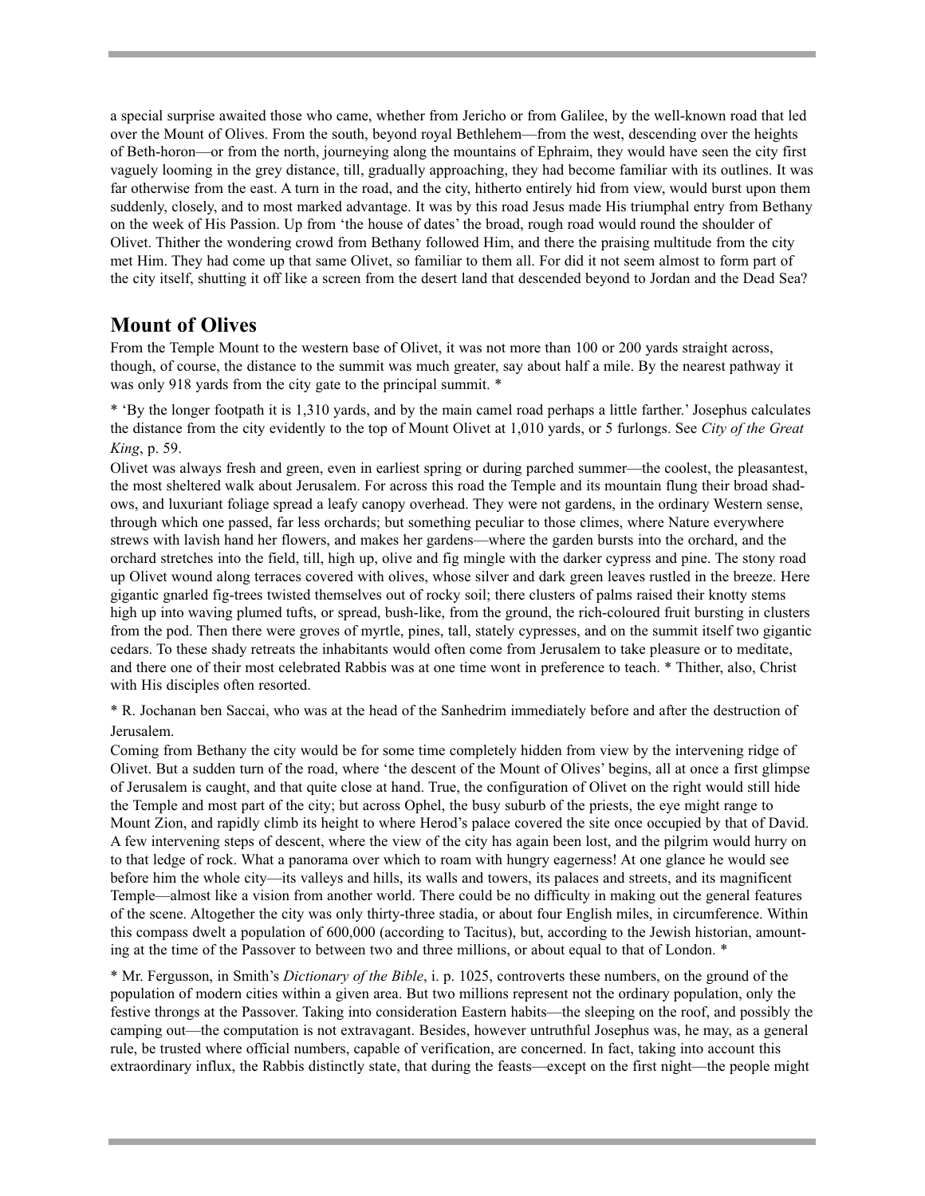a special surprise awaited those who came, whether from Jericho or from Galilee, by the well-known road that led over the Mount of Olives. From the south, beyond royal Bethlehem—from the west, descending over the heights of Beth-horon—or from the north, journeying along the mountains of Ephraim, they would have seen the city first vaguely looming in the grey distance, till, gradually approaching, they had become familiar with its outlines. It was far otherwise from the east. A turn in the road, and the city, hitherto entirely hid from view, would burst upon them suddenly, closely, and to most marked advantage. It was by this road Jesus made His triumphal entry from Bethany on the week of His Passion. Up from 'the house of dates' the broad, rough road would round the shoulder of Olivet. Thither the wondering crowd from Bethany followed Him, and there the praising multitude from the city met Him. They had come up that same Olivet, so familiar to them all. For did it not seem almost to form part of the city itself, shutting it off like a screen from the desert land that descended beyond to Jordan and the Dead Sea?

## Mount of Olives

From the Temple Mount to the western base of Olivet, it was not more than 100 or 200 yards straight across, though, of course, the distance to the summit was much greater, say about half a mile. By the nearest pathway it was only 918 yards from the city gate to the principal summit. *

* 'By the longer footpath it is 1,310 yards, and by the main camel road perhaps a little farther.' Josephus calculates the distance from the city evidently to the top of Mount Olivet at 1,010 yards, or 5 furlongs. See *City of the Great King*, p. 59.

Olivet was always fresh and green, even in earliest spring or during parched summer—the coolest, the pleasantest, the most sheltered walk about Jerusalem. For across this road the Temple and its mountain flung their broad shadows, and luxuriant foliage spread a leafy canopy overhead. They were not gardens, in the ordinary Western sense, through which one passed, far less orchards; but something peculiar to those climes, where Nature everywhere strews with lavish hand her flowers, and makes her gardens—where the garden bursts into the orchard, and the orchard stretches into the field, till, high up, olive and fig mingle with the darker cypress and pine. The stony road up Olivet wound along terraces covered with olives, whose silver and dark green leaves rustled in the breeze. Here gigantic gnarled fig-trees twisted themselves out of rocky soil; there clusters of palms raised their knotty stems high up into waving plumed tufts, or spread, bush-like, from the ground, the rich-coloured fruit bursting in clusters from the pod. Then there were groves of myrtle, pines, tall, stately cypresses, and on the summit itself two gigantic cedars. To these shady retreats the inhabitants would often come from Jerusalem to take pleasure or to meditate, and there one of their most celebrated Rabbis was at one time wont in preference to teach. * Thither, also, Christ with His disciples often resorted.

* R. Jochanan ben Saccai, who was at the head of the Sanhedrim immediately before and after the destruction of Jerusalem.

Coming from Bethany the city would be for some time completely hidden from view by the intervening ridge of Olivet. But a sudden turn of the road, where 'the descent of the Mount of Olives' begins, all at once a first glimpse of Jerusalem is caught, and that quite close at hand. True, the configuration of Olivet on the right would still hide the Temple and most part of the city; but across Ophel, the busy suburb of the priests, the eye might range to Mount Zion, and rapidly climb its height to where Herod's palace covered the site once occupied by that of David. A few intervening steps of descent, where the view of the city has again been lost, and the pilgrim would hurry on to that ledge of rock. What a panorama over which to roam with hungry eagerness! At one glance he would see before him the whole city—its valleys and hills, its walls and towers, its palaces and streets, and its magnificent Temple—almost like a vision from another world. There could be no difficulty in making out the general features of the scene. Altogether the city was only thirty-three stadia, or about four English miles, in circumference. Within this compass dwelt a population of 600,000 (according to Tacitus), but, according to the Jewish historian, amounting at the time of the Passover to between two and three millions, or about equal to that of London. *

* Mr. Fergusson, in Smith's *Dictionary of the Bible*, i. p. 1025, controverts these numbers, on the ground of the population of modern cities within a given area. But two millions represent not the ordinary population, only the festive throngs at the Passover. Taking into consideration Eastern habits—the sleeping on the roof, and possibly the camping out—the computation is not extravagant. Besides, however untruthful Josephus was, he may, as a general rule, be trusted where official numbers, capable of verification, are concerned. In fact, taking into account this extraordinary influx, the Rabbis distinctly state, that during the feasts—except on the first night—the people might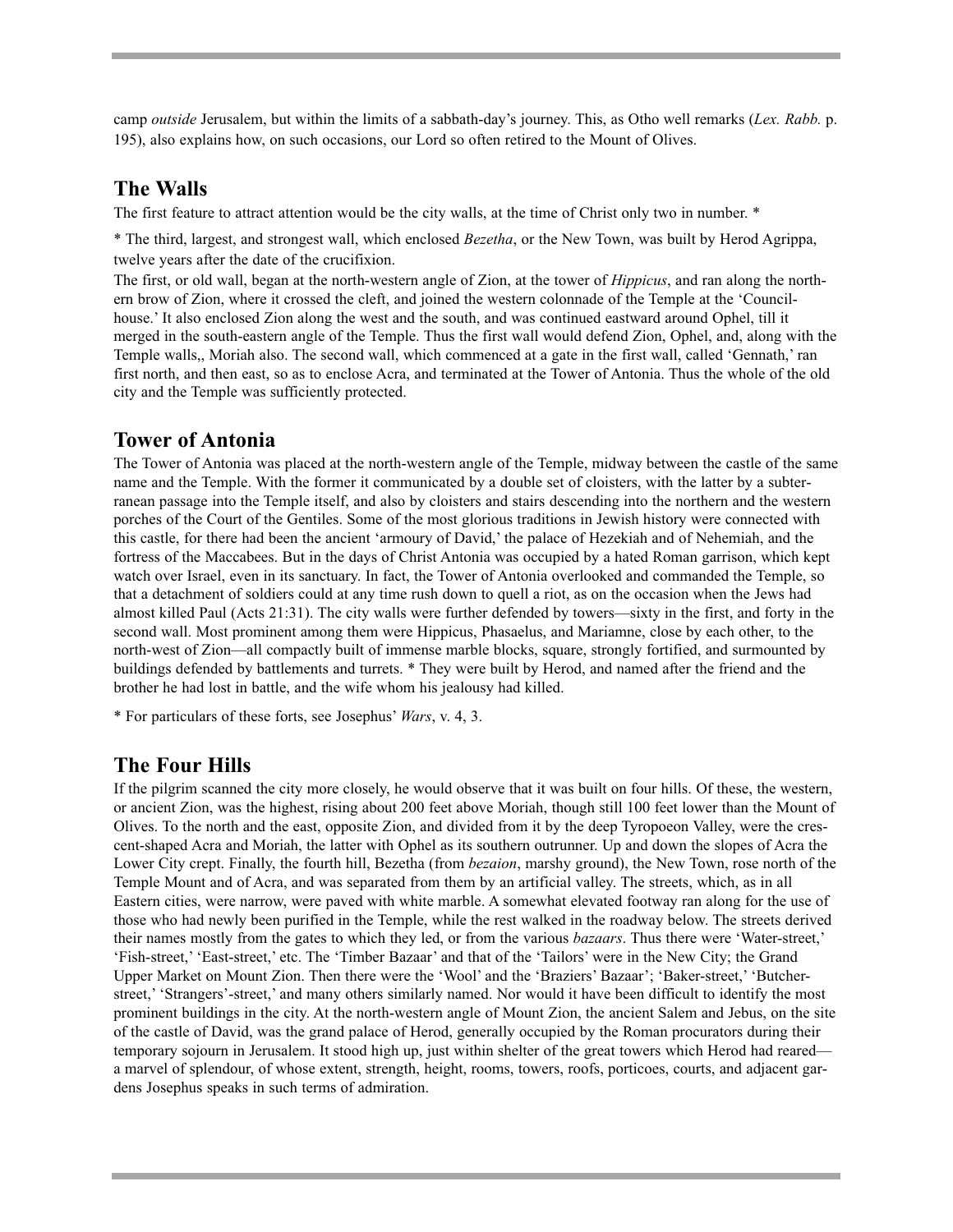camp *outside* Jerusalem, but within the limits of a sabbath-day's journey. This, as Otho well remarks (*Lex. Rabb.* p. 195), also explains how, on such occasions, our Lord so often retired to the Mount of Olives.

## The Walls

The first feature to attract attention would be the city walls, at the time of Christ only two in number. *

* The third, largest, and strongest wall, which enclosed *Bezetha*, or the New Town, was built by Herod Agrippa, twelve years after the date of the crucifixion.

The first, or old wall, began at the north-western angle of Zion, at the tower of *Hippicus*, and ran along the northern brow of Zion, where it crossed the cleft, and joined the western colonnade of the Temple at the 'Council-house.' It also enclosed Zion along the west and the south, and was continued eastward around Ophel, till it merged in the south-eastern angle of the Temple. Thus the first wall would defend Zion, Ophel, and, along with the Temple walls,, Moriah also. The second wall, which commenced at a gate in the first wall, called 'Gennath,' ran first north, and then east, so as to enclose Acra, and terminated at the Tower of Antonia. Thus the whole of the old city and the Temple was sufficiently protected.

## Tower of Antonia

The Tower of Antonia was placed at the north-western angle of the Temple, midway between the castle of the same name and the Temple. With the former it communicated by a double set of cloisters, with the latter by a subterranean passage into the Temple itself, and also by cloisters and stairs descending into the northern and the western porches of the Court of the Gentiles. Some of the most glorious traditions in Jewish history were connected with this castle, for there had been the ancient 'armoury of David,' the palace of Hezekiah and of Nehemiah, and the fortress of the Maccabees. But in the days of Christ Antonia was occupied by a hated Roman garrison, which kept watch over Israel, even in its sanctuary. In fact, the Tower of Antonia overlooked and commanded the Temple, so that a detachment of soldiers could at any time rush down to quell a riot, as on the occasion when the Jews had almost killed Paul (Acts 21:31). The city walls were further defended by towers—sixty in the first, and forty in the second wall. Most prominent among them were Hippicus, Phasaelus, and Mariamne, close by each other, to the north-west of Zion—all compactly built of immense marble blocks, square, strongly fortified, and surmounted by buildings defended by battlements and turrets. * They were built by Herod, and named after the friend and the brother he had lost in battle, and the wife whom his jealousy had killed.

* For particulars of these forts, see Josephus' *Wars*, v. 4, 3.

## The Four Hills

If the pilgrim scanned the city more closely, he would observe that it was built on four hills. Of these, the western, or ancient Zion, was the highest, rising about 200 feet above Moriah, though still 100 feet lower than the Mount of Olives. To the north and the east, opposite Zion, and divided from it by the deep Tyropoeon Valley, were the crescent-shaped Acra and Moriah, the latter with Ophel as its southern outrunner. Up and down the slopes of Acra the Lower City crept. Finally, the fourth hill, Bezetha (from *bezaion*, marshy ground), the New Town, rose north of the Temple Mount and of Acra, and was separated from them by an artificial valley. The streets, which, as in all Eastern cities, were narrow, were paved with white marble. A somewhat elevated footway ran along for the use of those who had newly been purified in the Temple, while the rest walked in the roadway below. The streets derived their names mostly from the gates to which they led, or from the various *bazaars*. Thus there were 'Water-street,' 'Fish-street,' 'East-street,' etc. The 'Timber Bazaar' and that of the 'Tailors' were in the New City; the Grand Upper Market on Mount Zion. Then there were the 'Wool' and the 'Braziers' Bazaar'; 'Baker-street,' 'Butcher-street,' 'Strangers'-street,' and many others similarly named. Nor would it have been difficult to identify the most prominent buildings in the city. At the north-western angle of Mount Zion, the ancient Salem and Jebus, on the site of the castle of David, was the grand palace of Herod, generally occupied by the Roman procurators during their temporary sojourn in Jerusalem. It stood high up, just within shelter of the great towers which Herod had reared—a marvel of splendour, of whose extent, strength, height, rooms, towers, roofs, porticoes, courts, and adjacent gardens Josephus speaks in such terms of admiration.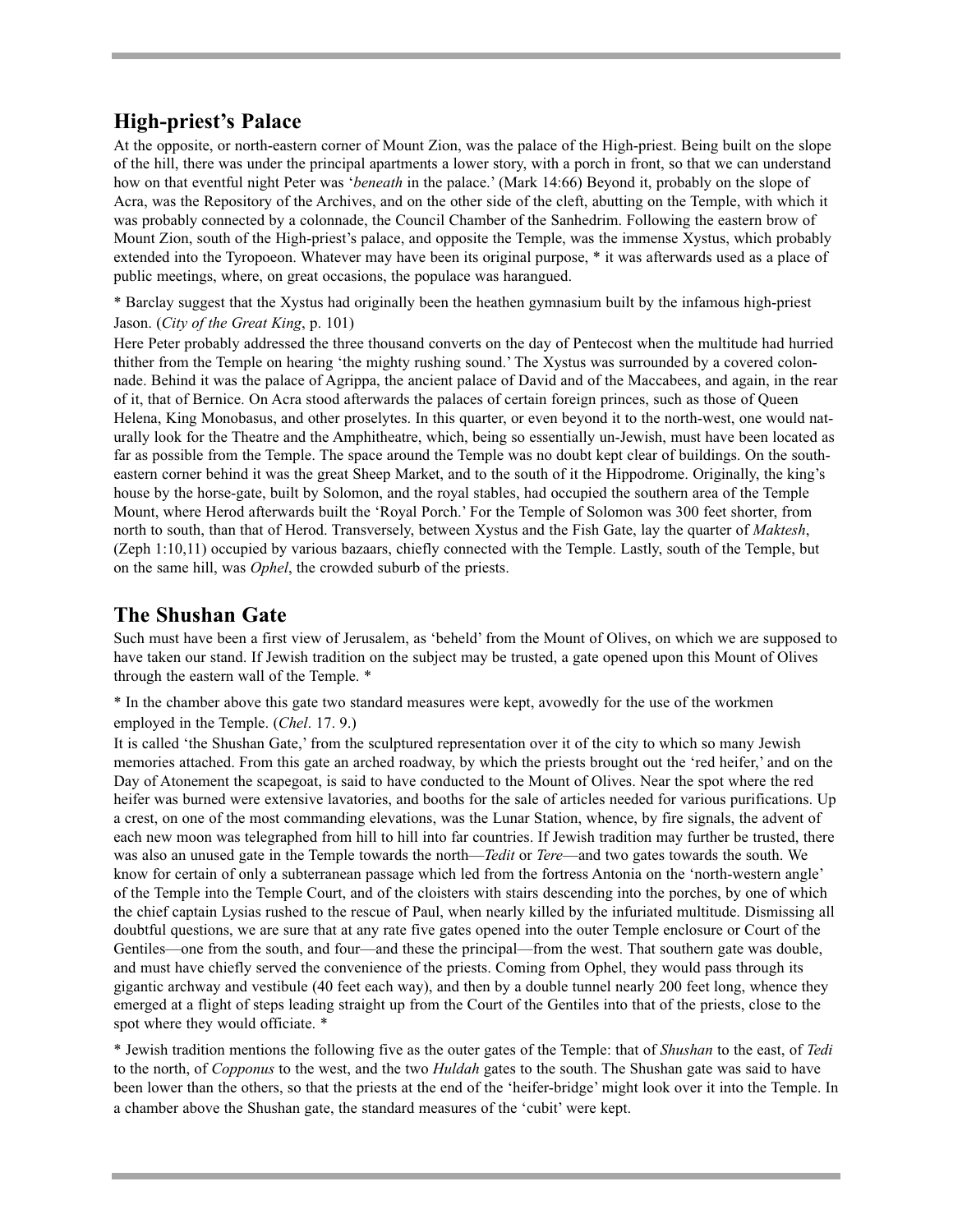## High-priest's Palace

At the opposite, or north-eastern corner of Mount Zion, was the palace of the High-priest. Being built on the slope of the hill, there was under the principal apartments a lower story, with a porch in front, so that we can understand how on that eventful night Peter was '*beneath* in the palace.' (Mark 14:66) Beyond it, probably on the slope of Acra, was the Repository of the Archives, and on the other side of the cleft, abutting on the Temple, with which it was probably connected by a colonnade, the Council Chamber of the Sanhedrim. Following the eastern brow of Mount Zion, south of the High-priest's palace, and opposite the Temple, was the immense Xystus, which probably extended into the Tyropoeon. Whatever may have been its original purpose, * it was afterwards used as a place of public meetings, where, on great occasions, the populace was harangued.

* Barclay suggest that the Xystus had originally been the heathen gymnasium built by the infamous high-priest Jason. (*City of the Great King*, p. 101)

Here Peter probably addressed the three thousand converts on the day of Pentecost when the multitude had hurried thither from the Temple on hearing 'the mighty rushing sound.' The Xystus was surrounded by a covered colonnade. Behind it was the palace of Agrippa, the ancient palace of David and of the Maccabees, and again, in the rear of it, that of Bernice. On Acra stood afterwards the palaces of certain foreign princes, such as those of Queen Helena, King Monobasus, and other proselytes. In this quarter, or even beyond it to the north-west, one would naturally look for the Theatre and the Amphitheatre, which, being so essentially un-Jewish, must have been located as far as possible from the Temple. The space around the Temple was no doubt kept clear of buildings. On the south-eastern corner behind it was the great Sheep Market, and to the south of it the Hippodrome. Originally, the king's house by the horse-gate, built by Solomon, and the royal stables, had occupied the southern area of the Temple Mount, where Herod afterwards built the 'Royal Porch.' For the Temple of Solomon was 300 feet shorter, from north to south, than that of Herod. Transversely, between Xystus and the Fish Gate, lay the quarter of *Maktesh*, (Zeph 1:10,11) occupied by various bazaars, chiefly connected with the Temple. Lastly, south of the Temple, but on the same hill, was *Ophel*, the crowded suburb of the priests.

## The Shushan Gate

Such must have been a first view of Jerusalem, as 'beheld' from the Mount of Olives, on which we are supposed to have taken our stand. If Jewish tradition on the subject may be trusted, a gate opened upon this Mount of Olives through the eastern wall of the Temple. *

* In the chamber above this gate two standard measures were kept, avowedly for the use of the workmen employed in the Temple. (*Chel*. 17. 9.)

It is called 'the Shushan Gate,' from the sculptured representation over it of the city to which so many Jewish memories attached. From this gate an arched roadway, by which the priests brought out the 'red heifer,' and on the Day of Atonement the scapegoat, is said to have conducted to the Mount of Olives. Near the spot where the red heifer was burned were extensive lavatories, and booths for the sale of articles needed for various purifications. Up a crest, on one of the most commanding elevations, was the Lunar Station, whence, by fire signals, the advent of each new moon was telegraphed from hill to hill into far countries. If Jewish tradition may further be trusted, there was also an unused gate in the Temple towards the north—*Tedit* or *Tere*—and two gates towards the south. We know for certain of only a subterranean passage which led from the fortress Antonia on the 'north-western angle' of the Temple into the Temple Court, and of the cloisters with stairs descending into the porches, by one of which the chief captain Lysias rushed to the rescue of Paul, when nearly killed by the infuriated multitude. Dismissing all doubtful questions, we are sure that at any rate five gates opened into the outer Temple enclosure or Court of the Gentiles—one from the south, and four—and these the principal—from the west. That southern gate was double, and must have chiefly served the convenience of the priests. Coming from Ophel, they would pass through its gigantic archway and vestibule (40 feet each way), and then by a double tunnel nearly 200 feet long, whence they emerged at a flight of steps leading straight up from the Court of the Gentiles into that of the priests, close to the spot where they would officiate. *

* Jewish tradition mentions the following five as the outer gates of the Temple: that of *Shushan* to the east, of *Tedi* to the north, of *Copponus* to the west, and the two *Huldah* gates to the south. The Shushan gate was said to have been lower than the others, so that the priests at the end of the 'heifer-bridge' might look over it into the Temple. In a chamber above the Shushan gate, the standard measures of the 'cubit' were kept.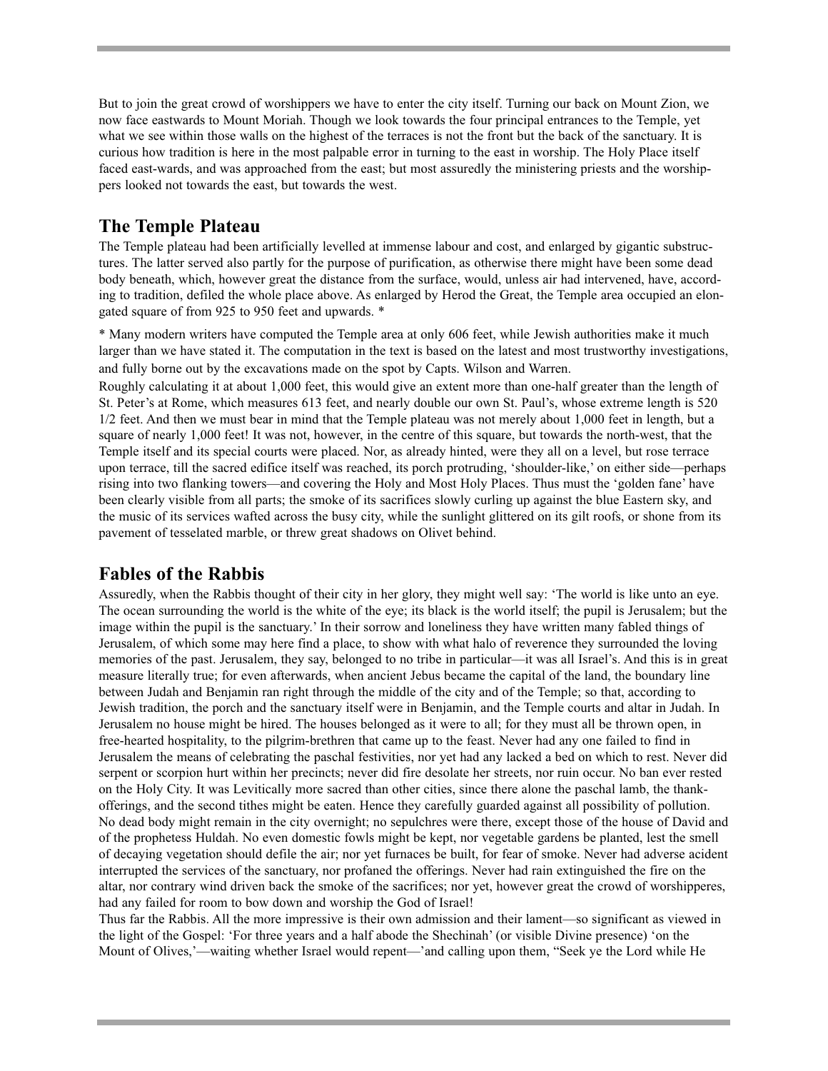But to join the great crowd of worshippers we have to enter the city itself. Turning our back on Mount Zion, we now face eastwards to Mount Moriah. Though we look towards the four principal entrances to the Temple, yet what we see within those walls on the highest of the terraces is not the front but the back of the sanctuary. It is curious how tradition is here in the most palpable error in turning to the east in worship. The Holy Place itself faced east-wards, and was approached from the east; but most assuredly the ministering priests and the worshippers looked not towards the east, but towards the west.

## The Temple Plateau

The Temple plateau had been artificially levelled at immense labour and cost, and enlarged by gigantic substructures. The latter served also partly for the purpose of purification, as otherwise there might have been some dead body beneath, which, however great the distance from the surface, would, unless air had intervened, have, according to tradition, defiled the whole place above. As enlarged by Herod the Great, the Temple area occupied an elongated square of from 925 to 950 feet and upwards. *

* Many modern writers have computed the Temple area at only 606 feet, while Jewish authorities make it much larger than we have stated it. The computation in the text is based on the latest and most trustworthy investigations, and fully borne out by the excavations made on the spot by Capts. Wilson and Warren.

Roughly calculating it at about 1,000 feet, this would give an extent more than one-half greater than the length of St. Peter's at Rome, which measures 613 feet, and nearly double our own St. Paul's, whose extreme length is 520 1/2 feet. And then we must bear in mind that the Temple plateau was not merely about 1,000 feet in length, but a square of nearly 1,000 feet! It was not, however, in the centre of this square, but towards the north-west, that the Temple itself and its special courts were placed. Nor, as already hinted, were they all on a level, but rose terrace upon terrace, till the sacred edifice itself was reached, its porch protruding, 'shoulder-like,' on either side—perhaps rising into two flanking towers—and covering the Holy and Most Holy Places. Thus must the 'golden fane' have been clearly visible from all parts; the smoke of its sacrifices slowly curling up against the blue Eastern sky, and the music of its services wafted across the busy city, while the sunlight glittered on its gilt roofs, or shone from its pavement of tesselated marble, or threw great shadows on Olivet behind.

## Fables of the Rabbis

Assuredly, when the Rabbis thought of their city in her glory, they might well say: 'The world is like unto an eye. The ocean surrounding the world is the white of the eye; its black is the world itself; the pupil is Jerusalem; but the image within the pupil is the sanctuary.' In their sorrow and loneliness they have written many fabled things of Jerusalem, of which some may here find a place, to show with what halo of reverence they surrounded the loving memories of the past. Jerusalem, they say, belonged to no tribe in particular—it was all Israel's. And this is in great measure literally true; for even afterwards, when ancient Jebus became the capital of the land, the boundary line between Judah and Benjamin ran right through the middle of the city and of the Temple; so that, according to Jewish tradition, the porch and the sanctuary itself were in Benjamin, and the Temple courts and altar in Judah. In Jerusalem no house might be hired. The houses belonged as it were to all; for they must all be thrown open, in free-hearted hospitality, to the pilgrim-brethren that came up to the feast. Never had any one failed to find in Jerusalem the means of celebrating the paschal festivities, nor yet had any lacked a bed on which to rest. Never did serpent or scorpion hurt within her precincts; never did fire desolate her streets, nor ruin occur. No ban ever rested on the Holy City. It was Levitically more sacred than other cities, since there alone the paschal lamb, the thank-offerings, and the second tithes might be eaten. Hence they carefully guarded against all possibility of pollution. No dead body might remain in the city overnight; no sepulchres were there, except those of the house of David and of the prophetess Huldah. No even domestic fowls might be kept, nor vegetable gardens be planted, lest the smell of decaying vegetation should defile the air; nor yet furnaces be built, for fear of smoke. Never had adverse acident interrupted the services of the sanctuary, nor profaned the offerings. Never had rain extinguished the fire on the altar, nor contrary wind driven back the smoke of the sacrifices; nor yet, however great the crowd of worshipperes, had any failed for room to bow down and worship the God of Israel!

Thus far the Rabbis. All the more impressive is their own admission and their lament—so significant as viewed in the light of the Gospel: 'For three years and a half abode the Shechinah' (or visible Divine presence) 'on the Mount of Olives,'—waiting whether Israel would repent—'and calling upon them, "Seek ye the Lord while He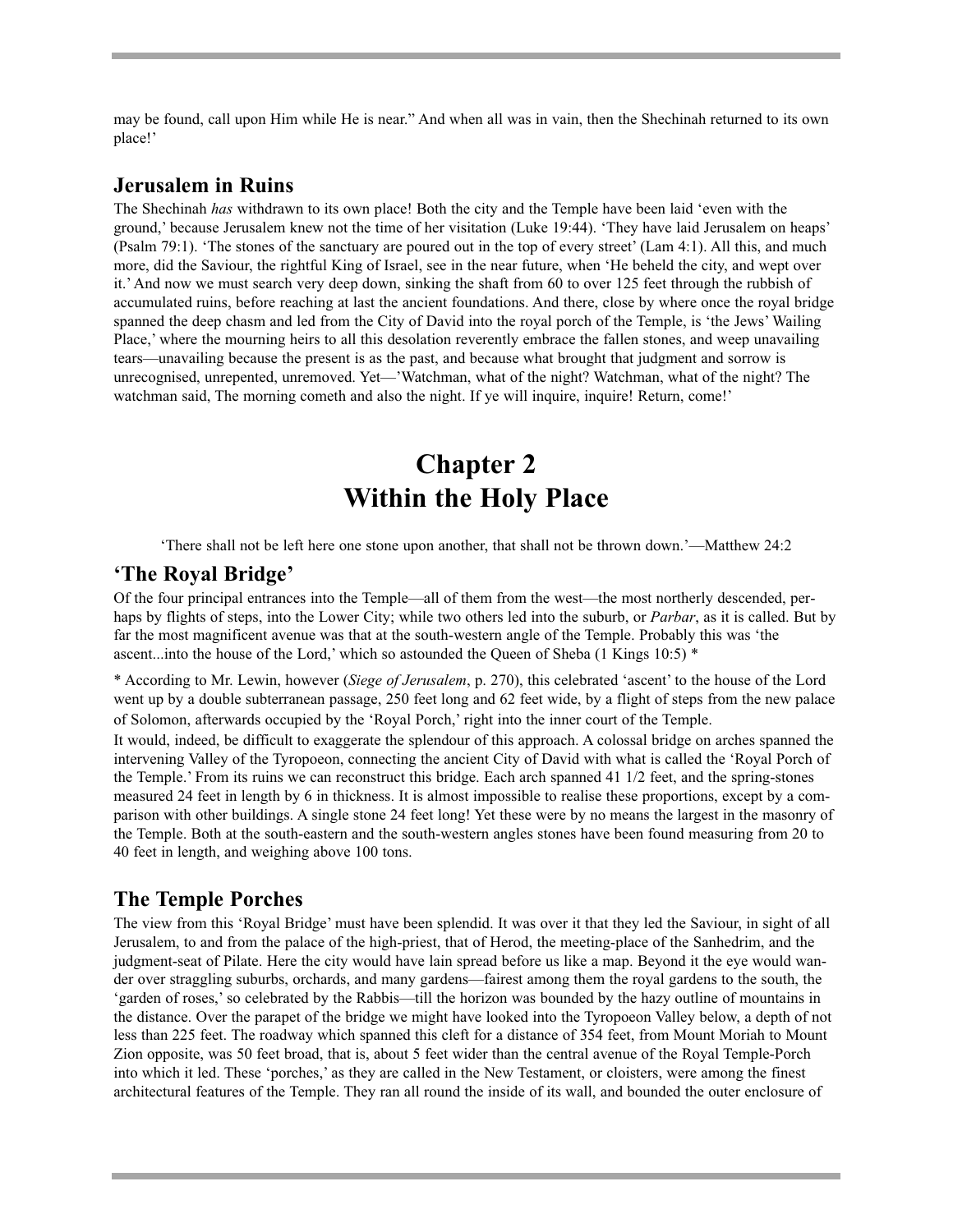may be found, call upon Him while He is near." And when all was in vain, then the Shechinah returned to its own place!'

## Jerusalem in Ruins

The Shechinah *has* withdrawn to its own place! Both the city and the Temple have been laid 'even with the ground,' because Jerusalem knew not the time of her visitation (Luke 19:44). 'They have laid Jerusalem on heaps' (Psalm 79:1). 'The stones of the sanctuary are poured out in the top of every street' (Lam 4:1). All this, and much more, did the Saviour, the rightful King of Israel, see in the near future, when 'He beheld the city, and wept over it.' And now we must search very deep down, sinking the shaft from 60 to over 125 feet through the rubbish of accumulated ruins, before reaching at last the ancient foundations. And there, close by where once the royal bridge spanned the deep chasm and led from the City of David into the royal porch of the Temple, is 'the Jews' Wailing Place,' where the mourning heirs to all this desolation reverently embrace the fallen stones, and weep unavailing tears—unavailing because the present is as the past, and because what brought that judgment and sorrow is unrecognised, unrepented, unremoved. Yet—'Watchman, what of the night? Watchman, what of the night? The watchman said, The morning cometh and also the night. If ye will inquire, inquire! Return, come!'

# Chapter 2
# Within the Holy Place

'There shall not be left here one stone upon another, that shall not be thrown down.'—Matthew 24:2

## 'The Royal Bridge'

Of the four principal entrances into the Temple—all of them from the west—the most northerly descended, perhaps by flights of steps, into the Lower City; while two others led into the suburb, or *Parbar*, as it is called. But by far the most magnificent avenue was that at the south-western angle of the Temple. Probably this was 'the ascent...into the house of the Lord,' which so astounded the Queen of Sheba (1 Kings 10:5) *

* According to Mr. Lewin, however (*Siege of Jerusalem*, p. 270), this celebrated 'ascent' to the house of the Lord went up by a double subterranean passage, 250 feet long and 62 feet wide, by a flight of steps from the new palace of Solomon, afterwards occupied by the 'Royal Porch,' right into the inner court of the Temple.

It would, indeed, be difficult to exaggerate the splendour of this approach. A colossal bridge on arches spanned the intervening Valley of the Tyropoeon, connecting the ancient City of David with what is called the 'Royal Porch of the Temple.' From its ruins we can reconstruct this bridge. Each arch spanned 41 1/2 feet, and the spring-stones measured 24 feet in length by 6 in thickness. It is almost impossible to realise these proportions, except by a comparison with other buildings. A single stone 24 feet long! Yet these were by no means the largest in the masonry of the Temple. Both at the south-eastern and the south-western angles stones have been found measuring from 20 to 40 feet in length, and weighing above 100 tons.

## The Temple Porches

The view from this 'Royal Bridge' must have been splendid. It was over it that they led the Saviour, in sight of all Jerusalem, to and from the palace of the high-priest, that of Herod, the meeting-place of the Sanhedrim, and the judgment-seat of Pilate. Here the city would have lain spread before us like a map. Beyond it the eye would wander over straggling suburbs, orchards, and many gardens—fairest among them the royal gardens to the south, the 'garden of roses,' so celebrated by the Rabbis—till the horizon was bounded by the hazy outline of mountains in the distance. Over the parapet of the bridge we might have looked into the Tyropoeon Valley below, a depth of not less than 225 feet. The roadway which spanned this cleft for a distance of 354 feet, from Mount Moriah to Mount Zion opposite, was 50 feet broad, that is, about 5 feet wider than the central avenue of the Royal Temple-Porch into which it led. These 'porches,' as they are called in the New Testament, or cloisters, were among the finest architectural features of the Temple. They ran all round the inside of its wall, and bounded the outer enclosure of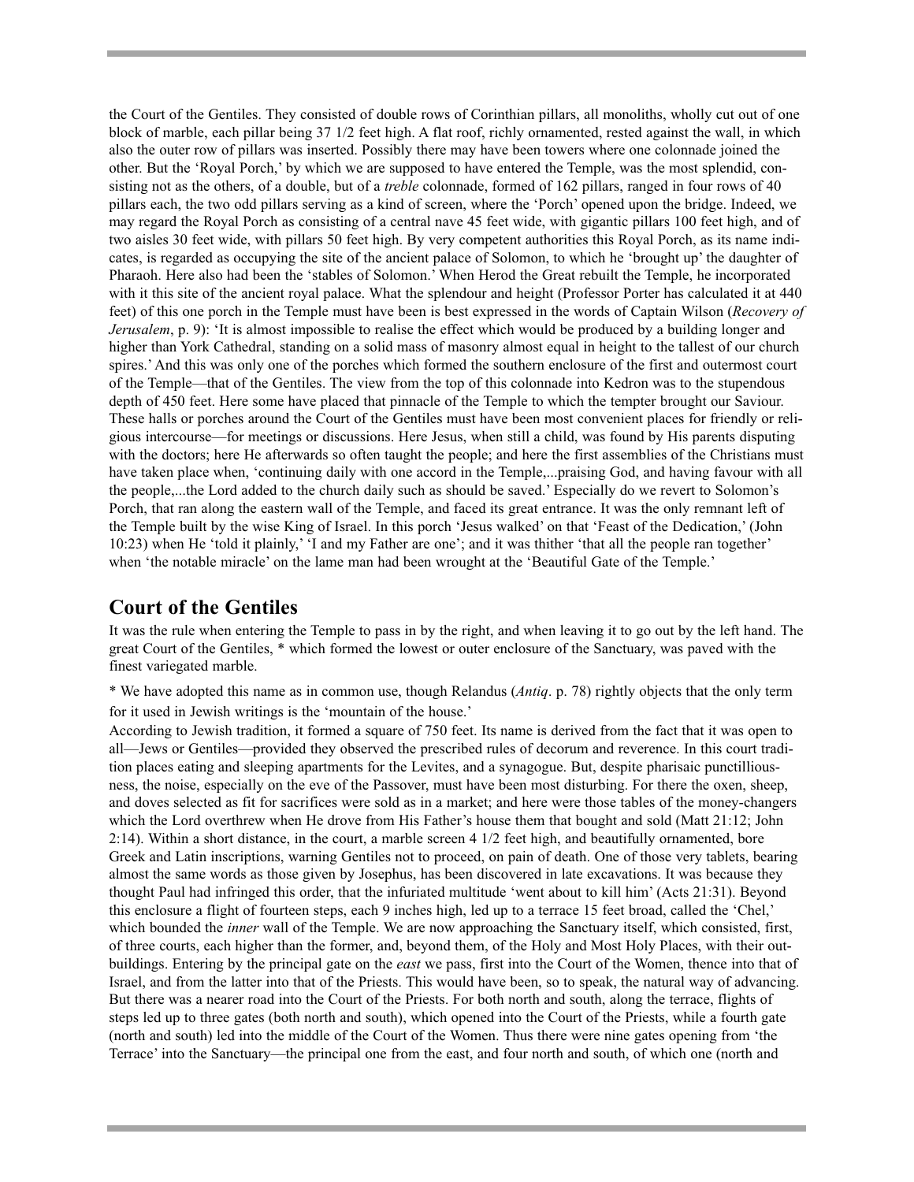the Court of the Gentiles. They consisted of double rows of Corinthian pillars, all monoliths, wholly cut out of one block of marble, each pillar being 37 1/2 feet high. A flat roof, richly ornamented, rested against the wall, in which also the outer row of pillars was inserted. Possibly there may have been towers where one colonnade joined the other. But the 'Royal Porch,' by which we are supposed to have entered the Temple, was the most splendid, consisting not as the others, of a double, but of a *treble* colonnade, formed of 162 pillars, ranged in four rows of 40 pillars each, the two odd pillars serving as a kind of screen, where the 'Porch' opened upon the bridge. Indeed, we may regard the Royal Porch as consisting of a central nave 45 feet wide, with gigantic pillars 100 feet high, and of two aisles 30 feet wide, with pillars 50 feet high. By very competent authorities this Royal Porch, as its name indicates, is regarded as occupying the site of the ancient palace of Solomon, to which he 'brought up' the daughter of Pharaoh. Here also had been the 'stables of Solomon.' When Herod the Great rebuilt the Temple, he incorporated with it this site of the ancient royal palace. What the splendour and height (Professor Porter has calculated it at 440 feet) of this one porch in the Temple must have been is best expressed in the words of Captain Wilson (*Recovery of Jerusalem*, p. 9): 'It is almost impossible to realise the effect which would be produced by a building longer and higher than York Cathedral, standing on a solid mass of masonry almost equal in height to the tallest of our church spires.' And this was only one of the porches which formed the southern enclosure of the first and outermost court of the Temple—that of the Gentiles. The view from the top of this colonnade into Kedron was to the stupendous depth of 450 feet. Here some have placed that pinnacle of the Temple to which the tempter brought our Saviour. These halls or porches around the Court of the Gentiles must have been most convenient places for friendly or religious intercourse—for meetings or discussions. Here Jesus, when still a child, was found by His parents disputing with the doctors; here He afterwards so often taught the people; and here the first assemblies of the Christians must have taken place when, 'continuing daily with one accord in the Temple,...praising God, and having favour with all the people,...the Lord added to the church daily such as should be saved.' Especially do we revert to Solomon's Porch, that ran along the eastern wall of the Temple, and faced its great entrance. It was the only remnant left of the Temple built by the wise King of Israel. In this porch 'Jesus walked' on that 'Feast of the Dedication,' (John 10:23) when He 'told it plainly,' 'I and my Father are one'; and it was thither 'that all the people ran together' when 'the notable miracle' on the lame man had been wrought at the 'Beautiful Gate of the Temple.'

## Court of the Gentiles

It was the rule when entering the Temple to pass in by the right, and when leaving it to go out by the left hand. The great Court of the Gentiles, * which formed the lowest or outer enclosure of the Sanctuary, was paved with the finest variegated marble.

* We have adopted this name as in common use, though Relandus (*Antiq*. p. 78) rightly objects that the only term for it used in Jewish writings is the 'mountain of the house.'

According to Jewish tradition, it formed a square of 750 feet. Its name is derived from the fact that it was open to all—Jews or Gentiles—provided they observed the prescribed rules of decorum and reverence. In this court tradition places eating and sleeping apartments for the Levites, and a synagogue. But, despite pharisaic punctilliousness, the noise, especially on the eve of the Passover, must have been most disturbing. For there the oxen, sheep, and doves selected as fit for sacrifices were sold as in a market; and here were those tables of the money-changers which the Lord overthrew when He drove from His Father's house them that bought and sold (Matt 21:12; John 2:14). Within a short distance, in the court, a marble screen 4 1/2 feet high, and beautifully ornamented, bore Greek and Latin inscriptions, warning Gentiles not to proceed, on pain of death. One of those very tablets, bearing almost the same words as those given by Josephus, has been discovered in late excavations. It was because they thought Paul had infringed this order, that the infuriated multitude 'went about to kill him' (Acts 21:31). Beyond this enclosure a flight of fourteen steps, each 9 inches high, led up to a terrace 15 feet broad, called the 'Chel,' which bounded the *inner* wall of the Temple. We are now approaching the Sanctuary itself, which consisted, first, of three courts, each higher than the former, and, beyond them, of the Holy and Most Holy Places, with their outbuildings. Entering by the principal gate on the *east* we pass, first into the Court of the Women, thence into that of Israel, and from the latter into that of the Priests. This would have been, so to speak, the natural way of advancing. But there was a nearer road into the Court of the Priests. For both north and south, along the terrace, flights of steps led up to three gates (both north and south), which opened into the Court of the Priests, while a fourth gate (north and south) led into the middle of the Court of the Women. Thus there were nine gates opening from 'the Terrace' into the Sanctuary—the principal one from the east, and four north and south, of which one (north and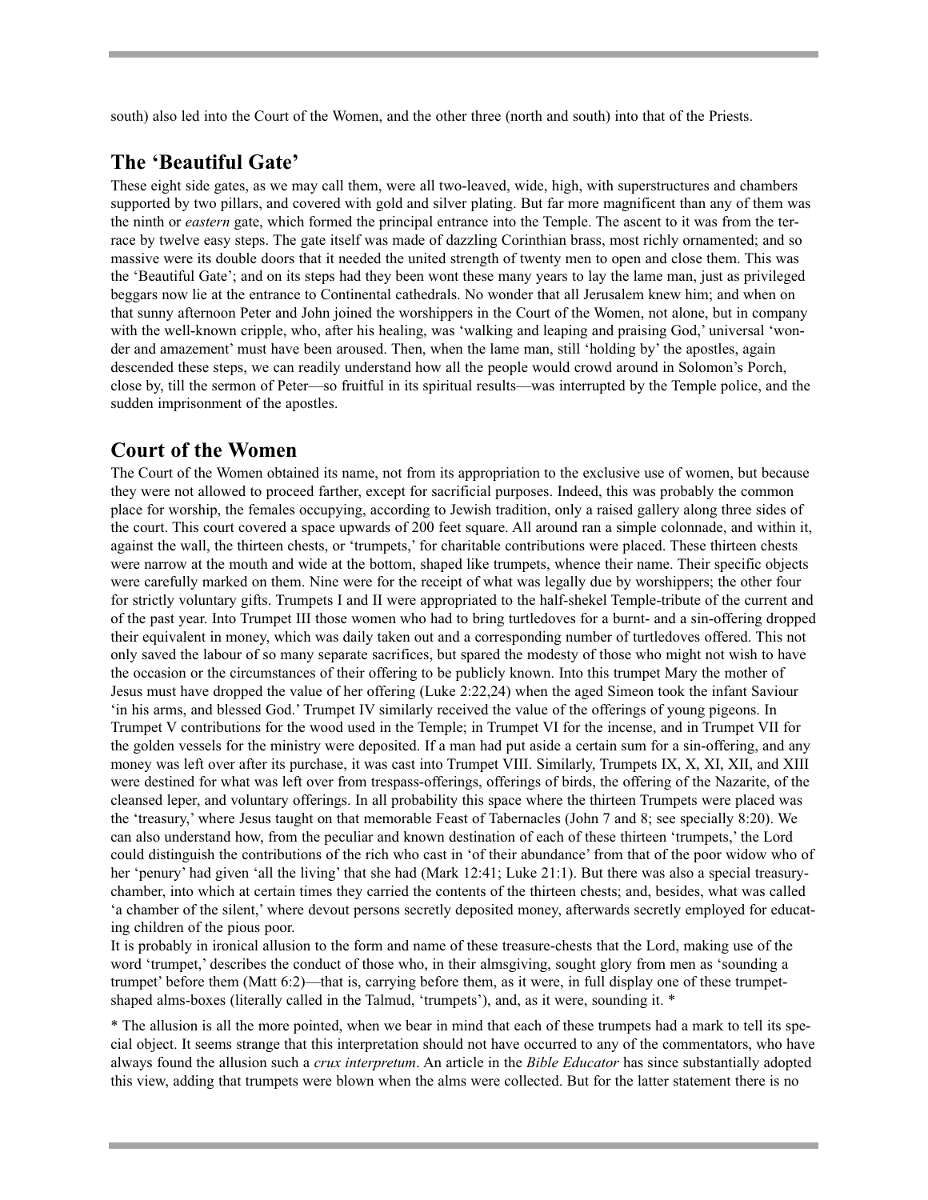south) also led into the Court of the Women, and the other three (north and south) into that of the Priests.

## The 'Beautiful Gate'

These eight side gates, as we may call them, were all two-leaved, wide, high, with superstructures and chambers supported by two pillars, and covered with gold and silver plating. But far more magnificent than any of them was the ninth or *eastern* gate, which formed the principal entrance into the Temple. The ascent to it was from the terrace by twelve easy steps. The gate itself was made of dazzling Corinthian brass, most richly ornamented; and so massive were its double doors that it needed the united strength of twenty men to open and close them. This was the 'Beautiful Gate'; and on its steps had they been wont these many years to lay the lame man, just as privileged beggars now lie at the entrance to Continental cathedrals. No wonder that all Jerusalem knew him; and when on that sunny afternoon Peter and John joined the worshippers in the Court of the Women, not alone, but in company with the well-known cripple, who, after his healing, was 'walking and leaping and praising God,' universal 'wonder and amazement' must have been aroused. Then, when the lame man, still 'holding by' the apostles, again descended these steps, we can readily understand how all the people would crowd around in Solomon's Porch, close by, till the sermon of Peter—so fruitful in its spiritual results—was interrupted by the Temple police, and the sudden imprisonment of the apostles.

## Court of the Women

The Court of the Women obtained its name, not from its appropriation to the exclusive use of women, but because they were not allowed to proceed farther, except for sacrificial purposes. Indeed, this was probably the common place for worship, the females occupying, according to Jewish tradition, only a raised gallery along three sides of the court. This court covered a space upwards of 200 feet square. All around ran a simple colonnade, and within it, against the wall, the thirteen chests, or 'trumpets,' for charitable contributions were placed. These thirteen chests were narrow at the mouth and wide at the bottom, shaped like trumpets, whence their name. Their specific objects were carefully marked on them. Nine were for the receipt of what was legally due by worshippers; the other four for strictly voluntary gifts. Trumpets I and II were appropriated to the half-shekel Temple-tribute of the current and of the past year. Into Trumpet III those women who had to bring turtledoves for a burnt- and a sin-offering dropped their equivalent in money, which was daily taken out and a corresponding number of turtledoves offered. This not only saved the labour of so many separate sacrifices, but spared the modesty of those who might not wish to have the occasion or the circumstances of their offering to be publicly known. Into this trumpet Mary the mother of Jesus must have dropped the value of her offering (Luke 2:22,24) when the aged Simeon took the infant Saviour 'in his arms, and blessed God.' Trumpet IV similarly received the value of the offerings of young pigeons. In Trumpet V contributions for the wood used in the Temple; in Trumpet VI for the incense, and in Trumpet VII for the golden vessels for the ministry were deposited. If a man had put aside a certain sum for a sin-offering, and any money was left over after its purchase, it was cast into Trumpet VIII. Similarly, Trumpets IX, X, XI, XII, and XIII were destined for what was left over from trespass-offerings, offerings of birds, the offering of the Nazarite, of the cleansed leper, and voluntary offerings. In all probability this space where the thirteen Trumpets were placed was the 'treasury,' where Jesus taught on that memorable Feast of Tabernacles (John 7 and 8; see specially 8:20). We can also understand how, from the peculiar and known destination of each of these thirteen 'trumpets,' the Lord could distinguish the contributions of the rich who cast in 'of their abundance' from that of the poor widow who of her 'penury' had given 'all the living' that she had (Mark 12:41; Luke 21:1). But there was also a special treasury-chamber, into which at certain times they carried the contents of the thirteen chests; and, besides, what was called 'a chamber of the silent,' where devout persons secretly deposited money, afterwards secretly employed for educating children of the pious poor.

It is probably in ironical allusion to the form and name of these treasure-chests that the Lord, making use of the word 'trumpet,' describes the conduct of those who, in their almsgiving, sought glory from men as 'sounding a trumpet' before them (Matt 6:2)—that is, carrying before them, as it were, in full display one of these trumpet-shaped alms-boxes (literally called in the Talmud, 'trumpets'), and, as it were, sounding it. *

* The allusion is all the more pointed, when we bear in mind that each of these trumpets had a mark to tell its special object. It seems strange that this interpretation should not have occurred to any of the commentators, who have always found the allusion such a *crux interpretum*. An article in the *Bible Educator* has since substantially adopted this view, adding that trumpets were blown when the alms were collected. But for the latter statement there is no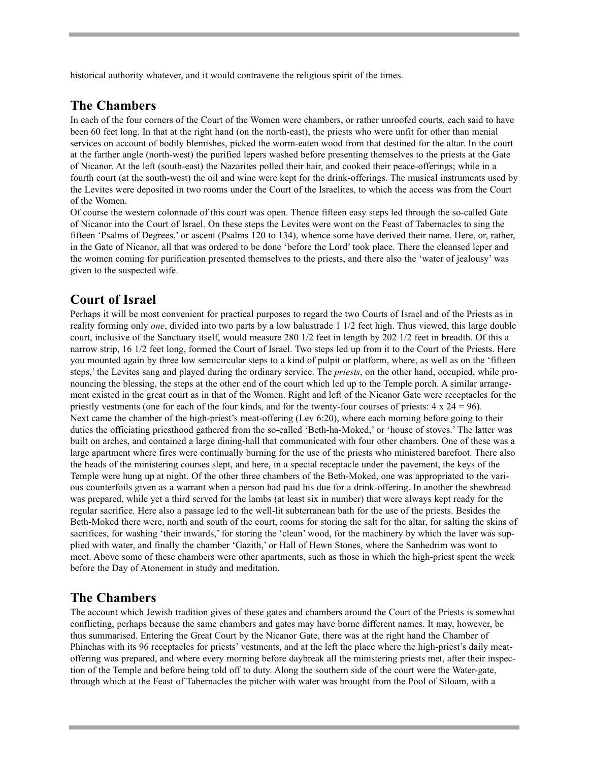historical authority whatever, and it would contravene the religious spirit of the times.

## The Chambers

In each of the four corners of the Court of the Women were chambers, or rather unroofed courts, each said to have been 60 feet long. In that at the right hand (on the north-east), the priests who were unfit for other than menial services on account of bodily blemishes, picked the worm-eaten wood from that destined for the altar. In the court at the farther angle (north-west) the purified lepers washed before presenting themselves to the priests at the Gate of Nicanor. At the left (south-east) the Nazarites polled their hair, and cooked their peace-offerings; while in a fourth court (at the south-west) the oil and wine were kept for the drink-offerings. The musical instruments used by the Levites were deposited in two rooms under the Court of the Israelites, to which the access was from the Court of the Women.

Of course the western colonnade of this court was open. Thence fifteen easy steps led through the so-called Gate of Nicanor into the Court of Israel. On these steps the Levites were wont on the Feast of Tabernacles to sing the fifteen 'Psalms of Degrees,' or ascent (Psalms 120 to 134), whence some have derived their name. Here, or, rather, in the Gate of Nicanor, all that was ordered to be done 'before the Lord' took place. There the cleansed leper and the women coming for purification presented themselves to the priests, and there also the 'water of jealousy' was given to the suspected wife.

## Court of Israel

Perhaps it will be most convenient for practical purposes to regard the two Courts of Israel and of the Priests as in reality forming only *one*, divided into two parts by a low balustrade 1 1/2 feet high. Thus viewed, this large double court, inclusive of the Sanctuary itself, would measure 280 1/2 feet in length by 202 1/2 feet in breadth. Of this a narrow strip, 16 1/2 feet long, formed the Court of Israel. Two steps led up from it to the Court of the Priests. Here you mounted again by three low semicircular steps to a kind of pulpit or platform, where, as well as on the 'fifteen steps,' the Levites sang and played during the ordinary service. The *priests*, on the other hand, occupied, while pronouncing the blessing, the steps at the other end of the court which led up to the Temple porch. A similar arrangement existed in the great court as in that of the Women. Right and left of the Nicanor Gate were receptacles for the priestly vestments (one for each of the four kinds, and for the twenty-four courses of priests: 4 x 24 = 96).

Next came the chamber of the high-priest's meat-offering (Lev 6:20), where each morning before going to their duties the officiating priesthood gathered from the so-called 'Beth-ha-Moked,' or 'house of stoves.' The latter was built on arches, and contained a large dining-hall that communicated with four other chambers. One of these was a large apartment where fires were continually burning for the use of the priests who ministered barefoot. There also the heads of the ministering courses slept, and here, in a special receptacle under the pavement, the keys of the Temple were hung up at night. Of the other three chambers of the Beth-Moked, one was appropriated to the various counterfoils given as a warrant when a person had paid his due for a drink-offering. In another the shewbread was prepared, while yet a third served for the lambs (at least six in number) that were always kept ready for the regular sacrifice. Here also a passage led to the well-lit subterranean bath for the use of the priests. Besides the Beth-Moked there were, north and south of the court, rooms for storing the salt for the altar, for salting the skins of sacrifices, for washing 'their inwards,' for storing the 'clean' wood, for the machinery by which the laver was supplied with water, and finally the chamber 'Gazith,' or Hall of Hewn Stones, where the Sanhedrim was wont to meet. Above some of these chambers were other apartments, such as those in which the high-priest spent the week before the Day of Atonement in study and meditation.

## The Chambers

The account which Jewish tradition gives of these gates and chambers around the Court of the Priests is somewhat conflicting, perhaps because the same chambers and gates may have borne different names. It may, however, be thus summarised. Entering the Great Court by the Nicanor Gate, there was at the right hand the Chamber of Phinehas with its 96 receptacles for priests' vestments, and at the left the place where the high-priest's daily meat-offering was prepared, and where every morning before daybreak all the ministering priests met, after their inspection of the Temple and before being told off to duty. Along the southern side of the court were the Water-gate, through which at the Feast of Tabernacles the pitcher with water was brought from the Pool of Siloam, with a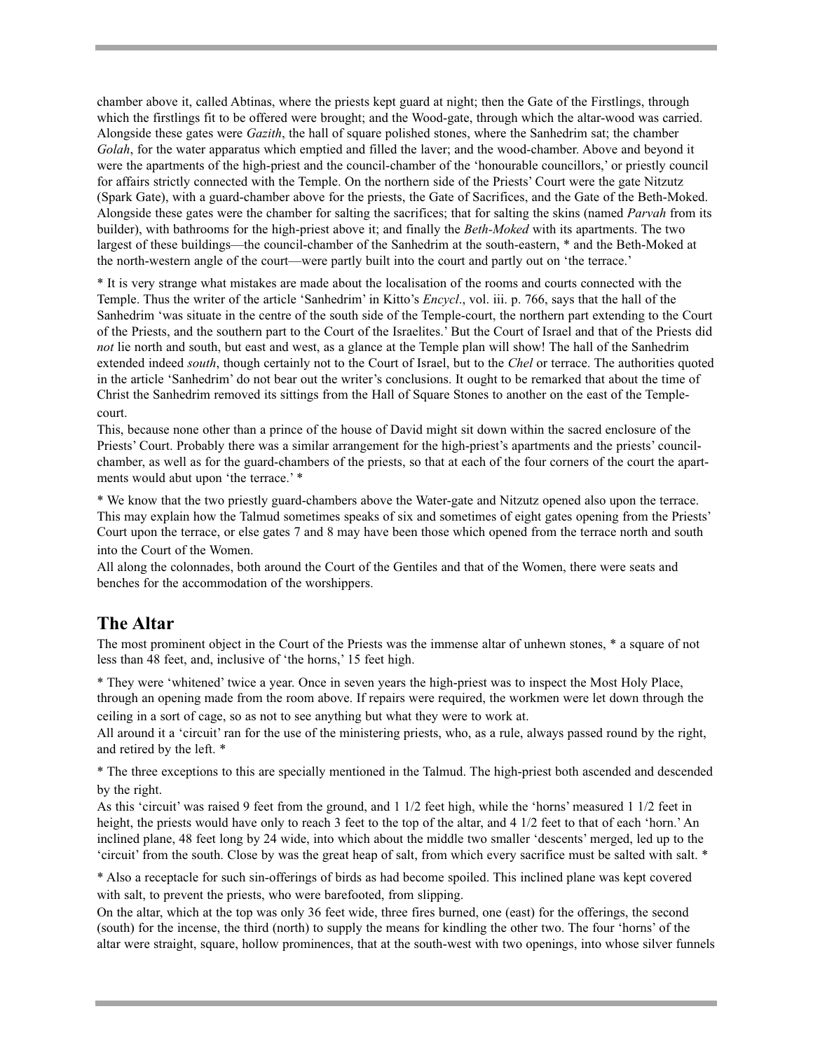chamber above it, called Abtinas, where the priests kept guard at night; then the Gate of the Firstlings, through which the firstlings fit to be offered were brought; and the Wood-gate, through which the altar-wood was carried. Alongside these gates were *Gazith*, the hall of square polished stones, where the Sanhedrim sat; the chamber *Golah*, for the water apparatus which emptied and filled the laver; and the wood-chamber. Above and beyond it were the apartments of the high-priest and the council-chamber of the 'honourable councillors,' or priestly council for affairs strictly connected with the Temple. On the northern side of the Priests' Court were the gate Nitzutz (Spark Gate), with a guard-chamber above for the priests, the Gate of Sacrifices, and the Gate of the Beth-Moked. Alongside these gates were the chamber for salting the sacrifices; that for salting the skins (named *Parvah* from its builder), with bathrooms for the high-priest above it; and finally the *Beth-Moked* with its apartments. The two largest of these buildings—the council-chamber of the Sanhedrim at the south-eastern, * and the Beth-Moked at the north-western angle of the court—were partly built into the court and partly out on 'the terrace.'

* It is very strange what mistakes are made about the localisation of the rooms and courts connected with the Temple. Thus the writer of the article 'Sanhedrim' in Kitto's *Encycl*., vol. iii. p. 766, says that the hall of the Sanhedrim 'was situate in the centre of the south side of the Temple-court, the northern part extending to the Court of the Priests, and the southern part to the Court of the Israelites.' But the Court of Israel and that of the Priests did *not* lie north and south, but east and west, as a glance at the Temple plan will show! The hall of the Sanhedrim extended indeed *south*, though certainly not to the Court of Israel, but to the *Chel* or terrace. The authorities quoted in the article 'Sanhedrim' do not bear out the writer's conclusions. It ought to be remarked that about the time of Christ the Sanhedrim removed its sittings from the Hall of Square Stones to another on the east of the Temple-court.

This, because none other than a prince of the house of David might sit down within the sacred enclosure of the Priests' Court. Probably there was a similar arrangement for the high-priest's apartments and the priests' council-chamber, as well as for the guard-chambers of the priests, so that at each of the four corners of the court the apartments would abut upon 'the terrace.' *

* We know that the two priestly guard-chambers above the Water-gate and Nitzutz opened also upon the terrace. This may explain how the Talmud sometimes speaks of six and sometimes of eight gates opening from the Priests' Court upon the terrace, or else gates 7 and 8 may have been those which opened from the terrace north and south into the Court of the Women.

All along the colonnades, both around the Court of the Gentiles and that of the Women, there were seats and benches for the accommodation of the worshippers.

## The Altar

The most prominent object in the Court of the Priests was the immense altar of unhewn stones, * a square of not less than 48 feet, and, inclusive of 'the horns,' 15 feet high.

* They were 'whitened' twice a year. Once in seven years the high-priest was to inspect the Most Holy Place, through an opening made from the room above. If repairs were required, the workmen were let down through the ceiling in a sort of cage, so as not to see anything but what they were to work at.

All around it a 'circuit' ran for the use of the ministering priests, who, as a rule, always passed round by the right, and retired by the left. *

* The three exceptions to this are specially mentioned in the Talmud. The high-priest both ascended and descended by the right.

As this 'circuit' was raised 9 feet from the ground, and 1 1/2 feet high, while the 'horns' measured 1 1/2 feet in height, the priests would have only to reach 3 feet to the top of the altar, and 4 1/2 feet to that of each 'horn.' An inclined plane, 48 feet long by 24 wide, into which about the middle two smaller 'descents' merged, led up to the 'circuit' from the south. Close by was the great heap of salt, from which every sacrifice must be salted with salt. *

* Also a receptacle for such sin-offerings of birds as had become spoiled. This inclined plane was kept covered with salt, to prevent the priests, who were barefooted, from slipping.

On the altar, which at the top was only 36 feet wide, three fires burned, one (east) for the offerings, the second (south) for the incense, the third (north) to supply the means for kindling the other two. The four 'horns' of the altar were straight, square, hollow prominences, that at the south-west with two openings, into whose silver funnels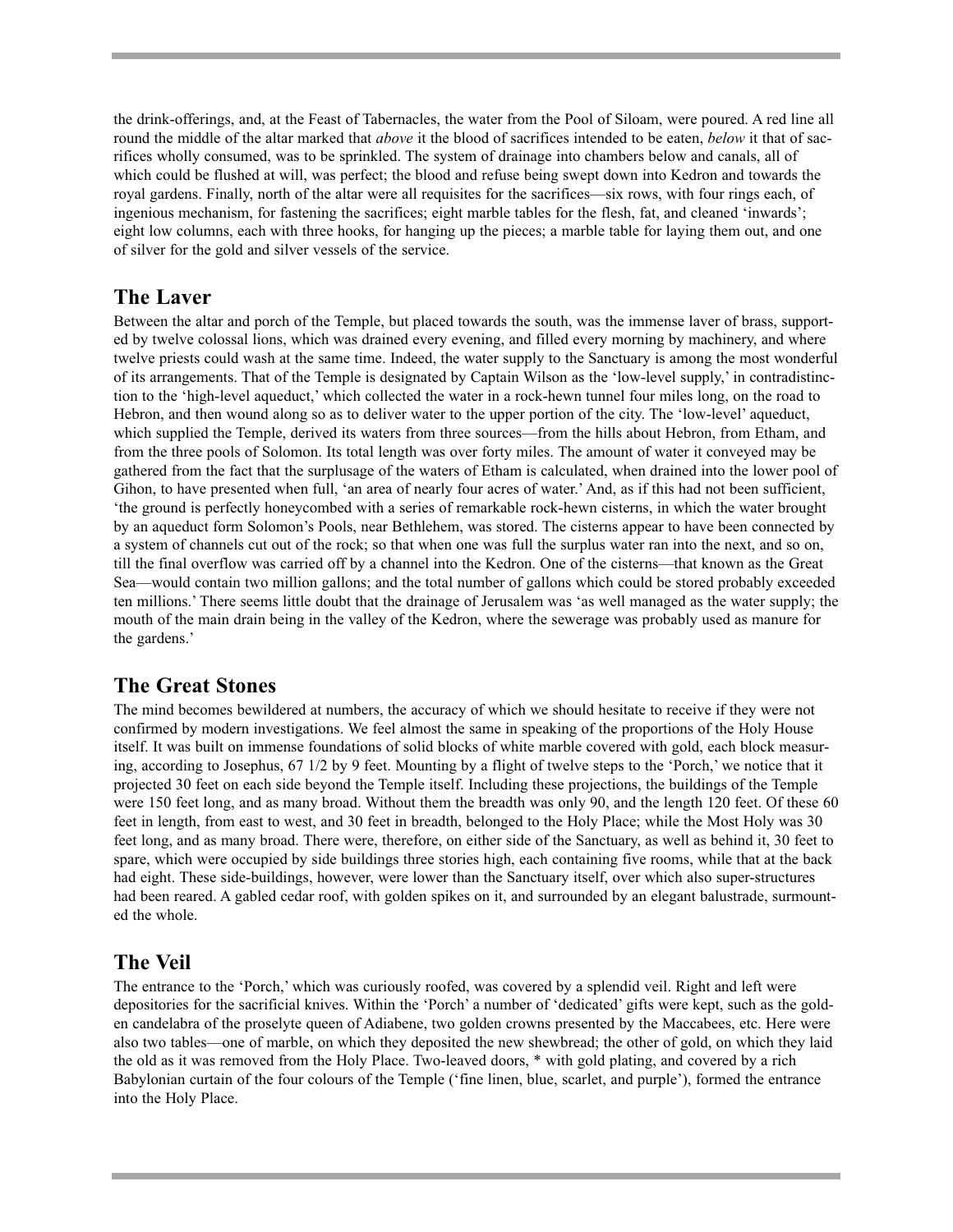the drink-offerings, and, at the Feast of Tabernacles, the water from the Pool of Siloam, were poured. A red line all round the middle of the altar marked that *above* it the blood of sacrifices intended to be eaten, *below* it that of sacrifices wholly consumed, was to be sprinkled. The system of drainage into chambers below and canals, all of which could be flushed at will, was perfect; the blood and refuse being swept down into Kedron and towards the royal gardens. Finally, north of the altar were all requisites for the sacrifices—six rows, with four rings each, of ingenious mechanism, for fastening the sacrifices; eight marble tables for the flesh, fat, and cleaned 'inwards'; eight low columns, each with three hooks, for hanging up the pieces; a marble table for laying them out, and one of silver for the gold and silver vessels of the service.

## The Laver

Between the altar and porch of the Temple, but placed towards the south, was the immense laver of brass, supported by twelve colossal lions, which was drained every evening, and filled every morning by machinery, and where twelve priests could wash at the same time. Indeed, the water supply to the Sanctuary is among the most wonderful of its arrangements. That of the Temple is designated by Captain Wilson as the 'low-level supply,' in contradistinction to the 'high-level aqueduct,' which collected the water in a rock-hewn tunnel four miles long, on the road to Hebron, and then wound along so as to deliver water to the upper portion of the city. The 'low-level' aqueduct, which supplied the Temple, derived its waters from three sources—from the hills about Hebron, from Etham, and from the three pools of Solomon. Its total length was over forty miles. The amount of water it conveyed may be gathered from the fact that the surplusage of the waters of Etham is calculated, when drained into the lower pool of Gihon, to have presented when full, 'an area of nearly four acres of water.' And, as if this had not been sufficient, 'the ground is perfectly honeycombed with a series of remarkable rock-hewn cisterns, in which the water brought by an aqueduct form Solomon's Pools, near Bethlehem, was stored. The cisterns appear to have been connected by a system of channels cut out of the rock; so that when one was full the surplus water ran into the next, and so on, till the final overflow was carried off by a channel into the Kedron. One of the cisterns—that known as the Great Sea—would contain two million gallons; and the total number of gallons which could be stored probably exceeded ten millions.' There seems little doubt that the drainage of Jerusalem was 'as well managed as the water supply; the mouth of the main drain being in the valley of the Kedron, where the sewerage was probably used as manure for the gardens.'

## The Great Stones

The mind becomes bewildered at numbers, the accuracy of which we should hesitate to receive if they were not confirmed by modern investigations. We feel almost the same in speaking of the proportions of the Holy House itself. It was built on immense foundations of solid blocks of white marble covered with gold, each block measuring, according to Josephus, 67 1/2 by 9 feet. Mounting by a flight of twelve steps to the 'Porch,' we notice that it projected 30 feet on each side beyond the Temple itself. Including these projections, the buildings of the Temple were 150 feet long, and as many broad. Without them the breadth was only 90, and the length 120 feet. Of these 60 feet in length, from east to west, and 30 feet in breadth, belonged to the Holy Place; while the Most Holy was 30 feet long, and as many broad. There were, therefore, on either side of the Sanctuary, as well as behind it, 30 feet to spare, which were occupied by side buildings three stories high, each containing five rooms, while that at the back had eight. These side-buildings, however, were lower than the Sanctuary itself, over which also super-structures had been reared. A gabled cedar roof, with golden spikes on it, and surrounded by an elegant balustrade, surmounted the whole.

## The Veil

The entrance to the 'Porch,' which was curiously roofed, was covered by a splendid veil. Right and left were depositories for the sacrificial knives. Within the 'Porch' a number of 'dedicated' gifts were kept, such as the golden candelabra of the proselyte queen of Adiabene, two golden crowns presented by the Maccabees, etc. Here were also two tables—one of marble, on which they deposited the new shewbread; the other of gold, on which they laid the old as it was removed from the Holy Place. Two-leaved doors, * with gold plating, and covered by a rich Babylonian curtain of the four colours of the Temple ('fine linen, blue, scarlet, and purple'), formed the entrance into the Holy Place.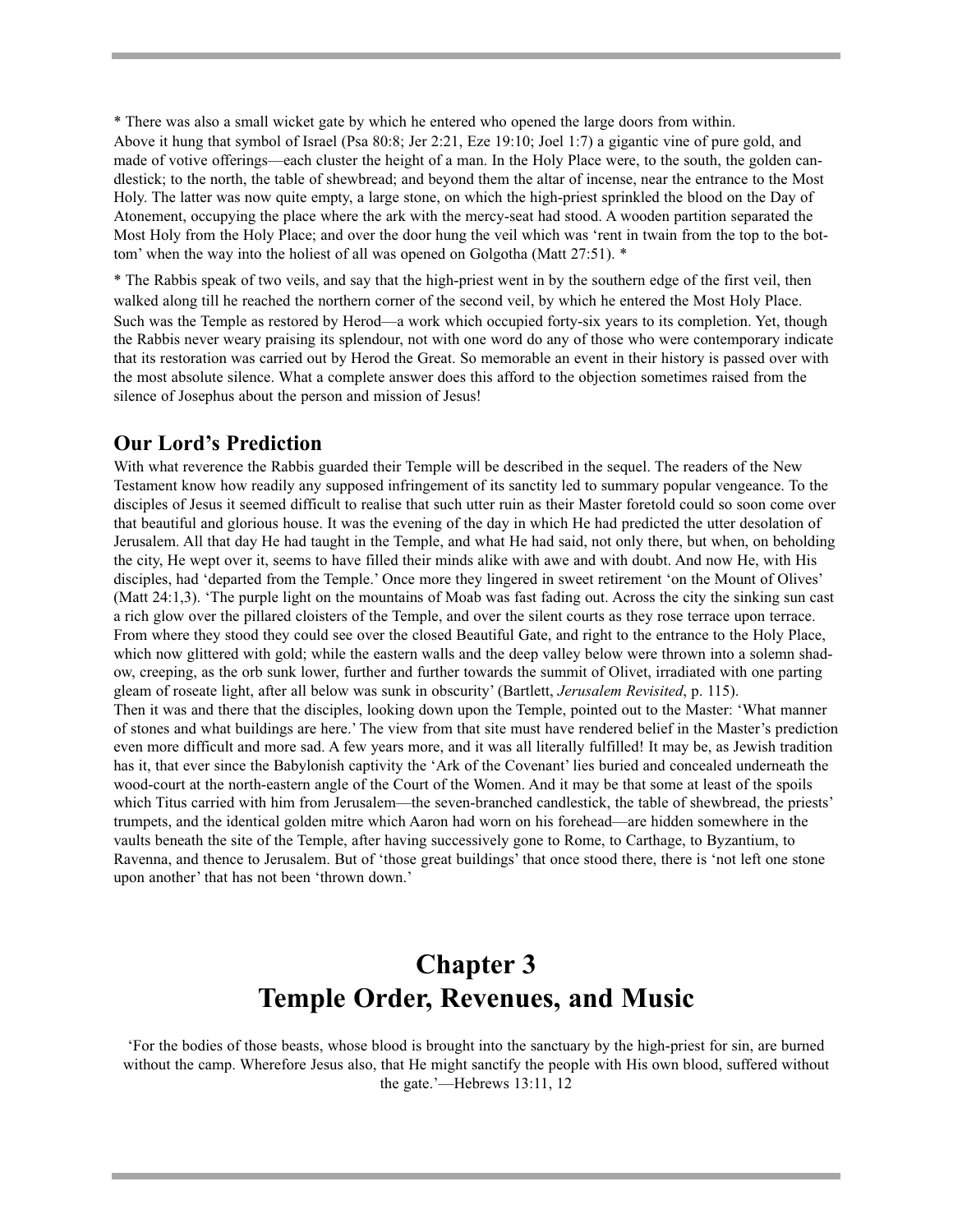* There was also a small wicket gate by which he entered who opened the large doors from within.

Above it hung that symbol of Israel (Psa 80:8; Jer 2:21, Eze 19:10; Joel 1:7) a gigantic vine of pure gold, and made of votive offerings—each cluster the height of a man. In the Holy Place were, to the south, the golden candlestick; to the north, the table of shewbread; and beyond them the altar of incense, near the entrance to the Most Holy. The latter was now quite empty, a large stone, on which the high-priest sprinkled the blood on the Day of Atonement, occupying the place where the ark with the mercy-seat had stood. A wooden partition separated the Most Holy from the Holy Place; and over the door hung the veil which was 'rent in twain from the top to the bottom' when the way into the holiest of all was opened on Golgotha (Matt 27:51). *

* The Rabbis speak of two veils, and say that the high-priest went in by the southern edge of the first veil, then walked along till he reached the northern corner of the second veil, by which he entered the Most Holy Place.

Such was the Temple as restored by Herod—a work which occupied forty-six years to its completion. Yet, though the Rabbis never weary praising its splendour, not with one word do any of those who were contemporary indicate that its restoration was carried out by Herod the Great. So memorable an event in their history is passed over with the most absolute silence. What a complete answer does this afford to the objection sometimes raised from the silence of Josephus about the person and mission of Jesus!

## Our Lord's Prediction

With what reverence the Rabbis guarded their Temple will be described in the sequel. The readers of the New Testament know how readily any supposed infringement of its sanctity led to summary popular vengeance. To the disciples of Jesus it seemed difficult to realise that such utter ruin as their Master foretold could so soon come over that beautiful and glorious house. It was the evening of the day in which He had predicted the utter desolation of Jerusalem. All that day He had taught in the Temple, and what He had said, not only there, but when, on beholding the city, He wept over it, seems to have filled their minds alike with awe and with doubt. And now He, with His disciples, had 'departed from the Temple.' Once more they lingered in sweet retirement 'on the Mount of Olives' (Matt 24:1,3). 'The purple light on the mountains of Moab was fast fading out. Across the city the sinking sun cast a rich glow over the pillared cloisters of the Temple, and over the silent courts as they rose terrace upon terrace. From where they stood they could see over the closed Beautiful Gate, and right to the entrance to the Holy Place, which now glittered with gold; while the eastern walls and the deep valley below were thrown into a solemn shadow, creeping, as the orb sunk lower, further and further towards the summit of Olivet, irradiated with one parting gleam of roseate light, after all below was sunk in obscurity' (Bartlett, *Jerusalem Revisited*, p. 115).

Then it was and there that the disciples, looking down upon the Temple, pointed out to the Master: 'What manner of stones and what buildings are here.' The view from that site must have rendered belief in the Master's prediction even more difficult and more sad. A few years more, and it was all literally fulfilled! It may be, as Jewish tradition has it, that ever since the Babylonish captivity the 'Ark of the Covenant' lies buried and concealed underneath the wood-court at the north-eastern angle of the Court of the Women. And it may be that some at least of the spoils which Titus carried with him from Jerusalem—the seven-branched candlestick, the table of shewbread, the priests' trumpets, and the identical golden mitre which Aaron had worn on his forehead—are hidden somewhere in the vaults beneath the site of the Temple, after having successively gone to Rome, to Carthage, to Byzantium, to Ravenna, and thence to Jerusalem. But of 'those great buildings' that once stood there, there is 'not left one stone upon another' that has not been 'thrown down.'

# Chapter 3
# Temple Order, Revenues, and Music

'For the bodies of those beasts, whose blood is brought into the sanctuary by the high-priest for sin, are burned without the camp. Wherefore Jesus also, that He might sanctify the people with His own blood, suffered without the gate.'—Hebrews 13:11, 12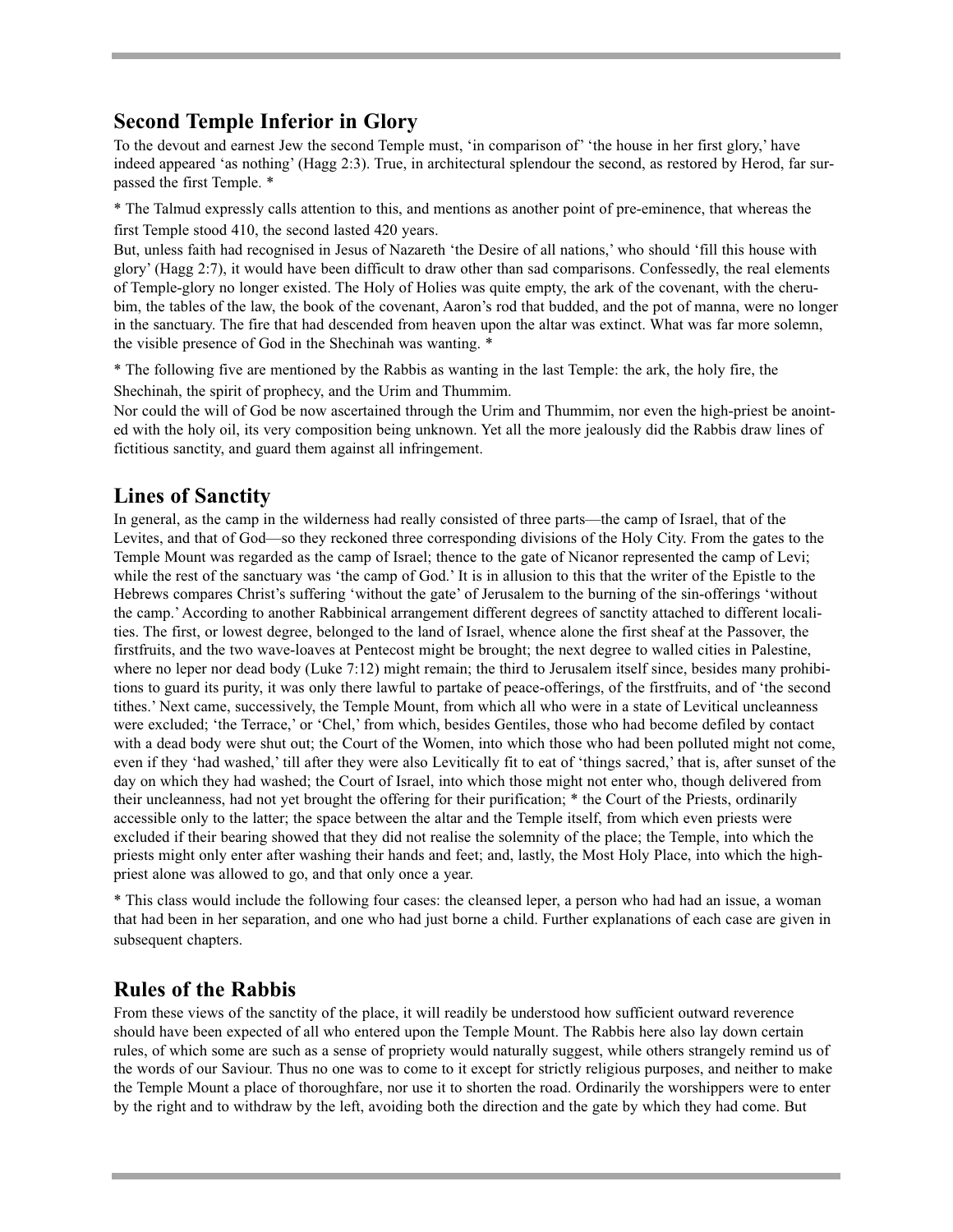## Second Temple Inferior in Glory

To the devout and earnest Jew the second Temple must, 'in comparison of' 'the house in her first glory,' have indeed appeared 'as nothing' (Hagg 2:3). True, in architectural splendour the second, as restored by Herod, far surpassed the first Temple. *

* The Talmud expressly calls attention to this, and mentions as another point of pre-eminence, that whereas the first Temple stood 410, the second lasted 420 years.

But, unless faith had recognised in Jesus of Nazareth 'the Desire of all nations,' who should 'fill this house with glory' (Hagg 2:7), it would have been difficult to draw other than sad comparisons. Confessedly, the real elements of Temple-glory no longer existed. The Holy of Holies was quite empty, the ark of the covenant, with the cherubim, the tables of the law, the book of the covenant, Aaron's rod that budded, and the pot of manna, were no longer in the sanctuary. The fire that had descended from heaven upon the altar was extinct. What was far more solemn, the visible presence of God in the Shechinah was wanting. *

* The following five are mentioned by the Rabbis as wanting in the last Temple: the ark, the holy fire, the Shechinah, the spirit of prophecy, and the Urim and Thummim.

Nor could the will of God be now ascertained through the Urim and Thummim, nor even the high-priest be anointed with the holy oil, its very composition being unknown. Yet all the more jealously did the Rabbis draw lines of fictitious sanctity, and guard them against all infringement.

## Lines of Sanctity

In general, as the camp in the wilderness had really consisted of three parts—the camp of Israel, that of the Levites, and that of God—so they reckoned three corresponding divisions of the Holy City. From the gates to the Temple Mount was regarded as the camp of Israel; thence to the gate of Nicanor represented the camp of Levi; while the rest of the sanctuary was 'the camp of God.' It is in allusion to this that the writer of the Epistle to the Hebrews compares Christ's suffering 'without the gate' of Jerusalem to the burning of the sin-offerings 'without the camp.' According to another Rabbinical arrangement different degrees of sanctity attached to different localities. The first, or lowest degree, belonged to the land of Israel, whence alone the first sheaf at the Passover, the firstfruits, and the two wave-loaves at Pentecost might be brought; the next degree to walled cities in Palestine, where no leper nor dead body (Luke 7:12) might remain; the third to Jerusalem itself since, besides many prohibitions to guard its purity, it was only there lawful to partake of peace-offerings, of the firstfruits, and of 'the second tithes.' Next came, successively, the Temple Mount, from which all who were in a state of Levitical uncleanness were excluded; 'the Terrace,' or 'Chel,' from which, besides Gentiles, those who had become defiled by contact with a dead body were shut out; the Court of the Women, into which those who had been polluted might not come, even if they 'had washed,' till after they were also Levitically fit to eat of 'things sacred,' that is, after sunset of the day on which they had washed; the Court of Israel, into which those might not enter who, though delivered from their uncleanness, had not yet brought the offering for their purification; * the Court of the Priests, ordinarily accessible only to the latter; the space between the altar and the Temple itself, from which even priests were excluded if their bearing showed that they did not realise the solemnity of the place; the Temple, into which the priests might only enter after washing their hands and feet; and, lastly, the Most Holy Place, into which the high-priest alone was allowed to go, and that only once a year.

* This class would include the following four cases: the cleansed leper, a person who had had an issue, a woman that had been in her separation, and one who had just borne a child. Further explanations of each case are given in subsequent chapters.

## Rules of the Rabbis

From these views of the sanctity of the place, it will readily be understood how sufficient outward reverence should have been expected of all who entered upon the Temple Mount. The Rabbis here also lay down certain rules, of which some are such as a sense of propriety would naturally suggest, while others strangely remind us of the words of our Saviour. Thus no one was to come to it except for strictly religious purposes, and neither to make the Temple Mount a place of thoroughfare, nor use it to shorten the road. Ordinarily the worshippers were to enter by the right and to withdraw by the left, avoiding both the direction and the gate by which they had come. But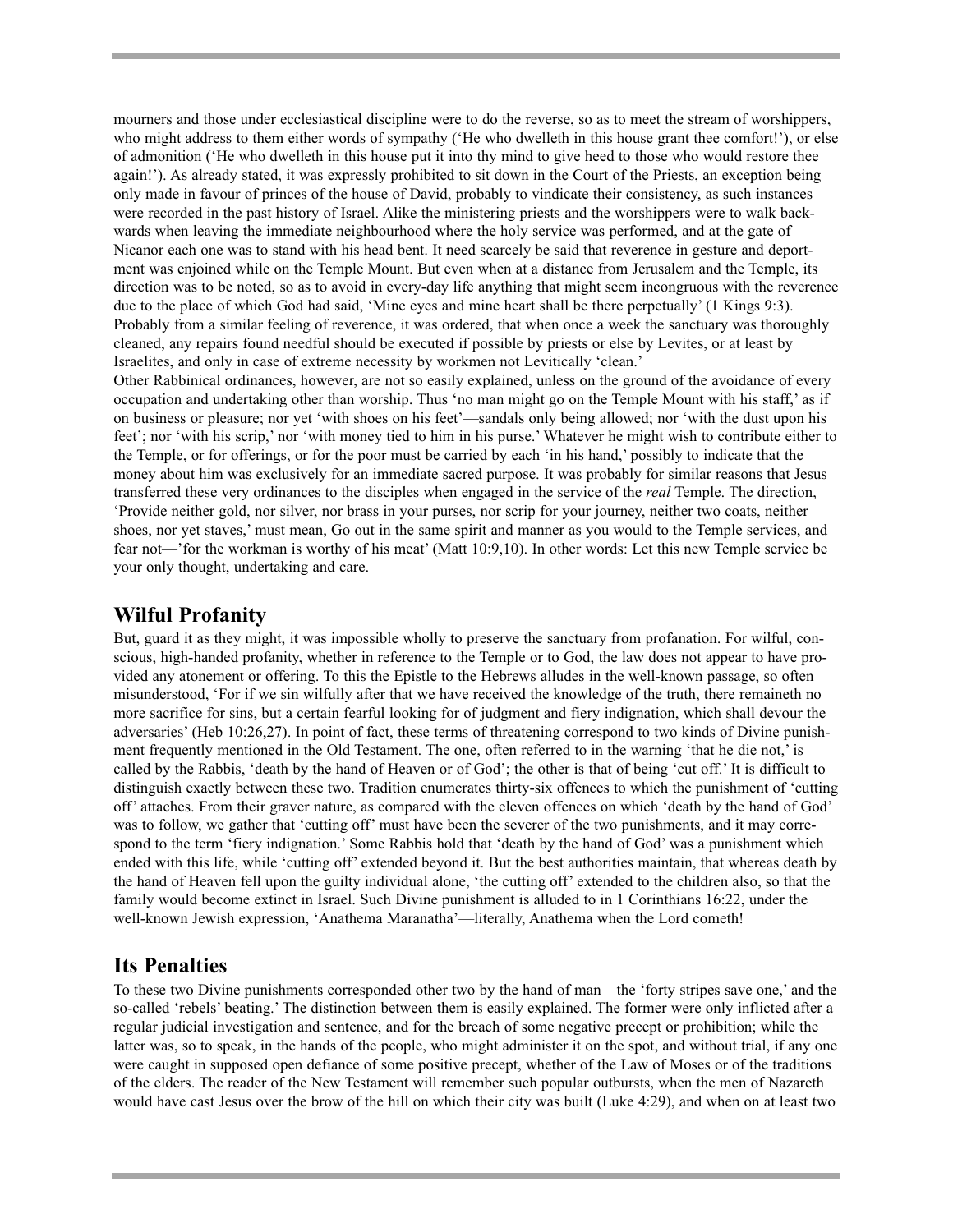mourners and those under ecclesiastical discipline were to do the reverse, so as to meet the stream of worshippers, who might address to them either words of sympathy ('He who dwelleth in this house grant thee comfort!'), or else of admonition ('He who dwelleth in this house put it into thy mind to give heed to those who would restore thee again!'). As already stated, it was expressly prohibited to sit down in the Court of the Priests, an exception being only made in favour of princes of the house of David, probably to vindicate their consistency, as such instances were recorded in the past history of Israel. Alike the ministering priests and the worshippers were to walk backwards when leaving the immediate neighbourhood where the holy service was performed, and at the gate of Nicanor each one was to stand with his head bent. It need scarcely be said that reverence in gesture and deportment was enjoined while on the Temple Mount. But even when at a distance from Jerusalem and the Temple, its direction was to be noted, so as to avoid in every-day life anything that might seem incongruous with the reverence due to the place of which God had said, 'Mine eyes and mine heart shall be there perpetually' (1 Kings 9:3). Probably from a similar feeling of reverence, it was ordered, that when once a week the sanctuary was thoroughly cleaned, any repairs found needful should be executed if possible by priests or else by Levites, or at least by Israelites, and only in case of extreme necessity by workmen not Levitically 'clean.'

Other Rabbinical ordinances, however, are not so easily explained, unless on the ground of the avoidance of every occupation and undertaking other than worship. Thus 'no man might go on the Temple Mount with his staff,' as if on business or pleasure; nor yet 'with shoes on his feet'—sandals only being allowed; nor 'with the dust upon his feet'; nor 'with his scrip,' nor 'with money tied to him in his purse.' Whatever he might wish to contribute either to the Temple, or for offerings, or for the poor must be carried by each 'in his hand,' possibly to indicate that the money about him was exclusively for an immediate sacred purpose. It was probably for similar reasons that Jesus transferred these very ordinances to the disciples when engaged in the service of the *real* Temple. The direction, 'Provide neither gold, nor silver, nor brass in your purses, nor scrip for your journey, neither two coats, neither shoes, nor yet staves,' must mean, Go out in the same spirit and manner as you would to the Temple services, and fear not—'for the workman is worthy of his meat' (Matt 10:9,10). In other words: Let this new Temple service be your only thought, undertaking and care.

## Wilful Profanity

But, guard it as they might, it was impossible wholly to preserve the sanctuary from profanation. For wilful, conscious, high-handed profanity, whether in reference to the Temple or to God, the law does not appear to have provided any atonement or offering. To this the Epistle to the Hebrews alludes in the well-known passage, so often misunderstood, 'For if we sin wilfully after that we have received the knowledge of the truth, there remaineth no more sacrifice for sins, but a certain fearful looking for of judgment and fiery indignation, which shall devour the adversaries' (Heb 10:26,27). In point of fact, these terms of threatening correspond to two kinds of Divine punishment frequently mentioned in the Old Testament. The one, often referred to in the warning 'that he die not,' is called by the Rabbis, 'death by the hand of Heaven or of God'; the other is that of being 'cut off.' It is difficult to distinguish exactly between these two. Tradition enumerates thirty-six offences to which the punishment of 'cutting off' attaches. From their graver nature, as compared with the eleven offences on which 'death by the hand of God' was to follow, we gather that 'cutting off' must have been the severer of the two punishments, and it may correspond to the term 'fiery indignation.' Some Rabbis hold that 'death by the hand of God' was a punishment which ended with this life, while 'cutting off' extended beyond it. But the best authorities maintain, that whereas death by the hand of Heaven fell upon the guilty individual alone, 'the cutting off' extended to the children also, so that the family would become extinct in Israel. Such Divine punishment is alluded to in 1 Corinthians 16:22, under the well-known Jewish expression, 'Anathema Maranatha'—literally, Anathema when the Lord cometh!

## Its Penalties

To these two Divine punishments corresponded other two by the hand of man—the 'forty stripes save one,' and the so-called 'rebels' beating.' The distinction between them is easily explained. The former were only inflicted after a regular judicial investigation and sentence, and for the breach of some negative precept or prohibition; while the latter was, so to speak, in the hands of the people, who might administer it on the spot, and without trial, if any one were caught in supposed open defiance of some positive precept, whether of the Law of Moses or of the traditions of the elders. The reader of the New Testament will remember such popular outbursts, when the men of Nazareth would have cast Jesus over the brow of the hill on which their city was built (Luke 4:29), and when on at least two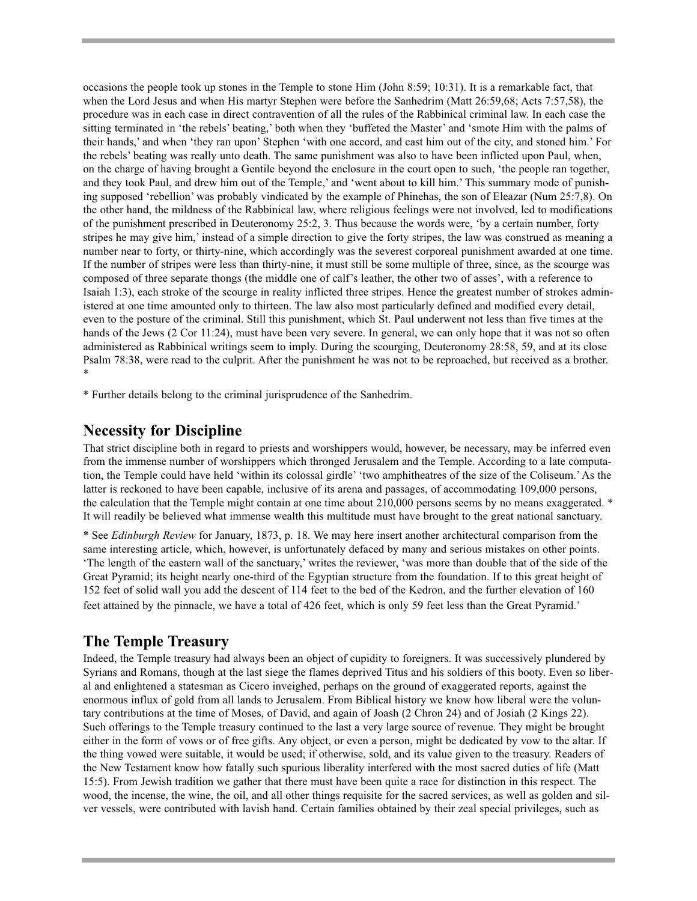occasions the people took up stones in the Temple to stone Him (John 8:59; 10:31). It is a remarkable fact, that when the Lord Jesus and when His martyr Stephen were before the Sanhedrim (Matt 26:59,68; Acts 7:57,58), the procedure was in each case in direct contravention of all the rules of the Rabbinical criminal law. In each case the sitting terminated in 'the rebels' beating,' both when they 'buffeted the Master' and 'smote Him with the palms of their hands,' and when 'they ran upon' Stephen 'with one accord, and cast him out of the city, and stoned him.' For the rebels' beating was really unto death. The same punishment was also to have been inflicted upon Paul, when, on the charge of having brought a Gentile beyond the enclosure in the court open to such, 'the people ran together, and they took Paul, and drew him out of the Temple,' and 'went about to kill him.' This summary mode of punishing supposed 'rebellion' was probably vindicated by the example of Phinehas, the son of Eleazar (Num 25:7,8). On the other hand, the mildness of the Rabbinical law, where religious feelings were not involved, led to modifications of the punishment prescribed in Deuteronomy 25:2, 3. Thus because the words were, 'by a certain number, forty stripes he may give him,' instead of a simple direction to give the forty stripes, the law was construed as meaning a number near to forty, or thirty-nine, which accordingly was the severest corporeal punishment awarded at one time. If the number of stripes were less than thirty-nine, it must still be some multiple of three, since, as the scourge was composed of three separate thongs (the middle one of calf's leather, the other two of asses', with a reference to Isaiah 1:3), each stroke of the scourge in reality inflicted three stripes. Hence the greatest number of strokes administered at one time amounted only to thirteen. The law also most particularly defined and modified every detail, even to the posture of the criminal. Still this punishment, which St. Paul underwent not less than five times at the hands of the Jews (2 Cor 11:24), must have been very severe. In general, we can only hope that it was not so often administered as Rabbinical writings seem to imply. During the scourging, Deuteronomy 28:58, 59, and at its close Psalm 78:38, were read to the culprit. After the punishment he was not to be reproached, but received as a brother. *

* Further details belong to the criminal jurisprudence of the Sanhedrim.

## Necessity for Discipline

That strict discipline both in regard to priests and worshippers would, however, be necessary, may be inferred even from the immense number of worshippers which thronged Jerusalem and the Temple. According to a late computation, the Temple could have held 'within its colossal girdle' 'two amphitheatres of the size of the Coliseum.' As the latter is reckoned to have been capable, inclusive of its arena and passages, of accommodating 109,000 persons, the calculation that the Temple might contain at one time about 210,000 persons seems by no means exaggerated. * It will readily be believed what immense wealth this multitude must have brought to the great national sanctuary.

* See *Edinburgh Review* for January, 1873, p. 18. We may here insert another architectural comparison from the same interesting article, which, however, is unfortunately defaced by many and serious mistakes on other points. 'The length of the eastern wall of the sanctuary,' writes the reviewer, 'was more than double that of the side of the Great Pyramid; its height nearly one-third of the Egyptian structure from the foundation. If to this great height of 152 feet of solid wall you add the descent of 114 feet to the bed of the Kedron, and the further elevation of 160 feet attained by the pinnacle, we have a total of 426 feet, which is only 59 feet less than the Great Pyramid.'

## The Temple Treasury

Indeed, the Temple treasury had always been an object of cupidity to foreigners. It was successively plundered by Syrians and Romans, though at the last siege the flames deprived Titus and his soldiers of this booty. Even so liberal and enlightened a statesman as Cicero inveighed, perhaps on the ground of exaggerated reports, against the enormous influx of gold from all lands to Jerusalem. From Biblical history we know how liberal were the voluntary contributions at the time of Moses, of David, and again of Joash (2 Chron 24) and of Josiah (2 Kings 22). Such offerings to the Temple treasury continued to the last a very large source of revenue. They might be brought either in the form of vows or of free gifts. Any object, or even a person, might be dedicated by vow to the altar. If the thing vowed were suitable, it would be used; if otherwise, sold, and its value given to the treasury. Readers of the New Testament know how fatally such spurious liberality interfered with the most sacred duties of life (Matt 15:5). From Jewish tradition we gather that there must have been quite a race for distinction in this respect. The wood, the incense, the wine, the oil, and all other things requisite for the sacred services, as well as golden and silver vessels, were contributed with lavish hand. Certain families obtained by their zeal special privileges, such as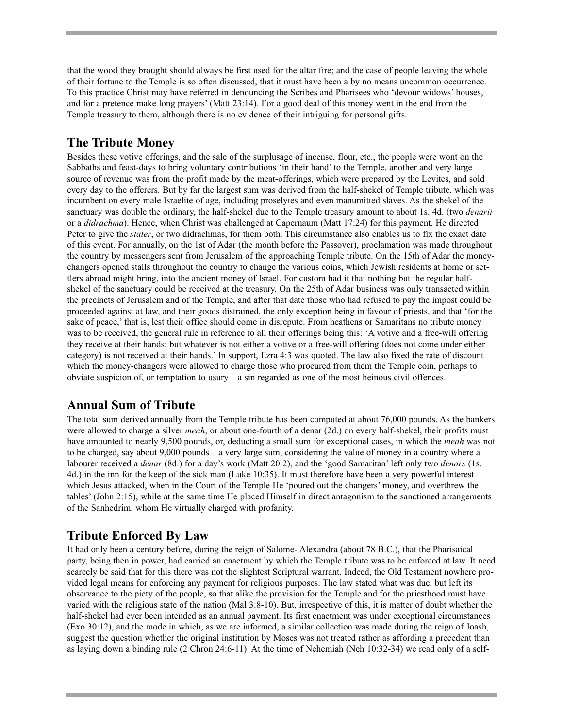that the wood they brought should always be first used for the altar fire; and the case of people leaving the whole of their fortune to the Temple is so often discussed, that it must have been a by no means uncommon occurrence. To this practice Christ may have referred in denouncing the Scribes and Pharisees who 'devour widows' houses, and for a pretence make long prayers' (Matt 23:14). For a good deal of this money went in the end from the Temple treasury to them, although there is no evidence of their intriguing for personal gifts.

## The Tribute Money

Besides these votive offerings, and the sale of the surplusage of incense, flour, etc., the people were wont on the Sabbaths and feast-days to bring voluntary contributions 'in their hand' to the Temple. another and very large source of revenue was from the profit made by the meat-offerings, which were prepared by the Levites, and sold every day to the offerers. But by far the largest sum was derived from the half-shekel of Temple tribute, which was incumbent on every male Israelite of age, including proselytes and even manumitted slaves. As the shekel of the sanctuary was double the ordinary, the half-shekel due to the Temple treasury amount to about 1s. 4d. (two *denarii* or a *didrachma*). Hence, when Christ was challenged at Capernaum (Matt 17:24) for this payment, He directed Peter to give the *stater*, or two didrachmas, for them both. This circumstance also enables us to fix the exact date of this event. For annually, on the 1st of Adar (the month before the Passover), proclamation was made throughout the country by messengers sent from Jerusalem of the approaching Temple tribute. On the 15th of Adar the money-changers opened stalls throughout the country to change the various coins, which Jewish residents at home or settlers abroad might bring, into the ancient money of Israel. For custom had it that nothing but the regular half-shekel of the sanctuary could be received at the treasury. On the 25th of Adar business was only transacted within the precincts of Jerusalem and of the Temple, and after that date those who had refused to pay the impost could be proceeded against at law, and their goods distrained, the only exception being in favour of priests, and that 'for the sake of peace,' that is, lest their office should come in disrepute. From heathens or Samaritans no tribute money was to be received, the general rule in reference to all their offerings being this: 'A votive and a free-will offering they receive at their hands; but whatever is not either a votive or a free-will offering (does not come under either category) is not received at their hands.' In support, Ezra 4:3 was quoted. The law also fixed the rate of discount which the money-changers were allowed to charge those who procured from them the Temple coin, perhaps to obviate suspicion of, or temptation to usury—a sin regarded as one of the most heinous civil offences.

## Annual Sum of Tribute

The total sum derived annually from the Temple tribute has been computed at about 76,000 pounds. As the bankers were allowed to charge a silver *meah*, or about one-fourth of a denar (2d.) on every half-shekel, their profits must have amounted to nearly 9,500 pounds, or, deducting a small sum for exceptional cases, in which the *meah* was not to be charged, say about 9,000 pounds—a very large sum, considering the value of money in a country where a labourer received a *denar* (8d.) for a day's work (Matt 20:2), and the 'good Samaritan' left only two *denars* (1s. 4d.) in the inn for the keep of the sick man (Luke 10:35). It must therefore have been a very powerful interest which Jesus attacked, when in the Court of the Temple He 'poured out the changers' money, and overthrew the tables' (John 2:15), while at the same time He placed Himself in direct antagonism to the sanctioned arrangements of the Sanhedrim, whom He virtually charged with profanity.

## Tribute Enforced By Law

It had only been a century before, during the reign of Salome- Alexandra (about 78 B.C.), that the Pharisaical party, being then in power, had carried an enactment by which the Temple tribute was to be enforced at law. It need scarcely be said that for this there was not the slightest Scriptural warrant. Indeed, the Old Testament nowhere provided legal means for enforcing any payment for religious purposes. The law stated what was due, but left its observance to the piety of the people, so that alike the provision for the Temple and for the priesthood must have varied with the religious state of the nation (Mal 3:8-10). But, irrespective of this, it is matter of doubt whether the half-shekel had ever been intended as an annual payment. Its first enactment was under exceptional circumstances (Exo 30:12), and the mode in which, as we are informed, a similar collection was made during the reign of Joash, suggest the question whether the original institution by Moses was not treated rather as affording a precedent than as laying down a binding rule (2 Chron 24:6-11). At the time of Nehemiah (Neh 10:32-34) we read only of a self-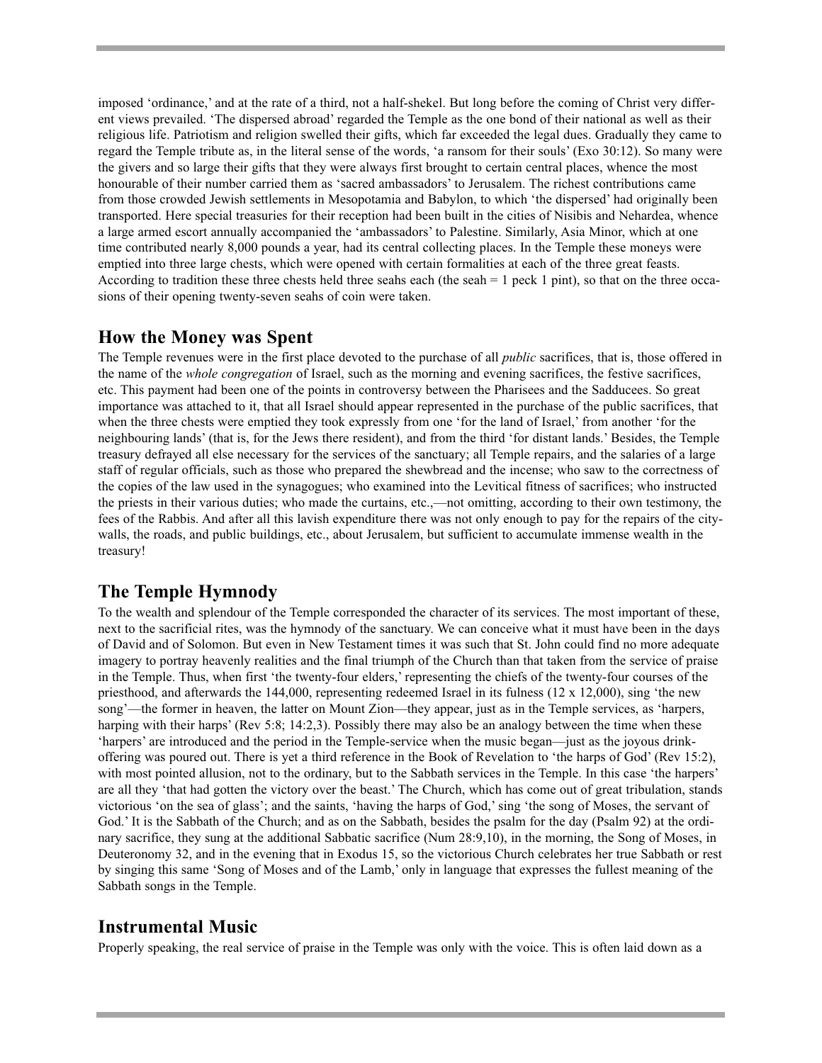imposed 'ordinance,' and at the rate of a third, not a half-shekel. But long before the coming of Christ very different views prevailed. 'The dispersed abroad' regarded the Temple as the one bond of their national as well as their religious life. Patriotism and religion swelled their gifts, which far exceeded the legal dues. Gradually they came to regard the Temple tribute as, in the literal sense of the words, 'a ransom for their souls' (Exo 30:12). So many were the givers and so large their gifts that they were always first brought to certain central places, whence the most honourable of their number carried them as 'sacred ambassadors' to Jerusalem. The richest contributions came from those crowded Jewish settlements in Mesopotamia and Babylon, to which 'the dispersed' had originally been transported. Here special treasuries for their reception had been built in the cities of Nisibis and Nehardea, whence a large armed escort annually accompanied the 'ambassadors' to Palestine. Similarly, Asia Minor, which at one time contributed nearly 8,000 pounds a year, had its central collecting places. In the Temple these moneys were emptied into three large chests, which were opened with certain formalities at each of the three great feasts. According to tradition these three chests held three seahs each (the seah = 1 peck 1 pint), so that on the three occasions of their opening twenty-seven seahs of coin were taken.

## How the Money was Spent

The Temple revenues were in the first place devoted to the purchase of all *public* sacrifices, that is, those offered in the name of the *whole congregation* of Israel, such as the morning and evening sacrifices, the festive sacrifices, etc. This payment had been one of the points in controversy between the Pharisees and the Sadducees. So great importance was attached to it, that all Israel should appear represented in the purchase of the public sacrifices, that when the three chests were emptied they took expressly from one 'for the land of Israel,' from another 'for the neighbouring lands' (that is, for the Jews there resident), and from the third 'for distant lands.' Besides, the Temple treasury defrayed all else necessary for the services of the sanctuary; all Temple repairs, and the salaries of a large staff of regular officials, such as those who prepared the shewbread and the incense; who saw to the correctness of the copies of the law used in the synagogues; who examined into the Levitical fitness of sacrifices; who instructed the priests in their various duties; who made the curtains, etc.,—not omitting, according to their own testimony, the fees of the Rabbis. And after all this lavish expenditure there was not only enough to pay for the repairs of the city-walls, the roads, and public buildings, etc., about Jerusalem, but sufficient to accumulate immense wealth in the treasury!

## The Temple Hymnody

To the wealth and splendour of the Temple corresponded the character of its services. The most important of these, next to the sacrificial rites, was the hymnody of the sanctuary. We can conceive what it must have been in the days of David and of Solomon. But even in New Testament times it was such that St. John could find no more adequate imagery to portray heavenly realities and the final triumph of the Church than that taken from the service of praise in the Temple. Thus, when first 'the twenty-four elders,' representing the chiefs of the twenty-four courses of the priesthood, and afterwards the 144,000, representing redeemed Israel in its fulness (12 x 12,000), sing 'the new song'—the former in heaven, the latter on Mount Zion—they appear, just as in the Temple services, as 'harpers, harping with their harps' (Rev 5:8; 14:2,3). Possibly there may also be an analogy between the time when these 'harpers' are introduced and the period in the Temple-service when the music began—just as the joyous drink-offering was poured out. There is yet a third reference in the Book of Revelation to 'the harps of God' (Rev 15:2), with most pointed allusion, not to the ordinary, but to the Sabbath services in the Temple. In this case 'the harpers' are all they 'that had gotten the victory over the beast.' The Church, which has come out of great tribulation, stands victorious 'on the sea of glass'; and the saints, 'having the harps of God,' sing 'the song of Moses, the servant of God.' It is the Sabbath of the Church; and as on the Sabbath, besides the psalm for the day (Psalm 92) at the ordinary sacrifice, they sung at the additional Sabbatic sacrifice (Num 28:9,10), in the morning, the Song of Moses, in Deuteronomy 32, and in the evening that in Exodus 15, so the victorious Church celebrates her true Sabbath or rest by singing this same 'Song of Moses and of the Lamb,' only in language that expresses the fullest meaning of the Sabbath songs in the Temple.

## Instrumental Music

Properly speaking, the real service of praise in the Temple was only with the voice. This is often laid down as a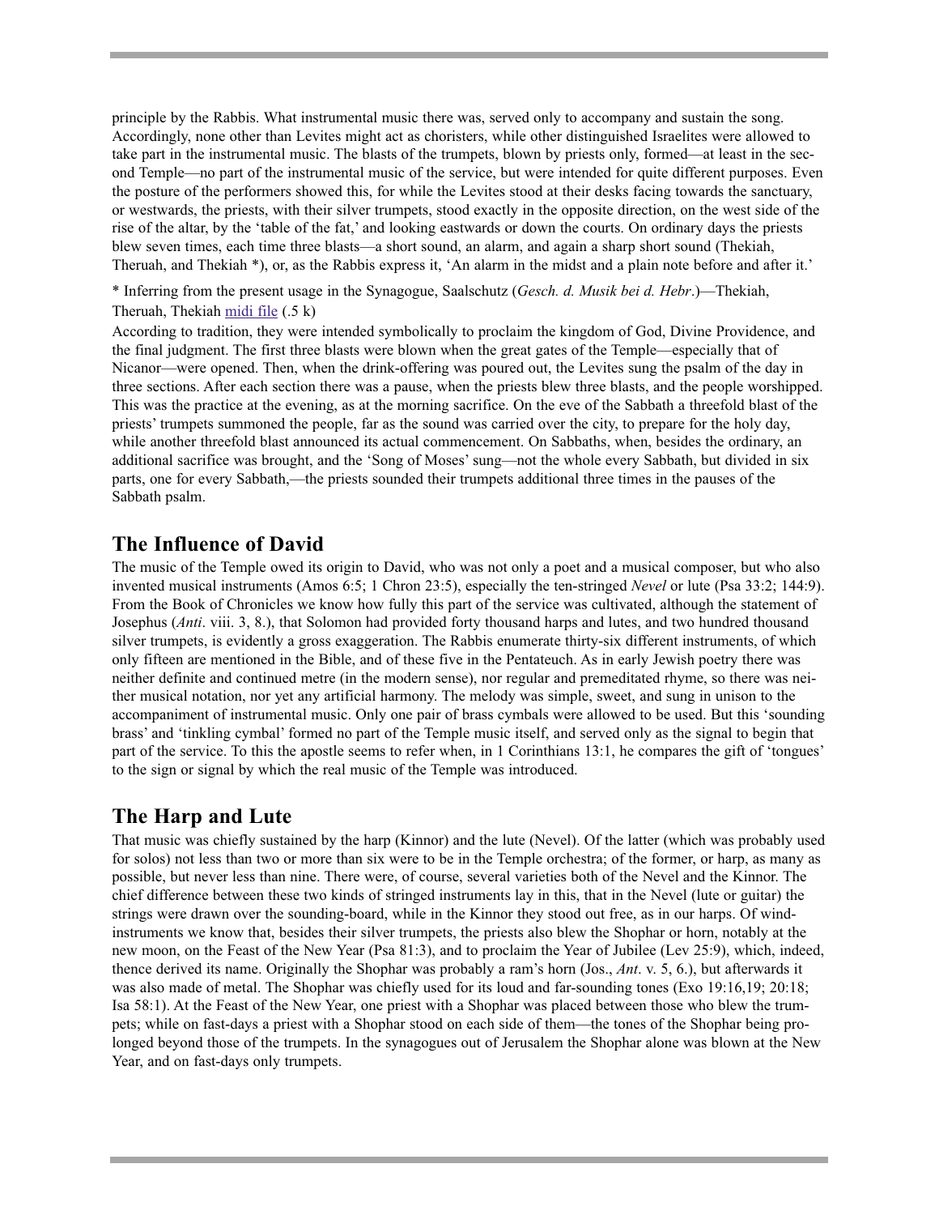principle by the Rabbis. What instrumental music there was, served only to accompany and sustain the song. Accordingly, none other than Levites might act as choristers, while other distinguished Israelites were allowed to take part in the instrumental music. The blasts of the trumpets, blown by priests only, formed—at least in the second Temple—no part of the instrumental music of the service, but were intended for quite different purposes. Even the posture of the performers showed this, for while the Levites stood at their desks facing towards the sanctuary, or westwards, the priests, with their silver trumpets, stood exactly in the opposite direction, on the west side of the rise of the altar, by the 'table of the fat,' and looking eastwards or down the courts. On ordinary days the priests blew seven times, each time three blasts—a short sound, an alarm, and again a sharp short sound (Thekiah, Theruah, and Thekiah *), or, as the Rabbis express it, 'An alarm in the midst and a plain note before and after it.'

* Inferring from the present usage in the Synagogue, Saalschutz (*Gesch. d. Musik bei d. Hebr*.)—Thekiah, Theruah, Thekiah midi file (.5 k)

According to tradition, they were intended symbolically to proclaim the kingdom of God, Divine Providence, and the final judgment. The first three blasts were blown when the great gates of the Temple—especially that of Nicanor—were opened. Then, when the drink-offering was poured out, the Levites sung the psalm of the day in three sections. After each section there was a pause, when the priests blew three blasts, and the people worshipped. This was the practice at the evening, as at the morning sacrifice. On the eve of the Sabbath a threefold blast of the priests' trumpets summoned the people, far as the sound was carried over the city, to prepare for the holy day, while another threefold blast announced its actual commencement. On Sabbaths, when, besides the ordinary, an additional sacrifice was brought, and the 'Song of Moses' sung—not the whole every Sabbath, but divided in six parts, one for every Sabbath,—the priests sounded their trumpets additional three times in the pauses of the Sabbath psalm.

## The Influence of David

The music of the Temple owed its origin to David, who was not only a poet and a musical composer, but who also invented musical instruments (Amos 6:5; 1 Chron 23:5), especially the ten-stringed *Nevel* or lute (Psa 33:2; 144:9). From the Book of Chronicles we know how fully this part of the service was cultivated, although the statement of Josephus (*Anti*. viii. 3, 8.), that Solomon had provided forty thousand harps and lutes, and two hundred thousand silver trumpets, is evidently a gross exaggeration. The Rabbis enumerate thirty-six different instruments, of which only fifteen are mentioned in the Bible, and of these five in the Pentateuch. As in early Jewish poetry there was neither definite and continued metre (in the modern sense), nor regular and premeditated rhyme, so there was neither musical notation, nor yet any artificial harmony. The melody was simple, sweet, and sung in unison to the accompaniment of instrumental music. Only one pair of brass cymbals were allowed to be used. But this 'sounding brass' and 'tinkling cymbal' formed no part of the Temple music itself, and served only as the signal to begin that part of the service. To this the apostle seems to refer when, in 1 Corinthians 13:1, he compares the gift of 'tongues' to the sign or signal by which the real music of the Temple was introduced.

## The Harp and Lute

That music was chiefly sustained by the harp (Kinnor) and the lute (Nevel). Of the latter (which was probably used for solos) not less than two or more than six were to be in the Temple orchestra; of the former, or harp, as many as possible, but never less than nine. There were, of course, several varieties both of the Nevel and the Kinnor. The chief difference between these two kinds of stringed instruments lay in this, that in the Nevel (lute or guitar) the strings were drawn over the sounding-board, while in the Kinnor they stood out free, as in our harps. Of wind-instruments we know that, besides their silver trumpets, the priests also blew the Shophar or horn, notably at the new moon, on the Feast of the New Year (Psa 81:3), and to proclaim the Year of Jubilee (Lev 25:9), which, indeed, thence derived its name. Originally the Shophar was probably a ram's horn (Jos., *Ant*. v. 5, 6.), but afterwards it was also made of metal. The Shophar was chiefly used for its loud and far-sounding tones (Exo 19:16,19; 20:18; Isa 58:1). At the Feast of the New Year, one priest with a Shophar was placed between those who blew the trumpets; while on fast-days a priest with a Shophar stood on each side of them—the tones of the Shophar being prolonged beyond those of the trumpets. In the synagogues out of Jerusalem the Shophar alone was blown at the New Year, and on fast-days only trumpets.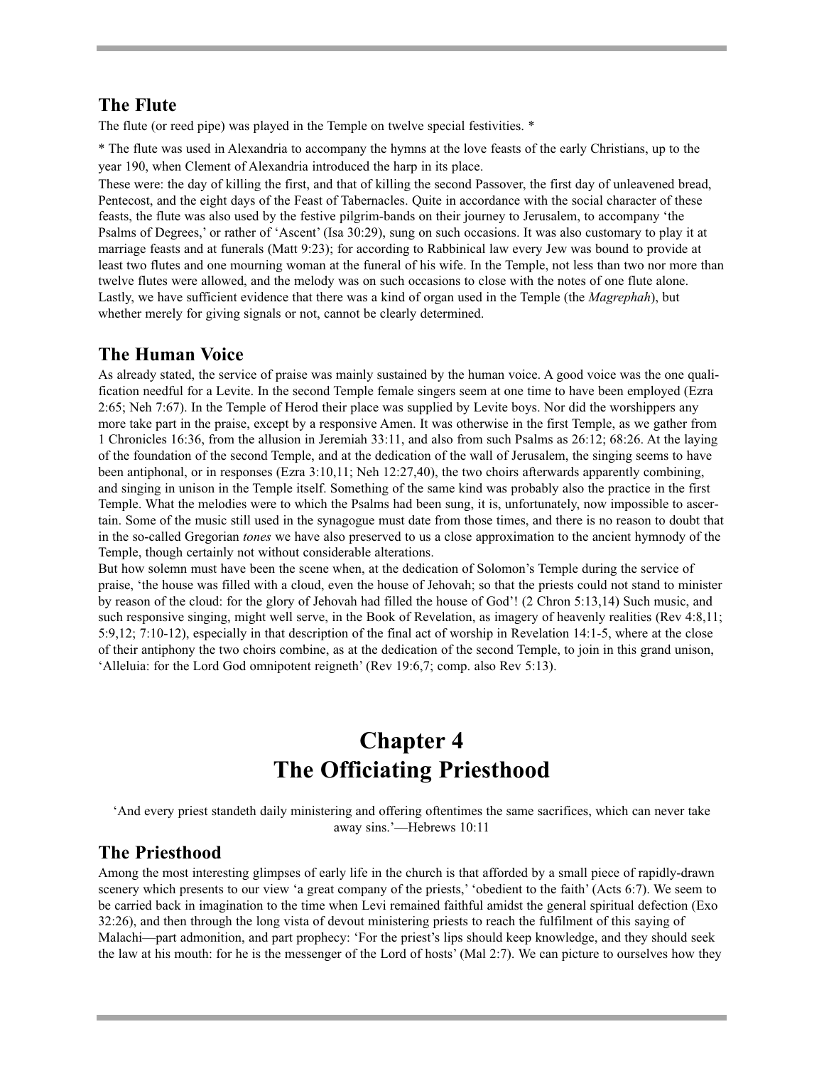## The Flute

The flute (or reed pipe) was played in the Temple on twelve special festivities. *

* The flute was used in Alexandria to accompany the hymns at the love feasts of the early Christians, up to the year 190, when Clement of Alexandria introduced the harp in its place.

These were: the day of killing the first, and that of killing the second Passover, the first day of unleavened bread, Pentecost, and the eight days of the Feast of Tabernacles. Quite in accordance with the social character of these feasts, the flute was also used by the festive pilgrim-bands on their journey to Jerusalem, to accompany 'the Psalms of Degrees,' or rather of 'Ascent' (Isa 30:29), sung on such occasions. It was also customary to play it at marriage feasts and at funerals (Matt 9:23); for according to Rabbinical law every Jew was bound to provide at least two flutes and one mourning woman at the funeral of his wife. In the Temple, not less than two nor more than twelve flutes were allowed, and the melody was on such occasions to close with the notes of one flute alone. Lastly, we have sufficient evidence that there was a kind of organ used in the Temple (the *Magrephah*), but whether merely for giving signals or not, cannot be clearly determined.

## The Human Voice

As already stated, the service of praise was mainly sustained by the human voice. A good voice was the one qualification needful for a Levite. In the second Temple female singers seem at one time to have been employed (Ezra 2:65; Neh 7:67). In the Temple of Herod their place was supplied by Levite boys. Nor did the worshippers any more take part in the praise, except by a responsive Amen. It was otherwise in the first Temple, as we gather from 1 Chronicles 16:36, from the allusion in Jeremiah 33:11, and also from such Psalms as 26:12; 68:26. At the laying of the foundation of the second Temple, and at the dedication of the wall of Jerusalem, the singing seems to have been antiphonal, or in responses (Ezra 3:10,11; Neh 12:27,40), the two choirs afterwards apparently combining, and singing in unison in the Temple itself. Something of the same kind was probably also the practice in the first Temple. What the melodies were to which the Psalms had been sung, it is, unfortunately, now impossible to ascertain. Some of the music still used in the synagogue must date from those times, and there is no reason to doubt that in the so-called Gregorian *tones* we have also preserved to us a close approximation to the ancient hymnody of the Temple, though certainly not without considerable alterations.

But how solemn must have been the scene when, at the dedication of Solomon's Temple during the service of praise, 'the house was filled with a cloud, even the house of Jehovah; so that the priests could not stand to minister by reason of the cloud: for the glory of Jehovah had filled the house of God'! (2 Chron 5:13,14) Such music, and such responsive singing, might well serve, in the Book of Revelation, as imagery of heavenly realities (Rev 4:8,11; 5:9,12; 7:10-12), especially in that description of the final act of worship in Revelation 14:1-5, where at the close of their antiphony the two choirs combine, as at the dedication of the second Temple, to join in this grand unison, 'Alleluia: for the Lord God omnipotent reigneth' (Rev 19:6,7; comp. also Rev 5:13).

# Chapter 4
# The Officiating Priesthood

'And every priest standeth daily ministering and offering oftentimes the same sacrifices, which can never take away sins.'—Hebrews 10:11

## The Priesthood

Among the most interesting glimpses of early life in the church is that afforded by a small piece of rapidly-drawn scenery which presents to our view 'a great company of the priests,' 'obedient to the faith' (Acts 6:7). We seem to be carried back in imagination to the time when Levi remained faithful amidst the general spiritual defection (Exo 32:26), and then through the long vista of devout ministering priests to reach the fulfilment of this saying of Malachi—part admonition, and part prophecy: 'For the priest's lips should keep knowledge, and they should seek the law at his mouth: for he is the messenger of the Lord of hosts' (Mal 2:7). We can picture to ourselves how they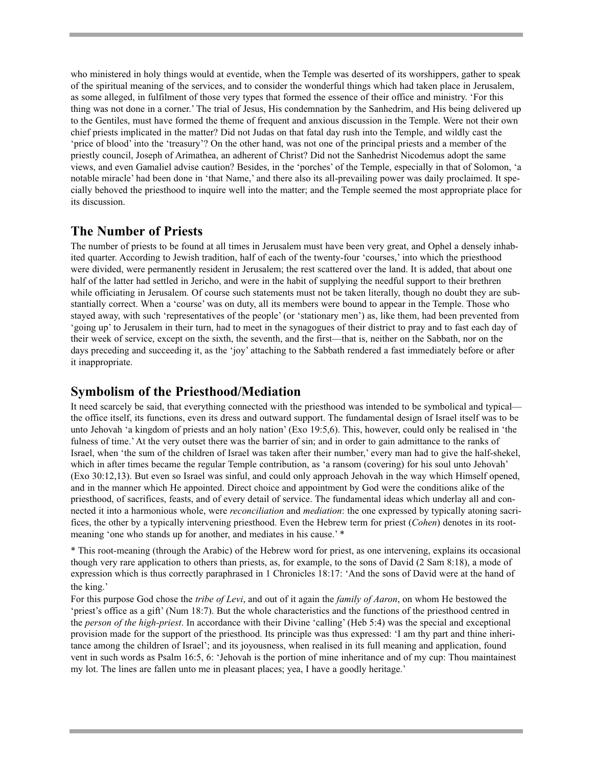who ministered in holy things would at eventide, when the Temple was deserted of its worshippers, gather to speak of the spiritual meaning of the services, and to consider the wonderful things which had taken place in Jerusalem, as some alleged, in fulfilment of those very types that formed the essence of their office and ministry. 'For this thing was not done in a corner.' The trial of Jesus, His condemnation by the Sanhedrim, and His being delivered up to the Gentiles, must have formed the theme of frequent and anxious discussion in the Temple. Were not their own chief priests implicated in the matter? Did not Judas on that fatal day rush into the Temple, and wildly cast the 'price of blood' into the 'treasury'? On the other hand, was not one of the principal priests and a member of the priestly council, Joseph of Arimathea, an adherent of Christ? Did not the Sanhedrist Nicodemus adopt the same views, and even Gamaliel advise caution? Besides, in the 'porches' of the Temple, especially in that of Solomon, 'a notable miracle' had been done in 'that Name,' and there also its all-prevailing power was daily proclaimed. It specially behoved the priesthood to inquire well into the matter; and the Temple seemed the most appropriate place for its discussion.

## The Number of Priests

The number of priests to be found at all times in Jerusalem must have been very great, and Ophel a densely inhabited quarter. According to Jewish tradition, half of each of the twenty-four 'courses,' into which the priesthood were divided, were permanently resident in Jerusalem; the rest scattered over the land. It is added, that about one half of the latter had settled in Jericho, and were in the habit of supplying the needful support to their brethren while officiating in Jerusalem. Of course such statements must not be taken literally, though no doubt they are substantially correct. When a 'course' was on duty, all its members were bound to appear in the Temple. Those who stayed away, with such 'representatives of the people' (or 'stationary men') as, like them, had been prevented from 'going up' to Jerusalem in their turn, had to meet in the synagogues of their district to pray and to fast each day of their week of service, except on the sixth, the seventh, and the first—that is, neither on the Sabbath, nor on the days preceding and succeeding it, as the 'joy' attaching to the Sabbath rendered a fast immediately before or after it inappropriate.

## Symbolism of the Priesthood/Mediation

It need scarcely be said, that everything connected with the priesthood was intended to be symbolical and typical—the office itself, its functions, even its dress and outward support. The fundamental design of Israel itself was to be unto Jehovah 'a kingdom of priests and an holy nation' (Exo 19:5,6). This, however, could only be realised in 'the fulness of time.' At the very outset there was the barrier of sin; and in order to gain admittance to the ranks of Israel, when 'the sum of the children of Israel was taken after their number,' every man had to give the half-shekel, which in after times became the regular Temple contribution, as 'a ransom (covering) for his soul unto Jehovah' (Exo 30:12,13). But even so Israel was sinful, and could only approach Jehovah in the way which Himself opened, and in the manner which He appointed. Direct choice and appointment by God were the conditions alike of the priesthood, of sacrifices, feasts, and of every detail of service. The fundamental ideas which underlay all and connected it into a harmonious whole, were *reconciliation* and *mediation*: the one expressed by typically atoning sacrifices, the other by a typically intervening priesthood. Even the Hebrew term for priest (*Cohen*) denotes in its root-meaning 'one who stands up for another, and mediates in his cause.' *

* This root-meaning (through the Arabic) of the Hebrew word for priest, as one intervening, explains its occasional though very rare application to others than priests, as, for example, to the sons of David (2 Sam 8:18), a mode of expression which is thus correctly paraphrased in 1 Chronicles 18:17: 'And the sons of David were at the hand of the king.'

For this purpose God chose the *tribe of Levi*, and out of it again the *family of Aaron*, on whom He bestowed the 'priest's office as a gift' (Num 18:7). But the whole characteristics and the functions of the priesthood centred in the *person of the high-priest*. In accordance with their Divine 'calling' (Heb 5:4) was the special and exceptional provision made for the support of the priesthood. Its principle was thus expressed: 'I am thy part and thine inheritance among the children of Israel'; and its joyousness, when realised in its full meaning and application, found vent in such words as Psalm 16:5, 6: 'Jehovah is the portion of mine inheritance and of my cup: Thou maintainest my lot. The lines are fallen unto me in pleasant places; yea, I have a goodly heritage.'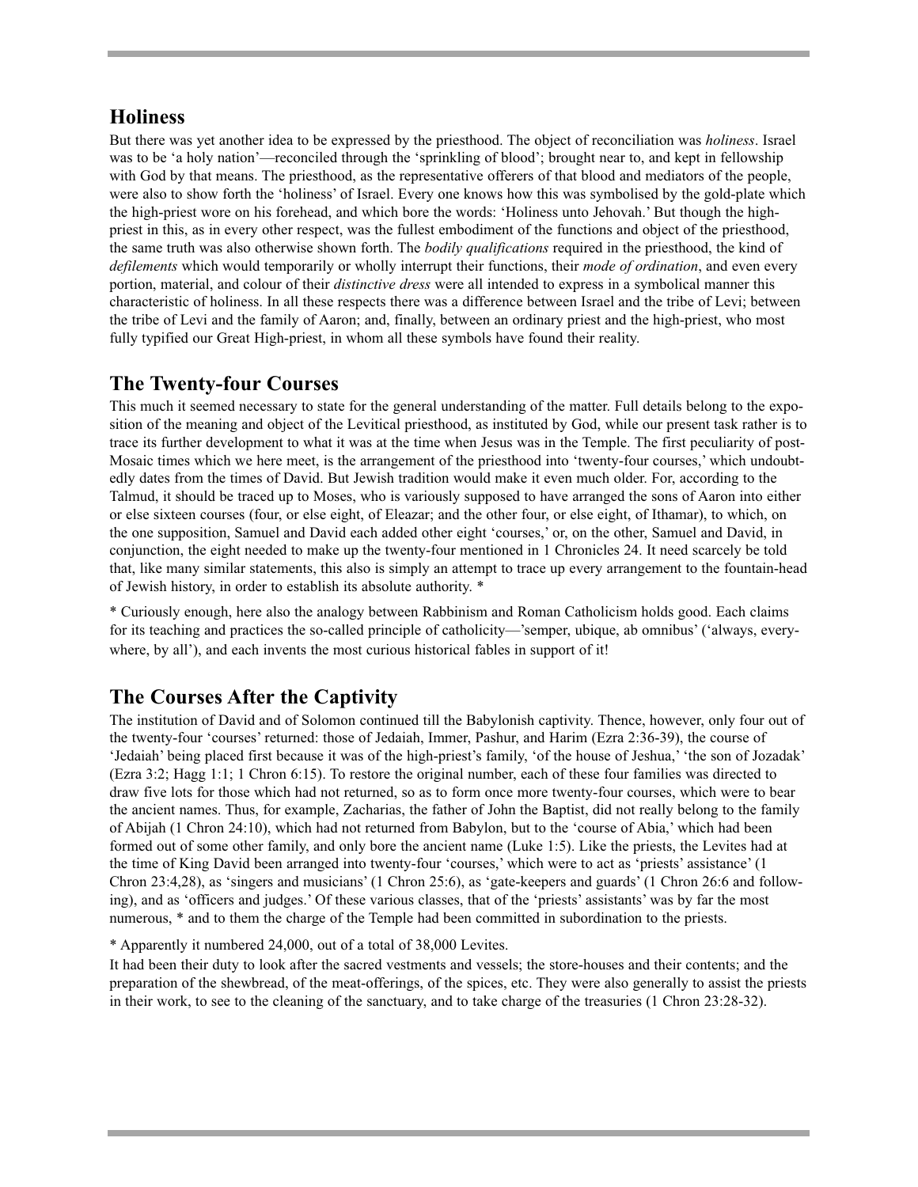## Holiness

But there was yet another idea to be expressed by the priesthood. The object of reconciliation was *holiness*. Israel was to be 'a holy nation'—reconciled through the 'sprinkling of blood'; brought near to, and kept in fellowship with God by that means. The priesthood, as the representative offerers of that blood and mediators of the people, were also to show forth the 'holiness' of Israel. Every one knows how this was symbolised by the gold-plate which the high-priest wore on his forehead, and which bore the words: 'Holiness unto Jehovah.' But though the high-priest in this, as in every other respect, was the fullest embodiment of the functions and object of the priesthood, the same truth was also otherwise shown forth. The *bodily qualifications* required in the priesthood, the kind of *defilements* which would temporarily or wholly interrupt their functions, their *mode of ordination*, and even every portion, material, and colour of their *distinctive dress* were all intended to express in a symbolical manner this characteristic of holiness. In all these respects there was a difference between Israel and the tribe of Levi; between the tribe of Levi and the family of Aaron; and, finally, between an ordinary priest and the high-priest, who most fully typified our Great High-priest, in whom all these symbols have found their reality.

## The Twenty-four Courses

This much it seemed necessary to state for the general understanding of the matter. Full details belong to the exposition of the meaning and object of the Levitical priesthood, as instituted by God, while our present task rather is to trace its further development to what it was at the time when Jesus was in the Temple. The first peculiarity of post-Mosaic times which we here meet, is the arrangement of the priesthood into 'twenty-four courses,' which undoubtedly dates from the times of David. But Jewish tradition would make it even much older. For, according to the Talmud, it should be traced up to Moses, who is variously supposed to have arranged the sons of Aaron into either or else sixteen courses (four, or else eight, of Eleazar; and the other four, or else eight, of Ithamar), to which, on the one supposition, Samuel and David each added other eight 'courses,' or, on the other, Samuel and David, in conjunction, the eight needed to make up the twenty-four mentioned in 1 Chronicles 24. It need scarcely be told that, like many similar statements, this also is simply an attempt to trace up every arrangement to the fountain-head of Jewish history, in order to establish its absolute authority. *

* Curiously enough, here also the analogy between Rabbinism and Roman Catholicism holds good. Each claims for its teaching and practices the so-called principle of catholicity—'semper, ubique, ab omnibus' ('always, everywhere, by all'), and each invents the most curious historical fables in support of it!

## The Courses After the Captivity

The institution of David and of Solomon continued till the Babylonish captivity. Thence, however, only four out of the twenty-four 'courses' returned: those of Jedaiah, Immer, Pashur, and Harim (Ezra 2:36-39), the course of 'Jedaiah' being placed first because it was of the high-priest's family, 'of the house of Jeshua,' 'the son of Jozadak' (Ezra 3:2; Hagg 1:1; 1 Chron 6:15). To restore the original number, each of these four families was directed to draw five lots for those which had not returned, so as to form once more twenty-four courses, which were to bear the ancient names. Thus, for example, Zacharias, the father of John the Baptist, did not really belong to the family of Abijah (1 Chron 24:10), which had not returned from Babylon, but to the 'course of Abia,' which had been formed out of some other family, and only bore the ancient name (Luke 1:5). Like the priests, the Levites had at the time of King David been arranged into twenty-four 'courses,' which were to act as 'priests' assistance' (1 Chron 23:4,28), as 'singers and musicians' (1 Chron 25:6), as 'gate-keepers and guards' (1 Chron 26:6 and following), and as 'officers and judges.' Of these various classes, that of the 'priests' assistants' was by far the most numerous, * and to them the charge of the Temple had been committed in subordination to the priests.

* Apparently it numbered 24,000, out of a total of 38,000 Levites.

It had been their duty to look after the sacred vestments and vessels; the store-houses and their contents; and the preparation of the shewbread, of the meat-offerings, of the spices, etc. They were also generally to assist the priests in their work, to see to the cleaning of the sanctuary, and to take charge of the treasuries (1 Chron 23:28-32).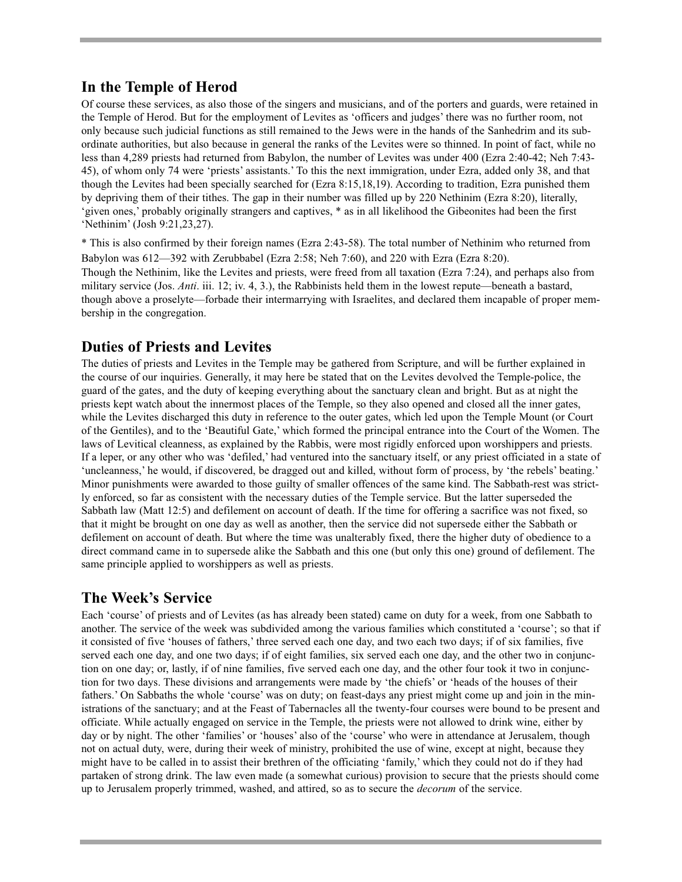## In the Temple of Herod

Of course these services, as also those of the singers and musicians, and of the porters and guards, were retained in the Temple of Herod. But for the employment of Levites as 'officers and judges' there was no further room, not only because such judicial functions as still remained to the Jews were in the hands of the Sanhedrim and its subordinate authorities, but also because in general the ranks of the Levites were so thinned. In point of fact, while no less than 4,289 priests had returned from Babylon, the number of Levites was under 400 (Ezra 2:40-42; Neh 7:43-45), of whom only 74 were 'priests' assistants.' To this the next immigration, under Ezra, added only 38, and that though the Levites had been specially searched for (Ezra 8:15,18,19). According to tradition, Ezra punished them by depriving them of their tithes. The gap in their number was filled up by 220 Nethinim (Ezra 8:20), literally, 'given ones,' probably originally strangers and captives, * as in all likelihood the Gibeonites had been the first 'Nethinim' (Josh 9:21,23,27).

* This is also confirmed by their foreign names (Ezra 2:43-58). The total number of Nethinim who returned from Babylon was 612—392 with Zerubbabel (Ezra 2:58; Neh 7:60), and 220 with Ezra (Ezra 8:20).

Though the Nethinim, like the Levites and priests, were freed from all taxation (Ezra 7:24), and perhaps also from military service (Jos. *Anti*. iii. 12; iv. 4, 3.), the Rabbinists held them in the lowest repute—beneath a bastard, though above a proselyte—forbade their intermarrying with Israelites, and declared them incapable of proper membership in the congregation.

## Duties of Priests and Levites

The duties of priests and Levites in the Temple may be gathered from Scripture, and will be further explained in the course of our inquiries. Generally, it may here be stated that on the Levites devolved the Temple-police, the guard of the gates, and the duty of keeping everything about the sanctuary clean and bright. But as at night the priests kept watch about the innermost places of the Temple, so they also opened and closed all the inner gates, while the Levites discharged this duty in reference to the outer gates, which led upon the Temple Mount (or Court of the Gentiles), and to the 'Beautiful Gate,' which formed the principal entrance into the Court of the Women. The laws of Levitical cleanness, as explained by the Rabbis, were most rigidly enforced upon worshippers and priests. If a leper, or any other who was 'defiled,' had ventured into the sanctuary itself, or any priest officiated in a state of 'uncleanness,' he would, if discovered, be dragged out and killed, without form of process, by 'the rebels' beating.' Minor punishments were awarded to those guilty of smaller offences of the same kind. The Sabbath-rest was strictly enforced, so far as consistent with the necessary duties of the Temple service. But the latter superseded the Sabbath law (Matt 12:5) and defilement on account of death. If the time for offering a sacrifice was not fixed, so that it might be brought on one day as well as another, then the service did not supersede either the Sabbath or defilement on account of death. But where the time was unalterably fixed, there the higher duty of obedience to a direct command came in to supersede alike the Sabbath and this one (but only this one) ground of defilement. The same principle applied to worshippers as well as priests.

## The Week's Service

Each 'course' of priests and of Levites (as has already been stated) came on duty for a week, from one Sabbath to another. The service of the week was subdivided among the various families which constituted a 'course'; so that if it consisted of five 'houses of fathers,' three served each one day, and two each two days; if of six families, five served each one day, and one two days; if of eight families, six served each one day, and the other two in conjunction on one day; or, lastly, if of nine families, five served each one day, and the other four took it two in conjunction for two days. These divisions and arrangements were made by 'the chiefs' or 'heads of the houses of their fathers.' On Sabbaths the whole 'course' was on duty; on feast-days any priest might come up and join in the ministrations of the sanctuary; and at the Feast of Tabernacles all the twenty-four courses were bound to be present and officiate. While actually engaged on service in the Temple, the priests were not allowed to drink wine, either by day or by night. The other 'families' or 'houses' also of the 'course' who were in attendance at Jerusalem, though not on actual duty, were, during their week of ministry, prohibited the use of wine, except at night, because they might have to be called in to assist their brethren of the officiating 'family,' which they could not do if they had partaken of strong drink. The law even made (a somewhat curious) provision to secure that the priests should come up to Jerusalem properly trimmed, washed, and attired, so as to secure the *decorum* of the service.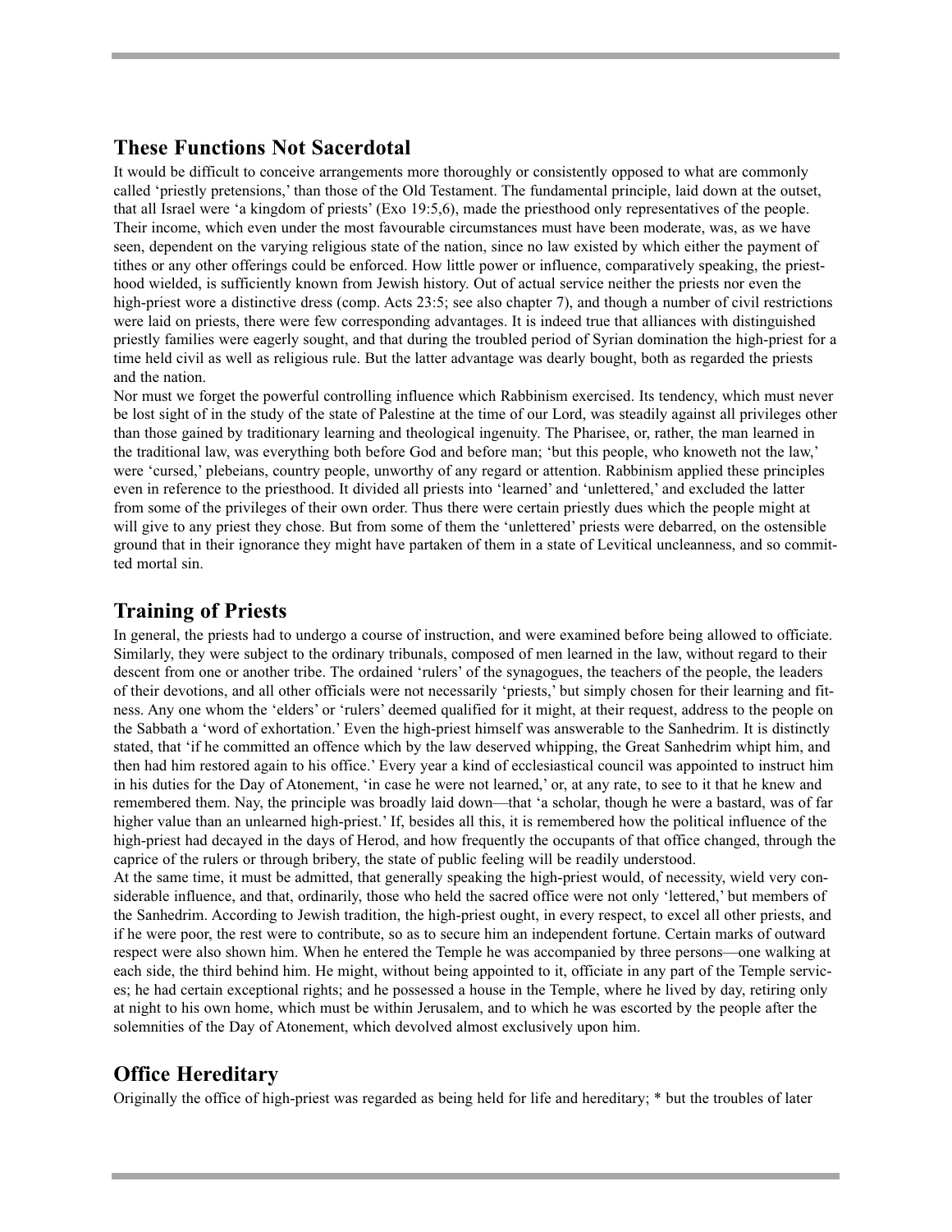## These Functions Not Sacerdotal

It would be difficult to conceive arrangements more thoroughly or consistently opposed to what are commonly called 'priestly pretensions,' than those of the Old Testament. The fundamental principle, laid down at the outset, that all Israel were 'a kingdom of priests' (Exo 19:5,6), made the priesthood only representatives of the people. Their income, which even under the most favourable circumstances must have been moderate, was, as we have seen, dependent on the varying religious state of the nation, since no law existed by which either the payment of tithes or any other offerings could be enforced. How little power or influence, comparatively speaking, the priesthood wielded, is sufficiently known from Jewish history. Out of actual service neither the priests nor even the high-priest wore a distinctive dress (comp. Acts 23:5; see also chapter 7), and though a number of civil restrictions were laid on priests, there were few corresponding advantages. It is indeed true that alliances with distinguished priestly families were eagerly sought, and that during the troubled period of Syrian domination the high-priest for a time held civil as well as religious rule. But the latter advantage was dearly bought, both as regarded the priests and the nation.

Nor must we forget the powerful controlling influence which Rabbinism exercised. Its tendency, which must never be lost sight of in the study of the state of Palestine at the time of our Lord, was steadily against all privileges other than those gained by traditionary learning and theological ingenuity. The Pharisee, or, rather, the man learned in the traditional law, was everything both before God and before man; 'but this people, who knoweth not the law,' were 'cursed,' plebeians, country people, unworthy of any regard or attention. Rabbinism applied these principles even in reference to the priesthood. It divided all priests into 'learned' and 'unlettered,' and excluded the latter from some of the privileges of their own order. Thus there were certain priestly dues which the people might at will give to any priest they chose. But from some of them the 'unlettered' priests were debarred, on the ostensible ground that in their ignorance they might have partaken of them in a state of Levitical uncleanness, and so committed mortal sin.

## Training of Priests

In general, the priests had to undergo a course of instruction, and were examined before being allowed to officiate. Similarly, they were subject to the ordinary tribunals, composed of men learned in the law, without regard to their descent from one or another tribe. The ordained 'rulers' of the synagogues, the teachers of the people, the leaders of their devotions, and all other officials were not necessarily 'priests,' but simply chosen for their learning and fitness. Any one whom the 'elders' or 'rulers' deemed qualified for it might, at their request, address to the people on the Sabbath a 'word of exhortation.' Even the high-priest himself was answerable to the Sanhedrim. It is distinctly stated, that 'if he committed an offence which by the law deserved whipping, the Great Sanhedrim whipt him, and then had him restored again to his office.' Every year a kind of ecclesiastical council was appointed to instruct him in his duties for the Day of Atonement, 'in case he were not learned,' or, at any rate, to see to it that he knew and remembered them. Nay, the principle was broadly laid down—that 'a scholar, though he were a bastard, was of far higher value than an unlearned high-priest.' If, besides all this, it is remembered how the political influence of the high-priest had decayed in the days of Herod, and how frequently the occupants of that office changed, through the caprice of the rulers or through bribery, the state of public feeling will be readily understood.

At the same time, it must be admitted, that generally speaking the high-priest would, of necessity, wield very considerable influence, and that, ordinarily, those who held the sacred office were not only 'lettered,' but members of the Sanhedrim. According to Jewish tradition, the high-priest ought, in every respect, to excel all other priests, and if he were poor, the rest were to contribute, so as to secure him an independent fortune. Certain marks of outward respect were also shown him. When he entered the Temple he was accompanied by three persons—one walking at each side, the third behind him. He might, without being appointed to it, officiate in any part of the Temple services; he had certain exceptional rights; and he possessed a house in the Temple, where he lived by day, retiring only at night to his own home, which must be within Jerusalem, and to which he was escorted by the people after the solemnities of the Day of Atonement, which devolved almost exclusively upon him.

## Office Hereditary

Originally the office of high-priest was regarded as being held for life and hereditary; * but the troubles of later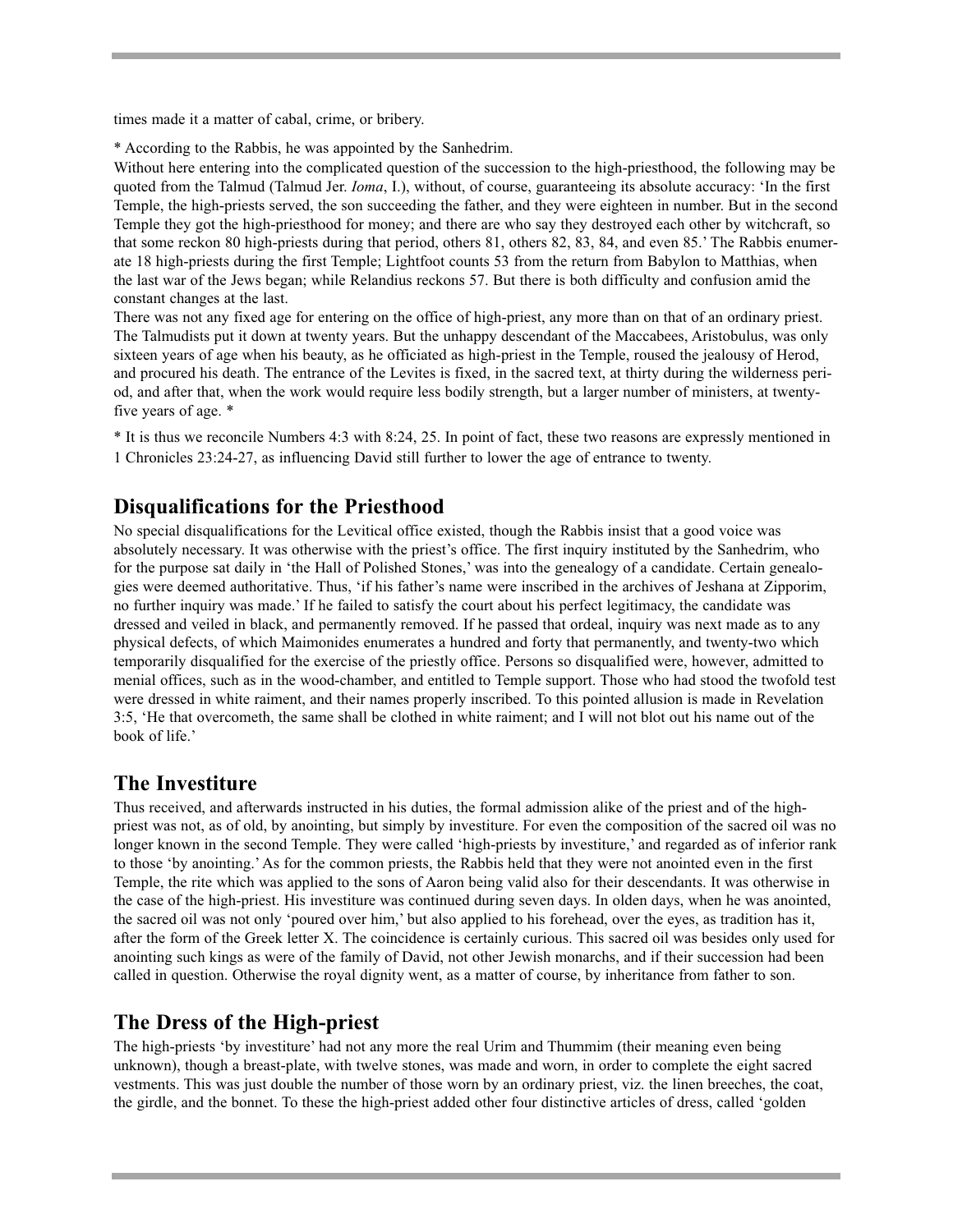times made it a matter of cabal, crime, or bribery.

* According to the Rabbis, he was appointed by the Sanhedrim.

Without here entering into the complicated question of the succession to the high-priesthood, the following may be quoted from the Talmud (Talmud Jer. *Ioma*, I.), without, of course, guaranteeing its absolute accuracy: 'In the first Temple, the high-priests served, the son succeeding the father, and they were eighteen in number. But in the second Temple they got the high-priesthood for money; and there are who say they destroyed each other by witchcraft, so that some reckon 80 high-priests during that period, others 81, others 82, 83, 84, and even 85.' The Rabbis enumerate 18 high-priests during the first Temple; Lightfoot counts 53 from the return from Babylon to Matthias, when the last war of the Jews began; while Relandius reckons 57. But there is both difficulty and confusion amid the constant changes at the last.

There was not any fixed age for entering on the office of high-priest, any more than on that of an ordinary priest. The Talmudists put it down at twenty years. But the unhappy descendant of the Maccabees, Aristobulus, was only sixteen years of age when his beauty, as he officiated as high-priest in the Temple, roused the jealousy of Herod, and procured his death. The entrance of the Levites is fixed, in the sacred text, at thirty during the wilderness period, and after that, when the work would require less bodily strength, but a larger number of ministers, at twenty-five years of age. *

* It is thus we reconcile Numbers 4:3 with 8:24, 25. In point of fact, these two reasons are expressly mentioned in 1 Chronicles 23:24-27, as influencing David still further to lower the age of entrance to twenty.

## Disqualifications for the Priesthood

No special disqualifications for the Levitical office existed, though the Rabbis insist that a good voice was absolutely necessary. It was otherwise with the priest's office. The first inquiry instituted by the Sanhedrim, who for the purpose sat daily in 'the Hall of Polished Stones,' was into the genealogy of a candidate. Certain genealogies were deemed authoritative. Thus, 'if his father's name were inscribed in the archives of Jeshana at Zipporim, no further inquiry was made.' If he failed to satisfy the court about his perfect legitimacy, the candidate was dressed and veiled in black, and permanently removed. If he passed that ordeal, inquiry was next made as to any physical defects, of which Maimonides enumerates a hundred and forty that permanently, and twenty-two which temporarily disqualified for the exercise of the priestly office. Persons so disqualified were, however, admitted to menial offices, such as in the wood-chamber, and entitled to Temple support. Those who had stood the twofold test were dressed in white raiment, and their names properly inscribed. To this pointed allusion is made in Revelation 3:5, 'He that overcometh, the same shall be clothed in white raiment; and I will not blot out his name out of the book of life.'

## The Investiture

Thus received, and afterwards instructed in his duties, the formal admission alike of the priest and of the high-priest was not, as of old, by anointing, but simply by investiture. For even the composition of the sacred oil was no longer known in the second Temple. They were called 'high-priests by investiture,' and regarded as of inferior rank to those 'by anointing.' As for the common priests, the Rabbis held that they were not anointed even in the first Temple, the rite which was applied to the sons of Aaron being valid also for their descendants. It was otherwise in the case of the high-priest. His investiture was continued during seven days. In olden days, when he was anointed, the sacred oil was not only 'poured over him,' but also applied to his forehead, over the eyes, as tradition has it, after the form of the Greek letter X. The coincidence is certainly curious. This sacred oil was besides only used for anointing such kings as were of the family of David, not other Jewish monarchs, and if their succession had been called in question. Otherwise the royal dignity went, as a matter of course, by inheritance from father to son.

## The Dress of the High-priest

The high-priests 'by investiture' had not any more the real Urim and Thummim (their meaning even being unknown), though a breast-plate, with twelve stones, was made and worn, in order to complete the eight sacred vestments. This was just double the number of those worn by an ordinary priest, viz. the linen breeches, the coat, the girdle, and the bonnet. To these the high-priest added other four distinctive articles of dress, called 'golden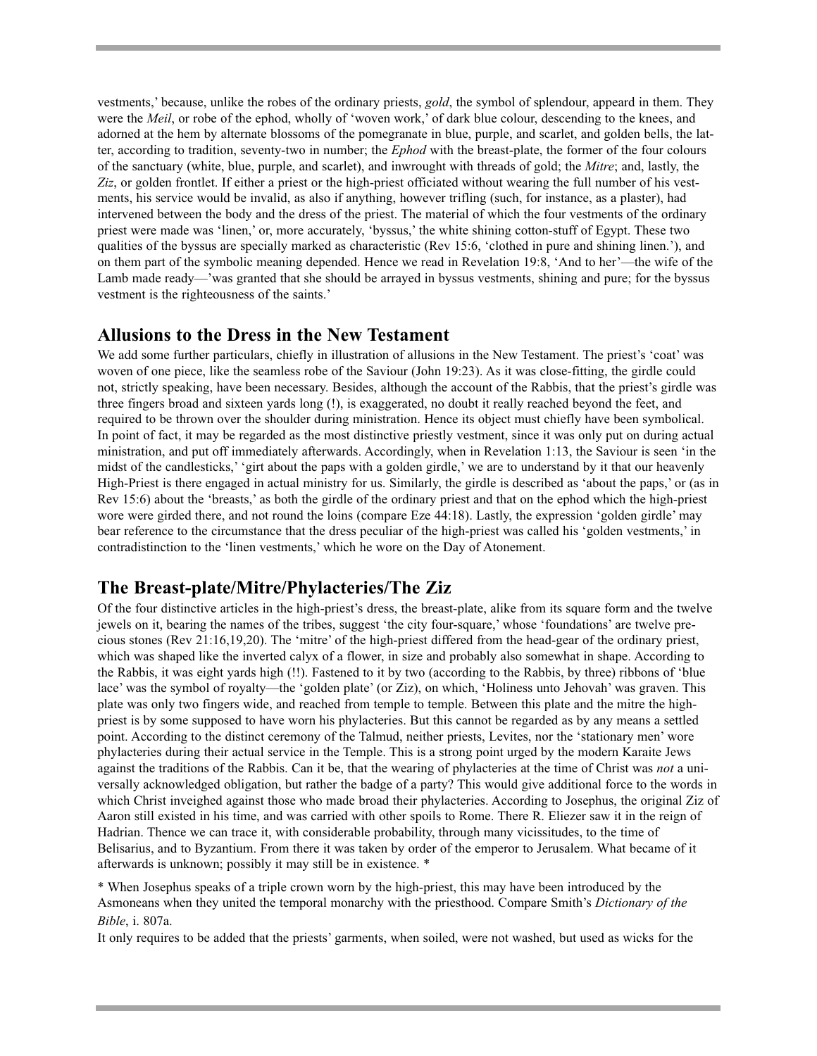vestments,' because, unlike the robes of the ordinary priests, *gold*, the symbol of splendour, appeard in them. They were the *Meil*, or robe of the ephod, wholly of 'woven work,' of dark blue colour, descending to the knees, and adorned at the hem by alternate blossoms of the pomegranate in blue, purple, and scarlet, and golden bells, the latter, according to tradition, seventy-two in number; the *Ephod* with the breast-plate, the former of the four colours of the sanctuary (white, blue, purple, and scarlet), and inwrought with threads of gold; the *Mitre*; and, lastly, the *Ziz*, or golden frontlet. If either a priest or the high-priest officiated without wearing the full number of his vestments, his service would be invalid, as also if anything, however trifling (such, for instance, as a plaster), had intervened between the body and the dress of the priest. The material of which the four vestments of the ordinary priest were made was 'linen,' or, more accurately, 'byssus,' the white shining cotton-stuff of Egypt. These two qualities of the byssus are specially marked as characteristic (Rev 15:6, 'clothed in pure and shining linen.'), and on them part of the symbolic meaning depended. Hence we read in Revelation 19:8, 'And to her'—the wife of the Lamb made ready—'was granted that she should be arrayed in byssus vestments, shining and pure; for the byssus vestment is the righteousness of the saints.'

## Allusions to the Dress in the New Testament

We add some further particulars, chiefly in illustration of allusions in the New Testament. The priest's 'coat' was woven of one piece, like the seamless robe of the Saviour (John 19:23). As it was close-fitting, the girdle could not, strictly speaking, have been necessary. Besides, although the account of the Rabbis, that the priest's girdle was three fingers broad and sixteen yards long (!), is exaggerated, no doubt it really reached beyond the feet, and required to be thrown over the shoulder during ministration. Hence its object must chiefly have been symbolical. In point of fact, it may be regarded as the most distinctive priestly vestment, since it was only put on during actual ministration, and put off immediately afterwards. Accordingly, when in Revelation 1:13, the Saviour is seen 'in the midst of the candlesticks,' 'girt about the paps with a golden girdle,' we are to understand by it that our heavenly High-Priest is there engaged in actual ministry for us. Similarly, the girdle is described as 'about the paps,' or (as in Rev 15:6) about the 'breasts,' as both the girdle of the ordinary priest and that on the ephod which the high-priest wore were girded there, and not round the loins (compare Eze 44:18). Lastly, the expression 'golden girdle' may bear reference to the circumstance that the dress peculiar of the high-priest was called his 'golden vestments,' in contradistinction to the 'linen vestments,' which he wore on the Day of Atonement.

## The Breast-plate/Mitre/Phylacteries/The Ziz

Of the four distinctive articles in the high-priest's dress, the breast-plate, alike from its square form and the twelve jewels on it, bearing the names of the tribes, suggest 'the city four-square,' whose 'foundations' are twelve precious stones (Rev 21:16,19,20). The 'mitre' of the high-priest differed from the head-gear of the ordinary priest, which was shaped like the inverted calyx of a flower, in size and probably also somewhat in shape. According to the Rabbis, it was eight yards high (!!). Fastened to it by two (according to the Rabbis, by three) ribbons of 'blue lace' was the symbol of royalty—the 'golden plate' (or Ziz), on which, 'Holiness unto Jehovah' was graven. This plate was only two fingers wide, and reached from temple to temple. Between this plate and the mitre the high-priest is by some supposed to have worn his phylacteries. But this cannot be regarded as by any means a settled point. According to the distinct ceremony of the Talmud, neither priests, Levites, nor the 'stationary men' wore phylacteries during their actual service in the Temple. This is a strong point urged by the modern Karaite Jews against the traditions of the Rabbis. Can it be, that the wearing of phylacteries at the time of Christ was *not* a universally acknowledged obligation, but rather the badge of a party? This would give additional force to the words in which Christ inveighed against those who made broad their phylacteries. According to Josephus, the original Ziz of Aaron still existed in his time, and was carried with other spoils to Rome. There R. Eliezer saw it in the reign of Hadrian. Thence we can trace it, with considerable probability, through many vicissitudes, to the time of Belisarius, and to Byzantium. From there it was taken by order of the emperor to Jerusalem. What became of it afterwards is unknown; possibly it may still be in existence. *

* When Josephus speaks of a triple crown worn by the high-priest, this may have been introduced by the Asmoneans when they united the temporal monarchy with the priesthood. Compare Smith's *Dictionary of the Bible*, i. 807a.

It only requires to be added that the priests' garments, when soiled, were not washed, but used as wicks for the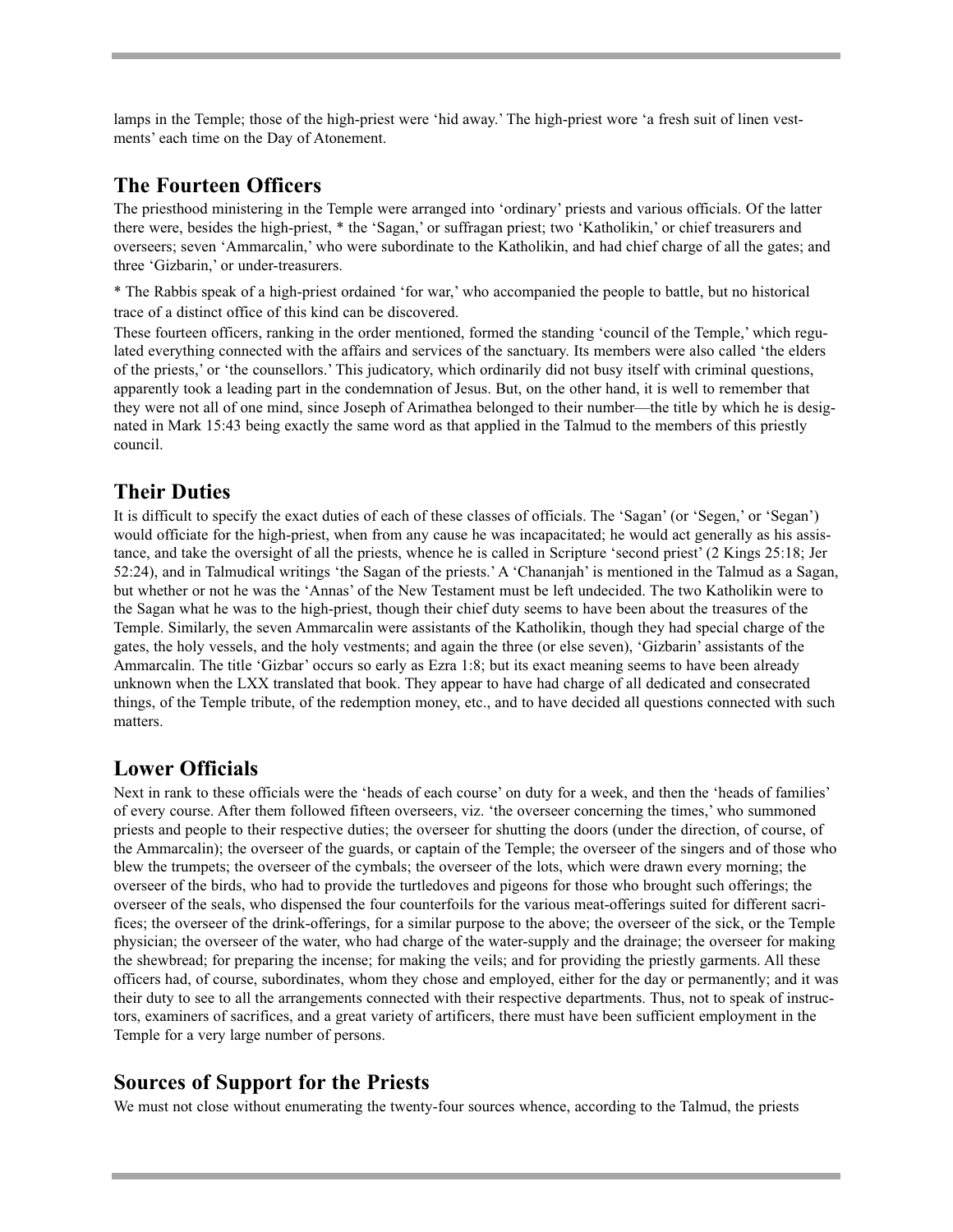lamps in the Temple; those of the high-priest were 'hid away.' The high-priest wore 'a fresh suit of linen vestments' each time on the Day of Atonement.

## The Fourteen Officers

The priesthood ministering in the Temple were arranged into 'ordinary' priests and various officials. Of the latter there were, besides the high-priest, * the 'Sagan,' or suffragan priest; two 'Katholikin,' or chief treasurers and overseers; seven 'Ammarcalin,' who were subordinate to the Katholikin, and had chief charge of all the gates; and three 'Gizbarin,' or under-treasurers.

* The Rabbis speak of a high-priest ordained 'for war,' who accompanied the people to battle, but no historical trace of a distinct office of this kind can be discovered.

These fourteen officers, ranking in the order mentioned, formed the standing 'council of the Temple,' which regulated everything connected with the affairs and services of the sanctuary. Its members were also called 'the elders of the priests,' or 'the counsellors.' This judicatory, which ordinarily did not busy itself with criminal questions, apparently took a leading part in the condemnation of Jesus. But, on the other hand, it is well to remember that they were not all of one mind, since Joseph of Arimathea belonged to their number—the title by which he is designated in Mark 15:43 being exactly the same word as that applied in the Talmud to the members of this priestly council.

## Their Duties

It is difficult to specify the exact duties of each of these classes of officials. The 'Sagan' (or 'Segen,' or 'Segan') would officiate for the high-priest, when from any cause he was incapacitated; he would act generally as his assistance, and take the oversight of all the priests, whence he is called in Scripture 'second priest' (2 Kings 25:18; Jer 52:24), and in Talmudical writings 'the Sagan of the priests.' A 'Chananjah' is mentioned in the Talmud as a Sagan, but whether or not he was the 'Annas' of the New Testament must be left undecided. The two Katholikin were to the Sagan what he was to the high-priest, though their chief duty seems to have been about the treasures of the Temple. Similarly, the seven Ammarcalin were assistants of the Katholikin, though they had special charge of the gates, the holy vessels, and the holy vestments; and again the three (or else seven), 'Gizbarin' assistants of the Ammarcalin. The title 'Gizbar' occurs so early as Ezra 1:8; but its exact meaning seems to have been already unknown when the LXX translated that book. They appear to have had charge of all dedicated and consecrated things, of the Temple tribute, of the redemption money, etc., and to have decided all questions connected with such matters.

## Lower Officials

Next in rank to these officials were the 'heads of each course' on duty for a week, and then the 'heads of families' of every course. After them followed fifteen overseers, viz. 'the overseer concerning the times,' who summoned priests and people to their respective duties; the overseer for shutting the doors (under the direction, of course, of the Ammarcalin); the overseer of the guards, or captain of the Temple; the overseer of the singers and of those who blew the trumpets; the overseer of the cymbals; the overseer of the lots, which were drawn every morning; the overseer of the birds, who had to provide the turtledoves and pigeons for those who brought such offerings; the overseer of the seals, who dispensed the four counterfoils for the various meat-offerings suited for different sacrifices; the overseer of the drink-offerings, for a similar purpose to the above; the overseer of the sick, or the Temple physician; the overseer of the water, who had charge of the water-supply and the drainage; the overseer for making the shewbread; for preparing the incense; for making the veils; and for providing the priestly garments. All these officers had, of course, subordinates, whom they chose and employed, either for the day or permanently; and it was their duty to see to all the arrangements connected with their respective departments. Thus, not to speak of instructors, examiners of sacrifices, and a great variety of artificers, there must have been sufficient employment in the Temple for a very large number of persons.

## Sources of Support for the Priests

We must not close without enumerating the twenty-four sources whence, according to the Talmud, the priests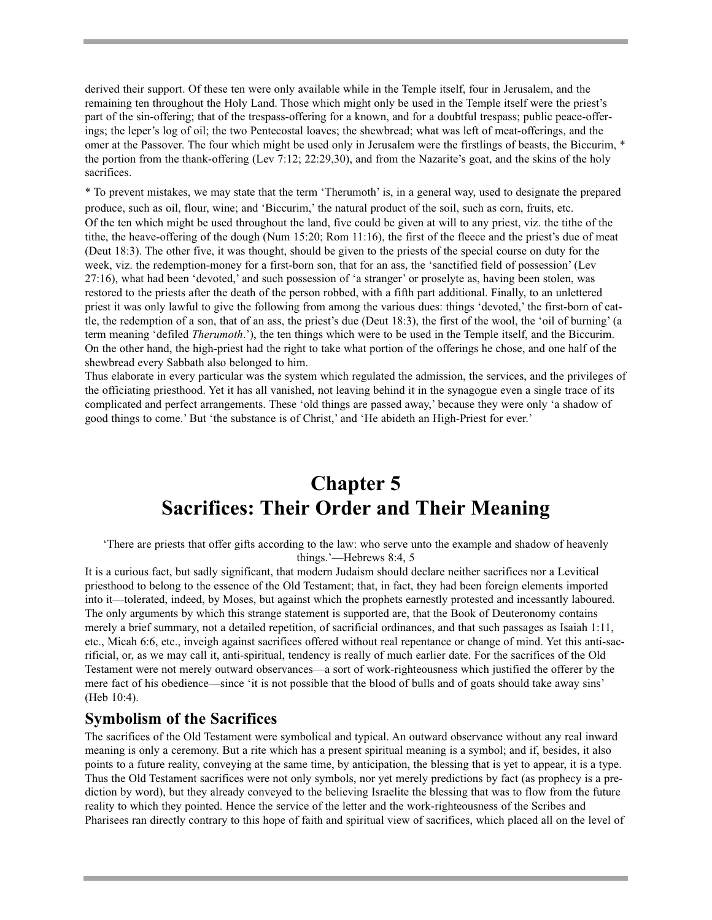derived their support. Of these ten were only available while in the Temple itself, four in Jerusalem, and the remaining ten throughout the Holy Land. Those which might only be used in the Temple itself were the priest's part of the sin-offering; that of the trespass-offering for a known, and for a doubtful trespass; public peace-offerings; the leper's log of oil; the two Pentecostal loaves; the shewbread; what was left of meat-offerings, and the omer at the Passover. The four which might be used only in Jerusalem were the firstlings of beasts, the Biccurim, * the portion from the thank-offering (Lev 7:12; 22:29,30), and from the Nazarite's goat, and the skins of the holy sacrifices.

* To prevent mistakes, we may state that the term 'Therumoth' is, in a general way, used to designate the prepared produce, such as oil, flour, wine; and 'Biccurim,' the natural product of the soil, such as corn, fruits, etc.

Of the ten which might be used throughout the land, five could be given at will to any priest, viz. the tithe of the tithe, the heave-offering of the dough (Num 15:20; Rom 11:16), the first of the fleece and the priest's due of meat (Deut 18:3). The other five, it was thought, should be given to the priests of the special course on duty for the week, viz. the redemption-money for a first-born son, that for an ass, the 'sanctified field of possession' (Lev 27:16), what had been 'devoted,' and such possession of 'a stranger' or proselyte as, having been stolen, was restored to the priests after the death of the person robbed, with a fifth part additional. Finally, to an unlettered priest it was only lawful to give the following from among the various dues: things 'devoted,' the first-born of cattle, the redemption of a son, that of an ass, the priest's due (Deut 18:3), the first of the wool, the 'oil of burning' (a term meaning 'defiled *Therumoth*.'), the ten things which were to be used in the Temple itself, and the Biccurim. On the other hand, the high-priest had the right to take what portion of the offerings he chose, and one half of the shewbread every Sabbath also belonged to him.

Thus elaborate in every particular was the system which regulated the admission, the services, and the privileges of the officiating priesthood. Yet it has all vanished, not leaving behind it in the synagogue even a single trace of its complicated and perfect arrangements. These 'old things are passed away,' because they were only 'a shadow of good things to come.' But 'the substance is of Christ,' and 'He abideth an High-Priest for ever.'

# Chapter 5
# Sacrifices: Their Order and Their Meaning

'There are priests that offer gifts according to the law: who serve unto the example and shadow of heavenly things.'—Hebrews 8:4, 5

It is a curious fact, but sadly significant, that modern Judaism should declare neither sacrifices nor a Levitical priesthood to belong to the essence of the Old Testament; that, in fact, they had been foreign elements imported into it—tolerated, indeed, by Moses, but against which the prophets earnestly protested and incessantly laboured. The only arguments by which this strange statement is supported are, that the Book of Deuteronomy contains merely a brief summary, not a detailed repetition, of sacrificial ordinances, and that such passages as Isaiah 1:11, etc., Micah 6:6, etc., inveigh against sacrifices offered without real repentance or change of mind. Yet this anti-sacrificial, or, as we may call it, anti-spiritual, tendency is really of much earlier date. For the sacrifices of the Old Testament were not merely outward observances—a sort of work-righteousness which justified the offerer by the mere fact of his obedience—since 'it is not possible that the blood of bulls and of goats should take away sins' (Heb 10:4).

## Symbolism of the Sacrifices

The sacrifices of the Old Testament were symbolical and typical. An outward observance without any real inward meaning is only a ceremony. But a rite which has a present spiritual meaning is a symbol; and if, besides, it also points to a future reality, conveying at the same time, by anticipation, the blessing that is yet to appear, it is a type. Thus the Old Testament sacrifices were not only symbols, nor yet merely predictions by fact (as prophecy is a prediction by word), but they already conveyed to the believing Israelite the blessing that was to flow from the future reality to which they pointed. Hence the service of the letter and the work-righteousness of the Scribes and Pharisees ran directly contrary to this hope of faith and spiritual view of sacrifices, which placed all on the level of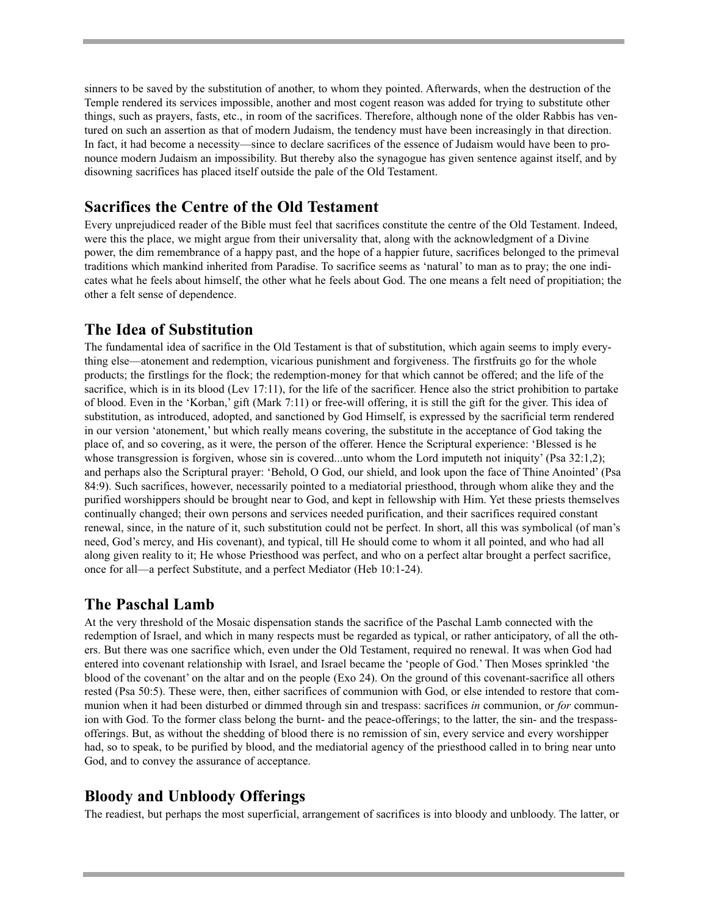sinners to be saved by the substitution of another, to whom they pointed. Afterwards, when the destruction of the Temple rendered its services impossible, another and most cogent reason was added for trying to substitute other things, such as prayers, fasts, etc., in room of the sacrifices. Therefore, although none of the older Rabbis has ventured on such an assertion as that of modern Judaism, the tendency must have been increasingly in that direction. In fact, it had become a necessity—since to declare sacrifices of the essence of Judaism would have been to pronounce modern Judaism an impossibility. But thereby also the synagogue has given sentence against itself, and by disowning sacrifices has placed itself outside the pale of the Old Testament.

## Sacrifices the Centre of the Old Testament

Every unprejudiced reader of the Bible must feel that sacrifices constitute the centre of the Old Testament. Indeed, were this the place, we might argue from their universality that, along with the acknowledgment of a Divine power, the dim remembrance of a happy past, and the hope of a happier future, sacrifices belonged to the primeval traditions which mankind inherited from Paradise. To sacrifice seems as 'natural' to man as to pray; the one indicates what he feels about himself, the other what he feels about God. The one means a felt need of propitiation; the other a felt sense of dependence.

## The Idea of Substitution

The fundamental idea of sacrifice in the Old Testament is that of substitution, which again seems to imply everything else—atonement and redemption, vicarious punishment and forgiveness. The firstfruits go for the whole products; the firstlings for the flock; the redemption-money for that which cannot be offered; and the life of the sacrifice, which is in its blood (Lev 17:11), for the life of the sacrificer. Hence also the strict prohibition to partake of blood. Even in the 'Korban,' gift (Mark 7:11) or free-will offering, it is still the gift for the giver. This idea of substitution, as introduced, adopted, and sanctioned by God Himself, is expressed by the sacrificial term rendered in our version 'atonement,' but which really means covering, the substitute in the acceptance of God taking the place of, and so covering, as it were, the person of the offerer. Hence the Scriptural experience: 'Blessed is he whose transgression is forgiven, whose sin is covered...unto whom the Lord imputeth not iniquity' (Psa 32:1,2); and perhaps also the Scriptural prayer: 'Behold, O God, our shield, and look upon the face of Thine Anointed' (Psa 84:9). Such sacrifices, however, necessarily pointed to a mediatorial priesthood, through whom alike they and the purified worshippers should be brought near to God, and kept in fellowship with Him. Yet these priests themselves continually changed; their own persons and services needed purification, and their sacrifices required constant renewal, since, in the nature of it, such substitution could not be perfect. In short, all this was symbolical (of man's need, God's mercy, and His covenant), and typical, till He should come to whom it all pointed, and who had all along given reality to it; He whose Priesthood was perfect, and who on a perfect altar brought a perfect sacrifice, once for all—a perfect Substitute, and a perfect Mediator (Heb 10:1-24).

## The Paschal Lamb

At the very threshold of the Mosaic dispensation stands the sacrifice of the Paschal Lamb connected with the redemption of Israel, and which in many respects must be regarded as typical, or rather anticipatory, of all the others. But there was one sacrifice which, even under the Old Testament, required no renewal. It was when God had entered into covenant relationship with Israel, and Israel became the 'people of God.' Then Moses sprinkled 'the blood of the covenant' on the altar and on the people (Exo 24). On the ground of this covenant-sacrifice all others rested (Psa 50:5). These were, then, either sacrifices of communion with God, or else intended to restore that communion when it had been disturbed or dimmed through sin and trespass: sacrifices *in* communion, or *for* communion with God. To the former class belong the burnt- and the peace-offerings; to the latter, the sin- and the trespass-offerings. But, as without the shedding of blood there is no remission of sin, every service and every worshipper had, so to speak, to be purified by blood, and the mediatorial agency of the priesthood called in to bring near unto God, and to convey the assurance of acceptance.

## Bloody and Unbloody Offerings

The readiest, but perhaps the most superficial, arrangement of sacrifices is into bloody and unbloody. The latter, or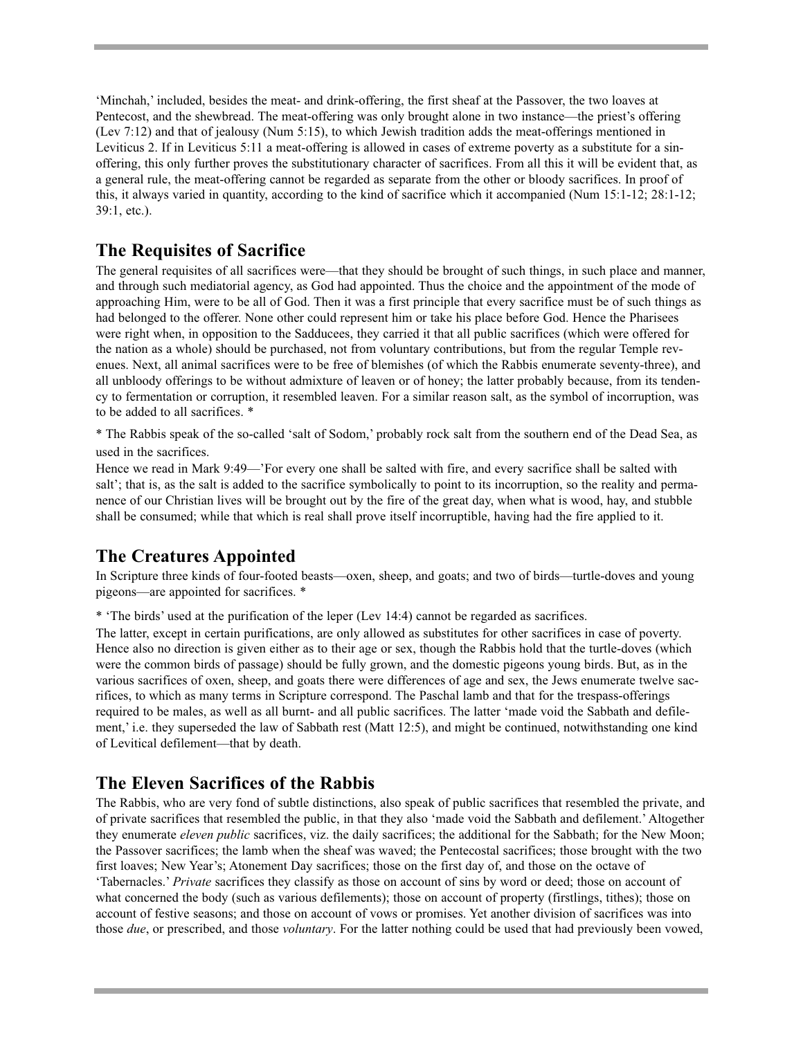'Minchah,' included, besides the meat- and drink-offering, the first sheaf at the Passover, the two loaves at Pentecost, and the shewbread. The meat-offering was only brought alone in two instance—the priest's offering (Lev 7:12) and that of jealousy (Num 5:15), to which Jewish tradition adds the meat-offerings mentioned in Leviticus 2. If in Leviticus 5:11 a meat-offering is allowed in cases of extreme poverty as a substitute for a sin-offering, this only further proves the substitutionary character of sacrifices. From all this it will be evident that, as a general rule, the meat-offering cannot be regarded as separate from the other or bloody sacrifices. In proof of this, it always varied in quantity, according to the kind of sacrifice which it accompanied (Num 15:1-12; 28:1-12; 39:1, etc.).

## The Requisites of Sacrifice

The general requisites of all sacrifices were—that they should be brought of such things, in such place and manner, and through such mediatorial agency, as God had appointed. Thus the choice and the appointment of the mode of approaching Him, were to be all of God. Then it was a first principle that every sacrifice must be of such things as had belonged to the offerer. None other could represent him or take his place before God. Hence the Pharisees were right when, in opposition to the Sadducees, they carried it that all public sacrifices (which were offered for the nation as a whole) should be purchased, not from voluntary contributions, but from the regular Temple revenues. Next, all animal sacrifices were to be free of blemishes (of which the Rabbis enumerate seventy-three), and all unbloody offerings to be without admixture of leaven or of honey; the latter probably because, from its tendency to fermentation or corruption, it resembled leaven. For a similar reason salt, as the symbol of incorruption, was to be added to all sacrifices. *

* The Rabbis speak of the so-called 'salt of Sodom,' probably rock salt from the southern end of the Dead Sea, as used in the sacrifices.

Hence we read in Mark 9:49—'For every one shall be salted with fire, and every sacrifice shall be salted with salt'; that is, as the salt is added to the sacrifice symbolically to point to its incorruption, so the reality and permanence of our Christian lives will be brought out by the fire of the great day, when what is wood, hay, and stubble shall be consumed; while that which is real shall prove itself incorruptible, having had the fire applied to it.

## The Creatures Appointed

In Scripture three kinds of four-footed beasts—oxen, sheep, and goats; and two of birds—turtle-doves and young pigeons—are appointed for sacrifices. *

* 'The birds' used at the purification of the leper (Lev 14:4) cannot be regarded as sacrifices.

The latter, except in certain purifications, are only allowed as substitutes for other sacrifices in case of poverty. Hence also no direction is given either as to their age or sex, though the Rabbis hold that the turtle-doves (which were the common birds of passage) should be fully grown, and the domestic pigeons young birds. But, as in the various sacrifices of oxen, sheep, and goats there were differences of age and sex, the Jews enumerate twelve sacrifices, to which as many terms in Scripture correspond. The Paschal lamb and that for the trespass-offerings required to be males, as well as all burnt- and all public sacrifices. The latter 'made void the Sabbath and defilement,' i.e. they superseded the law of Sabbath rest (Matt 12:5), and might be continued, notwithstanding one kind of Levitical defilement—that by death.

## The Eleven Sacrifices of the Rabbis

The Rabbis, who are very fond of subtle distinctions, also speak of public sacrifices that resembled the private, and of private sacrifices that resembled the public, in that they also 'made void the Sabbath and defilement.' Altogether they enumerate *eleven public* sacrifices, viz. the daily sacrifices; the additional for the Sabbath; for the New Moon; the Passover sacrifices; the lamb when the sheaf was waved; the Pentecostal sacrifices; those brought with the two first loaves; New Year's; Atonement Day sacrifices; those on the first day of, and those on the octave of 'Tabernacles.' *Private* sacrifices they classify as those on account of sins by word or deed; those on account of what concerned the body (such as various defilements); those on account of property (firstlings, tithes); those on account of festive seasons; and those on account of vows or promises. Yet another division of sacrifices was into those *due*, or prescribed, and those *voluntary*. For the latter nothing could be used that had previously been vowed,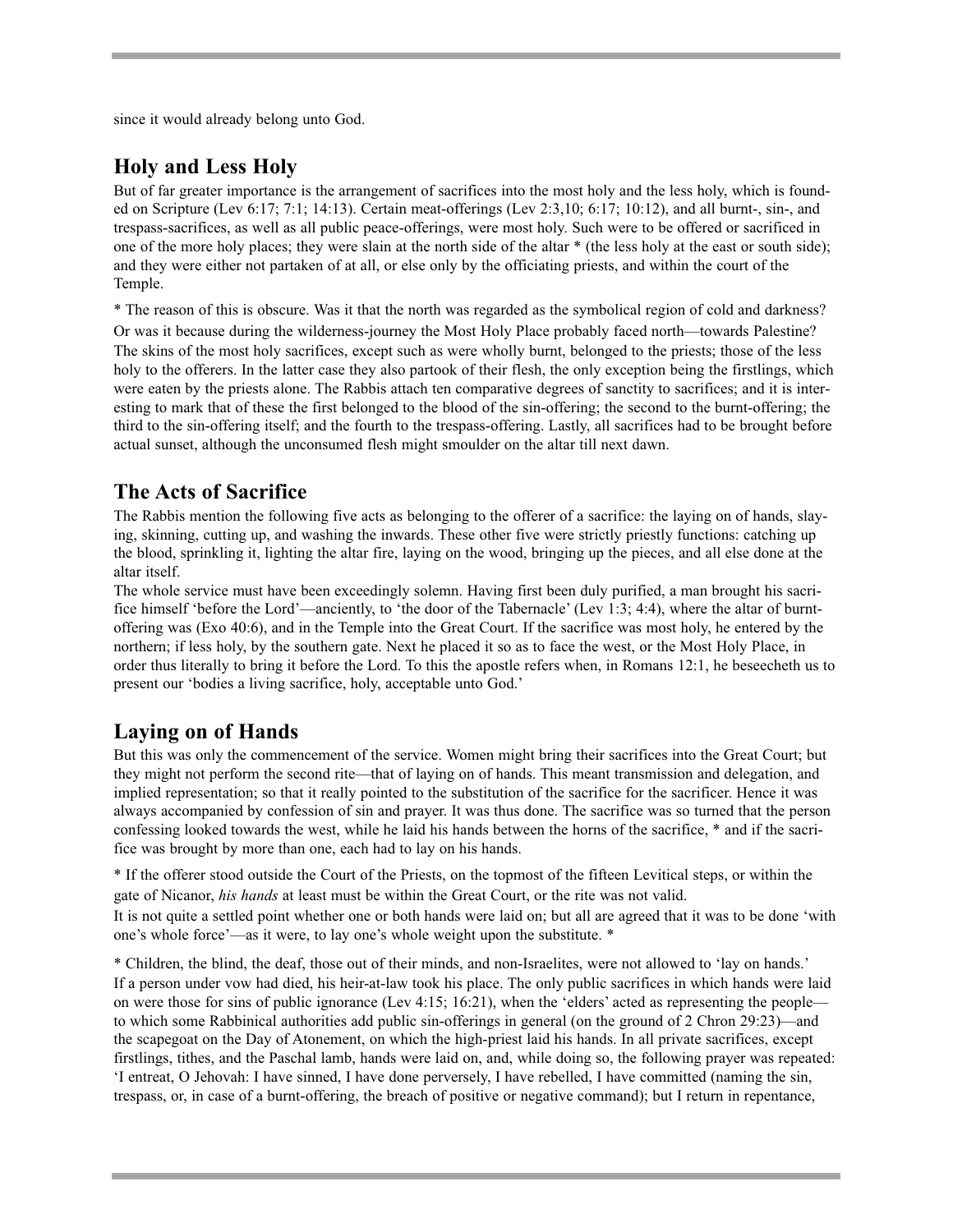since it would already belong unto God.

## Holy and Less Holy

But of far greater importance is the arrangement of sacrifices into the most holy and the less holy, which is founded on Scripture (Lev 6:17; 7:1; 14:13). Certain meat-offerings (Lev 2:3,10; 6:17; 10:12), and all burnt-, sin-, and trespass-sacrifices, as well as all public peace-offerings, were most holy. Such were to be offered or sacrificed in one of the more holy places; they were slain at the north side of the altar * (the less holy at the east or south side); and they were either not partaken of at all, or else only by the officiating priests, and within the court of the Temple.

* The reason of this is obscure. Was it that the north was regarded as the symbolical region of cold and darkness? Or was it because during the wilderness-journey the Most Holy Place probably faced north—towards Palestine?

The skins of the most holy sacrifices, except such as were wholly burnt, belonged to the priests; those of the less holy to the offerers. In the latter case they also partook of their flesh, the only exception being the firstlings, which were eaten by the priests alone. The Rabbis attach ten comparative degrees of sanctity to sacrifices; and it is interesting to mark that of these the first belonged to the blood of the sin-offering; the second to the burnt-offering; the third to the sin-offering itself; and the fourth to the trespass-offering. Lastly, all sacrifices had to be brought before actual sunset, although the unconsumed flesh might smoulder on the altar till next dawn.

## The Acts of Sacrifice

The Rabbis mention the following five acts as belonging to the offerer of a sacrifice: the laying on of hands, slaying, skinning, cutting up, and washing the inwards. These other five were strictly priestly functions: catching up the blood, sprinkling it, lighting the altar fire, laying on the wood, bringing up the pieces, and all else done at the altar itself.

The whole service must have been exceedingly solemn. Having first been duly purified, a man brought his sacrifice himself 'before the Lord'—anciently, to 'the door of the Tabernacle' (Lev 1:3; 4:4), where the altar of burnt-offering was (Exo 40:6), and in the Temple into the Great Court. If the sacrifice was most holy, he entered by the northern; if less holy, by the southern gate. Next he placed it so as to face the west, or the Most Holy Place, in order thus literally to bring it before the Lord. To this the apostle refers when, in Romans 12:1, he beseecheth us to present our 'bodies a living sacrifice, holy, acceptable unto God.'

## Laying on of Hands

But this was only the commencement of the service. Women might bring their sacrifices into the Great Court; but they might not perform the second rite—that of laying on of hands. This meant transmission and delegation, and implied representation; so that it really pointed to the substitution of the sacrifice for the sacrificer. Hence it was always accompanied by confession of sin and prayer. It was thus done. The sacrifice was so turned that the person confessing looked towards the west, while he laid his hands between the horns of the sacrifice, * and if the sacrifice was brought by more than one, each had to lay on his hands.

* If the offerer stood outside the Court of the Priests, on the topmost of the fifteen Levitical steps, or within the gate of Nicanor, *his hands* at least must be within the Great Court, or the rite was not valid.

It is not quite a settled point whether one or both hands were laid on; but all are agreed that it was to be done 'with one's whole force'—as it were, to lay one's whole weight upon the substitute. *

* Children, the blind, the deaf, those out of their minds, and non-Israelites, were not allowed to 'lay on hands.'

If a person under vow had died, his heir-at-law took his place. The only public sacrifices in which hands were laid on were those for sins of public ignorance (Lev 4:15; 16:21), when the 'elders' acted as representing the people—to which some Rabbinical authorities add public sin-offerings in general (on the ground of 2 Chron 29:23)—and the scapegoat on the Day of Atonement, on which the high-priest laid his hands. In all private sacrifices, except firstlings, tithes, and the Paschal lamb, hands were laid on, and, while doing so, the following prayer was repeated: 'I entreat, O Jehovah: I have sinned, I have done perversely, I have rebelled, I have committed (naming the sin, trespass, or, in case of a burnt-offering, the breach of positive or negative command); but I return in repentance,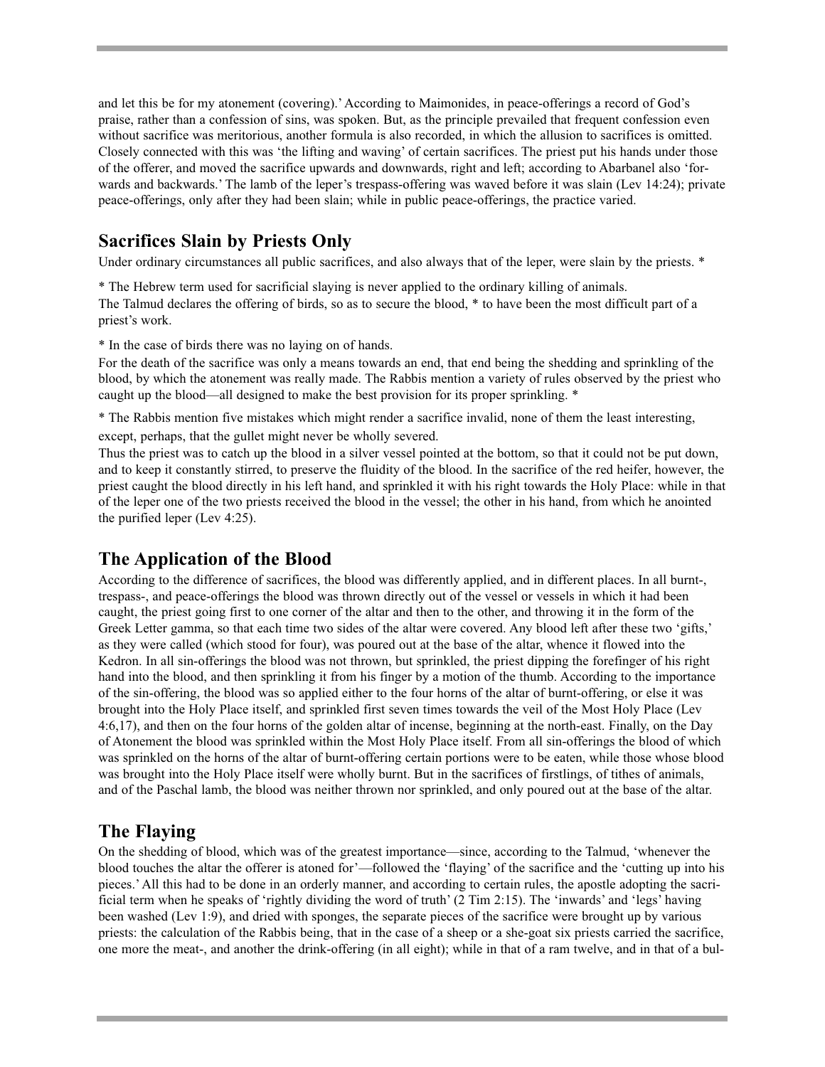and let this be for my atonement (covering).' According to Maimonides, in peace-offerings a record of God's praise, rather than a confession of sins, was spoken. But, as the principle prevailed that frequent confession even without sacrifice was meritorious, another formula is also recorded, in which the allusion to sacrifices is omitted. Closely connected with this was 'the lifting and waving' of certain sacrifices. The priest put his hands under those of the offerer, and moved the sacrifice upwards and downwards, right and left; according to Abarbanel also 'forwards and backwards.' The lamb of the leper's trespass-offering was waved before it was slain (Lev 14:24); private peace-offerings, only after they had been slain; while in public peace-offerings, the practice varied.

## Sacrifices Slain by Priests Only

Under ordinary circumstances all public sacrifices, and also always that of the leper, were slain by the priests. *

* The Hebrew term used for sacrificial slaying is never applied to the ordinary killing of animals.

The Talmud declares the offering of birds, so as to secure the blood, * to have been the most difficult part of a priest's work.

* In the case of birds there was no laying on of hands.

For the death of the sacrifice was only a means towards an end, that end being the shedding and sprinkling of the blood, by which the atonement was really made. The Rabbis mention a variety of rules observed by the priest who caught up the blood—all designed to make the best provision for its proper sprinkling. *

* The Rabbis mention five mistakes which might render a sacrifice invalid, none of them the least interesting, except, perhaps, that the gullet might never be wholly severed.

Thus the priest was to catch up the blood in a silver vessel pointed at the bottom, so that it could not be put down, and to keep it constantly stirred, to preserve the fluidity of the blood. In the sacrifice of the red heifer, however, the priest caught the blood directly in his left hand, and sprinkled it with his right towards the Holy Place: while in that of the leper one of the two priests received the blood in the vessel; the other in his hand, from which he anointed the purified leper (Lev 4:25).

## The Application of the Blood

According to the difference of sacrifices, the blood was differently applied, and in different places. In all burnt-, trespass-, and peace-offerings the blood was thrown directly out of the vessel or vessels in which it had been caught, the priest going first to one corner of the altar and then to the other, and throwing it in the form of the Greek Letter gamma, so that each time two sides of the altar were covered. Any blood left after these two 'gifts,' as they were called (which stood for four), was poured out at the base of the altar, whence it flowed into the Kedron. In all sin-offerings the blood was not thrown, but sprinkled, the priest dipping the forefinger of his right hand into the blood, and then sprinkling it from his finger by a motion of the thumb. According to the importance of the sin-offering, the blood was so applied either to the four horns of the altar of burnt-offering, or else it was brought into the Holy Place itself, and sprinkled first seven times towards the veil of the Most Holy Place (Lev 4:6,17), and then on the four horns of the golden altar of incense, beginning at the north-east. Finally, on the Day of Atonement the blood was sprinkled within the Most Holy Place itself. From all sin-offerings the blood of which was sprinkled on the horns of the altar of burnt-offering certain portions were to be eaten, while those whose blood was brought into the Holy Place itself were wholly burnt. But in the sacrifices of firstlings, of tithes of animals, and of the Paschal lamb, the blood was neither thrown nor sprinkled, and only poured out at the base of the altar.

## The Flaying

On the shedding of blood, which was of the greatest importance—since, according to the Talmud, 'whenever the blood touches the altar the offerer is atoned for'—followed the 'flaying' of the sacrifice and the 'cutting up into his pieces.' All this had to be done in an orderly manner, and according to certain rules, the apostle adopting the sacrificial term when he speaks of 'rightly dividing the word of truth' (2 Tim 2:15). The 'inwards' and 'legs' having been washed (Lev 1:9), and dried with sponges, the separate pieces of the sacrifice were brought up by various priests: the calculation of the Rabbis being, that in the case of a sheep or a she-goat six priests carried the sacrifice, one more the meat-, and another the drink-offering (in all eight); while in that of a ram twelve, and in that of a bul-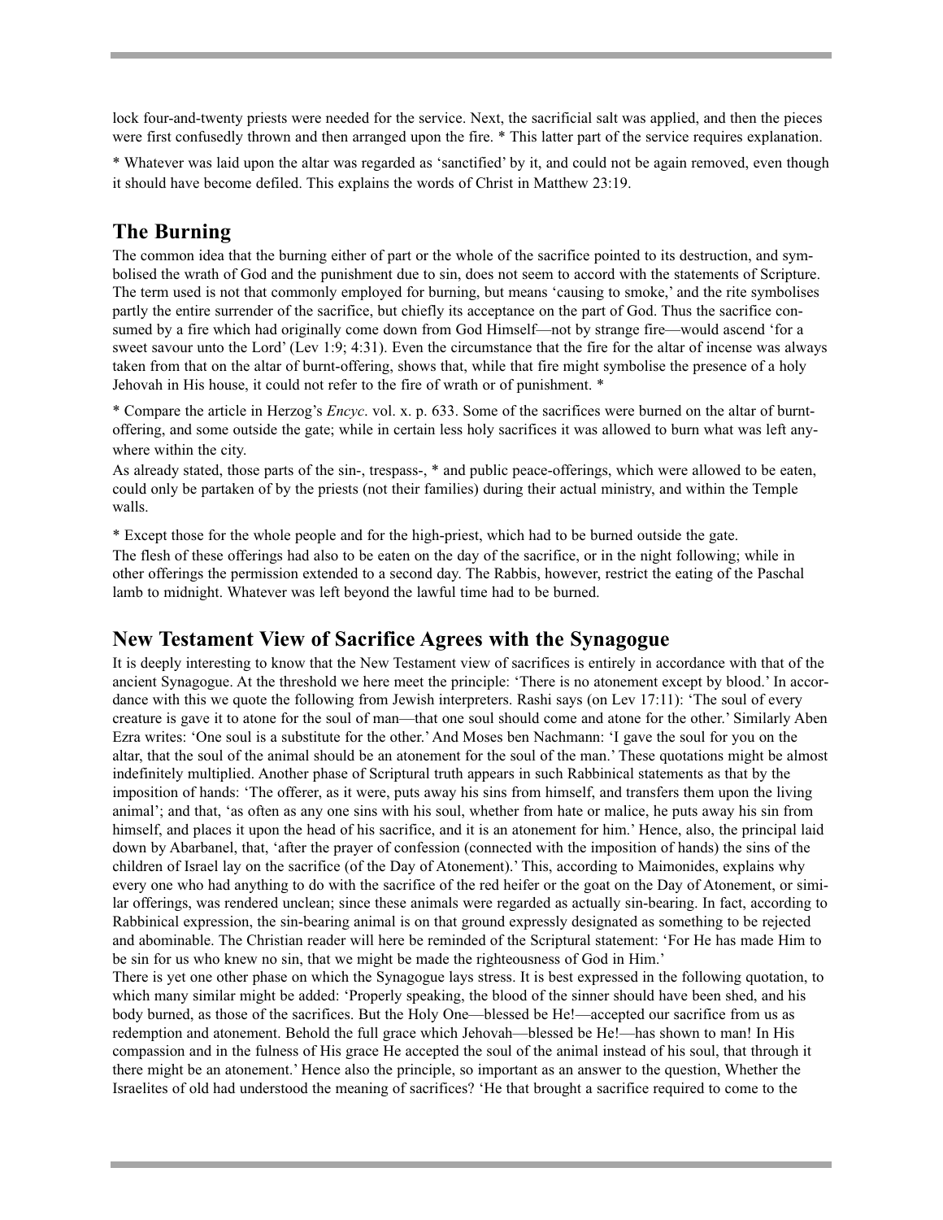lock four-and-twenty priests were needed for the service. Next, the sacrificial salt was applied, and then the pieces were first confusedly thrown and then arranged upon the fire. * This latter part of the service requires explanation.

* Whatever was laid upon the altar was regarded as 'sanctified' by it, and could not be again removed, even though it should have become defiled. This explains the words of Christ in Matthew 23:19.

## The Burning

The common idea that the burning either of part or the whole of the sacrifice pointed to its destruction, and symbolised the wrath of God and the punishment due to sin, does not seem to accord with the statements of Scripture. The term used is not that commonly employed for burning, but means 'causing to smoke,' and the rite symbolises partly the entire surrender of the sacrifice, but chiefly its acceptance on the part of God. Thus the sacrifice consumed by a fire which had originally come down from God Himself—not by strange fire—would ascend 'for a sweet savour unto the Lord' (Lev 1:9; 4:31). Even the circumstance that the fire for the altar of incense was always taken from that on the altar of burnt-offering, shows that, while that fire might symbolise the presence of a holy Jehovah in His house, it could not refer to the fire of wrath or of punishment. *

* Compare the article in Herzog's *Encyc*. vol. x. p. 633. Some of the sacrifices were burned on the altar of burnt-offering, and some outside the gate; while in certain less holy sacrifices it was allowed to burn what was left anywhere within the city.

As already stated, those parts of the sin-, trespass-, * and public peace-offerings, which were allowed to be eaten, could only be partaken of by the priests (not their families) during their actual ministry, and within the Temple walls.

* Except those for the whole people and for the high-priest, which had to be burned outside the gate.

The flesh of these offerings had also to be eaten on the day of the sacrifice, or in the night following; while in other offerings the permission extended to a second day. The Rabbis, however, restrict the eating of the Paschal lamb to midnight. Whatever was left beyond the lawful time had to be burned.

## New Testament View of Sacrifice Agrees with the Synagogue

It is deeply interesting to know that the New Testament view of sacrifices is entirely in accordance with that of the ancient Synagogue. At the threshold we here meet the principle: 'There is no atonement except by blood.' In accordance with this we quote the following from Jewish interpreters. Rashi says (on Lev 17:11): 'The soul of every creature is gave it to atone for the soul of man—that one soul should come and atone for the other.' Similarly Aben Ezra writes: 'One soul is a substitute for the other.' And Moses ben Nachmann: 'I gave the soul for you on the altar, that the soul of the animal should be an atonement for the soul of the man.' These quotations might be almost indefinitely multiplied. Another phase of Scriptural truth appears in such Rabbinical statements as that by the imposition of hands: 'The offerer, as it were, puts away his sins from himself, and transfers them upon the living animal'; and that, 'as often as any one sins with his soul, whether from hate or malice, he puts away his sin from himself, and places it upon the head of his sacrifice, and it is an atonement for him.' Hence, also, the principal laid down by Abarbanel, that, 'after the prayer of confession (connected with the imposition of hands) the sins of the children of Israel lay on the sacrifice (of the Day of Atonement).' This, according to Maimonides, explains why every one who had anything to do with the sacrifice of the red heifer or the goat on the Day of Atonement, or similar offerings, was rendered unclean; since these animals were regarded as actually sin-bearing. In fact, according to Rabbinical expression, the sin-bearing animal is on that ground expressly designated as something to be rejected and abominable. The Christian reader will here be reminded of the Scriptural statement: 'For He has made Him to be sin for us who knew no sin, that we might be made the righteousness of God in Him.'

There is yet one other phase on which the Synagogue lays stress. It is best expressed in the following quotation, to which many similar might be added: 'Properly speaking, the blood of the sinner should have been shed, and his body burned, as those of the sacrifices. But the Holy One—blessed be He!—accepted our sacrifice from us as redemption and atonement. Behold the full grace which Jehovah—blessed be He!—has shown to man! In His compassion and in the fulness of His grace He accepted the soul of the animal instead of his soul, that through it there might be an atonement.' Hence also the principle, so important as an answer to the question, Whether the Israelites of old had understood the meaning of sacrifices? 'He that brought a sacrifice required to come to the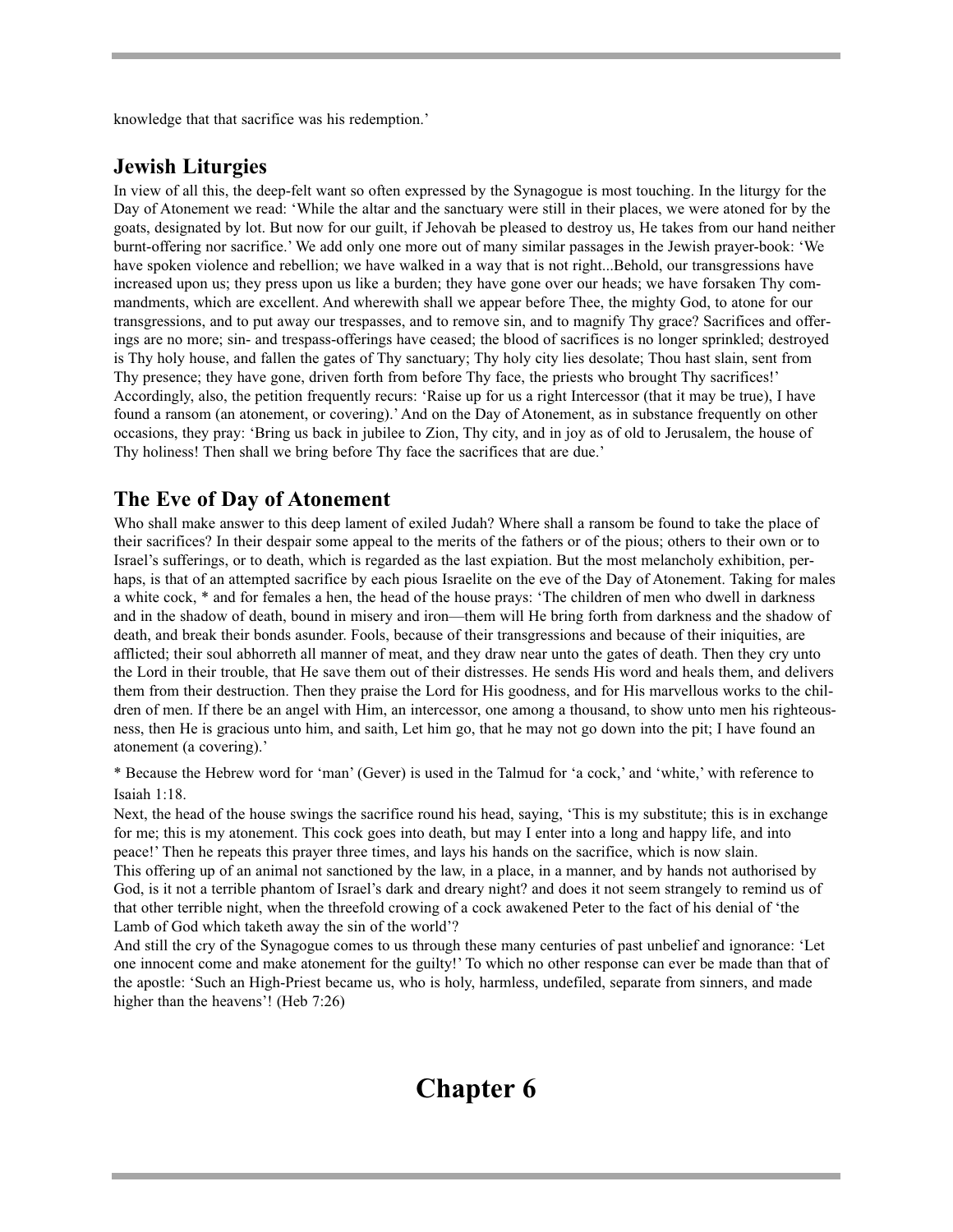knowledge that that sacrifice was his redemption.'

## Jewish Liturgies

In view of all this, the deep-felt want so often expressed by the Synagogue is most touching. In the liturgy for the Day of Atonement we read: 'While the altar and the sanctuary were still in their places, we were atoned for by the goats, designated by lot. But now for our guilt, if Jehovah be pleased to destroy us, He takes from our hand neither burnt-offering nor sacrifice.' We add only one more out of many similar passages in the Jewish prayer-book: 'We have spoken violence and rebellion; we have walked in a way that is not right...Behold, our transgressions have increased upon us; they press upon us like a burden; they have gone over our heads; we have forsaken Thy commandments, which are excellent. And wherewith shall we appear before Thee, the mighty God, to atone for our transgressions, and to put away our trespasses, and to remove sin, and to magnify Thy grace? Sacrifices and offerings are no more; sin- and trespass-offerings have ceased; the blood of sacrifices is no longer sprinkled; destroyed is Thy holy house, and fallen the gates of Thy sanctuary; Thy holy city lies desolate; Thou hast slain, sent from Thy presence; they have gone, driven forth from before Thy face, the priests who brought Thy sacrifices!' Accordingly, also, the petition frequently recurs: 'Raise up for us a right Intercessor (that it may be true), I have found a ransom (an atonement, or covering).' And on the Day of Atonement, as in substance frequently on other occasions, they pray: 'Bring us back in jubilee to Zion, Thy city, and in joy as of old to Jerusalem, the house of Thy holiness! Then shall we bring before Thy face the sacrifices that are due.'

## The Eve of Day of Atonement

Who shall make answer to this deep lament of exiled Judah? Where shall a ransom be found to take the place of their sacrifices? In their despair some appeal to the merits of the fathers or of the pious; others to their own or to Israel's sufferings, or to death, which is regarded as the last expiation. But the most melancholy exhibition, perhaps, is that of an attempted sacrifice by each pious Israelite on the eve of the Day of Atonement. Taking for males a white cock, * and for females a hen, the head of the house prays: 'The children of men who dwell in darkness and in the shadow of death, bound in misery and iron—them will He bring forth from darkness and the shadow of death, and break their bonds asunder. Fools, because of their transgressions and because of their iniquities, are afflicted; their soul abhorreth all manner of meat, and they draw near unto the gates of death. Then they cry unto the Lord in their trouble, that He save them out of their distresses. He sends His word and heals them, and delivers them from their destruction. Then they praise the Lord for His goodness, and for His marvellous works to the children of men. If there be an angel with Him, an intercessor, one among a thousand, to show unto men his righteousness, then He is gracious unto him, and saith, Let him go, that he may not go down into the pit; I have found an atonement (a covering).'

* Because the Hebrew word for 'man' (Gever) is used in the Talmud for 'a cock,' and 'white,' with reference to Isaiah 1:18.

Next, the head of the house swings the sacrifice round his head, saying, 'This is my substitute; this is in exchange for me; this is my atonement. This cock goes into death, but may I enter into a long and happy life, and into peace!' Then he repeats this prayer three times, and lays his hands on the sacrifice, which is now slain.

This offering up of an animal not sanctioned by the law, in a place, in a manner, and by hands not authorised by God, is it not a terrible phantom of Israel's dark and dreary night? and does it not seem strangely to remind us of that other terrible night, when the threefold crowing of a cock awakened Peter to the fact of his denial of 'the Lamb of God which taketh away the sin of the world'?

And still the cry of the Synagogue comes to us through these many centuries of past unbelief and ignorance: 'Let one innocent come and make atonement for the guilty!' To which no other response can ever be made than that of the apostle: 'Such an High-Priest became us, who is holy, harmless, undefiled, separate from sinners, and made higher than the heavens'! (Heb 7:26)

# Chapter 6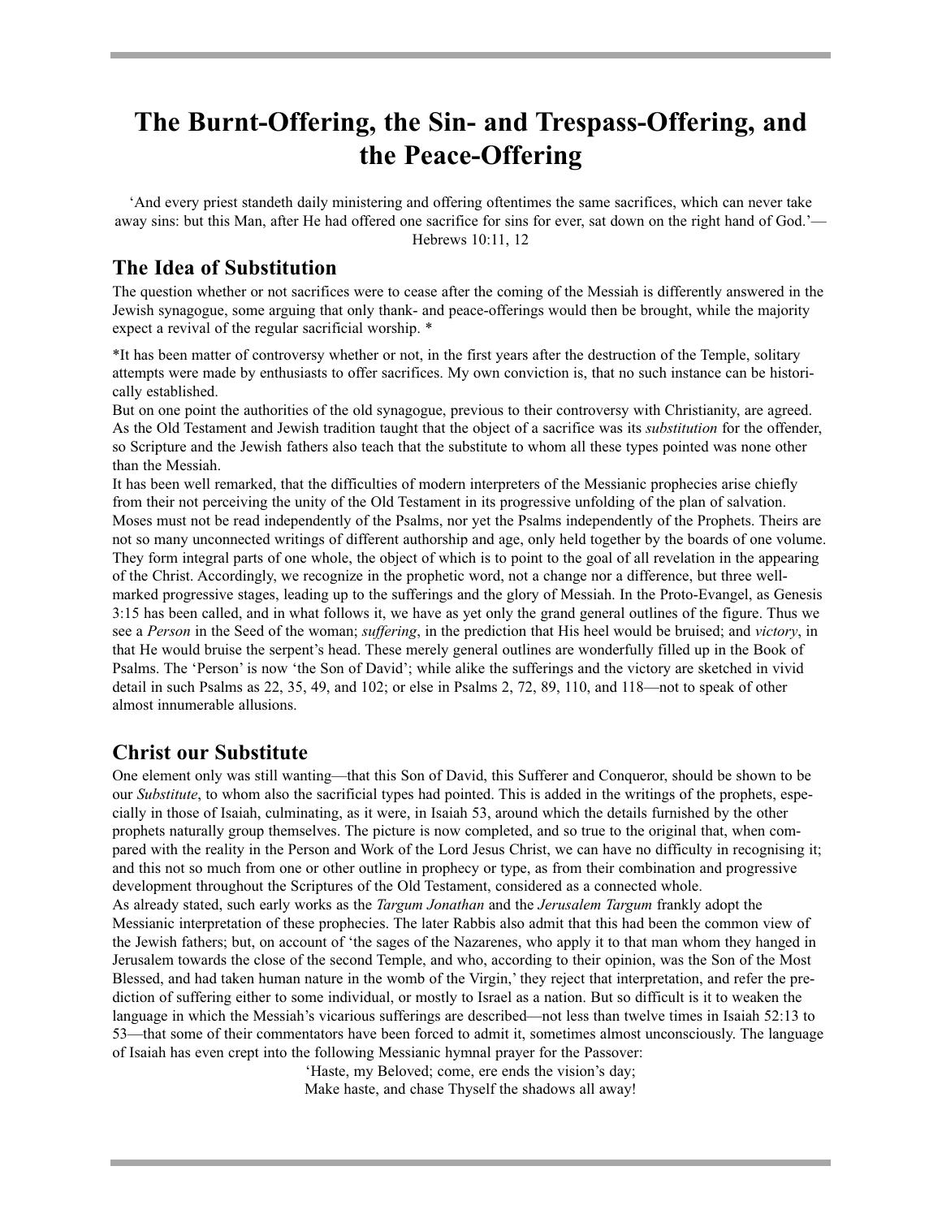# The Burnt-Offering, the Sin- and Trespass-Offering, and the Peace-Offering

'And every priest standeth daily ministering and offering oftentimes the same sacrifices, which can never take away sins: but this Man, after He had offered one sacrifice for sins for ever, sat down on the right hand of God.'—Hebrews 10:11, 12

## The Idea of Substitution

The question whether or not sacrifices were to cease after the coming of the Messiah is differently answered in the Jewish synagogue, some arguing that only thank- and peace-offerings would then be brought, while the majority expect a revival of the regular sacrificial worship. *

*It has been matter of controversy whether or not, in the first years after the destruction of the Temple, solitary attempts were made by enthusiasts to offer sacrifices. My own conviction is, that no such instance can be historically established.

But on one point the authorities of the old synagogue, previous to their controversy with Christianity, are agreed. As the Old Testament and Jewish tradition taught that the object of a sacrifice was its *substitution* for the offender, so Scripture and the Jewish fathers also teach that the substitute to whom all these types pointed was none other than the Messiah.

It has been well remarked, that the difficulties of modern interpreters of the Messianic prophecies arise chiefly from their not perceiving the unity of the Old Testament in its progressive unfolding of the plan of salvation. Moses must not be read independently of the Psalms, nor yet the Psalms independently of the Prophets. Theirs are not so many unconnected writings of different authorship and age, only held together by the boards of one volume. They form integral parts of one whole, the object of which is to point to the goal of all revelation in the appearing of the Christ. Accordingly, we recognize in the prophetic word, not a change nor a difference, but three well-marked progressive stages, leading up to the sufferings and the glory of Messiah. In the Proto-Evangel, as Genesis 3:15 has been called, and in what follows it, we have as yet only the grand general outlines of the figure. Thus we see a *Person* in the Seed of the woman; *suffering*, in the prediction that His heel would be bruised; and *victory*, in that He would bruise the serpent's head. These merely general outlines are wonderfully filled up in the Book of Psalms. The 'Person' is now 'the Son of David'; while alike the sufferings and the victory are sketched in vivid detail in such Psalms as 22, 35, 49, and 102; or else in Psalms 2, 72, 89, 110, and 118—not to speak of other almost innumerable allusions.

## Christ our Substitute

One element only was still wanting—that this Son of David, this Sufferer and Conqueror, should be shown to be our *Substitute*, to whom also the sacrificial types had pointed. This is added in the writings of the prophets, especially in those of Isaiah, culminating, as it were, in Isaiah 53, around which the details furnished by the other prophets naturally group themselves. The picture is now completed, and so true to the original that, when compared with the reality in the Person and Work of the Lord Jesus Christ, we can have no difficulty in recognising it; and this not so much from one or other outline in prophecy or type, as from their combination and progressive development throughout the Scriptures of the Old Testament, considered as a connected whole.

As already stated, such early works as the *Targum Jonathan* and the *Jerusalem Targum* frankly adopt the Messianic interpretation of these prophecies. The later Rabbis also admit that this had been the common view of the Jewish fathers; but, on account of 'the sages of the Nazarenes, who apply it to that man whom they hanged in Jerusalem towards the close of the second Temple, and who, according to their opinion, was the Son of the Most Blessed, and had taken human nature in the womb of the Virgin,' they reject that interpretation, and refer the prediction of suffering either to some individual, or mostly to Israel as a nation. But so difficult is it to weaken the language in which the Messiah's vicarious sufferings are described—not less than twelve times in Isaiah 52:13 to 53—that some of their commentators have been forced to admit it, sometimes almost unconsciously. The language of Isaiah has even crept into the following Messianic hymnal prayer for the Passover:

'Haste, my Beloved; come, ere ends the vision's day;
Make haste, and chase Thyself the shadows all away!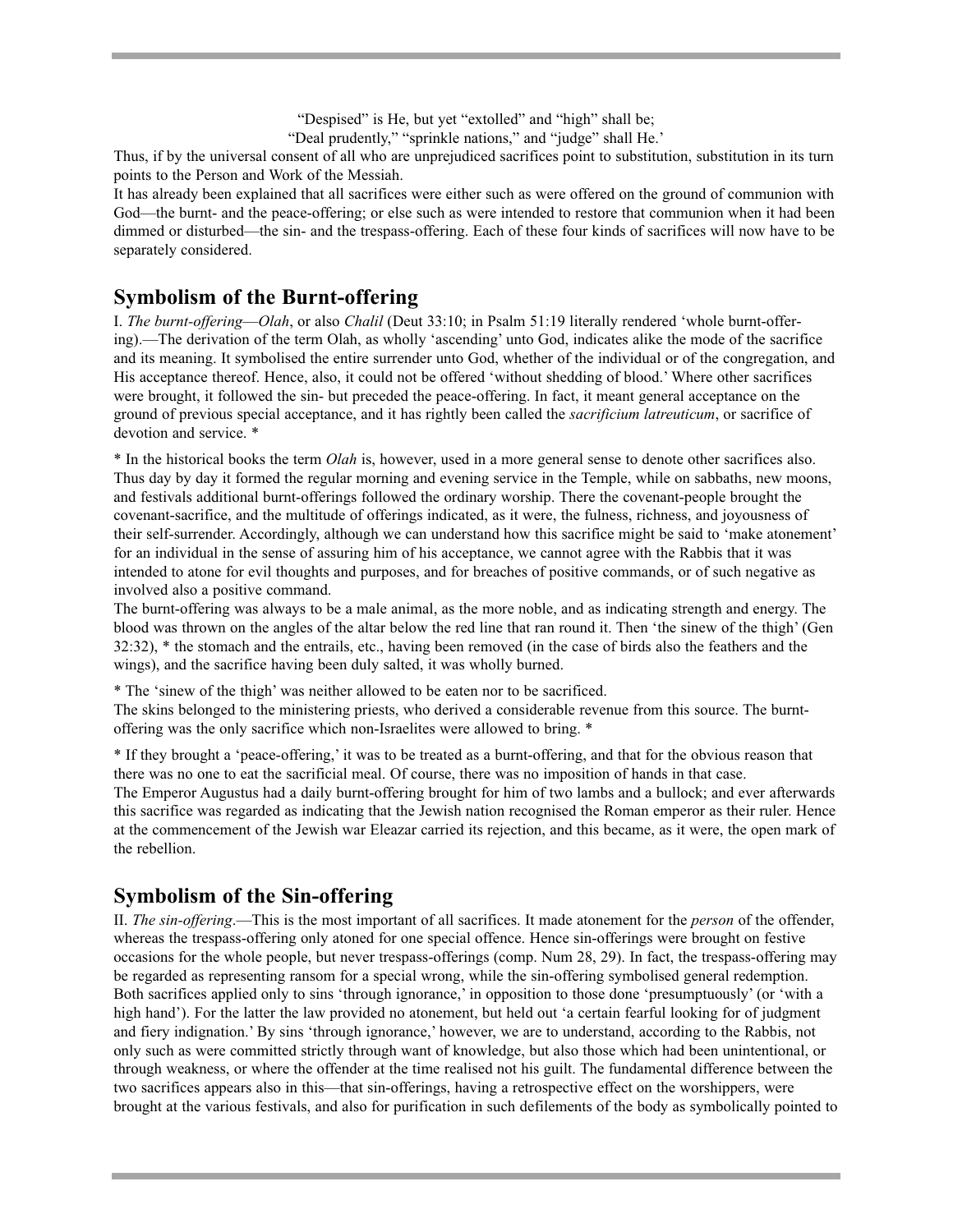“Despised” is He, but yet “extolled” and “high” shall be;
“Deal prudently,” “sprinkle nations,” and “judge” shall He.’

Thus, if by the universal consent of all who are unprejudiced sacrifices point to substitution, substitution in its turn points to the Person and Work of the Messiah.

It has already been explained that all sacrifices were either such as were offered on the ground of communion with God—the burnt- and the peace-offering; or else such as were intended to restore that communion when it had been dimmed or disturbed—the sin- and the trespass-offering. Each of these four kinds of sacrifices will now have to be separately considered.

## Symbolism of the Burnt-offering

I. *The burnt-offering*—*Olah*, or also *Chalil* (Deut 33:10; in Psalm 51:19 literally rendered ‘whole burnt-offering).—The derivation of the term Olah, as wholly ‘ascending’ unto God, indicates alike the mode of the sacrifice and its meaning. It symbolised the entire surrender unto God, whether of the individual or of the congregation, and His acceptance thereof. Hence, also, it could not be offered ‘without shedding of blood.’ Where other sacrifices were brought, it followed the sin- but preceded the peace-offering. In fact, it meant general acceptance on the ground of previous special acceptance, and it has rightly been called the *sacrificium latreuticum*, or sacrifice of devotion and service. *

* In the historical books the term *Olah* is, however, used in a more general sense to denote other sacrifices also.

Thus day by day it formed the regular morning and evening service in the Temple, while on sabbaths, new moons, and festivals additional burnt-offerings followed the ordinary worship. There the covenant-people brought the covenant-sacrifice, and the multitude of offerings indicated, as it were, the fulness, richness, and joyousness of their self-surrender. Accordingly, although we can understand how this sacrifice might be said to ‘make atonement’ for an individual in the sense of assuring him of his acceptance, we cannot agree with the Rabbis that it was intended to atone for evil thoughts and purposes, and for breaches of positive commands, or of such negative as involved also a positive command.

The burnt-offering was always to be a male animal, as the more noble, and as indicating strength and energy. The blood was thrown on the angles of the altar below the red line that ran round it. Then ‘the sinew of the thigh’ (Gen 32:32), * the stomach and the entrails, etc., having been removed (in the case of birds also the feathers and the wings), and the sacrifice having been duly salted, it was wholly burned.

* The ‘sinew of the thigh’ was neither allowed to be eaten nor to be sacrificed.

The skins belonged to the ministering priests, who derived a considerable revenue from this source. The burnt-offering was the only sacrifice which non-Israelites were allowed to bring. *

* If they brought a ‘peace-offering,’ it was to be treated as a burnt-offering, and that for the obvious reason that there was no one to eat the sacrificial meal. Of course, there was no imposition of hands in that case.

The Emperor Augustus had a daily burnt-offering brought for him of two lambs and a bullock; and ever afterwards this sacrifice was regarded as indicating that the Jewish nation recognised the Roman emperor as their ruler. Hence at the commencement of the Jewish war Eleazar carried its rejection, and this became, as it were, the open mark of the rebellion.

## Symbolism of the Sin-offering

II. *The sin-offering*.—This is the most important of all sacrifices. It made atonement for the *person* of the offender, whereas the trespass-offering only atoned for one special offence. Hence sin-offerings were brought on festive occasions for the whole people, but never trespass-offerings (comp. Num 28, 29). In fact, the trespass-offering may be regarded as representing ransom for a special wrong, while the sin-offering symbolised general redemption. Both sacrifices applied only to sins ‘through ignorance,’ in opposition to those done ‘presumptuously’ (or ‘with a high hand’). For the latter the law provided no atonement, but held out ‘a certain fearful looking for of judgment and fiery indignation.’ By sins ‘through ignorance,’ however, we are to understand, according to the Rabbis, not only such as were committed strictly through want of knowledge, but also those which had been unintentional, or through weakness, or where the offender at the time realised not his guilt. The fundamental difference between the two sacrifices appears also in this—that sin-offerings, having a retrospective effect on the worshippers, were brought at the various festivals, and also for purification in such defilements of the body as symbolically pointed to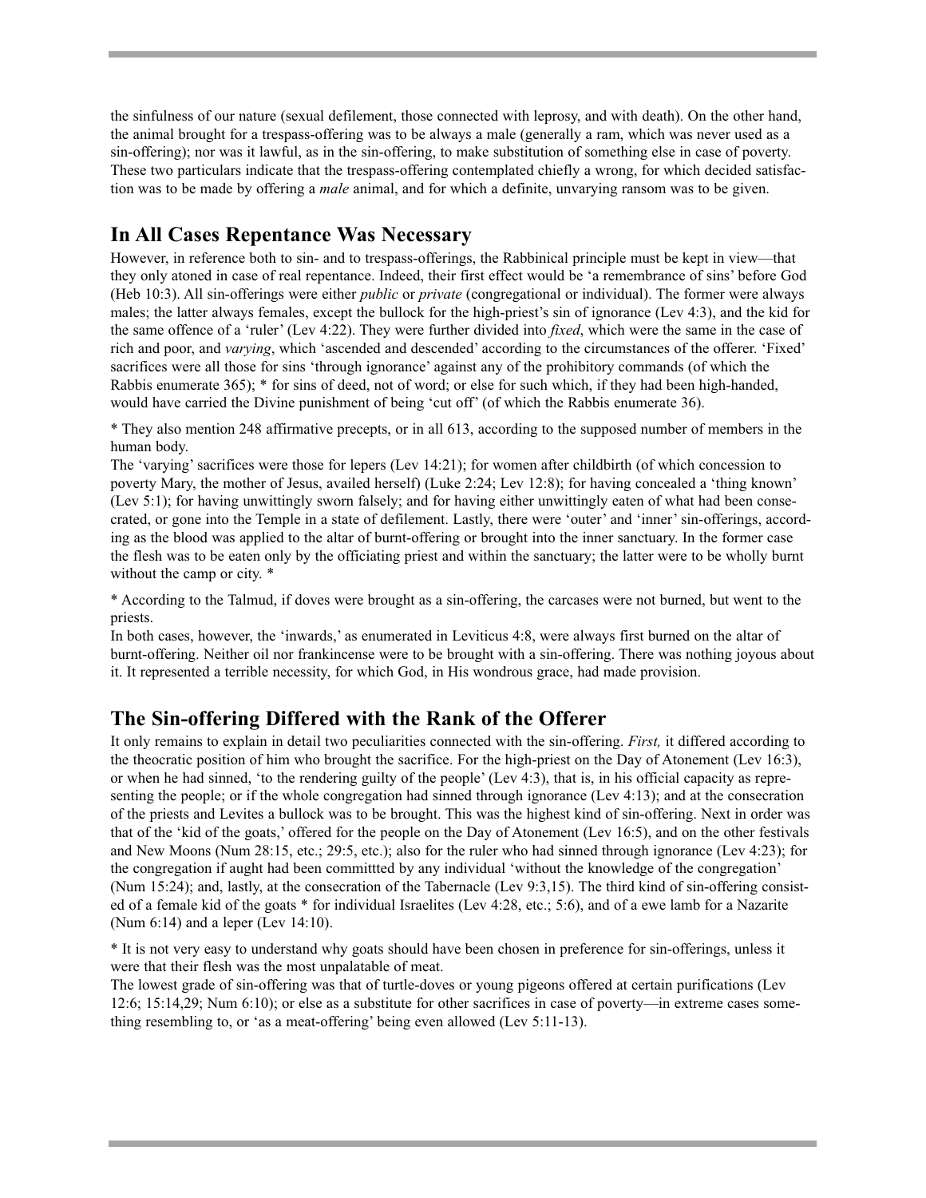the sinfulness of our nature (sexual defilement, those connected with leprosy, and with death). On the other hand, the animal brought for a trespass-offering was to be always a male (generally a ram, which was never used as a sin-offering); nor was it lawful, as in the sin-offering, to make substitution of something else in case of poverty. These two particulars indicate that the trespass-offering contemplated chiefly a wrong, for which decided satisfaction was to be made by offering a *male* animal, and for which a definite, unvarying ransom was to be given.

## In All Cases Repentance Was Necessary

However, in reference both to sin- and to trespass-offerings, the Rabbinical principle must be kept in view—that they only atoned in case of real repentance. Indeed, their first effect would be 'a remembrance of sins' before God (Heb 10:3). All sin-offerings were either *public* or *private* (congregational or individual). The former were always males; the latter always females, except the bullock for the high-priest's sin of ignorance (Lev 4:3), and the kid for the same offence of a 'ruler' (Lev 4:22). They were further divided into *fixed*, which were the same in the case of rich and poor, and *varying*, which 'ascended and descended' according to the circumstances of the offerer. 'Fixed' sacrifices were all those for sins 'through ignorance' against any of the prohibitory commands (of which the Rabbis enumerate 365); * for sins of deed, not of word; or else for such which, if they had been high-handed, would have carried the Divine punishment of being 'cut off' (of which the Rabbis enumerate 36).

* They also mention 248 affirmative precepts, or in all 613, according to the supposed number of members in the human body.

The 'varying' sacrifices were those for lepers (Lev 14:21); for women after childbirth (of which concession to poverty Mary, the mother of Jesus, availed herself) (Luke 2:24; Lev 12:8); for having concealed a 'thing known' (Lev 5:1); for having unwittingly sworn falsely; and for having either unwittingly eaten of what had been consecrated, or gone into the Temple in a state of defilement. Lastly, there were 'outer' and 'inner' sin-offerings, according as the blood was applied to the altar of burnt-offering or brought into the inner sanctuary. In the former case the flesh was to be eaten only by the officiating priest and within the sanctuary; the latter were to be wholly burnt without the camp or city. *

* According to the Talmud, if doves were brought as a sin-offering, the carcases were not burned, but went to the priests.

In both cases, however, the 'inwards,' as enumerated in Leviticus 4:8, were always first burned on the altar of burnt-offering. Neither oil nor frankincense were to be brought with a sin-offering. There was nothing joyous about it. It represented a terrible necessity, for which God, in His wondrous grace, had made provision.

## The Sin-offering Differed with the Rank of the Offerer

It only remains to explain in detail two peculiarities connected with the sin-offering. *First,* it differed according to the theocratic position of him who brought the sacrifice. For the high-priest on the Day of Atonement (Lev 16:3), or when he had sinned, 'to the rendering guilty of the people' (Lev 4:3), that is, in his official capacity as representing the people; or if the whole congregation had sinned through ignorance (Lev 4:13); and at the consecration of the priests and Levites a bullock was to be brought. This was the highest kind of sin-offering. Next in order was that of the 'kid of the goats,' offered for the people on the Day of Atonement (Lev 16:5), and on the other festivals and New Moons (Num 28:15, etc.; 29:5, etc.); also for the ruler who had sinned through ignorance (Lev 4:23); for the congregation if aught had been committted by any individual 'without the knowledge of the congregation' (Num 15:24); and, lastly, at the consecration of the Tabernacle (Lev 9:3,15). The third kind of sin-offering consisted of a female kid of the goats * for individual Israelites (Lev 4:28, etc.; 5:6), and of a ewe lamb for a Nazarite (Num 6:14) and a leper (Lev 14:10).

* It is not very easy to understand why goats should have been chosen in preference for sin-offerings, unless it were that their flesh was the most unpalatable of meat.

The lowest grade of sin-offering was that of turtle-doves or young pigeons offered at certain purifications (Lev 12:6; 15:14,29; Num 6:10); or else as a substitute for other sacrifices in case of poverty—in extreme cases something resembling to, or 'as a meat-offering' being even allowed (Lev 5:11-13).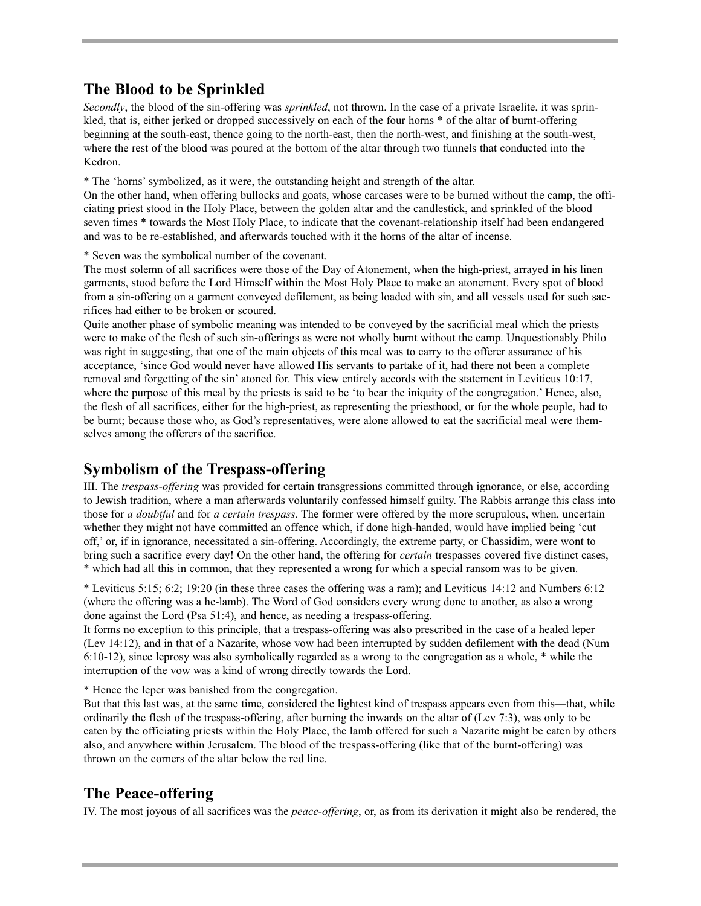## The Blood to be Sprinkled

*Secondly*, the blood of the sin-offering was *sprinkled*, not thrown. In the case of a private Israelite, it was sprinkled, that is, either jerked or dropped successively on each of the four horns * of the altar of burnt-offering—beginning at the south-east, thence going to the north-east, then the north-west, and finishing at the south-west, where the rest of the blood was poured at the bottom of the altar through two funnels that conducted into the Kedron.

* The 'horns' symbolized, as it were, the outstanding height and strength of the altar.

On the other hand, when offering bullocks and goats, whose carcases were to be burned without the camp, the officiating priest stood in the Holy Place, between the golden altar and the candlestick, and sprinkled of the blood seven times * towards the Most Holy Place, to indicate that the covenant-relationship itself had been endangered and was to be re-established, and afterwards touched with it the horns of the altar of incense.

* Seven was the symbolical number of the covenant.

The most solemn of all sacrifices were those of the Day of Atonement, when the high-priest, arrayed in his linen garments, stood before the Lord Himself within the Most Holy Place to make an atonement. Every spot of blood from a sin-offering on a garment conveyed defilement, as being loaded with sin, and all vessels used for such sacrifices had either to be broken or scoured.

Quite another phase of symbolic meaning was intended to be conveyed by the sacrificial meal which the priests were to make of the flesh of such sin-offerings as were not wholly burnt without the camp. Unquestionably Philo was right in suggesting, that one of the main objects of this meal was to carry to the offerer assurance of his acceptance, 'since God would never have allowed His servants to partake of it, had there not been a complete removal and forgetting of the sin' atoned for. This view entirely accords with the statement in Leviticus 10:17, where the purpose of this meal by the priests is said to be 'to bear the iniquity of the congregation.' Hence, also, the flesh of all sacrifices, either for the high-priest, as representing the priesthood, or for the whole people, had to be burnt; because those who, as God's representatives, were alone allowed to eat the sacrificial meal were themselves among the offerers of the sacrifice.

## Symbolism of the Trespass-offering

III. The *trespass-offering* was provided for certain transgressions committed through ignorance, or else, according to Jewish tradition, where a man afterwards voluntarily confessed himself guilty. The Rabbis arrange this class into those for *a doubtful* and for *a certain trespass*. The former were offered by the more scrupulous, when, uncertain whether they might not have committed an offence which, if done high-handed, would have implied being 'cut off,' or, if in ignorance, necessitated a sin-offering. Accordingly, the extreme party, or Chassidim, were wont to bring such a sacrifice every day! On the other hand, the offering for *certain* trespasses covered five distinct cases, * which had all this in common, that they represented a wrong for which a special ransom was to be given.

* Leviticus 5:15; 6:2; 19:20 (in these three cases the offering was a ram); and Leviticus 14:12 and Numbers 6:12 (where the offering was a he-lamb). The Word of God considers every wrong done to another, as also a wrong done against the Lord (Psa 51:4), and hence, as needing a trespass-offering.

It forms no exception to this principle, that a trespass-offering was also prescribed in the case of a healed leper (Lev 14:12), and in that of a Nazarite, whose vow had been interrupted by sudden defilement with the dead (Num 6:10-12), since leprosy was also symbolically regarded as a wrong to the congregation as a whole, * while the interruption of the vow was a kind of wrong directly towards the Lord.

* Hence the leper was banished from the congregation.

But that this last was, at the same time, considered the lightest kind of trespass appears even from this—that, while ordinarily the flesh of the trespass-offering, after burning the inwards on the altar of (Lev 7:3), was only to be eaten by the officiating priests within the Holy Place, the lamb offered for such a Nazarite might be eaten by others also, and anywhere within Jerusalem. The blood of the trespass-offering (like that of the burnt-offering) was thrown on the corners of the altar below the red line.

## The Peace-offering

IV. The most joyous of all sacrifices was the *peace-offering*, or, as from its derivation it might also be rendered, the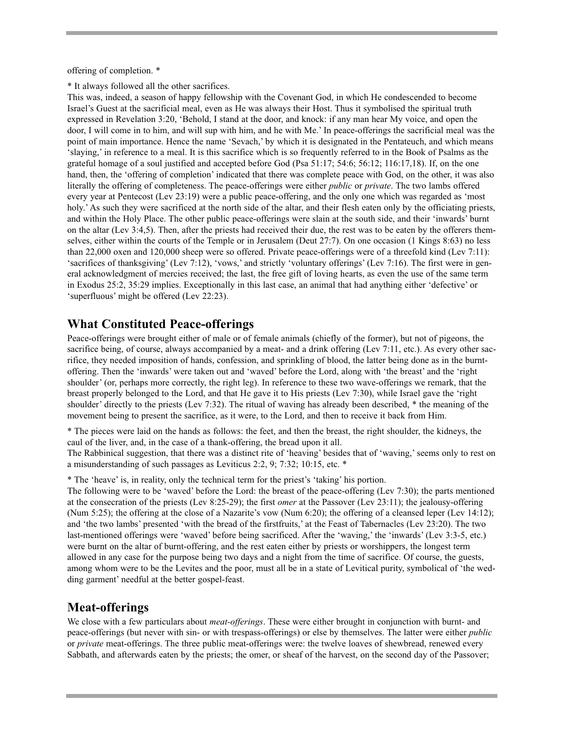offering of completion. *

* It always followed all the other sacrifices.

This was, indeed, a season of happy fellowship with the Covenant God, in which He condescended to become Israel's Guest at the sacrificial meal, even as He was always their Host. Thus it symbolised the spiritual truth expressed in Revelation 3:20, 'Behold, I stand at the door, and knock: if any man hear My voice, and open the door, I will come in to him, and will sup with him, and he with Me.' In peace-offerings the sacrificial meal was the point of main importance. Hence the name 'Sevach,' by which it is designated in the Pentateuch, and which means 'slaying,' in reference to a meal. It is this sacrifice which is so frequently referred to in the Book of Psalms as the grateful homage of a soul justified and accepted before God (Psa 51:17; 54:6; 56:12; 116:17,18). If, on the one hand, then, the 'offering of completion' indicated that there was complete peace with God, on the other, it was also literally the offering of completeness. The peace-offerings were either *public* or *private*. The two lambs offered every year at Pentecost (Lev 23:19) were a public peace-offering, and the only one which was regarded as 'most holy.' As such they were sacrificed at the north side of the altar, and their flesh eaten only by the officiating priests, and within the Holy Place. The other public peace-offerings were slain at the south side, and their 'inwards' burnt on the altar (Lev 3:4,5). Then, after the priests had received their due, the rest was to be eaten by the offerers themselves, either within the courts of the Temple or in Jerusalem (Deut 27:7). On one occasion (1 Kings 8:63) no less than 22,000 oxen and 120,000 sheep were so offered. Private peace-offerings were of a threefold kind (Lev 7:11): 'sacrifices of thanksgiving' (Lev 7:12), 'vows,' and strictly 'voluntary offerings' (Lev 7:16). The first were in general acknowledgment of mercies received; the last, the free gift of loving hearts, as even the use of the same term in Exodus 25:2, 35:29 implies. Exceptionally in this last case, an animal that had anything either 'defective' or 'superfluous' might be offered (Lev 22:23).

## What Constituted Peace-offerings

Peace-offerings were brought either of male or of female animals (chiefly of the former), but not of pigeons, the sacrifice being, of course, always accompanied by a meat- and a drink offering (Lev 7:11, etc.). As every other sacrifice, they needed imposition of hands, confession, and sprinkling of blood, the latter being done as in the burnt-offering. Then the 'inwards' were taken out and 'waved' before the Lord, along with 'the breast' and the 'right shoulder' (or, perhaps more correctly, the right leg). In reference to these two wave-offerings we remark, that the breast properly belonged to the Lord, and that He gave it to His priests (Lev 7:30), while Israel gave the 'right shoulder' directly to the priests (Lev 7:32). The ritual of waving has already been described, * the meaning of the movement being to present the sacrifice, as it were, to the Lord, and then to receive it back from Him.

* The pieces were laid on the hands as follows: the feet, and then the breast, the right shoulder, the kidneys, the caul of the liver, and, in the case of a thank-offering, the bread upon it all.

The Rabbinical suggestion, that there was a distinct rite of 'heaving' besides that of 'waving,' seems only to rest on a misunderstanding of such passages as Leviticus 2:2, 9; 7:32; 10:15, etc. *

* The 'heave' is, in reality, only the technical term for the priest's 'taking' his portion.

The following were to be 'waved' before the Lord: the breast of the peace-offering (Lev 7:30); the parts mentioned at the consecration of the priests (Lev 8:25-29); the first *omer* at the Passover (Lev 23:11); the jealousy-offering (Num 5:25); the offering at the close of a Nazarite's vow (Num 6:20); the offering of a cleansed leper (Lev 14:12); and 'the two lambs' presented 'with the bread of the firstfruits,' at the Feast of Tabernacles (Lev 23:20). The two last-mentioned offerings were 'waved' before being sacrificed. After the 'waving,' the 'inwards' (Lev 3:3-5, etc.) were burnt on the altar of burnt-offering, and the rest eaten either by priests or worshippers, the longest term allowed in any case for the purpose being two days and a night from the time of sacrifice. Of course, the guests, among whom were to be the Levites and the poor, must all be in a state of Levitical purity, symbolical of 'the wedding garment' needful at the better gospel-feast.

## Meat-offerings

We close with a few particulars about *meat-offerings*. These were either brought in conjunction with burnt- and peace-offerings (but never with sin- or with trespass-offerings) or else by themselves. The latter were either *public* or *private* meat-offerings. The three public meat-offerings were: the twelve loaves of shewbread, renewed every Sabbath, and afterwards eaten by the priests; the omer, or sheaf of the harvest, on the second day of the Passover;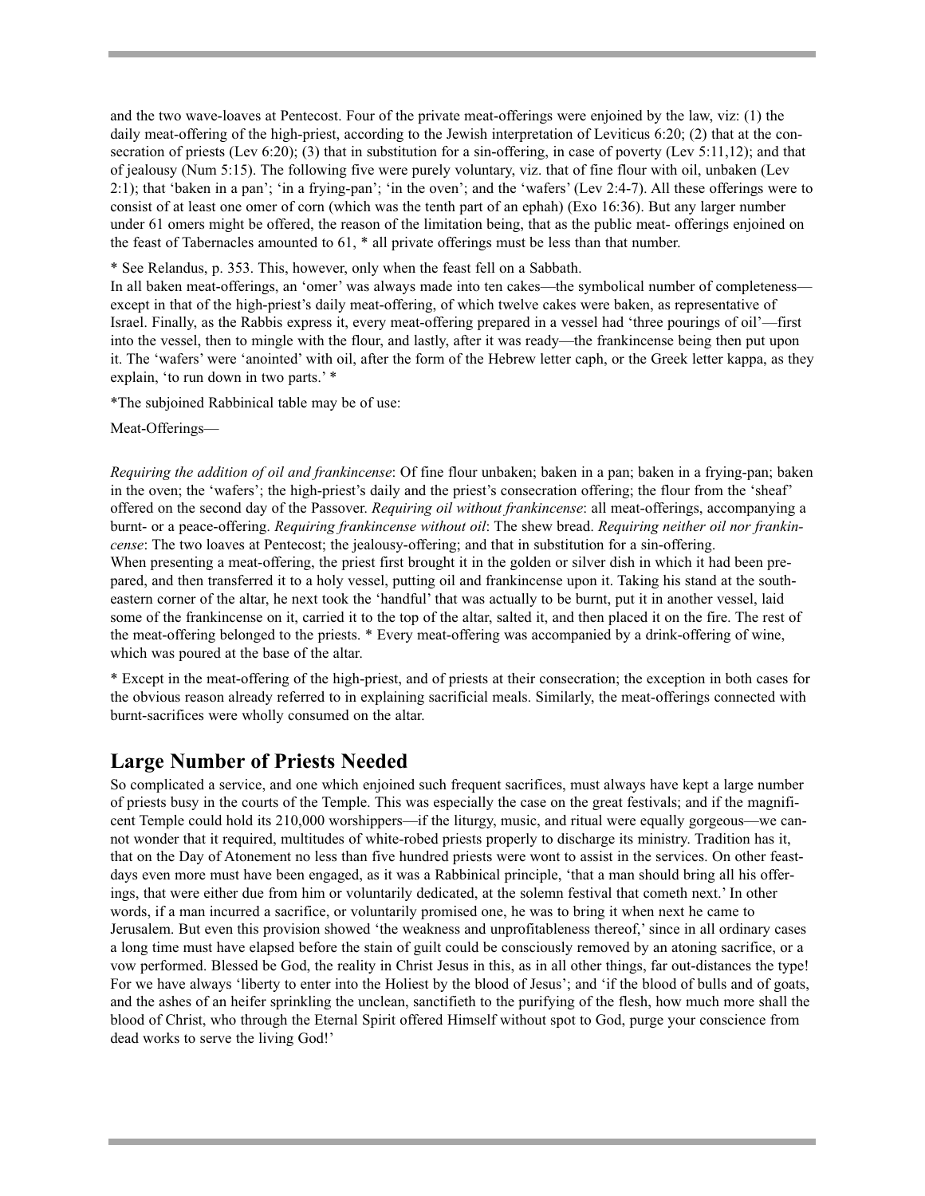and the two wave-loaves at Pentecost. Four of the private meat-offerings were enjoined by the law, viz: (1) the daily meat-offering of the high-priest, according to the Jewish interpretation of Leviticus 6:20; (2) that at the consecration of priests (Lev 6:20); (3) that in substitution for a sin-offering, in case of poverty (Lev 5:11,12); and that of jealousy (Num 5:15). The following five were purely voluntary, viz. that of fine flour with oil, unbaken (Lev 2:1); that 'baken in a pan'; 'in a frying-pan'; 'in the oven'; and the 'wafers' (Lev 2:4-7). All these offerings were to consist of at least one omer of corn (which was the tenth part of an ephah) (Exo 16:36). But any larger number under 61 omers might be offered, the reason of the limitation being, that as the public meat- offerings enjoined on the feast of Tabernacles amounted to 61, * all private offerings must be less than that number.

* See Relandus, p. 353. This, however, only when the feast fell on a Sabbath.

In all baken meat-offerings, an 'omer' was always made into ten cakes—the symbolical number of completeness—except in that of the high-priest's daily meat-offering, of which twelve cakes were baken, as representative of Israel. Finally, as the Rabbis express it, every meat-offering prepared in a vessel had 'three pourings of oil'—first into the vessel, then to mingle with the flour, and lastly, after it was ready—the frankincense being then put upon it. The 'wafers' were 'anointed' with oil, after the form of the Hebrew letter caph, or the Greek letter kappa, as they explain, 'to run down in two parts.' *

*The subjoined Rabbinical table may be of use:

Meat-Offerings—

*Requiring the addition of oil and frankincense*: Of fine flour unbaken; baken in a pan; baken in a frying-pan; baken in the oven; the 'wafers'; the high-priest's daily and the priest's consecration offering; the flour from the 'sheaf' offered on the second day of the Passover. *Requiring oil without frankincense*: all meat-offerings, accompanying a burnt- or a peace-offering. *Requiring frankincense without oil*: The shew bread. *Requiring neither oil nor frankincense*: The two loaves at Pentecost; the jealousy-offering; and that in substitution for a sin-offering.

When presenting a meat-offering, the priest first brought it in the golden or silver dish in which it had been prepared, and then transferred it to a holy vessel, putting oil and frankincense upon it. Taking his stand at the south-eastern corner of the altar, he next took the 'handful' that was actually to be burnt, put it in another vessel, laid some of the frankincense on it, carried it to the top of the altar, salted it, and then placed it on the fire. The rest of the meat-offering belonged to the priests. * Every meat-offering was accompanied by a drink-offering of wine, which was poured at the base of the altar.

* Except in the meat-offering of the high-priest, and of priests at their consecration; the exception in both cases for the obvious reason already referred to in explaining sacrificial meals. Similarly, the meat-offerings connected with burnt-sacrifices were wholly consumed on the altar.

## Large Number of Priests Needed

So complicated a service, and one which enjoined such frequent sacrifices, must always have kept a large number of priests busy in the courts of the Temple. This was especially the case on the great festivals; and if the magnificent Temple could hold its 210,000 worshippers—if the liturgy, music, and ritual were equally gorgeous—we cannot wonder that it required, multitudes of white-robed priests properly to discharge its ministry. Tradition has it, that on the Day of Atonement no less than five hundred priests were wont to assist in the services. On other feast-days even more must have been engaged, as it was a Rabbinical principle, 'that a man should bring all his offerings, that were either due from him or voluntarily dedicated, at the solemn festival that cometh next.' In other words, if a man incurred a sacrifice, or voluntarily promised one, he was to bring it when next he came to Jerusalem. But even this provision showed 'the weakness and unprofitableness thereof,' since in all ordinary cases a long time must have elapsed before the stain of guilt could be consciously removed by an atoning sacrifice, or a vow performed. Blessed be God, the reality in Christ Jesus in this, as in all other things, far out-distances the type! For we have always 'liberty to enter into the Holiest by the blood of Jesus'; and 'if the blood of bulls and of goats, and the ashes of an heifer sprinkling the unclean, sanctifieth to the purifying of the flesh, how much more shall the blood of Christ, who through the Eternal Spirit offered Himself without spot to God, purge your conscience from dead works to serve the living God!'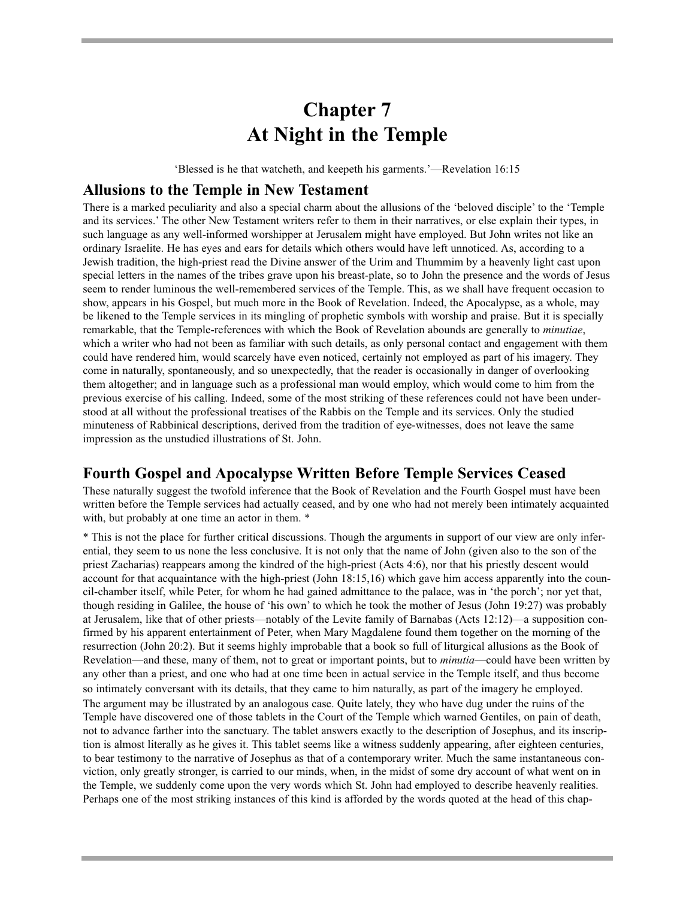# Chapter 7
# At Night in the Temple

'Blessed is he that watcheth, and keepeth his garments.'—Revelation 16:15

## Allusions to the Temple in New Testament

There is a marked peculiarity and also a special charm about the allusions of the 'beloved disciple' to the 'Temple and its services.' The other New Testament writers refer to them in their narratives, or else explain their types, in such language as any well-informed worshipper at Jerusalem might have employed. But John writes not like an ordinary Israelite. He has eyes and ears for details which others would have left unnoticed. As, according to a Jewish tradition, the high-priest read the Divine answer of the Urim and Thummim by a heavenly light cast upon special letters in the names of the tribes grave upon his breast-plate, so to John the presence and the words of Jesus seem to render luminous the well-remembered services of the Temple. This, as we shall have frequent occasion to show, appears in his Gospel, but much more in the Book of Revelation. Indeed, the Apocalypse, as a whole, may be likened to the Temple services in its mingling of prophetic symbols with worship and praise. But it is specially remarkable, that the Temple-references with which the Book of Revelation abounds are generally to *minutiae*, which a writer who had not been as familiar with such details, as only personal contact and engagement with them could have rendered him, would scarcely have even noticed, certainly not employed as part of his imagery. They come in naturally, spontaneously, and so unexpectedly, that the reader is occasionally in danger of overlooking them altogether; and in language such as a professional man would employ, which would come to him from the previous exercise of his calling. Indeed, some of the most striking of these references could not have been understood at all without the professional treatises of the Rabbis on the Temple and its services. Only the studied minuteness of Rabbinical descriptions, derived from the tradition of eye-witnesses, does not leave the same impression as the unstudied illustrations of St. John.

## Fourth Gospel and Apocalypse Written Before Temple Services Ceased

These naturally suggest the twofold inference that the Book of Revelation and the Fourth Gospel must have been written before the Temple services had actually ceased, and by one who had not merely been intimately acquainted with, but probably at one time an actor in them. *

* This is not the place for further critical discussions. Though the arguments in support of our view are only inferential, they seem to us none the less conclusive. It is not only that the name of John (given also to the son of the priest Zacharias) reappears among the kindred of the high-priest (Acts 4:6), nor that his priestly descent would account for that acquaintance with the high-priest (John 18:15,16) which gave him access apparently into the council-chamber itself, while Peter, for whom he had gained admittance to the palace, was in 'the porch'; nor yet that, though residing in Galilee, the house of 'his own' to which he took the mother of Jesus (John 19:27) was probably at Jerusalem, like that of other priests—notably of the Levite family of Barnabas (Acts 12:12)—a supposition confirmed by his apparent entertainment of Peter, when Mary Magdalene found them together on the morning of the resurrection (John 20:2). But it seems highly improbable that a book so full of liturgical allusions as the Book of Revelation—and these, many of them, not to great or important points, but to *minutia*—could have been written by any other than a priest, and one who had at one time been in actual service in the Temple itself, and thus become so intimately conversant with its details, that they came to him naturally, as part of the imagery he employed.

The argument may be illustrated by an analogous case. Quite lately, they who have dug under the ruins of the Temple have discovered one of those tablets in the Court of the Temple which warned Gentiles, on pain of death, not to advance farther into the sanctuary. The tablet answers exactly to the description of Josephus, and its inscription is almost literally as he gives it. This tablet seems like a witness suddenly appearing, after eighteen centuries, to bear testimony to the narrative of Josephus as that of a contemporary writer. Much the same instantaneous conviction, only greatly stronger, is carried to our minds, when, in the midst of some dry account of what went on in the Temple, we suddenly come upon the very words which St. John had employed to describe heavenly realities. Perhaps one of the most striking instances of this kind is afforded by the words quoted at the head of this chap-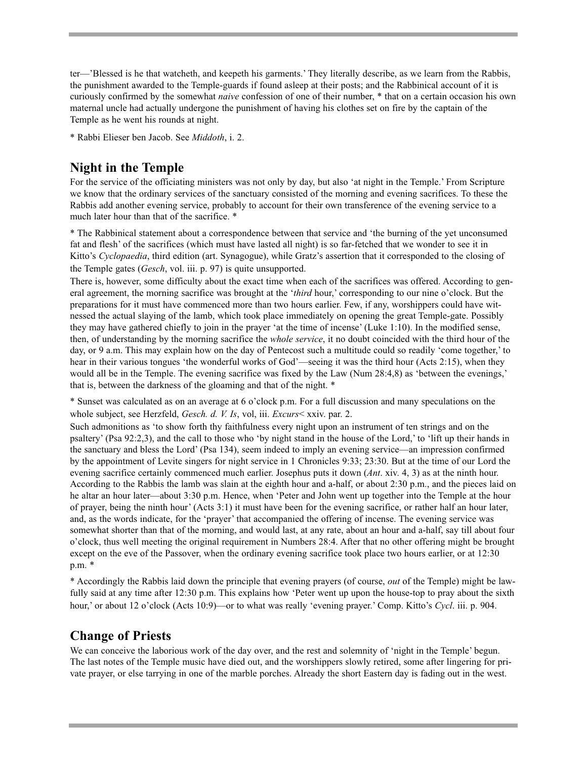ter—'Blessed is he that watcheth, and keepeth his garments.' They literally describe, as we learn from the Rabbis, the punishment awarded to the Temple-guards if found asleep at their posts; and the Rabbinical account of it is curiously confirmed by the somewhat *naive* confession of one of their number, * that on a certain occasion his own maternal uncle had actually undergone the punishment of having his clothes set on fire by the captain of the Temple as he went his rounds at night.

* Rabbi Elieser ben Jacob. See *Middoth*, i. 2.

## Night in the Temple

For the service of the officiating ministers was not only by day, but also 'at night in the Temple.' From Scripture we know that the ordinary services of the sanctuary consisted of the morning and evening sacrifices. To these the Rabbis add another evening service, probably to account for their own transference of the evening service to a much later hour than that of the sacrifice. *

* The Rabbinical statement about a correspondence between that service and 'the burning of the yet unconsumed fat and flesh' of the sacrifices (which must have lasted all night) is so far-fetched that we wonder to see it in Kitto's *Cyclopaedia*, third edition (art. Synagogue), while Gratz's assertion that it corresponded to the closing of the Temple gates (*Gesch*, vol. iii. p. 97) is quite unsupported.

There is, however, some difficulty about the exact time when each of the sacrifices was offered. According to general agreement, the morning sacrifice was brought at the '*third* hour,' corresponding to our nine o'clock. But the preparations for it must have commenced more than two hours earlier. Few, if any, worshippers could have witnessed the actual slaying of the lamb, which took place immediately on opening the great Temple-gate. Possibly they may have gathered chiefly to join in the prayer 'at the time of incense' (Luke 1:10). In the modified sense, then, of understanding by the morning sacrifice the *whole service*, it no doubt coincided with the third hour of the day, or 9 a.m. This may explain how on the day of Pentecost such a multitude could so readily 'come together,' to hear in their various tongues 'the wonderful works of God'—seeing it was the third hour (Acts 2:15), when they would all be in the Temple. The evening sacrifice was fixed by the Law (Num 28:4,8) as 'between the evenings,' that is, between the darkness of the gloaming and that of the night. *

* Sunset was calculated as on an average at 6 o'clock p.m. For a full discussion and many speculations on the whole subject, see Herzfeld, *Gesch. d. V. Is*, vol, iii. *Excurs*< xxiv. par. 2.

Such admonitions as 'to show forth thy faithfulness every night upon an instrument of ten strings and on the psaltery' (Psa 92:2,3), and the call to those who 'by night stand in the house of the Lord,' to 'lift up their hands in the sanctuary and bless the Lord' (Psa 134), seem indeed to imply an evening service—an impression confirmed by the appointment of Levite singers for night service in 1 Chronicles 9:33; 23:30. But at the time of our Lord the evening sacrifice certainly commenced much earlier. Josephus puts it down (*Ant*. xiv. 4, 3) as at the ninth hour. According to the Rabbis the lamb was slain at the eighth hour and a-half, or about 2:30 p.m., and the pieces laid on he altar an hour later—about 3:30 p.m. Hence, when 'Peter and John went up together into the Temple at the hour of prayer, being the ninth hour' (Acts 3:1) it must have been for the evening sacrifice, or rather half an hour later, and, as the words indicate, for the 'prayer' that accompanied the offering of incense. The evening service was somewhat shorter than that of the morning, and would last, at any rate, about an hour and a-half, say till about four o'clock, thus well meeting the original requirement in Numbers 28:4. After that no other offering might be brought except on the eve of the Passover, when the ordinary evening sacrifice took place two hours earlier, or at 12:30 p.m. *

* Accordingly the Rabbis laid down the principle that evening prayers (of course, *out* of the Temple) might be lawfully said at any time after 12:30 p.m. This explains how 'Peter went up upon the house-top to pray about the sixth hour,' or about 12 o'clock (Acts 10:9)—or to what was really 'evening prayer.' Comp. Kitto's *Cycl*. iii. p. 904.

## Change of Priests

We can conceive the laborious work of the day over, and the rest and solemnity of 'night in the Temple' begun. The last notes of the Temple music have died out, and the worshippers slowly retired, some after lingering for private prayer, or else tarrying in one of the marble porches. Already the short Eastern day is fading out in the west.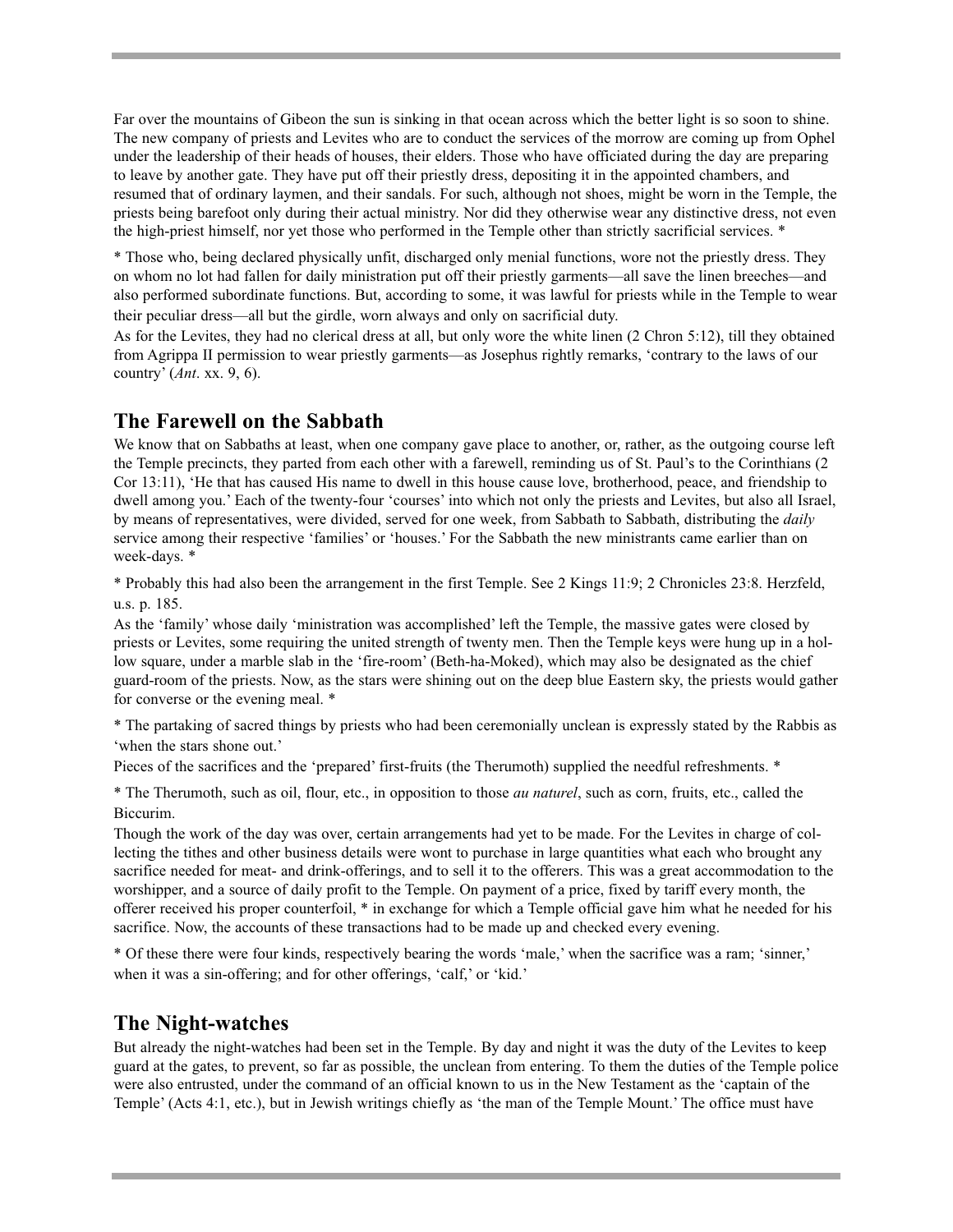Far over the mountains of Gibeon the sun is sinking in that ocean across which the better light is so soon to shine. The new company of priests and Levites who are to conduct the services of the morrow are coming up from Ophel under the leadership of their heads of houses, their elders. Those who have officiated during the day are preparing to leave by another gate. They have put off their priestly dress, depositing it in the appointed chambers, and resumed that of ordinary laymen, and their sandals. For such, although not shoes, might be worn in the Temple, the priests being barefoot only during their actual ministry. Nor did they otherwise wear any distinctive dress, not even the high-priest himself, nor yet those who performed in the Temple other than strictly sacrificial services. *

* Those who, being declared physically unfit, discharged only menial functions, wore not the priestly dress. They on whom no lot had fallen for daily ministration put off their priestly garments—all save the linen breeches—and also performed subordinate functions. But, according to some, it was lawful for priests while in the Temple to wear their peculiar dress—all but the girdle, worn always and only on sacrificial duty.

As for the Levites, they had no clerical dress at all, but only wore the white linen (2 Chron 5:12), till they obtained from Agrippa II permission to wear priestly garments—as Josephus rightly remarks, 'contrary to the laws of our country' (*Ant*. xx. 9, 6).

## The Farewell on the Sabbath

We know that on Sabbaths at least, when one company gave place to another, or, rather, as the outgoing course left the Temple precincts, they parted from each other with a farewell, reminding us of St. Paul's to the Corinthians (2 Cor 13:11), 'He that has caused His name to dwell in this house cause love, brotherhood, peace, and friendship to dwell among you.' Each of the twenty-four 'courses' into which not only the priests and Levites, but also all Israel, by means of representatives, were divided, served for one week, from Sabbath to Sabbath, distributing the *daily* service among their respective 'families' or 'houses.' For the Sabbath the new ministrants came earlier than on week-days. *

* Probably this had also been the arrangement in the first Temple. See 2 Kings 11:9; 2 Chronicles 23:8. Herzfeld, u.s. p. 185.

As the 'family' whose daily 'ministration was accomplished' left the Temple, the massive gates were closed by priests or Levites, some requiring the united strength of twenty men. Then the Temple keys were hung up in a hollow square, under a marble slab in the 'fire-room' (Beth-ha-Moked), which may also be designated as the chief guard-room of the priests. Now, as the stars were shining out on the deep blue Eastern sky, the priests would gather for converse or the evening meal. *

* The partaking of sacred things by priests who had been ceremonially unclean is expressly stated by the Rabbis as 'when the stars shone out.'

Pieces of the sacrifices and the 'prepared' first-fruits (the Therumoth) supplied the needful refreshments. *

* The Therumoth, such as oil, flour, etc., in opposition to those *au naturel*, such as corn, fruits, etc., called the Biccurim.

Though the work of the day was over, certain arrangements had yet to be made. For the Levites in charge of collecting the tithes and other business details were wont to purchase in large quantities what each who brought any sacrifice needed for meat- and drink-offerings, and to sell it to the offerers. This was a great accommodation to the worshipper, and a source of daily profit to the Temple. On payment of a price, fixed by tariff every month, the offerer received his proper counterfoil, * in exchange for which a Temple official gave him what he needed for his sacrifice. Now, the accounts of these transactions had to be made up and checked every evening.

* Of these there were four kinds, respectively bearing the words 'male,' when the sacrifice was a ram; 'sinner,' when it was a sin-offering; and for other offerings, 'calf,' or 'kid.'

## The Night-watches

But already the night-watches had been set in the Temple. By day and night it was the duty of the Levites to keep guard at the gates, to prevent, so far as possible, the unclean from entering. To them the duties of the Temple police were also entrusted, under the command of an official known to us in the New Testament as the 'captain of the Temple' (Acts 4:1, etc.), but in Jewish writings chiefly as 'the man of the Temple Mount.' The office must have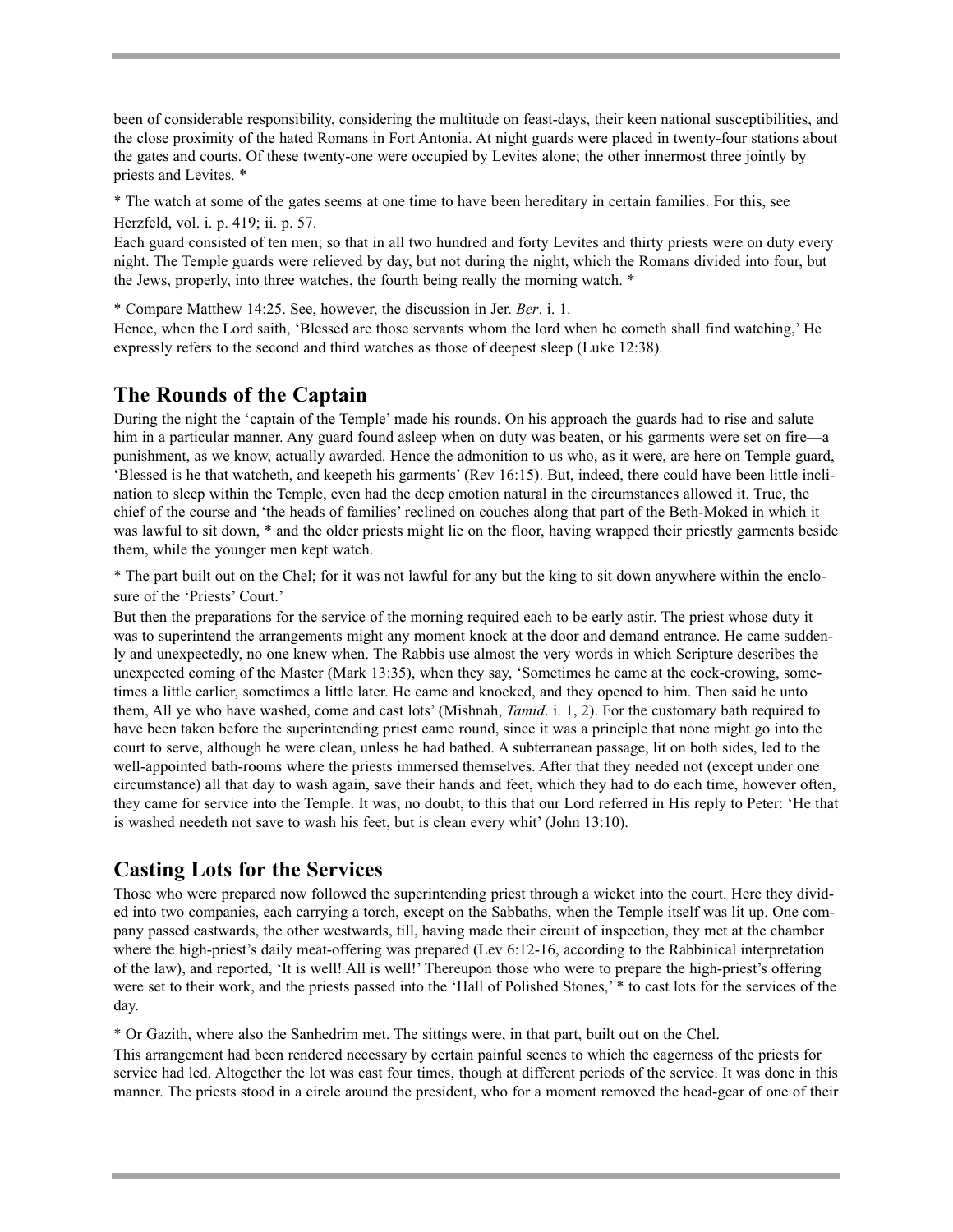been of considerable responsibility, considering the multitude on feast-days, their keen national susceptibilities, and the close proximity of the hated Romans in Fort Antonia. At night guards were placed in twenty-four stations about the gates and courts. Of these twenty-one were occupied by Levites alone; the other innermost three jointly by priests and Levites. *

* The watch at some of the gates seems at one time to have been hereditary in certain families. For this, see Herzfeld, vol. i. p. 419; ii. p. 57.

Each guard consisted of ten men; so that in all two hundred and forty Levites and thirty priests were on duty every night. The Temple guards were relieved by day, but not during the night, which the Romans divided into four, but the Jews, properly, into three watches, the fourth being really the morning watch. *

* Compare Matthew 14:25. See, however, the discussion in Jer. *Ber*. i. 1.

Hence, when the Lord saith, 'Blessed are those servants whom the lord when he cometh shall find watching,' He expressly refers to the second and third watches as those of deepest sleep (Luke 12:38).

## The Rounds of the Captain

During the night the 'captain of the Temple' made his rounds. On his approach the guards had to rise and salute him in a particular manner. Any guard found asleep when on duty was beaten, or his garments were set on fire—a punishment, as we know, actually awarded. Hence the admonition to us who, as it were, are here on Temple guard, 'Blessed is he that watcheth, and keepeth his garments' (Rev 16:15). But, indeed, there could have been little inclination to sleep within the Temple, even had the deep emotion natural in the circumstances allowed it. True, the chief of the course and 'the heads of families' reclined on couches along that part of the Beth-Moked in which it was lawful to sit down, * and the older priests might lie on the floor, having wrapped their priestly garments beside them, while the younger men kept watch.

* The part built out on the Chel; for it was not lawful for any but the king to sit down anywhere within the enclosure of the 'Priests' Court.'

But then the preparations for the service of the morning required each to be early astir. The priest whose duty it was to superintend the arrangements might any moment knock at the door and demand entrance. He came suddenly and unexpectedly, no one knew when. The Rabbis use almost the very words in which Scripture describes the unexpected coming of the Master (Mark 13:35), when they say, 'Sometimes he came at the cock-crowing, sometimes a little earlier, sometimes a little later. He came and knocked, and they opened to him. Then said he unto them, All ye who have washed, come and cast lots' (Mishnah, *Tamid*. i. 1, 2). For the customary bath required to have been taken before the superintending priest came round, since it was a principle that none might go into the court to serve, although he were clean, unless he had bathed. A subterranean passage, lit on both sides, led to the well-appointed bath-rooms where the priests immersed themselves. After that they needed not (except under one circumstance) all that day to wash again, save their hands and feet, which they had to do each time, however often, they came for service into the Temple. It was, no doubt, to this that our Lord referred in His reply to Peter: 'He that is washed needeth not save to wash his feet, but is clean every whit' (John 13:10).

## Casting Lots for the Services

Those who were prepared now followed the superintending priest through a wicket into the court. Here they divided into two companies, each carrying a torch, except on the Sabbaths, when the Temple itself was lit up. One company passed eastwards, the other westwards, till, having made their circuit of inspection, they met at the chamber where the high-priest's daily meat-offering was prepared (Lev 6:12-16, according to the Rabbinical interpretation of the law), and reported, 'It is well! All is well!' Thereupon those who were to prepare the high-priest's offering were set to their work, and the priests passed into the 'Hall of Polished Stones,' * to cast lots for the services of the day.

* Or Gazith, where also the Sanhedrim met. The sittings were, in that part, built out on the Chel.

This arrangement had been rendered necessary by certain painful scenes to which the eagerness of the priests for service had led. Altogether the lot was cast four times, though at different periods of the service. It was done in this manner. The priests stood in a circle around the president, who for a moment removed the head-gear of one of their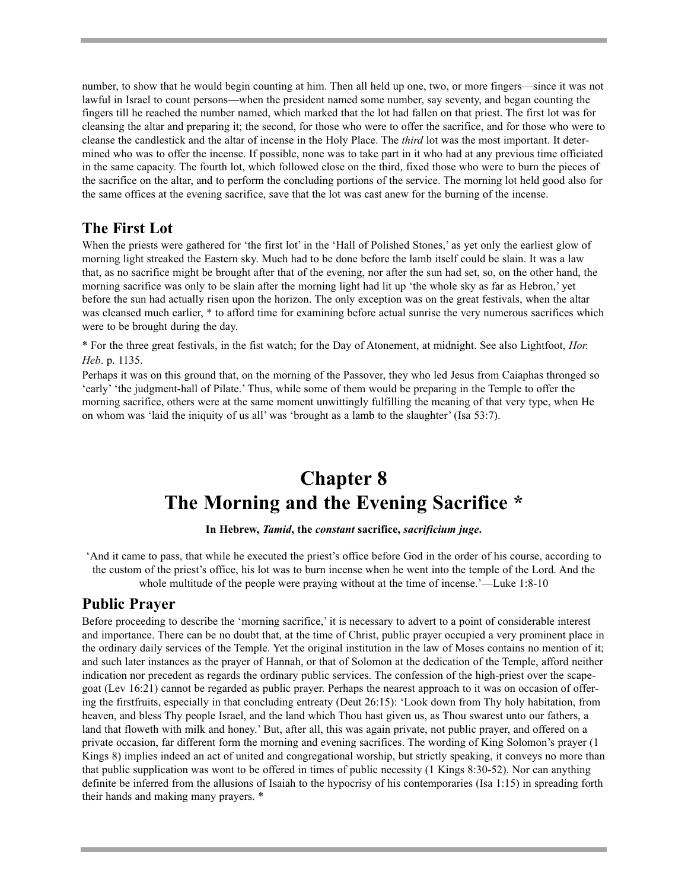number, to show that he would begin counting at him. Then all held up one, two, or more fingers—since it was not lawful in Israel to count persons—when the president named some number, say seventy, and began counting the fingers till he reached the number named, which marked that the lot had fallen on that priest. The first lot was for cleansing the altar and preparing it; the second, for those who were to offer the sacrifice, and for those who were to cleanse the candlestick and the altar of incense in the Holy Place. The *third* lot was the most important. It determined who was to offer the incense. If possible, none was to take part in it who had at any previous time officiated in the same capacity. The fourth lot, which followed close on the third, fixed those who were to burn the pieces of the sacrifice on the altar, and to perform the concluding portions of the service. The morning lot held good also for the same offices at the evening sacrifice, save that the lot was cast anew for the burning of the incense.

## The First Lot

When the priests were gathered for 'the first lot' in the 'Hall of Polished Stones,' as yet only the earliest glow of morning light streaked the Eastern sky. Much had to be done before the lamb itself could be slain. It was a law that, as no sacrifice might be brought after that of the evening, nor after the sun had set, so, on the other hand, the morning sacrifice was only to be slain after the morning light had lit up 'the whole sky as far as Hebron,' yet before the sun had actually risen upon the horizon. The only exception was on the great festivals, when the altar was cleansed much earlier, * to afford time for examining before actual sunrise the very numerous sacrifices which were to be brought during the day.

* For the three great festivals, in the fist watch; for the Day of Atonement, at midnight. See also Lightfoot, *Hor. Heb*. p. 1135.

Perhaps it was on this ground that, on the morning of the Passover, they who led Jesus from Caiaphas thronged so 'early' 'the judgment-hall of Pilate.' Thus, while some of them would be preparing in the Temple to offer the morning sacrifice, others were at the same moment unwittingly fulfilling the meaning of that very type, when He on whom was 'laid the iniquity of us all' was 'brought as a lamb to the slaughter' (Isa 53:7).

# Chapter 8
# The Morning and the Evening Sacrifice *

**In Hebrew, *Tamid*, the *constant* sacrifice, *sacrificium juge*.**

'And it came to pass, that while he executed the priest's office before God in the order of his course, according to the custom of the priest's office, his lot was to burn incense when he went into the temple of the Lord. And the whole multitude of the people were praying without at the time of incense.'—Luke 1:8-10

## Public Prayer

Before proceeding to describe the 'morning sacrifice,' it is necessary to advert to a point of considerable interest and importance. There can be no doubt that, at the time of Christ, public prayer occupied a very prominent place in the ordinary daily services of the Temple. Yet the original institution in the law of Moses contains no mention of it; and such later instances as the prayer of Hannah, or that of Solomon at the dedication of the Temple, afford neither indication nor precedent as regards the ordinary public services. The confession of the high-priest over the scape-goat (Lev 16:21) cannot be regarded as public prayer. Perhaps the nearest approach to it was on occasion of offering the firstfruits, especially in that concluding entreaty (Deut 26:15): 'Look down from Thy holy habitation, from heaven, and bless Thy people Israel, and the land which Thou hast given us, as Thou swarest unto our fathers, a land that floweth with milk and honey.' But, after all, this was again private, not public prayer, and offered on a private occasion, far different form the morning and evening sacrifices. The wording of King Solomon's prayer (1 Kings 8) implies indeed an act of united and congregational worship, but strictly speaking, it conveys no more than that public supplication was wont to be offered in times of public necessity (1 Kings 8:30-52). Nor can anything definite be inferred from the allusions of Isaiah to the hypocrisy of his contemporaries (Isa 1:15) in spreading forth their hands and making many prayers. *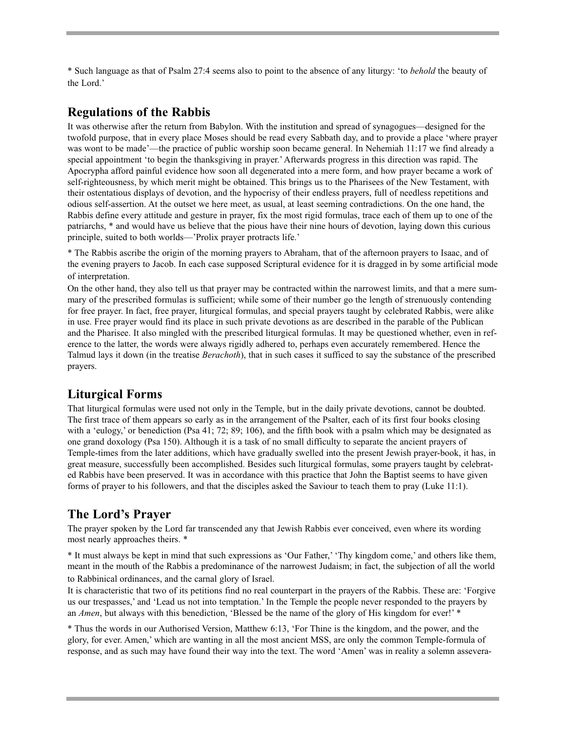* Such language as that of Psalm 27:4 seems also to point to the absence of any liturgy: 'to *behold* the beauty of the Lord.'

## Regulations of the Rabbis

It was otherwise after the return from Babylon. With the institution and spread of synagogues—designed for the twofold purpose, that in every place Moses should be read every Sabbath day, and to provide a place 'where prayer was wont to be made'—the practice of public worship soon became general. In Nehemiah 11:17 we find already a special appointment 'to begin the thanksgiving in prayer.' Afterwards progress in this direction was rapid. The Apocrypha afford painful evidence how soon all degenerated into a mere form, and how prayer became a work of self-righteousness, by which merit might be obtained. This brings us to the Pharisees of the New Testament, with their ostentatious displays of devotion, and the hypocrisy of their endless prayers, full of needless repetitions and odious self-assertion. At the outset we here meet, as usual, at least seeming contradictions. On the one hand, the Rabbis define every attitude and gesture in prayer, fix the most rigid formulas, trace each of them up to one of the patriarchs, * and would have us believe that the pious have their nine hours of devotion, laying down this curious principle, suited to both worlds—'Prolix prayer protracts life.'

* The Rabbis ascribe the origin of the morning prayers to Abraham, that of the afternoon prayers to Isaac, and of the evening prayers to Jacob. In each case supposed Scriptural evidence for it is dragged in by some artificial mode of interpretation.

On the other hand, they also tell us that prayer may be contracted within the narrowest limits, and that a mere summary of the prescribed formulas is sufficient; while some of their number go the length of strenuously contending for free prayer. In fact, free prayer, liturgical formulas, and special prayers taught by celebrated Rabbis, were alike in use. Free prayer would find its place in such private devotions as are described in the parable of the Publican and the Pharisee. It also mingled with the prescribed liturgical formulas. It may be questioned whether, even in reference to the latter, the words were always rigidly adhered to, perhaps even accurately remembered. Hence the Talmud lays it down (in the treatise *Berachoth*), that in such cases it sufficed to say the substance of the prescribed prayers.

## Liturgical Forms

That liturgical formulas were used not only in the Temple, but in the daily private devotions, cannot be doubted. The first trace of them appears so early as in the arrangement of the Psalter, each of its first four books closing with a 'eulogy,' or benediction (Psa 41; 72; 89; 106), and the fifth book with a psalm which may be designated as one grand doxology (Psa 150). Although it is a task of no small difficulty to separate the ancient prayers of Temple-times from the later additions, which have gradually swelled into the present Jewish prayer-book, it has, in great measure, successfully been accomplished. Besides such liturgical formulas, some prayers taught by celebrated Rabbis have been preserved. It was in accordance with this practice that John the Baptist seems to have given forms of prayer to his followers, and that the disciples asked the Saviour to teach them to pray (Luke 11:1).

## The Lord's Prayer

The prayer spoken by the Lord far transcended any that Jewish Rabbis ever conceived, even where its wording most nearly approaches theirs. *

* It must always be kept in mind that such expressions as 'Our Father,' 'Thy kingdom come,' and others like them, meant in the mouth of the Rabbis a predominance of the narrowest Judaism; in fact, the subjection of all the world to Rabbinical ordinances, and the carnal glory of Israel.

It is characteristic that two of its petitions find no real counterpart in the prayers of the Rabbis. These are: 'Forgive us our trespasses,' and 'Lead us not into temptation.' In the Temple the people never responded to the prayers by an *Amen*, but always with this benediction, 'Blessed be the name of the glory of His kingdom for ever!' *

* Thus the words in our Authorised Version, Matthew 6:13, 'For Thine is the kingdom, and the power, and the glory, for ever. Amen,' which are wanting in all the most ancient MSS, are only the common Temple-formula of response, and as such may have found their way into the text. The word 'Amen' was in reality a solemn assevera-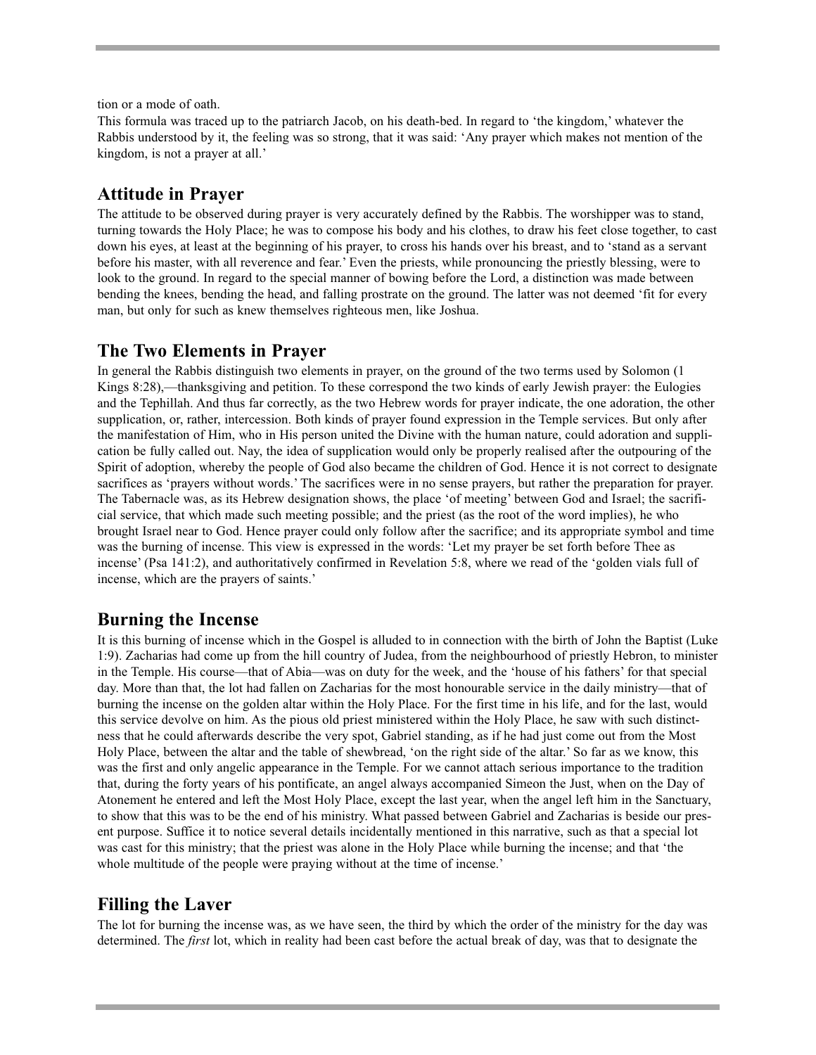tion or a mode of oath.

This formula was traced up to the patriarch Jacob, on his death-bed. In regard to 'the kingdom,' whatever the Rabbis understood by it, the feeling was so strong, that it was said: 'Any prayer which makes not mention of the kingdom, is not a prayer at all.'

## Attitude in Prayer

The attitude to be observed during prayer is very accurately defined by the Rabbis. The worshipper was to stand, turning towards the Holy Place; he was to compose his body and his clothes, to draw his feet close together, to cast down his eyes, at least at the beginning of his prayer, to cross his hands over his breast, and to 'stand as a servant before his master, with all reverence and fear.' Even the priests, while pronouncing the priestly blessing, were to look to the ground. In regard to the special manner of bowing before the Lord, a distinction was made between bending the knees, bending the head, and falling prostrate on the ground. The latter was not deemed 'fit for every man, but only for such as knew themselves righteous men, like Joshua.

## The Two Elements in Prayer

In general the Rabbis distinguish two elements in prayer, on the ground of the two terms used by Solomon (1 Kings 8:28),—thanksgiving and petition. To these correspond the two kinds of early Jewish prayer: the Eulogies and the Tephillah. And thus far correctly, as the two Hebrew words for prayer indicate, the one adoration, the other supplication, or, rather, intercession. Both kinds of prayer found expression in the Temple services. But only after the manifestation of Him, who in His person united the Divine with the human nature, could adoration and supplication be fully called out. Nay, the idea of supplication would only be properly realised after the outpouring of the Spirit of adoption, whereby the people of God also became the children of God. Hence it is not correct to designate sacrifices as 'prayers without words.' The sacrifices were in no sense prayers, but rather the preparation for prayer. The Tabernacle was, as its Hebrew designation shows, the place 'of meeting' between God and Israel; the sacrificial service, that which made such meeting possible; and the priest (as the root of the word implies), he who brought Israel near to God. Hence prayer could only follow after the sacrifice; and its appropriate symbol and time was the burning of incense. This view is expressed in the words: 'Let my prayer be set forth before Thee as incense' (Psa 141:2), and authoritatively confirmed in Revelation 5:8, where we read of the 'golden vials full of incense, which are the prayers of saints.'

## Burning the Incense

It is this burning of incense which in the Gospel is alluded to in connection with the birth of John the Baptist (Luke 1:9). Zacharias had come up from the hill country of Judea, from the neighbourhood of priestly Hebron, to minister in the Temple. His course—that of Abia—was on duty for the week, and the 'house of his fathers' for that special day. More than that, the lot had fallen on Zacharias for the most honourable service in the daily ministry—that of burning the incense on the golden altar within the Holy Place. For the first time in his life, and for the last, would this service devolve on him. As the pious old priest ministered within the Holy Place, he saw with such distinctness that he could afterwards describe the very spot, Gabriel standing, as if he had just come out from the Most Holy Place, between the altar and the table of shewbread, 'on the right side of the altar.' So far as we know, this was the first and only angelic appearance in the Temple. For we cannot attach serious importance to the tradition that, during the forty years of his pontificate, an angel always accompanied Simeon the Just, when on the Day of Atonement he entered and left the Most Holy Place, except the last year, when the angel left him in the Sanctuary, to show that this was to be the end of his ministry. What passed between Gabriel and Zacharias is beside our present purpose. Suffice it to notice several details incidentally mentioned in this narrative, such as that a special lot was cast for this ministry; that the priest was alone in the Holy Place while burning the incense; and that 'the whole multitude of the people were praying without at the time of incense.'

## Filling the Laver

The lot for burning the incense was, as we have seen, the third by which the order of the ministry for the day was determined. The *first* lot, which in reality had been cast before the actual break of day, was that to designate the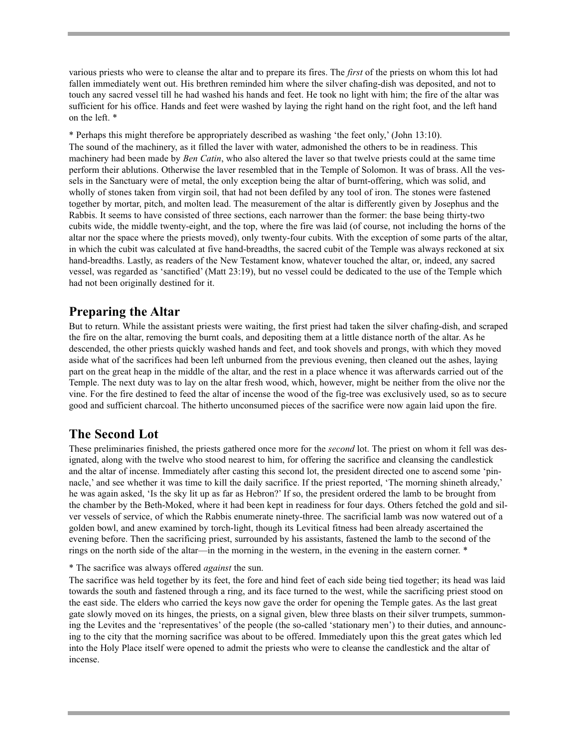various priests who were to cleanse the altar and to prepare its fires. The *first* of the priests on whom this lot had fallen immediately went out. His brethren reminded him where the silver chafing-dish was deposited, and not to touch any sacred vessel till he had washed his hands and feet. He took no light with him; the fire of the altar was sufficient for his office. Hands and feet were washed by laying the right hand on the right foot, and the left hand on the left. *

* Perhaps this might therefore be appropriately described as washing 'the feet only,' (John 13:10).

The sound of the machinery, as it filled the laver with water, admonished the others to be in readiness. This machinery had been made by *Ben Catin*, who also altered the laver so that twelve priests could at the same time perform their ablutions. Otherwise the laver resembled that in the Temple of Solomon. It was of brass. All the vessels in the Sanctuary were of metal, the only exception being the altar of burnt-offering, which was solid, and wholly of stones taken from virgin soil, that had not been defiled by any tool of iron. The stones were fastened together by mortar, pitch, and molten lead. The measurement of the altar is differently given by Josephus and the Rabbis. It seems to have consisted of three sections, each narrower than the former: the base being thirty-two cubits wide, the middle twenty-eight, and the top, where the fire was laid (of course, not including the horns of the altar nor the space where the priests moved), only twenty-four cubits. With the exception of some parts of the altar, in which the cubit was calculated at five hand-breadths, the sacred cubit of the Temple was always reckoned at six hand-breadths. Lastly, as readers of the New Testament know, whatever touched the altar, or, indeed, any sacred vessel, was regarded as 'sanctified' (Matt 23:19), but no vessel could be dedicated to the use of the Temple which had not been originally destined for it.

## Preparing the Altar

But to return. While the assistant priests were waiting, the first priest had taken the silver chafing-dish, and scraped the fire on the altar, removing the burnt coals, and depositing them at a little distance north of the altar. As he descended, the other priests quickly washed hands and feet, and took shovels and prongs, with which they moved aside what of the sacrifices had been left unburned from the previous evening, then cleaned out the ashes, laying part on the great heap in the middle of the altar, and the rest in a place whence it was afterwards carried out of the Temple. The next duty was to lay on the altar fresh wood, which, however, might be neither from the olive nor the vine. For the fire destined to feed the altar of incense the wood of the fig-tree was exclusively used, so as to secure good and sufficient charcoal. The hitherto unconsumed pieces of the sacrifice were now again laid upon the fire.

## The Second Lot

These preliminaries finished, the priests gathered once more for the *second* lot. The priest on whom it fell was designated, along with the twelve who stood nearest to him, for offering the sacrifice and cleansing the candlestick and the altar of incense. Immediately after casting this second lot, the president directed one to ascend some 'pinnacle,' and see whether it was time to kill the daily sacrifice. If the priest reported, 'The morning shineth already,' he was again asked, 'Is the sky lit up as far as Hebron?' If so, the president ordered the lamb to be brought from the chamber by the Beth-Moked, where it had been kept in readiness for four days. Others fetched the gold and silver vessels of service, of which the Rabbis enumerate ninety-three. The sacrificial lamb was now watered out of a golden bowl, and anew examined by torch-light, though its Levitical fitness had been already ascertained the evening before. Then the sacrificing priest, surrounded by his assistants, fastened the lamb to the second of the rings on the north side of the altar—in the morning in the western, in the evening in the eastern corner. *

* The sacrifice was always offered *against* the sun.

The sacrifice was held together by its feet, the fore and hind feet of each side being tied together; its head was laid towards the south and fastened through a ring, and its face turned to the west, while the sacrificing priest stood on the east side. The elders who carried the keys now gave the order for opening the Temple gates. As the last great gate slowly moved on its hinges, the priests, on a signal given, blew three blasts on their silver trumpets, summoning the Levites and the 'representatives' of the people (the so-called 'stationary men') to their duties, and announcing to the city that the morning sacrifice was about to be offered. Immediately upon this the great gates which led into the Holy Place itself were opened to admit the priests who were to cleanse the candlestick and the altar of incense.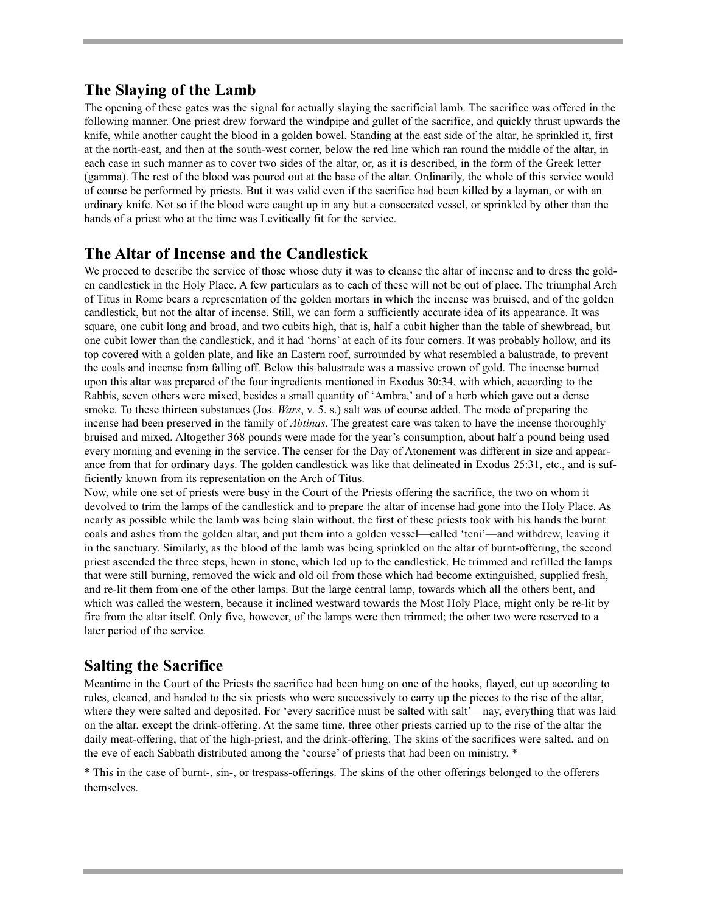## The Slaying of the Lamb

The opening of these gates was the signal for actually slaying the sacrificial lamb. The sacrifice was offered in the following manner. One priest drew forward the windpipe and gullet of the sacrifice, and quickly thrust upwards the knife, while another caught the blood in a golden bowel. Standing at the east side of the altar, he sprinkled it, first at the north-east, and then at the south-west corner, below the red line which ran round the middle of the altar, in each case in such manner as to cover two sides of the altar, or, as it is described, in the form of the Greek letter (gamma). The rest of the blood was poured out at the base of the altar. Ordinarily, the whole of this service would of course be performed by priests. But it was valid even if the sacrifice had been killed by a layman, or with an ordinary knife. Not so if the blood were caught up in any but a consecrated vessel, or sprinkled by other than the hands of a priest who at the time was Levitically fit for the service.

## The Altar of Incense and the Candlestick

We proceed to describe the service of those whose duty it was to cleanse the altar of incense and to dress the golden candlestick in the Holy Place. A few particulars as to each of these will not be out of place. The triumphal Arch of Titus in Rome bears a representation of the golden mortars in which the incense was bruised, and of the golden candlestick, but not the altar of incense. Still, we can form a sufficiently accurate idea of its appearance. It was square, one cubit long and broad, and two cubits high, that is, half a cubit higher than the table of shewbread, but one cubit lower than the candlestick, and it had 'horns' at each of its four corners. It was probably hollow, and its top covered with a golden plate, and like an Eastern roof, surrounded by what resembled a balustrade, to prevent the coals and incense from falling off. Below this balustrade was a massive crown of gold. The incense burned upon this altar was prepared of the four ingredients mentioned in Exodus 30:34, with which, according to the Rabbis, seven others were mixed, besides a small quantity of 'Ambra,' and of a herb which gave out a dense smoke. To these thirteen substances (Jos. *Wars*, v. 5. s.) salt was of course added. The mode of preparing the incense had been preserved in the family of *Abtinas*. The greatest care was taken to have the incense thoroughly bruised and mixed. Altogether 368 pounds were made for the year's consumption, about half a pound being used every morning and evening in the service. The censer for the Day of Atonement was different in size and appearance from that for ordinary days. The golden candlestick was like that delineated in Exodus 25:31, etc., and is sufficiently known from its representation on the Arch of Titus.

Now, while one set of priests were busy in the Court of the Priests offering the sacrifice, the two on whom it devolved to trim the lamps of the candlestick and to prepare the altar of incense had gone into the Holy Place. As nearly as possible while the lamb was being slain without, the first of these priests took with his hands the burnt coals and ashes from the golden altar, and put them into a golden vessel—called 'teni'—and withdrew, leaving it in the sanctuary. Similarly, as the blood of the lamb was being sprinkled on the altar of burnt-offering, the second priest ascended the three steps, hewn in stone, which led up to the candlestick. He trimmed and refilled the lamps that were still burning, removed the wick and old oil from those which had become extinguished, supplied fresh, and re-lit them from one of the other lamps. But the large central lamp, towards which all the others bent, and which was called the western, because it inclined westward towards the Most Holy Place, might only be re-lit by fire from the altar itself. Only five, however, of the lamps were then trimmed; the other two were reserved to a later period of the service.

## Salting the Sacrifice

Meantime in the Court of the Priests the sacrifice had been hung on one of the hooks, flayed, cut up according to rules, cleaned, and handed to the six priests who were successively to carry up the pieces to the rise of the altar, where they were salted and deposited. For 'every sacrifice must be salted with salt'—nay, everything that was laid on the altar, except the drink-offering. At the same time, three other priests carried up to the rise of the altar the daily meat-offering, that of the high-priest, and the drink-offering. The skins of the sacrifices were salted, and on the eve of each Sabbath distributed among the 'course' of priests that had been on ministry. *

* This in the case of burnt-, sin-, or trespass-offerings. The skins of the other offerings belonged to the offerers themselves.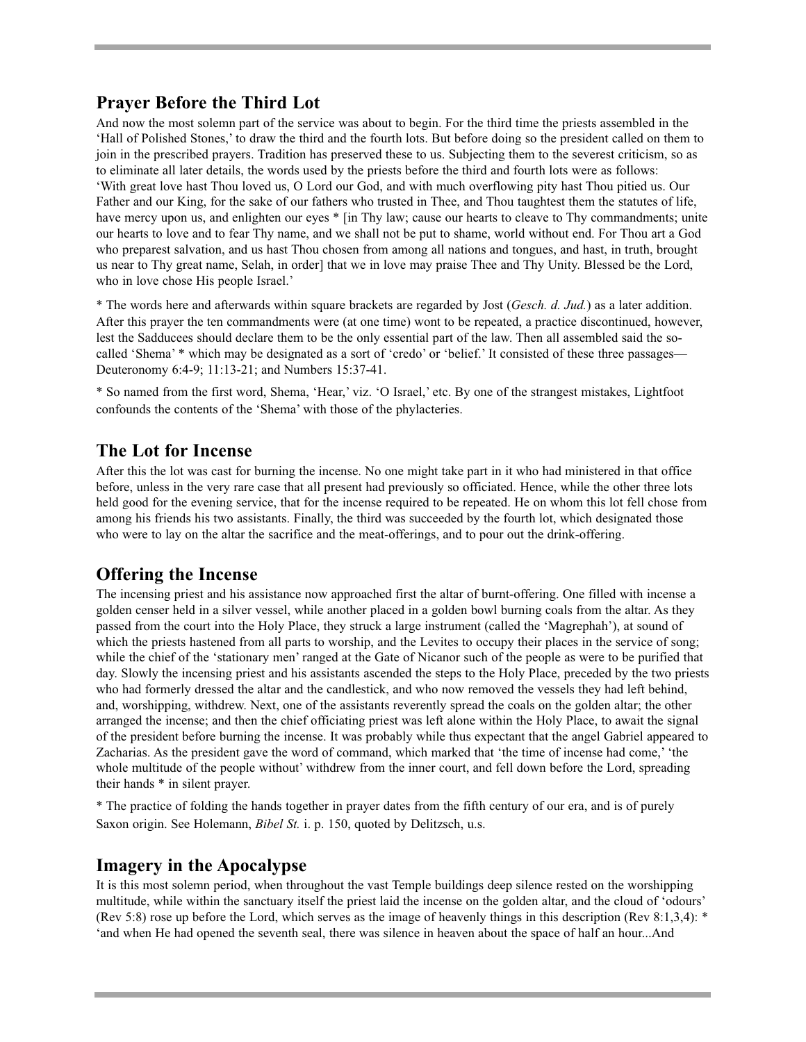## Prayer Before the Third Lot

And now the most solemn part of the service was about to begin. For the third time the priests assembled in the 'Hall of Polished Stones,' to draw the third and the fourth lots. But before doing so the president called on them to join in the prescribed prayers. Tradition has preserved these to us. Subjecting them to the severest criticism, so as to eliminate all later details, the words used by the priests before the third and fourth lots were as follows: 'With great love hast Thou loved us, O Lord our God, and with much overflowing pity hast Thou pitied us. Our Father and our King, for the sake of our fathers who trusted in Thee, and Thou taughtest them the statutes of life, have mercy upon us, and enlighten our eyes * [in Thy law; cause our hearts to cleave to Thy commandments; unite our hearts to love and to fear Thy name, and we shall not be put to shame, world without end. For Thou art a God who preparest salvation, and us hast Thou chosen from among all nations and tongues, and hast, in truth, brought us near to Thy great name, Selah, in order] that we in love may praise Thee and Thy Unity. Blessed be the Lord, who in love chose His people Israel.'

* The words here and afterwards within square brackets are regarded by Jost (*Gesch. d. Jud.*) as a later addition. After this prayer the ten commandments were (at one time) wont to be repeated, a practice discontinued, however, lest the Sadducees should declare them to be the only essential part of the law. Then all assembled said the so-called 'Shema' * which may be designated as a sort of 'credo' or 'belief.' It consisted of these three passages—Deuteronomy 6:4-9; 11:13-21; and Numbers 15:37-41.

* So named from the first word, Shema, 'Hear,' viz. 'O Israel,' etc. By one of the strangest mistakes, Lightfoot confounds the contents of the 'Shema' with those of the phylacteries.

## The Lot for Incense

After this the lot was cast for burning the incense. No one might take part in it who had ministered in that office before, unless in the very rare case that all present had previously so officiated. Hence, while the other three lots held good for the evening service, that for the incense required to be repeated. He on whom this lot fell chose from among his friends his two assistants. Finally, the third was succeeded by the fourth lot, which designated those who were to lay on the altar the sacrifice and the meat-offerings, and to pour out the drink-offering.

## Offering the Incense

The incensing priest and his assistance now approached first the altar of burnt-offering. One filled with incense a golden censer held in a silver vessel, while another placed in a golden bowl burning coals from the altar. As they passed from the court into the Holy Place, they struck a large instrument (called the 'Magrephah'), at sound of which the priests hastened from all parts to worship, and the Levites to occupy their places in the service of song; while the chief of the 'stationary men' ranged at the Gate of Nicanor such of the people as were to be purified that day. Slowly the incensing priest and his assistants ascended the steps to the Holy Place, preceded by the two priests who had formerly dressed the altar and the candlestick, and who now removed the vessels they had left behind, and, worshipping, withdrew. Next, one of the assistants reverently spread the coals on the golden altar; the other arranged the incense; and then the chief officiating priest was left alone within the Holy Place, to await the signal of the president before burning the incense. It was probably while thus expectant that the angel Gabriel appeared to Zacharias. As the president gave the word of command, which marked that 'the time of incense had come,' 'the whole multitude of the people without' withdrew from the inner court, and fell down before the Lord, spreading their hands * in silent prayer.

* The practice of folding the hands together in prayer dates from the fifth century of our era, and is of purely Saxon origin. See Holemann, *Bibel St.* i. p. 150, quoted by Delitzsch, u.s.

## Imagery in the Apocalypse

It is this most solemn period, when throughout the vast Temple buildings deep silence rested on the worshipping multitude, while within the sanctuary itself the priest laid the incense on the golden altar, and the cloud of 'odours' (Rev 5:8) rose up before the Lord, which serves as the image of heavenly things in this description (Rev 8:1,3,4): * 'and when He had opened the seventh seal, there was silence in heaven about the space of half an hour...And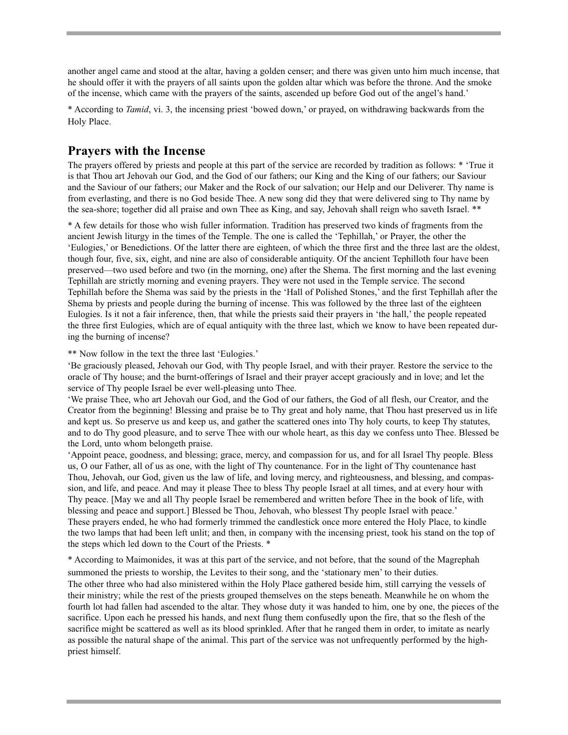another angel came and stood at the altar, having a golden censer; and there was given unto him much incense, that he should offer it with the prayers of all saints upon the golden altar which was before the throne. And the smoke of the incense, which came with the prayers of the saints, ascended up before God out of the angel's hand.'

* According to *Tamid*, vi. 3, the incensing priest 'bowed down,' or prayed, on withdrawing backwards from the Holy Place.

## Prayers with the Incense

The prayers offered by priests and people at this part of the service are recorded by tradition as follows: * 'True it is that Thou art Jehovah our God, and the God of our fathers; our King and the King of our fathers; our Saviour and the Saviour of our fathers; our Maker and the Rock of our salvation; our Help and our Deliverer. Thy name is from everlasting, and there is no God beside Thee. A new song did they that were delivered sing to Thy name by the sea-shore; together did all praise and own Thee as King, and say, Jehovah shall reign who saveth Israel. **

* A few details for those who wish fuller information. Tradition has preserved two kinds of fragments from the ancient Jewish liturgy in the times of the Temple. The one is called the 'Tephillah,' or Prayer, the other the 'Eulogies,' or Benedictions. Of the latter there are eighteen, of which the three first and the three last are the oldest, though four, five, six, eight, and nine are also of considerable antiquity. Of the ancient Tephilloth four have been preserved—two used before and two (in the morning, one) after the Shema. The first morning and the last evening Tephillah are strictly morning and evening prayers. They were not used in the Temple service. The second Tephillah before the Shema was said by the priests in the 'Hall of Polished Stones,' and the first Tephillah after the Shema by priests and people during the burning of incense. This was followed by the three last of the eighteen Eulogies. Is it not a fair inference, then, that while the priests said their prayers in 'the hall,' the people repeated the three first Eulogies, which are of equal antiquity with the three last, which we know to have been repeated during the burning of incense?

** Now follow in the text the three last 'Eulogies.'

'Be graciously pleased, Jehovah our God, with Thy people Israel, and with their prayer. Restore the service to the oracle of Thy house; and the burnt-offerings of Israel and their prayer accept graciously and in love; and let the service of Thy people Israel be ever well-pleasing unto Thee.

'We praise Thee, who art Jehovah our God, and the God of our fathers, the God of all flesh, our Creator, and the Creator from the beginning! Blessing and praise be to Thy great and holy name, that Thou hast preserved us in life and kept us. So preserve us and keep us, and gather the scattered ones into Thy holy courts, to keep Thy statutes, and to do Thy good pleasure, and to serve Thee with our whole heart, as this day we confess unto Thee. Blessed be the Lord, unto whom belongeth praise.

'Appoint peace, goodness, and blessing; grace, mercy, and compassion for us, and for all Israel Thy people. Bless us, O our Father, all of us as one, with the light of Thy countenance. For in the light of Thy countenance hast Thou, Jehovah, our God, given us the law of life, and loving mercy, and righteousness, and blessing, and compassion, and life, and peace. And may it please Thee to bless Thy people Israel at all times, and at every hour with Thy peace. [May we and all Thy people Israel be remembered and written before Thee in the book of life, with blessing and peace and support.] Blessed be Thou, Jehovah, who blessest Thy people Israel with peace.'

These prayers ended, he who had formerly trimmed the candlestick once more entered the Holy Place, to kindle the two lamps that had been left unlit; and then, in company with the incensing priest, took his stand on the top of the steps which led down to the Court of the Priests. *

* According to Maimonides, it was at this part of the service, and not before, that the sound of the Magrephah summoned the priests to worship, the Levites to their song, and the 'stationary men' to their duties.

The other three who had also ministered within the Holy Place gathered beside him, still carrying the vessels of their ministry; while the rest of the priests grouped themselves on the steps beneath. Meanwhile he on whom the fourth lot had fallen had ascended to the altar. They whose duty it was handed to him, one by one, the pieces of the sacrifice. Upon each he pressed his hands, and next flung them confusedly upon the fire, that so the flesh of the sacrifice might be scattered as well as its blood sprinkled. After that he ranged them in order, to imitate as nearly as possible the natural shape of the animal. This part of the service was not unfrequently performed by the high-priest himself.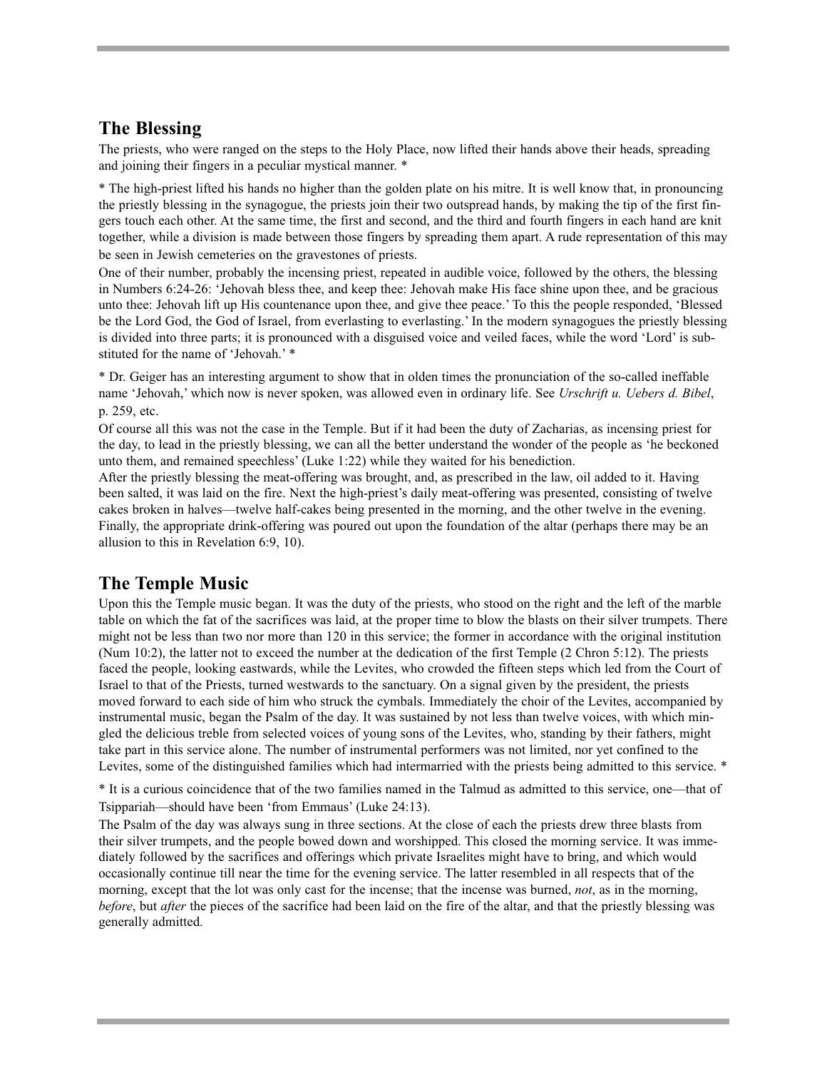## The Blessing

The priests, who were ranged on the steps to the Holy Place, now lifted their hands above their heads, spreading and joining their fingers in a peculiar mystical manner. *

* The high-priest lifted his hands no higher than the golden plate on his mitre. It is well know that, in pronouncing the priestly blessing in the synagogue, the priests join their two outspread hands, by making the tip of the first fingers touch each other. At the same time, the first and second, and the third and fourth fingers in each hand are knit together, while a division is made between those fingers by spreading them apart. A rude representation of this may be seen in Jewish cemeteries on the gravestones of priests.

One of their number, probably the incensing priest, repeated in audible voice, followed by the others, the blessing in Numbers 6:24-26: 'Jehovah bless thee, and keep thee: Jehovah make His face shine upon thee, and be gracious unto thee: Jehovah lift up His countenance upon thee, and give thee peace.' To this the people responded, 'Blessed be the Lord God, the God of Israel, from everlasting to everlasting.' In the modern synagogues the priestly blessing is divided into three parts; it is pronounced with a disguised voice and veiled faces, while the word 'Lord' is substituted for the name of 'Jehovah.' *

* Dr. Geiger has an interesting argument to show that in olden times the pronunciation of the so-called ineffable name 'Jehovah,' which now is never spoken, was allowed even in ordinary life. See *Urschrift u. Uebers d. Bibel*, p. 259, etc.

Of course all this was not the case in the Temple. But if it had been the duty of Zacharias, as incensing priest for the day, to lead in the priestly blessing, we can all the better understand the wonder of the people as 'he beckoned unto them, and remained speechless' (Luke 1:22) while they waited for his benediction.

After the priestly blessing the meat-offering was brought, and, as prescribed in the law, oil added to it. Having been salted, it was laid on the fire. Next the high-priest's daily meat-offering was presented, consisting of twelve cakes broken in halves—twelve half-cakes being presented in the morning, and the other twelve in the evening. Finally, the appropriate drink-offering was poured out upon the foundation of the altar (perhaps there may be an allusion to this in Revelation 6:9, 10).

## The Temple Music

Upon this the Temple music began. It was the duty of the priests, who stood on the right and the left of the marble table on which the fat of the sacrifices was laid, at the proper time to blow the blasts on their silver trumpets. There might not be less than two nor more than 120 in this service; the former in accordance with the original institution (Num 10:2), the latter not to exceed the number at the dedication of the first Temple (2 Chron 5:12). The priests faced the people, looking eastwards, while the Levites, who crowded the fifteen steps which led from the Court of Israel to that of the Priests, turned westwards to the sanctuary. On a signal given by the president, the priests moved forward to each side of him who struck the cymbals. Immediately the choir of the Levites, accompanied by instrumental music, began the Psalm of the day. It was sustained by not less than twelve voices, with which mingled the delicious treble from selected voices of young sons of the Levites, who, standing by their fathers, might take part in this service alone. The number of instrumental performers was not limited, nor yet confined to the Levites, some of the distinguished families which had intermarried with the priests being admitted to this service. *

* It is a curious coincidence that of the two families named in the Talmud as admitted to this service, one—that of Tsippariah—should have been 'from Emmaus' (Luke 24:13).

The Psalm of the day was always sung in three sections. At the close of each the priests drew three blasts from their silver trumpets, and the people bowed down and worshipped. This closed the morning service. It was immediately followed by the sacrifices and offerings which private Israelites might have to bring, and which would occasionally continue till near the time for the evening service. The latter resembled in all respects that of the morning, except that the lot was only cast for the incense; that the incense was burned, *not*, as in the morning, *before*, but *after* the pieces of the sacrifice had been laid on the fire of the altar, and that the priestly blessing was generally admitted.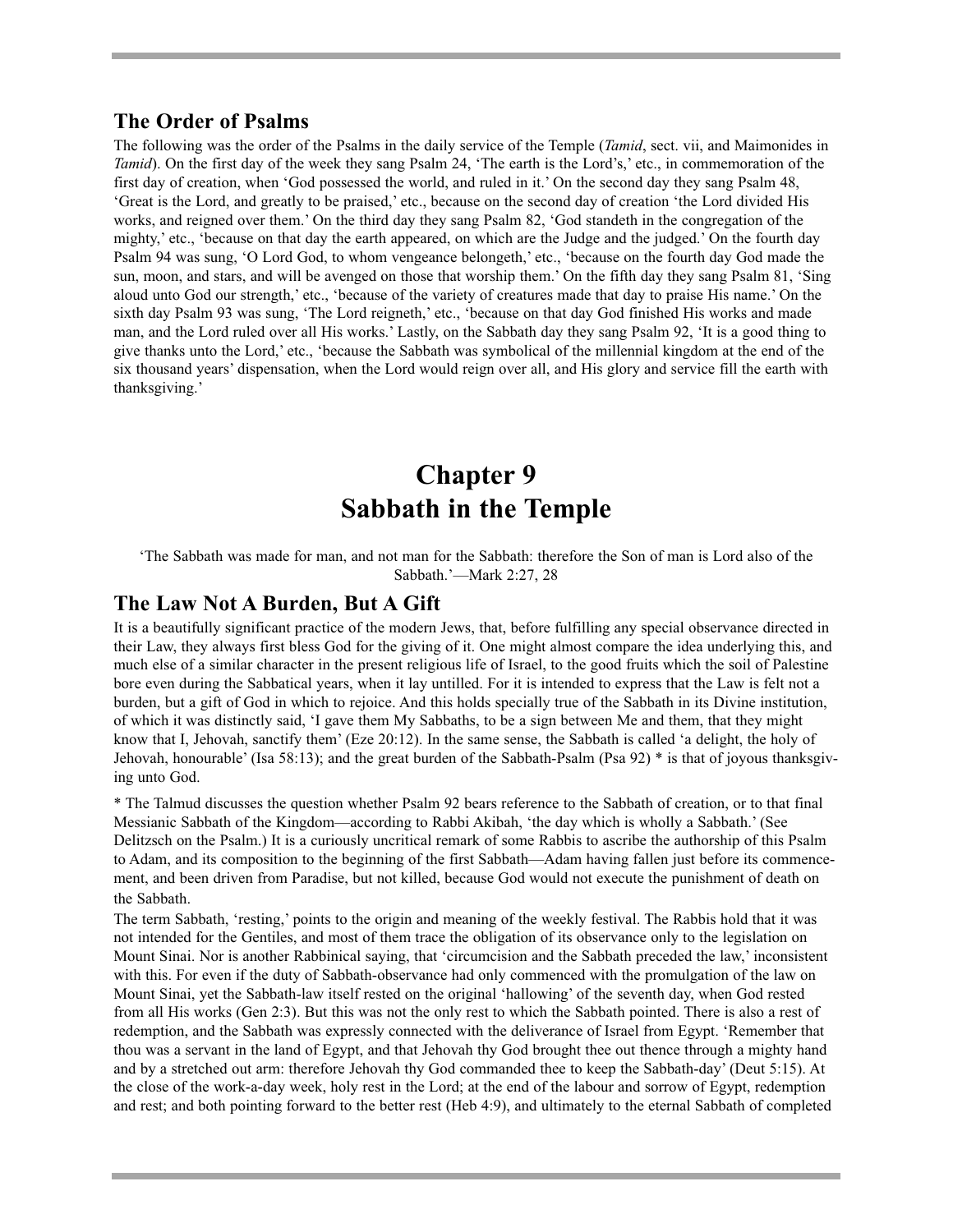## The Order of Psalms

The following was the order of the Psalms in the daily service of the Temple (*Tamid*, sect. vii, and Maimonides in *Tamid*). On the first day of the week they sang Psalm 24, 'The earth is the Lord's,' etc., in commemoration of the first day of creation, when 'God possessed the world, and ruled in it.' On the second day they sang Psalm 48, 'Great is the Lord, and greatly to be praised,' etc., because on the second day of creation 'the Lord divided His works, and reigned over them.' On the third day they sang Psalm 82, 'God standeth in the congregation of the mighty,' etc., 'because on that day the earth appeared, on which are the Judge and the judged.' On the fourth day Psalm 94 was sung, 'O Lord God, to whom vengeance belongeth,' etc., 'because on the fourth day God made the sun, moon, and stars, and will be avenged on those that worship them.' On the fifth day they sang Psalm 81, 'Sing aloud unto God our strength,' etc., 'because of the variety of creatures made that day to praise His name.' On the sixth day Psalm 93 was sung, 'The Lord reigneth,' etc., 'because on that day God finished His works and made man, and the Lord ruled over all His works.' Lastly, on the Sabbath day they sang Psalm 92, 'It is a good thing to give thanks unto the Lord,' etc., 'because the Sabbath was symbolical of the millennial kingdom at the end of the six thousand years' dispensation, when the Lord would reign over all, and His glory and service fill the earth with thanksgiving.'

# Chapter 9
# Sabbath in the Temple

'The Sabbath was made for man, and not man for the Sabbath: therefore the Son of man is Lord also of the Sabbath.'—Mark 2:27, 28

## The Law Not A Burden, But A Gift

It is a beautifully significant practice of the modern Jews, that, before fulfilling any special observance directed in their Law, they always first bless God for the giving of it. One might almost compare the idea underlying this, and much else of a similar character in the present religious life of Israel, to the good fruits which the soil of Palestine bore even during the Sabbatical years, when it lay untilled. For it is intended to express that the Law is felt not a burden, but a gift of God in which to rejoice. And this holds specially true of the Sabbath in its Divine institution, of which it was distinctly said, 'I gave them My Sabbaths, to be a sign between Me and them, that they might know that I, Jehovah, sanctify them' (Eze 20:12). In the same sense, the Sabbath is called 'a delight, the holy of Jehovah, honourable' (Isa 58:13); and the great burden of the Sabbath-Psalm (Psa 92) * is that of joyous thanksgiving unto God.

* The Talmud discusses the question whether Psalm 92 bears reference to the Sabbath of creation, or to that final Messianic Sabbath of the Kingdom—according to Rabbi Akibah, 'the day which is wholly a Sabbath.' (See Delitzsch on the Psalm.) It is a curiously uncritical remark of some Rabbis to ascribe the authorship of this Psalm to Adam, and its composition to the beginning of the first Sabbath—Adam having fallen just before its commencement, and been driven from Paradise, but not killed, because God would not execute the punishment of death on the Sabbath.

The term Sabbath, 'resting,' points to the origin and meaning of the weekly festival. The Rabbis hold that it was not intended for the Gentiles, and most of them trace the obligation of its observance only to the legislation on Mount Sinai. Nor is another Rabbinical saying, that 'circumcision and the Sabbath preceded the law,' inconsistent with this. For even if the duty of Sabbath-observance had only commenced with the promulgation of the law on Mount Sinai, yet the Sabbath-law itself rested on the original 'hallowing' of the seventh day, when God rested from all His works (Gen 2:3). But this was not the only rest to which the Sabbath pointed. There is also a rest of redemption, and the Sabbath was expressly connected with the deliverance of Israel from Egypt. 'Remember that thou was a servant in the land of Egypt, and that Jehovah thy God brought thee out thence through a mighty hand and by a stretched out arm: therefore Jehovah thy God commanded thee to keep the Sabbath-day' (Deut 5:15). At the close of the work-a-day week, holy rest in the Lord; at the end of the labour and sorrow of Egypt, redemption and rest; and both pointing forward to the better rest (Heb 4:9), and ultimately to the eternal Sabbath of completed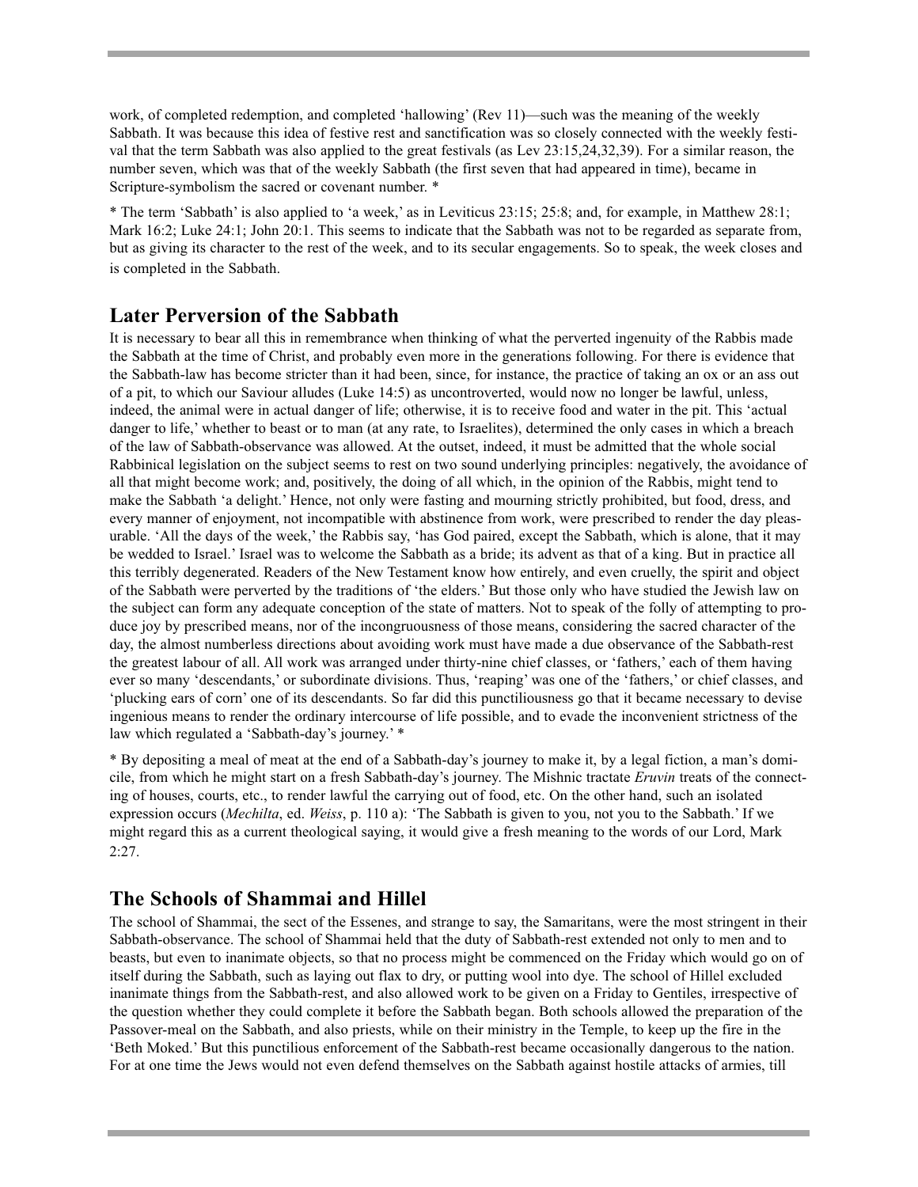work, of completed redemption, and completed 'hallowing' (Rev 11)—such was the meaning of the weekly Sabbath. It was because this idea of festive rest and sanctification was so closely connected with the weekly festival that the term Sabbath was also applied to the great festivals (as Lev 23:15,24,32,39). For a similar reason, the number seven, which was that of the weekly Sabbath (the first seven that had appeared in time), became in Scripture-symbolism the sacred or covenant number. *

* The term 'Sabbath' is also applied to 'a week,' as in Leviticus 23:15; 25:8; and, for example, in Matthew 28:1; Mark 16:2; Luke 24:1; John 20:1. This seems to indicate that the Sabbath was not to be regarded as separate from, but as giving its character to the rest of the week, and to its secular engagements. So to speak, the week closes and is completed in the Sabbath.

## Later Perversion of the Sabbath

It is necessary to bear all this in remembrance when thinking of what the perverted ingenuity of the Rabbis made the Sabbath at the time of Christ, and probably even more in the generations following. For there is evidence that the Sabbath-law has become stricter than it had been, since, for instance, the practice of taking an ox or an ass out of a pit, to which our Saviour alludes (Luke 14:5) as uncontroverted, would now no longer be lawful, unless, indeed, the animal were in actual danger of life; otherwise, it is to receive food and water in the pit. This 'actual danger to life,' whether to beast or to man (at any rate, to Israelites), determined the only cases in which a breach of the law of Sabbath-observance was allowed. At the outset, indeed, it must be admitted that the whole social Rabbinical legislation on the subject seems to rest on two sound underlying principles: negatively, the avoidance of all that might become work; and, positively, the doing of all which, in the opinion of the Rabbis, might tend to make the Sabbath 'a delight.' Hence, not only were fasting and mourning strictly prohibited, but food, dress, and every manner of enjoyment, not incompatible with abstinence from work, were prescribed to render the day pleasurable. 'All the days of the week,' the Rabbis say, 'has God paired, except the Sabbath, which is alone, that it may be wedded to Israel.' Israel was to welcome the Sabbath as a bride; its advent as that of a king. But in practice all this terribly degenerated. Readers of the New Testament know how entirely, and even cruelly, the spirit and object of the Sabbath were perverted by the traditions of 'the elders.' But those only who have studied the Jewish law on the subject can form any adequate conception of the state of matters. Not to speak of the folly of attempting to produce joy by prescribed means, nor of the incongruousness of those means, considering the sacred character of the day, the almost numberless directions about avoiding work must have made a due observance of the Sabbath-rest the greatest labour of all. All work was arranged under thirty-nine chief classes, or 'fathers,' each of them having ever so many 'descendants,' or subordinate divisions. Thus, 'reaping' was one of the 'fathers,' or chief classes, and 'plucking ears of corn' one of its descendants. So far did this punctiliousness go that it became necessary to devise ingenious means to render the ordinary intercourse of life possible, and to evade the inconvenient strictness of the law which regulated a 'Sabbath-day's journey.' *

* By depositing a meal of meat at the end of a Sabbath-day's journey to make it, by a legal fiction, a man's domicile, from which he might start on a fresh Sabbath-day's journey. The Mishnic tractate *Eruvin* treats of the connecting of houses, courts, etc., to render lawful the carrying out of food, etc. On the other hand, such an isolated expression occurs (*Mechilta*, ed. *Weiss*, p. 110 a): 'The Sabbath is given to you, not you to the Sabbath.' If we might regard this as a current theological saying, it would give a fresh meaning to the words of our Lord, Mark 2:27.

## The Schools of Shammai and Hillel

The school of Shammai, the sect of the Essenes, and strange to say, the Samaritans, were the most stringent in their Sabbath-observance. The school of Shammai held that the duty of Sabbath-rest extended not only to men and to beasts, but even to inanimate objects, so that no process might be commenced on the Friday which would go on of itself during the Sabbath, such as laying out flax to dry, or putting wool into dye. The school of Hillel excluded inanimate things from the Sabbath-rest, and also allowed work to be given on a Friday to Gentiles, irrespective of the question whether they could complete it before the Sabbath began. Both schools allowed the preparation of the Passover-meal on the Sabbath, and also priests, while on their ministry in the Temple, to keep up the fire in the 'Beth Moked.' But this punctilious enforcement of the Sabbath-rest became occasionally dangerous to the nation. For at one time the Jews would not even defend themselves on the Sabbath against hostile attacks of armies, till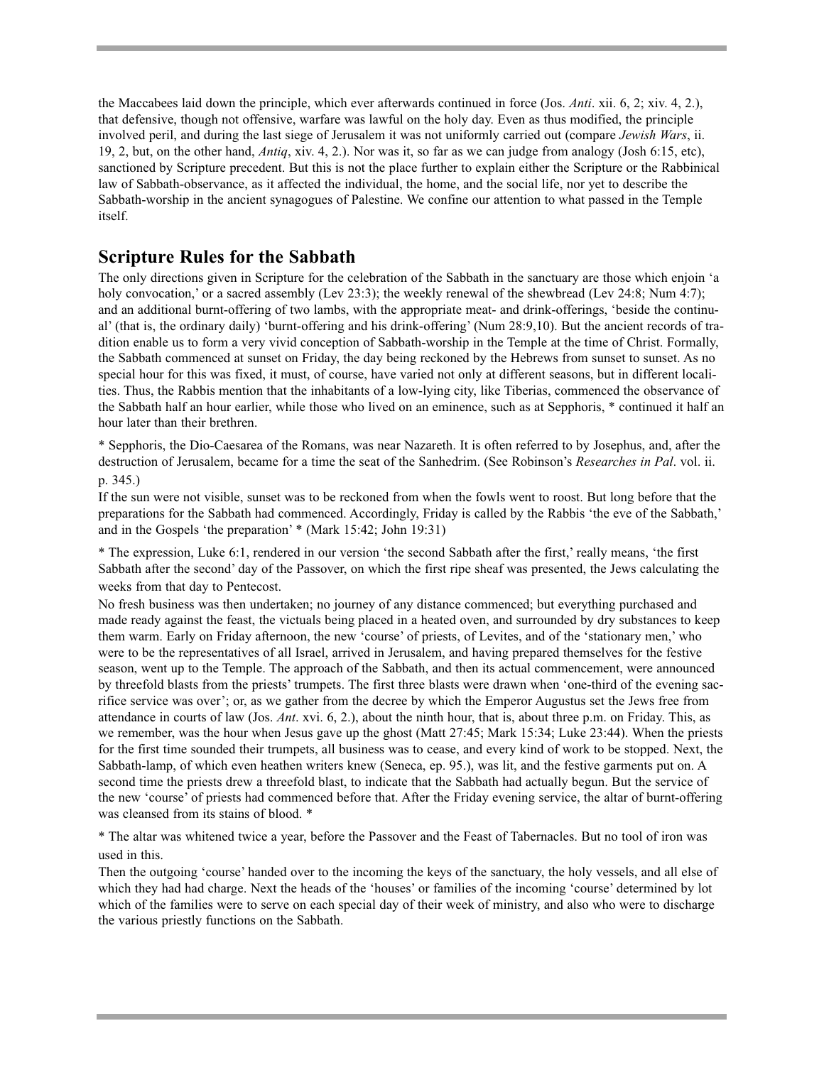the Maccabees laid down the principle, which ever afterwards continued in force (Jos. *Anti*. xii. 6, 2; xiv. 4, 2.), that defensive, though not offensive, warfare was lawful on the holy day. Even as thus modified, the principle involved peril, and during the last siege of Jerusalem it was not uniformly carried out (compare *Jewish Wars*, ii. 19, 2, but, on the other hand, *Antiq*, xiv. 4, 2.). Nor was it, so far as we can judge from analogy (Josh 6:15, etc), sanctioned by Scripture precedent. But this is not the place further to explain either the Scripture or the Rabbinical law of Sabbath-observance, as it affected the individual, the home, and the social life, nor yet to describe the Sabbath-worship in the ancient synagogues of Palestine. We confine our attention to what passed in the Temple itself.

## Scripture Rules for the Sabbath

The only directions given in Scripture for the celebration of the Sabbath in the sanctuary are those which enjoin 'a holy convocation,' or a sacred assembly (Lev 23:3); the weekly renewal of the shewbread (Lev 24:8; Num 4:7); and an additional burnt-offering of two lambs, with the appropriate meat- and drink-offerings, 'beside the continual' (that is, the ordinary daily) 'burnt-offering and his drink-offering' (Num 28:9,10). But the ancient records of tradition enable us to form a very vivid conception of Sabbath-worship in the Temple at the time of Christ. Formally, the Sabbath commenced at sunset on Friday, the day being reckoned by the Hebrews from sunset to sunset. As no special hour for this was fixed, it must, of course, have varied not only at different seasons, but in different localities. Thus, the Rabbis mention that the inhabitants of a low-lying city, like Tiberias, commenced the observance of the Sabbath half an hour earlier, while those who lived on an eminence, such as at Sepphoris, * continued it half an hour later than their brethren.

* Sepphoris, the Dio-Caesarea of the Romans, was near Nazareth. It is often referred to by Josephus, and, after the destruction of Jerusalem, became for a time the seat of the Sanhedrim. (See Robinson's *Researches in Pal*. vol. ii. p. 345.)

If the sun were not visible, sunset was to be reckoned from when the fowls went to roost. But long before that the preparations for the Sabbath had commenced. Accordingly, Friday is called by the Rabbis 'the eve of the Sabbath,' and in the Gospels 'the preparation' * (Mark 15:42; John 19:31)

* The expression, Luke 6:1, rendered in our version 'the second Sabbath after the first,' really means, 'the first Sabbath after the second' day of the Passover, on which the first ripe sheaf was presented, the Jews calculating the weeks from that day to Pentecost.

No fresh business was then undertaken; no journey of any distance commenced; but everything purchased and made ready against the feast, the victuals being placed in a heated oven, and surrounded by dry substances to keep them warm. Early on Friday afternoon, the new 'course' of priests, of Levites, and of the 'stationary men,' who were to be the representatives of all Israel, arrived in Jerusalem, and having prepared themselves for the festive season, went up to the Temple. The approach of the Sabbath, and then its actual commencement, were announced by threefold blasts from the priests' trumpets. The first three blasts were drawn when 'one-third of the evening sacrifice service was over'; or, as we gather from the decree by which the Emperor Augustus set the Jews free from attendance in courts of law (Jos. *Ant*. xvi. 6, 2.), about the ninth hour, that is, about three p.m. on Friday. This, as we remember, was the hour when Jesus gave up the ghost (Matt 27:45; Mark 15:34; Luke 23:44). When the priests for the first time sounded their trumpets, all business was to cease, and every kind of work to be stopped. Next, the Sabbath-lamp, of which even heathen writers knew (Seneca, ep. 95.), was lit, and the festive garments put on. A second time the priests drew a threefold blast, to indicate that the Sabbath had actually begun. But the service of the new 'course' of priests had commenced before that. After the Friday evening service, the altar of burnt-offering was cleansed from its stains of blood. *

* The altar was whitened twice a year, before the Passover and the Feast of Tabernacles. But no tool of iron was used in this.

Then the outgoing 'course' handed over to the incoming the keys of the sanctuary, the holy vessels, and all else of which they had had charge. Next the heads of the 'houses' or families of the incoming 'course' determined by lot which of the families were to serve on each special day of their week of ministry, and also who were to discharge the various priestly functions on the Sabbath.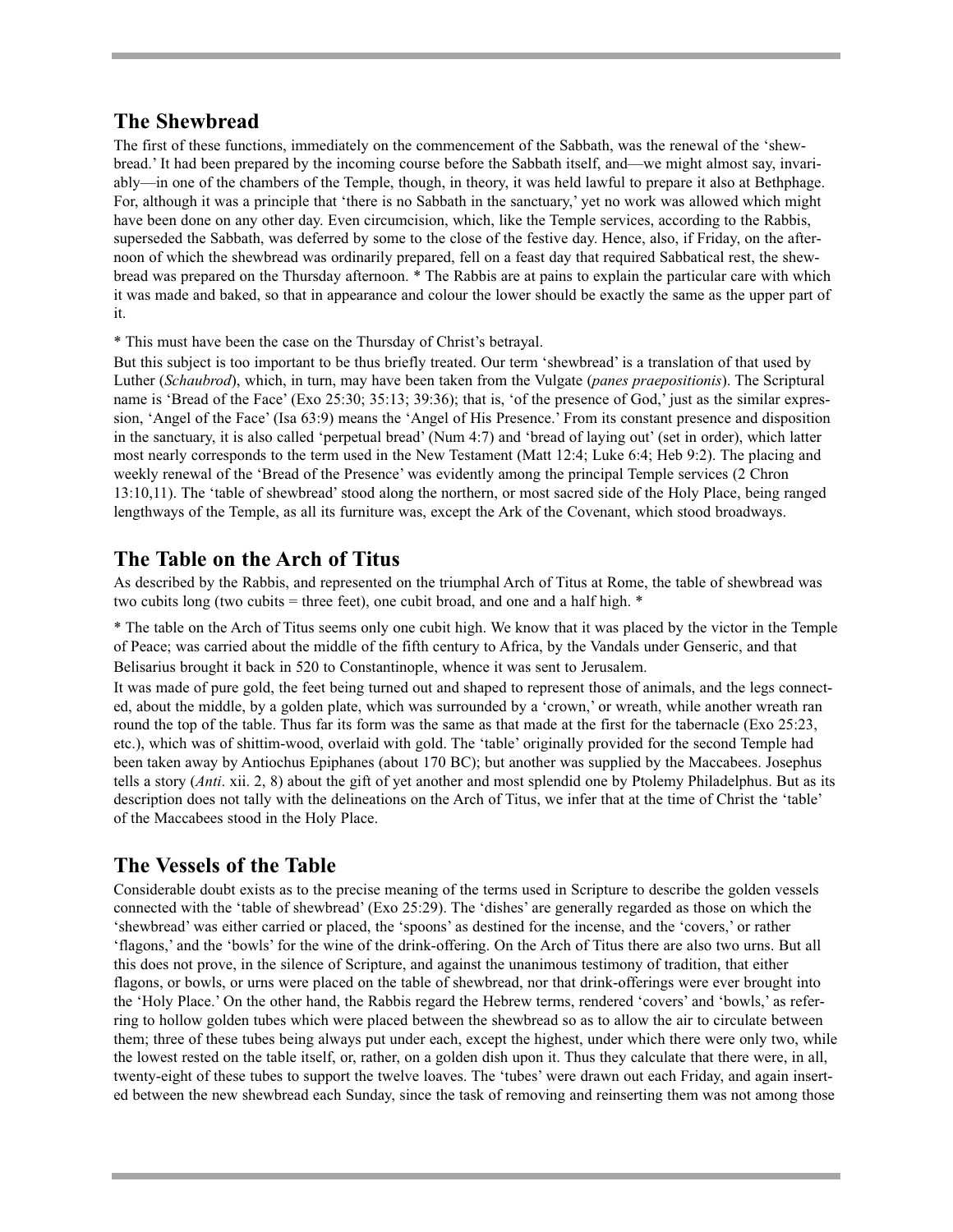## The Shewbread

The first of these functions, immediately on the commencement of the Sabbath, was the renewal of the 'shewbread.' It had been prepared by the incoming course before the Sabbath itself, and—we might almost say, invariably—in one of the chambers of the Temple, though, in theory, it was held lawful to prepare it also at Bethphage. For, although it was a principle that 'there is no Sabbath in the sanctuary,' yet no work was allowed which might have been done on any other day. Even circumcision, which, like the Temple services, according to the Rabbis, superseded the Sabbath, was deferred by some to the close of the festive day. Hence, also, if Friday, on the afternoon of which the shewbread was ordinarily prepared, fell on a feast day that required Sabbatical rest, the shewbread was prepared on the Thursday afternoon. * The Rabbis are at pains to explain the particular care with which it was made and baked, so that in appearance and colour the lower should be exactly the same as the upper part of it.

* This must have been the case on the Thursday of Christ's betrayal.

But this subject is too important to be thus briefly treated. Our term 'shewbread' is a translation of that used by Luther (*Schaubrod*), which, in turn, may have been taken from the Vulgate (*panes praepositionis*). The Scriptural name is 'Bread of the Face' (Exo 25:30; 35:13; 39:36); that is, 'of the presence of God,' just as the similar expression, 'Angel of the Face' (Isa 63:9) means the 'Angel of His Presence.' From its constant presence and disposition in the sanctuary, it is also called 'perpetual bread' (Num 4:7) and 'bread of laying out' (set in order), which latter most nearly corresponds to the term used in the New Testament (Matt 12:4; Luke 6:4; Heb 9:2). The placing and weekly renewal of the 'Bread of the Presence' was evidently among the principal Temple services (2 Chron 13:10,11). The 'table of shewbread' stood along the northern, or most sacred side of the Holy Place, being ranged lengthways of the Temple, as all its furniture was, except the Ark of the Covenant, which stood broadways.

## The Table on the Arch of Titus

As described by the Rabbis, and represented on the triumphal Arch of Titus at Rome, the table of shewbread was two cubits long (two cubits = three feet), one cubit broad, and one and a half high. *

* The table on the Arch of Titus seems only one cubit high. We know that it was placed by the victor in the Temple of Peace; was carried about the middle of the fifth century to Africa, by the Vandals under Genseric, and that Belisarius brought it back in 520 to Constantinople, whence it was sent to Jerusalem.

It was made of pure gold, the feet being turned out and shaped to represent those of animals, and the legs connected, about the middle, by a golden plate, which was surrounded by a 'crown,' or wreath, while another wreath ran round the top of the table. Thus far its form was the same as that made at the first for the tabernacle (Exo 25:23, etc.), which was of shittim-wood, overlaid with gold. The 'table' originally provided for the second Temple had been taken away by Antiochus Epiphanes (about 170 BC); but another was supplied by the Maccabees. Josephus tells a story (*Anti*. xii. 2, 8) about the gift of yet another and most splendid one by Ptolemy Philadelphus. But as its description does not tally with the delineations on the Arch of Titus, we infer that at the time of Christ the 'table' of the Maccabees stood in the Holy Place.

## The Vessels of the Table

Considerable doubt exists as to the precise meaning of the terms used in Scripture to describe the golden vessels connected with the 'table of shewbread' (Exo 25:29). The 'dishes' are generally regarded as those on which the 'shewbread' was either carried or placed, the 'spoons' as destined for the incense, and the 'covers,' or rather 'flagons,' and the 'bowls' for the wine of the drink-offering. On the Arch of Titus there are also two urns. But all this does not prove, in the silence of Scripture, and against the unanimous testimony of tradition, that either flagons, or bowls, or urns were placed on the table of shewbread, nor that drink-offerings were ever brought into the 'Holy Place.' On the other hand, the Rabbis regard the Hebrew terms, rendered 'covers' and 'bowls,' as referring to hollow golden tubes which were placed between the shewbread so as to allow the air to circulate between them; three of these tubes being always put under each, except the highest, under which there were only two, while the lowest rested on the table itself, or, rather, on a golden dish upon it. Thus they calculate that there were, in all, twenty-eight of these tubes to support the twelve loaves. The 'tubes' were drawn out each Friday, and again inserted between the new shewbread each Sunday, since the task of removing and reinserting them was not among those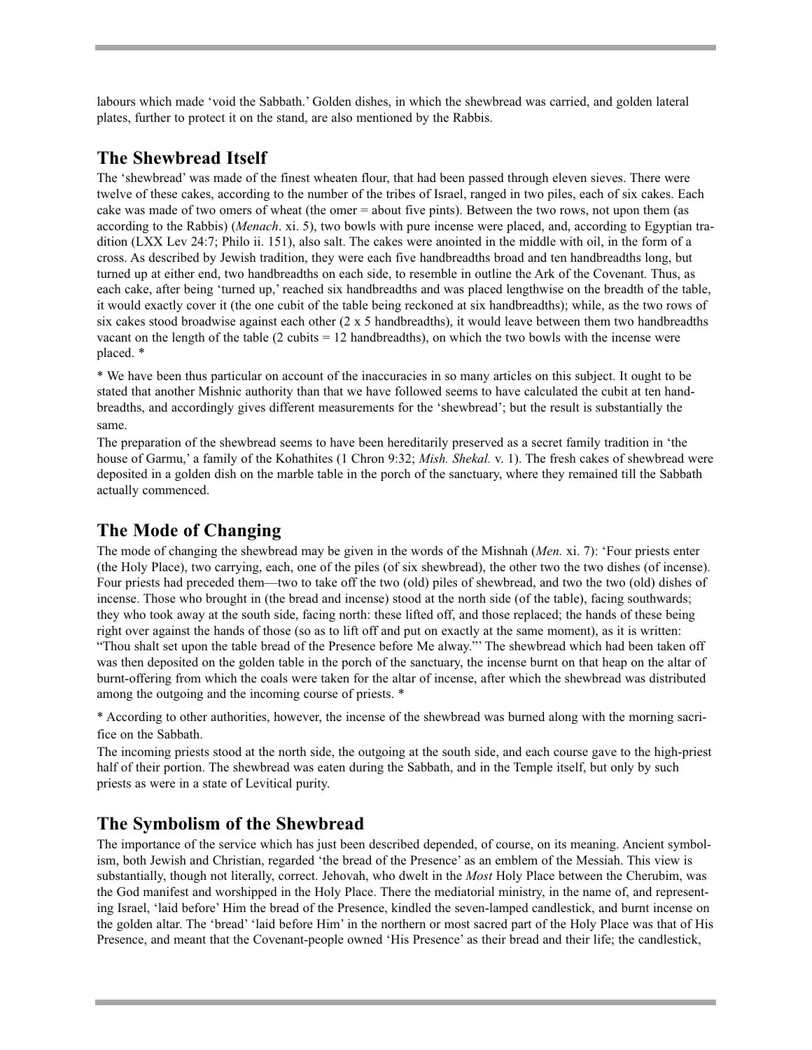labours which made 'void the Sabbath.' Golden dishes, in which the shewbread was carried, and golden lateral plates, further to protect it on the stand, are also mentioned by the Rabbis.

## The Shewbread Itself

The 'shewbread' was made of the finest wheaten flour, that had been passed through eleven sieves. There were twelve of these cakes, according to the number of the tribes of Israel, ranged in two piles, each of six cakes. Each cake was made of two omers of wheat (the omer = about five pints). Between the two rows, not upon them (as according to the Rabbis) (*Menach*. xi. 5), two bowls with pure incense were placed, and, according to Egyptian tradition (LXX Lev 24:7; Philo ii. 151), also salt. The cakes were anointed in the middle with oil, in the form of a cross. As described by Jewish tradition, they were each five handbreadths broad and ten handbreadths long, but turned up at either end, two handbreadths on each side, to resemble in outline the Ark of the Covenant. Thus, as each cake, after being 'turned up,' reached six handbreadths and was placed lengthwise on the breadth of the table, it would exactly cover it (the one cubit of the table being reckoned at six handbreadths); while, as the two rows of six cakes stood broadwise against each other (2 x 5 handbreadths), it would leave between them two handbreadths vacant on the length of the table (2 cubits = 12 handbreadths), on which the two bowls with the incense were placed. *

* We have been thus particular on account of the inaccuracies in so many articles on this subject. It ought to be stated that another Mishnic authority than that we have followed seems to have calculated the cubit at ten handbreadths, and accordingly gives different measurements for the 'shewbread'; but the result is substantially the same.

The preparation of the shewbread seems to have been hereditarily preserved as a secret family tradition in 'the house of Garmu,' a family of the Kohathites (1 Chron 9:32; *Mish. Shekal.* v. 1). The fresh cakes of shewbread were deposited in a golden dish on the marble table in the porch of the sanctuary, where they remained till the Sabbath actually commenced.

## The Mode of Changing

The mode of changing the shewbread may be given in the words of the Mishnah (*Men.* xi. 7): 'Four priests enter (the Holy Place), two carrying, each, one of the piles (of six shewbread), the other two the two dishes (of incense). Four priests had preceded them—two to take off the two (old) piles of shewbread, and two the two (old) dishes of incense. Those who brought in (the bread and incense) stood at the north side (of the table), facing southwards; they who took away at the south side, facing north: these lifted off, and those replaced; the hands of these being right over against the hands of those (so as to lift off and put on exactly at the same moment), as it is written: "Thou shalt set upon the table bread of the Presence before Me alway."' The shewbread which had been taken off was then deposited on the golden table in the porch of the sanctuary, the incense burnt on that heap on the altar of burnt-offering from which the coals were taken for the altar of incense, after which the shewbread was distributed among the outgoing and the incoming course of priests. *

* According to other authorities, however, the incense of the shewbread was burned along with the morning sacrifice on the Sabbath.

The incoming priests stood at the north side, the outgoing at the south side, and each course gave to the high-priest half of their portion. The shewbread was eaten during the Sabbath, and in the Temple itself, but only by such priests as were in a state of Levitical purity.

## The Symbolism of the Shewbread

The importance of the service which has just been described depended, of course, on its meaning. Ancient symbolism, both Jewish and Christian, regarded 'the bread of the Presence' as an emblem of the Messiah. This view is substantially, though not literally, correct. Jehovah, who dwelt in the *Most* Holy Place between the Cherubim, was the God manifest and worshipped in the Holy Place. There the mediatorial ministry, in the name of, and representing Israel, 'laid before' Him the bread of the Presence, kindled the seven-lamped candlestick, and burnt incense on the golden altar. The 'bread' 'laid before Him' in the northern or most sacred part of the Holy Place was that of His Presence, and meant that the Covenant-people owned 'His Presence' as their bread and their life; the candlestick,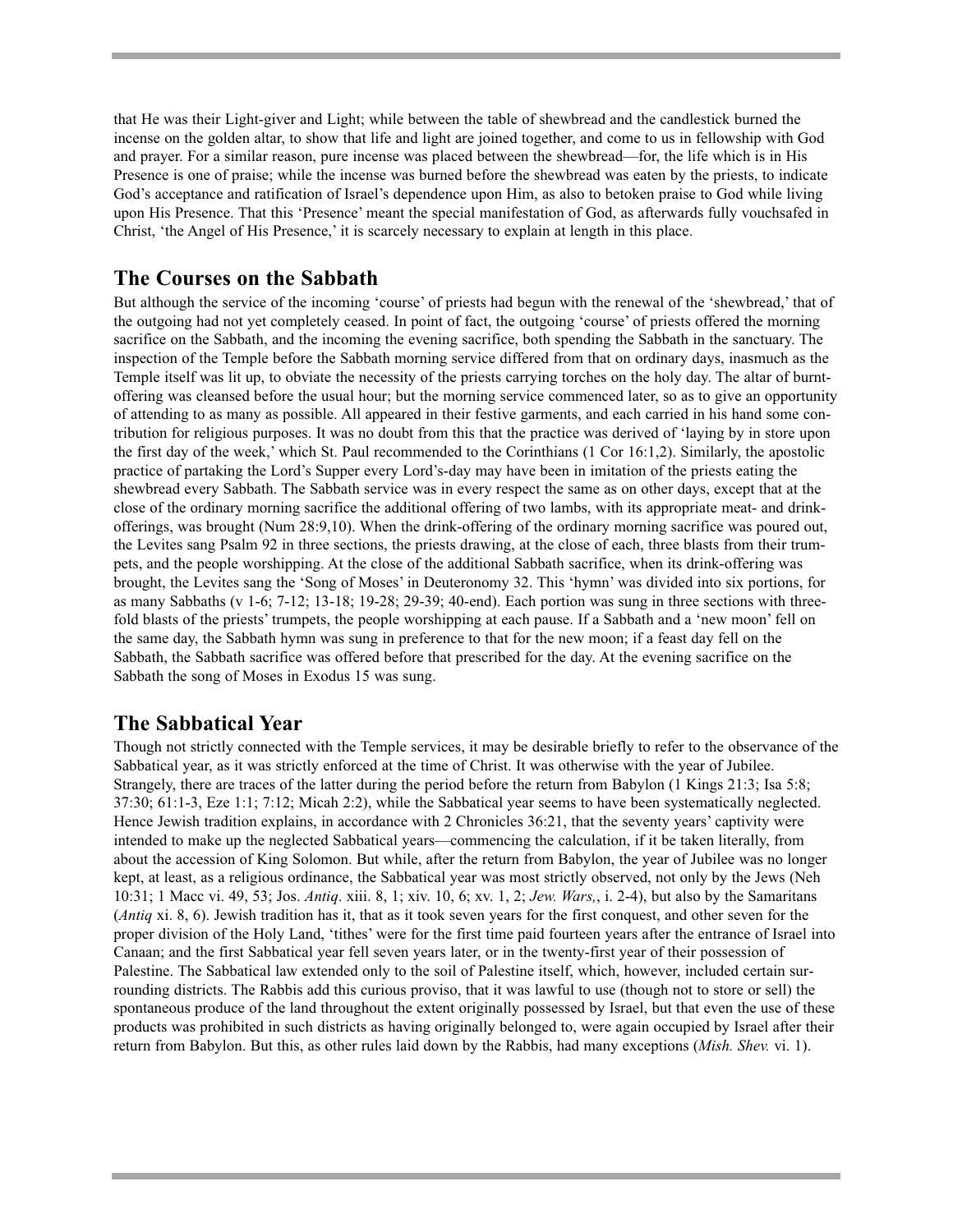that He was their Light-giver and Light; while between the table of shewbread and the candlestick burned the incense on the golden altar, to show that life and light are joined together, and come to us in fellowship with God and prayer. For a similar reason, pure incense was placed between the shewbread—for, the life which is in His Presence is one of praise; while the incense was burned before the shewbread was eaten by the priests, to indicate God's acceptance and ratification of Israel's dependence upon Him, as also to betoken praise to God while living upon His Presence. That this 'Presence' meant the special manifestation of God, as afterwards fully vouchsafed in Christ, 'the Angel of His Presence,' it is scarcely necessary to explain at length in this place.

## The Courses on the Sabbath

But although the service of the incoming 'course' of priests had begun with the renewal of the 'shewbread,' that of the outgoing had not yet completely ceased. In point of fact, the outgoing 'course' of priests offered the morning sacrifice on the Sabbath, and the incoming the evening sacrifice, both spending the Sabbath in the sanctuary. The inspection of the Temple before the Sabbath morning service differed from that on ordinary days, inasmuch as the Temple itself was lit up, to obviate the necessity of the priests carrying torches on the holy day. The altar of burnt-offering was cleansed before the usual hour; but the morning service commenced later, so as to give an opportunity of attending to as many as possible. All appeared in their festive garments, and each carried in his hand some contribution for religious purposes. It was no doubt from this that the practice was derived of 'laying by in store upon the first day of the week,' which St. Paul recommended to the Corinthians (1 Cor 16:1,2). Similarly, the apostolic practice of partaking the Lord's Supper every Lord's-day may have been in imitation of the priests eating the shewbread every Sabbath. The Sabbath service was in every respect the same as on other days, except that at the close of the ordinary morning sacrifice the additional offering of two lambs, with its appropriate meat- and drink-offerings, was brought (Num 28:9,10). When the drink-offering of the ordinary morning sacrifice was poured out, the Levites sang Psalm 92 in three sections, the priests drawing, at the close of each, three blasts from their trumpets, and the people worshipping. At the close of the additional Sabbath sacrifice, when its drink-offering was brought, the Levites sang the 'Song of Moses' in Deuteronomy 32. This 'hymn' was divided into six portions, for as many Sabbaths (v 1-6; 7-12; 13-18; 19-28; 29-39; 40-end). Each portion was sung in three sections with threefold blasts of the priests' trumpets, the people worshipping at each pause. If a Sabbath and a 'new moon' fell on the same day, the Sabbath hymn was sung in preference to that for the new moon; if a feast day fell on the Sabbath, the Sabbath sacrifice was offered before that prescribed for the day. At the evening sacrifice on the Sabbath the song of Moses in Exodus 15 was sung.

## The Sabbatical Year

Though not strictly connected with the Temple services, it may be desirable briefly to refer to the observance of the Sabbatical year, as it was strictly enforced at the time of Christ. It was otherwise with the year of Jubilee. Strangely, there are traces of the latter during the period before the return from Babylon (1 Kings 21:3; Isa 5:8; 37:30; 61:1-3, Eze 1:1; 7:12; Micah 2:2), while the Sabbatical year seems to have been systematically neglected. Hence Jewish tradition explains, in accordance with 2 Chronicles 36:21, that the seventy years' captivity were intended to make up the neglected Sabbatical years—commencing the calculation, if it be taken literally, from about the accession of King Solomon. But while, after the return from Babylon, the year of Jubilee was no longer kept, at least, as a religious ordinance, the Sabbatical year was most strictly observed, not only by the Jews (Neh 10:31; 1 Macc vi. 49, 53; Jos. *Antiq*. xiii. 8, 1; xiv. 10, 6; xv. 1, 2; *Jew. Wars,*, i. 2-4), but also by the Samaritans (*Antiq* xi. 8, 6). Jewish tradition has it, that as it took seven years for the first conquest, and other seven for the proper division of the Holy Land, 'tithes' were for the first time paid fourteen years after the entrance of Israel into Canaan; and the first Sabbatical year fell seven years later, or in the twenty-first year of their possession of Palestine. The Sabbatical law extended only to the soil of Palestine itself, which, however, included certain surrounding districts. The Rabbis add this curious proviso, that it was lawful to use (though not to store or sell) the spontaneous produce of the land throughout the extent originally possessed by Israel, but that even the use of these products was prohibited in such districts as having originally belonged to, were again occupied by Israel after their return from Babylon. But this, as other rules laid down by the Rabbis, had many exceptions (*Mish. Shev.* vi. 1).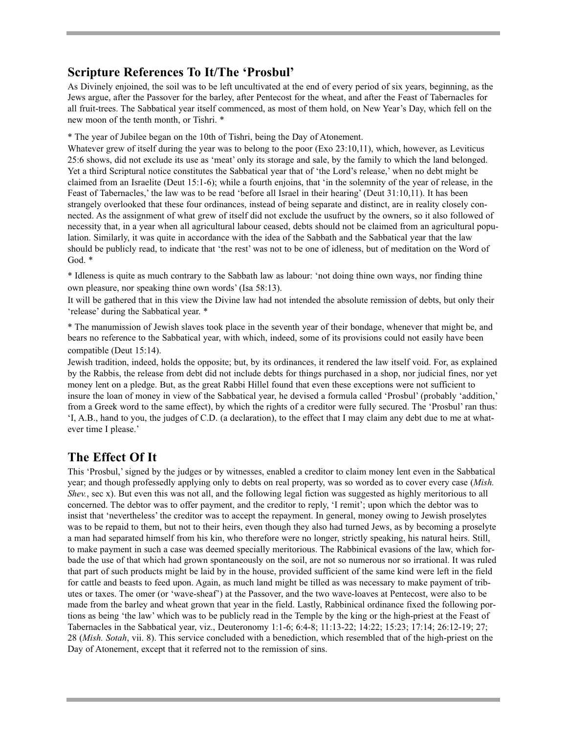## Scripture References To It/The 'Prosbul'

As Divinely enjoined, the soil was to be left uncultivated at the end of every period of six years, beginning, as the Jews argue, after the Passover for the barley, after Pentecost for the wheat, and after the Feast of Tabernacles for all fruit-trees. The Sabbatical year itself commenced, as most of them hold, on New Year's Day, which fell on the new moon of the tenth month, or Tishri. *

* The year of Jubilee began on the 10th of Tishri, being the Day of Atonement.

Whatever grew of itself during the year was to belong to the poor (Exo 23:10,11), which, however, as Leviticus 25:6 shows, did not exclude its use as 'meat' only its storage and sale, by the family to which the land belonged. Yet a third Scriptural notice constitutes the Sabbatical year that of 'the Lord's release,' when no debt might be claimed from an Israelite (Deut 15:1-6); while a fourth enjoins, that 'in the solemnity of the year of release, in the Feast of Tabernacles,' the law was to be read 'before all Israel in their hearing' (Deut 31:10,11). It has been strangely overlooked that these four ordinances, instead of being separate and distinct, are in reality closely connected. As the assignment of what grew of itself did not exclude the usufruct by the owners, so it also followed of necessity that, in a year when all agricultural labour ceased, debts should not be claimed from an agricultural population. Similarly, it was quite in accordance with the idea of the Sabbath and the Sabbatical year that the law should be publicly read, to indicate that 'the rest' was not to be one of idleness, but of meditation on the Word of God. *

* Idleness is quite as much contrary to the Sabbath law as labour: 'not doing thine own ways, nor finding thine own pleasure, nor speaking thine own words' (Isa 58:13).

It will be gathered that in this view the Divine law had not intended the absolute remission of debts, but only their 'release' during the Sabbatical year. *

* The manumission of Jewish slaves took place in the seventh year of their bondage, whenever that might be, and bears no reference to the Sabbatical year, with which, indeed, some of its provisions could not easily have been compatible (Deut 15:14).

Jewish tradition, indeed, holds the opposite; but, by its ordinances, it rendered the law itself void. For, as explained by the Rabbis, the release from debt did not include debts for things purchased in a shop, nor judicial fines, nor yet money lent on a pledge. But, as the great Rabbi Hillel found that even these exceptions were not sufficient to insure the loan of money in view of the Sabbatical year, he devised a formula called 'Prosbul' (probably 'addition,' from a Greek word to the same effect), by which the rights of a creditor were fully secured. The 'Prosbul' ran thus: 'I, A.B., hand to you, the judges of C.D. (a declaration), to the effect that I may claim any debt due to me at whatever time I please.'

## The Effect Of It

This 'Prosbul,' signed by the judges or by witnesses, enabled a creditor to claim money lent even in the Sabbatical year; and though professedly applying only to debts on real property, was so worded as to cover every case (*Mish. Shev.*, sec x). But even this was not all, and the following legal fiction was suggested as highly meritorious to all concerned. The debtor was to offer payment, and the creditor to reply, 'I remit'; upon which the debtor was to insist that 'nevertheless' the creditor was to accept the repayment. In general, money owing to Jewish proselytes was to be repaid to them, but not to their heirs, even though they also had turned Jews, as by becoming a proselyte a man had separated himself from his kin, who therefore were no longer, strictly speaking, his natural heirs. Still, to make payment in such a case was deemed specially meritorious. The Rabbinical evasions of the law, which forbade the use of that which had grown spontaneously on the soil, are not so numerous nor so irrational. It was ruled that part of such products might be laid by in the house, provided sufficient of the same kind were left in the field for cattle and beasts to feed upon. Again, as much land might be tilled as was necessary to make payment of tributes or taxes. The omer (or 'wave-sheaf') at the Passover, and the two wave-loaves at Pentecost, were also to be made from the barley and wheat grown that year in the field. Lastly, Rabbinical ordinance fixed the following portions as being 'the law' which was to be publicly read in the Temple by the king or the high-priest at the Feast of Tabernacles in the Sabbatical year, viz., Deuteronomy 1:1-6; 6:4-8; 11:13-22; 14:22; 15:23; 17:14; 26:12-19; 27; 28 (*Mish. Sotah*, vii. 8). This service concluded with a benediction, which resembled that of the high-priest on the Day of Atonement, except that it referred not to the remission of sins.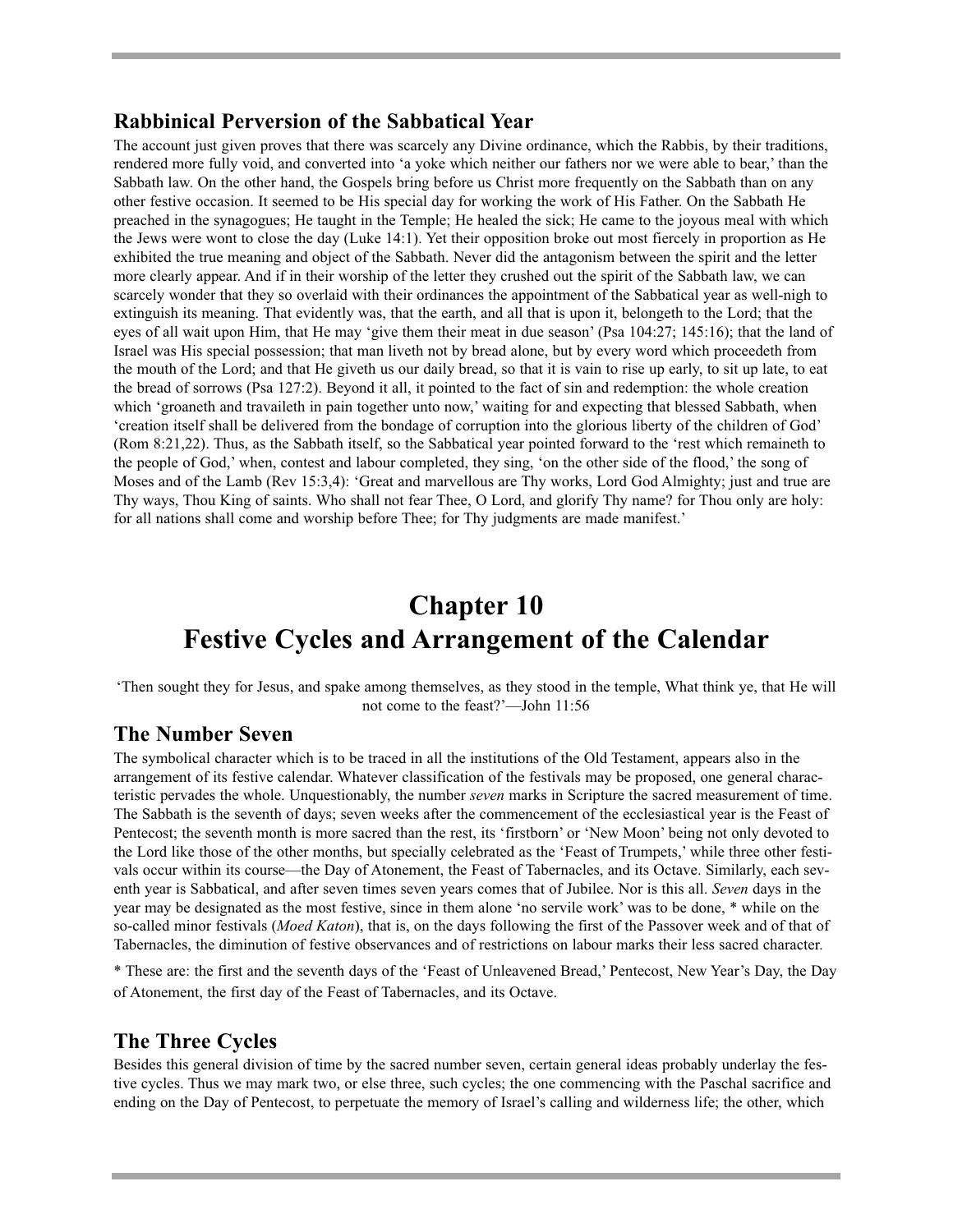### Rabbinical Perversion of the Sabbatical Year

The account just given proves that there was scarcely any Divine ordinance, which the Rabbis, by their traditions, rendered more fully void, and converted into 'a yoke which neither our fathers nor we were able to bear,' than the Sabbath law. On the other hand, the Gospels bring before us Christ more frequently on the Sabbath than on any other festive occasion. It seemed to be His special day for working the work of His Father. On the Sabbath He preached in the synagogues; He taught in the Temple; He healed the sick; He came to the joyous meal with which the Jews were wont to close the day (Luke 14:1). Yet their opposition broke out most fiercely in proportion as He exhibited the true meaning and object of the Sabbath. Never did the antagonism between the spirit and the letter more clearly appear. And if in their worship of the letter they crushed out the spirit of the Sabbath law, we can scarcely wonder that they so overlaid with their ordinances the appointment of the Sabbatical year as well-nigh to extinguish its meaning. That evidently was, that the earth, and all that is upon it, belongeth to the Lord; that the eyes of all wait upon Him, that He may 'give them their meat in due season' (Psa 104:27; 145:16); that the land of Israel was His special possession; that man liveth not by bread alone, but by every word which proceedeth from the mouth of the Lord; and that He giveth us our daily bread, so that it is vain to rise up early, to sit up late, to eat the bread of sorrows (Psa 127:2). Beyond it all, it pointed to the fact of sin and redemption: the whole creation which 'groaneth and travaileth in pain together unto now,' waiting for and expecting that blessed Sabbath, when 'creation itself shall be delivered from the bondage of corruption into the glorious liberty of the children of God' (Rom 8:21,22). Thus, as the Sabbath itself, so the Sabbatical year pointed forward to the 'rest which remaineth to the people of God,' when, contest and labour completed, they sing, 'on the other side of the flood,' the song of Moses and of the Lamb (Rev 15:3,4): 'Great and marvellous are Thy works, Lord God Almighty; just and true are Thy ways, Thou King of saints. Who shall not fear Thee, O Lord, and glorify Thy name? for Thou only are holy: for all nations shall come and worship before Thee; for Thy judgments are made manifest.'

# Chapter 10
# Festive Cycles and Arrangement of the Calendar

'Then sought they for Jesus, and spake among themselves, as they stood in the temple, What think ye, that He will not come to the feast?'—John 11:56

### The Number Seven

The symbolical character which is to be traced in all the institutions of the Old Testament, appears also in the arrangement of its festive calendar. Whatever classification of the festivals may be proposed, one general characteristic pervades the whole. Unquestionably, the number *seven* marks in Scripture the sacred measurement of time. The Sabbath is the seventh of days; seven weeks after the commencement of the ecclesiastical year is the Feast of Pentecost; the seventh month is more sacred than the rest, its 'firstborn' or 'New Moon' being not only devoted to the Lord like those of the other months, but specially celebrated as the 'Feast of Trumpets,' while three other festivals occur within its course—the Day of Atonement, the Feast of Tabernacles, and its Octave. Similarly, each seventh year is Sabbatical, and after seven times seven years comes that of Jubilee. Nor is this all. *Seven* days in the year may be designated as the most festive, since in them alone 'no servile work' was to be done, * while on the so-called minor festivals (*Moed Katon*), that is, on the days following the first of the Passover week and of that of Tabernacles, the diminution of festive observances and of restrictions on labour marks their less sacred character.

* These are: the first and the seventh days of the 'Feast of Unleavened Bread,' Pentecost, New Year's Day, the Day of Atonement, the first day of the Feast of Tabernacles, and its Octave.

### The Three Cycles

Besides this general division of time by the sacred number seven, certain general ideas probably underlay the festive cycles. Thus we may mark two, or else three, such cycles; the one commencing with the Paschal sacrifice and ending on the Day of Pentecost, to perpetuate the memory of Israel's calling and wilderness life; the other, which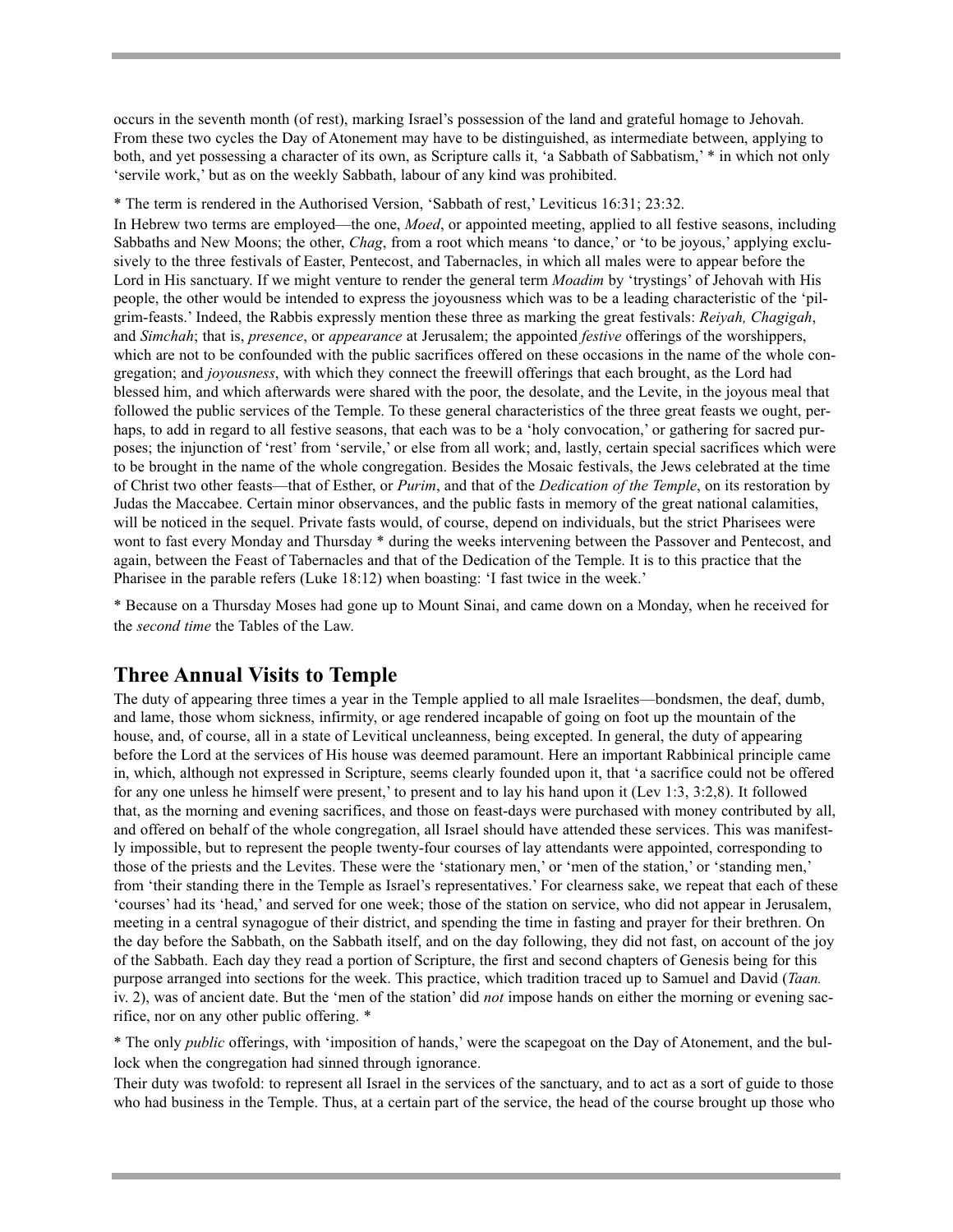occurs in the seventh month (of rest), marking Israel's possession of the land and grateful homage to Jehovah. From these two cycles the Day of Atonement may have to be distinguished, as intermediate between, applying to both, and yet possessing a character of its own, as Scripture calls it, 'a Sabbath of Sabbatism,' * in which not only 'servile work,' but as on the weekly Sabbath, labour of any kind was prohibited.

* The term is rendered in the Authorised Version, 'Sabbath of rest,' Leviticus 16:31; 23:32.

In Hebrew two terms are employed—the one, *Moed*, or appointed meeting, applied to all festive seasons, including Sabbaths and New Moons; the other, *Chag*, from a root which means 'to dance,' or 'to be joyous,' applying exclusively to the three festivals of Easter, Pentecost, and Tabernacles, in which all males were to appear before the Lord in His sanctuary. If we might venture to render the general term *Moadim* by 'trystings' of Jehovah with His people, the other would be intended to express the joyousness which was to be a leading characteristic of the 'pilgrim-feasts.' Indeed, the Rabbis expressly mention these three as marking the great festivals: *Reiyah, Chagigah*, and *Simchah*; that is, *presence*, or *appearance* at Jerusalem; the appointed *festive* offerings of the worshippers, which are not to be confounded with the public sacrifices offered on these occasions in the name of the whole congregation; and *joyousness*, with which they connect the freewill offerings that each brought, as the Lord had blessed him, and which afterwards were shared with the poor, the desolate, and the Levite, in the joyous meal that followed the public services of the Temple. To these general characteristics of the three great feasts we ought, perhaps, to add in regard to all festive seasons, that each was to be a 'holy convocation,' or gathering for sacred purposes; the injunction of 'rest' from 'servile,' or else from all work; and, lastly, certain special sacrifices which were to be brought in the name of the whole congregation. Besides the Mosaic festivals, the Jews celebrated at the time of Christ two other feasts—that of Esther, or *Purim*, and that of the *Dedication of the Temple*, on its restoration by Judas the Maccabee. Certain minor observances, and the public fasts in memory of the great national calamities, will be noticed in the sequel. Private fasts would, of course, depend on individuals, but the strict Pharisees were wont to fast every Monday and Thursday * during the weeks intervening between the Passover and Pentecost, and again, between the Feast of Tabernacles and that of the Dedication of the Temple. It is to this practice that the Pharisee in the parable refers (Luke 18:12) when boasting: 'I fast twice in the week.'

* Because on a Thursday Moses had gone up to Mount Sinai, and came down on a Monday, when he received for the *second time* the Tables of the Law.

## Three Annual Visits to Temple

The duty of appearing three times a year in the Temple applied to all male Israelites—bondsmen, the deaf, dumb, and lame, those whom sickness, infirmity, or age rendered incapable of going on foot up the mountain of the house, and, of course, all in a state of Levitical uncleanness, being excepted. In general, the duty of appearing before the Lord at the services of His house was deemed paramount. Here an important Rabbinical principle came in, which, although not expressed in Scripture, seems clearly founded upon it, that 'a sacrifice could not be offered for any one unless he himself were present,' to present and to lay his hand upon it (Lev 1:3, 3:2,8). It followed that, as the morning and evening sacrifices, and those on feast-days were purchased with money contributed by all, and offered on behalf of the whole congregation, all Israel should have attended these services. This was manifestly impossible, but to represent the people twenty-four courses of lay attendants were appointed, corresponding to those of the priests and the Levites. These were the 'stationary men,' or 'men of the station,' or 'standing men,' from 'their standing there in the Temple as Israel's representatives.' For clearness sake, we repeat that each of these 'courses' had its 'head,' and served for one week; those of the station on service, who did not appear in Jerusalem, meeting in a central synagogue of their district, and spending the time in fasting and prayer for their brethren. On the day before the Sabbath, on the Sabbath itself, and on the day following, they did not fast, on account of the joy of the Sabbath. Each day they read a portion of Scripture, the first and second chapters of Genesis being for this purpose arranged into sections for the week. This practice, which tradition traced up to Samuel and David (*Taan.* iv. 2), was of ancient date. But the 'men of the station' did *not* impose hands on either the morning or evening sacrifice, nor on any other public offering. *

* The only *public* offerings, with 'imposition of hands,' were the scapegoat on the Day of Atonement, and the bullock when the congregation had sinned through ignorance.

Their duty was twofold: to represent all Israel in the services of the sanctuary, and to act as a sort of guide to those who had business in the Temple. Thus, at a certain part of the service, the head of the course brought up those who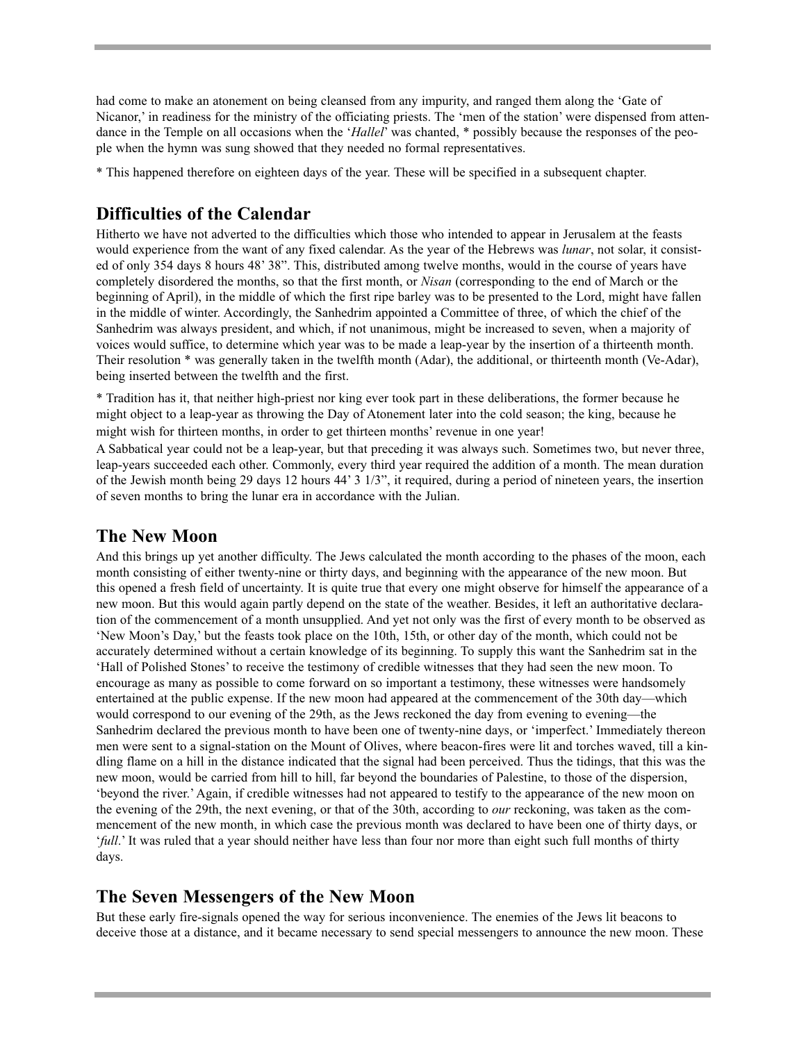had come to make an atonement on being cleansed from any impurity, and ranged them along the 'Gate of Nicanor,' in readiness for the ministry of the officiating priests. The 'men of the station' were dispensed from attendance in the Temple on all occasions when the '*Hallel*' was chanted, * possibly because the responses of the people when the hymn was sung showed that they needed no formal representatives.

* This happened therefore on eighteen days of the year. These will be specified in a subsequent chapter.

## Difficulties of the Calendar

Hitherto we have not adverted to the difficulties which those who intended to appear in Jerusalem at the feasts would experience from the want of any fixed calendar. As the year of the Hebrews was *lunar*, not solar, it consisted of only 354 days 8 hours 48' 38". This, distributed among twelve months, would in the course of years have completely disordered the months, so that the first month, or *Nisan* (corresponding to the end of March or the beginning of April), in the middle of which the first ripe barley was to be presented to the Lord, might have fallen in the middle of winter. Accordingly, the Sanhedrim appointed a Committee of three, of which the chief of the Sanhedrim was always president, and which, if not unanimous, might be increased to seven, when a majority of voices would suffice, to determine which year was to be made a leap-year by the insertion of a thirteenth month. Their resolution * was generally taken in the twelfth month (Adar), the additional, or thirteenth month (Ve-Adar), being inserted between the twelfth and the first.

* Tradition has it, that neither high-priest nor king ever took part in these deliberations, the former because he might object to a leap-year as throwing the Day of Atonement later into the cold season; the king, because he might wish for thirteen months, in order to get thirteen months' revenue in one year!

A Sabbatical year could not be a leap-year, but that preceding it was always such. Sometimes two, but never three, leap-years succeeded each other. Commonly, every third year required the addition of a month. The mean duration of the Jewish month being 29 days 12 hours 44' 3 1/3", it required, during a period of nineteen years, the insertion of seven months to bring the lunar era in accordance with the Julian.

## The New Moon

And this brings up yet another difficulty. The Jews calculated the month according to the phases of the moon, each month consisting of either twenty-nine or thirty days, and beginning with the appearance of the new moon. But this opened a fresh field of uncertainty. It is quite true that every one might observe for himself the appearance of a new moon. But this would again partly depend on the state of the weather. Besides, it left an authoritative declaration of the commencement of a month unsupplied. And yet not only was the first of every month to be observed as 'New Moon's Day,' but the feasts took place on the 10th, 15th, or other day of the month, which could not be accurately determined without a certain knowledge of its beginning. To supply this want the Sanhedrim sat in the 'Hall of Polished Stones' to receive the testimony of credible witnesses that they had seen the new moon. To encourage as many as possible to come forward on so important a testimony, these witnesses were handsomely entertained at the public expense. If the new moon had appeared at the commencement of the 30th day—which would correspond to our evening of the 29th, as the Jews reckoned the day from evening to evening—the Sanhedrim declared the previous month to have been one of twenty-nine days, or 'imperfect.' Immediately thereon men were sent to a signal-station on the Mount of Olives, where beacon-fires were lit and torches waved, till a kindling flame on a hill in the distance indicated that the signal had been perceived. Thus the tidings, that this was the new moon, would be carried from hill to hill, far beyond the boundaries of Palestine, to those of the dispersion, 'beyond the river.' Again, if credible witnesses had not appeared to testify to the appearance of the new moon on the evening of the 29th, the next evening, or that of the 30th, according to *our* reckoning, was taken as the commencement of the new month, in which case the previous month was declared to have been one of thirty days, or '*full*.' It was ruled that a year should neither have less than four nor more than eight such full months of thirty days.

## The Seven Messengers of the New Moon

But these early fire-signals opened the way for serious inconvenience. The enemies of the Jews lit beacons to deceive those at a distance, and it became necessary to send special messengers to announce the new moon. These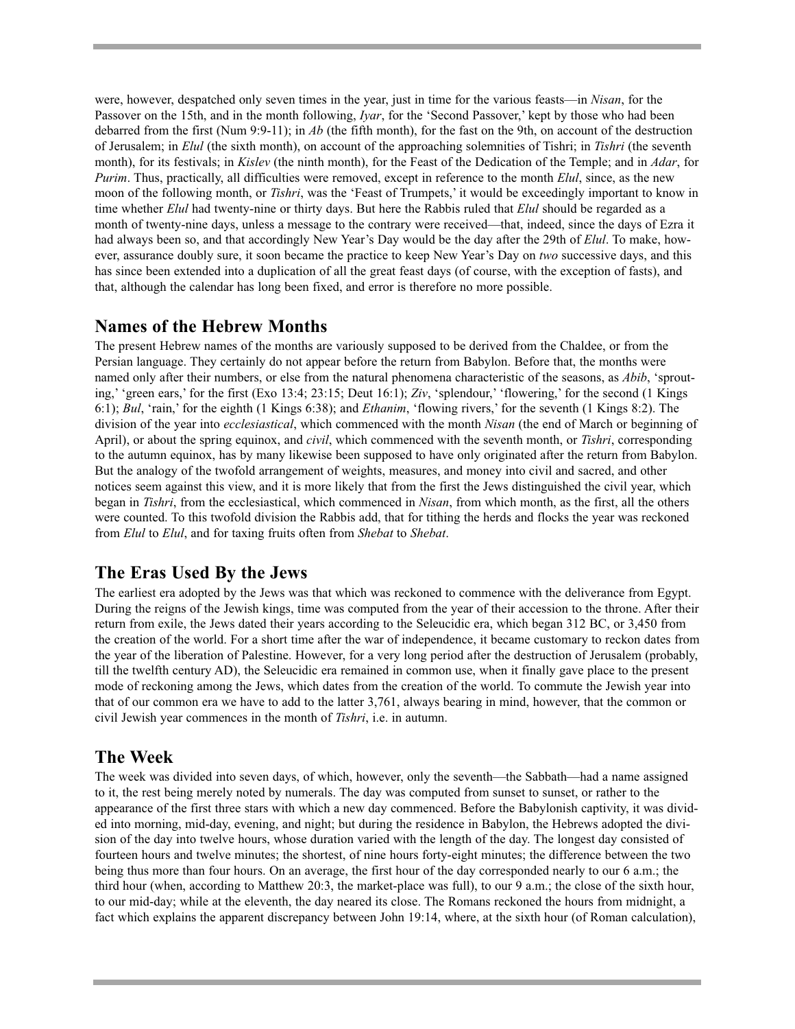were, however, despatched only seven times in the year, just in time for the various feasts—in *Nisan*, for the Passover on the 15th, and in the month following, *Iyar*, for the 'Second Passover,' kept by those who had been debarred from the first (Num 9:9-11); in *Ab* (the fifth month), for the fast on the 9th, on account of the destruction of Jerusalem; in *Elul* (the sixth month), on account of the approaching solemnities of Tishri; in *Tishri* (the seventh month), for its festivals; in *Kislev* (the ninth month), for the Feast of the Dedication of the Temple; and in *Adar*, for *Purim*. Thus, practically, all difficulties were removed, except in reference to the month *Elul*, since, as the new moon of the following month, or *Tishri*, was the 'Feast of Trumpets,' it would be exceedingly important to know in time whether *Elul* had twenty-nine or thirty days. But here the Rabbis ruled that *Elul* should be regarded as a month of twenty-nine days, unless a message to the contrary were received—that, indeed, since the days of Ezra it had always been so, and that accordingly New Year's Day would be the day after the 29th of *Elul*. To make, however, assurance doubly sure, it soon became the practice to keep New Year's Day on *two* successive days, and this has since been extended into a duplication of all the great feast days (of course, with the exception of fasts), and that, although the calendar has long been fixed, and error is therefore no more possible.

## Names of the Hebrew Months

The present Hebrew names of the months are variously supposed to be derived from the Chaldee, or from the Persian language. They certainly do not appear before the return from Babylon. Before that, the months were named only after their numbers, or else from the natural phenomena characteristic of the seasons, as *Abib*, 'sprouting,' 'green ears,' for the first (Exo 13:4; 23:15; Deut 16:1); *Ziv*, 'splendour,' 'flowering,' for the second (1 Kings 6:1); *Bul*, 'rain,' for the eighth (1 Kings 6:38); and *Ethanim*, 'flowing rivers,' for the seventh (1 Kings 8:2). The division of the year into *ecclesiastical*, which commenced with the month *Nisan* (the end of March or beginning of April), or about the spring equinox, and *civil*, which commenced with the seventh month, or *Tishri*, corresponding to the autumn equinox, has by many likewise been supposed to have only originated after the return from Babylon. But the analogy of the twofold arrangement of weights, measures, and money into civil and sacred, and other notices seem against this view, and it is more likely that from the first the Jews distinguished the civil year, which began in *Tishri*, from the ecclesiastical, which commenced in *Nisan*, from which month, as the first, all the others were counted. To this twofold division the Rabbis add, that for tithing the herds and flocks the year was reckoned from *Elul* to *Elul*, and for taxing fruits often from *Shebat* to *Shebat*.

## The Eras Used By the Jews

The earliest era adopted by the Jews was that which was reckoned to commence with the deliverance from Egypt. During the reigns of the Jewish kings, time was computed from the year of their accession to the throne. After their return from exile, the Jews dated their years according to the Seleucidic era, which began 312 BC, or 3,450 from the creation of the world. For a short time after the war of independence, it became customary to reckon dates from the year of the liberation of Palestine. However, for a very long period after the destruction of Jerusalem (probably, till the twelfth century AD), the Seleucidic era remained in common use, when it finally gave place to the present mode of reckoning among the Jews, which dates from the creation of the world. To commute the Jewish year into that of our common era we have to add to the latter 3,761, always bearing in mind, however, that the common or civil Jewish year commences in the month of *Tishri*, i.e. in autumn.

## The Week

The week was divided into seven days, of which, however, only the seventh—the Sabbath—had a name assigned to it, the rest being merely noted by numerals. The day was computed from sunset to sunset, or rather to the appearance of the first three stars with which a new day commenced. Before the Babylonish captivity, it was divided into morning, mid-day, evening, and night; but during the residence in Babylon, the Hebrews adopted the division of the day into twelve hours, whose duration varied with the length of the day. The longest day consisted of fourteen hours and twelve minutes; the shortest, of nine hours forty-eight minutes; the difference between the two being thus more than four hours. On an average, the first hour of the day corresponded nearly to our 6 a.m.; the third hour (when, according to Matthew 20:3, the market-place was full), to our 9 a.m.; the close of the sixth hour, to our mid-day; while at the eleventh, the day neared its close. The Romans reckoned the hours from midnight, a fact which explains the apparent discrepancy between John 19:14, where, at the sixth hour (of Roman calculation),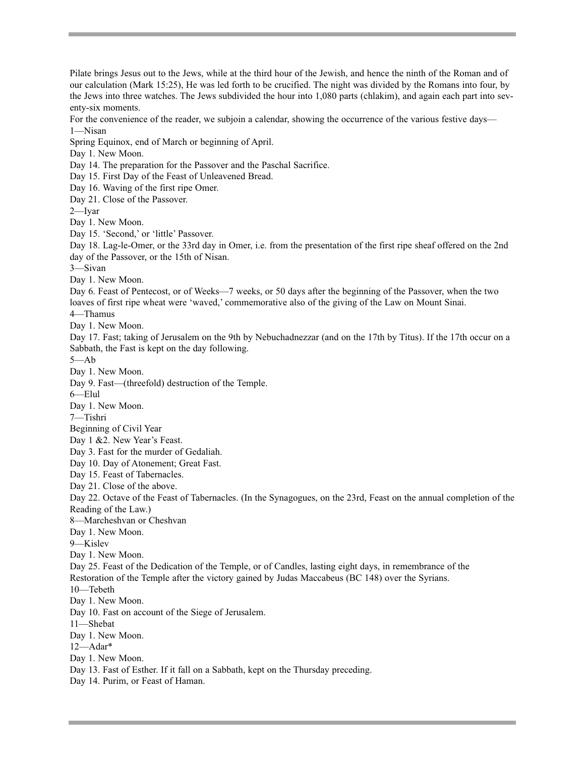Pilate brings Jesus out to the Jews, while at the third hour of the Jewish, and hence the ninth of the Roman and of our calculation (Mark 15:25), He was led forth to be crucified. The night was divided by the Romans into four, by the Jews into three watches. The Jews subdivided the hour into 1,080 parts (chlakim), and again each part into seventy-six moments.

For the convenience of the reader, we subjoin a calendar, showing the occurrence of the various festive days—

1—Nisan

Spring Equinox, end of March or beginning of April.

Day 1. New Moon.

Day 14. The preparation for the Passover and the Paschal Sacrifice.

Day 15. First Day of the Feast of Unleavened Bread.

Day 16. Waving of the first ripe Omer.

Day 21. Close of the Passover.

2—Iyar

Day 1. New Moon.

Day 15. 'Second,' or 'little' Passover.

Day 18. Lag-le-Omer, or the 33rd day in Omer, i.e. from the presentation of the first ripe sheaf offered on the 2nd day of the Passover, or the 15th of Nisan.

3—Sivan

Day 1. New Moon.

Day 6. Feast of Pentecost, or of Weeks—7 weeks, or 50 days after the beginning of the Passover, when the two loaves of first ripe wheat were 'waved,' commemorative also of the giving of the Law on Mount Sinai.

4—Thamus

Day 1. New Moon.

Day 17. Fast; taking of Jerusalem on the 9th by Nebuchadnezzar (and on the 17th by Titus). If the 17th occur on a Sabbath, the Fast is kept on the day following.

5—Ab

Day 1. New Moon.

Day 9. Fast—(threefold) destruction of the Temple.

6—Elul

Day 1. New Moon.

7—Tishri

Beginning of Civil Year

Day 1 &2. New Year's Feast.

Day 3. Fast for the murder of Gedaliah.

Day 10. Day of Atonement; Great Fast.

Day 15. Feast of Tabernacles.

Day 21. Close of the above.

Day 22. Octave of the Feast of Tabernacles. (In the Synagogues, on the 23rd, Feast on the annual completion of the Reading of the Law.)

8—Marcheshvan or Cheshvan

Day 1. New Moon.

9—Kislev

Day 1. New Moon.

Day 25. Feast of the Dedication of the Temple, or of Candles, lasting eight days, in remembrance of the Restoration of the Temple after the victory gained by Judas Maccabeus (BC 148) over the Syrians.

10—Tebeth

Day 1. New Moon.

Day 10. Fast on account of the Siege of Jerusalem.

11—Shebat

Day 1. New Moon.

12—Adar*

Day 1. New Moon.

Day 13. Fast of Esther. If it fall on a Sabbath, kept on the Thursday preceding.

Day 14. Purim, or Feast of Haman.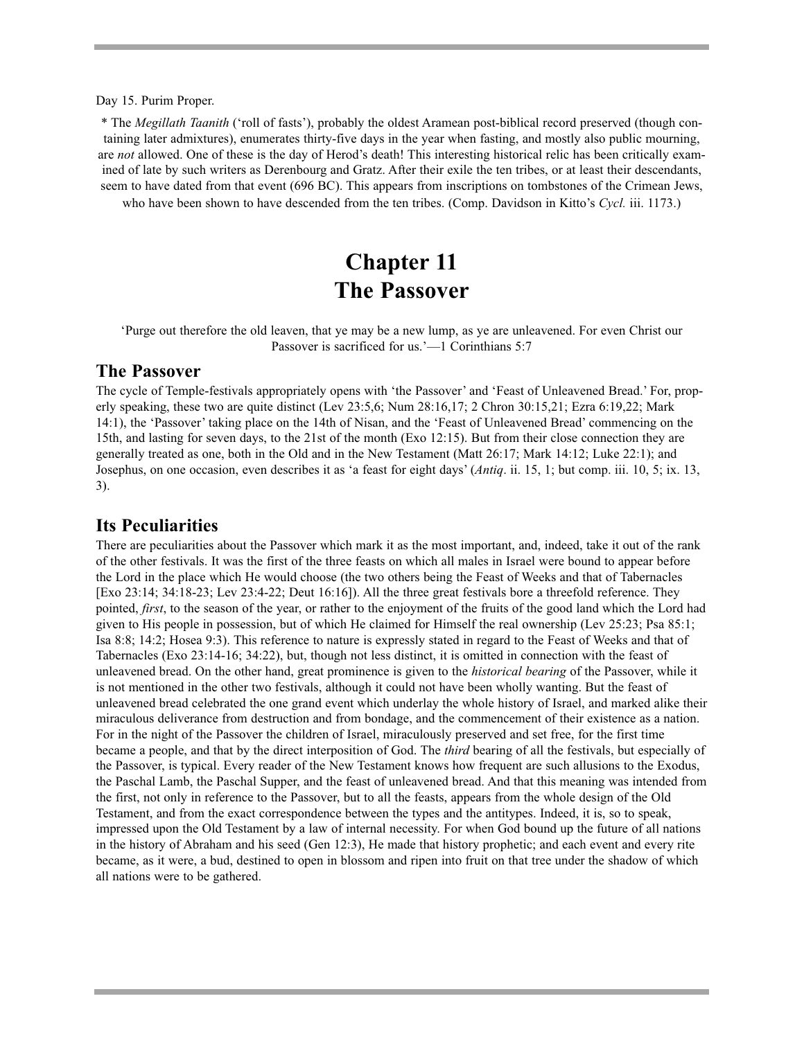Day 15. Purim Proper.

\* The *Megillath Taanith* ('roll of fasts'), probably the oldest Aramean post-biblical record preserved (though containing later admixtures), enumerates thirty-five days in the year when fasting, and mostly also public mourning, are *not* allowed. One of these is the day of Herod's death! This interesting historical relic has been critically examined of late by such writers as Derenbourg and Gratz. After their exile the ten tribes, or at least their descendants, seem to have dated from that event (696 BC). This appears from inscriptions on tombstones of the Crimean Jews, who have been shown to have descended from the ten tribes. (Comp. Davidson in Kitto's *Cycl.* iii. 1173.)

# Chapter 11
# The Passover

'Purge out therefore the old leaven, that ye may be a new lump, as ye are unleavened. For even Christ our Passover is sacrificed for us.'—1 Corinthians 5:7

## The Passover

The cycle of Temple-festivals appropriately opens with 'the Passover' and 'Feast of Unleavened Bread.' For, properly speaking, these two are quite distinct (Lev 23:5,6; Num 28:16,17; 2 Chron 30:15,21; Ezra 6:19,22; Mark 14:1), the 'Passover' taking place on the 14th of Nisan, and the 'Feast of Unleavened Bread' commencing on the 15th, and lasting for seven days, to the 21st of the month (Exo 12:15). But from their close connection they are generally treated as one, both in the Old and in the New Testament (Matt 26:17; Mark 14:12; Luke 22:1); and Josephus, on one occasion, even describes it as 'a feast for eight days' (*Antiq*. ii. 15, 1; but comp. iii. 10, 5; ix. 13, 3).

## Its Peculiarities

There are peculiarities about the Passover which mark it as the most important, and, indeed, take it out of the rank of the other festivals. It was the first of the three feasts on which all males in Israel were bound to appear before the Lord in the place which He would choose (the two others being the Feast of Weeks and that of Tabernacles [Exo 23:14; 34:18-23; Lev 23:4-22; Deut 16:16]). All the three great festivals bore a threefold reference. They pointed, *first*, to the season of the year, or rather to the enjoyment of the fruits of the good land which the Lord had given to His people in possession, but of which He claimed for Himself the real ownership (Lev 25:23; Psa 85:1; Isa 8:8; 14:2; Hosea 9:3). This reference to nature is expressly stated in regard to the Feast of Weeks and that of Tabernacles (Exo 23:14-16; 34:22), but, though not less distinct, it is omitted in connection with the feast of unleavened bread. On the other hand, great prominence is given to the *historical bearing* of the Passover, while it is not mentioned in the other two festivals, although it could not have been wholly wanting. But the feast of unleavened bread celebrated the one grand event which underlay the whole history of Israel, and marked alike their miraculous deliverance from destruction and from bondage, and the commencement of their existence as a nation. For in the night of the Passover the children of Israel, miraculously preserved and set free, for the first time became a people, and that by the direct interposition of God. The *third* bearing of all the festivals, but especially of the Passover, is typical. Every reader of the New Testament knows how frequent are such allusions to the Exodus, the Paschal Lamb, the Paschal Supper, and the feast of unleavened bread. And that this meaning was intended from the first, not only in reference to the Passover, but to all the feasts, appears from the whole design of the Old Testament, and from the exact correspondence between the types and the antitypes. Indeed, it is, so to speak, impressed upon the Old Testament by a law of internal necessity. For when God bound up the future of all nations in the history of Abraham and his seed (Gen 12:3), He made that history prophetic; and each event and every rite became, as it were, a bud, destined to open in blossom and ripen into fruit on that tree under the shadow of which all nations were to be gathered.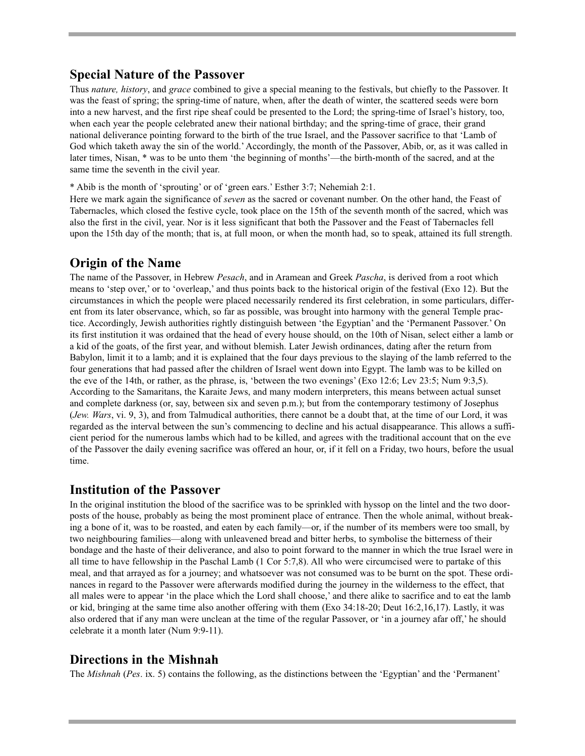## Special Nature of the Passover

Thus *nature, history*, and *grace* combined to give a special meaning to the festivals, but chiefly to the Passover. It was the feast of spring; the spring-time of nature, when, after the death of winter, the scattered seeds were born into a new harvest, and the first ripe sheaf could be presented to the Lord; the spring-time of Israel's history, too, when each year the people celebrated anew their national birthday; and the spring-time of grace, their grand national deliverance pointing forward to the birth of the true Israel, and the Passover sacrifice to that 'Lamb of God which taketh away the sin of the world.' Accordingly, the month of the Passover, Abib, or, as it was called in later times, Nisan, * was to be unto them 'the beginning of months'—the birth-month of the sacred, and at the same time the seventh in the civil year.

* Abib is the month of 'sprouting' or of 'green ears.' Esther 3:7; Nehemiah 2:1.

Here we mark again the significance of *seven* as the sacred or covenant number. On the other hand, the Feast of Tabernacles, which closed the festive cycle, took place on the 15th of the seventh month of the sacred, which was also the first in the civil, year. Nor is it less significant that both the Passover and the Feast of Tabernacles fell upon the 15th day of the month; that is, at full moon, or when the month had, so to speak, attained its full strength.

## Origin of the Name

The name of the Passover, in Hebrew *Pesach*, and in Aramean and Greek *Pascha*, is derived from a root which means to 'step over,' or to 'overleap,' and thus points back to the historical origin of the festival (Exo 12). But the circumstances in which the people were placed necessarily rendered its first celebration, in some particulars, different from its later observance, which, so far as possible, was brought into harmony with the general Temple practice. Accordingly, Jewish authorities rightly distinguish between 'the Egyptian' and the 'Permanent Passover.' On its first institution it was ordained that the head of every house should, on the 10th of Nisan, select either a lamb or a kid of the goats, of the first year, and without blemish. Later Jewish ordinances, dating after the return from Babylon, limit it to a lamb; and it is explained that the four days previous to the slaying of the lamb referred to the four generations that had passed after the children of Israel went down into Egypt. The lamb was to be killed on the eve of the 14th, or rather, as the phrase is, 'between the two evenings' (Exo 12:6; Lev 23:5; Num 9:3,5). According to the Samaritans, the Karaite Jews, and many modern interpreters, this means between actual sunset and complete darkness (or, say, between six and seven p.m.); but from the contemporary testimony of Josephus (*Jew. Wars*, vi. 9, 3), and from Talmudical authorities, there cannot be a doubt that, at the time of our Lord, it was regarded as the interval between the sun's commencing to decline and his actual disappearance. This allows a sufficient period for the numerous lambs which had to be killed, and agrees with the traditional account that on the eve of the Passover the daily evening sacrifice was offered an hour, or, if it fell on a Friday, two hours, before the usual time.

## Institution of the Passover

In the original institution the blood of the sacrifice was to be sprinkled with hyssop on the lintel and the two doorposts of the house, probably as being the most prominent place of entrance. Then the whole animal, without breaking a bone of it, was to be roasted, and eaten by each family—or, if the number of its members were too small, by two neighbouring families—along with unleavened bread and bitter herbs, to symbolise the bitterness of their bondage and the haste of their deliverance, and also to point forward to the manner in which the true Israel were in all time to have fellowship in the Paschal Lamb (1 Cor 5:7,8). All who were circumcised were to partake of this meal, and that arrayed as for a journey; and whatsoever was not consumed was to be burnt on the spot. These ordinances in regard to the Passover were afterwards modified during the journey in the wilderness to the effect, that all males were to appear 'in the place which the Lord shall choose,' and there alike to sacrifice and to eat the lamb or kid, bringing at the same time also another offering with them (Exo 34:18-20; Deut 16:2,16,17). Lastly, it was also ordered that if any man were unclean at the time of the regular Passover, or 'in a journey afar off,' he should celebrate it a month later (Num 9:9-11).

## Directions in the Mishnah

The *Mishnah* (*Pes*. ix. 5) contains the following, as the distinctions between the 'Egyptian' and the 'Permanent'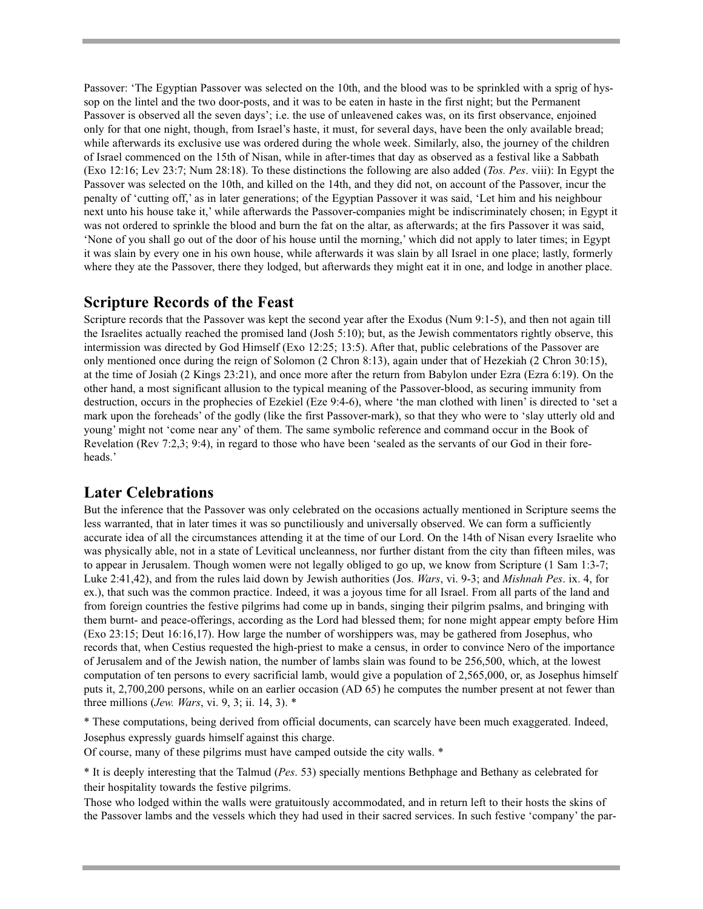Passover: 'The Egyptian Passover was selected on the 10th, and the blood was to be sprinkled with a sprig of hyssop on the lintel and the two door-posts, and it was to be eaten in haste in the first night; but the Permanent Passover is observed all the seven days'; i.e. the use of unleavened cakes was, on its first observance, enjoined only for that one night, though, from Israel's haste, it must, for several days, have been the only available bread; while afterwards its exclusive use was ordered during the whole week. Similarly, also, the journey of the children of Israel commenced on the 15th of Nisan, while in after-times that day as observed as a festival like a Sabbath (Exo 12:16; Lev 23:7; Num 28:18). To these distinctions the following are also added (*Tos. Pes*. viii): In Egypt the Passover was selected on the 10th, and killed on the 14th, and they did not, on account of the Passover, incur the penalty of 'cutting off,' as in later generations; of the Egyptian Passover it was said, 'Let him and his neighbour next unto his house take it,' while afterwards the Passover-companies might be indiscriminately chosen; in Egypt it was not ordered to sprinkle the blood and burn the fat on the altar, as afterwards; at the firs Passover it was said, 'None of you shall go out of the door of his house until the morning,' which did not apply to later times; in Egypt it was slain by every one in his own house, while afterwards it was slain by all Israel in one place; lastly, formerly where they ate the Passover, there they lodged, but afterwards they might eat it in one, and lodge in another place.

## Scripture Records of the Feast

Scripture records that the Passover was kept the second year after the Exodus (Num 9:1-5), and then not again till the Israelites actually reached the promised land (Josh 5:10); but, as the Jewish commentators rightly observe, this intermission was directed by God Himself (Exo 12:25; 13:5). After that, public celebrations of the Passover are only mentioned once during the reign of Solomon (2 Chron 8:13), again under that of Hezekiah (2 Chron 30:15), at the time of Josiah (2 Kings 23:21), and once more after the return from Babylon under Ezra (Ezra 6:19). On the other hand, a most significant allusion to the typical meaning of the Passover-blood, as securing immunity from destruction, occurs in the prophecies of Ezekiel (Eze 9:4-6), where 'the man clothed with linen' is directed to 'set a mark upon the foreheads' of the godly (like the first Passover-mark), so that they who were to 'slay utterly old and young' might not 'come near any' of them. The same symbolic reference and command occur in the Book of Revelation (Rev 7:2,3; 9:4), in regard to those who have been 'sealed as the servants of our God in their foreheads.'

## Later Celebrations

But the inference that the Passover was only celebrated on the occasions actually mentioned in Scripture seems the less warranted, that in later times it was so punctiliously and universally observed. We can form a sufficiently accurate idea of all the circumstances attending it at the time of our Lord. On the 14th of Nisan every Israelite who was physically able, not in a state of Levitical uncleanness, nor further distant from the city than fifteen miles, was to appear in Jerusalem. Though women were not legally obliged to go up, we know from Scripture (1 Sam 1:3-7; Luke 2:41,42), and from the rules laid down by Jewish authorities (Jos. *Wars*, vi. 9-3; and *Mishnah Pes*. ix. 4, for ex.), that such was the common practice. Indeed, it was a joyous time for all Israel. From all parts of the land and from foreign countries the festive pilgrims had come up in bands, singing their pilgrim psalms, and bringing with them burnt- and peace-offerings, according as the Lord had blessed them; for none might appear empty before Him (Exo 23:15; Deut 16:16,17). How large the number of worshippers was, may be gathered from Josephus, who records that, when Cestius requested the high-priest to make a census, in order to convince Nero of the importance of Jerusalem and of the Jewish nation, the number of lambs slain was found to be 256,500, which, at the lowest computation of ten persons to every sacrificial lamb, would give a population of 2,565,000, or, as Josephus himself puts it, 2,700,200 persons, while on an earlier occasion (AD 65) he computes the number present at not fewer than three millions (*Jew. Wars*, vi. 9, 3; ii. 14, 3). *

* These computations, being derived from official documents, can scarcely have been much exaggerated. Indeed, Josephus expressly guards himself against this charge.

Of course, many of these pilgrims must have camped outside the city walls. *

* It is deeply interesting that the Talmud (*Pes*. 53) specially mentions Bethphage and Bethany as celebrated for their hospitality towards the festive pilgrims.

Those who lodged within the walls were gratuitously accommodated, and in return left to their hosts the skins of the Passover lambs and the vessels which they had used in their sacred services. In such festive 'company' the par-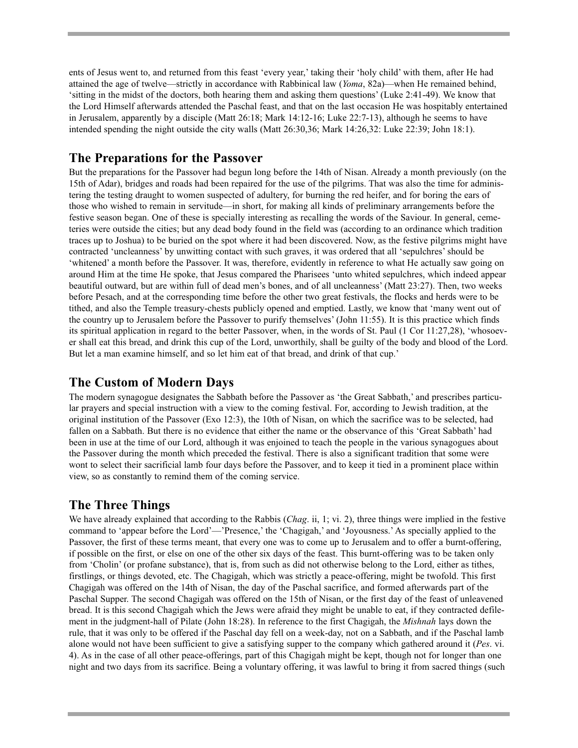ents of Jesus went to, and returned from this feast 'every year,' taking their 'holy child' with them, after He had attained the age of twelve—strictly in accordance with Rabbinical law (*Yoma*, 82a)—when He remained behind, 'sitting in the midst of the doctors, both hearing them and asking them questions' (Luke 2:41-49). We know that the Lord Himself afterwards attended the Paschal feast, and that on the last occasion He was hospitably entertained in Jerusalem, apparently by a disciple (Matt 26:18; Mark 14:12-16; Luke 22:7-13), although he seems to have intended spending the night outside the city walls (Matt 26:30,36; Mark 14:26,32: Luke 22:39; John 18:1).

## The Preparations for the Passover

But the preparations for the Passover had begun long before the 14th of Nisan. Already a month previously (on the 15th of Adar), bridges and roads had been repaired for the use of the pilgrims. That was also the time for administering the testing draught to women suspected of adultery, for burning the red heifer, and for boring the ears of those who wished to remain in servitude—in short, for making all kinds of preliminary arrangements before the festive season began. One of these is specially interesting as recalling the words of the Saviour. In general, cemeteries were outside the cities; but any dead body found in the field was (according to an ordinance which tradition traces up to Joshua) to be buried on the spot where it had been discovered. Now, as the festive pilgrims might have contracted 'uncleanness' by unwitting contact with such graves, it was ordered that all 'sepulchres' should be 'whitened' a month before the Passover. It was, therefore, evidently in reference to what He actually saw going on around Him at the time He spoke, that Jesus compared the Pharisees 'unto whited sepulchres, which indeed appear beautiful outward, but are within full of dead men's bones, and of all uncleanness' (Matt 23:27). Then, two weeks before Pesach, and at the corresponding time before the other two great festivals, the flocks and herds were to be tithed, and also the Temple treasury-chests publicly opened and emptied. Lastly, we know that 'many went out of the country up to Jerusalem before the Passover to purify themselves' (John 11:55). It is this practice which finds its spiritual application in regard to the better Passover, when, in the words of St. Paul (1 Cor 11:27,28), 'whosoever shall eat this bread, and drink this cup of the Lord, unworthily, shall be guilty of the body and blood of the Lord. But let a man examine himself, and so let him eat of that bread, and drink of that cup.'

## The Custom of Modern Days

The modern synagogue designates the Sabbath before the Passover as 'the Great Sabbath,' and prescribes particular prayers and special instruction with a view to the coming festival. For, according to Jewish tradition, at the original institution of the Passover (Exo 12:3), the 10th of Nisan, on which the sacrifice was to be selected, had fallen on a Sabbath. But there is no evidence that either the name or the observance of this 'Great Sabbath' had been in use at the time of our Lord, although it was enjoined to teach the people in the various synagogues about the Passover during the month which preceded the festival. There is also a significant tradition that some were wont to select their sacrificial lamb four days before the Passover, and to keep it tied in a prominent place within view, so as constantly to remind them of the coming service.

## The Three Things

We have already explained that according to the Rabbis (*Chag*. ii, 1; vi. 2), three things were implied in the festive command to 'appear before the Lord'—'Presence,' the 'Chagigah,' and 'Joyousness.' As specially applied to the Passover, the first of these terms meant, that every one was to come up to Jerusalem and to offer a burnt-offering, if possible on the first, or else on one of the other six days of the feast. This burnt-offering was to be taken only from 'Cholin' (or profane substance), that is, from such as did not otherwise belong to the Lord, either as tithes, firstlings, or things devoted, etc. The Chagigah, which was strictly a peace-offering, might be twofold. This first Chagigah was offered on the 14th of Nisan, the day of the Paschal sacrifice, and formed afterwards part of the Paschal Supper. The second Chagigah was offered on the 15th of Nisan, or the first day of the feast of unleavened bread. It is this second Chagigah which the Jews were afraid they might be unable to eat, if they contracted defilement in the judgment-hall of Pilate (John 18:28). In reference to the first Chagigah, the *Mishnah* lays down the rule, that it was only to be offered if the Paschal day fell on a week-day, not on a Sabbath, and if the Paschal lamb alone would not have been sufficient to give a satisfying supper to the company which gathered around it (*Pes*. vi. 4). As in the case of all other peace-offerings, part of this Chagigah might be kept, though not for longer than one night and two days from its sacrifice. Being a voluntary offering, it was lawful to bring it from sacred things (such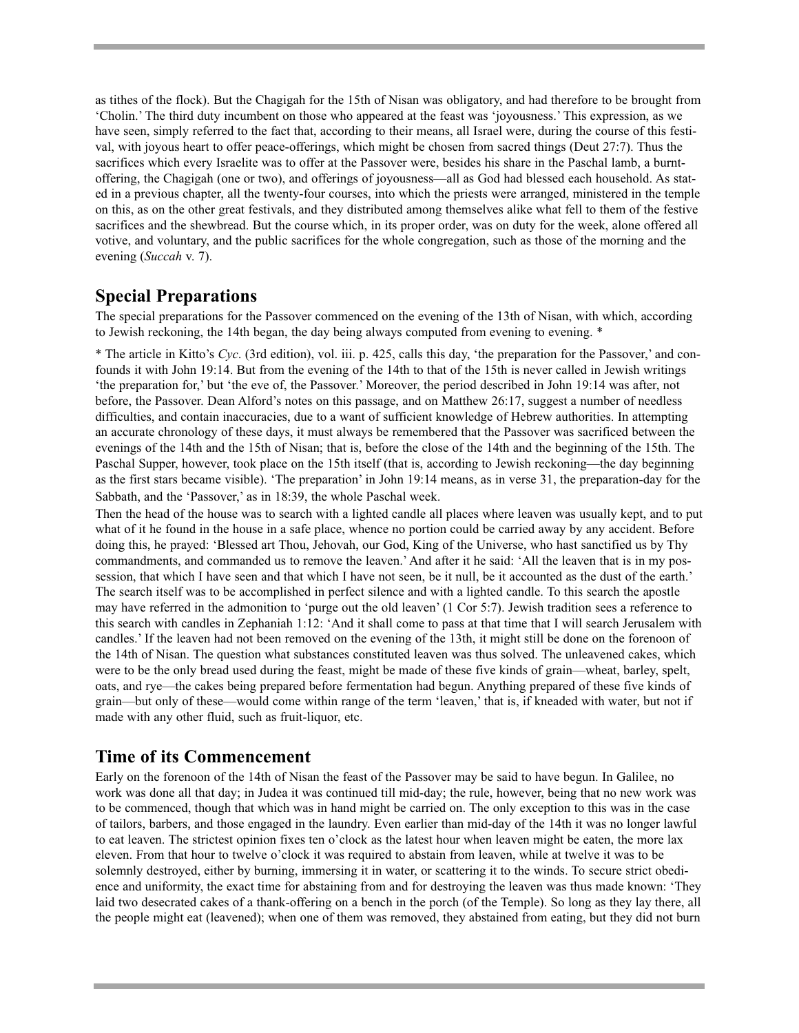as tithes of the flock). But the Chagigah for the 15th of Nisan was obligatory, and had therefore to be brought from 'Cholin.' The third duty incumbent on those who appeared at the feast was 'joyousness.' This expression, as we have seen, simply referred to the fact that, according to their means, all Israel were, during the course of this festival, with joyous heart to offer peace-offerings, which might be chosen from sacred things (Deut 27:7). Thus the sacrifices which every Israelite was to offer at the Passover were, besides his share in the Paschal lamb, a burnt-offering, the Chagigah (one or two), and offerings of joyousness—all as God had blessed each household. As stated in a previous chapter, all the twenty-four courses, into which the priests were arranged, ministered in the temple on this, as on the other great festivals, and they distributed among themselves alike what fell to them of the festive sacrifices and the shewbread. But the course which, in its proper order, was on duty for the week, alone offered all votive, and voluntary, and the public sacrifices for the whole congregation, such as those of the morning and the evening (*Succah* v. 7).

## Special Preparations

The special preparations for the Passover commenced on the evening of the 13th of Nisan, with which, according to Jewish reckoning, the 14th began, the day being always computed from evening to evening. *

* The article in Kitto's *Cyc*. (3rd edition), vol. iii. p. 425, calls this day, 'the preparation for the Passover,' and confounds it with John 19:14. But from the evening of the 14th to that of the 15th is never called in Jewish writings 'the preparation for,' but 'the eve of, the Passover.' Moreover, the period described in John 19:14 was after, not before, the Passover. Dean Alford's notes on this passage, and on Matthew 26:17, suggest a number of needless difficulties, and contain inaccuracies, due to a want of sufficient knowledge of Hebrew authorities. In attempting an accurate chronology of these days, it must always be remembered that the Passover was sacrificed between the evenings of the 14th and the 15th of Nisan; that is, before the close of the 14th and the beginning of the 15th. The Paschal Supper, however, took place on the 15th itself (that is, according to Jewish reckoning—the day beginning as the first stars became visible). 'The preparation' in John 19:14 means, as in verse 31, the preparation-day for the Sabbath, and the 'Passover,' as in 18:39, the whole Paschal week.

Then the head of the house was to search with a lighted candle all places where leaven was usually kept, and to put what of it he found in the house in a safe place, whence no portion could be carried away by any accident. Before doing this, he prayed: 'Blessed art Thou, Jehovah, our God, King of the Universe, who hast sanctified us by Thy commandments, and commanded us to remove the leaven.' And after it he said: 'All the leaven that is in my possession, that which I have seen and that which I have not seen, be it null, be it accounted as the dust of the earth.' The search itself was to be accomplished in perfect silence and with a lighted candle. To this search the apostle may have referred in the admonition to 'purge out the old leaven' (1 Cor 5:7). Jewish tradition sees a reference to this search with candles in Zephaniah 1:12: 'And it shall come to pass at that time that I will search Jerusalem with candles.' If the leaven had not been removed on the evening of the 13th, it might still be done on the forenoon of the 14th of Nisan. The question what substances constituted leaven was thus solved. The unleavened cakes, which were to be the only bread used during the feast, might be made of these five kinds of grain—wheat, barley, spelt, oats, and rye—the cakes being prepared before fermentation had begun. Anything prepared of these five kinds of grain—but only of these—would come within range of the term 'leaven,' that is, if kneaded with water, but not if made with any other fluid, such as fruit-liquor, etc.

## Time of its Commencement

Early on the forenoon of the 14th of Nisan the feast of the Passover may be said to have begun. In Galilee, no work was done all that day; in Judea it was continued till mid-day; the rule, however, being that no new work was to be commenced, though that which was in hand might be carried on. The only exception to this was in the case of tailors, barbers, and those engaged in the laundry. Even earlier than mid-day of the 14th it was no longer lawful to eat leaven. The strictest opinion fixes ten o'clock as the latest hour when leaven might be eaten, the more lax eleven. From that hour to twelve o'clock it was required to abstain from leaven, while at twelve it was to be solemnly destroyed, either by burning, immersing it in water, or scattering it to the winds. To secure strict obedience and uniformity, the exact time for abstaining from and for destroying the leaven was thus made known: 'They laid two desecrated cakes of a thank-offering on a bench in the porch (of the Temple). So long as they lay there, all the people might eat (leavened); when one of them was removed, they abstained from eating, but they did not burn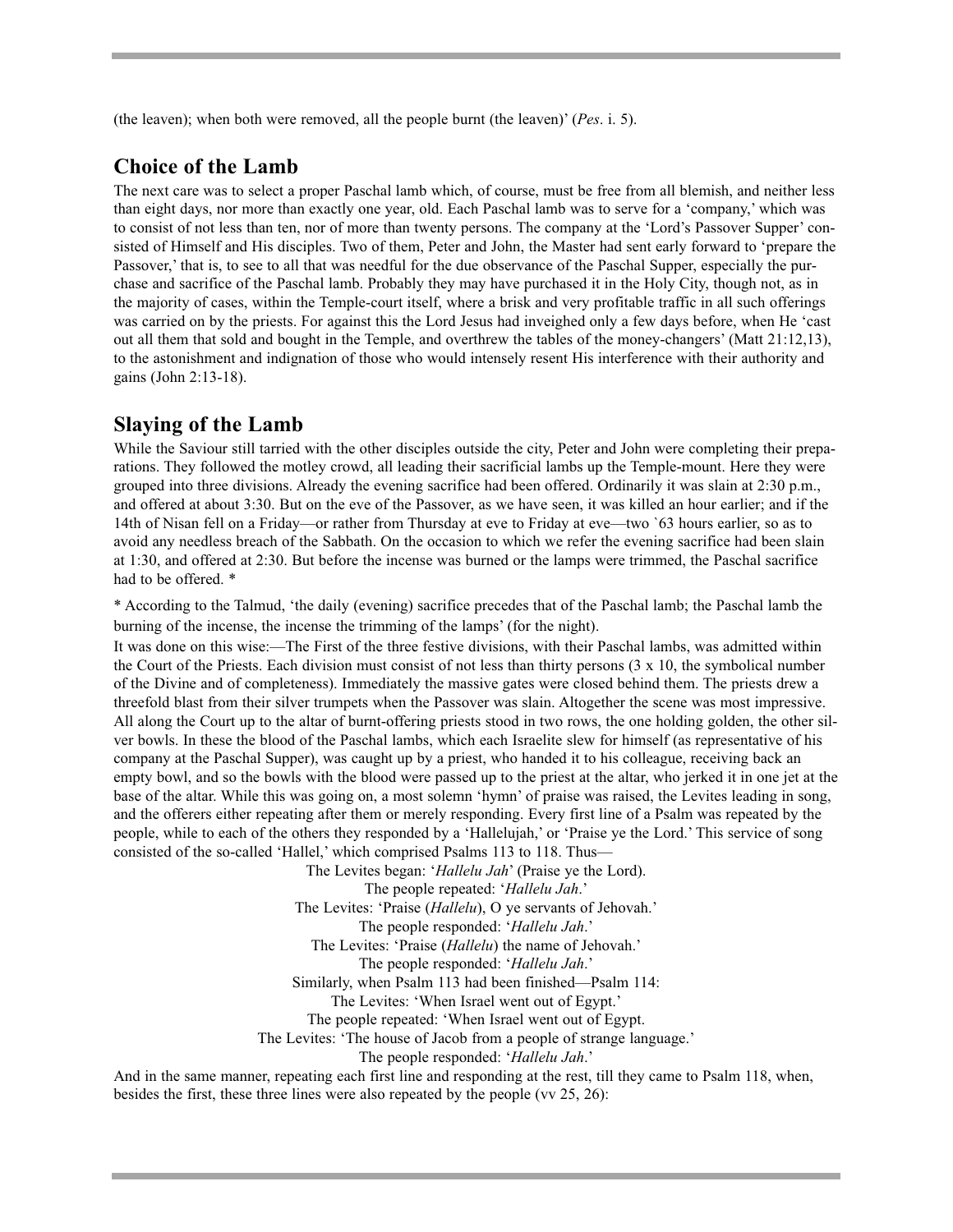(the leaven); when both were removed, all the people burnt (the leaven)' (*Pes*. i. 5).

## Choice of the Lamb

The next care was to select a proper Paschal lamb which, of course, must be free from all blemish, and neither less than eight days, nor more than exactly one year, old. Each Paschal lamb was to serve for a 'company,' which was to consist of not less than ten, nor of more than twenty persons. The company at the 'Lord's Passover Supper' consisted of Himself and His disciples. Two of them, Peter and John, the Master had sent early forward to 'prepare the Passover,' that is, to see to all that was needful for the due observance of the Paschal Supper, especially the purchase and sacrifice of the Paschal lamb. Probably they may have purchased it in the Holy City, though not, as in the majority of cases, within the Temple-court itself, where a brisk and very profitable traffic in all such offerings was carried on by the priests. For against this the Lord Jesus had inveighed only a few days before, when He 'cast out all them that sold and bought in the Temple, and overthrew the tables of the money-changers' (Matt 21:12,13), to the astonishment and indignation of those who would intensely resent His interference with their authority and gains (John 2:13-18).

## Slaying of the Lamb

While the Saviour still tarried with the other disciples outside the city, Peter and John were completing their preparations. They followed the motley crowd, all leading their sacrificial lambs up the Temple-mount. Here they were grouped into three divisions. Already the evening sacrifice had been offered. Ordinarily it was slain at 2:30 p.m., and offered at about 3:30. But on the eve of the Passover, as we have seen, it was killed an hour earlier; and if the 14th of Nisan fell on a Friday—or rather from Thursday at eve to Friday at eve—two `63 hours earlier, so as to avoid any needless breach of the Sabbath. On the occasion to which we refer the evening sacrifice had been slain at 1:30, and offered at 2:30. But before the incense was burned or the lamps were trimmed, the Paschal sacrifice had to be offered. *

* According to the Talmud, 'the daily (evening) sacrifice precedes that of the Paschal lamb; the Paschal lamb the burning of the incense, the incense the trimming of the lamps' (for the night).

It was done on this wise:—The First of the three festive divisions, with their Paschal lambs, was admitted within the Court of the Priests. Each division must consist of not less than thirty persons (3 x 10, the symbolical number of the Divine and of completeness). Immediately the massive gates were closed behind them. The priests drew a threefold blast from their silver trumpets when the Passover was slain. Altogether the scene was most impressive. All along the Court up to the altar of burnt-offering priests stood in two rows, the one holding golden, the other silver bowls. In these the blood of the Paschal lambs, which each Israelite slew for himself (as representative of his company at the Paschal Supper), was caught up by a priest, who handed it to his colleague, receiving back an empty bowl, and so the bowls with the blood were passed up to the priest at the altar, who jerked it in one jet at the base of the altar. While this was going on, a most solemn 'hymn' of praise was raised, the Levites leading in song, and the offerers either repeating after them or merely responding. Every first line of a Psalm was repeated by the people, while to each of the others they responded by a 'Hallelujah,' or 'Praise ye the Lord.' This service of song consisted of the so-called 'Hallel,' which comprised Psalms 113 to 118. Thus—

The Levites began: '*Hallelu Jah*' (Praise ye the Lord).
The people repeated: '*Hallelu Jah*.'
The Levites: 'Praise (*Hallelu*), O ye servants of Jehovah.'
The people responded: '*Hallelu Jah*.'
The Levites: 'Praise (*Hallelu*) the name of Jehovah.'
The people responded: '*Hallelu Jah*.'
Similarly, when Psalm 113 had been finished—Psalm 114:
The Levites: 'When Israel went out of Egypt.'
The people repeated: 'When Israel went out of Egypt.
The Levites: 'The house of Jacob from a people of strange language.'
The people responded: '*Hallelu Jah*.'

And in the same manner, repeating each first line and responding at the rest, till they came to Psalm 118, when, besides the first, these three lines were also repeated by the people (vv 25, 26):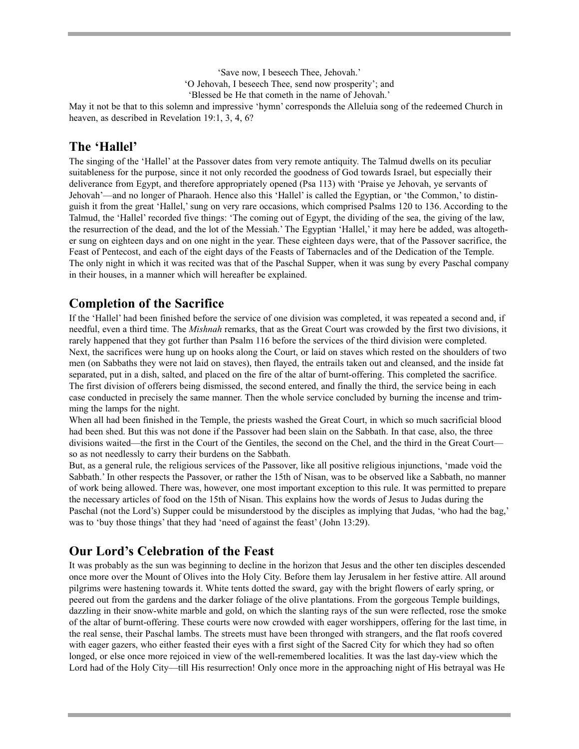'Save now, I beseech Thee, Jehovah.'
'O Jehovah, I beseech Thee, send now prosperity'; and
'Blessed be He that cometh in the name of Jehovah.'

May it not be that to this solemn and impressive 'hymn' corresponds the Alleluia song of the redeemed Church in heaven, as described in Revelation 19:1, 3, 4, 6?

## The 'Hallel'

The singing of the 'Hallel' at the Passover dates from very remote antiquity. The Talmud dwells on its peculiar suitableness for the purpose, since it not only recorded the goodness of God towards Israel, but especially their deliverance from Egypt, and therefore appropriately opened (Psa 113) with 'Praise ye Jehovah, ye servants of Jehovah'—and no longer of Pharaoh. Hence also this 'Hallel' is called the Egyptian, or 'the Common,' to distinguish it from the great 'Hallel,' sung on very rare occasions, which comprised Psalms 120 to 136. According to the Talmud, the 'Hallel' recorded five things: 'The coming out of Egypt, the dividing of the sea, the giving of the law, the resurrection of the dead, and the lot of the Messiah.' The Egyptian 'Hallel,' it may here be added, was altogether sung on eighteen days and on one night in the year. These eighteen days were, that of the Passover sacrifice, the Feast of Pentecost, and each of the eight days of the Feasts of Tabernacles and of the Dedication of the Temple. The only night in which it was recited was that of the Paschal Supper, when it was sung by every Paschal company in their houses, in a manner which will hereafter be explained.

## Completion of the Sacrifice

If the 'Hallel' had been finished before the service of one division was completed, it was repeated a second and, if needful, even a third time. The *Mishnah* remarks, that as the Great Court was crowded by the first two divisions, it rarely happened that they got further than Psalm 116 before the services of the third division were completed. Next, the sacrifices were hung up on hooks along the Court, or laid on staves which rested on the shoulders of two men (on Sabbaths they were not laid on staves), then flayed, the entrails taken out and cleansed, and the inside fat separated, put in a dish, salted, and placed on the fire of the altar of burnt-offering. This completed the sacrifice. The first division of offerers being dismissed, the second entered, and finally the third, the service being in each case conducted in precisely the same manner. Then the whole service concluded by burning the incense and trimming the lamps for the night.

When all had been finished in the Temple, the priests washed the Great Court, in which so much sacrificial blood had been shed. But this was not done if the Passover had been slain on the Sabbath. In that case, also, the three divisions waited—the first in the Court of the Gentiles, the second on the Chel, and the third in the Great Court—so as not needlessly to carry their burdens on the Sabbath.

But, as a general rule, the religious services of the Passover, like all positive religious injunctions, 'made void the Sabbath.' In other respects the Passover, or rather the 15th of Nisan, was to be observed like a Sabbath, no manner of work being allowed. There was, however, one most important exception to this rule. It was permitted to prepare the necessary articles of food on the 15th of Nisan. This explains how the words of Jesus to Judas during the Paschal (not the Lord's) Supper could be misunderstood by the disciples as implying that Judas, 'who had the bag,' was to 'buy those things' that they had 'need of against the feast' (John 13:29).

## Our Lord's Celebration of the Feast

It was probably as the sun was beginning to decline in the horizon that Jesus and the other ten disciples descended once more over the Mount of Olives into the Holy City. Before them lay Jerusalem in her festive attire. All around pilgrims were hastening towards it. White tents dotted the sward, gay with the bright flowers of early spring, or peered out from the gardens and the darker foliage of the olive plantations. From the gorgeous Temple buildings, dazzling in their snow-white marble and gold, on which the slanting rays of the sun were reflected, rose the smoke of the altar of burnt-offering. These courts were now crowded with eager worshippers, offering for the last time, in the real sense, their Paschal lambs. The streets must have been thronged with strangers, and the flat roofs covered with eager gazers, who either feasted their eyes with a first sight of the Sacred City for which they had so often longed, or else once more rejoiced in view of the well-remembered localities. It was the last day-view which the Lord had of the Holy City—till His resurrection! Only once more in the approaching night of His betrayal was He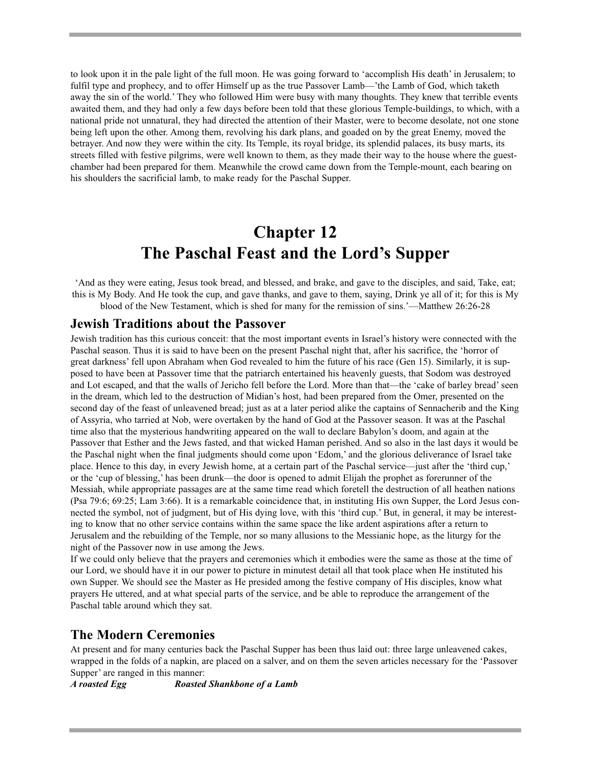to look upon it in the pale light of the full moon. He was going forward to 'accomplish His death' in Jerusalem; to fulfil type and prophecy, and to offer Himself up as the true Passover Lamb—'the Lamb of God, which taketh away the sin of the world.' They who followed Him were busy with many thoughts. They knew that terrible events awaited them, and they had only a few days before been told that these glorious Temple-buildings, to which, with a national pride not unnatural, they had directed the attention of their Master, were to become desolate, not one stone being left upon the other. Among them, revolving his dark plans, and goaded on by the great Enemy, moved the betrayer. And now they were within the city. Its Temple, its royal bridge, its splendid palaces, its busy marts, its streets filled with festive pilgrims, were well known to them, as they made their way to the house where the guest-chamber had been prepared for them. Meanwhile the crowd came down from the Temple-mount, each bearing on his shoulders the sacrificial lamb, to make ready for the Paschal Supper.

# Chapter 12
# The Paschal Feast and the Lord's Supper

'And as they were eating, Jesus took bread, and blessed, and brake, and gave to the disciples, and said, Take, eat; this is My Body. And He took the cup, and gave thanks, and gave to them, saying, Drink ye all of it; for this is My blood of the New Testament, which is shed for many for the remission of sins.'—Matthew 26:26-28

## Jewish Traditions about the Passover

Jewish tradition has this curious conceit: that the most important events in Israel's history were connected with the Paschal season. Thus it is said to have been on the present Paschal night that, after his sacrifice, the 'horror of great darkness' fell upon Abraham when God revealed to him the future of his race (Gen 15). Similarly, it is supposed to have been at Passover time that the patriarch entertained his heavenly guests, that Sodom was destroyed and Lot escaped, and that the walls of Jericho fell before the Lord. More than that—the 'cake of barley bread' seen in the dream, which led to the destruction of Midian's host, had been prepared from the Omer, presented on the second day of the feast of unleavened bread; just as at a later period alike the captains of Sennacherib and the King of Assyria, who tarried at Nob, were overtaken by the hand of God at the Passover season. It was at the Paschal time also that the mysterious handwriting appeared on the wall to declare Babylon's doom, and again at the Passover that Esther and the Jews fasted, and that wicked Haman perished. And so also in the last days it would be the Paschal night when the final judgments should come upon 'Edom,' and the glorious deliverance of Israel take place. Hence to this day, in every Jewish home, at a certain part of the Paschal service—just after the 'third cup,' or the 'cup of blessing,' has been drunk—the door is opened to admit Elijah the prophet as forerunner of the Messiah, while appropriate passages are at the same time read which foretell the destruction of all heathen nations (Psa 79:6; 69:25; Lam 3:66). It is a remarkable coincidence that, in instituting His own Supper, the Lord Jesus connected the symbol, not of judgment, but of His dying love, with this 'third cup.' But, in general, it may be interesting to know that no other service contains within the same space the like ardent aspirations after a return to Jerusalem and the rebuilding of the Temple, nor so many allusions to the Messianic hope, as the liturgy for the night of the Passover now in use among the Jews.

If we could only believe that the prayers and ceremonies which it embodies were the same as those at the time of our Lord, we should have it in our power to picture in minutest detail all that took place when He instituted his own Supper. We should see the Master as He presided among the festive company of His disciples, know what prayers He uttered, and at what special parts of the service, and be able to reproduce the arrangement of the Paschal table around which they sat.

## The Modern Ceremonies

At present and for many centuries back the Paschal Supper has been thus laid out: three large unleavened cakes, wrapped in the folds of a napkin, are placed on a salver, and on them the seven articles necessary for the 'Passover Supper' are ranged in this manner:

***A roasted Egg*** ***Roasted Shankbone of a Lamb***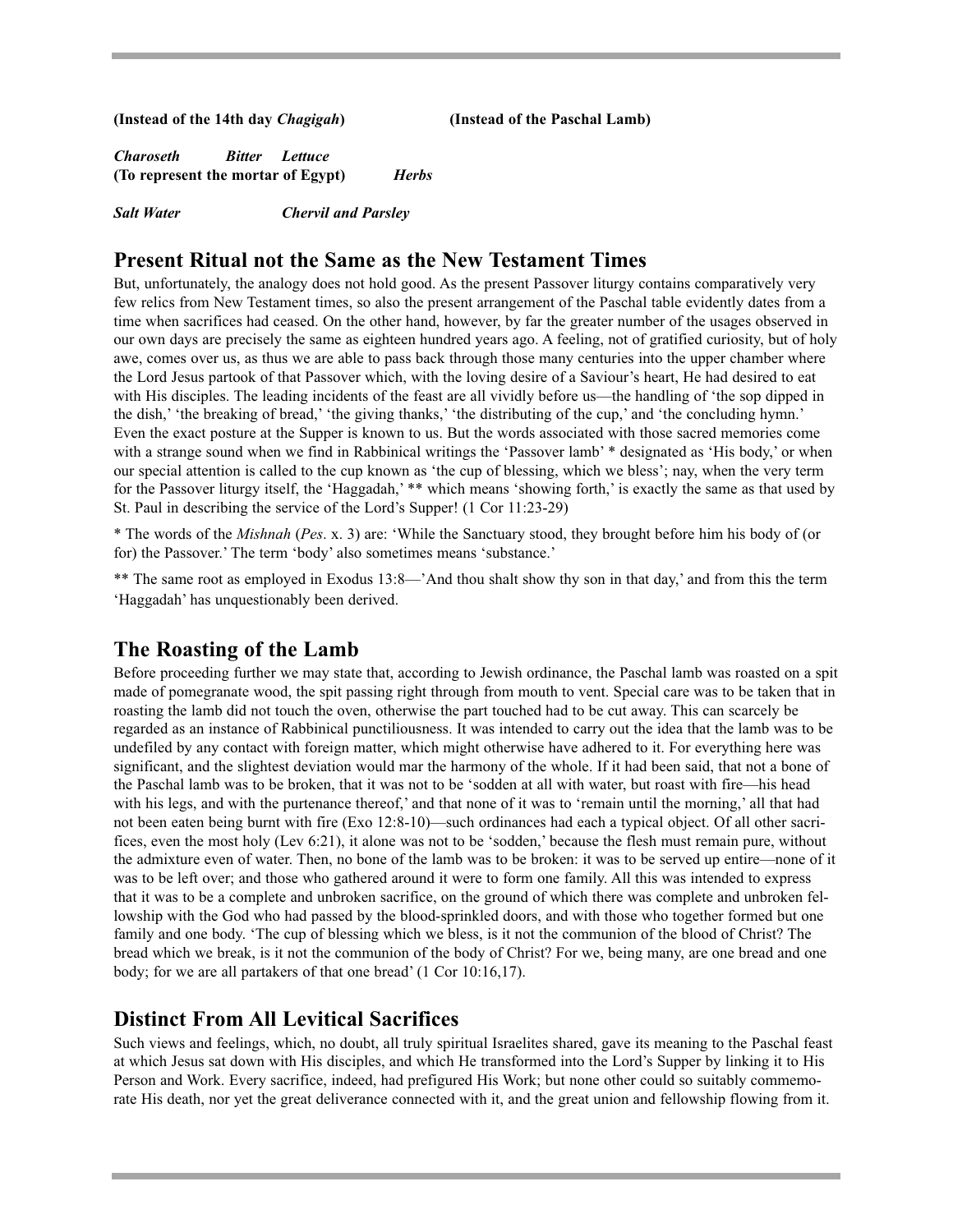**(Instead of the 14th day *Chagigah*)** **(Instead of the Paschal Lamb)**

***Charoseth*** ***Bitter*** ***Lettuce***
**(To represent the mortar of Egypt)** ***Herbs***

***Salt Water*** ***Chervil and Parsley***

## Present Ritual not the Same as the New Testament Times

But, unfortunately, the analogy does not hold good. As the present Passover liturgy contains comparatively very few relics from New Testament times, so also the present arrangement of the Paschal table evidently dates from a time when sacrifices had ceased. On the other hand, however, by far the greater number of the usages observed in our own days are precisely the same as eighteen hundred years ago. A feeling, not of gratified curiosity, but of holy awe, comes over us, as thus we are able to pass back through those many centuries into the upper chamber where the Lord Jesus partook of that Passover which, with the loving desire of a Saviour's heart, He had desired to eat with His disciples. The leading incidents of the feast are all vividly before us—the handling of 'the sop dipped in the dish,' 'the breaking of bread,' 'the giving thanks,' 'the distributing of the cup,' and 'the concluding hymn.' Even the exact posture at the Supper is known to us. But the words associated with those sacred memories come with a strange sound when we find in Rabbinical writings the 'Passover lamb' * designated as 'His body,' or when our special attention is called to the cup known as 'the cup of blessing, which we bless'; nay, when the very term for the Passover liturgy itself, the 'Haggadah,' ** which means 'showing forth,' is exactly the same as that used by St. Paul in describing the service of the Lord's Supper! (1 Cor 11:23-29)

* The words of the *Mishnah* (*Pes*. x. 3) are: 'While the Sanctuary stood, they brought before him his body of (or for) the Passover.' The term 'body' also sometimes means 'substance.'

** The same root as employed in Exodus 13:8—'And thou shalt show thy son in that day,' and from this the term 'Haggadah' has unquestionably been derived.

## The Roasting of the Lamb

Before proceeding further we may state that, according to Jewish ordinance, the Paschal lamb was roasted on a spit made of pomegranate wood, the spit passing right through from mouth to vent. Special care was to be taken that in roasting the lamb did not touch the oven, otherwise the part touched had to be cut away. This can scarcely be regarded as an instance of Rabbinical punctiliousness. It was intended to carry out the idea that the lamb was to be undefiled by any contact with foreign matter, which might otherwise have adhered to it. For everything here was significant, and the slightest deviation would mar the harmony of the whole. If it had been said, that not a bone of the Paschal lamb was to be broken, that it was not to be 'sodden at all with water, but roast with fire—his head with his legs, and with the purtenance thereof,' and that none of it was to 'remain until the morning,' all that had not been eaten being burnt with fire (Exo 12:8-10)—such ordinances had each a typical object. Of all other sacrifices, even the most holy (Lev 6:21), it alone was not to be 'sodden,' because the flesh must remain pure, without the admixture even of water. Then, no bone of the lamb was to be broken: it was to be served up entire—none of it was to be left over; and those who gathered around it were to form one family. All this was intended to express that it was to be a complete and unbroken sacrifice, on the ground of which there was complete and unbroken fellowship with the God who had passed by the blood-sprinkled doors, and with those who together formed but one family and one body. 'The cup of blessing which we bless, is it not the communion of the blood of Christ? The bread which we break, is it not the communion of the body of Christ? For we, being many, are one bread and one body; for we are all partakers of that one bread' (1 Cor 10:16,17).

## Distinct From All Levitical Sacrifices

Such views and feelings, which, no doubt, all truly spiritual Israelites shared, gave its meaning to the Paschal feast at which Jesus sat down with His disciples, and which He transformed into the Lord's Supper by linking it to His Person and Work. Every sacrifice, indeed, had prefigured His Work; but none other could so suitably commemorate His death, nor yet the great deliverance connected with it, and the great union and fellowship flowing from it.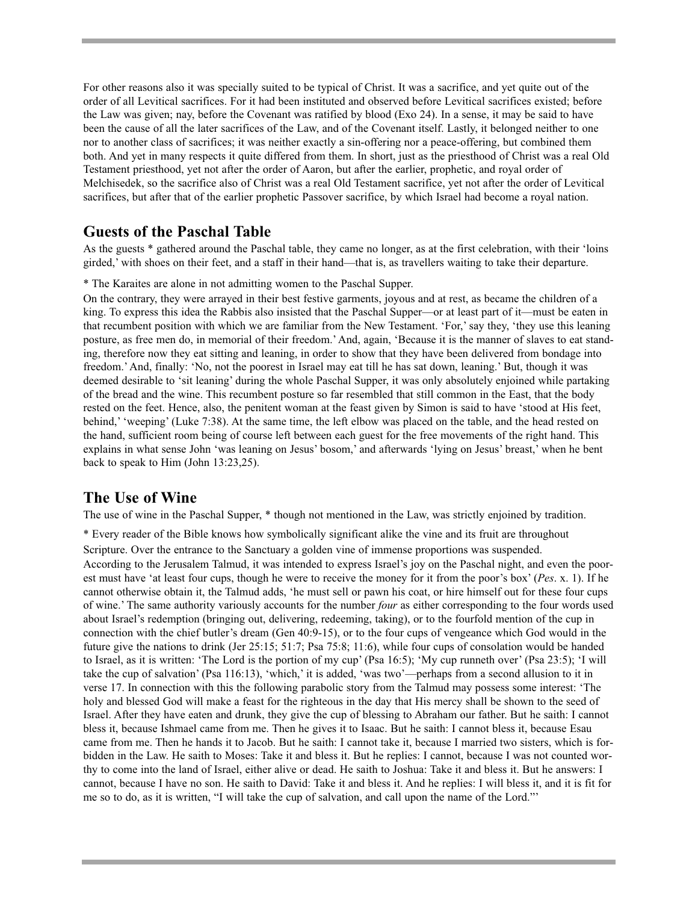For other reasons also it was specially suited to be typical of Christ. It was a sacrifice, and yet quite out of the order of all Levitical sacrifices. For it had been instituted and observed before Levitical sacrifices existed; before the Law was given; nay, before the Covenant was ratified by blood (Exo 24). In a sense, it may be said to have been the cause of all the later sacrifices of the Law, and of the Covenant itself. Lastly, it belonged neither to one nor to another class of sacrifices; it was neither exactly a sin-offering nor a peace-offering, but combined them both. And yet in many respects it quite differed from them. In short, just as the priesthood of Christ was a real Old Testament priesthood, yet not after the order of Aaron, but after the earlier, prophetic, and royal order of Melchisedek, so the sacrifice also of Christ was a real Old Testament sacrifice, yet not after the order of Levitical sacrifices, but after that of the earlier prophetic Passover sacrifice, by which Israel had become a royal nation.

## Guests of the Paschal Table

As the guests * gathered around the Paschal table, they came no longer, as at the first celebration, with their 'loins girded,' with shoes on their feet, and a staff in their hand—that is, as travellers waiting to take their departure.

* The Karaites are alone in not admitting women to the Paschal Supper.

On the contrary, they were arrayed in their best festive garments, joyous and at rest, as became the children of a king. To express this idea the Rabbis also insisted that the Paschal Supper—or at least part of it—must be eaten in that recumbent position with which we are familiar from the New Testament. 'For,' say they, 'they use this leaning posture, as free men do, in memorial of their freedom.' And, again, 'Because it is the manner of slaves to eat standing, therefore now they eat sitting and leaning, in order to show that they have been delivered from bondage into freedom.' And, finally: 'No, not the poorest in Israel may eat till he has sat down, leaning.' But, though it was deemed desirable to 'sit leaning' during the whole Paschal Supper, it was only absolutely enjoined while partaking of the bread and the wine. This recumbent posture so far resembled that still common in the East, that the body rested on the feet. Hence, also, the penitent woman at the feast given by Simon is said to have 'stood at His feet, behind,' 'weeping' (Luke 7:38). At the same time, the left elbow was placed on the table, and the head rested on the hand, sufficient room being of course left between each guest for the free movements of the right hand. This explains in what sense John 'was leaning on Jesus' bosom,' and afterwards 'lying on Jesus' breast,' when he bent back to speak to Him (John 13:23,25).

## The Use of Wine

The use of wine in the Paschal Supper, * though not mentioned in the Law, was strictly enjoined by tradition.

* Every reader of the Bible knows how symbolically significant alike the vine and its fruit are throughout Scripture. Over the entrance to the Sanctuary a golden vine of immense proportions was suspended.

According to the Jerusalem Talmud, it was intended to express Israel's joy on the Paschal night, and even the poorest must have 'at least four cups, though he were to receive the money for it from the poor's box' (*Pes*. x. 1). If he cannot otherwise obtain it, the Talmud adds, 'he must sell or pawn his coat, or hire himself out for these four cups of wine.' The same authority variously accounts for the number *four* as either corresponding to the four words used about Israel's redemption (bringing out, delivering, redeeming, taking), or to the fourfold mention of the cup in connection with the chief butler's dream (Gen 40:9-15), or to the four cups of vengeance which God would in the future give the nations to drink (Jer 25:15; 51:7; Psa 75:8; 11:6), while four cups of consolation would be handed to Israel, as it is written: 'The Lord is the portion of my cup' (Psa 16:5); 'My cup runneth over' (Psa 23:5); 'I will take the cup of salvation' (Psa 116:13), 'which,' it is added, 'was two'—perhaps from a second allusion to it in verse 17. In connection with this the following parabolic story from the Talmud may possess some interest: 'The holy and blessed God will make a feast for the righteous in the day that His mercy shall be shown to the seed of Israel. After they have eaten and drunk, they give the cup of blessing to Abraham our father. But he saith: I cannot bless it, because Ishmael came from me. Then he gives it to Isaac. But he saith: I cannot bless it, because Esau came from me. Then he hands it to Jacob. But he saith: I cannot take it, because I married two sisters, which is forbidden in the Law. He saith to Moses: Take it and bless it. But he replies: I cannot, because I was not counted worthy to come into the land of Israel, either alive or dead. He saith to Joshua: Take it and bless it. But he answers: I cannot, because I have no son. He saith to David: Take it and bless it. And he replies: I will bless it, and it is fit for me so to do, as it is written, "I will take the cup of salvation, and call upon the name of the Lord."'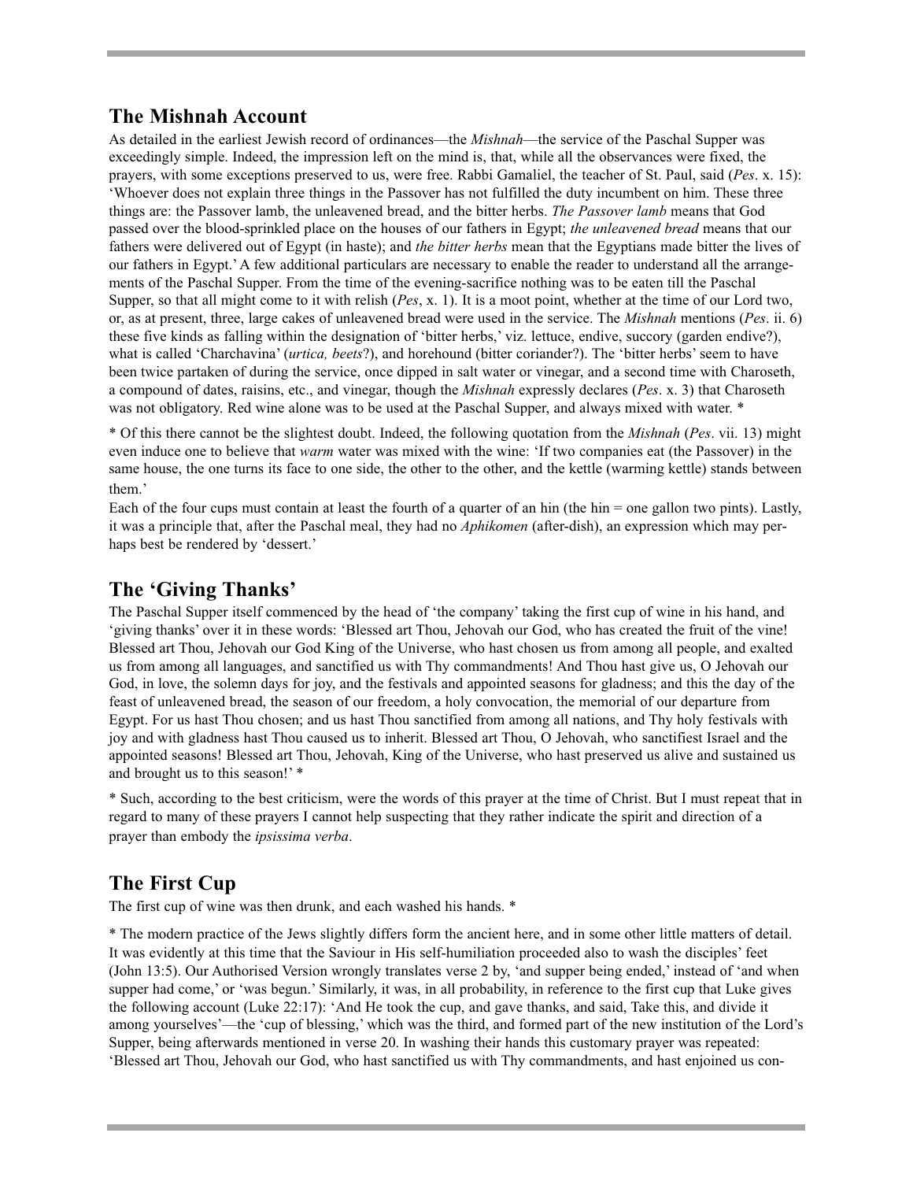## The Mishnah Account

As detailed in the earliest Jewish record of ordinances—the *Mishnah*—the service of the Paschal Supper was exceedingly simple. Indeed, the impression left on the mind is, that, while all the observances were fixed, the prayers, with some exceptions preserved to us, were free. Rabbi Gamaliel, the teacher of St. Paul, said (*Pes*. x. 15): 'Whoever does not explain three things in the Passover has not fulfilled the duty incumbent on him. These three things are: the Passover lamb, the unleavened bread, and the bitter herbs. *The Passover lamb* means that God passed over the blood-sprinkled place on the houses of our fathers in Egypt; *the unleavened bread* means that our fathers were delivered out of Egypt (in haste); and *the bitter herbs* mean that the Egyptians made bitter the lives of our fathers in Egypt.' A few additional particulars are necessary to enable the reader to understand all the arrangements of the Paschal Supper. From the time of the evening-sacrifice nothing was to be eaten till the Paschal Supper, so that all might come to it with relish (*Pes*, x. 1). It is a moot point, whether at the time of our Lord two, or, as at present, three, large cakes of unleavened bread were used in the service. The *Mishnah* mentions (*Pes*. ii. 6) these five kinds as falling within the designation of 'bitter herbs,' viz. lettuce, endive, succory (garden endive?), what is called 'Charchavina' (*urtica, beets*?), and horehound (bitter coriander?). The 'bitter herbs' seem to have been twice partaken of during the service, once dipped in salt water or vinegar, and a second time with Charoseth, a compound of dates, raisins, etc., and vinegar, though the *Mishnah* expressly declares (*Pes*. x. 3) that Charoseth was not obligatory. Red wine alone was to be used at the Paschal Supper, and always mixed with water. *

* Of this there cannot be the slightest doubt. Indeed, the following quotation from the *Mishnah* (*Pes*. vii. 13) might even induce one to believe that *warm* water was mixed with the wine: 'If two companies eat (the Passover) in the same house, the one turns its face to one side, the other to the other, and the kettle (warming kettle) stands between them.'

Each of the four cups must contain at least the fourth of a quarter of an hin (the hin = one gallon two pints). Lastly, it was a principle that, after the Paschal meal, they had no *Aphikomen* (after-dish), an expression which may perhaps best be rendered by 'dessert.'

## The 'Giving Thanks'

The Paschal Supper itself commenced by the head of 'the company' taking the first cup of wine in his hand, and 'giving thanks' over it in these words: 'Blessed art Thou, Jehovah our God, who has created the fruit of the vine! Blessed art Thou, Jehovah our God King of the Universe, who hast chosen us from among all people, and exalted us from among all languages, and sanctified us with Thy commandments! And Thou hast give us, O Jehovah our God, in love, the solemn days for joy, and the festivals and appointed seasons for gladness; and this the day of the feast of unleavened bread, the season of our freedom, a holy convocation, the memorial of our departure from Egypt. For us hast Thou chosen; and us hast Thou sanctified from among all nations, and Thy holy festivals with joy and with gladness hast Thou caused us to inherit. Blessed art Thou, O Jehovah, who sanctifiest Israel and the appointed seasons! Blessed art Thou, Jehovah, King of the Universe, who hast preserved us alive and sustained us and brought us to this season!' *

* Such, according to the best criticism, were the words of this prayer at the time of Christ. But I must repeat that in regard to many of these prayers I cannot help suspecting that they rather indicate the spirit and direction of a prayer than embody the *ipsissima verba*.

## The First Cup

The first cup of wine was then drunk, and each washed his hands. *

* The modern practice of the Jews slightly differs form the ancient here, and in some other little matters of detail. It was evidently at this time that the Saviour in His self-humiliation proceeded also to wash the disciples' feet (John 13:5). Our Authorised Version wrongly translates verse 2 by, 'and supper being ended,' instead of 'and when supper had come,' or 'was begun.' Similarly, it was, in all probability, in reference to the first cup that Luke gives the following account (Luke 22:17): 'And He took the cup, and gave thanks, and said, Take this, and divide it among yourselves'—the 'cup of blessing,' which was the third, and formed part of the new institution of the Lord's Supper, being afterwards mentioned in verse 20. In washing their hands this customary prayer was repeated: 'Blessed art Thou, Jehovah our God, who hast sanctified us with Thy commandments, and hast enjoined us con-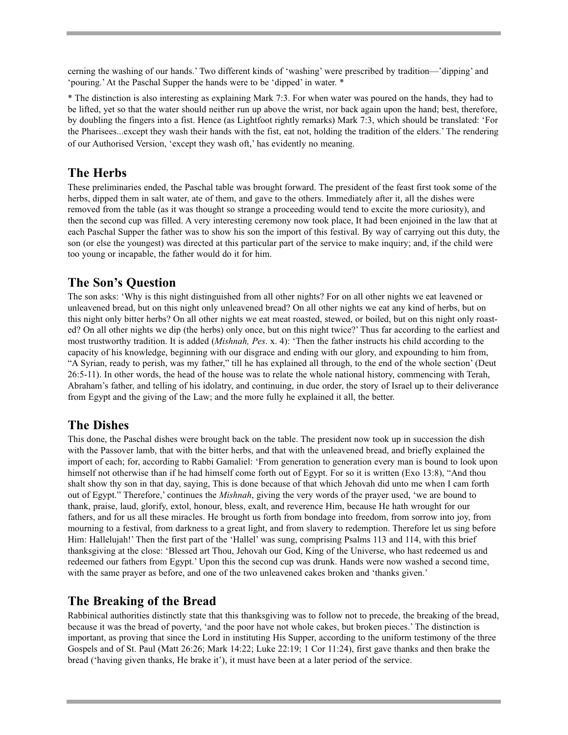cerning the washing of our hands.' Two different kinds of 'washing' were prescribed by tradition—'dipping' and 'pouring.' At the Paschal Supper the hands were to be 'dipped' in water. *

* The distinction is also interesting as explaining Mark 7:3. For when water was poured on the hands, they had to be lifted, yet so that the water should neither run up above the wrist, nor back again upon the hand; best, therefore, by doubling the fingers into a fist. Hence (as Lightfoot rightly remarks) Mark 7:3, which should be translated: 'For the Pharisees...except they wash their hands with the fist, eat not, holding the tradition of the elders.' The rendering of our Authorised Version, 'except they wash oft,' has evidently no meaning.

## The Herbs

These preliminaries ended, the Paschal table was brought forward. The president of the feast first took some of the herbs, dipped them in salt water, ate of them, and gave to the others. Immediately after it, all the dishes were removed from the table (as it was thought so strange a proceeding would tend to excite the more curiosity), and then the second cup was filled. A very interesting ceremony now took place, It had been enjoined in the law that at each Paschal Supper the father was to show his son the import of this festival. By way of carrying out this duty, the son (or else the youngest) was directed at this particular part of the service to make inquiry; and, if the child were too young or incapable, the father would do it for him.

## The Son's Question

The son asks: 'Why is this night distinguished from all other nights? For on all other nights we eat leavened or unleavened bread, but on this night only unleavened bread? On all other nights we eat any kind of herbs, but on this night only bitter herbs? On all other nights we eat meat roasted, stewed, or boiled, but on this night only roasted? On all other nights we dip (the herbs) only once, but on this night twice?' Thus far according to the earliest and most trustworthy tradition. It is added (*Mishnah, Pes*. x. 4): 'Then the father instructs his child according to the capacity of his knowledge, beginning with our disgrace and ending with our glory, and expounding to him from, "A Syrian, ready to perish, was my father," till he has explained all through, to the end of the whole section' (Deut 26:5-11). In other words, the head of the house was to relate the whole national history, commencing with Terah, Abraham's father, and telling of his idolatry, and continuing, in due order, the story of Israel up to their deliverance from Egypt and the giving of the Law; and the more fully he explained it all, the better.

## The Dishes

This done, the Paschal dishes were brought back on the table. The president now took up in succession the dish with the Passover lamb, that with the bitter herbs, and that with the unleavened bread, and briefly explained the import of each; for, according to Rabbi Gamaliel: 'From generation to generation every man is bound to look upon himself not otherwise than if he had himself come forth out of Egypt. For so it is written (Exo 13:8), "And thou shalt show thy son in that day, saying, This is done because of that which Jehovah did unto me when I cam forth out of Egypt." Therefore,' continues the *Mishnah*, giving the very words of the prayer used, 'we are bound to thank, praise, laud, glorify, extol, honour, bless, exalt, and reverence Him, because He hath wrought for our fathers, and for us all these miracles. He brought us forth from bondage into freedom, from sorrow into joy, from mourning to a festival, from darkness to a great light, and from slavery to redemption. Therefore let us sing before Him: Hallelujah!' Then the first part of the 'Hallel' was sung, comprising Psalms 113 and 114, with this brief thanksgiving at the close: 'Blessed art Thou, Jehovah our God, King of the Universe, who hast redeemed us and redeemed our fathers from Egypt.' Upon this the second cup was drunk. Hands were now washed a second time, with the same prayer as before, and one of the two unleavened cakes broken and 'thanks given.'

## The Breaking of the Bread

Rabbinical authorities distinctly state that this thanksgiving was to follow not to precede, the breaking of the bread, because it was the bread of poverty, 'and the poor have not whole cakes, but broken pieces.' The distinction is important, as proving that since the Lord in instituting His Supper, according to the uniform testimony of the three Gospels and of St. Paul (Matt 26:26; Mark 14:22; Luke 22:19; 1 Cor 11:24), first gave thanks and then brake the bread ('having given thanks, He brake it'), it must have been at a later period of the service.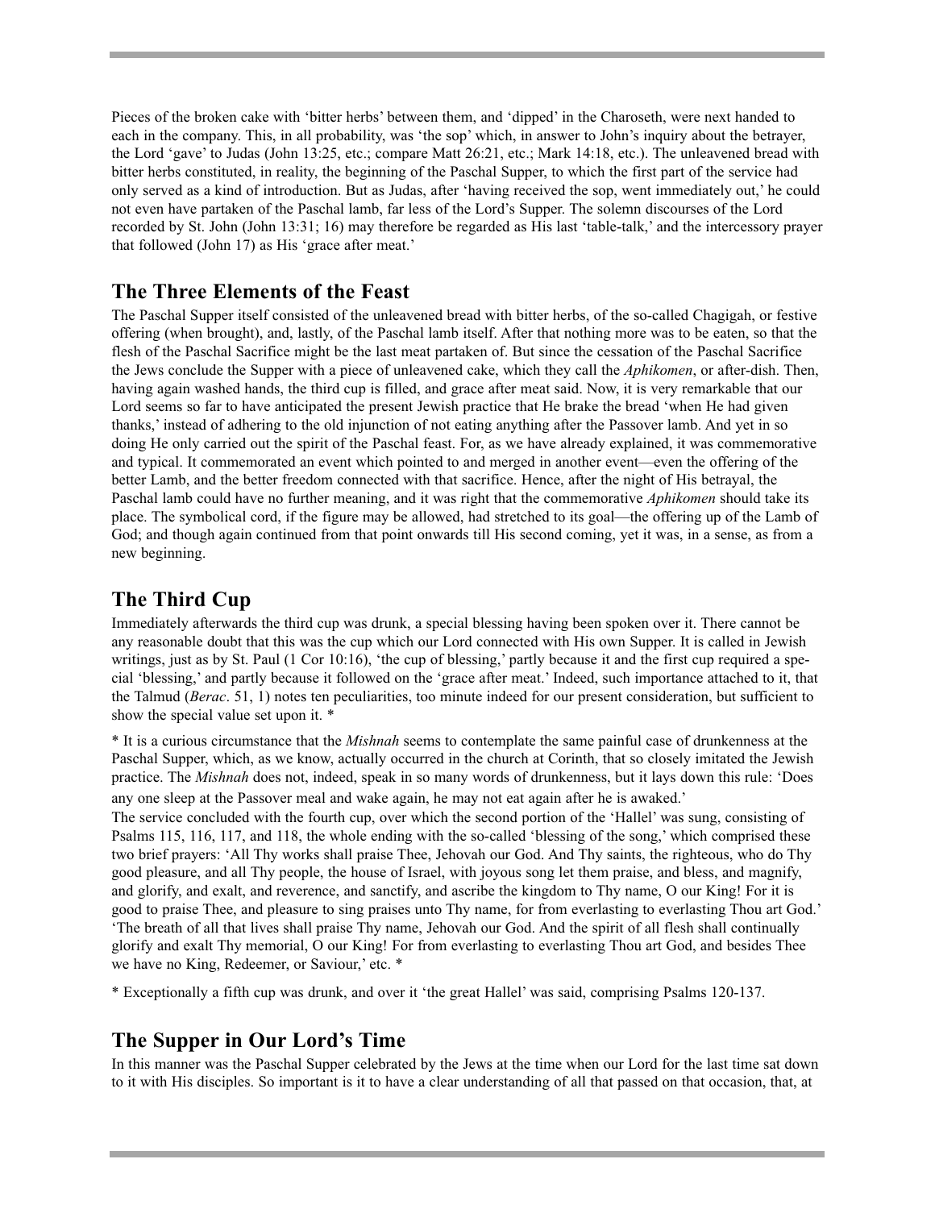Pieces of the broken cake with 'bitter herbs' between them, and 'dipped' in the Charoseth, were next handed to each in the company. This, in all probability, was 'the sop' which, in answer to John's inquiry about the betrayer, the Lord 'gave' to Judas (John 13:25, etc.; compare Matt 26:21, etc.; Mark 14:18, etc.). The unleavened bread with bitter herbs constituted, in reality, the beginning of the Paschal Supper, to which the first part of the service had only served as a kind of introduction. But as Judas, after 'having received the sop, went immediately out,' he could not even have partaken of the Paschal lamb, far less of the Lord's Supper. The solemn discourses of the Lord recorded by St. John (John 13:31; 16) may therefore be regarded as His last 'table-talk,' and the intercessory prayer that followed (John 17) as His 'grace after meat.'

## The Three Elements of the Feast

The Paschal Supper itself consisted of the unleavened bread with bitter herbs, of the so-called Chagigah, or festive offering (when brought), and, lastly, of the Paschal lamb itself. After that nothing more was to be eaten, so that the flesh of the Paschal Sacrifice might be the last meat partaken of. But since the cessation of the Paschal Sacrifice the Jews conclude the Supper with a piece of unleavened cake, which they call the *Aphikomen*, or after-dish. Then, having again washed hands, the third cup is filled, and grace after meat said. Now, it is very remarkable that our Lord seems so far to have anticipated the present Jewish practice that He brake the bread 'when He had given thanks,' instead of adhering to the old injunction of not eating anything after the Passover lamb. And yet in so doing He only carried out the spirit of the Paschal feast. For, as we have already explained, it was commemorative and typical. It commemorated an event which pointed to and merged in another event—even the offering of the better Lamb, and the better freedom connected with that sacrifice. Hence, after the night of His betrayal, the Paschal lamb could have no further meaning, and it was right that the commemorative *Aphikomen* should take its place. The symbolical cord, if the figure may be allowed, had stretched to its goal—the offering up of the Lamb of God; and though again continued from that point onwards till His second coming, yet it was, in a sense, as from a new beginning.

## The Third Cup

Immediately afterwards the third cup was drunk, a special blessing having been spoken over it. There cannot be any reasonable doubt that this was the cup which our Lord connected with His own Supper. It is called in Jewish writings, just as by St. Paul (1 Cor 10:16), 'the cup of blessing,' partly because it and the first cup required a special 'blessing,' and partly because it followed on the 'grace after meat.' Indeed, such importance attached to it, that the Talmud (*Berac*. 51, 1) notes ten peculiarities, too minute indeed for our present consideration, but sufficient to show the special value set upon it. *

* It is a curious circumstance that the *Mishnah* seems to contemplate the same painful case of drunkenness at the Paschal Supper, which, as we know, actually occurred in the church at Corinth, that so closely imitated the Jewish practice. The *Mishnah* does not, indeed, speak in so many words of drunkenness, but it lays down this rule: 'Does any one sleep at the Passover meal and wake again, he may not eat again after he is awaked.'

The service concluded with the fourth cup, over which the second portion of the 'Hallel' was sung, consisting of Psalms 115, 116, 117, and 118, the whole ending with the so-called 'blessing of the song,' which comprised these two brief prayers: 'All Thy works shall praise Thee, Jehovah our God. And Thy saints, the righteous, who do Thy good pleasure, and all Thy people, the house of Israel, with joyous song let them praise, and bless, and magnify, and glorify, and exalt, and reverence, and sanctify, and ascribe the kingdom to Thy name, O our King! For it is good to praise Thee, and pleasure to sing praises unto Thy name, for from everlasting to everlasting Thou art God.' 'The breath of all that lives shall praise Thy name, Jehovah our God. And the spirit of all flesh shall continually glorify and exalt Thy memorial, O our King! For from everlasting to everlasting Thou art God, and besides Thee we have no King, Redeemer, or Saviour,' etc. *

* Exceptionally a fifth cup was drunk, and over it 'the great Hallel' was said, comprising Psalms 120-137.

## The Supper in Our Lord's Time

In this manner was the Paschal Supper celebrated by the Jews at the time when our Lord for the last time sat down to it with His disciples. So important is it to have a clear understanding of all that passed on that occasion, that, at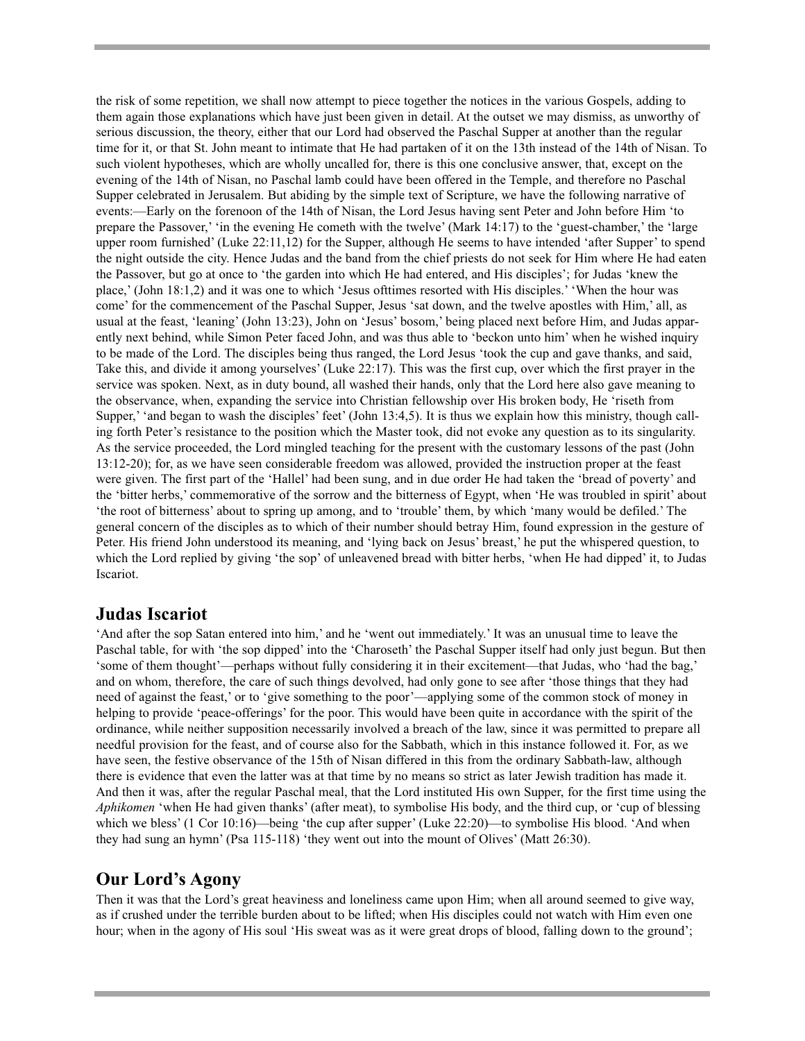the risk of some repetition, we shall now attempt to piece together the notices in the various Gospels, adding to them again those explanations which have just been given in detail. At the outset we may dismiss, as unworthy of serious discussion, the theory, either that our Lord had observed the Paschal Supper at another than the regular time for it, or that St. John meant to intimate that He had partaken of it on the 13th instead of the 14th of Nisan. To such violent hypotheses, which are wholly uncalled for, there is this one conclusive answer, that, except on the evening of the 14th of Nisan, no Paschal lamb could have been offered in the Temple, and therefore no Paschal Supper celebrated in Jerusalem. But abiding by the simple text of Scripture, we have the following narrative of events:—Early on the forenoon of the 14th of Nisan, the Lord Jesus having sent Peter and John before Him 'to prepare the Passover,' 'in the evening He cometh with the twelve' (Mark 14:17) to the 'guest-chamber,' the 'large upper room furnished' (Luke 22:11,12) for the Supper, although He seems to have intended 'after Supper' to spend the night outside the city. Hence Judas and the band from the chief priests do not seek for Him where He had eaten the Passover, but go at once to 'the garden into which He had entered, and His disciples'; for Judas 'knew the place,' (John 18:1,2) and it was one to which 'Jesus ofttimes resorted with His disciples.' 'When the hour was come' for the commencement of the Paschal Supper, Jesus 'sat down, and the twelve apostles with Him,' all, as usual at the feast, 'leaning' (John 13:23), John on 'Jesus' bosom,' being placed next before Him, and Judas apparently next behind, while Simon Peter faced John, and was thus able to 'beckon unto him' when he wished inquiry to be made of the Lord. The disciples being thus ranged, the Lord Jesus 'took the cup and gave thanks, and said, Take this, and divide it among yourselves' (Luke 22:17). This was the first cup, over which the first prayer in the service was spoken. Next, as in duty bound, all washed their hands, only that the Lord here also gave meaning to the observance, when, expanding the service into Christian fellowship over His broken body, He 'riseth from Supper,' 'and began to wash the disciples' feet' (John 13:4,5). It is thus we explain how this ministry, though calling forth Peter's resistance to the position which the Master took, did not evoke any question as to its singularity. As the service proceeded, the Lord mingled teaching for the present with the customary lessons of the past (John 13:12-20); for, as we have seen considerable freedom was allowed, provided the instruction proper at the feast were given. The first part of the 'Hallel' had been sung, and in due order He had taken the 'bread of poverty' and the 'bitter herbs,' commemorative of the sorrow and the bitterness of Egypt, when 'He was troubled in spirit' about 'the root of bitterness' about to spring up among, and to 'trouble' them, by which 'many would be defiled.' The general concern of the disciples as to which of their number should betray Him, found expression in the gesture of Peter. His friend John understood its meaning, and 'lying back on Jesus' breast,' he put the whispered question, to which the Lord replied by giving 'the sop' of unleavened bread with bitter herbs, 'when He had dipped' it, to Judas Iscariot.

## Judas Iscariot

'And after the sop Satan entered into him,' and he 'went out immediately.' It was an unusual time to leave the Paschal table, for with 'the sop dipped' into the 'Charoseth' the Paschal Supper itself had only just begun. But then 'some of them thought'—perhaps without fully considering it in their excitement—that Judas, who 'had the bag,' and on whom, therefore, the care of such things devolved, had only gone to see after 'those things that they had need of against the feast,' or to 'give something to the poor'—applying some of the common stock of money in helping to provide 'peace-offerings' for the poor. This would have been quite in accordance with the spirit of the ordinance, while neither supposition necessarily involved a breach of the law, since it was permitted to prepare all needful provision for the feast, and of course also for the Sabbath, which in this instance followed it. For, as we have seen, the festive observance of the 15th of Nisan differed in this from the ordinary Sabbath-law, although there is evidence that even the latter was at that time by no means so strict as later Jewish tradition has made it. And then it was, after the regular Paschal meal, that the Lord instituted His own Supper, for the first time using the *Aphikomen* 'when He had given thanks' (after meat), to symbolise His body, and the third cup, or 'cup of blessing which we bless' (1 Cor 10:16)—being 'the cup after supper' (Luke 22:20)—to symbolise His blood. 'And when they had sung an hymn' (Psa 115-118) 'they went out into the mount of Olives' (Matt 26:30).

## Our Lord's Agony

Then it was that the Lord's great heaviness and loneliness came upon Him; when all around seemed to give way, as if crushed under the terrible burden about to be lifted; when His disciples could not watch with Him even one hour; when in the agony of His soul 'His sweat was as it were great drops of blood, falling down to the ground';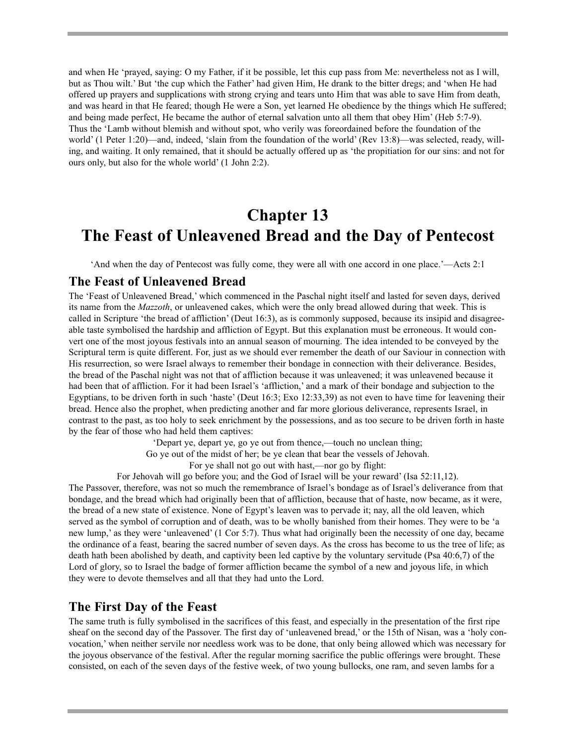and when He 'prayed, saying: O my Father, if it be possible, let this cup pass from Me: nevertheless not as I will, but as Thou wilt.' But 'the cup which the Father' had given Him, He drank to the bitter dregs; and 'when He had offered up prayers and supplications with strong crying and tears unto Him that was able to save Him from death, and was heard in that He feared; though He were a Son, yet learned He obedience by the things which He suffered; and being made perfect, He became the author of eternal salvation unto all them that obey Him' (Heb 5:7-9). Thus the 'Lamb without blemish and without spot, who verily was foreordained before the foundation of the world' (1 Peter 1:20)—and, indeed, 'slain from the foundation of the world' (Rev 13:8)—was selected, ready, willing, and waiting. It only remained, that it should be actually offered up as 'the propitiation for our sins: and not for ours only, but also for the whole world' (1 John 2:2).

# Chapter 13
# The Feast of Unleavened Bread and the Day of Pentecost

'And when the day of Pentecost was fully come, they were all with one accord in one place.'—Acts 2:1

## The Feast of Unleavened Bread

The 'Feast of Unleavened Bread,' which commenced in the Paschal night itself and lasted for seven days, derived its name from the *Mazzoth*, or unleavened cakes, which were the only bread allowed during that week. This is called in Scripture 'the bread of affliction' (Deut 16:3), as is commonly supposed, because its insipid and disagreeable taste symbolised the hardship and affliction of Egypt. But this explanation must be erroneous. It would convert one of the most joyous festivals into an annual season of mourning. The idea intended to be conveyed by the Scriptural term is quite different. For, just as we should ever remember the death of our Saviour in connection with His resurrection, so were Israel always to remember their bondage in connection with their deliverance. Besides, the bread of the Paschal night was not that of affliction because it was unleavened; it was unleavened because it had been that of affliction. For it had been Israel's 'affliction,' and a mark of their bondage and subjection to the Egyptians, to be driven forth in such 'haste' (Deut 16:3; Exo 12:33,39) as not even to have time for leavening their bread. Hence also the prophet, when predicting another and far more glorious deliverance, represents Israel, in contrast to the past, as too holy to seek enrichment by the possessions, and as too secure to be driven forth in haste by the fear of those who had held them captives:

'Depart ye, depart ye, go ye out from thence,—touch no unclean thing;
Go ye out of the midst of her; be ye clean that bear the vessels of Jehovah.
For ye shall not go out with hast,—nor go by flight:
For Jehovah will go before you; and the God of Israel will be your reward' (Isa 52:11,12).

The Passover, therefore, was not so much the remembrance of Israel's bondage as of Israel's deliverance from that bondage, and the bread which had originally been that of affliction, because that of haste, now became, as it were, the bread of a new state of existence. None of Egypt's leaven was to pervade it; nay, all the old leaven, which served as the symbol of corruption and of death, was to be wholly banished from their homes. They were to be 'a new lump,' as they were 'unleavened' (1 Cor 5:7). Thus what had originally been the necessity of one day, became the ordinance of a feast, bearing the sacred number of seven days. As the cross has become to us the tree of life; as death hath been abolished by death, and captivity been led captive by the voluntary servitude (Psa 40:6,7) of the Lord of glory, so to Israel the badge of former affliction became the symbol of a new and joyous life, in which they were to devote themselves and all that they had unto the Lord.

## The First Day of the Feast

The same truth is fully symbolised in the sacrifices of this feast, and especially in the presentation of the first ripe sheaf on the second day of the Passover. The first day of 'unleavened bread,' or the 15th of Nisan, was a 'holy convocation,' when neither servile nor needless work was to be done, that only being allowed which was necessary for the joyous observance of the festival. After the regular morning sacrifice the public offerings were brought. These consisted, on each of the seven days of the festive week, of two young bullocks, one ram, and seven lambs for a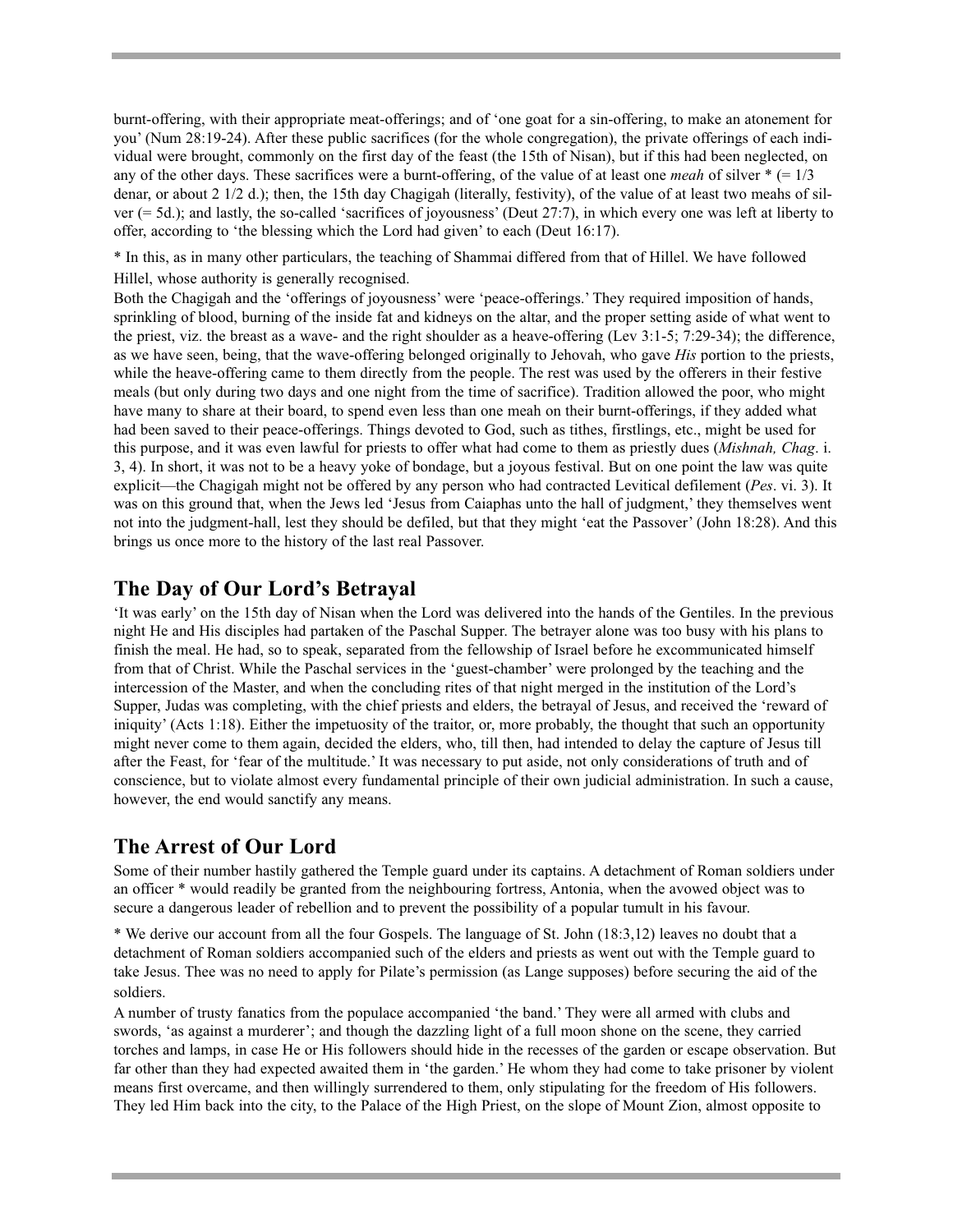burnt-offering, with their appropriate meat-offerings; and of 'one goat for a sin-offering, to make an atonement for you' (Num 28:19-24). After these public sacrifices (for the whole congregation), the private offerings of each individual were brought, commonly on the first day of the feast (the 15th of Nisan), but if this had been neglected, on any of the other days. These sacrifices were a burnt-offering, of the value of at least one *meah* of silver * (= 1/3 denar, or about 2 1/2 d.); then, the 15th day Chagigah (literally, festivity), of the value of at least two meahs of silver (= 5d.); and lastly, the so-called 'sacrifices of joyousness' (Deut 27:7), in which every one was left at liberty to offer, according to 'the blessing which the Lord had given' to each (Deut 16:17).

* In this, as in many other particulars, the teaching of Shammai differed from that of Hillel. We have followed Hillel, whose authority is generally recognised.

Both the Chagigah and the 'offerings of joyousness' were 'peace-offerings.' They required imposition of hands, sprinkling of blood, burning of the inside fat and kidneys on the altar, and the proper setting aside of what went to the priest, viz. the breast as a wave- and the right shoulder as a heave-offering (Lev 3:1-5; 7:29-34); the difference, as we have seen, being, that the wave-offering belonged originally to Jehovah, who gave *His* portion to the priests, while the heave-offering came to them directly from the people. The rest was used by the offerers in their festive meals (but only during two days and one night from the time of sacrifice). Tradition allowed the poor, who might have many to share at their board, to spend even less than one meah on their burnt-offerings, if they added what had been saved to their peace-offerings. Things devoted to God, such as tithes, firstlings, etc., might be used for this purpose, and it was even lawful for priests to offer what had come to them as priestly dues (*Mishnah, Chag*. i. 3, 4). In short, it was not to be a heavy yoke of bondage, but a joyous festival. But on one point the law was quite explicit—the Chagigah might not be offered by any person who had contracted Levitical defilement (*Pes*. vi. 3). It was on this ground that, when the Jews led 'Jesus from Caiaphas unto the hall of judgment,' they themselves went not into the judgment-hall, lest they should be defiled, but that they might 'eat the Passover' (John 18:28). And this brings us once more to the history of the last real Passover.

## The Day of Our Lord's Betrayal

'It was early' on the 15th day of Nisan when the Lord was delivered into the hands of the Gentiles. In the previous night He and His disciples had partaken of the Paschal Supper. The betrayer alone was too busy with his plans to finish the meal. He had, so to speak, separated from the fellowship of Israel before he excommunicated himself from that of Christ. While the Paschal services in the 'guest-chamber' were prolonged by the teaching and the intercession of the Master, and when the concluding rites of that night merged in the institution of the Lord's Supper, Judas was completing, with the chief priests and elders, the betrayal of Jesus, and received the 'reward of iniquity' (Acts 1:18). Either the impetuosity of the traitor, or, more probably, the thought that such an opportunity might never come to them again, decided the elders, who, till then, had intended to delay the capture of Jesus till after the Feast, for 'fear of the multitude.' It was necessary to put aside, not only considerations of truth and of conscience, but to violate almost every fundamental principle of their own judicial administration. In such a cause, however, the end would sanctify any means.

## The Arrest of Our Lord

Some of their number hastily gathered the Temple guard under its captains. A detachment of Roman soldiers under an officer * would readily be granted from the neighbouring fortress, Antonia, when the avowed object was to secure a dangerous leader of rebellion and to prevent the possibility of a popular tumult in his favour.

* We derive our account from all the four Gospels. The language of St. John (18:3,12) leaves no doubt that a detachment of Roman soldiers accompanied such of the elders and priests as went out with the Temple guard to take Jesus. Thee was no need to apply for Pilate's permission (as Lange supposes) before securing the aid of the soldiers.

A number of trusty fanatics from the populace accompanied 'the band.' They were all armed with clubs and swords, 'as against a murderer'; and though the dazzling light of a full moon shone on the scene, they carried torches and lamps, in case He or His followers should hide in the recesses of the garden or escape observation. But far other than they had expected awaited them in 'the garden.' He whom they had come to take prisoner by violent means first overcame, and then willingly surrendered to them, only stipulating for the freedom of His followers. They led Him back into the city, to the Palace of the High Priest, on the slope of Mount Zion, almost opposite to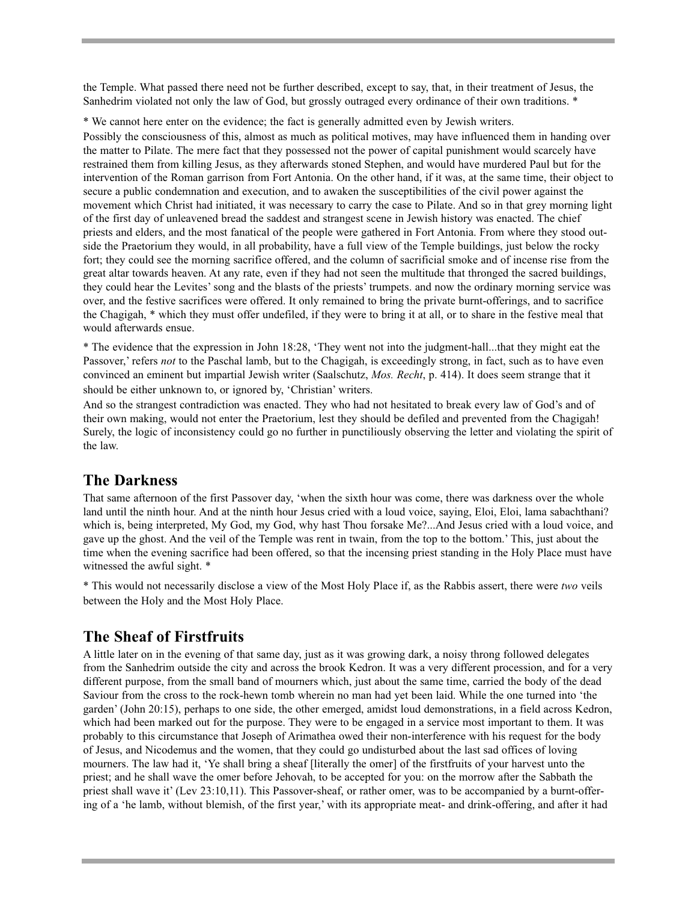the Temple. What passed there need not be further described, except to say, that, in their treatment of Jesus, the Sanhedrim violated not only the law of God, but grossly outraged every ordinance of their own traditions. *

* We cannot here enter on the evidence; the fact is generally admitted even by Jewish writers.

Possibly the consciousness of this, almost as much as political motives, may have influenced them in handing over the matter to Pilate. The mere fact that they possessed not the power of capital punishment would scarcely have restrained them from killing Jesus, as they afterwards stoned Stephen, and would have murdered Paul but for the intervention of the Roman garrison from Fort Antonia. On the other hand, if it was, at the same time, their object to secure a public condemnation and execution, and to awaken the susceptibilities of the civil power against the movement which Christ had initiated, it was necessary to carry the case to Pilate. And so in that grey morning light of the first day of unleavened bread the saddest and strangest scene in Jewish history was enacted. The chief priests and elders, and the most fanatical of the people were gathered in Fort Antonia. From where they stood outside the Praetorium they would, in all probability, have a full view of the Temple buildings, just below the rocky fort; they could see the morning sacrifice offered, and the column of sacrificial smoke and of incense rise from the great altar towards heaven. At any rate, even if they had not seen the multitude that thronged the sacred buildings, they could hear the Levites' song and the blasts of the priests' trumpets. and now the ordinary morning service was over, and the festive sacrifices were offered. It only remained to bring the private burnt-offerings, and to sacrifice the Chagigah, * which they must offer undefiled, if they were to bring it at all, or to share in the festive meal that would afterwards ensue.

* The evidence that the expression in John 18:28, 'They went not into the judgment-hall...that they might eat the Passover,' refers *not* to the Paschal lamb, but to the Chagigah, is exceedingly strong, in fact, such as to have even convinced an eminent but impartial Jewish writer (Saalschutz, *Mos. Recht*, p. 414). It does seem strange that it should be either unknown to, or ignored by, 'Christian' writers.

And so the strangest contradiction was enacted. They who had not hesitated to break every law of God's and of their own making, would not enter the Praetorium, lest they should be defiled and prevented from the Chagigah! Surely, the logic of inconsistency could go no further in punctiliously observing the letter and violating the spirit of the law.

## The Darkness

That same afternoon of the first Passover day, 'when the sixth hour was come, there was darkness over the whole land until the ninth hour. And at the ninth hour Jesus cried with a loud voice, saying, Eloi, Eloi, lama sabachthani? which is, being interpreted, My God, my God, why hast Thou forsake Me?...And Jesus cried with a loud voice, and gave up the ghost. And the veil of the Temple was rent in twain, from the top to the bottom.' This, just about the time when the evening sacrifice had been offered, so that the incensing priest standing in the Holy Place must have witnessed the awful sight. *

* This would not necessarily disclose a view of the Most Holy Place if, as the Rabbis assert, there were *two* veils between the Holy and the Most Holy Place.

## The Sheaf of Firstfruits

A little later on in the evening of that same day, just as it was growing dark, a noisy throng followed delegates from the Sanhedrim outside the city and across the brook Kedron. It was a very different procession, and for a very different purpose, from the small band of mourners which, just about the same time, carried the body of the dead Saviour from the cross to the rock-hewn tomb wherein no man had yet been laid. While the one turned into 'the garden' (John 20:15), perhaps to one side, the other emerged, amidst loud demonstrations, in a field across Kedron, which had been marked out for the purpose. They were to be engaged in a service most important to them. It was probably to this circumstance that Joseph of Arimathea owed their non-interference with his request for the body of Jesus, and Nicodemus and the women, that they could go undisturbed about the last sad offices of loving mourners. The law had it, 'Ye shall bring a sheaf [literally the omer] of the firstfruits of your harvest unto the priest; and he shall wave the omer before Jehovah, to be accepted for you: on the morrow after the Sabbath the priest shall wave it' (Lev 23:10,11). This Passover-sheaf, or rather omer, was to be accompanied by a burnt-offering of a 'he lamb, without blemish, of the first year,' with its appropriate meat- and drink-offering, and after it had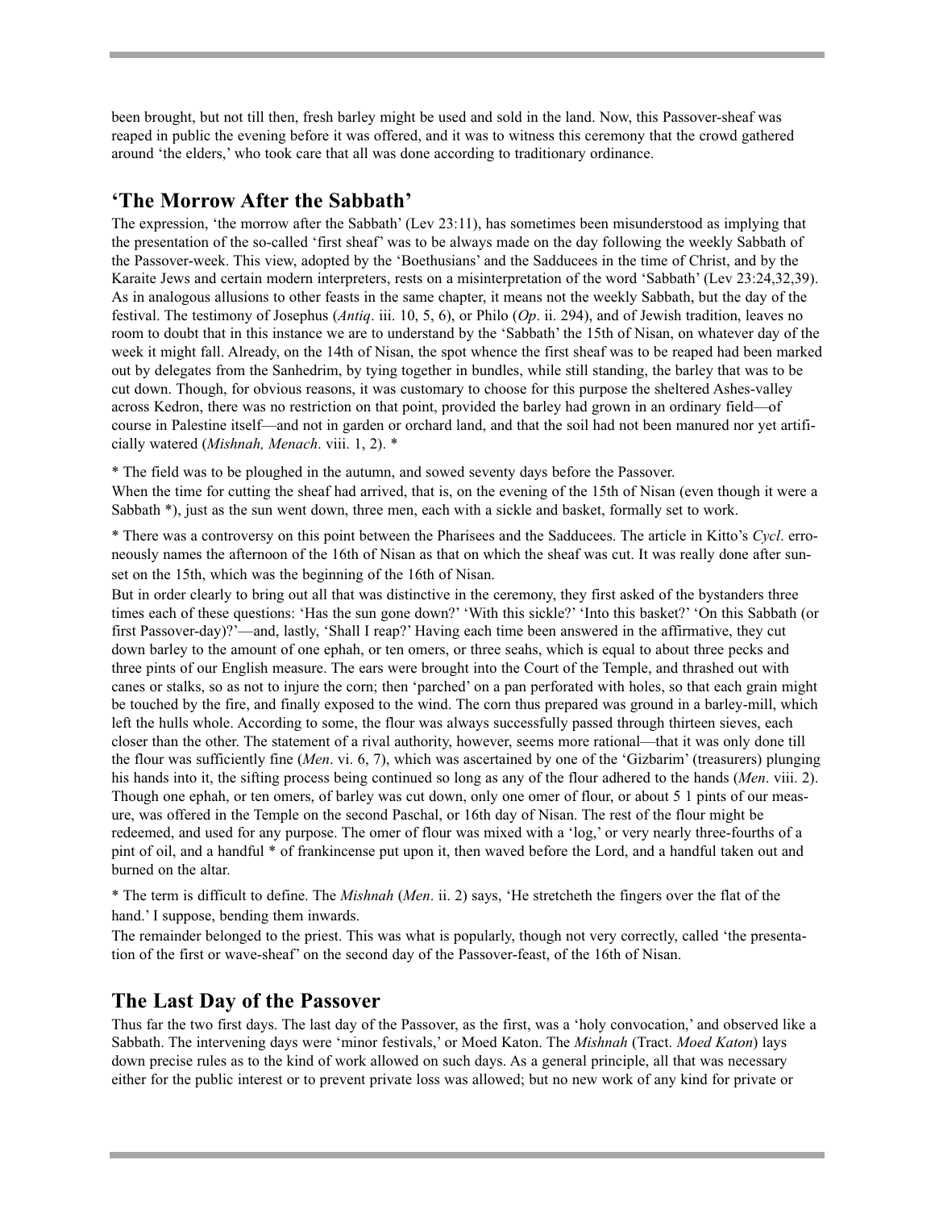been brought, but not till then, fresh barley might be used and sold in the land. Now, this Passover-sheaf was reaped in public the evening before it was offered, and it was to witness this ceremony that the crowd gathered around 'the elders,' who took care that all was done according to traditionary ordinance.

## 'The Morrow After the Sabbath'

The expression, 'the morrow after the Sabbath' (Lev 23:11), has sometimes been misunderstood as implying that the presentation of the so-called 'first sheaf' was to be always made on the day following the weekly Sabbath of the Passover-week. This view, adopted by the 'Boethusians' and the Sadducees in the time of Christ, and by the Karaite Jews and certain modern interpreters, rests on a misinterpretation of the word 'Sabbath' (Lev 23:24,32,39). As in analogous allusions to other feasts in the same chapter, it means not the weekly Sabbath, but the day of the festival. The testimony of Josephus (*Antiq*. iii. 10, 5, 6), or Philo (*Op*. ii. 294), and of Jewish tradition, leaves no room to doubt that in this instance we are to understand by the 'Sabbath' the 15th of Nisan, on whatever day of the week it might fall. Already, on the 14th of Nisan, the spot whence the first sheaf was to be reaped had been marked out by delegates from the Sanhedrim, by tying together in bundles, while still standing, the barley that was to be cut down. Though, for obvious reasons, it was customary to choose for this purpose the sheltered Ashes-valley across Kedron, there was no restriction on that point, provided the barley had grown in an ordinary field—of course in Palestine itself—and not in garden or orchard land, and that the soil had not been manured nor yet artificially watered (*Mishnah, Menach*. viii. 1, 2). *

* The field was to be ploughed in the autumn, and sowed seventy days before the Passover.

When the time for cutting the sheaf had arrived, that is, on the evening of the 15th of Nisan (even though it were a Sabbath *), just as the sun went down, three men, each with a sickle and basket, formally set to work.

* There was a controversy on this point between the Pharisees and the Sadducees. The article in Kitto's *Cycl*. erroneously names the afternoon of the 16th of Nisan as that on which the sheaf was cut. It was really done after sunset on the 15th, which was the beginning of the 16th of Nisan.

But in order clearly to bring out all that was distinctive in the ceremony, they first asked of the bystanders three times each of these questions: 'Has the sun gone down?' 'With this sickle?' 'Into this basket?' 'On this Sabbath (or first Passover-day)?'—and, lastly, 'Shall I reap?' Having each time been answered in the affirmative, they cut down barley to the amount of one ephah, or ten omers, or three seahs, which is equal to about three pecks and three pints of our English measure. The ears were brought into the Court of the Temple, and thrashed out with canes or stalks, so as not to injure the corn; then 'parched' on a pan perforated with holes, so that each grain might be touched by the fire, and finally exposed to the wind. The corn thus prepared was ground in a barley-mill, which left the hulls whole. According to some, the flour was always successfully passed through thirteen sieves, each closer than the other. The statement of a rival authority, however, seems more rational—that it was only done till the flour was sufficiently fine (*Men*. vi. 6, 7), which was ascertained by one of the 'Gizbarim' (treasurers) plunging his hands into it, the sifting process being continued so long as any of the flour adhered to the hands (*Men*. viii. 2). Though one ephah, or ten omers, of barley was cut down, only one omer of flour, or about 5 1 pints of our measure, was offered in the Temple on the second Paschal, or 16th day of Nisan. The rest of the flour might be redeemed, and used for any purpose. The omer of flour was mixed with a 'log,' or very nearly three-fourths of a pint of oil, and a handful * of frankincense put upon it, then waved before the Lord, and a handful taken out and burned on the altar.

* The term is difficult to define. The *Mishnah* (*Men*. ii. 2) says, 'He stretcheth the fingers over the flat of the hand.' I suppose, bending them inwards.

The remainder belonged to the priest. This was what is popularly, though not very correctly, called 'the presentation of the first or wave-sheaf' on the second day of the Passover-feast, of the 16th of Nisan.

## The Last Day of the Passover

Thus far the two first days. The last day of the Passover, as the first, was a 'holy convocation,' and observed like a Sabbath. The intervening days were 'minor festivals,' or Moed Katon. The *Mishnah* (Tract. *Moed Katon*) lays down precise rules as to the kind of work allowed on such days. As a general principle, all that was necessary either for the public interest or to prevent private loss was allowed; but no new work of any kind for private or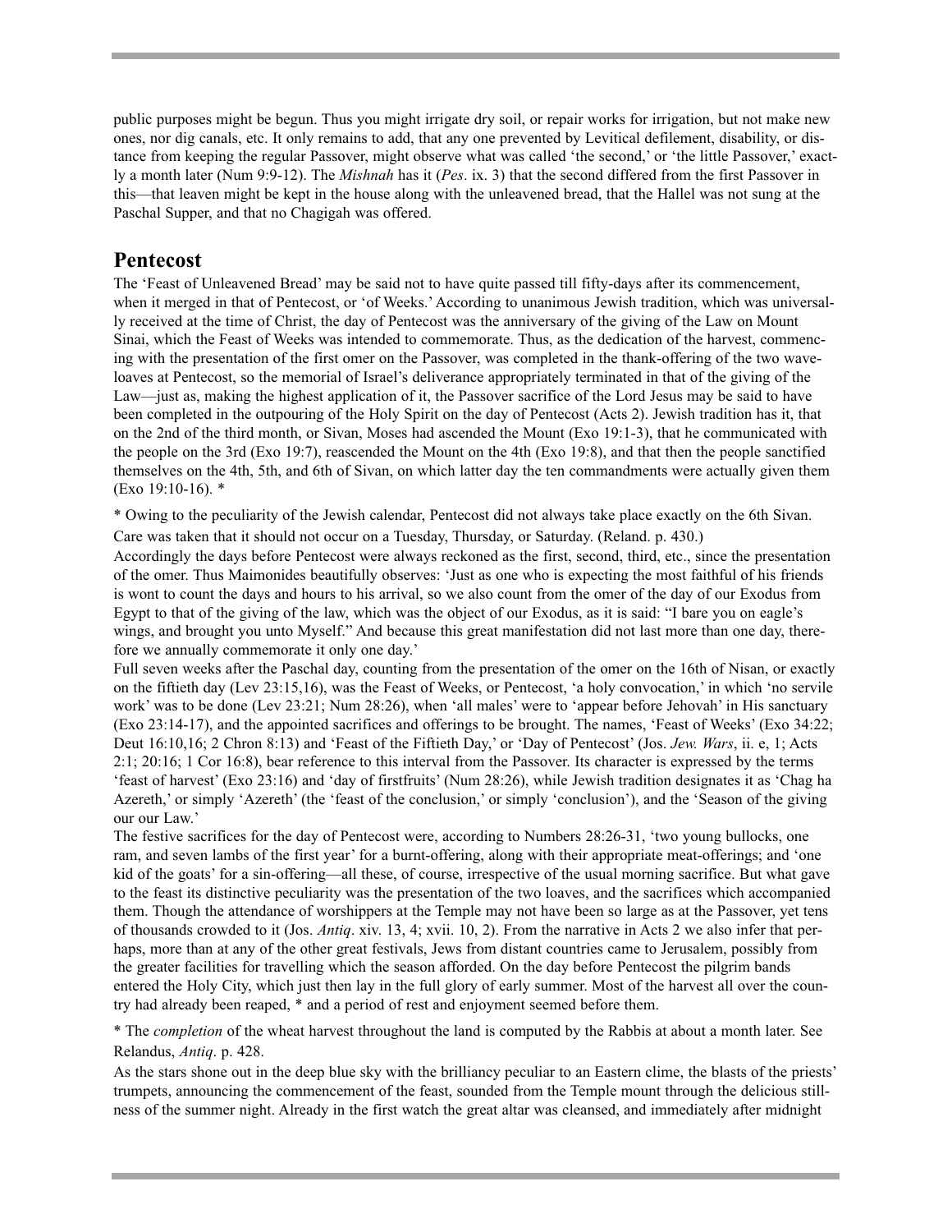public purposes might be begun. Thus you might irrigate dry soil, or repair works for irrigation, but not make new ones, nor dig canals, etc. It only remains to add, that any one prevented by Levitical defilement, disability, or distance from keeping the regular Passover, might observe what was called 'the second,' or 'the little Passover,' exactly a month later (Num 9:9-12). The *Mishnah* has it (*Pes*. ix. 3) that the second differed from the first Passover in this—that leaven might be kept in the house along with the unleavened bread, that the Hallel was not sung at the Paschal Supper, and that no Chagigah was offered.

## Pentecost

The 'Feast of Unleavened Bread' may be said not to have quite passed till fifty-days after its commencement, when it merged in that of Pentecost, or 'of Weeks.' According to unanimous Jewish tradition, which was universally received at the time of Christ, the day of Pentecost was the anniversary of the giving of the Law on Mount Sinai, which the Feast of Weeks was intended to commemorate. Thus, as the dedication of the harvest, commencing with the presentation of the first omer on the Passover, was completed in the thank-offering of the two wave-loaves at Pentecost, so the memorial of Israel's deliverance appropriately terminated in that of the giving of the Law—just as, making the highest application of it, the Passover sacrifice of the Lord Jesus may be said to have been completed in the outpouring of the Holy Spirit on the day of Pentecost (Acts 2). Jewish tradition has it, that on the 2nd of the third month, or Sivan, Moses had ascended the Mount (Exo 19:1-3), that he communicated with the people on the 3rd (Exo 19:7), reascended the Mount on the 4th (Exo 19:8), and that then the people sanctified themselves on the 4th, 5th, and 6th of Sivan, on which latter day the ten commandments were actually given them (Exo 19:10-16). *

* Owing to the peculiarity of the Jewish calendar, Pentecost did not always take place exactly on the 6th Sivan. Care was taken that it should not occur on a Tuesday, Thursday, or Saturday. (Reland. p. 430.)

Accordingly the days before Pentecost were always reckoned as the first, second, third, etc., since the presentation of the omer. Thus Maimonides beautifully observes: 'Just as one who is expecting the most faithful of his friends is wont to count the days and hours to his arrival, so we also count from the omer of the day of our Exodus from Egypt to that of the giving of the law, which was the object of our Exodus, as it is said: "I bare you on eagle's wings, and brought you unto Myself." And because this great manifestation did not last more than one day, therefore we annually commemorate it only one day.'

Full seven weeks after the Paschal day, counting from the presentation of the omer on the 16th of Nisan, or exactly on the fiftieth day (Lev 23:15,16), was the Feast of Weeks, or Pentecost, 'a holy convocation,' in which 'no servile work' was to be done (Lev 23:21; Num 28:26), when 'all males' were to 'appear before Jehovah' in His sanctuary (Exo 23:14-17), and the appointed sacrifices and offerings to be brought. The names, 'Feast of Weeks' (Exo 34:22; Deut 16:10,16; 2 Chron 8:13) and 'Feast of the Fiftieth Day,' or 'Day of Pentecost' (Jos. *Jew. Wars*, ii. e, 1; Acts 2:1; 20:16; 1 Cor 16:8), bear reference to this interval from the Passover. Its character is expressed by the terms 'feast of harvest' (Exo 23:16) and 'day of firstfruits' (Num 28:26), while Jewish tradition designates it as 'Chag ha Azereth,' or simply 'Azereth' (the 'feast of the conclusion,' or simply 'conclusion'), and the 'Season of the giving our our Law.'

The festive sacrifices for the day of Pentecost were, according to Numbers 28:26-31, 'two young bullocks, one ram, and seven lambs of the first year' for a burnt-offering, along with their appropriate meat-offerings; and 'one kid of the goats' for a sin-offering—all these, of course, irrespective of the usual morning sacrifice. But what gave to the feast its distinctive peculiarity was the presentation of the two loaves, and the sacrifices which accompanied them. Though the attendance of worshippers at the Temple may not have been so large as at the Passover, yet tens of thousands crowded to it (Jos. *Antiq*. xiv. 13, 4; xvii. 10, 2). From the narrative in Acts 2 we also infer that perhaps, more than at any of the other great festivals, Jews from distant countries came to Jerusalem, possibly from the greater facilities for travelling which the season afforded. On the day before Pentecost the pilgrim bands entered the Holy City, which just then lay in the full glory of early summer. Most of the harvest all over the country had already been reaped, * and a period of rest and enjoyment seemed before them.

* The *completion* of the wheat harvest throughout the land is computed by the Rabbis at about a month later. See Relandus, *Antiq*. p. 428.

As the stars shone out in the deep blue sky with the brilliancy peculiar to an Eastern clime, the blasts of the priests' trumpets, announcing the commencement of the feast, sounded from the Temple mount through the delicious stillness of the summer night. Already in the first watch the great altar was cleansed, and immediately after midnight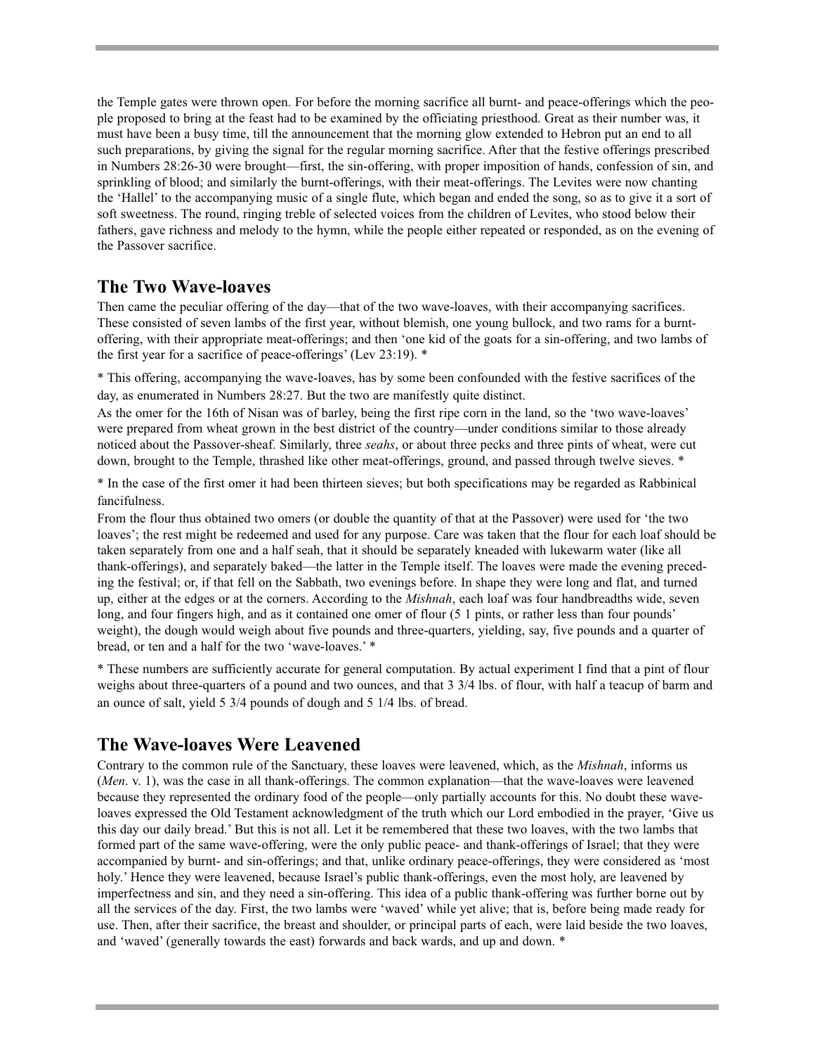the Temple gates were thrown open. For before the morning sacrifice all burnt- and peace-offerings which the people proposed to bring at the feast had to be examined by the officiating priesthood. Great as their number was, it must have been a busy time, till the announcement that the morning glow extended to Hebron put an end to all such preparations, by giving the signal for the regular morning sacrifice. After that the festive offerings prescribed in Numbers 28:26-30 were brought—first, the sin-offering, with proper imposition of hands, confession of sin, and sprinkling of blood; and similarly the burnt-offerings, with their meat-offerings. The Levites were now chanting the 'Hallel' to the accompanying music of a single flute, which began and ended the song, so as to give it a sort of soft sweetness. The round, ringing treble of selected voices from the children of Levites, who stood below their fathers, gave richness and melody to the hymn, while the people either repeated or responded, as on the evening of the Passover sacrifice.

## The Two Wave-loaves

Then came the peculiar offering of the day—that of the two wave-loaves, with their accompanying sacrifices. These consisted of seven lambs of the first year, without blemish, one young bullock, and two rams for a burnt-offering, with their appropriate meat-offerings; and then 'one kid of the goats for a sin-offering, and two lambs of the first year for a sacrifice of peace-offerings' (Lev 23:19). *

* This offering, accompanying the wave-loaves, has by some been confounded with the festive sacrifices of the day, as enumerated in Numbers 28:27. But the two are manifestly quite distinct.

As the omer for the 16th of Nisan was of barley, being the first ripe corn in the land, so the 'two wave-loaves' were prepared from wheat grown in the best district of the country—under conditions similar to those already noticed about the Passover-sheaf. Similarly, three *seahs*, or about three pecks and three pints of wheat, were cut down, brought to the Temple, thrashed like other meat-offerings, ground, and passed through twelve sieves. *

* In the case of the first omer it had been thirteen sieves; but both specifications may be regarded as Rabbinical fancifulness.

From the flour thus obtained two omers (or double the quantity of that at the Passover) were used for 'the two loaves'; the rest might be redeemed and used for any purpose. Care was taken that the flour for each loaf should be taken separately from one and a half seah, that it should be separately kneaded with lukewarm water (like all thank-offerings), and separately baked—the latter in the Temple itself. The loaves were made the evening preceding the festival; or, if that fell on the Sabbath, two evenings before. In shape they were long and flat, and turned up, either at the edges or at the corners. According to the *Mishnah*, each loaf was four handbreadths wide, seven long, and four fingers high, and as it contained one omer of flour (5 1 pints, or rather less than four pounds' weight), the dough would weigh about five pounds and three-quarters, yielding, say, five pounds and a quarter of bread, or ten and a half for the two 'wave-loaves.' *

* These numbers are sufficiently accurate for general computation. By actual experiment I find that a pint of flour weighs about three-quarters of a pound and two ounces, and that 3 3/4 lbs. of flour, with half a teacup of barm and an ounce of salt, yield 5 3/4 pounds of dough and 5 1/4 lbs. of bread.

## The Wave-loaves Were Leavened

Contrary to the common rule of the Sanctuary, these loaves were leavened, which, as the *Mishnah*, informs us (*Men*. v. 1), was the case in all thank-offerings. The common explanation—that the wave-loaves were leavened because they represented the ordinary food of the people—only partially accounts for this. No doubt these wave-loaves expressed the Old Testament acknowledgment of the truth which our Lord embodied in the prayer, 'Give us this day our daily bread.' But this is not all. Let it be remembered that these two loaves, with the two lambs that formed part of the same wave-offering, were the only public peace- and thank-offerings of Israel; that they were accompanied by burnt- and sin-offerings; and that, unlike ordinary peace-offerings, they were considered as 'most holy.' Hence they were leavened, because Israel's public thank-offerings, even the most holy, are leavened by imperfectness and sin, and they need a sin-offering. This idea of a public thank-offering was further borne out by all the services of the day. First, the two lambs were 'waved' while yet alive; that is, before being made ready for use. Then, after their sacrifice, the breast and shoulder, or principal parts of each, were laid beside the two loaves, and 'waved' (generally towards the east) forwards and back wards, and up and down. *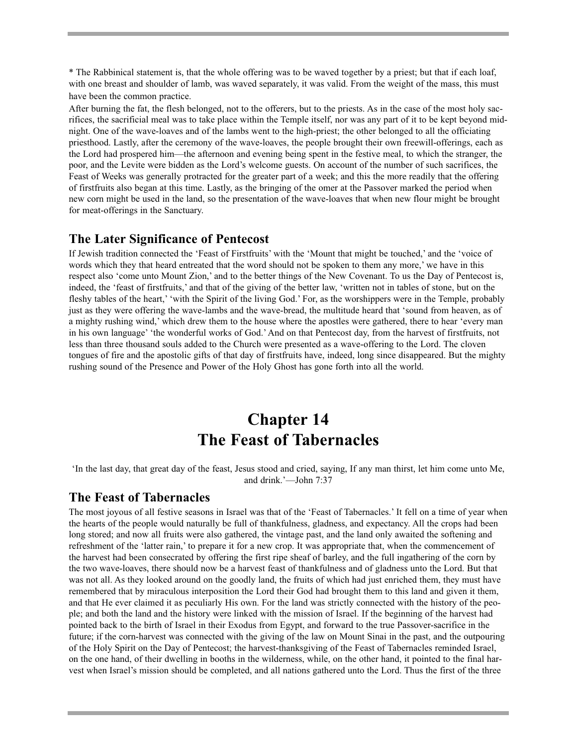* The Rabbinical statement is, that the whole offering was to be waved together by a priest; but that if each loaf, with one breast and shoulder of lamb, was waved separately, it was valid. From the weight of the mass, this must have been the common practice.

After burning the fat, the flesh belonged, not to the offerers, but to the priests. As in the case of the most holy sacrifices, the sacrificial meal was to take place within the Temple itself, nor was any part of it to be kept beyond midnight. One of the wave-loaves and of the lambs went to the high-priest; the other belonged to all the officiating priesthood. Lastly, after the ceremony of the wave-loaves, the people brought their own freewill-offerings, each as the Lord had prospered him—the afternoon and evening being spent in the festive meal, to which the stranger, the poor, and the Levite were bidden as the Lord's welcome guests. On account of the number of such sacrifices, the Feast of Weeks was generally protracted for the greater part of a week; and this the more readily that the offering of firstfruits also began at this time. Lastly, as the bringing of the omer at the Passover marked the period when new corn might be used in the land, so the presentation of the wave-loaves that when new flour might be brought for meat-offerings in the Sanctuary.

## The Later Significance of Pentecost

If Jewish tradition connected the 'Feast of Firstfruits' with the 'Mount that might be touched,' and the 'voice of words which they that heard entreated that the word should not be spoken to them any more,' we have in this respect also 'come unto Mount Zion,' and to the better things of the New Covenant. To us the Day of Pentecost is, indeed, the 'feast of firstfruits,' and that of the giving of the better law, 'written not in tables of stone, but on the fleshy tables of the heart,' 'with the Spirit of the living God.' For, as the worshippers were in the Temple, probably just as they were offering the wave-lambs and the wave-bread, the multitude heard that 'sound from heaven, as of a mighty rushing wind,' which drew them to the house where the apostles were gathered, there to hear 'every man in his own language' 'the wonderful works of God.' And on that Pentecost day, from the harvest of firstfruits, not less than three thousand souls added to the Church were presented as a wave-offering to the Lord. The cloven tongues of fire and the apostolic gifts of that day of firstfruits have, indeed, long since disappeared. But the mighty rushing sound of the Presence and Power of the Holy Ghost has gone forth into all the world.

# Chapter 14
# The Feast of Tabernacles

'In the last day, that great day of the feast, Jesus stood and cried, saying, If any man thirst, let him come unto Me, and drink.'—John 7:37

## The Feast of Tabernacles

The most joyous of all festive seasons in Israel was that of the 'Feast of Tabernacles.' It fell on a time of year when the hearts of the people would naturally be full of thankfulness, gladness, and expectancy. All the crops had been long stored; and now all fruits were also gathered, the vintage past, and the land only awaited the softening and refreshment of the 'latter rain,' to prepare it for a new crop. It was appropriate that, when the commencement of the harvest had been consecrated by offering the first ripe sheaf of barley, and the full ingathering of the corn by the two wave-loaves, there should now be a harvest feast of thankfulness and of gladness unto the Lord. But that was not all. As they looked around on the goodly land, the fruits of which had just enriched them, they must have remembered that by miraculous interposition the Lord their God had brought them to this land and given it them, and that He ever claimed it as peculiarly His own. For the land was strictly connected with the history of the people; and both the land and the history were linked with the mission of Israel. If the beginning of the harvest had pointed back to the birth of Israel in their Exodus from Egypt, and forward to the true Passover-sacrifice in the future; if the corn-harvest was connected with the giving of the law on Mount Sinai in the past, and the outpouring of the Holy Spirit on the Day of Pentecost; the harvest-thanksgiving of the Feast of Tabernacles reminded Israel, on the one hand, of their dwelling in booths in the wilderness, while, on the other hand, it pointed to the final harvest when Israel's mission should be completed, and all nations gathered unto the Lord. Thus the first of the three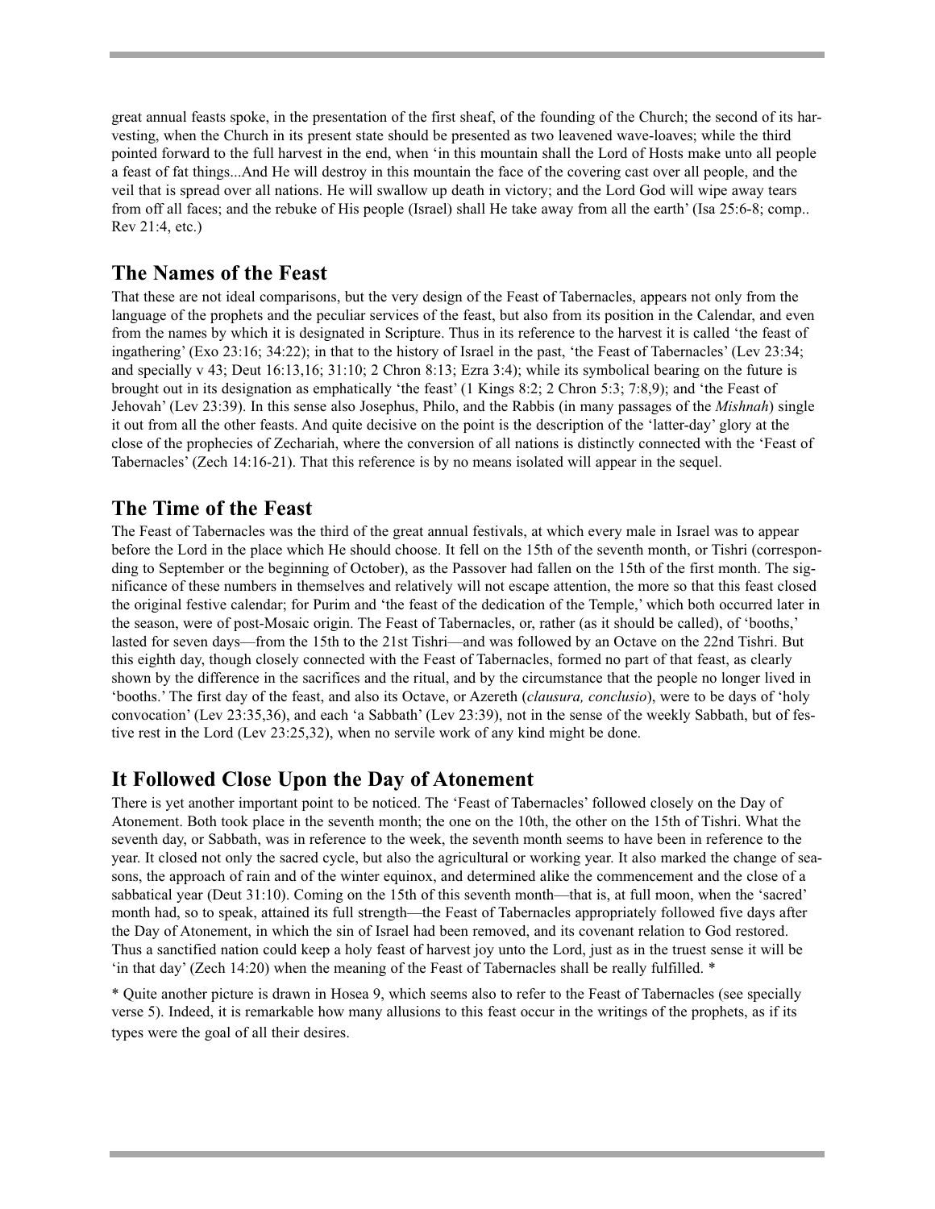great annual feasts spoke, in the presentation of the first sheaf, of the founding of the Church; the second of its harvesting, when the Church in its present state should be presented as two leavened wave-loaves; while the third pointed forward to the full harvest in the end, when 'in this mountain shall the Lord of Hosts make unto all people a feast of fat things...And He will destroy in this mountain the face of the covering cast over all people, and the veil that is spread over all nations. He will swallow up death in victory; and the Lord God will wipe away tears from off all faces; and the rebuke of His people (Israel) shall He take away from all the earth' (Isa 25:6-8; comp.. Rev 21:4, etc.)

## The Names of the Feast

That these are not ideal comparisons, but the very design of the Feast of Tabernacles, appears not only from the language of the prophets and the peculiar services of the feast, but also from its position in the Calendar, and even from the names by which it is designated in Scripture. Thus in its reference to the harvest it is called 'the feast of ingathering' (Exo 23:16; 34:22); in that to the history of Israel in the past, 'the Feast of Tabernacles' (Lev 23:34; and specially v 43; Deut 16:13,16; 31:10; 2 Chron 8:13; Ezra 3:4); while its symbolical bearing on the future is brought out in its designation as emphatically 'the feast' (1 Kings 8:2; 2 Chron 5:3; 7:8,9); and 'the Feast of Jehovah' (Lev 23:39). In this sense also Josephus, Philo, and the Rabbis (in many passages of the *Mishnah*) single it out from all the other feasts. And quite decisive on the point is the description of the 'latter-day' glory at the close of the prophecies of Zechariah, where the conversion of all nations is distinctly connected with the 'Feast of Tabernacles' (Zech 14:16-21). That this reference is by no means isolated will appear in the sequel.

## The Time of the Feast

The Feast of Tabernacles was the third of the great annual festivals, at which every male in Israel was to appear before the Lord in the place which He should choose. It fell on the 15th of the seventh month, or Tishri (corresponding to September or the beginning of October), as the Passover had fallen on the 15th of the first month. The significance of these numbers in themselves and relatively will not escape attention, the more so that this feast closed the original festive calendar; for Purim and 'the feast of the dedication of the Temple,' which both occurred later in the season, were of post-Mosaic origin. The Feast of Tabernacles, or, rather (as it should be called), of 'booths,' lasted for seven days—from the 15th to the 21st Tishri—and was followed by an Octave on the 22nd Tishri. But this eighth day, though closely connected with the Feast of Tabernacles, formed no part of that feast, as clearly shown by the difference in the sacrifices and the ritual, and by the circumstance that the people no longer lived in 'booths.' The first day of the feast, and also its Octave, or Azereth (*clausura, conclusio*), were to be days of 'holy convocation' (Lev 23:35,36), and each 'a Sabbath' (Lev 23:39), not in the sense of the weekly Sabbath, but of festive rest in the Lord (Lev 23:25,32), when no servile work of any kind might be done.

## It Followed Close Upon the Day of Atonement

There is yet another important point to be noticed. The 'Feast of Tabernacles' followed closely on the Day of Atonement. Both took place in the seventh month; the one on the 10th, the other on the 15th of Tishri. What the seventh day, or Sabbath, was in reference to the week, the seventh month seems to have been in reference to the year. It closed not only the sacred cycle, but also the agricultural or working year. It also marked the change of seasons, the approach of rain and of the winter equinox, and determined alike the commencement and the close of a sabbatical year (Deut 31:10). Coming on the 15th of this seventh month—that is, at full moon, when the 'sacred' month had, so to speak, attained its full strength—the Feast of Tabernacles appropriately followed five days after the Day of Atonement, in which the sin of Israel had been removed, and its covenant relation to God restored. Thus a sanctified nation could keep a holy feast of harvest joy unto the Lord, just as in the truest sense it will be 'in that day' (Zech 14:20) when the meaning of the Feast of Tabernacles shall be really fulfilled. *

* Quite another picture is drawn in Hosea 9, which seems also to refer to the Feast of Tabernacles (see specially verse 5). Indeed, it is remarkable how many allusions to this feast occur in the writings of the prophets, as if its types were the goal of all their desires.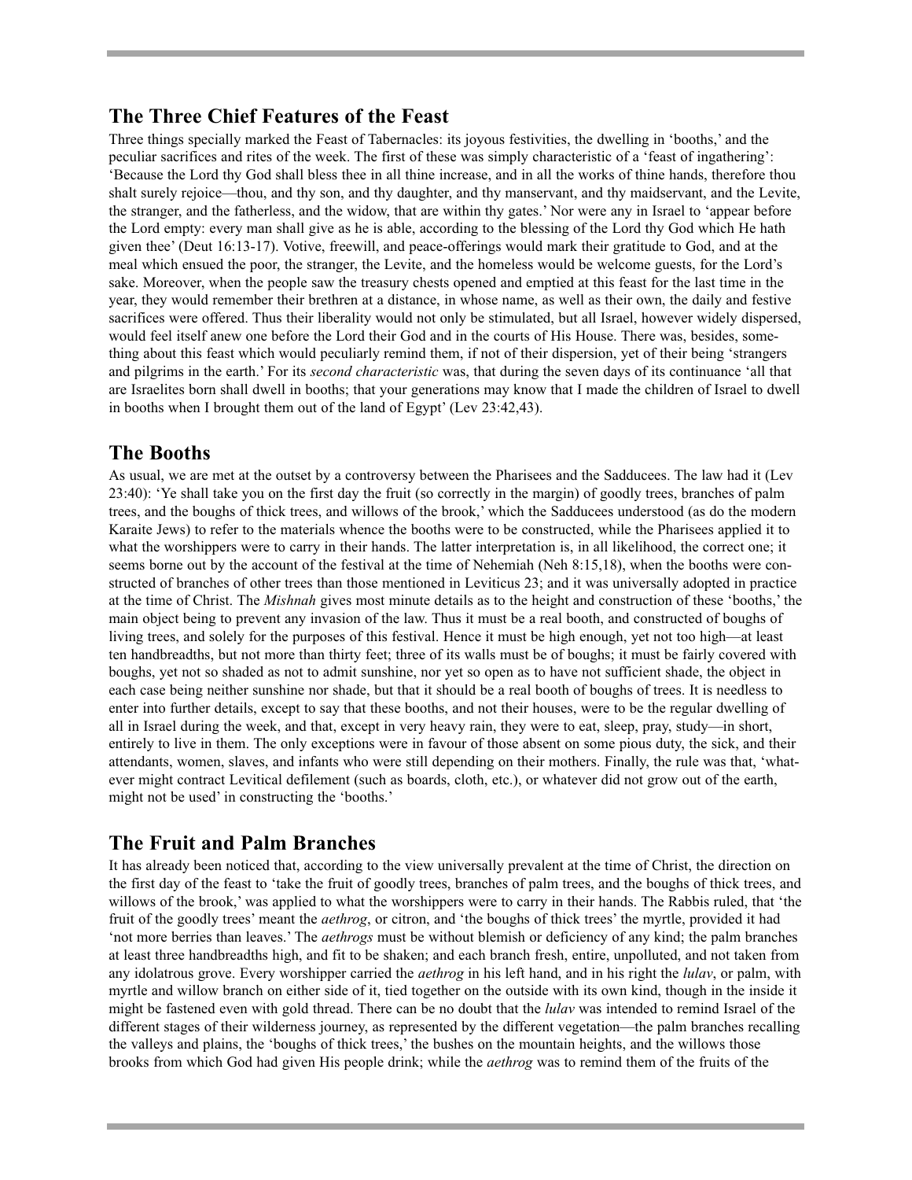## The Three Chief Features of the Feast

Three things specially marked the Feast of Tabernacles: its joyous festivities, the dwelling in 'booths,' and the peculiar sacrifices and rites of the week. The first of these was simply characteristic of a 'feast of ingathering': 'Because the Lord thy God shall bless thee in all thine increase, and in all the works of thine hands, therefore thou shalt surely rejoice—thou, and thy son, and thy daughter, and thy manservant, and thy maidservant, and the Levite, the stranger, and the fatherless, and the widow, that are within thy gates.' Nor were any in Israel to 'appear before the Lord empty: every man shall give as he is able, according to the blessing of the Lord thy God which He hath given thee' (Deut 16:13-17). Votive, freewill, and peace-offerings would mark their gratitude to God, and at the meal which ensued the poor, the stranger, the Levite, and the homeless would be welcome guests, for the Lord's sake. Moreover, when the people saw the treasury chests opened and emptied at this feast for the last time in the year, they would remember their brethren at a distance, in whose name, as well as their own, the daily and festive sacrifices were offered. Thus their liberality would not only be stimulated, but all Israel, however widely dispersed, would feel itself anew one before the Lord their God and in the courts of His House. There was, besides, something about this feast which would peculiarly remind them, if not of their dispersion, yet of their being 'strangers and pilgrims in the earth.' For its *second characteristic* was, that during the seven days of its continuance 'all that are Israelites born shall dwell in booths; that your generations may know that I made the children of Israel to dwell in booths when I brought them out of the land of Egypt' (Lev 23:42,43).

## The Booths

As usual, we are met at the outset by a controversy between the Pharisees and the Sadducees. The law had it (Lev 23:40): 'Ye shall take you on the first day the fruit (so correctly in the margin) of goodly trees, branches of palm trees, and the boughs of thick trees, and willows of the brook,' which the Sadducees understood (as do the modern Karaite Jews) to refer to the materials whence the booths were to be constructed, while the Pharisees applied it to what the worshippers were to carry in their hands. The latter interpretation is, in all likelihood, the correct one; it seems borne out by the account of the festival at the time of Nehemiah (Neh 8:15,18), when the booths were constructed of branches of other trees than those mentioned in Leviticus 23; and it was universally adopted in practice at the time of Christ. The *Mishnah* gives most minute details as to the height and construction of these 'booths,' the main object being to prevent any invasion of the law. Thus it must be a real booth, and constructed of boughs of living trees, and solely for the purposes of this festival. Hence it must be high enough, yet not too high—at least ten handbreadths, but not more than thirty feet; three of its walls must be of boughs; it must be fairly covered with boughs, yet not so shaded as not to admit sunshine, nor yet so open as to have not sufficient shade, the object in each case being neither sunshine nor shade, but that it should be a real booth of boughs of trees. It is needless to enter into further details, except to say that these booths, and not their houses, were to be the regular dwelling of all in Israel during the week, and that, except in very heavy rain, they were to eat, sleep, pray, study—in short, entirely to live in them. The only exceptions were in favour of those absent on some pious duty, the sick, and their attendants, women, slaves, and infants who were still depending on their mothers. Finally, the rule was that, 'whatever might contract Levitical defilement (such as boards, cloth, etc.), or whatever did not grow out of the earth, might not be used' in constructing the 'booths.'

## The Fruit and Palm Branches

It has already been noticed that, according to the view universally prevalent at the time of Christ, the direction on the first day of the feast to 'take the fruit of goodly trees, branches of palm trees, and the boughs of thick trees, and willows of the brook,' was applied to what the worshippers were to carry in their hands. The Rabbis ruled, that 'the fruit of the goodly trees' meant the *aethrog*, or citron, and 'the boughs of thick trees' the myrtle, provided it had 'not more berries than leaves.' The *aethrogs* must be without blemish or deficiency of any kind; the palm branches at least three handbreadths high, and fit to be shaken; and each branch fresh, entire, unpolluted, and not taken from any idolatrous grove. Every worshipper carried the *aethrog* in his left hand, and in his right the *lulav*, or palm, with myrtle and willow branch on either side of it, tied together on the outside with its own kind, though in the inside it might be fastened even with gold thread. There can be no doubt that the *lulav* was intended to remind Israel of the different stages of their wilderness journey, as represented by the different vegetation—the palm branches recalling the valleys and plains, the 'boughs of thick trees,' the bushes on the mountain heights, and the willows those brooks from which God had given His people drink; while the *aethrog* was to remind them of the fruits of the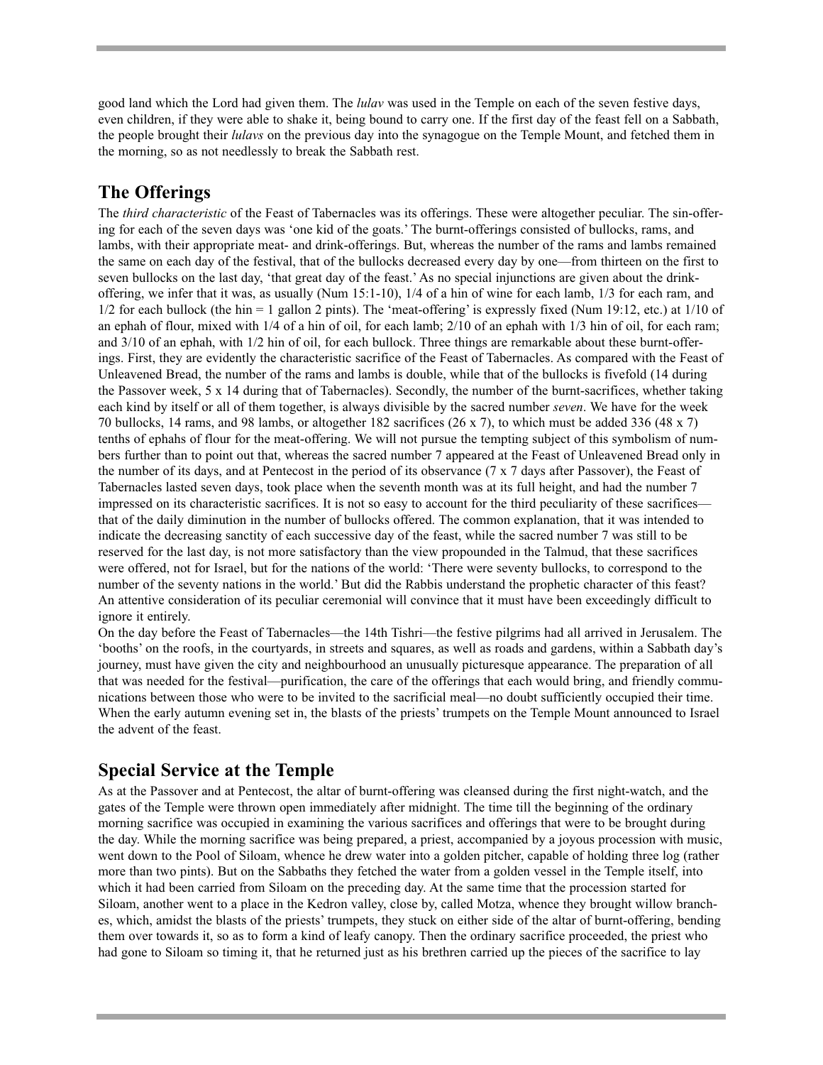good land which the Lord had given them. The *lulav* was used in the Temple on each of the seven festive days, even children, if they were able to shake it, being bound to carry one. If the first day of the feast fell on a Sabbath, the people brought their *lulavs* on the previous day into the synagogue on the Temple Mount, and fetched them in the morning, so as not needlessly to break the Sabbath rest.

## The Offerings

The *third characteristic* of the Feast of Tabernacles was its offerings. These were altogether peculiar. The sin-offering for each of the seven days was 'one kid of the goats.' The burnt-offerings consisted of bullocks, rams, and lambs, with their appropriate meat- and drink-offerings. But, whereas the number of the rams and lambs remained the same on each day of the festival, that of the bullocks decreased every day by one—from thirteen on the first to seven bullocks on the last day, 'that great day of the feast.' As no special injunctions are given about the drink-offering, we infer that it was, as usually (Num 15:1-10), 1/4 of a hin of wine for each lamb, 1/3 for each ram, and 1/2 for each bullock (the hin = 1 gallon 2 pints). The 'meat-offering' is expressly fixed (Num 19:12, etc.) at 1/10 of an ephah of flour, mixed with 1/4 of a hin of oil, for each lamb; 2/10 of an ephah with 1/3 hin of oil, for each ram; and 3/10 of an ephah, with 1/2 hin of oil, for each bullock. Three things are remarkable about these burnt-offerings. First, they are evidently the characteristic sacrifice of the Feast of Tabernacles. As compared with the Feast of Unleavened Bread, the number of the rams and lambs is double, while that of the bullocks is fivefold (14 during the Passover week, 5 x 14 during that of Tabernacles). Secondly, the number of the burnt-sacrifices, whether taking each kind by itself or all of them together, is always divisible by the sacred number *seven*. We have for the week 70 bullocks, 14 rams, and 98 lambs, or altogether 182 sacrifices (26 x 7), to which must be added 336 (48 x 7) tenths of ephahs of flour for the meat-offering. We will not pursue the tempting subject of this symbolism of numbers further than to point out that, whereas the sacred number 7 appeared at the Feast of Unleavened Bread only in the number of its days, and at Pentecost in the period of its observance (7 x 7 days after Passover), the Feast of Tabernacles lasted seven days, took place when the seventh month was at its full height, and had the number 7 impressed on its characteristic sacrifices. It is not so easy to account for the third peculiarity of these sacrifices—that of the daily diminution in the number of bullocks offered. The common explanation, that it was intended to indicate the decreasing sanctity of each successive day of the feast, while the sacred number 7 was still to be reserved for the last day, is not more satisfactory than the view propounded in the Talmud, that these sacrifices were offered, not for Israel, but for the nations of the world: 'There were seventy bullocks, to correspond to the number of the seventy nations in the world.' But did the Rabbis understand the prophetic character of this feast? An attentive consideration of its peculiar ceremonial will convince that it must have been exceedingly difficult to ignore it entirely.

On the day before the Feast of Tabernacles—the 14th Tishri—the festive pilgrims had all arrived in Jerusalem. The 'booths' on the roofs, in the courtyards, in streets and squares, as well as roads and gardens, within a Sabbath day's journey, must have given the city and neighbourhood an unusually picturesque appearance. The preparation of all that was needed for the festival—purification, the care of the offerings that each would bring, and friendly communications between those who were to be invited to the sacrificial meal—no doubt sufficiently occupied their time. When the early autumn evening set in, the blasts of the priests' trumpets on the Temple Mount announced to Israel the advent of the feast.

## Special Service at the Temple

As at the Passover and at Pentecost, the altar of burnt-offering was cleansed during the first night-watch, and the gates of the Temple were thrown open immediately after midnight. The time till the beginning of the ordinary morning sacrifice was occupied in examining the various sacrifices and offerings that were to be brought during the day. While the morning sacrifice was being prepared, a priest, accompanied by a joyous procession with music, went down to the Pool of Siloam, whence he drew water into a golden pitcher, capable of holding three log (rather more than two pints). But on the Sabbaths they fetched the water from a golden vessel in the Temple itself, into which it had been carried from Siloam on the preceding day. At the same time that the procession started for Siloam, another went to a place in the Kedron valley, close by, called Motza, whence they brought willow branches, which, amidst the blasts of the priests' trumpets, they stuck on either side of the altar of burnt-offering, bending them over towards it, so as to form a kind of leafy canopy. Then the ordinary sacrifice proceeded, the priest who had gone to Siloam so timing it, that he returned just as his brethren carried up the pieces of the sacrifice to lay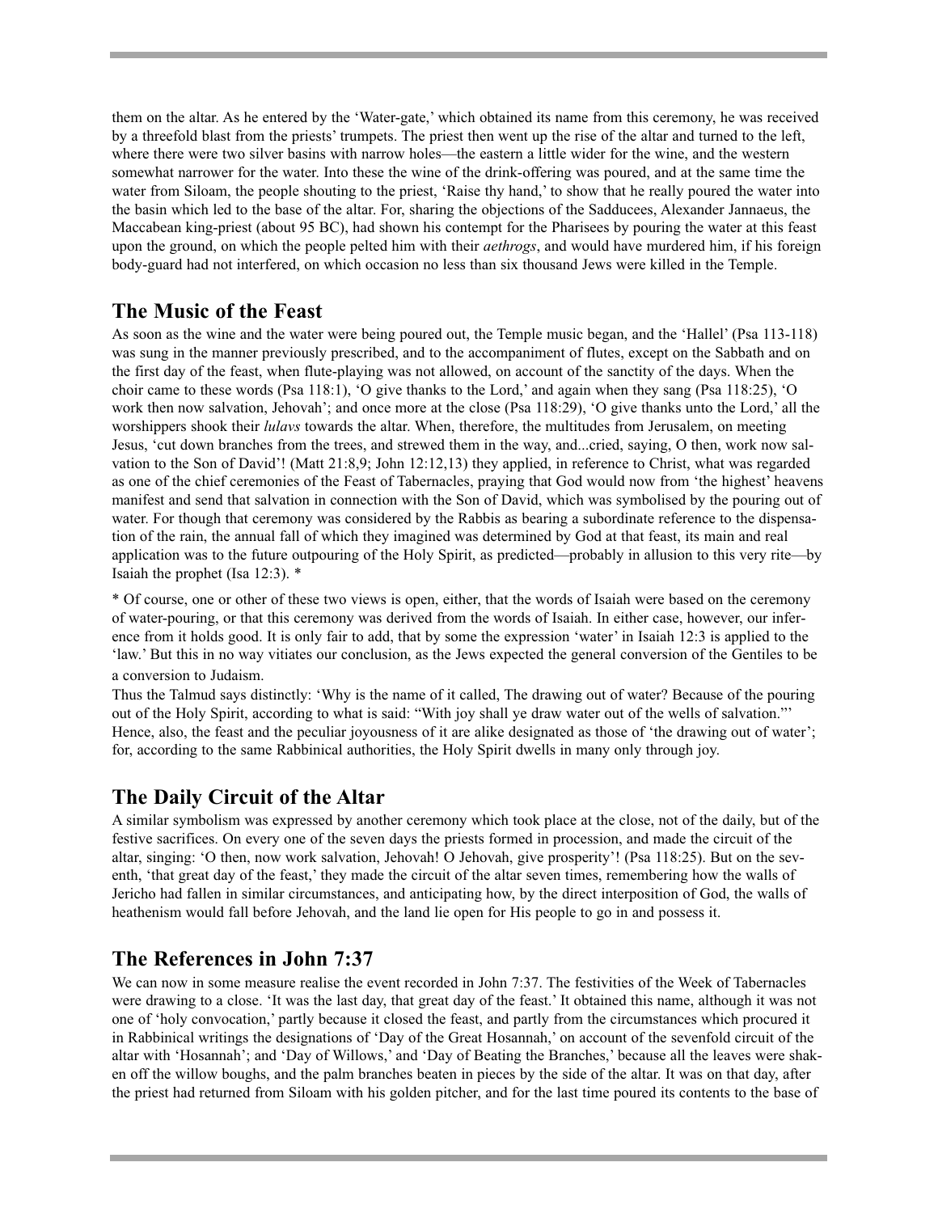them on the altar. As he entered by the 'Water-gate,' which obtained its name from this ceremony, he was received by a threefold blast from the priests' trumpets. The priest then went up the rise of the altar and turned to the left, where there were two silver basins with narrow holes—the eastern a little wider for the wine, and the western somewhat narrower for the water. Into these the wine of the drink-offering was poured, and at the same time the water from Siloam, the people shouting to the priest, 'Raise thy hand,' to show that he really poured the water into the basin which led to the base of the altar. For, sharing the objections of the Sadducees, Alexander Jannaeus, the Maccabean king-priest (about 95 BC), had shown his contempt for the Pharisees by pouring the water at this feast upon the ground, on which the people pelted him with their *aethrogs*, and would have murdered him, if his foreign body-guard had not interfered, on which occasion no less than six thousand Jews were killed in the Temple.

## The Music of the Feast

As soon as the wine and the water were being poured out, the Temple music began, and the 'Hallel' (Psa 113-118) was sung in the manner previously prescribed, and to the accompaniment of flutes, except on the Sabbath and on the first day of the feast, when flute-playing was not allowed, on account of the sanctity of the days. When the choir came to these words (Psa 118:1), 'O give thanks to the Lord,' and again when they sang (Psa 118:25), 'O work then now salvation, Jehovah'; and once more at the close (Psa 118:29), 'O give thanks unto the Lord,' all the worshippers shook their *lulavs* towards the altar. When, therefore, the multitudes from Jerusalem, on meeting Jesus, 'cut down branches from the trees, and strewed them in the way, and...cried, saying, O then, work now salvation to the Son of David'! (Matt 21:8,9; John 12:12,13) they applied, in reference to Christ, what was regarded as one of the chief ceremonies of the Feast of Tabernacles, praying that God would now from 'the highest' heavens manifest and send that salvation in connection with the Son of David, which was symbolised by the pouring out of water. For though that ceremony was considered by the Rabbis as bearing a subordinate reference to the dispensation of the rain, the annual fall of which they imagined was determined by God at that feast, its main and real application was to the future outpouring of the Holy Spirit, as predicted—probably in allusion to this very rite—by Isaiah the prophet (Isa 12:3). *

* Of course, one or other of these two views is open, either, that the words of Isaiah were based on the ceremony of water-pouring, or that this ceremony was derived from the words of Isaiah. In either case, however, our inference from it holds good. It is only fair to add, that by some the expression 'water' in Isaiah 12:3 is applied to the 'law.' But this in no way vitiates our conclusion, as the Jews expected the general conversion of the Gentiles to be a conversion to Judaism.

Thus the Talmud says distinctly: 'Why is the name of it called, The drawing out of water? Because of the pouring out of the Holy Spirit, according to what is said: "With joy shall ye draw water out of the wells of salvation."' Hence, also, the feast and the peculiar joyousness of it are alike designated as those of 'the drawing out of water'; for, according to the same Rabbinical authorities, the Holy Spirit dwells in many only through joy.

## The Daily Circuit of the Altar

A similar symbolism was expressed by another ceremony which took place at the close, not of the daily, but of the festive sacrifices. On every one of the seven days the priests formed in procession, and made the circuit of the altar, singing: 'O then, now work salvation, Jehovah! O Jehovah, give prosperity'! (Psa 118:25). But on the seventh, 'that great day of the feast,' they made the circuit of the altar seven times, remembering how the walls of Jericho had fallen in similar circumstances, and anticipating how, by the direct interposition of God, the walls of heathenism would fall before Jehovah, and the land lie open for His people to go in and possess it.

## The References in John 7:37

We can now in some measure realise the event recorded in John 7:37. The festivities of the Week of Tabernacles were drawing to a close. 'It was the last day, that great day of the feast.' It obtained this name, although it was not one of 'holy convocation,' partly because it closed the feast, and partly from the circumstances which procured it in Rabbinical writings the designations of 'Day of the Great Hosannah,' on account of the sevenfold circuit of the altar with 'Hosannah'; and 'Day of Willows,' and 'Day of Beating the Branches,' because all the leaves were shaken off the willow boughs, and the palm branches beaten in pieces by the side of the altar. It was on that day, after the priest had returned from Siloam with his golden pitcher, and for the last time poured its contents to the base of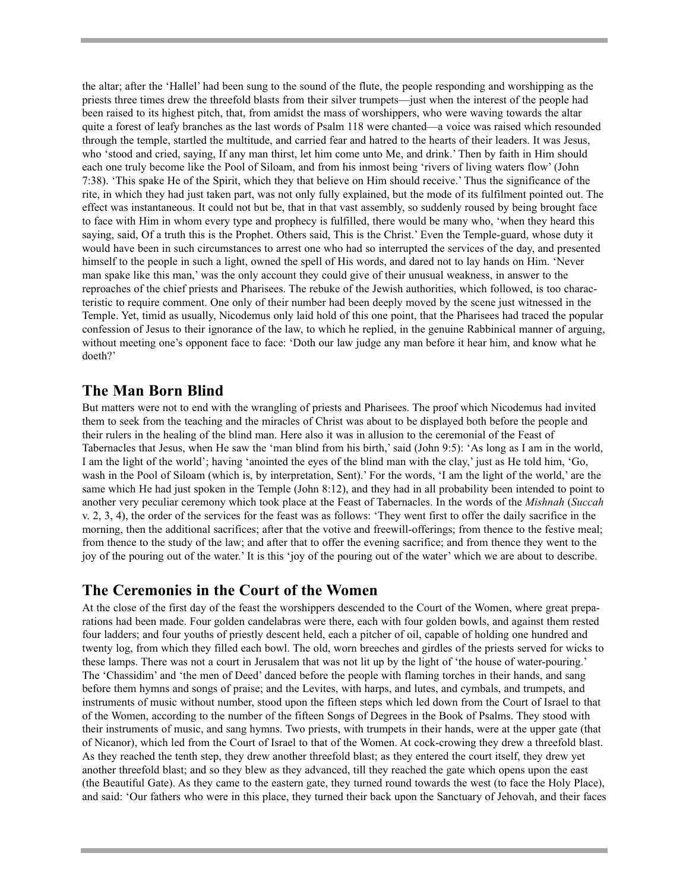the altar; after the 'Hallel' had been sung to the sound of the flute, the people responding and worshipping as the priests three times drew the threefold blasts from their silver trumpets—just when the interest of the people had been raised to its highest pitch, that, from amidst the mass of worshippers, who were waving towards the altar quite a forest of leafy branches as the last words of Psalm 118 were chanted—a voice was raised which resounded through the temple, startled the multitude, and carried fear and hatred to the hearts of their leaders. It was Jesus, who 'stood and cried, saying, If any man thirst, let him come unto Me, and drink.' Then by faith in Him should each one truly become like the Pool of Siloam, and from his inmost being 'rivers of living waters flow' (John 7:38). 'This spake He of the Spirit, which they that believe on Him should receive.' Thus the significance of the rite, in which they had just taken part, was not only fully explained, but the mode of its fulfilment pointed out. The effect was instantaneous. It could not but be, that in that vast assembly, so suddenly roused by being brought face to face with Him in whom every type and prophecy is fulfilled, there would be many who, 'when they heard this saying, said, Of a truth this is the Prophet. Others said, This is the Christ.' Even the Temple-guard, whose duty it would have been in such circumstances to arrest one who had so interrupted the services of the day, and presented himself to the people in such a light, owned the spell of His words, and dared not to lay hands on Him. 'Never man spake like this man,' was the only account they could give of their unusual weakness, in answer to the reproaches of the chief priests and Pharisees. The rebuke of the Jewish authorities, which followed, is too characteristic to require comment. One only of their number had been deeply moved by the scene just witnessed in the Temple. Yet, timid as usually, Nicodemus only laid hold of this one point, that the Pharisees had traced the popular confession of Jesus to their ignorance of the law, to which he replied, in the genuine Rabbinical manner of arguing, without meeting one's opponent face to face: 'Doth our law judge any man before it hear him, and know what he doeth?'

## The Man Born Blind

But matters were not to end with the wrangling of priests and Pharisees. The proof which Nicodemus had invited them to seek from the teaching and the miracles of Christ was about to be displayed both before the people and their rulers in the healing of the blind man. Here also it was in allusion to the ceremonial of the Feast of Tabernacles that Jesus, when He saw the 'man blind from his birth,' said (John 9:5): 'As long as I am in the world, I am the light of the world'; having 'anointed the eyes of the blind man with the clay,' just as He told him, 'Go, wash in the Pool of Siloam (which is, by interpretation, Sent).' For the words, 'I am the light of the world,' are the same which He had just spoken in the Temple (John 8:12), and they had in all probability been intended to point to another very peculiar ceremony which took place at the Feast of Tabernacles. In the words of the *Mishnah* (*Succah* v. 2, 3, 4), the order of the services for the feast was as follows: 'They went first to offer the daily sacrifice in the morning, then the additional sacrifices; after that the votive and freewill-offerings; from thence to the festive meal; from thence to the study of the law; and after that to offer the evening sacrifice; and from thence they went to the joy of the pouring out of the water.' It is this 'joy of the pouring out of the water' which we are about to describe.

## The Ceremonies in the Court of the Women

At the close of the first day of the feast the worshippers descended to the Court of the Women, where great preparations had been made. Four golden candelabras were there, each with four golden bowls, and against them rested four ladders; and four youths of priestly descent held, each a pitcher of oil, capable of holding one hundred and twenty log, from which they filled each bowl. The old, worn breeches and girdles of the priests served for wicks to these lamps. There was not a court in Jerusalem that was not lit up by the light of 'the house of water-pouring.' The 'Chassidim' and 'the men of Deed' danced before the people with flaming torches in their hands, and sang before them hymns and songs of praise; and the Levites, with harps, and lutes, and cymbals, and trumpets, and instruments of music without number, stood upon the fifteen steps which led down from the Court of Israel to that of the Women, according to the number of the fifteen Songs of Degrees in the Book of Psalms. They stood with their instruments of music, and sang hymns. Two priests, with trumpets in their hands, were at the upper gate (that of Nicanor), which led from the Court of Israel to that of the Women. At cock-crowing they drew a threefold blast. As they reached the tenth step, they drew another threefold blast; as they entered the court itself, they drew yet another threefold blast; and so they blew as they advanced, till they reached the gate which opens upon the east (the Beautiful Gate). As they came to the eastern gate, they turned round towards the west (to face the Holy Place), and said: 'Our fathers who were in this place, they turned their back upon the Sanctuary of Jehovah, and their faces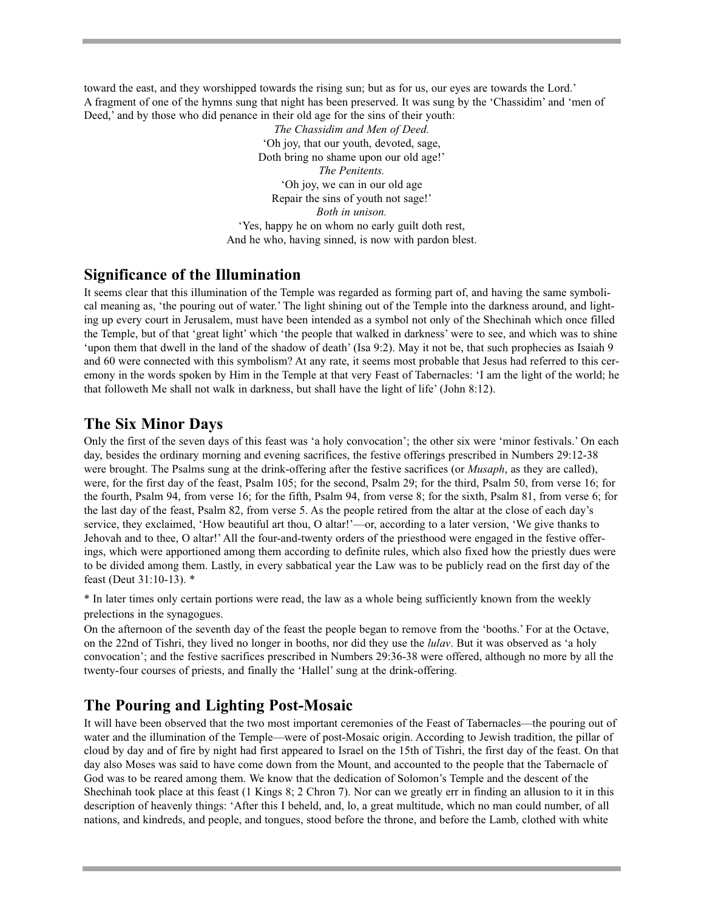toward the east, and they worshipped towards the rising sun; but as for us, our eyes are towards the Lord.'
A fragment of one of the hymns sung that night has been preserved. It was sung by the 'Chassidim' and 'men of Deed,' and by those who did penance in their old age for the sins of their youth:

*The Chassidim and Men of Deed.*
'Oh joy, that our youth, devoted, sage,
Doth bring no shame upon our old age!'
*The Penitents.*
'Oh joy, we can in our old age
Repair the sins of youth not sage!'
*Both in unison.*
'Yes, happy he on whom no early guilt doth rest,
And he who, having sinned, is now with pardon blest.

## Significance of the Illumination

It seems clear that this illumination of the Temple was regarded as forming part of, and having the same symbolical meaning as, 'the pouring out of water.' The light shining out of the Temple into the darkness around, and lighting up every court in Jerusalem, must have been intended as a symbol not only of the Shechinah which once filled the Temple, but of that 'great light' which 'the people that walked in darkness' were to see, and which was to shine 'upon them that dwell in the land of the shadow of death' (Isa 9:2). May it not be, that such prophecies as Isaiah 9 and 60 were connected with this symbolism? At any rate, it seems most probable that Jesus had referred to this ceremony in the words spoken by Him in the Temple at that very Feast of Tabernacles: 'I am the light of the world; he that followeth Me shall not walk in darkness, but shall have the light of life' (John 8:12).

## The Six Minor Days

Only the first of the seven days of this feast was 'a holy convocation'; the other six were 'minor festivals.' On each day, besides the ordinary morning and evening sacrifices, the festive offerings prescribed in Numbers 29:12-38 were brought. The Psalms sung at the drink-offering after the festive sacrifices (or *Musaph*, as they are called), were, for the first day of the feast, Psalm 105; for the second, Psalm 29; for the third, Psalm 50, from verse 16; for the fourth, Psalm 94, from verse 16; for the fifth, Psalm 94, from verse 8; for the sixth, Psalm 81, from verse 6; for the last day of the feast, Psalm 82, from verse 5. As the people retired from the altar at the close of each day's service, they exclaimed, 'How beautiful art thou, O altar!'—or, according to a later version, 'We give thanks to Jehovah and to thee, O altar!' All the four-and-twenty orders of the priesthood were engaged in the festive offerings, which were apportioned among them according to definite rules, which also fixed how the priestly dues were to be divided among them. Lastly, in every sabbatical year the Law was to be publicly read on the first day of the feast (Deut 31:10-13). *

* In later times only certain portions were read, the law as a whole being sufficiently known from the weekly prelections in the synagogues.

On the afternoon of the seventh day of the feast the people began to remove from the 'booths.' For at the Octave, on the 22nd of Tishri, they lived no longer in booths, nor did they use the *lulav*. But it was observed as 'a holy convocation'; and the festive sacrifices prescribed in Numbers 29:36-38 were offered, although no more by all the twenty-four courses of priests, and finally the 'Hallel' sung at the drink-offering.

## The Pouring and Lighting Post-Mosaic

It will have been observed that the two most important ceremonies of the Feast of Tabernacles—the pouring out of water and the illumination of the Temple—were of post-Mosaic origin. According to Jewish tradition, the pillar of cloud by day and of fire by night had first appeared to Israel on the 15th of Tishri, the first day of the feast. On that day also Moses was said to have come down from the Mount, and accounted to the people that the Tabernacle of God was to be reared among them. We know that the dedication of Solomon's Temple and the descent of the Shechinah took place at this feast (1 Kings 8; 2 Chron 7). Nor can we greatly err in finding an allusion to it in this description of heavenly things: 'After this I beheld, and, lo, a great multitude, which no man could number, of all nations, and kindreds, and people, and tongues, stood before the throne, and before the Lamb, clothed with white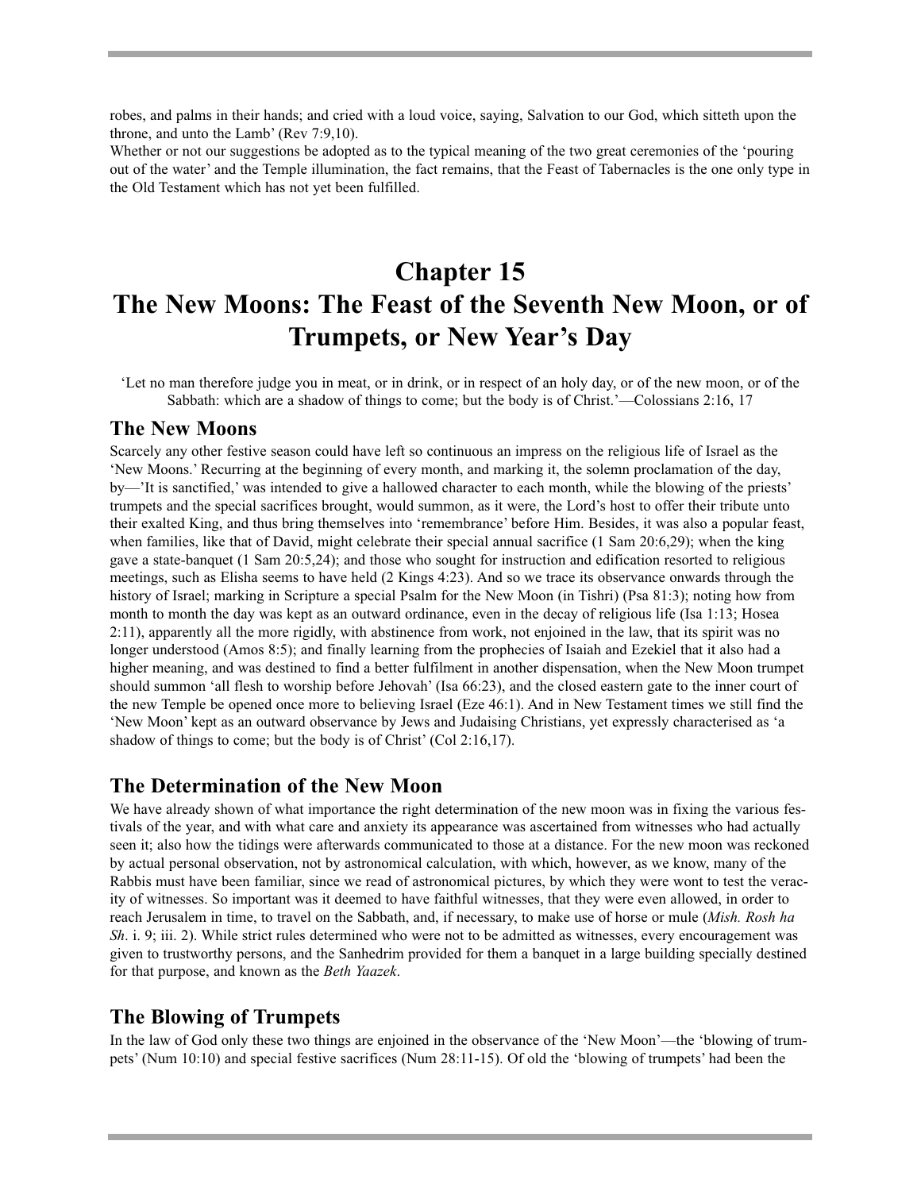robes, and palms in their hands; and cried with a loud voice, saying, Salvation to our God, which sitteth upon the throne, and unto the Lamb' (Rev 7:9,10).

Whether or not our suggestions be adopted as to the typical meaning of the two great ceremonies of the 'pouring out of the water' and the Temple illumination, the fact remains, that the Feast of Tabernacles is the one only type in the Old Testament which has not yet been fulfilled.

# Chapter 15
# The New Moons: The Feast of the Seventh New Moon, or of Trumpets, or New Year's Day

'Let no man therefore judge you in meat, or in drink, or in respect of an holy day, or of the new moon, or of the Sabbath: which are a shadow of things to come; but the body is of Christ.'—Colossians 2:16, 17

## The New Moons

Scarcely any other festive season could have left so continuous an impress on the religious life of Israel as the 'New Moons.' Recurring at the beginning of every month, and marking it, the solemn proclamation of the day, by—'It is sanctified,' was intended to give a hallowed character to each month, while the blowing of the priests' trumpets and the special sacrifices brought, would summon, as it were, the Lord's host to offer their tribute unto their exalted King, and thus bring themselves into 'remembrance' before Him. Besides, it was also a popular feast, when families, like that of David, might celebrate their special annual sacrifice (1 Sam 20:6,29); when the king gave a state-banquet (1 Sam 20:5,24); and those who sought for instruction and edification resorted to religious meetings, such as Elisha seems to have held (2 Kings 4:23). And so we trace its observance onwards through the history of Israel; marking in Scripture a special Psalm for the New Moon (in Tishri) (Psa 81:3); noting how from month to month the day was kept as an outward ordinance, even in the decay of religious life (Isa 1:13; Hosea 2:11), apparently all the more rigidly, with abstinence from work, not enjoined in the law, that its spirit was no longer understood (Amos 8:5); and finally learning from the prophecies of Isaiah and Ezekiel that it also had a higher meaning, and was destined to find a better fulfilment in another dispensation, when the New Moon trumpet should summon 'all flesh to worship before Jehovah' (Isa 66:23), and the closed eastern gate to the inner court of the new Temple be opened once more to believing Israel (Eze 46:1). And in New Testament times we still find the 'New Moon' kept as an outward observance by Jews and Judaising Christians, yet expressly characterised as 'a shadow of things to come; but the body is of Christ' (Col 2:16,17).

## The Determination of the New Moon

We have already shown of what importance the right determination of the new moon was in fixing the various festivals of the year, and with what care and anxiety its appearance was ascertained from witnesses who had actually seen it; also how the tidings were afterwards communicated to those at a distance. For the new moon was reckoned by actual personal observation, not by astronomical calculation, with which, however, as we know, many of the Rabbis must have been familiar, since we read of astronomical pictures, by which they were wont to test the veracity of witnesses. So important was it deemed to have faithful witnesses, that they were even allowed, in order to reach Jerusalem in time, to travel on the Sabbath, and, if necessary, to make use of horse or mule (*Mish. Rosh ha Sh*. i. 9; iii. 2). While strict rules determined who were not to be admitted as witnesses, every encouragement was given to trustworthy persons, and the Sanhedrim provided for them a banquet in a large building specially destined for that purpose, and known as the *Beth Yaazek*.

## The Blowing of Trumpets

In the law of God only these two things are enjoined in the observance of the 'New Moon'—the 'blowing of trumpets' (Num 10:10) and special festive sacrifices (Num 28:11-15). Of old the 'blowing of trumpets' had been the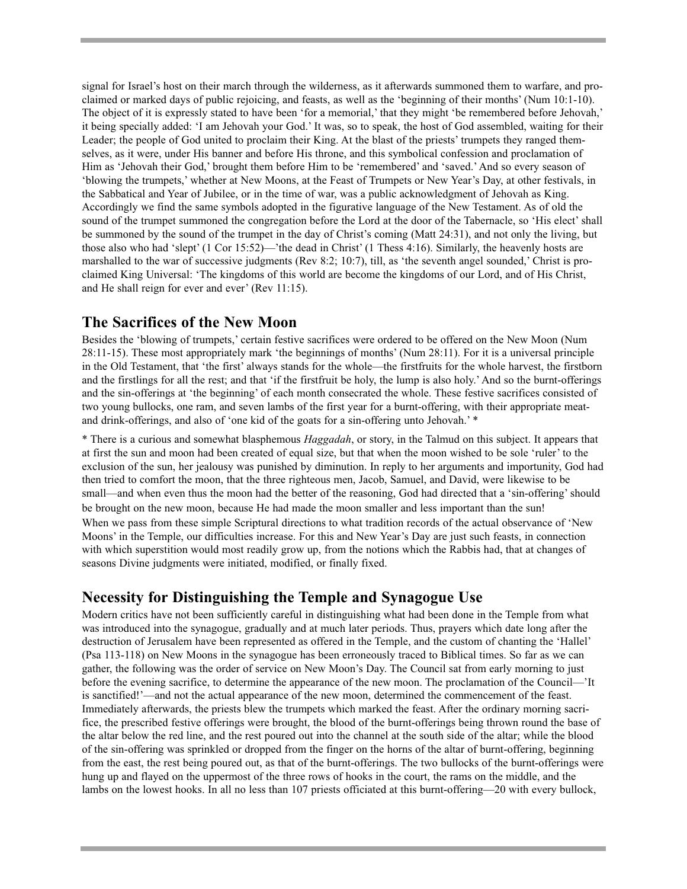signal for Israel's host on their march through the wilderness, as it afterwards summoned them to warfare, and proclaimed or marked days of public rejoicing, and feasts, as well as the 'beginning of their months' (Num 10:1-10). The object of it is expressly stated to have been 'for a memorial,' that they might 'be remembered before Jehovah,' it being specially added: 'I am Jehovah your God.' It was, so to speak, the host of God assembled, waiting for their Leader; the people of God united to proclaim their King. At the blast of the priests' trumpets they ranged themselves, as it were, under His banner and before His throne, and this symbolical confession and proclamation of Him as 'Jehovah their God,' brought them before Him to be 'remembered' and 'saved.' And so every season of 'blowing the trumpets,' whether at New Moons, at the Feast of Trumpets or New Year's Day, at other festivals, in the Sabbatical and Year of Jubilee, or in the time of war, was a public acknowledgment of Jehovah as King. Accordingly we find the same symbols adopted in the figurative language of the New Testament. As of old the sound of the trumpet summoned the congregation before the Lord at the door of the Tabernacle, so 'His elect' shall be summoned by the sound of the trumpet in the day of Christ's coming (Matt 24:31), and not only the living, but those also who had 'slept' (1 Cor 15:52)—'the dead in Christ' (1 Thess 4:16). Similarly, the heavenly hosts are marshalled to the war of successive judgments (Rev 8:2; 10:7), till, as 'the seventh angel sounded,' Christ is proclaimed King Universal: 'The kingdoms of this world are become the kingdoms of our Lord, and of His Christ, and He shall reign for ever and ever' (Rev 11:15).

## The Sacrifices of the New Moon

Besides the 'blowing of trumpets,' certain festive sacrifices were ordered to be offered on the New Moon (Num 28:11-15). These most appropriately mark 'the beginnings of months' (Num 28:11). For it is a universal principle in the Old Testament, that 'the first' always stands for the whole—the firstfruits for the whole harvest, the firstborn and the firstlings for all the rest; and that 'if the firstfruit be holy, the lump is also holy.' And so the burnt-offerings and the sin-offerings at 'the beginning' of each month consecrated the whole. These festive sacrifices consisted of two young bullocks, one ram, and seven lambs of the first year for a burnt-offering, with their appropriate meat- and drink-offerings, and also of 'one kid of the goats for a sin-offering unto Jehovah.' *

* There is a curious and somewhat blasphemous *Haggadah*, or story, in the Talmud on this subject. It appears that at first the sun and moon had been created of equal size, but that when the moon wished to be sole 'ruler' to the exclusion of the sun, her jealousy was punished by diminution. In reply to her arguments and importunity, God had then tried to comfort the moon, that the three righteous men, Jacob, Samuel, and David, were likewise to be small—and when even thus the moon had the better of the reasoning, God had directed that a 'sin-offering' should be brought on the new moon, because He had made the moon smaller and less important than the sun!

When we pass from these simple Scriptural directions to what tradition records of the actual observance of 'New Moons' in the Temple, our difficulties increase. For this and New Year's Day are just such feasts, in connection with which superstition would most readily grow up, from the notions which the Rabbis had, that at changes of seasons Divine judgments were initiated, modified, or finally fixed.

## Necessity for Distinguishing the Temple and Synagogue Use

Modern critics have not been sufficiently careful in distinguishing what had been done in the Temple from what was introduced into the synagogue, gradually and at much later periods. Thus, prayers which date long after the destruction of Jerusalem have been represented as offered in the Temple, and the custom of chanting the 'Hallel' (Psa 113-118) on New Moons in the synagogue has been erroneously traced to Biblical times. So far as we can gather, the following was the order of service on New Moon's Day. The Council sat from early morning to just before the evening sacrifice, to determine the appearance of the new moon. The proclamation of the Council—'It is sanctified!'—and not the actual appearance of the new moon, determined the commencement of the feast. Immediately afterwards, the priests blew the trumpets which marked the feast. After the ordinary morning sacrifice, the prescribed festive offerings were brought, the blood of the burnt-offerings being thrown round the base of the altar below the red line, and the rest poured out into the channel at the south side of the altar; while the blood of the sin-offering was sprinkled or dropped from the finger on the horns of the altar of burnt-offering, beginning from the east, the rest being poured out, as that of the burnt-offerings. The two bullocks of the burnt-offerings were hung up and flayed on the uppermost of the three rows of hooks in the court, the rams on the middle, and the lambs on the lowest hooks. In all no less than 107 priests officiated at this burnt-offering—20 with every bullock,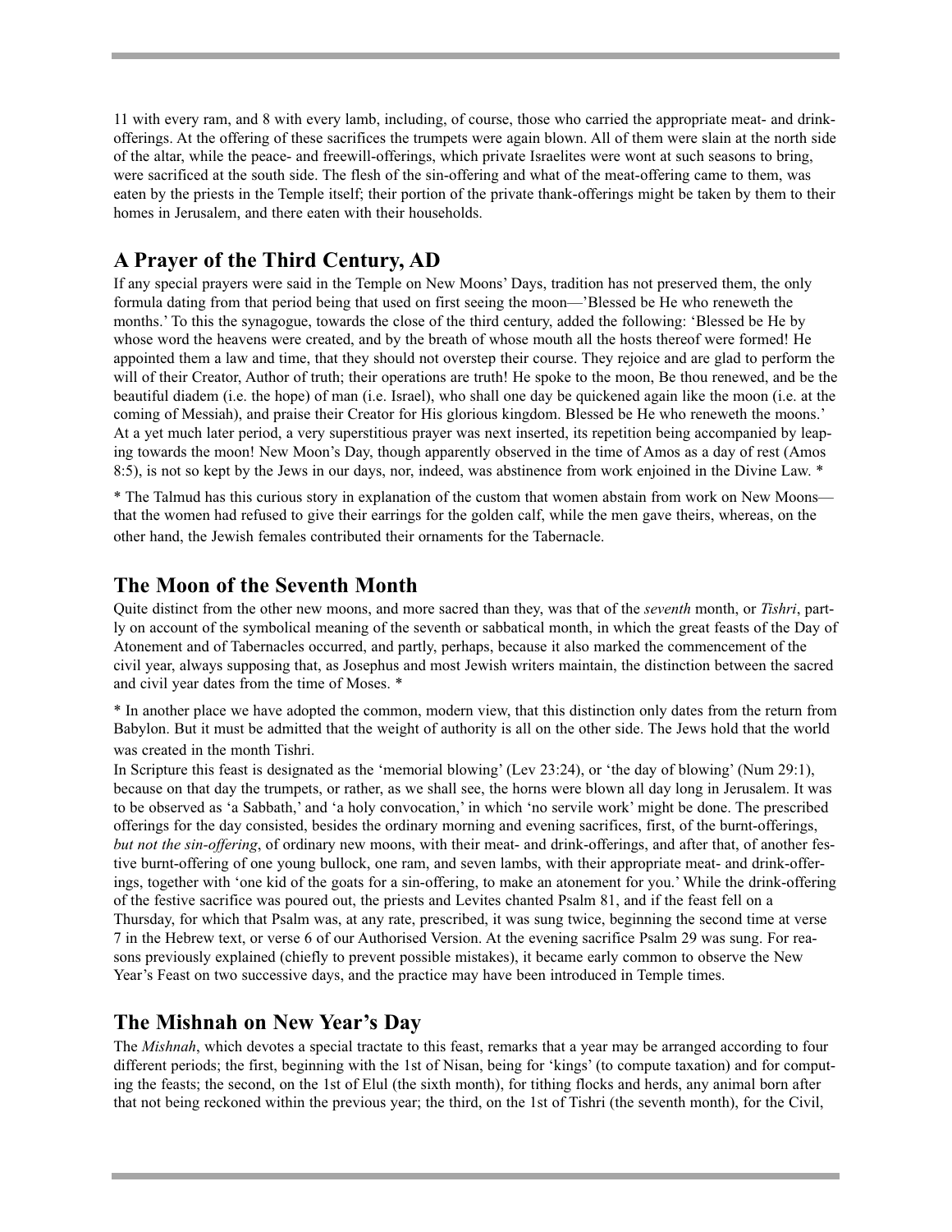11 with every ram, and 8 with every lamb, including, of course, those who carried the appropriate meat- and drink-offerings. At the offering of these sacrifices the trumpets were again blown. All of them were slain at the north side of the altar, while the peace- and freewill-offerings, which private Israelites were wont at such seasons to bring, were sacrificed at the south side. The flesh of the sin-offering and what of the meat-offering came to them, was eaten by the priests in the Temple itself; their portion of the private thank-offerings might be taken by them to their homes in Jerusalem, and there eaten with their households.

## A Prayer of the Third Century, AD

If any special prayers were said in the Temple on New Moons' Days, tradition has not preserved them, the only formula dating from that period being that used on first seeing the moon—'Blessed be He who reneweth the months.' To this the synagogue, towards the close of the third century, added the following: 'Blessed be He by whose word the heavens were created, and by the breath of whose mouth all the hosts thereof were formed! He appointed them a law and time, that they should not overstep their course. They rejoice and are glad to perform the will of their Creator, Author of truth; their operations are truth! He spoke to the moon, Be thou renewed, and be the beautiful diadem (i.e. the hope) of man (i.e. Israel), who shall one day be quickened again like the moon (i.e. at the coming of Messiah), and praise their Creator for His glorious kingdom. Blessed be He who reneweth the moons.' At a yet much later period, a very superstitious prayer was next inserted, its repetition being accompanied by leaping towards the moon! New Moon's Day, though apparently observed in the time of Amos as a day of rest (Amos 8:5), is not so kept by the Jews in our days, nor, indeed, was abstinence from work enjoined in the Divine Law. *

* The Talmud has this curious story in explanation of the custom that women abstain from work on New Moons—that the women had refused to give their earrings for the golden calf, while the men gave theirs, whereas, on the other hand, the Jewish females contributed their ornaments for the Tabernacle.

## The Moon of the Seventh Month

Quite distinct from the other new moons, and more sacred than they, was that of the *seventh* month, or *Tishri*, partly on account of the symbolical meaning of the seventh or sabbatical month, in which the great feasts of the Day of Atonement and of Tabernacles occurred, and partly, perhaps, because it also marked the commencement of the civil year, always supposing that, as Josephus and most Jewish writers maintain, the distinction between the sacred and civil year dates from the time of Moses. *

* In another place we have adopted the common, modern view, that this distinction only dates from the return from Babylon. But it must be admitted that the weight of authority is all on the other side. The Jews hold that the world was created in the month Tishri.

In Scripture this feast is designated as the 'memorial blowing' (Lev 23:24), or 'the day of blowing' (Num 29:1), because on that day the trumpets, or rather, as we shall see, the horns were blown all day long in Jerusalem. It was to be observed as 'a Sabbath,' and 'a holy convocation,' in which 'no servile work' might be done. The prescribed offerings for the day consisted, besides the ordinary morning and evening sacrifices, first, of the burnt-offerings, *but not the sin-offering*, of ordinary new moons, with their meat- and drink-offerings, and after that, of another festive burnt-offering of one young bullock, one ram, and seven lambs, with their appropriate meat- and drink-offerings, together with 'one kid of the goats for a sin-offering, to make an atonement for you.' While the drink-offering of the festive sacrifice was poured out, the priests and Levites chanted Psalm 81, and if the feast fell on a Thursday, for which that Psalm was, at any rate, prescribed, it was sung twice, beginning the second time at verse 7 in the Hebrew text, or verse 6 of our Authorised Version. At the evening sacrifice Psalm 29 was sung. For reasons previously explained (chiefly to prevent possible mistakes), it became early common to observe the New Year's Feast on two successive days, and the practice may have been introduced in Temple times.

## The Mishnah on New Year's Day

The *Mishnah*, which devotes a special tractate to this feast, remarks that a year may be arranged according to four different periods; the first, beginning with the 1st of Nisan, being for 'kings' (to compute taxation) and for computing the feasts; the second, on the 1st of Elul (the sixth month), for tithing flocks and herds, any animal born after that not being reckoned within the previous year; the third, on the 1st of Tishri (the seventh month), for the Civil,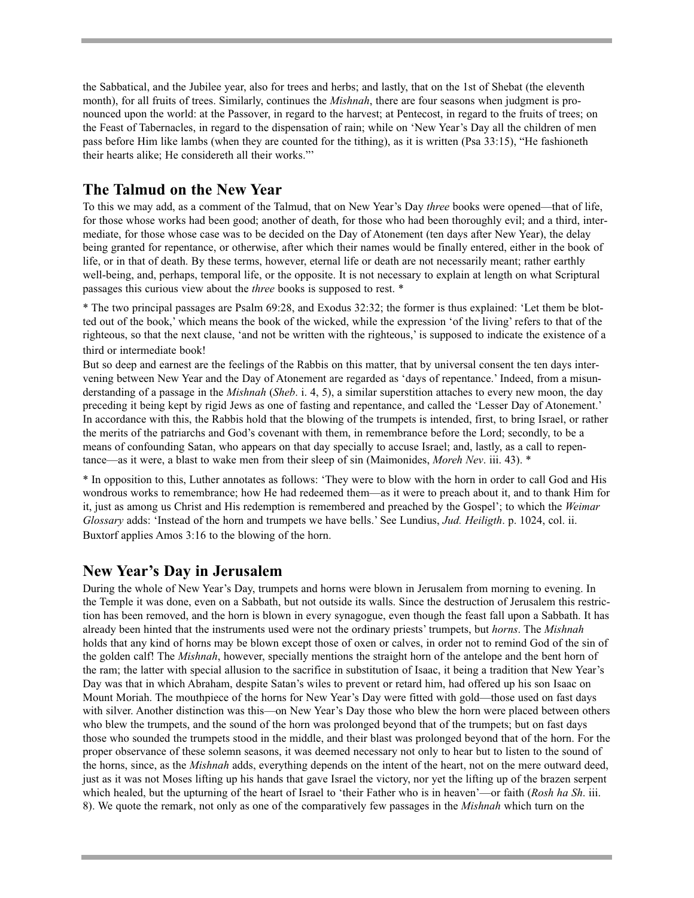the Sabbatical, and the Jubilee year, also for trees and herbs; and lastly, that on the 1st of Shebat (the eleventh month), for all fruits of trees. Similarly, continues the *Mishnah*, there are four seasons when judgment is pronounced upon the world: at the Passover, in regard to the harvest; at Pentecost, in regard to the fruits of trees; on the Feast of Tabernacles, in regard to the dispensation of rain; while on 'New Year's Day all the children of men pass before Him like lambs (when they are counted for the tithing), as it is written (Psa 33:15), "He fashioneth their hearts alike; He considereth all their works."'

## The Talmud on the New Year

To this we may add, as a comment of the Talmud, that on New Year's Day *three* books were opened—that of life, for those whose works had been good; another of death, for those who had been thoroughly evil; and a third, intermediate, for those whose case was to be decided on the Day of Atonement (ten days after New Year), the delay being granted for repentance, or otherwise, after which their names would be finally entered, either in the book of life, or in that of death. By these terms, however, eternal life or death are not necessarily meant; rather earthly well-being, and, perhaps, temporal life, or the opposite. It is not necessary to explain at length on what Scriptural passages this curious view about the *three* books is supposed to rest. *

* The two principal passages are Psalm 69:28, and Exodus 32:32; the former is thus explained: 'Let them be blotted out of the book,' which means the book of the wicked, while the expression 'of the living' refers to that of the righteous, so that the next clause, 'and not be written with the righteous,' is supposed to indicate the existence of a third or intermediate book!

But so deep and earnest are the feelings of the Rabbis on this matter, that by universal consent the ten days intervening between New Year and the Day of Atonement are regarded as 'days of repentance.' Indeed, from a misunderstanding of a passage in the *Mishnah* (*Sheb*. i. 4, 5), a similar superstition attaches to every new moon, the day preceding it being kept by rigid Jews as one of fasting and repentance, and called the 'Lesser Day of Atonement.' In accordance with this, the Rabbis hold that the blowing of the trumpets is intended, first, to bring Israel, or rather the merits of the patriarchs and God's covenant with them, in remembrance before the Lord; secondly, to be a means of confounding Satan, who appears on that day specially to accuse Israel; and, lastly, as a call to repentance—as it were, a blast to wake men from their sleep of sin (Maimonides, *Moreh Nev*. iii. 43). *

* In opposition to this, Luther annotates as follows: 'They were to blow with the horn in order to call God and His wondrous works to remembrance; how He had redeemed them—as it were to preach about it, and to thank Him for it, just as among us Christ and His redemption is remembered and preached by the Gospel'; to which the *Weimar Glossary* adds: 'Instead of the horn and trumpets we have bells.' See Lundius, *Jud. Heiligth*. p. 1024, col. ii. Buxtorf applies Amos 3:16 to the blowing of the horn.

## New Year's Day in Jerusalem

During the whole of New Year's Day, trumpets and horns were blown in Jerusalem from morning to evening. In the Temple it was done, even on a Sabbath, but not outside its walls. Since the destruction of Jerusalem this restriction has been removed, and the horn is blown in every synagogue, even though the feast fall upon a Sabbath. It has already been hinted that the instruments used were not the ordinary priests' trumpets, but *horns*. The *Mishnah* holds that any kind of horns may be blown except those of oxen or calves, in order not to remind God of the sin of the golden calf! The *Mishnah*, however, specially mentions the straight horn of the antelope and the bent horn of the ram; the latter with special allusion to the sacrifice in substitution of Isaac, it being a tradition that New Year's Day was that in which Abraham, despite Satan's wiles to prevent or retard him, had offered up his son Isaac on Mount Moriah. The mouthpiece of the horns for New Year's Day were fitted with gold—those used on fast days with silver. Another distinction was this—on New Year's Day those who blew the horn were placed between others who blew the trumpets, and the sound of the horn was prolonged beyond that of the trumpets; but on fast days those who sounded the trumpets stood in the middle, and their blast was prolonged beyond that of the horn. For the proper observance of these solemn seasons, it was deemed necessary not only to hear but to listen to the sound of the horns, since, as the *Mishnah* adds, everything depends on the intent of the heart, not on the mere outward deed, just as it was not Moses lifting up his hands that gave Israel the victory, nor yet the lifting up of the brazen serpent which healed, but the upturning of the heart of Israel to 'their Father who is in heaven'—or faith (*Rosh ha Sh*. iii. 8). We quote the remark, not only as one of the comparatively few passages in the *Mishnah* which turn on the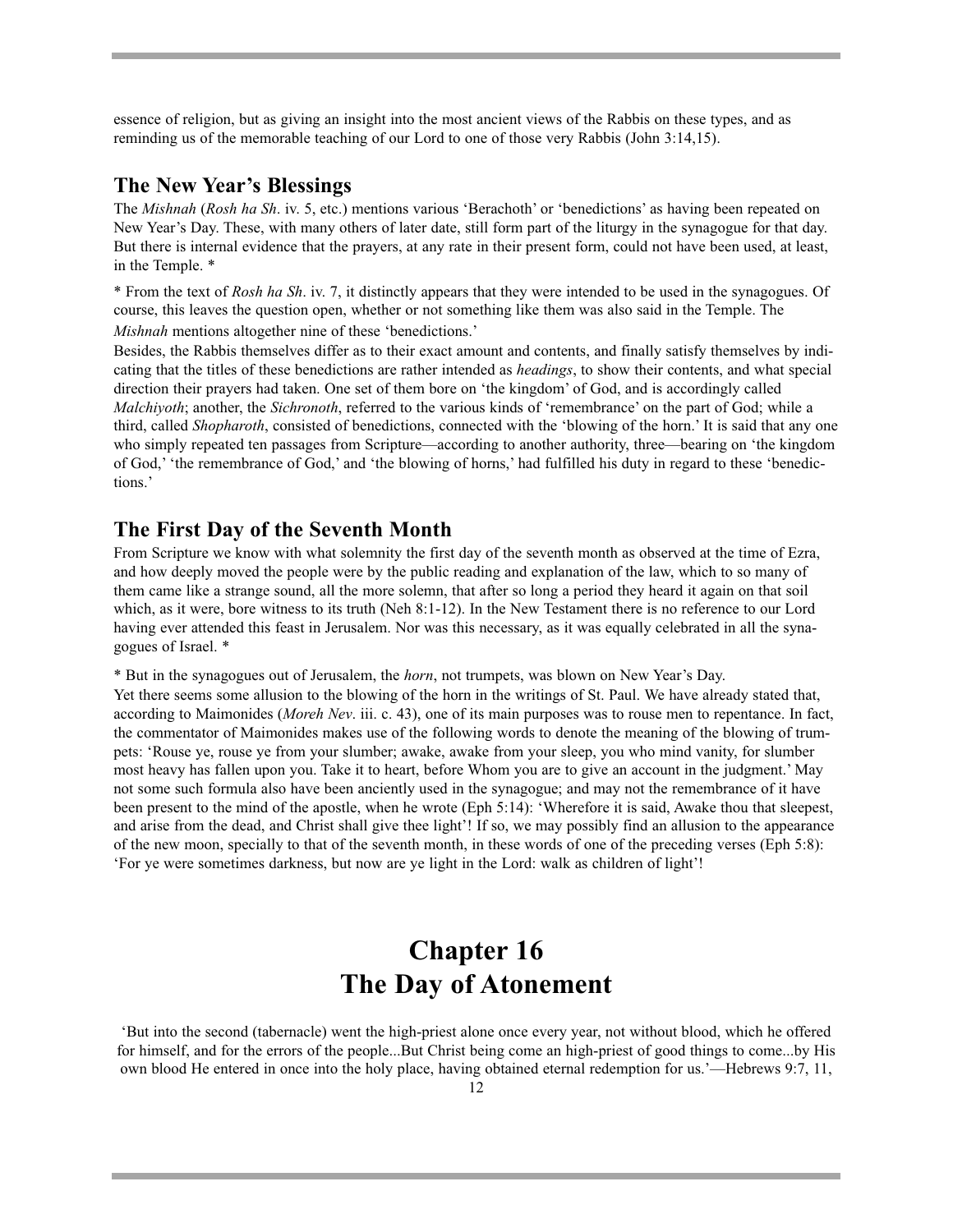essence of religion, but as giving an insight into the most ancient views of the Rabbis on these types, and as reminding us of the memorable teaching of our Lord to one of those very Rabbis (John 3:14,15).

## The New Year's Blessings

The *Mishnah* (*Rosh ha Sh*. iv. 5, etc.) mentions various 'Berachoth' or 'benedictions' as having been repeated on New Year's Day. These, with many others of later date, still form part of the liturgy in the synagogue for that day. But there is internal evidence that the prayers, at any rate in their present form, could not have been used, at least, in the Temple. *

* From the text of *Rosh ha Sh*. iv. 7, it distinctly appears that they were intended to be used in the synagogues. Of course, this leaves the question open, whether or not something like them was also said in the Temple. The *Mishnah* mentions altogether nine of these 'benedictions.'

Besides, the Rabbis themselves differ as to their exact amount and contents, and finally satisfy themselves by indicating that the titles of these benedictions are rather intended as *headings*, to show their contents, and what special direction their prayers had taken. One set of them bore on 'the kingdom' of God, and is accordingly called *Malchiyoth*; another, the *Sichronoth*, referred to the various kinds of 'remembrance' on the part of God; while a third, called *Shopharoth*, consisted of benedictions, connected with the 'blowing of the horn.' It is said that any one who simply repeated ten passages from Scripture—according to another authority, three—bearing on 'the kingdom of God,' 'the remembrance of God,' and 'the blowing of horns,' had fulfilled his duty in regard to these 'benedictions.'

## The First Day of the Seventh Month

From Scripture we know with what solemnity the first day of the seventh month as observed at the time of Ezra, and how deeply moved the people were by the public reading and explanation of the law, which to so many of them came like a strange sound, all the more solemn, that after so long a period they heard it again on that soil which, as it were, bore witness to its truth (Neh 8:1-12). In the New Testament there is no reference to our Lord having ever attended this feast in Jerusalem. Nor was this necessary, as it was equally celebrated in all the synagogues of Israel. *

* But in the synagogues out of Jerusalem, the *horn*, not trumpets, was blown on New Year's Day.

Yet there seems some allusion to the blowing of the horn in the writings of St. Paul. We have already stated that, according to Maimonides (*Moreh Nev*. iii. c. 43), one of its main purposes was to rouse men to repentance. In fact, the commentator of Maimonides makes use of the following words to denote the meaning of the blowing of trumpets: 'Rouse ye, rouse ye from your slumber; awake, awake from your sleep, you who mind vanity, for slumber most heavy has fallen upon you. Take it to heart, before Whom you are to give an account in the judgment.' May not some such formula also have been anciently used in the synagogue; and may not the remembrance of it have been present to the mind of the apostle, when he wrote (Eph 5:14): 'Wherefore it is said, Awake thou that sleepest, and arise from the dead, and Christ shall give thee light'! If so, we may possibly find an allusion to the appearance of the new moon, specially to that of the seventh month, in these words of one of the preceding verses (Eph 5:8): 'For ye were sometimes darkness, but now are ye light in the Lord: walk as children of light'!

# Chapter 16
# The Day of Atonement

'But into the second (tabernacle) went the high-priest alone once every year, not without blood, which he offered for himself, and for the errors of the people...But Christ being come an high-priest of good things to come...by His own blood He entered in once into the holy place, having obtained eternal redemption for us.'—Hebrews 9:7, 11,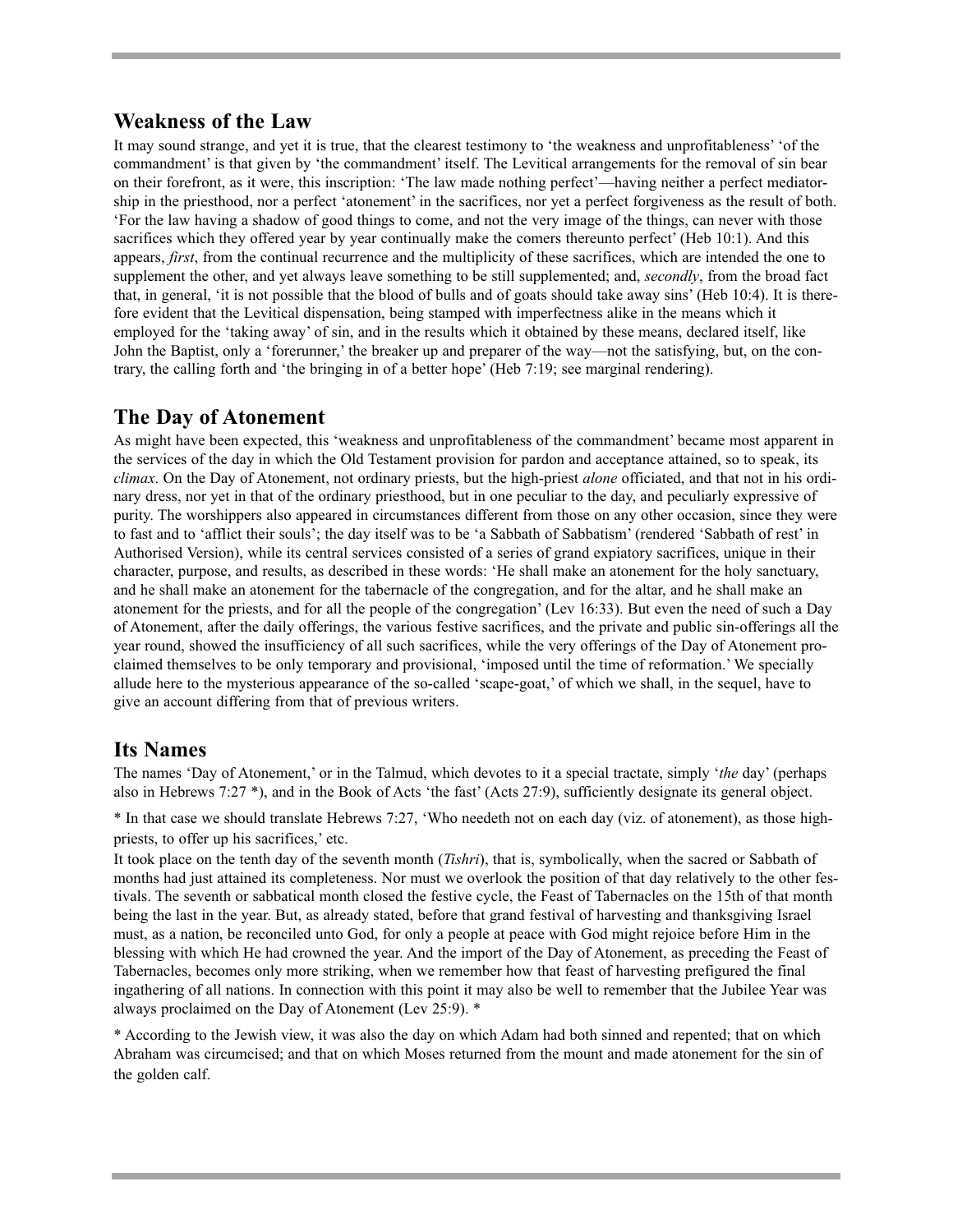## Weakness of the Law

It may sound strange, and yet it is true, that the clearest testimony to 'the weakness and unprofitableness' 'of the commandment' is that given by 'the commandment' itself. The Levitical arrangements for the removal of sin bear on their forefront, as it were, this inscription: 'The law made nothing perfect'—having neither a perfect mediatorship in the priesthood, nor a perfect 'atonement' in the sacrifices, nor yet a perfect forgiveness as the result of both. 'For the law having a shadow of good things to come, and not the very image of the things, can never with those sacrifices which they offered year by year continually make the comers thereunto perfect' (Heb 10:1). And this appears, *first*, from the continual recurrence and the multiplicity of these sacrifices, which are intended the one to supplement the other, and yet always leave something to be still supplemented; and, *secondly*, from the broad fact that, in general, 'it is not possible that the blood of bulls and of goats should take away sins' (Heb 10:4). It is therefore evident that the Levitical dispensation, being stamped with imperfectness alike in the means which it employed for the 'taking away' of sin, and in the results which it obtained by these means, declared itself, like John the Baptist, only a 'forerunner,' the breaker up and preparer of the way—not the satisfying, but, on the contrary, the calling forth and 'the bringing in of a better hope' (Heb 7:19; see marginal rendering).

## The Day of Atonement

As might have been expected, this 'weakness and unprofitableness of the commandment' became most apparent in the services of the day in which the Old Testament provision for pardon and acceptance attained, so to speak, its *climax*. On the Day of Atonement, not ordinary priests, but the high-priest *alone* officiated, and that not in his ordinary dress, nor yet in that of the ordinary priesthood, but in one peculiar to the day, and peculiarly expressive of purity. The worshippers also appeared in circumstances different from those on any other occasion, since they were to fast and to 'afflict their souls'; the day itself was to be 'a Sabbath of Sabbatism' (rendered 'Sabbath of rest' in Authorised Version), while its central services consisted of a series of grand expiatory sacrifices, unique in their character, purpose, and results, as described in these words: 'He shall make an atonement for the holy sanctuary, and he shall make an atonement for the tabernacle of the congregation, and for the altar, and he shall make an atonement for the priests, and for all the people of the congregation' (Lev 16:33). But even the need of such a Day of Atonement, after the daily offerings, the various festive sacrifices, and the private and public sin-offerings all the year round, showed the insufficiency of all such sacrifices, while the very offerings of the Day of Atonement proclaimed themselves to be only temporary and provisional, 'imposed until the time of reformation.' We specially allude here to the mysterious appearance of the so-called 'scape-goat,' of which we shall, in the sequel, have to give an account differing from that of previous writers.

## Its Names

The names 'Day of Atonement,' or in the Talmud, which devotes to it a special tractate, simply '*the* day' (perhaps also in Hebrews 7:27 *), and in the Book of Acts 'the fast' (Acts 27:9), sufficiently designate its general object.

* In that case we should translate Hebrews 7:27, 'Who needeth not on each day (viz. of atonement), as those high-priests, to offer up his sacrifices,' etc.

It took place on the tenth day of the seventh month (*Tishri*), that is, symbolically, when the sacred or Sabbath of months had just attained its completeness. Nor must we overlook the position of that day relatively to the other festivals. The seventh or sabbatical month closed the festive cycle, the Feast of Tabernacles on the 15th of that month being the last in the year. But, as already stated, before that grand festival of harvesting and thanksgiving Israel must, as a nation, be reconciled unto God, for only a people at peace with God might rejoice before Him in the blessing with which He had crowned the year. And the import of the Day of Atonement, as preceding the Feast of Tabernacles, becomes only more striking, when we remember how that feast of harvesting prefigured the final ingathering of all nations. In connection with this point it may also be well to remember that the Jubilee Year was always proclaimed on the Day of Atonement (Lev 25:9). *

* According to the Jewish view, it was also the day on which Adam had both sinned and repented; that on which Abraham was circumcised; and that on which Moses returned from the mount and made atonement for the sin of the golden calf.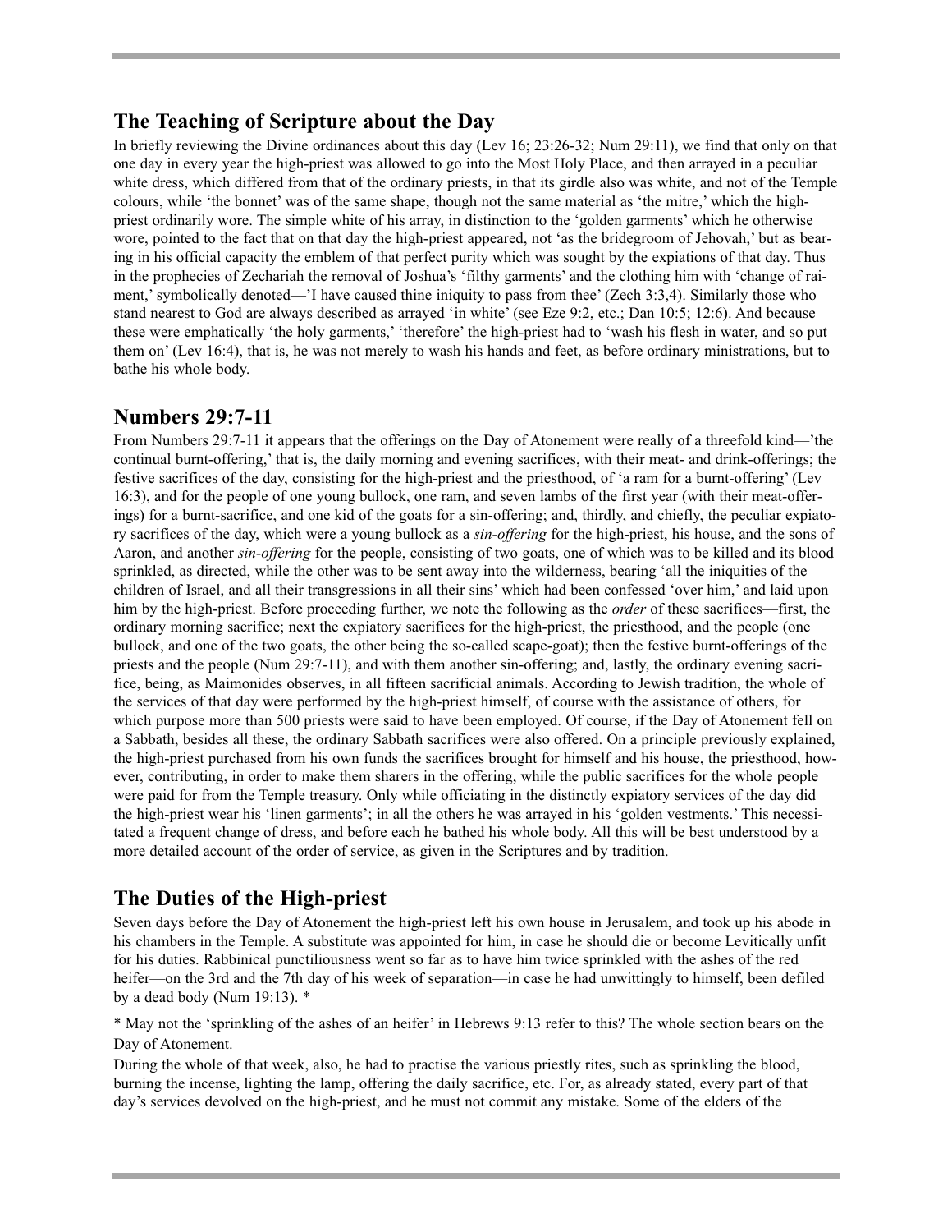## The Teaching of Scripture about the Day

In briefly reviewing the Divine ordinances about this day (Lev 16; 23:26-32; Num 29:11), we find that only on that one day in every year the high-priest was allowed to go into the Most Holy Place, and then arrayed in a peculiar white dress, which differed from that of the ordinary priests, in that its girdle also was white, and not of the Temple colours, while 'the bonnet' was of the same shape, though not the same material as 'the mitre,' which the high-priest ordinarily wore. The simple white of his array, in distinction to the 'golden garments' which he otherwise wore, pointed to the fact that on that day the high-priest appeared, not 'as the bridegroom of Jehovah,' but as bearing in his official capacity the emblem of that perfect purity which was sought by the expiations of that day. Thus in the prophecies of Zechariah the removal of Joshua's 'filthy garments' and the clothing him with 'change of raiment,' symbolically denoted—'I have caused thine iniquity to pass from thee' (Zech 3:3,4). Similarly those who stand nearest to God are always described as arrayed 'in white' (see Eze 9:2, etc.; Dan 10:5; 12:6). And because these were emphatically 'the holy garments,' 'therefore' the high-priest had to 'wash his flesh in water, and so put them on' (Lev 16:4), that is, he was not merely to wash his hands and feet, as before ordinary ministrations, but to bathe his whole body.

## Numbers 29:7-11

From Numbers 29:7-11 it appears that the offerings on the Day of Atonement were really of a threefold kind—'the continual burnt-offering,' that is, the daily morning and evening sacrifices, with their meat- and drink-offerings; the festive sacrifices of the day, consisting for the high-priest and the priesthood, of 'a ram for a burnt-offering' (Lev 16:3), and for the people of one young bullock, one ram, and seven lambs of the first year (with their meat-offerings) for a burnt-sacrifice, and one kid of the goats for a sin-offering; and, thirdly, and chiefly, the peculiar expiatory sacrifices of the day, which were a young bullock as a *sin-offering* for the high-priest, his house, and the sons of Aaron, and another *sin-offering* for the people, consisting of two goats, one of which was to be killed and its blood sprinkled, as directed, while the other was to be sent away into the wilderness, bearing 'all the iniquities of the children of Israel, and all their transgressions in all their sins' which had been confessed 'over him,' and laid upon him by the high-priest. Before proceeding further, we note the following as the *order* of these sacrifices—first, the ordinary morning sacrifice; next the expiatory sacrifices for the high-priest, the priesthood, and the people (one bullock, and one of the two goats, the other being the so-called scape-goat); then the festive burnt-offerings of the priests and the people (Num 29:7-11), and with them another sin-offering; and, lastly, the ordinary evening sacrifice, being, as Maimonides observes, in all fifteen sacrificial animals. According to Jewish tradition, the whole of the services of that day were performed by the high-priest himself, of course with the assistance of others, for which purpose more than 500 priests were said to have been employed. Of course, if the Day of Atonement fell on a Sabbath, besides all these, the ordinary Sabbath sacrifices were also offered. On a principle previously explained, the high-priest purchased from his own funds the sacrifices brought for himself and his house, the priesthood, however, contributing, in order to make them sharers in the offering, while the public sacrifices for the whole people were paid for from the Temple treasury. Only while officiating in the distinctly expiatory services of the day did the high-priest wear his 'linen garments'; in all the others he was arrayed in his 'golden vestments.' This necessitated a frequent change of dress, and before each he bathed his whole body. All this will be best understood by a more detailed account of the order of service, as given in the Scriptures and by tradition.

## The Duties of the High-priest

Seven days before the Day of Atonement the high-priest left his own house in Jerusalem, and took up his abode in his chambers in the Temple. A substitute was appointed for him, in case he should die or become Levitically unfit for his duties. Rabbinical punctiliousness went so far as to have him twice sprinkled with the ashes of the red heifer—on the 3rd and the 7th day of his week of separation—in case he had unwittingly to himself, been defiled by a dead body (Num 19:13). *

* May not the 'sprinkling of the ashes of an heifer' in Hebrews 9:13 refer to this? The whole section bears on the Day of Atonement.

During the whole of that week, also, he had to practise the various priestly rites, such as sprinkling the blood, burning the incense, lighting the lamp, offering the daily sacrifice, etc. For, as already stated, every part of that day's services devolved on the high-priest, and he must not commit any mistake. Some of the elders of the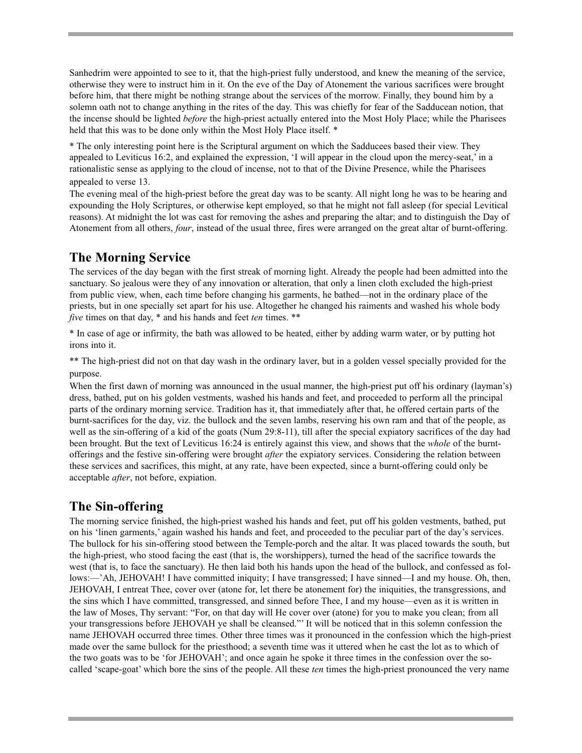Sanhedrim were appointed to see to it, that the high-priest fully understood, and knew the meaning of the service, otherwise they were to instruct him in it. On the eve of the Day of Atonement the various sacrifices were brought before him, that there might be nothing strange about the services of the morrow. Finally, they bound him by a solemn oath not to change anything in the rites of the day. This was chiefly for fear of the Sadducean notion, that the incense should be lighted *before* the high-priest actually entered into the Most Holy Place; while the Pharisees held that this was to be done only within the Most Holy Place itself. *

* The only interesting point here is the Scriptural argument on which the Sadducees based their view. They appealed to Leviticus 16:2, and explained the expression, 'I will appear in the cloud upon the mercy-seat,' in a rationalistic sense as applying to the cloud of incense, not to that of the Divine Presence, while the Pharisees appealed to verse 13.

The evening meal of the high-priest before the great day was to be scanty. All night long he was to be hearing and expounding the Holy Scriptures, or otherwise kept employed, so that he might not fall asleep (for special Levitical reasons). At midnight the lot was cast for removing the ashes and preparing the altar; and to distinguish the Day of Atonement from all others, *four*, instead of the usual three, fires were arranged on the great altar of burnt-offering.

## The Morning Service

The services of the day began with the first streak of morning light. Already the people had been admitted into the sanctuary. So jealous were they of any innovation or alteration, that only a linen cloth excluded the high-priest from public view, when, each time before changing his garments, he bathed—not in the ordinary place of the priests, but in one specially set apart for his use. Altogether he changed his raiments and washed his whole body *five* times on that day, * and his hands and feet *ten* times. **

* In case of age or infirmity, the bath was allowed to be heated, either by adding warm water, or by putting hot irons into it.

** The high-priest did not on that day wash in the ordinary laver, but in a golden vessel specially provided for the purpose.

When the first dawn of morning was announced in the usual manner, the high-priest put off his ordinary (layman's) dress, bathed, put on his golden vestments, washed his hands and feet, and proceeded to perform all the principal parts of the ordinary morning service. Tradition has it, that immediately after that, he offered certain parts of the burnt-sacrifices for the day, viz. the bullock and the seven lambs, reserving his own ram and that of the people, as well as the sin-offering of a kid of the goats (Num 29:8-11), till after the special expiatory sacrifices of the day had been brought. But the text of Leviticus 16:24 is entirely against this view, and shows that the *whole* of the burnt-offerings and the festive sin-offering were brought *after* the expiatory services. Considering the relation between these services and sacrifices, this might, at any rate, have been expected, since a burnt-offering could only be acceptable *after*, not before, expiation.

## The Sin-offering

The morning service finished, the high-priest washed his hands and feet, put off his golden vestments, bathed, put on his 'linen garments,' again washed his hands and feet, and proceeded to the peculiar part of the day's services. The bullock for his sin-offering stood between the Temple-porch and the altar. It was placed towards the south, but the high-priest, who stood facing the east (that is, the worshippers), turned the head of the sacrifice towards the west (that is, to face the sanctuary). He then laid both his hands upon the head of the bullock, and confessed as follows:—'Ah, JEHOVAH! I have committed iniquity; I have transgressed; I have sinned—I and my house. Oh, then, JEHOVAH, I entreat Thee, cover over (atone for, let there be atonement for) the iniquities, the transgressions, and the sins which I have committed, transgressed, and sinned before Thee, I and my house—even as it is written in the law of Moses, Thy servant: "For, on that day will He cover over (atone) for you to make you clean; from all your transgressions before JEHOVAH ye shall be cleansed."' It will be noticed that in this solemn confession the name JEHOVAH occurred three times. Other three times was it pronounced in the confession which the high-priest made over the same bullock for the priesthood; a seventh time was it uttered when he cast the lot as to which of the two goats was to be 'for JEHOVAH'; and once again he spoke it three times in the confession over the so-called 'scape-goat' which bore the sins of the people. All these *ten* times the high-priest pronounced the very name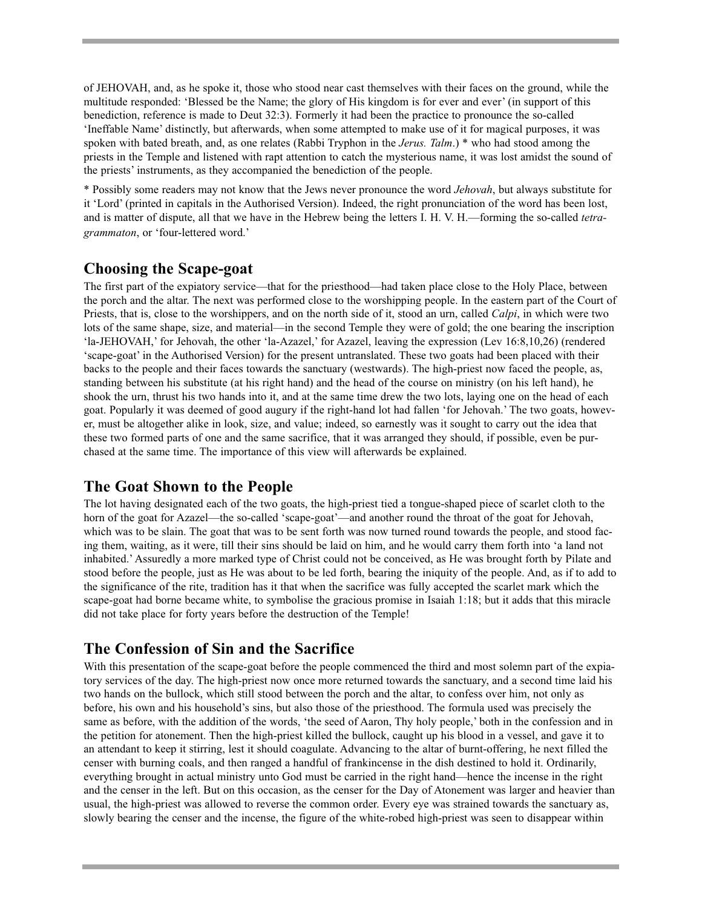of JEHOVAH, and, as he spoke it, those who stood near cast themselves with their faces on the ground, while the multitude responded: 'Blessed be the Name; the glory of His kingdom is for ever and ever' (in support of this benediction, reference is made to Deut 32:3). Formerly it had been the practice to pronounce the so-called 'Ineffable Name' distinctly, but afterwards, when some attempted to make use of it for magical purposes, it was spoken with bated breath, and, as one relates (Rabbi Tryphon in the *Jerus. Talm*.) * who had stood among the priests in the Temple and listened with rapt attention to catch the mysterious name, it was lost amidst the sound of the priests' instruments, as they accompanied the benediction of the people.

\* Possibly some readers may not know that the Jews never pronounce the word *Jehovah*, but always substitute for it 'Lord' (printed in capitals in the Authorised Version). Indeed, the right pronunciation of the word has been lost, and is matter of dispute, all that we have in the Hebrew being the letters I. H. V. H.—forming the so-called *tetragrammaton*, or 'four-lettered word.'

## Choosing the Scape-goat

The first part of the expiatory service—that for the priesthood—had taken place close to the Holy Place, between the porch and the altar. The next was performed close to the worshipping people. In the eastern part of the Court of Priests, that is, close to the worshippers, and on the north side of it, stood an urn, called *Calpi*, in which were two lots of the same shape, size, and material—in the second Temple they were of gold; the one bearing the inscription 'la-JEHOVAH,' for Jehovah, the other 'la-Azazel,' for Azazel, leaving the expression (Lev 16:8,10,26) (rendered 'scape-goat' in the Authorised Version) for the present untranslated. These two goats had been placed with their backs to the people and their faces towards the sanctuary (westwards). The high-priest now faced the people, as, standing between his substitute (at his right hand) and the head of the course on ministry (on his left hand), he shook the urn, thrust his two hands into it, and at the same time drew the two lots, laying one on the head of each goat. Popularly it was deemed of good augury if the right-hand lot had fallen 'for Jehovah.' The two goats, however, must be altogether alike in look, size, and value; indeed, so earnestly was it sought to carry out the idea that these two formed parts of one and the same sacrifice, that it was arranged they should, if possible, even be purchased at the same time. The importance of this view will afterwards be explained.

## The Goat Shown to the People

The lot having designated each of the two goats, the high-priest tied a tongue-shaped piece of scarlet cloth to the horn of the goat for Azazel—the so-called 'scape-goat'—and another round the throat of the goat for Jehovah, which was to be slain. The goat that was to be sent forth was now turned round towards the people, and stood facing them, waiting, as it were, till their sins should be laid on him, and he would carry them forth into 'a land not inhabited.' Assuredly a more marked type of Christ could not be conceived, as He was brought forth by Pilate and stood before the people, just as He was about to be led forth, bearing the iniquity of the people. And, as if to add to the significance of the rite, tradition has it that when the sacrifice was fully accepted the scarlet mark which the scape-goat had borne became white, to symbolise the gracious promise in Isaiah 1:18; but it adds that this miracle did not take place for forty years before the destruction of the Temple!

## The Confession of Sin and the Sacrifice

With this presentation of the scape-goat before the people commenced the third and most solemn part of the expiatory services of the day. The high-priest now once more returned towards the sanctuary, and a second time laid his two hands on the bullock, which still stood between the porch and the altar, to confess over him, not only as before, his own and his household's sins, but also those of the priesthood. The formula used was precisely the same as before, with the addition of the words, 'the seed of Aaron, Thy holy people,' both in the confession and in the petition for atonement. Then the high-priest killed the bullock, caught up his blood in a vessel, and gave it to an attendant to keep it stirring, lest it should coagulate. Advancing to the altar of burnt-offering, he next filled the censer with burning coals, and then ranged a handful of frankincense in the dish destined to hold it. Ordinarily, everything brought in actual ministry unto God must be carried in the right hand—hence the incense in the right and the censer in the left. But on this occasion, as the censer for the Day of Atonement was larger and heavier than usual, the high-priest was allowed to reverse the common order. Every eye was strained towards the sanctuary as, slowly bearing the censer and the incense, the figure of the white-robed high-priest was seen to disappear within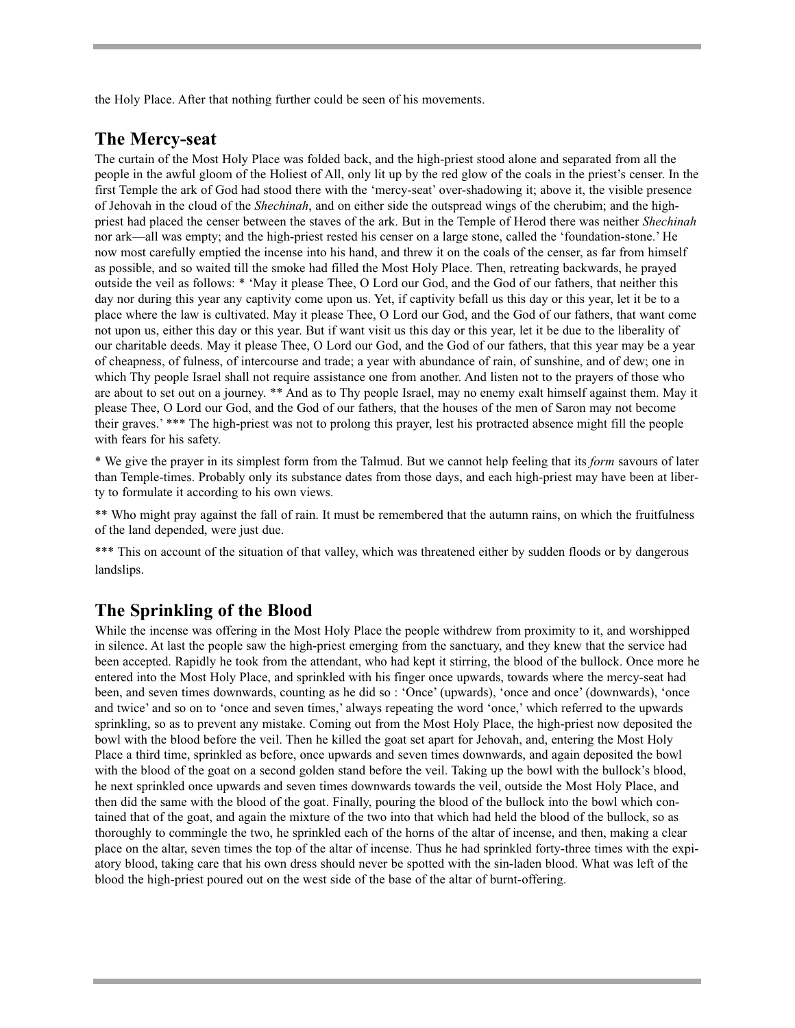the Holy Place. After that nothing further could be seen of his movements.

## The Mercy-seat

The curtain of the Most Holy Place was folded back, and the high-priest stood alone and separated from all the people in the awful gloom of the Holiest of All, only lit up by the red glow of the coals in the priest's censer. In the first Temple the ark of God had stood there with the 'mercy-seat' over-shadowing it; above it, the visible presence of Jehovah in the cloud of the *Shechinah*, and on either side the outspread wings of the cherubim; and the high-priest had placed the censer between the staves of the ark. But in the Temple of Herod there was neither *Shechinah* nor ark—all was empty; and the high-priest rested his censer on a large stone, called the 'foundation-stone.' He now most carefully emptied the incense into his hand, and threw it on the coals of the censer, as far from himself as possible, and so waited till the smoke had filled the Most Holy Place. Then, retreating backwards, he prayed outside the veil as follows: * 'May it please Thee, O Lord our God, and the God of our fathers, that neither this day nor during this year any captivity come upon us. Yet, if captivity befall us this day or this year, let it be to a place where the law is cultivated. May it please Thee, O Lord our God, and the God of our fathers, that want come not upon us, either this day or this year. But if want visit us this day or this year, let it be due to the liberality of our charitable deeds. May it please Thee, O Lord our God, and the God of our fathers, that this year may be a year of cheapness, of fulness, of intercourse and trade; a year with abundance of rain, of sunshine, and of dew; one in which Thy people Israel shall not require assistance one from another. And listen not to the prayers of those who are about to set out on a journey. ** And as to Thy people Israel, may no enemy exalt himself against them. May it please Thee, O Lord our God, and the God of our fathers, that the houses of the men of Saron may not become their graves.' *** The high-priest was not to prolong this prayer, lest his protracted absence might fill the people with fears for his safety.

* We give the prayer in its simplest form from the Talmud. But we cannot help feeling that its *form* savours of later than Temple-times. Probably only its substance dates from those days, and each high-priest may have been at liberty to formulate it according to his own views.

** Who might pray against the fall of rain. It must be remembered that the autumn rains, on which the fruitfulness of the land depended, were just due.

*** This on account of the situation of that valley, which was threatened either by sudden floods or by dangerous landslips.

## The Sprinkling of the Blood

While the incense was offering in the Most Holy Place the people withdrew from proximity to it, and worshipped in silence. At last the people saw the high-priest emerging from the sanctuary, and they knew that the service had been accepted. Rapidly he took from the attendant, who had kept it stirring, the blood of the bullock. Once more he entered into the Most Holy Place, and sprinkled with his finger once upwards, towards where the mercy-seat had been, and seven times downwards, counting as he did so : 'Once' (upwards), 'once and once' (downwards), 'once and twice' and so on to 'once and seven times,' always repeating the word 'once,' which referred to the upwards sprinkling, so as to prevent any mistake. Coming out from the Most Holy Place, the high-priest now deposited the bowl with the blood before the veil. Then he killed the goat set apart for Jehovah, and, entering the Most Holy Place a third time, sprinkled as before, once upwards and seven times downwards, and again deposited the bowl with the blood of the goat on a second golden stand before the veil. Taking up the bowl with the bullock's blood, he next sprinkled once upwards and seven times downwards towards the veil, outside the Most Holy Place, and then did the same with the blood of the goat. Finally, pouring the blood of the bullock into the bowl which contained that of the goat, and again the mixture of the two into that which had held the blood of the bullock, so as thoroughly to commingle the two, he sprinkled each of the horns of the altar of incense, and then, making a clear place on the altar, seven times the top of the altar of incense. Thus he had sprinkled forty-three times with the expiatory blood, taking care that his own dress should never be spotted with the sin-laden blood. What was left of the blood the high-priest poured out on the west side of the base of the altar of burnt-offering.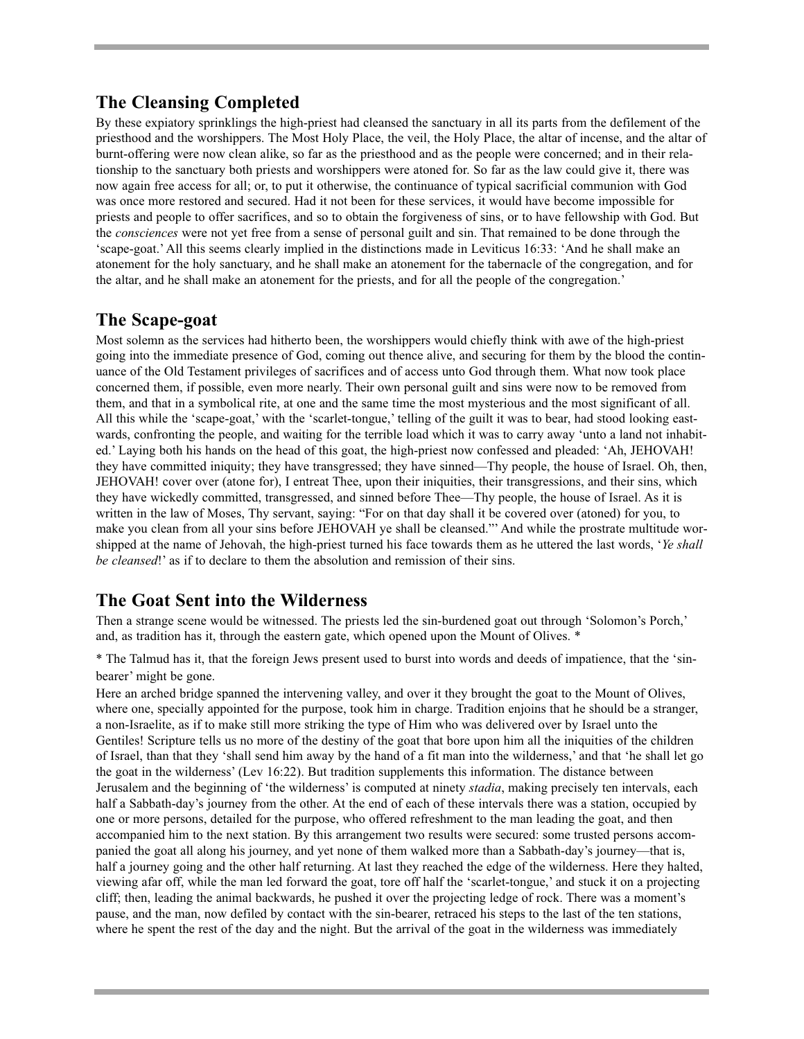## The Cleansing Completed

By these expiatory sprinklings the high-priest had cleansed the sanctuary in all its parts from the defilement of the priesthood and the worshippers. The Most Holy Place, the veil, the Holy Place, the altar of incense, and the altar of burnt-offering were now clean alike, so far as the priesthood and as the people were concerned; and in their relationship to the sanctuary both priests and worshippers were atoned for. So far as the law could give it, there was now again free access for all; or, to put it otherwise, the continuance of typical sacrificial communion with God was once more restored and secured. Had it not been for these services, it would have become impossible for priests and people to offer sacrifices, and so to obtain the forgiveness of sins, or to have fellowship with God. But the *consciences* were not yet free from a sense of personal guilt and sin. That remained to be done through the 'scape-goat.' All this seems clearly implied in the distinctions made in Leviticus 16:33: 'And he shall make an atonement for the holy sanctuary, and he shall make an atonement for the tabernacle of the congregation, and for the altar, and he shall make an atonement for the priests, and for all the people of the congregation.'

## The Scape-goat

Most solemn as the services had hitherto been, the worshippers would chiefly think with awe of the high-priest going into the immediate presence of God, coming out thence alive, and securing for them by the blood the continuance of the Old Testament privileges of sacrifices and of access unto God through them. What now took place concerned them, if possible, even more nearly. Their own personal guilt and sins were now to be removed from them, and that in a symbolical rite, at one and the same time the most mysterious and the most significant of all. All this while the 'scape-goat,' with the 'scarlet-tongue,' telling of the guilt it was to bear, had stood looking eastwards, confronting the people, and waiting for the terrible load which it was to carry away 'unto a land not inhabited.' Laying both his hands on the head of this goat, the high-priest now confessed and pleaded: 'Ah, JEHOVAH! they have committed iniquity; they have transgressed; they have sinned—Thy people, the house of Israel. Oh, then, JEHOVAH! cover over (atone for), I entreat Thee, upon their iniquities, their transgressions, and their sins, which they have wickedly committed, transgressed, and sinned before Thee—Thy people, the house of Israel. As it is written in the law of Moses, Thy servant, saying: "For on that day shall it be covered over (atoned) for you, to make you clean from all your sins before JEHOVAH ye shall be cleansed."' And while the prostrate multitude worshipped at the name of Jehovah, the high-priest turned his face towards them as he uttered the last words, '*Ye shall be cleansed*!' as if to declare to them the absolution and remission of their sins.

## The Goat Sent into the Wilderness

Then a strange scene would be witnessed. The priests led the sin-burdened goat out through 'Solomon's Porch,' and, as tradition has it, through the eastern gate, which opened upon the Mount of Olives. *

* The Talmud has it, that the foreign Jews present used to burst into words and deeds of impatience, that the 'sin-bearer' might be gone.

Here an arched bridge spanned the intervening valley, and over it they brought the goat to the Mount of Olives, where one, specially appointed for the purpose, took him in charge. Tradition enjoins that he should be a stranger, a non-Israelite, as if to make still more striking the type of Him who was delivered over by Israel unto the Gentiles! Scripture tells us no more of the destiny of the goat that bore upon him all the iniquities of the children of Israel, than that they 'shall send him away by the hand of a fit man into the wilderness,' and that 'he shall let go the goat in the wilderness' (Lev 16:22). But tradition supplements this information. The distance between Jerusalem and the beginning of 'the wilderness' is computed at ninety *stadia*, making precisely ten intervals, each half a Sabbath-day's journey from the other. At the end of each of these intervals there was a station, occupied by one or more persons, detailed for the purpose, who offered refreshment to the man leading the goat, and then accompanied him to the next station. By this arrangement two results were secured: some trusted persons accompanied the goat all along his journey, and yet none of them walked more than a Sabbath-day's journey—that is, half a journey going and the other half returning. At last they reached the edge of the wilderness. Here they halted, viewing afar off, while the man led forward the goat, tore off half the 'scarlet-tongue,' and stuck it on a projecting cliff; then, leading the animal backwards, he pushed it over the projecting ledge of rock. There was a moment's pause, and the man, now defiled by contact with the sin-bearer, retraced his steps to the last of the ten stations, where he spent the rest of the day and the night. But the arrival of the goat in the wilderness was immediately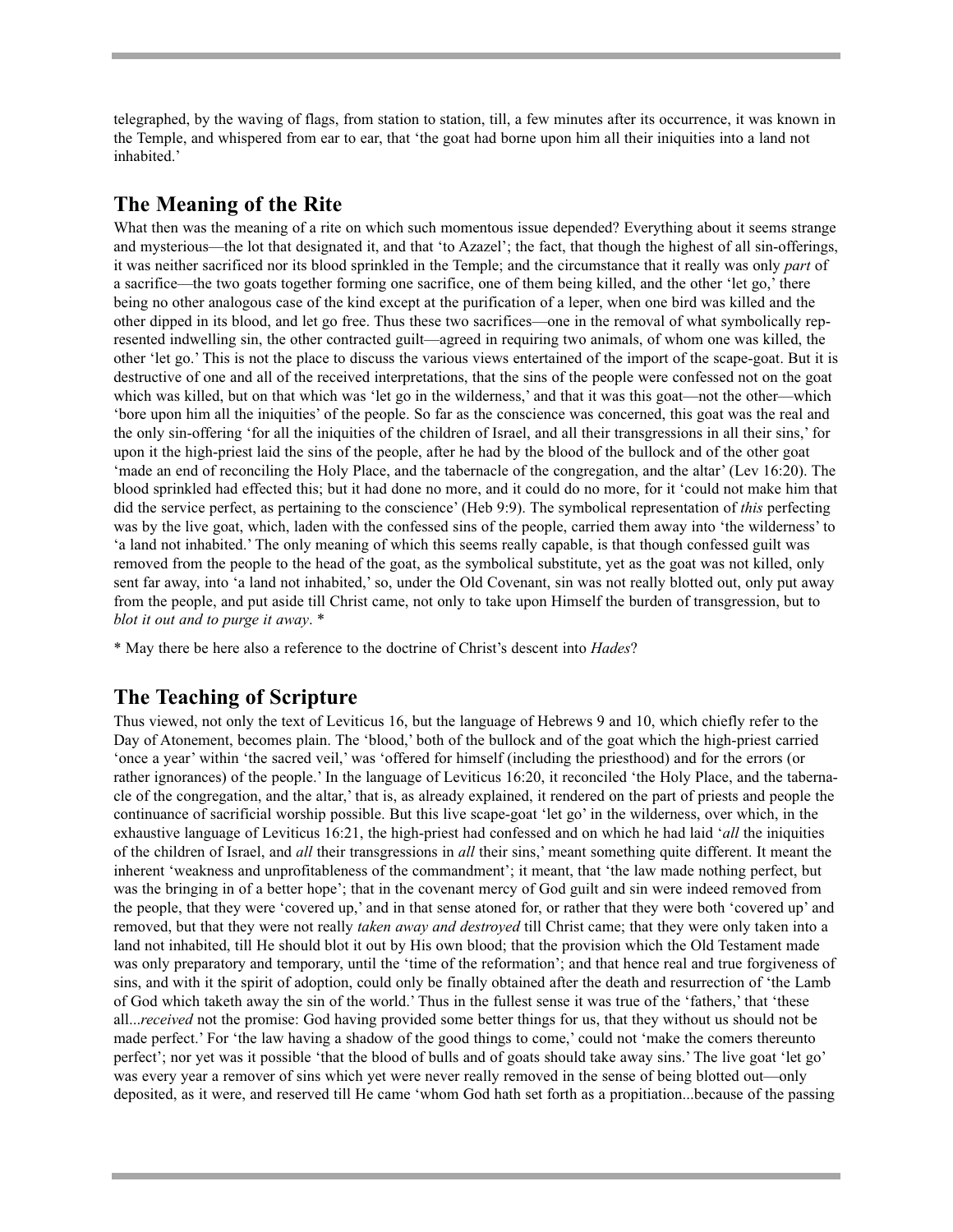telegraphed, by the waving of flags, from station to station, till, a few minutes after its occurrence, it was known in the Temple, and whispered from ear to ear, that 'the goat had borne upon him all their iniquities into a land not inhabited.'

## The Meaning of the Rite

What then was the meaning of a rite on which such momentous issue depended? Everything about it seems strange and mysterious—the lot that designated it, and that 'to Azazel'; the fact, that though the highest of all sin-offerings, it was neither sacrificed nor its blood sprinkled in the Temple; and the circumstance that it really was only *part* of a sacrifice—the two goats together forming one sacrifice, one of them being killed, and the other 'let go,' there being no other analogous case of the kind except at the purification of a leper, when one bird was killed and the other dipped in its blood, and let go free. Thus these two sacrifices—one in the removal of what symbolically represented indwelling sin, the other contracted guilt—agreed in requiring two animals, of whom one was killed, the other 'let go.' This is not the place to discuss the various views entertained of the import of the scape-goat. But it is destructive of one and all of the received interpretations, that the sins of the people were confessed not on the goat which was killed, but on that which was 'let go in the wilderness,' and that it was this goat—not the other—which 'bore upon him all the iniquities' of the people. So far as the conscience was concerned, this goat was the real and the only sin-offering 'for all the iniquities of the children of Israel, and all their transgressions in all their sins,' for upon it the high-priest laid the sins of the people, after he had by the blood of the bullock and of the other goat 'made an end of reconciling the Holy Place, and the tabernacle of the congregation, and the altar' (Lev 16:20). The blood sprinkled had effected this; but it had done no more, and it could do no more, for it 'could not make him that did the service perfect, as pertaining to the conscience' (Heb 9:9). The symbolical representation of *this* perfecting was by the live goat, which, laden with the confessed sins of the people, carried them away into 'the wilderness' to 'a land not inhabited.' The only meaning of which this seems really capable, is that though confessed guilt was removed from the people to the head of the goat, as the symbolical substitute, yet as the goat was not killed, only sent far away, into 'a land not inhabited,' so, under the Old Covenant, sin was not really blotted out, only put away from the people, and put aside till Christ came, not only to take upon Himself the burden of transgression, but to *blot it out and to purge it away*. *

* May there be here also a reference to the doctrine of Christ's descent into *Hades*?

## The Teaching of Scripture

Thus viewed, not only the text of Leviticus 16, but the language of Hebrews 9 and 10, which chiefly refer to the Day of Atonement, becomes plain. The 'blood,' both of the bullock and of the goat which the high-priest carried 'once a year' within 'the sacred veil,' was 'offered for himself (including the priesthood) and for the errors (or rather ignorances) of the people.' In the language of Leviticus 16:20, it reconciled 'the Holy Place, and the tabernacle of the congregation, and the altar,' that is, as already explained, it rendered on the part of priests and people the continuance of sacrificial worship possible. But this live scape-goat 'let go' in the wilderness, over which, in the exhaustive language of Leviticus 16:21, the high-priest had confessed and on which he had laid '*all* the iniquities of the children of Israel, and *all* their transgressions in *all* their sins,' meant something quite different. It meant the inherent 'weakness and unprofitableness of the commandment'; it meant, that 'the law made nothing perfect, but was the bringing in of a better hope'; that in the covenant mercy of God guilt and sin were indeed removed from the people, that they were 'covered up,' and in that sense atoned for, or rather that they were both 'covered up' and removed, but that they were not really *taken away and destroyed* till Christ came; that they were only taken into a land not inhabited, till He should blot it out by His own blood; that the provision which the Old Testament made was only preparatory and temporary, until the 'time of the reformation'; and that hence real and true forgiveness of sins, and with it the spirit of adoption, could only be finally obtained after the death and resurrection of 'the Lamb of God which taketh away the sin of the world.' Thus in the fullest sense it was true of the 'fathers,' that 'these all...*received* not the promise: God having provided some better things for us, that they without us should not be made perfect.' For 'the law having a shadow of the good things to come,' could not 'make the comers thereunto perfect'; nor yet was it possible 'that the blood of bulls and of goats should take away sins.' The live goat 'let go' was every year a remover of sins which yet were never really removed in the sense of being blotted out—only deposited, as it were, and reserved till He came 'whom God hath set forth as a propitiation...because of the passing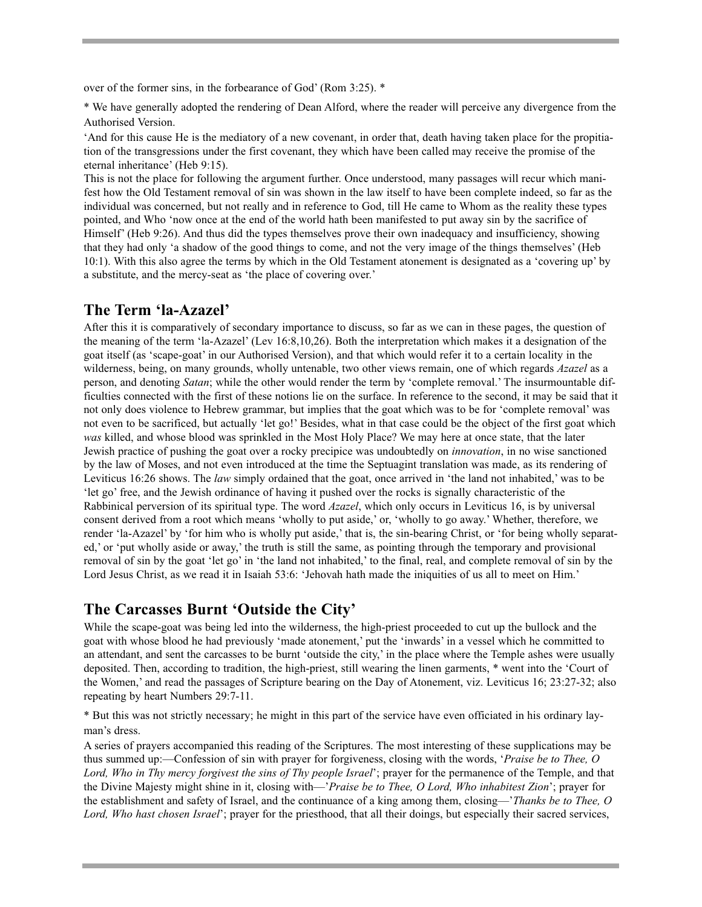over of the former sins, in the forbearance of God' (Rom 3:25). *

* We have generally adopted the rendering of Dean Alford, where the reader will perceive any divergence from the Authorised Version.

'And for this cause He is the mediatory of a new covenant, in order that, death having taken place for the propitiation of the transgressions under the first covenant, they which have been called may receive the promise of the eternal inheritance' (Heb 9:15).

This is not the place for following the argument further. Once understood, many passages will recur which manifest how the Old Testament removal of sin was shown in the law itself to have been complete indeed, so far as the individual was concerned, but not really and in reference to God, till He came to Whom as the reality these types pointed, and Who 'now once at the end of the world hath been manifested to put away sin by the sacrifice of Himself' (Heb 9:26). And thus did the types themselves prove their own inadequacy and insufficiency, showing that they had only 'a shadow of the good things to come, and not the very image of the things themselves' (Heb 10:1). With this also agree the terms by which in the Old Testament atonement is designated as a 'covering up' by a substitute, and the mercy-seat as 'the place of covering over.'

## The Term 'la-Azazel'

After this it is comparatively of secondary importance to discuss, so far as we can in these pages, the question of the meaning of the term 'la-Azazel' (Lev 16:8,10,26). Both the interpretation which makes it a designation of the goat itself (as 'scape-goat' in our Authorised Version), and that which would refer it to a certain locality in the wilderness, being, on many grounds, wholly untenable, two other views remain, one of which regards *Azazel* as a person, and denoting *Satan*; while the other would render the term by 'complete removal.' The insurmountable difficulties connected with the first of these notions lie on the surface. In reference to the second, it may be said that it not only does violence to Hebrew grammar, but implies that the goat which was to be for 'complete removal' was not even to be sacrificed, but actually 'let go!' Besides, what in that case could be the object of the first goat which *was* killed, and whose blood was sprinkled in the Most Holy Place? We may here at once state, that the later Jewish practice of pushing the goat over a rocky precipice was undoubtedly on *innovation*, in no wise sanctioned by the law of Moses, and not even introduced at the time the Septuagint translation was made, as its rendering of Leviticus 16:26 shows. The *law* simply ordained that the goat, once arrived in 'the land not inhabited,' was to be 'let go' free, and the Jewish ordinance of having it pushed over the rocks is signally characteristic of the Rabbinical perversion of its spiritual type. The word *Azazel*, which only occurs in Leviticus 16, is by universal consent derived from a root which means 'wholly to put aside,' or, 'wholly to go away.' Whether, therefore, we render 'la-Azazel' by 'for him who is wholly put aside,' that is, the sin-bearing Christ, or 'for being wholly separated,' or 'put wholly aside or away,' the truth is still the same, as pointing through the temporary and provisional removal of sin by the goat 'let go' in 'the land not inhabited,' to the final, real, and complete removal of sin by the Lord Jesus Christ, as we read it in Isaiah 53:6: 'Jehovah hath made the iniquities of us all to meet on Him.'

## The Carcasses Burnt 'Outside the City'

While the scape-goat was being led into the wilderness, the high-priest proceeded to cut up the bullock and the goat with whose blood he had previously 'made atonement,' put the 'inwards' in a vessel which he committed to an attendant, and sent the carcasses to be burnt 'outside the city,' in the place where the Temple ashes were usually deposited. Then, according to tradition, the high-priest, still wearing the linen garments, * went into the 'Court of the Women,' and read the passages of Scripture bearing on the Day of Atonement, viz. Leviticus 16; 23:27-32; also repeating by heart Numbers 29:7-11.

* But this was not strictly necessary; he might in this part of the service have even officiated in his ordinary layman's dress.

A series of prayers accompanied this reading of the Scriptures. The most interesting of these supplications may be thus summed up:—Confession of sin with prayer for forgiveness, closing with the words, '*Praise be to Thee, O Lord, Who in Thy mercy forgivest the sins of Thy people Israel*'; prayer for the permanence of the Temple, and that the Divine Majesty might shine in it, closing with—'*Praise be to Thee, O Lord, Who inhabitest Zion*'; prayer for the establishment and safety of Israel, and the continuance of a king among them, closing—'*Thanks be to Thee, O Lord, Who hast chosen Israel*'; prayer for the priesthood, that all their doings, but especially their sacred services,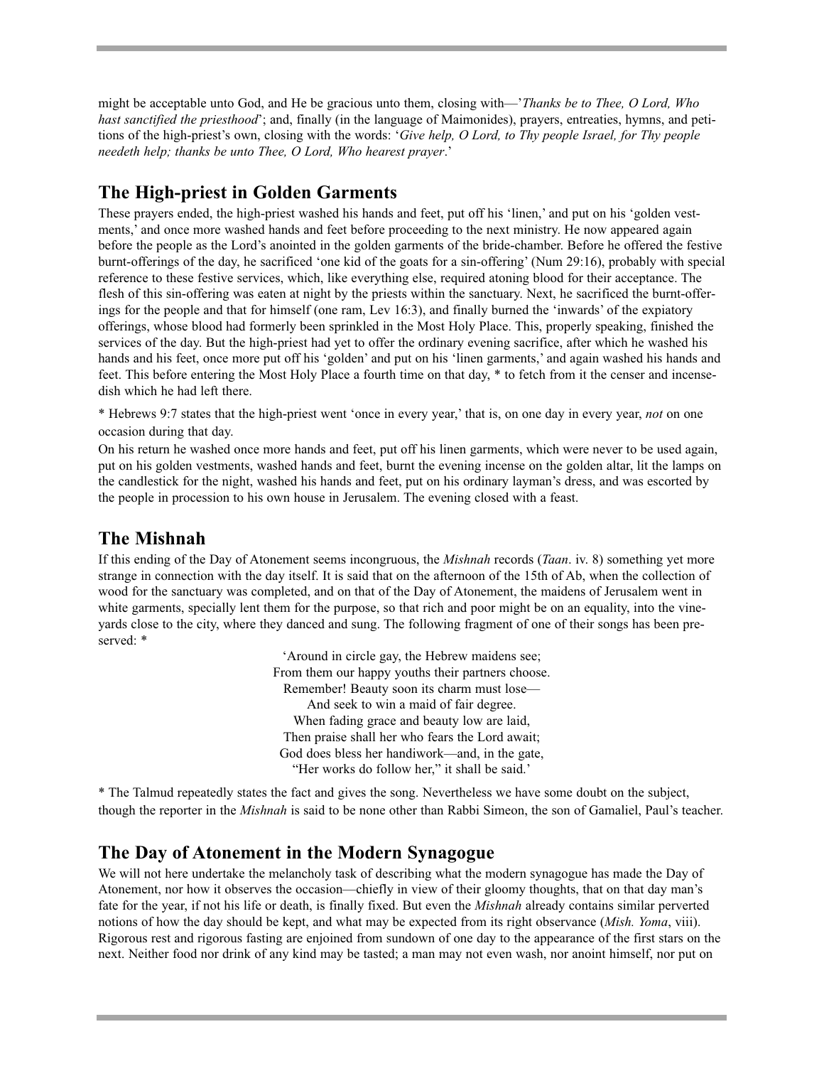might be acceptable unto God, and He be gracious unto them, closing with—'*Thanks be to Thee, O Lord, Who hast sanctified the priesthood*'; and, finally (in the language of Maimonides), prayers, entreaties, hymns, and petitions of the high-priest's own, closing with the words: '*Give help, O Lord, to Thy people Israel, for Thy people needeth help; thanks be unto Thee, O Lord, Who hearest prayer*.'

## The High-priest in Golden Garments

These prayers ended, the high-priest washed his hands and feet, put off his 'linen,' and put on his 'golden vestments,' and once more washed hands and feet before proceeding to the next ministry. He now appeared again before the people as the Lord's anointed in the golden garments of the bride-chamber. Before he offered the festive burnt-offerings of the day, he sacrificed 'one kid of the goats for a sin-offering' (Num 29:16), probably with special reference to these festive services, which, like everything else, required atoning blood for their acceptance. The flesh of this sin-offering was eaten at night by the priests within the sanctuary. Next, he sacrificed the burnt-offerings for the people and that for himself (one ram, Lev 16:3), and finally burned the 'inwards' of the expiatory offerings, whose blood had formerly been sprinkled in the Most Holy Place. This, properly speaking, finished the services of the day. But the high-priest had yet to offer the ordinary evening sacrifice, after which he washed his hands and his feet, once more put off his 'golden' and put on his 'linen garments,' and again washed his hands and feet. This before entering the Most Holy Place a fourth time on that day, * to fetch from it the censer and incense-dish which he had left there.

* Hebrews 9:7 states that the high-priest went 'once in every year,' that is, on one day in every year, *not* on one occasion during that day.

On his return he washed once more hands and feet, put off his linen garments, which were never to be used again, put on his golden vestments, washed hands and feet, burnt the evening incense on the golden altar, lit the lamps on the candlestick for the night, washed his hands and feet, put on his ordinary layman's dress, and was escorted by the people in procession to his own house in Jerusalem. The evening closed with a feast.

## The Mishnah

If this ending of the Day of Atonement seems incongruous, the *Mishnah* records (*Taan*. iv. 8) something yet more strange in connection with the day itself. It is said that on the afternoon of the 15th of Ab, when the collection of wood for the sanctuary was completed, and on that of the Day of Atonement, the maidens of Jerusalem went in white garments, specially lent them for the purpose, so that rich and poor might be on an equality, into the vineyards close to the city, where they danced and sung. The following fragment of one of their songs has been preserved: *

'Around in circle gay, the Hebrew maidens see;
From them our happy youths their partners choose.
Remember! Beauty soon its charm must lose—
And seek to win a maid of fair degree.
When fading grace and beauty low are laid,
Then praise shall her who fears the Lord await;
God does bless her handiwork—and, in the gate,
"Her works do follow her," it shall be said.'

* The Talmud repeatedly states the fact and gives the song. Nevertheless we have some doubt on the subject, though the reporter in the *Mishnah* is said to be none other than Rabbi Simeon, the son of Gamaliel, Paul's teacher.

## The Day of Atonement in the Modern Synagogue

We will not here undertake the melancholy task of describing what the modern synagogue has made the Day of Atonement, nor how it observes the occasion—chiefly in view of their gloomy thoughts, that on that day man's fate for the year, if not his life or death, is finally fixed. But even the *Mishnah* already contains similar perverted notions of how the day should be kept, and what may be expected from its right observance (*Mish. Yoma*, viii). Rigorous rest and rigorous fasting are enjoined from sundown of one day to the appearance of the first stars on the next. Neither food nor drink of any kind may be tasted; a man may not even wash, nor anoint himself, nor put on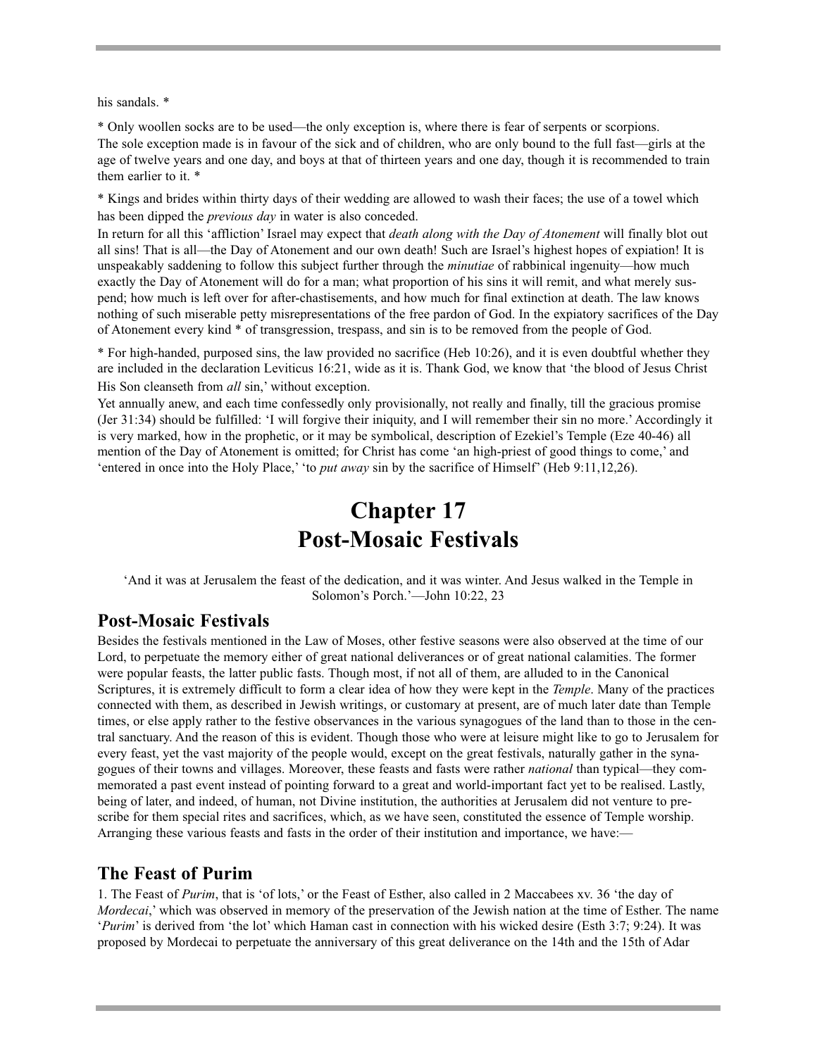his sandals. *

* Only woollen socks are to be used—the only exception is, where there is fear of serpents or scorpions.
The sole exception made is in favour of the sick and of children, who are only bound to the full fast—girls at the age of twelve years and one day, and boys at that of thirteen years and one day, though it is recommended to train them earlier to it. *

* Kings and brides within thirty days of their wedding are allowed to wash their faces; the use of a towel which has been dipped the *previous day* in water is also conceded.
In return for all this 'affliction' Israel may expect that *death along with the Day of Atonement* will finally blot out all sins! That is all—the Day of Atonement and our own death! Such are Israel's highest hopes of expiation! It is unspeakably saddening to follow this subject further through the *minutiae* of rabbinical ingenuity—how much exactly the Day of Atonement will do for a man; what proportion of his sins it will remit, and what merely suspend; how much is left over for after-chastisements, and how much for final extinction at death. The law knows nothing of such miserable petty misrepresentations of the free pardon of God. In the expiatory sacrifices of the Day of Atonement every kind * of transgression, trespass, and sin is to be removed from the people of God.

* For high-handed, purposed sins, the law provided no sacrifice (Heb 10:26), and it is even doubtful whether they are included in the declaration Leviticus 16:21, wide as it is. Thank God, we know that 'the blood of Jesus Christ His Son cleanseth from *all* sin,' without exception.
Yet annually anew, and each time confessedly only provisionally, not really and finally, till the gracious promise (Jer 31:34) should be fulfilled: 'I will forgive their iniquity, and I will remember their sin no more.' Accordingly it is very marked, how in the prophetic, or it may be symbolical, description of Ezekiel's Temple (Eze 40-46) all mention of the Day of Atonement is omitted; for Christ has come 'an high-priest of good things to come,' and 'entered in once into the Holy Place,' 'to *put away* sin by the sacrifice of Himself' (Heb 9:11,12,26).

# Chapter 17
# Post-Mosaic Festivals

'And it was at Jerusalem the feast of the dedication, and it was winter. And Jesus walked in the Temple in Solomon's Porch.'—John 10:22, 23

## Post-Mosaic Festivals

Besides the festivals mentioned in the Law of Moses, other festive seasons were also observed at the time of our Lord, to perpetuate the memory either of great national deliverances or of great national calamities. The former were popular feasts, the latter public fasts. Though most, if not all of them, are alluded to in the Canonical Scriptures, it is extremely difficult to form a clear idea of how they were kept in the *Temple*. Many of the practices connected with them, as described in Jewish writings, or customary at present, are of much later date than Temple times, or else apply rather to the festive observances in the various synagogues of the land than to those in the central sanctuary. And the reason of this is evident. Though those who were at leisure might like to go to Jerusalem for every feast, yet the vast majority of the people would, except on the great festivals, naturally gather in the synagogues of their towns and villages. Moreover, these feasts and fasts were rather *national* than typical—they commemorated a past event instead of pointing forward to a great and world-important fact yet to be realised. Lastly, being of later, and indeed, of human, not Divine institution, the authorities at Jerusalem did not venture to prescribe for them special rites and sacrifices, which, as we have seen, constituted the essence of Temple worship. Arranging these various feasts and fasts in the order of their institution and importance, we have:—

## The Feast of Purim

1. The Feast of *Purim*, that is 'of lots,' or the Feast of Esther, also called in 2 Maccabees xv. 36 'the day of *Mordecai*,' which was observed in memory of the preservation of the Jewish nation at the time of Esther. The name '*Purim*' is derived from 'the lot' which Haman cast in connection with his wicked desire (Esth 3:7; 9:24). It was proposed by Mordecai to perpetuate the anniversary of this great deliverance on the 14th and the 15th of Adar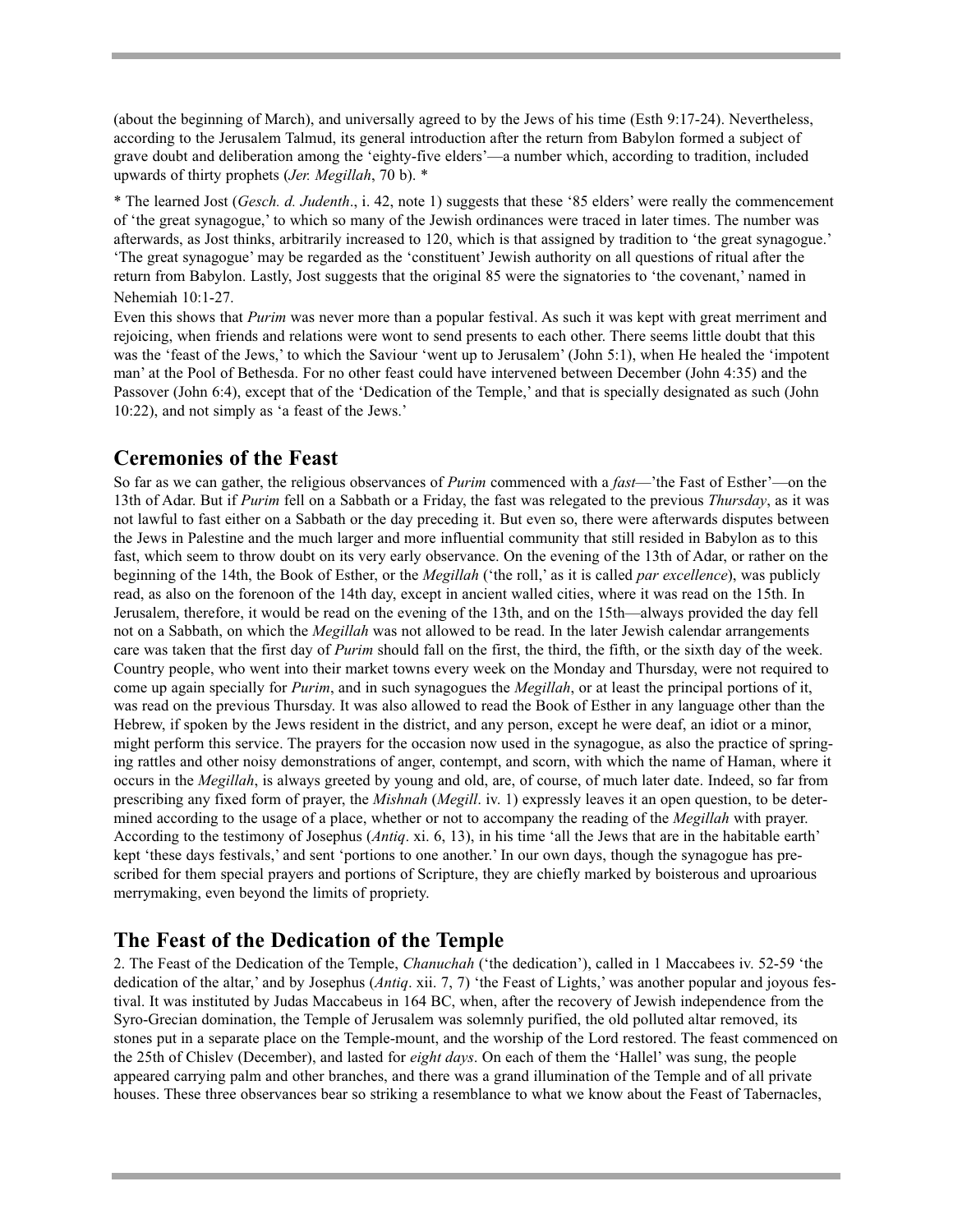(about the beginning of March), and universally agreed to by the Jews of his time (Esth 9:17-24). Nevertheless, according to the Jerusalem Talmud, its general introduction after the return from Babylon formed a subject of grave doubt and deliberation among the 'eighty-five elders'—a number which, according to tradition, included upwards of thirty prophets (*Jer. Megillah*, 70 b). *

* The learned Jost (*Gesch. d. Judenth*., i. 42, note 1) suggests that these '85 elders' were really the commencement of 'the great synagogue,' to which so many of the Jewish ordinances were traced in later times. The number was afterwards, as Jost thinks, arbitrarily increased to 120, which is that assigned by tradition to 'the great synagogue.' 'The great synagogue' may be regarded as the 'constituent' Jewish authority on all questions of ritual after the return from Babylon. Lastly, Jost suggests that the original 85 were the signatories to 'the covenant,' named in Nehemiah 10:1-27.

Even this shows that *Purim* was never more than a popular festival. As such it was kept with great merriment and rejoicing, when friends and relations were wont to send presents to each other. There seems little doubt that this was the 'feast of the Jews,' to which the Saviour 'went up to Jerusalem' (John 5:1), when He healed the 'impotent man' at the Pool of Bethesda. For no other feast could have intervened between December (John 4:35) and the Passover (John 6:4), except that of the 'Dedication of the Temple,' and that is specially designated as such (John 10:22), and not simply as 'a feast of the Jews.'

## Ceremonies of the Feast

So far as we can gather, the religious observances of *Purim* commenced with a *fast*—'the Fast of Esther'—on the 13th of Adar. But if *Purim* fell on a Sabbath or a Friday, the fast was relegated to the previous *Thursday*, as it was not lawful to fast either on a Sabbath or the day preceding it. But even so, there were afterwards disputes between the Jews in Palestine and the much larger and more influential community that still resided in Babylon as to this fast, which seem to throw doubt on its very early observance. On the evening of the 13th of Adar, or rather on the beginning of the 14th, the Book of Esther, or the *Megillah* ('the roll,' as it is called *par excellence*), was publicly read, as also on the forenoon of the 14th day, except in ancient walled cities, where it was read on the 15th. In Jerusalem, therefore, it would be read on the evening of the 13th, and on the 15th—always provided the day fell not on a Sabbath, on which the *Megillah* was not allowed to be read. In the later Jewish calendar arrangements care was taken that the first day of *Purim* should fall on the first, the third, the fifth, or the sixth day of the week. Country people, who went into their market towns every week on the Monday and Thursday, were not required to come up again specially for *Purim*, and in such synagogues the *Megillah*, or at least the principal portions of it, was read on the previous Thursday. It was also allowed to read the Book of Esther in any language other than the Hebrew, if spoken by the Jews resident in the district, and any person, except he were deaf, an idiot or a minor, might perform this service. The prayers for the occasion now used in the synagogue, as also the practice of springing rattles and other noisy demonstrations of anger, contempt, and scorn, with which the name of Haman, where it occurs in the *Megillah*, is always greeted by young and old, are, of course, of much later date. Indeed, so far from prescribing any fixed form of prayer, the *Mishnah* (*Megill*. iv. 1) expressly leaves it an open question, to be determined according to the usage of a place, whether or not to accompany the reading of the *Megillah* with prayer. According to the testimony of Josephus (*Antiq*. xi. 6, 13), in his time 'all the Jews that are in the habitable earth' kept 'these days festivals,' and sent 'portions to one another.' In our own days, though the synagogue has prescribed for them special prayers and portions of Scripture, they are chiefly marked by boisterous and uproarious merrymaking, even beyond the limits of propriety.

## The Feast of the Dedication of the Temple

2. The Feast of the Dedication of the Temple, *Chanuchah* ('the dedication'), called in 1 Maccabees iv. 52-59 'the dedication of the altar,' and by Josephus (*Antiq*. xii. 7, 7) 'the Feast of Lights,' was another popular and joyous festival. It was instituted by Judas Maccabeus in 164 BC, when, after the recovery of Jewish independence from the Syro-Grecian domination, the Temple of Jerusalem was solemnly purified, the old polluted altar removed, its stones put in a separate place on the Temple-mount, and the worship of the Lord restored. The feast commenced on the 25th of Chislev (December), and lasted for *eight days*. On each of them the 'Hallel' was sung, the people appeared carrying palm and other branches, and there was a grand illumination of the Temple and of all private houses. These three observances bear so striking a resemblance to what we know about the Feast of Tabernacles,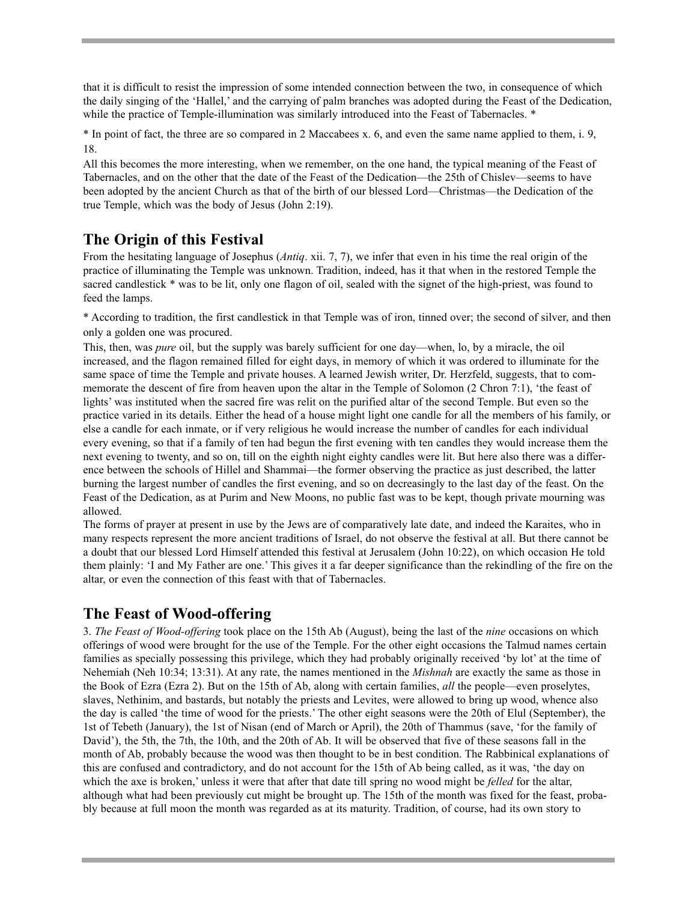that it is difficult to resist the impression of some intended connection between the two, in consequence of which the daily singing of the 'Hallel,' and the carrying of palm branches was adopted during the Feast of the Dedication, while the practice of Temple-illumination was similarly introduced into the Feast of Tabernacles. *

* In point of fact, the three are so compared in 2 Maccabees x. 6, and even the same name applied to them, i. 9, 18.

All this becomes the more interesting, when we remember, on the one hand, the typical meaning of the Feast of Tabernacles, and on the other that the date of the Feast of the Dedication—the 25th of Chislev—seems to have been adopted by the ancient Church as that of the birth of our blessed Lord—Christmas—the Dedication of the true Temple, which was the body of Jesus (John 2:19).

## The Origin of this Festival

From the hesitating language of Josephus (*Antiq*. xii. 7, 7), we infer that even in his time the real origin of the practice of illuminating the Temple was unknown. Tradition, indeed, has it that when in the restored Temple the sacred candlestick * was to be lit, only one flagon of oil, sealed with the signet of the high-priest, was found to feed the lamps.

* According to tradition, the first candlestick in that Temple was of iron, tinned over; the second of silver, and then only a golden one was procured.

This, then, was *pure* oil, but the supply was barely sufficient for one day—when, lo, by a miracle, the oil increased, and the flagon remained filled for eight days, in memory of which it was ordered to illuminate for the same space of time the Temple and private houses. A learned Jewish writer, Dr. Herzfeld, suggests, that to commemorate the descent of fire from heaven upon the altar in the Temple of Solomon (2 Chron 7:1), 'the feast of lights' was instituted when the sacred fire was relit on the purified altar of the second Temple. But even so the practice varied in its details. Either the head of a house might light one candle for all the members of his family, or else a candle for each inmate, or if very religious he would increase the number of candles for each individual every evening, so that if a family of ten had begun the first evening with ten candles they would increase them the next evening to twenty, and so on, till on the eighth night eighty candles were lit. But here also there was a difference between the schools of Hillel and Shammai—the former observing the practice as just described, the latter burning the largest number of candles the first evening, and so on decreasingly to the last day of the feast. On the Feast of the Dedication, as at Purim and New Moons, no public fast was to be kept, though private mourning was allowed.

The forms of prayer at present in use by the Jews are of comparatively late date, and indeed the Karaites, who in many respects represent the more ancient traditions of Israel, do not observe the festival at all. But there cannot be a doubt that our blessed Lord Himself attended this festival at Jerusalem (John 10:22), on which occasion He told them plainly: 'I and My Father are one.' This gives it a far deeper significance than the rekindling of the fire on the altar, or even the connection of this feast with that of Tabernacles.

## The Feast of Wood-offering

3. *The Feast of Wood-offering* took place on the 15th Ab (August), being the last of the *nine* occasions on which offerings of wood were brought for the use of the Temple. For the other eight occasions the Talmud names certain families as specially possessing this privilege, which they had probably originally received 'by lot' at the time of Nehemiah (Neh 10:34; 13:31). At any rate, the names mentioned in the *Mishnah* are exactly the same as those in the Book of Ezra (Ezra 2). But on the 15th of Ab, along with certain families, *all* the people—even proselytes, slaves, Nethinim, and bastards, but notably the priests and Levites, were allowed to bring up wood, whence also the day is called 'the time of wood for the priests.' The other eight seasons were the 20th of Elul (September), the 1st of Tebeth (January), the 1st of Nisan (end of March or April), the 20th of Thammus (save, 'for the family of David'), the 5th, the 7th, the 10th, and the 20th of Ab. It will be observed that five of these seasons fall in the month of Ab, probably because the wood was then thought to be in best condition. The Rabbinical explanations of this are confused and contradictory, and do not account for the 15th of Ab being called, as it was, 'the day on which the axe is broken,' unless it were that after that date till spring no wood might be *felled* for the altar, although what had been previously cut might be brought up. The 15th of the month was fixed for the feast, probably because at full moon the month was regarded as at its maturity. Tradition, of course, had its own story to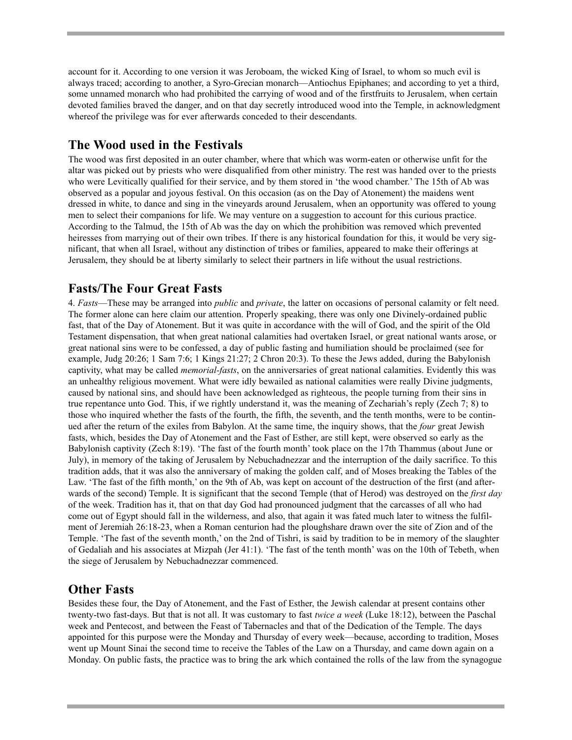account for it. According to one version it was Jeroboam, the wicked King of Israel, to whom so much evil is always traced; according to another, a Syro-Grecian monarch—Antiochus Epiphanes; and according to yet a third, some unnamed monarch who had prohibited the carrying of wood and of the firstfruits to Jerusalem, when certain devoted families braved the danger, and on that day secretly introduced wood into the Temple, in acknowledgment whereof the privilege was for ever afterwards conceded to their descendants.

## The Wood used in the Festivals

The wood was first deposited in an outer chamber, where that which was worm-eaten or otherwise unfit for the altar was picked out by priests who were disqualified from other ministry. The rest was handed over to the priests who were Levitically qualified for their service, and by them stored in 'the wood chamber.' The 15th of Ab was observed as a popular and joyous festival. On this occasion (as on the Day of Atonement) the maidens went dressed in white, to dance and sing in the vineyards around Jerusalem, when an opportunity was offered to young men to select their companions for life. We may venture on a suggestion to account for this curious practice. According to the Talmud, the 15th of Ab was the day on which the prohibition was removed which prevented heiresses from marrying out of their own tribes. If there is any historical foundation for this, it would be very significant, that when all Israel, without any distinction of tribes or families, appeared to make their offerings at Jerusalem, they should be at liberty similarly to select their partners in life without the usual restrictions.

## Fasts/The Four Great Fasts

4. *Fasts*—These may be arranged into *public* and *private*, the latter on occasions of personal calamity or felt need. The former alone can here claim our attention. Properly speaking, there was only one Divinely-ordained public fast, that of the Day of Atonement. But it was quite in accordance with the will of God, and the spirit of the Old Testament dispensation, that when great national calamities had overtaken Israel, or great national wants arose, or great national sins were to be confessed, a day of public fasting and humiliation should be proclaimed (see for example, Judg 20:26; 1 Sam 7:6; 1 Kings 21:27; 2 Chron 20:3). To these the Jews added, during the Babylonish captivity, what may be called *memorial-fasts*, on the anniversaries of great national calamities. Evidently this was an unhealthy religious movement. What were idly bewailed as national calamities were really Divine judgments, caused by national sins, and should have been acknowledged as righteous, the people turning from their sins in true repentance unto God. This, if we rightly understand it, was the meaning of Zechariah's reply (Zech 7; 8) to those who inquired whether the fasts of the fourth, the fifth, the seventh, and the tenth months, were to be continued after the return of the exiles from Babylon. At the same time, the inquiry shows, that the *four* great Jewish fasts, which, besides the Day of Atonement and the Fast of Esther, are still kept, were observed so early as the Babylonish captivity (Zech 8:19). 'The fast of the fourth month' took place on the 17th Thammus (about June or July), in memory of the taking of Jerusalem by Nebuchadnezzar and the interruption of the daily sacrifice. To this tradition adds, that it was also the anniversary of making the golden calf, and of Moses breaking the Tables of the Law. 'The fast of the fifth month,' on the 9th of Ab, was kept on account of the destruction of the first (and afterwards of the second) Temple. It is significant that the second Temple (that of Herod) was destroyed on the *first day* of the week. Tradition has it, that on that day God had pronounced judgment that the carcasses of all who had come out of Egypt should fall in the wilderness, and also, that again it was fated much later to witness the fulfilment of Jeremiah 26:18-23, when a Roman centurion had the ploughshare drawn over the site of Zion and of the Temple. 'The fast of the seventh month,' on the 2nd of Tishri, is said by tradition to be in memory of the slaughter of Gedaliah and his associates at Mizpah (Jer 41:1). 'The fast of the tenth month' was on the 10th of Tebeth, when the siege of Jerusalem by Nebuchadnezzar commenced.

## Other Fasts

Besides these four, the Day of Atonement, and the Fast of Esther, the Jewish calendar at present contains other twenty-two fast-days. But that is not all. It was customary to fast *twice a week* (Luke 18:12), between the Paschal week and Pentecost, and between the Feast of Tabernacles and that of the Dedication of the Temple. The days appointed for this purpose were the Monday and Thursday of every week—because, according to tradition, Moses went up Mount Sinai the second time to receive the Tables of the Law on a Thursday, and came down again on a Monday. On public fasts, the practice was to bring the ark which contained the rolls of the law from the synagogue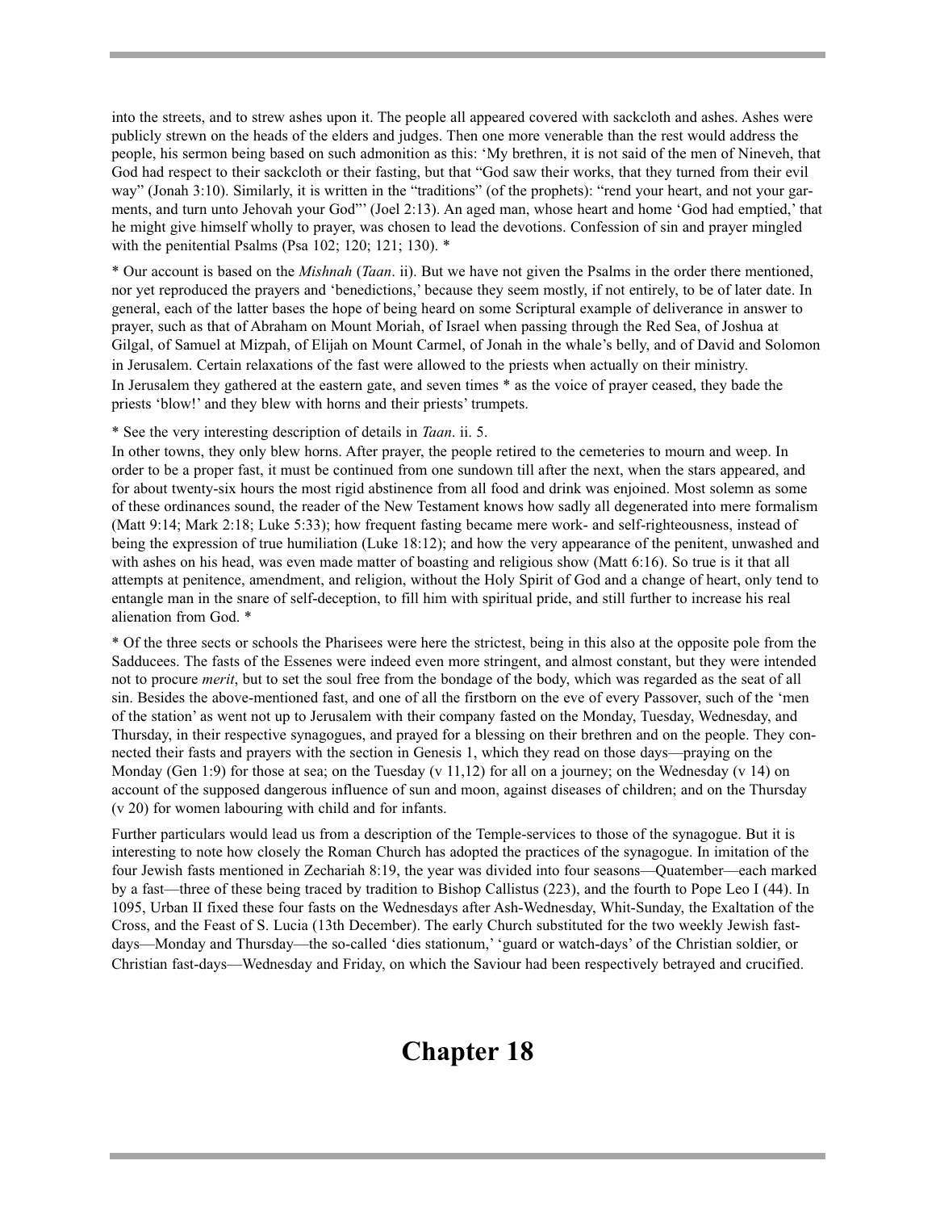into the streets, and to strew ashes upon it. The people all appeared covered with sackcloth and ashes. Ashes were publicly strewn on the heads of the elders and judges. Then one more venerable than the rest would address the people, his sermon being based on such admonition as this: 'My brethren, it is not said of the men of Nineveh, that God had respect to their sackcloth or their fasting, but that "God saw their works, that they turned from their evil way" (Jonah 3:10). Similarly, it is written in the "traditions" (of the prophets): "rend your heart, and not your garments, and turn unto Jehovah your God"' (Joel 2:13). An aged man, whose heart and home 'God had emptied,' that he might give himself wholly to prayer, was chosen to lead the devotions. Confession of sin and prayer mingled with the penitential Psalms (Psa 102; 120; 121; 130). *

* Our account is based on the *Mishnah* (*Taan*. ii). But we have not given the Psalms in the order there mentioned, nor yet reproduced the prayers and 'benedictions,' because they seem mostly, if not entirely, to be of later date. In general, each of the latter bases the hope of being heard on some Scriptural example of deliverance in answer to prayer, such as that of Abraham on Mount Moriah, of Israel when passing through the Red Sea, of Joshua at Gilgal, of Samuel at Mizpah, of Elijah on Mount Carmel, of Jonah in the whale's belly, and of David and Solomon in Jerusalem. Certain relaxations of the fast were allowed to the priests when actually on their ministry.

In Jerusalem they gathered at the eastern gate, and seven times * as the voice of prayer ceased, they bade the priests 'blow!' and they blew with horns and their priests' trumpets.

* See the very interesting description of details in *Taan*. ii. 5.

In other towns, they only blew horns. After prayer, the people retired to the cemeteries to mourn and weep. In order to be a proper fast, it must be continued from one sundown till after the next, when the stars appeared, and for about twenty-six hours the most rigid abstinence from all food and drink was enjoined. Most solemn as some of these ordinances sound, the reader of the New Testament knows how sadly all degenerated into mere formalism (Matt 9:14; Mark 2:18; Luke 5:33); how frequent fasting became mere work- and self-righteousness, instead of being the expression of true humiliation (Luke 18:12); and how the very appearance of the penitent, unwashed and with ashes on his head, was even made matter of boasting and religious show (Matt 6:16). So true is it that all attempts at penitence, amendment, and religion, without the Holy Spirit of God and a change of heart, only tend to entangle man in the snare of self-deception, to fill him with spiritual pride, and still further to increase his real alienation from God. *

* Of the three sects or schools the Pharisees were here the strictest, being in this also at the opposite pole from the Sadducees. The fasts of the Essenes were indeed even more stringent, and almost constant, but they were intended not to procure *merit*, but to set the soul free from the bondage of the body, which was regarded as the seat of all sin. Besides the above-mentioned fast, and one of all the firstborn on the eve of every Passover, such of the 'men of the station' as went not up to Jerusalem with their company fasted on the Monday, Tuesday, Wednesday, and Thursday, in their respective synagogues, and prayed for a blessing on their brethren and on the people. They connected their fasts and prayers with the section in Genesis 1, which they read on those days—praying on the Monday (Gen 1:9) for those at sea; on the Tuesday (v 11,12) for all on a journey; on the Wednesday (v 14) on account of the supposed dangerous influence of sun and moon, against diseases of children; and on the Thursday (v 20) for women labouring with child and for infants.

Further particulars would lead us from a description of the Temple-services to those of the synagogue. But it is interesting to note how closely the Roman Church has adopted the practices of the synagogue. In imitation of the four Jewish fasts mentioned in Zechariah 8:19, the year was divided into four seasons—Quatember—each marked by a fast—three of these being traced by tradition to Bishop Callistus (223), and the fourth to Pope Leo I (44). In 1095, Urban II fixed these four fasts on the Wednesdays after Ash-Wednesday, Whit-Sunday, the Exaltation of the Cross, and the Feast of S. Lucia (13th December). The early Church substituted for the two weekly Jewish fast-days—Monday and Thursday—the so-called 'dies stationum,' 'guard or watch-days' of the Christian soldier, or Christian fast-days—Wednesday and Friday, on which the Saviour had been respectively betrayed and crucified.

# Chapter 18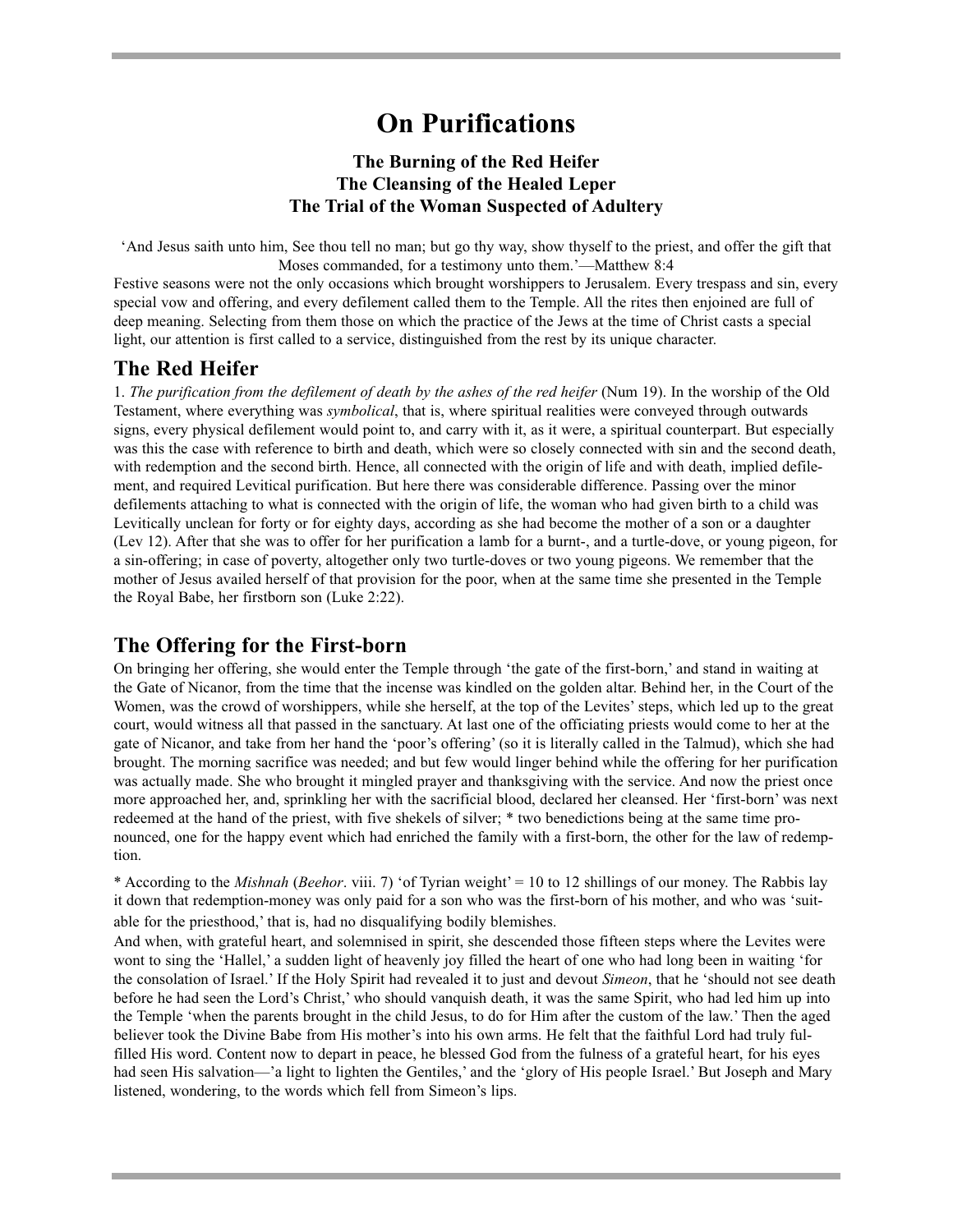# On Purifications

### The Burning of the Red Heifer
### The Cleansing of the Healed Leper
### The Trial of the Woman Suspected of Adultery

'And Jesus saith unto him, See thou tell no man; but go thy way, show thyself to the priest, and offer the gift that Moses commanded, for a testimony unto them.'—Matthew 8:4

Festive seasons were not the only occasions which brought worshippers to Jerusalem. Every trespass and sin, every special vow and offering, and every defilement called them to the Temple. All the rites then enjoined are full of deep meaning. Selecting from them those on which the practice of the Jews at the time of Christ casts a special light, our attention is first called to a service, distinguished from the rest by its unique character.

## The Red Heifer

1. *The purification from the defilement of death by the ashes of the red heifer* (Num 19). In the worship of the Old Testament, where everything was *symbolical*, that is, where spiritual realities were conveyed through outwards signs, every physical defilement would point to, and carry with it, as it were, a spiritual counterpart. But especially was this the case with reference to birth and death, which were so closely connected with sin and the second death, with redemption and the second birth. Hence, all connected with the origin of life and with death, implied defilement, and required Levitical purification. But here there was considerable difference. Passing over the minor defilements attaching to what is connected with the origin of life, the woman who had given birth to a child was Levitically unclean for forty or for eighty days, according as she had become the mother of a son or a daughter (Lev 12). After that she was to offer for her purification a lamb for a burnt-, and a turtle-dove, or young pigeon, for a sin-offering; in case of poverty, altogether only two turtle-doves or two young pigeons. We remember that the mother of Jesus availed herself of that provision for the poor, when at the same time she presented in the Temple the Royal Babe, her firstborn son (Luke 2:22).

## The Offering for the First-born

On bringing her offering, she would enter the Temple through 'the gate of the first-born,' and stand in waiting at the Gate of Nicanor, from the time that the incense was kindled on the golden altar. Behind her, in the Court of the Women, was the crowd of worshippers, while she herself, at the top of the Levites' steps, which led up to the great court, would witness all that passed in the sanctuary. At last one of the officiating priests would come to her at the gate of Nicanor, and take from her hand the 'poor's offering' (so it is literally called in the Talmud), which she had brought. The morning sacrifice was needed; and but few would linger behind while the offering for her purification was actually made. She who brought it mingled prayer and thanksgiving with the service. And now the priest once more approached her, and, sprinkling her with the sacrificial blood, declared her cleansed. Her 'first-born' was next redeemed at the hand of the priest, with five shekels of silver; * two benedictions being at the same time pronounced, one for the happy event which had enriched the family with a first-born, the other for the law of redemption.

\* According to the *Mishnah* (*Bechor*. viii. 7) 'of Tyrian weight' = 10 to 12 shillings of our money. The Rabbis lay it down that redemption-money was only paid for a son who was the first-born of his mother, and who was 'suitable for the priesthood,' that is, had no disqualifying bodily blemishes.

And when, with grateful heart, and solemnised in spirit, she descended those fifteen steps where the Levites were wont to sing the 'Hallel,' a sudden light of heavenly joy filled the heart of one who had long been in waiting 'for the consolation of Israel.' If the Holy Spirit had revealed it to just and devout *Simeon*, that he 'should not see death before he had seen the Lord's Christ,' who should vanquish death, it was the same Spirit, who had led him up into the Temple 'when the parents brought in the child Jesus, to do for Him after the custom of the law.' Then the aged believer took the Divine Babe from His mother's into his own arms. He felt that the faithful Lord had truly fulfilled His word. Content now to depart in peace, he blessed God from the fulness of a grateful heart, for his eyes had seen His salvation—'a light to lighten the Gentiles,' and the 'glory of His people Israel.' But Joseph and Mary listened, wondering, to the words which fell from Simeon's lips.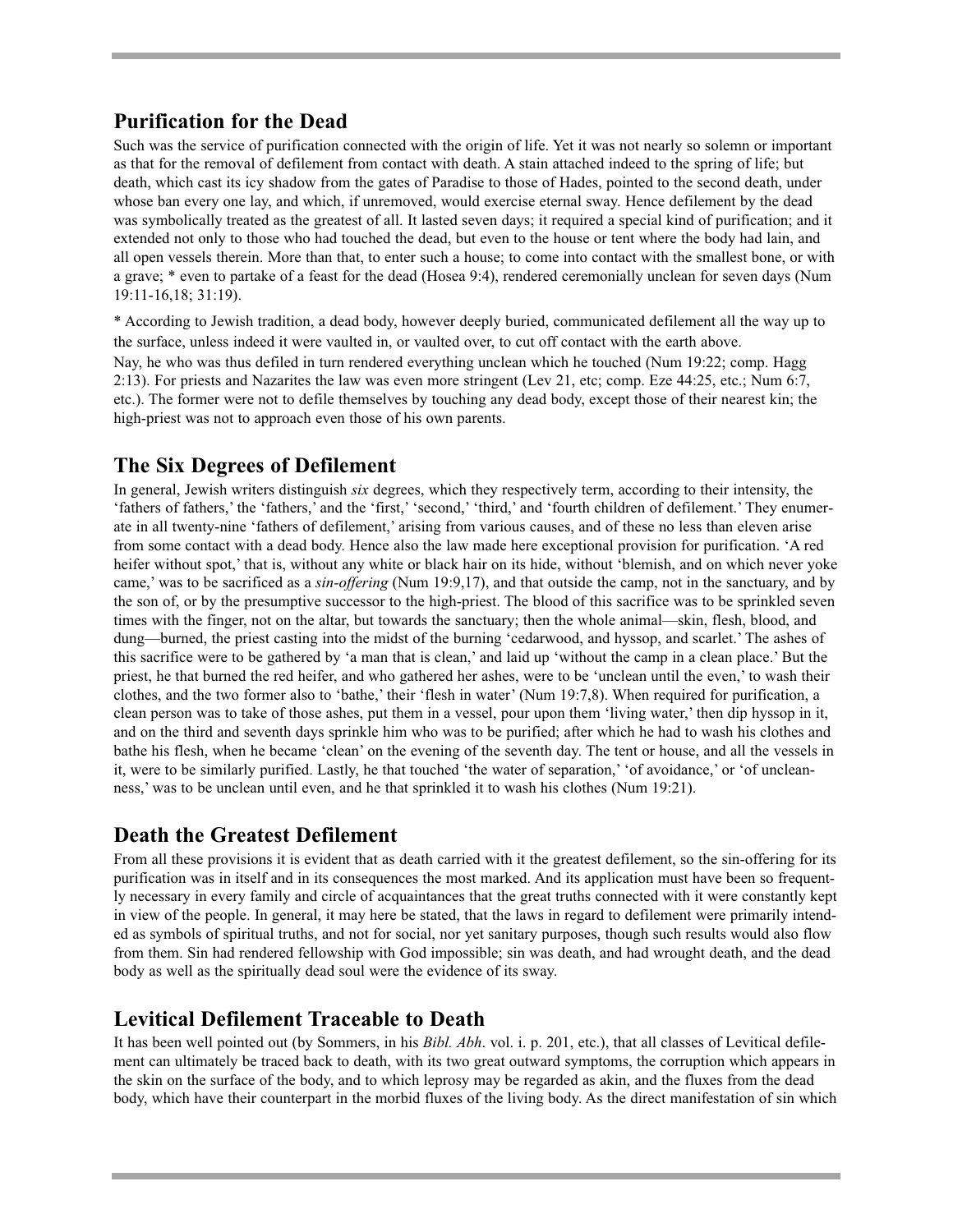## Purification for the Dead

Such was the service of purification connected with the origin of life. Yet it was not nearly so solemn or important as that for the removal of defilement from contact with death. A stain attached indeed to the spring of life; but death, which cast its icy shadow from the gates of Paradise to those of Hades, pointed to the second death, under whose ban every one lay, and which, if unremoved, would exercise eternal sway. Hence defilement by the dead was symbolically treated as the greatest of all. It lasted seven days; it required a special kind of purification; and it extended not only to those who had touched the dead, but even to the house or tent where the body had lain, and all open vessels therein. More than that, to enter such a house; to come into contact with the smallest bone, or with a grave; * even to partake of a feast for the dead (Hosea 9:4), rendered ceremonially unclean for seven days (Num 19:11-16,18; 31:19).

* According to Jewish tradition, a dead body, however deeply buried, communicated defilement all the way up to the surface, unless indeed it were vaulted in, or vaulted over, to cut off contact with the earth above.

Nay, he who was thus defiled in turn rendered everything unclean which he touched (Num 19:22; comp. Hagg 2:13). For priests and Nazarites the law was even more stringent (Lev 21, etc; comp. Eze 44:25, etc.; Num 6:7, etc.). The former were not to defile themselves by touching any dead body, except those of their nearest kin; the high-priest was not to approach even those of his own parents.

## The Six Degrees of Defilement

In general, Jewish writers distinguish *six* degrees, which they respectively term, according to their intensity, the 'fathers of fathers,' the 'fathers,' and the 'first,' 'second,' 'third,' and 'fourth children of defilement.' They enumerate in all twenty-nine 'fathers of defilement,' arising from various causes, and of these no less than eleven arise from some contact with a dead body. Hence also the law made here exceptional provision for purification. 'A red heifer without spot,' that is, without any white or black hair on its hide, without 'blemish, and on which never yoke came,' was to be sacrificed as a *sin-offering* (Num 19:9,17), and that outside the camp, not in the sanctuary, and by the son of, or by the presumptive successor to the high-priest. The blood of this sacrifice was to be sprinkled seven times with the finger, not on the altar, but towards the sanctuary; then the whole animal—skin, flesh, blood, and dung—burned, the priest casting into the midst of the burning 'cedarwood, and hyssop, and scarlet.' The ashes of this sacrifice were to be gathered by 'a man that is clean,' and laid up 'without the camp in a clean place.' But the priest, he that burned the red heifer, and who gathered her ashes, were to be 'unclean until the even,' to wash their clothes, and the two former also to 'bathe,' their 'flesh in water' (Num 19:7,8). When required for purification, a clean person was to take of those ashes, put them in a vessel, pour upon them 'living water,' then dip hyssop in it, and on the third and seventh days sprinkle him who was to be purified; after which he had to wash his clothes and bathe his flesh, when he became 'clean' on the evening of the seventh day. The tent or house, and all the vessels in it, were to be similarly purified. Lastly, he that touched 'the water of separation,' 'of avoidance,' or 'of uncleanness,' was to be unclean until even, and he that sprinkled it to wash his clothes (Num 19:21).

## Death the Greatest Defilement

From all these provisions it is evident that as death carried with it the greatest defilement, so the sin-offering for its purification was in itself and in its consequences the most marked. And its application must have been so frequently necessary in every family and circle of acquaintances that the great truths connected with it were constantly kept in view of the people. In general, it may here be stated, that the laws in regard to defilement were primarily intended as symbols of spiritual truths, and not for social, nor yet sanitary purposes, though such results would also flow from them. Sin had rendered fellowship with God impossible; sin was death, and had wrought death, and the dead body as well as the spiritually dead soul were the evidence of its sway.

## Levitical Defilement Traceable to Death

It has been well pointed out (by Sommers, in his *Bibl. Abh*. vol. i. p. 201, etc.), that all classes of Levitical defilement can ultimately be traced back to death, with its two great outward symptoms, the corruption which appears in the skin on the surface of the body, and to which leprosy may be regarded as akin, and the fluxes from the dead body, which have their counterpart in the morbid fluxes of the living body. As the direct manifestation of sin which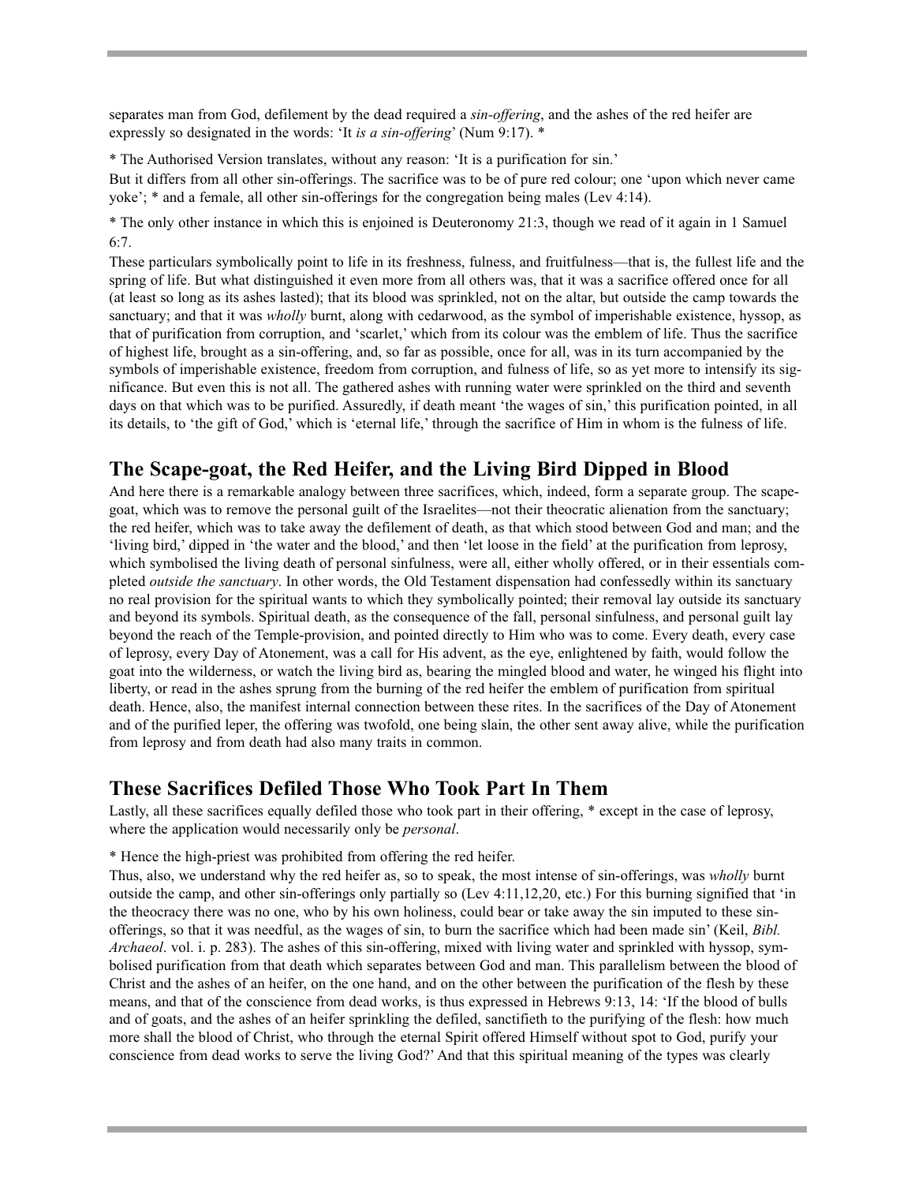separates man from God, defilement by the dead required a *sin-offering*, and the ashes of the red heifer are expressly so designated in the words: 'It *is a sin-offering*' (Num 9:17). *

* The Authorised Version translates, without any reason: 'It is a purification for sin.'

But it differs from all other sin-offerings. The sacrifice was to be of pure red colour; one 'upon which never came yoke'; * and a female, all other sin-offerings for the congregation being males (Lev 4:14).

* The only other instance in which this is enjoined is Deuteronomy 21:3, though we read of it again in 1 Samuel 6:7.

These particulars symbolically point to life in its freshness, fulness, and fruitfulness—that is, the fullest life and the spring of life. But what distinguished it even more from all others was, that it was a sacrifice offered once for all (at least so long as its ashes lasted); that its blood was sprinkled, not on the altar, but outside the camp towards the sanctuary; and that it was *wholly* burnt, along with cedarwood, as the symbol of imperishable existence, hyssop, as that of purification from corruption, and 'scarlet,' which from its colour was the emblem of life. Thus the sacrifice of highest life, brought as a sin-offering, and, so far as possible, once for all, was in its turn accompanied by the symbols of imperishable existence, freedom from corruption, and fulness of life, so as yet more to intensify its significance. But even this is not all. The gathered ashes with running water were sprinkled on the third and seventh days on that which was to be purified. Assuredly, if death meant 'the wages of sin,' this purification pointed, in all its details, to 'the gift of God,' which is 'eternal life,' through the sacrifice of Him in whom is the fulness of life.

## The Scape-goat, the Red Heifer, and the Living Bird Dipped in Blood

And here there is a remarkable analogy between three sacrifices, which, indeed, form a separate group. The scape-goat, which was to remove the personal guilt of the Israelites—not their theocratic alienation from the sanctuary; the red heifer, which was to take away the defilement of death, as that which stood between God and man; and the 'living bird,' dipped in 'the water and the blood,' and then 'let loose in the field' at the purification from leprosy, which symbolised the living death of personal sinfulness, were all, either wholly offered, or in their essentials completed *outside the sanctuary*. In other words, the Old Testament dispensation had confessedly within its sanctuary no real provision for the spiritual wants to which they symbolically pointed; their removal lay outside its sanctuary and beyond its symbols. Spiritual death, as the consequence of the fall, personal sinfulness, and personal guilt lay beyond the reach of the Temple-provision, and pointed directly to Him who was to come. Every death, every case of leprosy, every Day of Atonement, was a call for His advent, as the eye, enlightened by faith, would follow the goat into the wilderness, or watch the living bird as, bearing the mingled blood and water, he winged his flight into liberty, or read in the ashes sprung from the burning of the red heifer the emblem of purification from spiritual death. Hence, also, the manifest internal connection between these rites. In the sacrifices of the Day of Atonement and of the purified leper, the offering was twofold, one being slain, the other sent away alive, while the purification from leprosy and from death had also many traits in common.

## These Sacrifices Defiled Those Who Took Part In Them

Lastly, all these sacrifices equally defiled those who took part in their offering, * except in the case of leprosy, where the application would necessarily only be *personal*.

* Hence the high-priest was prohibited from offering the red heifer.

Thus, also, we understand why the red heifer as, so to speak, the most intense of sin-offerings, was *wholly* burnt outside the camp, and other sin-offerings only partially so (Lev 4:11,12,20, etc.) For this burning signified that 'in the theocracy there was no one, who by his own holiness, could bear or take away the sin imputed to these sin-offerings, so that it was needful, as the wages of sin, to burn the sacrifice which had been made sin' (Keil, *Bibl. Archaeol*. vol. i. p. 283). The ashes of this sin-offering, mixed with living water and sprinkled with hyssop, symbolised purification from that death which separates between God and man. This parallelism between the blood of Christ and the ashes of an heifer, on the one hand, and on the other between the purification of the flesh by these means, and that of the conscience from dead works, is thus expressed in Hebrews 9:13, 14: 'If the blood of bulls and of goats, and the ashes of an heifer sprinkling the defiled, sanctifieth to the purifying of the flesh: how much more shall the blood of Christ, who through the eternal Spirit offered Himself without spot to God, purify your conscience from dead works to serve the living God?' And that this spiritual meaning of the types was clearly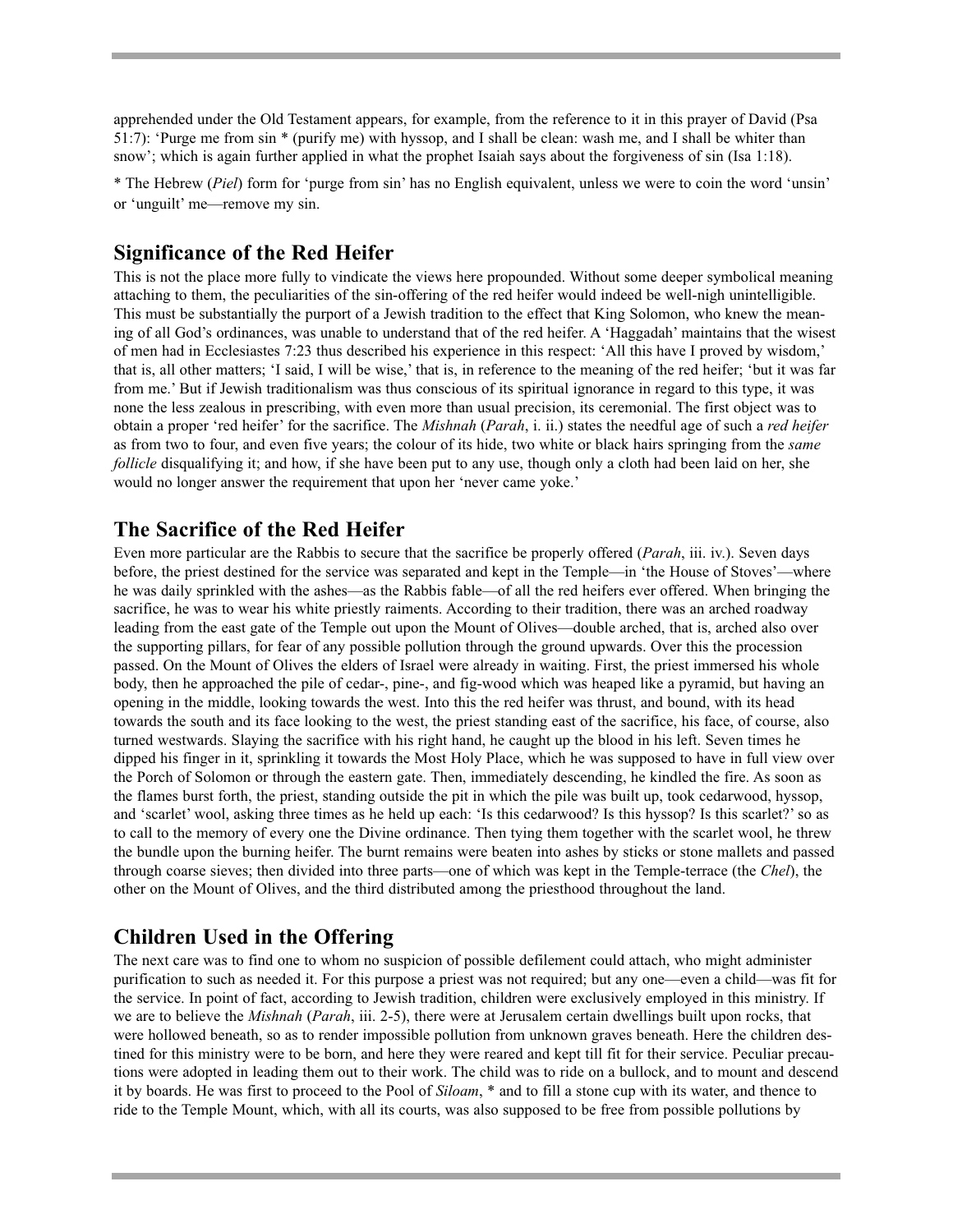apprehended under the Old Testament appears, for example, from the reference to it in this prayer of David (Psa 51:7): 'Purge me from sin * (purify me) with hyssop, and I shall be clean: wash me, and I shall be whiter than snow'; which is again further applied in what the prophet Isaiah says about the forgiveness of sin (Isa 1:18).

* The Hebrew (*Piel*) form for 'purge from sin' has no English equivalent, unless we were to coin the word 'unsin' or 'unguilt' me—remove my sin.

## Significance of the Red Heifer

This is not the place more fully to vindicate the views here propounded. Without some deeper symbolical meaning attaching to them, the peculiarities of the sin-offering of the red heifer would indeed be well-nigh unintelligible. This must be substantially the purport of a Jewish tradition to the effect that King Solomon, who knew the meaning of all God's ordinances, was unable to understand that of the red heifer. A 'Haggadah' maintains that the wisest of men had in Ecclesiastes 7:23 thus described his experience in this respect: 'All this have I proved by wisdom,' that is, all other matters; 'I said, I will be wise,' that is, in reference to the meaning of the red heifer; 'but it was far from me.' But if Jewish traditionalism was thus conscious of its spiritual ignorance in regard to this type, it was none the less zealous in prescribing, with even more than usual precision, its ceremonial. The first object was to obtain a proper 'red heifer' for the sacrifice. The *Mishnah* (*Parah*, i. ii.) states the needful age of such a *red heifer* as from two to four, and even five years; the colour of its hide, two white or black hairs springing from the *same follicle* disqualifying it; and how, if she have been put to any use, though only a cloth had been laid on her, she would no longer answer the requirement that upon her 'never came yoke.'

## The Sacrifice of the Red Heifer

Even more particular are the Rabbis to secure that the sacrifice be properly offered (*Parah*, iii. iv.). Seven days before, the priest destined for the service was separated and kept in the Temple—in 'the House of Stoves'—where he was daily sprinkled with the ashes—as the Rabbis fable—of all the red heifers ever offered. When bringing the sacrifice, he was to wear his white priestly raiments. According to their tradition, there was an arched roadway leading from the east gate of the Temple out upon the Mount of Olives—double arched, that is, arched also over the supporting pillars, for fear of any possible pollution through the ground upwards. Over this the procession passed. On the Mount of Olives the elders of Israel were already in waiting. First, the priest immersed his whole body, then he approached the pile of cedar-, pine-, and fig-wood which was heaped like a pyramid, but having an opening in the middle, looking towards the west. Into this the red heifer was thrust, and bound, with its head towards the south and its face looking to the west, the priest standing east of the sacrifice, his face, of course, also turned westwards. Slaying the sacrifice with his right hand, he caught up the blood in his left. Seven times he dipped his finger in it, sprinkling it towards the Most Holy Place, which he was supposed to have in full view over the Porch of Solomon or through the eastern gate. Then, immediately descending, he kindled the fire. As soon as the flames burst forth, the priest, standing outside the pit in which the pile was built up, took cedarwood, hyssop, and 'scarlet' wool, asking three times as he held up each: 'Is this cedarwood? Is this hyssop? Is this scarlet?' so as to call to the memory of every one the Divine ordinance. Then tying them together with the scarlet wool, he threw the bundle upon the burning heifer. The burnt remains were beaten into ashes by sticks or stone mallets and passed through coarse sieves; then divided into three parts—one of which was kept in the Temple-terrace (the *Chel*), the other on the Mount of Olives, and the third distributed among the priesthood throughout the land.

## Children Used in the Offering

The next care was to find one to whom no suspicion of possible defilement could attach, who might administer purification to such as needed it. For this purpose a priest was not required; but any one—even a child—was fit for the service. In point of fact, according to Jewish tradition, children were exclusively employed in this ministry. If we are to believe the *Mishnah* (*Parah*, iii. 2-5), there were at Jerusalem certain dwellings built upon rocks, that were hollowed beneath, so as to render impossible pollution from unknown graves beneath. Here the children destined for this ministry were to be born, and here they were reared and kept till fit for their service. Peculiar precautions were adopted in leading them out to their work. The child was to ride on a bullock, and to mount and descend it by boards. He was first to proceed to the Pool of *Siloam*, * and to fill a stone cup with its water, and thence to ride to the Temple Mount, which, with all its courts, was also supposed to be free from possible pollutions by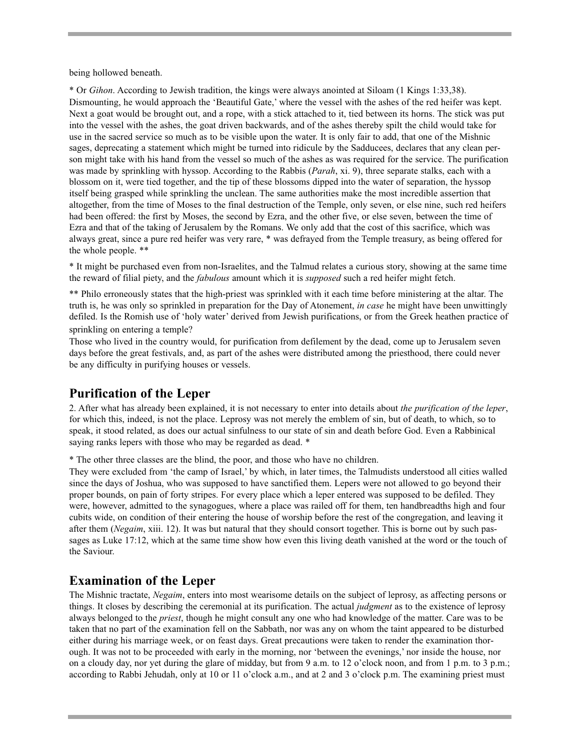being hollowed beneath.

* Or *Gihon*. According to Jewish tradition, the kings were always anointed at Siloam (1 Kings 1:33,38).

Dismounting, he would approach the 'Beautiful Gate,' where the vessel with the ashes of the red heifer was kept. Next a goat would be brought out, and a rope, with a stick attached to it, tied between its horns. The stick was put into the vessel with the ashes, the goat driven backwards, and of the ashes thereby spilt the child would take for use in the sacred service so much as to be visible upon the water. It is only fair to add, that one of the Mishnic sages, deprecating a statement which might be turned into ridicule by the Sadducees, declares that any clean person might take with his hand from the vessel so much of the ashes as was required for the service. The purification was made by sprinkling with hyssop. According to the Rabbis (*Parah*, xi. 9), three separate stalks, each with a blossom on it, were tied together, and the tip of these blossoms dipped into the water of separation, the hyssop itself being grasped while sprinkling the unclean. The same authorities make the most incredible assertion that altogether, from the time of Moses to the final destruction of the Temple, only seven, or else nine, such red heifers had been offered: the first by Moses, the second by Ezra, and the other five, or else seven, between the time of Ezra and that of the taking of Jerusalem by the Romans. We only add that the cost of this sacrifice, which was always great, since a pure red heifer was very rare, * was defrayed from the Temple treasury, as being offered for the whole people. **

* It might be purchased even from non-Israelites, and the Talmud relates a curious story, showing at the same time the reward of filial piety, and the *fabulous* amount which it is *supposed* such a red heifer might fetch.

** Philo erroneously states that the high-priest was sprinkled with it each time before ministering at the altar. The truth is, he was only so sprinkled in preparation for the Day of Atonement, *in case* he might have been unwittingly defiled. Is the Romish use of 'holy water' derived from Jewish purifications, or from the Greek heathen practice of sprinkling on entering a temple?

Those who lived in the country would, for purification from defilement by the dead, come up to Jerusalem seven days before the great festivals, and, as part of the ashes were distributed among the priesthood, there could never be any difficulty in purifying houses or vessels.

## Purification of the Leper

2. After what has already been explained, it is not necessary to enter into details about *the purification of the leper*, for which this, indeed, is not the place. Leprosy was not merely the emblem of sin, but of death, to which, so to speak, it stood related, as does our actual sinfulness to our state of sin and death before God. Even a Rabbinical saying ranks lepers with those who may be regarded as dead. *

* The other three classes are the blind, the poor, and those who have no children.

They were excluded from 'the camp of Israel,' by which, in later times, the Talmudists understood all cities walled since the days of Joshua, who was supposed to have sanctified them. Lepers were not allowed to go beyond their proper bounds, on pain of forty stripes. For every place which a leper entered was supposed to be defiled. They were, however, admitted to the synagogues, where a place was railed off for them, ten handbreadths high and four cubits wide, on condition of their entering the house of worship before the rest of the congregation, and leaving it after them (*Negaim*, xiii. 12). It was but natural that they should consort together. This is borne out by such passages as Luke 17:12, which at the same time show how even this living death vanished at the word or the touch of the Saviour.

## Examination of the Leper

The Mishnic tractate, *Negaim*, enters into most wearisome details on the subject of leprosy, as affecting persons or things. It closes by describing the ceremonial at its purification. The actual *judgment* as to the existence of leprosy always belonged to the *priest*, though he might consult any one who had knowledge of the matter. Care was to be taken that no part of the examination fell on the Sabbath, nor was any on whom the taint appeared to be disturbed either during his marriage week, or on feast days. Great precautions were taken to render the examination thorough. It was not to be proceeded with early in the morning, nor 'between the evenings,' nor inside the house, nor on a cloudy day, nor yet during the glare of midday, but from 9 a.m. to 12 o'clock noon, and from 1 p.m. to 3 p.m.; according to Rabbi Jehudah, only at 10 or 11 o'clock a.m., and at 2 and 3 o'clock p.m. The examining priest must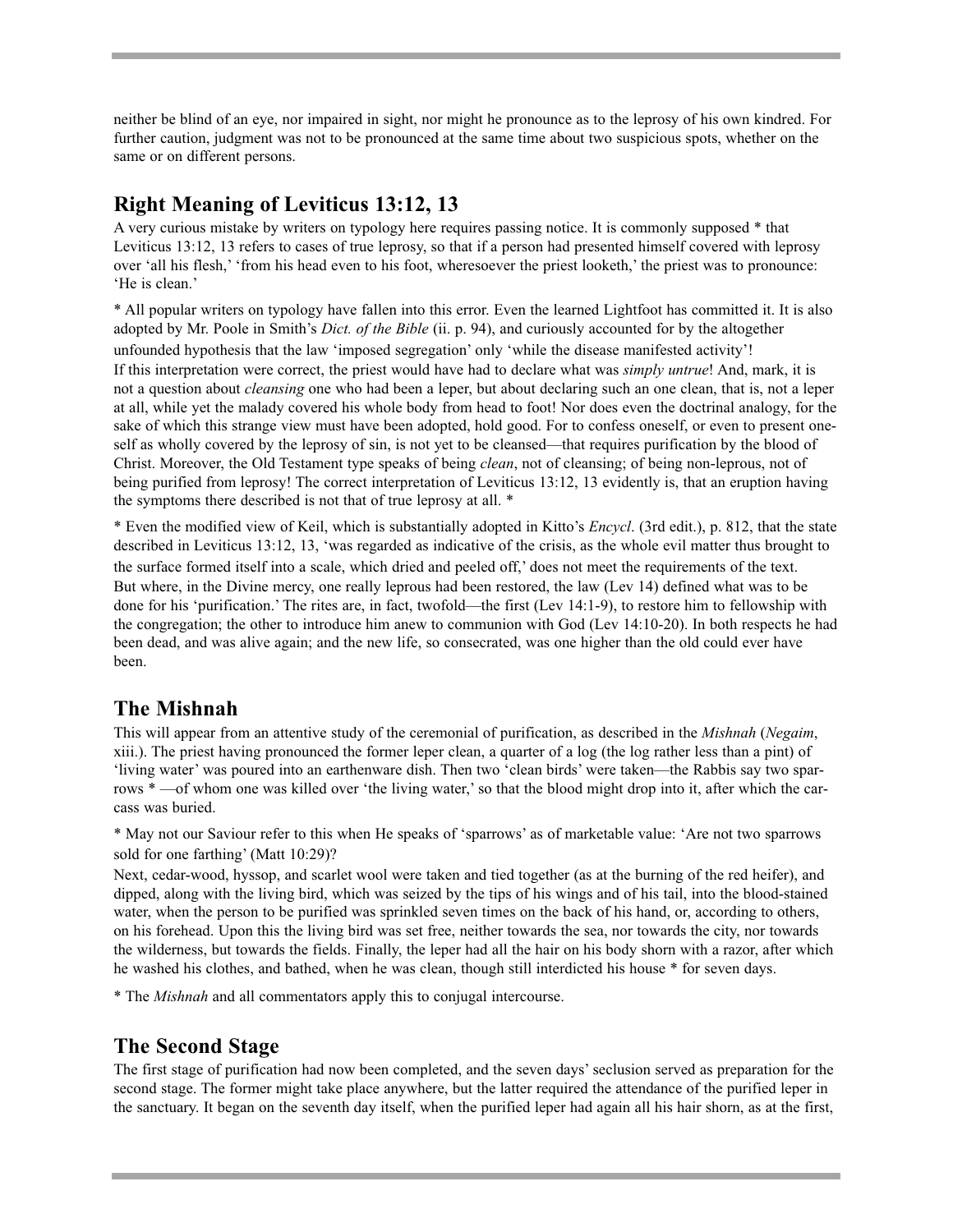neither be blind of an eye, nor impaired in sight, nor might he pronounce as to the leprosy of his own kindred. For further caution, judgment was not to be pronounced at the same time about two suspicious spots, whether on the same or on different persons.

## Right Meaning of Leviticus 13:12, 13

A very curious mistake by writers on typology here requires passing notice. It is commonly supposed * that Leviticus 13:12, 13 refers to cases of true leprosy, so that if a person had presented himself covered with leprosy over 'all his flesh,' 'from his head even to his foot, wheresoever the priest looketh,' the priest was to pronounce: 'He is clean.'

* All popular writers on typology have fallen into this error. Even the learned Lightfoot has committed it. It is also adopted by Mr. Poole in Smith's *Dict. of the Bible* (ii. p. 94), and curiously accounted for by the altogether unfounded hypothesis that the law 'imposed segregation' only 'while the disease manifested activity'!

If this interpretation were correct, the priest would have had to declare what was *simply untrue*! And, mark, it is not a question about *cleansing* one who had been a leper, but about declaring such an one clean, that is, not a leper at all, while yet the malady covered his whole body from head to foot! Nor does even the doctrinal analogy, for the sake of which this strange view must have been adopted, hold good. For to confess oneself, or even to present oneself as wholly covered by the leprosy of sin, is not yet to be cleansed—that requires purification by the blood of Christ. Moreover, the Old Testament type speaks of being *clean*, not of cleansing; of being non-leprous, not of being purified from leprosy! The correct interpretation of Leviticus 13:12, 13 evidently is, that an eruption having the symptoms there described is not that of true leprosy at all. *

* Even the modified view of Keil, which is substantially adopted in Kitto's *Encycl*. (3rd edit.), p. 812, that the state described in Leviticus 13:12, 13, 'was regarded as indicative of the crisis, as the whole evil matter thus brought to the surface formed itself into a scale, which dried and peeled off,' does not meet the requirements of the text.

But where, in the Divine mercy, one really leprous had been restored, the law (Lev 14) defined what was to be done for his 'purification.' The rites are, in fact, twofold—the first (Lev 14:1-9), to restore him to fellowship with the congregation; the other to introduce him anew to communion with God (Lev 14:10-20). In both respects he had been dead, and was alive again; and the new life, so consecrated, was one higher than the old could ever have been.

## The Mishnah

This will appear from an attentive study of the ceremonial of purification, as described in the *Mishnah* (*Negaim*, xiii.). The priest having pronounced the former leper clean, a quarter of a log (the log rather less than a pint) of 'living water' was poured into an earthenware dish. Then two 'clean birds' were taken—the Rabbis say two sparrows * —of whom one was killed over 'the living water,' so that the blood might drop into it, after which the carcass was buried.

* May not our Saviour refer to this when He speaks of 'sparrows' as of marketable value: 'Are not two sparrows sold for one farthing' (Matt 10:29)?

Next, cedar-wood, hyssop, and scarlet wool were taken and tied together (as at the burning of the red heifer), and dipped, along with the living bird, which was seized by the tips of his wings and of his tail, into the blood-stained water, when the person to be purified was sprinkled seven times on the back of his hand, or, according to others, on his forehead. Upon this the living bird was set free, neither towards the sea, nor towards the city, nor towards the wilderness, but towards the fields. Finally, the leper had all the hair on his body shorn with a razor, after which he washed his clothes, and bathed, when he was clean, though still interdicted his house * for seven days.

* The *Mishnah* and all commentators apply this to conjugal intercourse.

## The Second Stage

The first stage of purification had now been completed, and the seven days' seclusion served as preparation for the second stage. The former might take place anywhere, but the latter required the attendance of the purified leper in the sanctuary. It began on the seventh day itself, when the purified leper had again all his hair shorn, as at the first,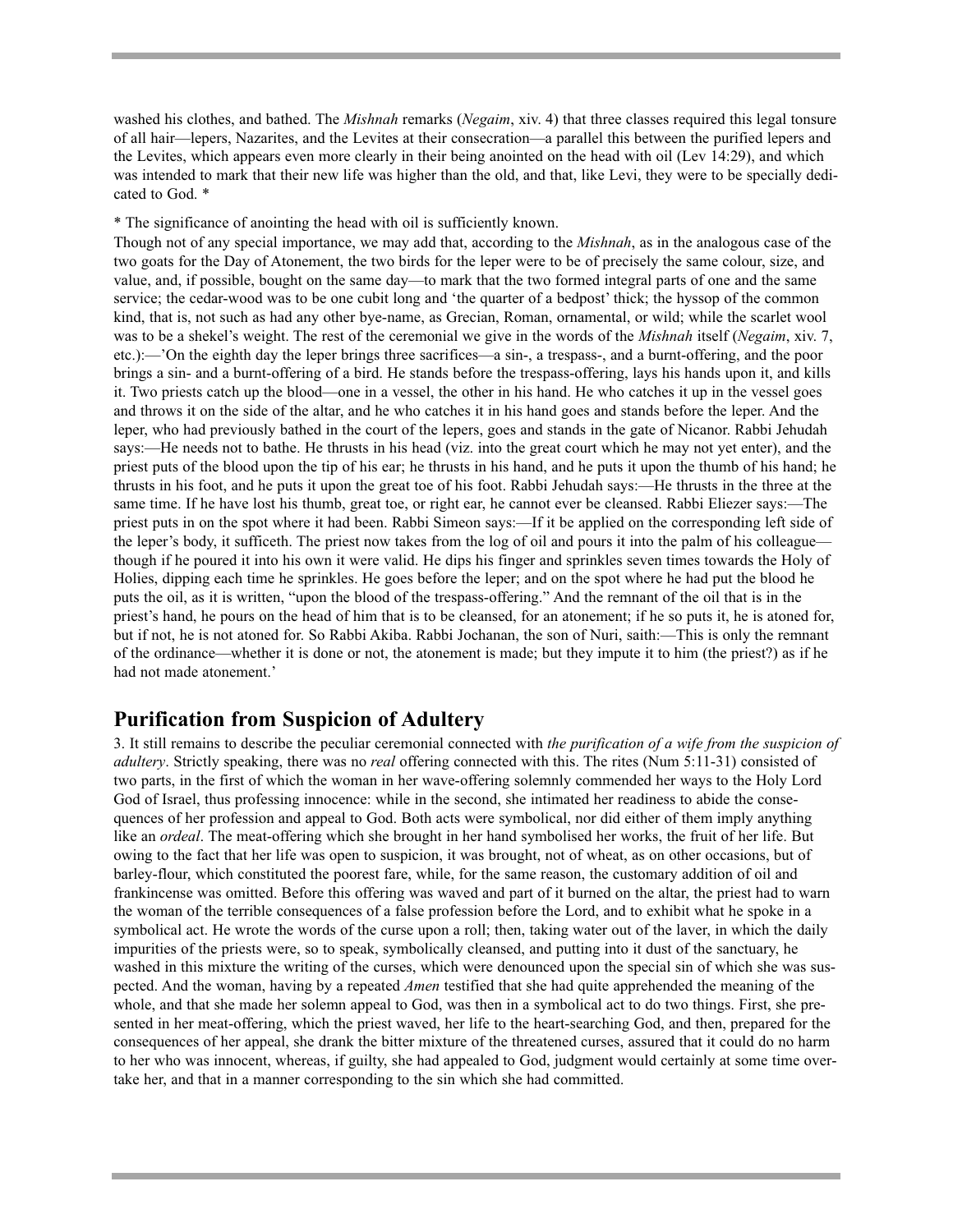washed his clothes, and bathed. The *Mishnah* remarks (*Negaim*, xiv. 4) that three classes required this legal tonsure of all hair—lepers, Nazarites, and the Levites at their consecration—a parallel this between the purified lepers and the Levites, which appears even more clearly in their being anointed on the head with oil (Lev 14:29), and which was intended to mark that their new life was higher than the old, and that, like Levi, they were to be specially dedicated to God. *

* The significance of anointing the head with oil is sufficiently known.

Though not of any special importance, we may add that, according to the *Mishnah*, as in the analogous case of the two goats for the Day of Atonement, the two birds for the leper were to be of precisely the same colour, size, and value, and, if possible, bought on the same day—to mark that the two formed integral parts of one and the same service; the cedar-wood was to be one cubit long and 'the quarter of a bedpost' thick; the hyssop of the common kind, that is, not such as had any other bye-name, as Grecian, Roman, ornamental, or wild; while the scarlet wool was to be a shekel's weight. The rest of the ceremonial we give in the words of the *Mishnah* itself (*Negaim*, xiv. 7, etc.):—'On the eighth day the leper brings three sacrifices—a sin-, a trespass-, and a burnt-offering, and the poor brings a sin- and a burnt-offering of a bird. He stands before the trespass-offering, lays his hands upon it, and kills it. Two priests catch up the blood—one in a vessel, the other in his hand. He who catches it up in the vessel goes and throws it on the side of the altar, and he who catches it in his hand goes and stands before the leper. And the leper, who had previously bathed in the court of the lepers, goes and stands in the gate of Nicanor. Rabbi Jehudah says:—He needs not to bathe. He thrusts in his head (viz. into the great court which he may not yet enter), and the priest puts of the blood upon the tip of his ear; he thrusts in his hand, and he puts it upon the thumb of his hand; he thrusts in his foot, and he puts it upon the great toe of his foot. Rabbi Jehudah says:—He thrusts in the three at the same time. If he have lost his thumb, great toe, or right ear, he cannot ever be cleansed. Rabbi Eliezer says:—The priest puts in on the spot where it had been. Rabbi Simeon says:—If it be applied on the corresponding left side of the leper's body, it sufficeth. The priest now takes from the log of oil and pours it into the palm of his colleague—though if he poured it into his own it were valid. He dips his finger and sprinkles seven times towards the Holy of Holies, dipping each time he sprinkles. He goes before the leper; and on the spot where he had put the blood he puts the oil, as it is written, "upon the blood of the trespass-offering." And the remnant of the oil that is in the priest's hand, he pours on the head of him that is to be cleansed, for an atonement; if he so puts it, he is atoned for, but if not, he is not atoned for. So Rabbi Akiba. Rabbi Jochanan, the son of Nuri, saith:—This is only the remnant of the ordinance—whether it is done or not, the atonement is made; but they impute it to him (the priest?) as if he had not made atonement.'

## Purification from Suspicion of Adultery

3. It still remains to describe the peculiar ceremonial connected with *the purification of a wife from the suspicion of adultery*. Strictly speaking, there was no *real* offering connected with this. The rites (Num 5:11-31) consisted of two parts, in the first of which the woman in her wave-offering solemnly commended her ways to the Holy Lord God of Israel, thus professing innocence: while in the second, she intimated her readiness to abide the consequences of her profession and appeal to God. Both acts were symbolical, nor did either of them imply anything like an *ordeal*. The meat-offering which she brought in her hand symbolised her works, the fruit of her life. But owing to the fact that her life was open to suspicion, it was brought, not of wheat, as on other occasions, but of barley-flour, which constituted the poorest fare, while, for the same reason, the customary addition of oil and frankincense was omitted. Before this offering was waved and part of it burned on the altar, the priest had to warn the woman of the terrible consequences of a false profession before the Lord, and to exhibit what he spoke in a symbolical act. He wrote the words of the curse upon a roll; then, taking water out of the laver, in which the daily impurities of the priests were, so to speak, symbolically cleansed, and putting into it dust of the sanctuary, he washed in this mixture the writing of the curses, which were denounced upon the special sin of which she was suspected. And the woman, having by a repeated *Amen* testified that she had quite apprehended the meaning of the whole, and that she made her solemn appeal to God, was then in a symbolical act to do two things. First, she presented in her meat-offering, which the priest waved, her life to the heart-searching God, and then, prepared for the consequences of her appeal, she drank the bitter mixture of the threatened curses, assured that it could do no harm to her who was innocent, whereas, if guilty, she had appealed to God, judgment would certainly at some time overtake her, and that in a manner corresponding to the sin which she had committed.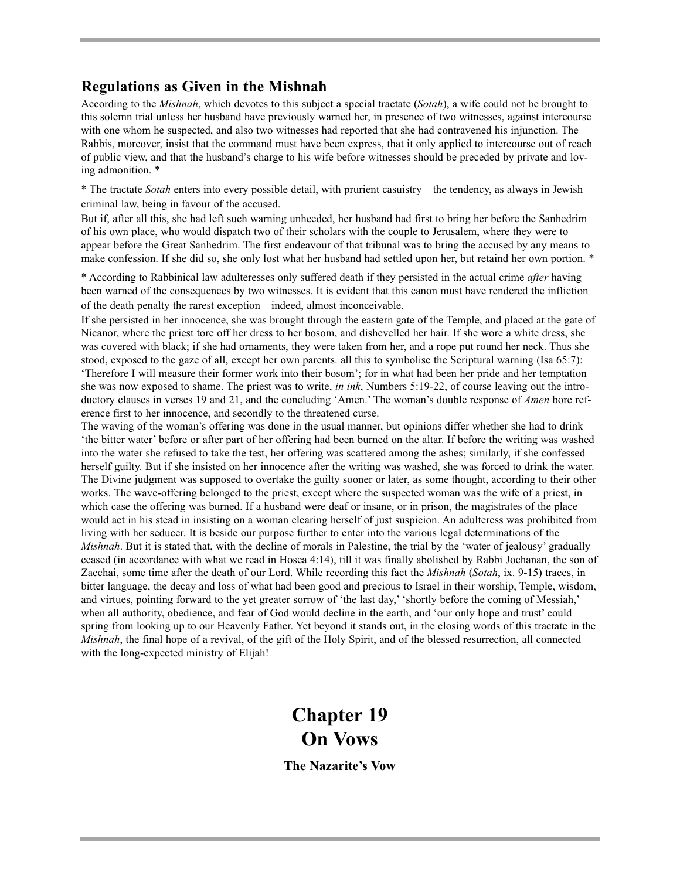## Regulations as Given in the Mishnah

According to the *Mishnah*, which devotes to this subject a special tractate (*Sotah*), a wife could not be brought to this solemn trial unless her husband have previously warned her, in presence of two witnesses, against intercourse with one whom he suspected, and also two witnesses had reported that she had contravened his injunction. The Rabbis, moreover, insist that the command must have been express, that it only applied to intercourse out of reach of public view, and that the husband's charge to his wife before witnesses should be preceded by private and loving admonition. *

* The tractate *Sotah* enters into every possible detail, with prurient casuistry—the tendency, as always in Jewish criminal law, being in favour of the accused.

But if, after all this, she had left such warning unheeded, her husband had first to bring her before the Sanhedrim of his own place, who would dispatch two of their scholars with the couple to Jerusalem, where they were to appear before the Great Sanhedrim. The first endeavour of that tribunal was to bring the accused by any means to make confession. If she did so, she only lost what her husband had settled upon her, but retaind her own portion. *

* According to Rabbinical law adulteresses only suffered death if they persisted in the actual crime *after* having been warned of the consequences by two witnesses. It is evident that this canon must have rendered the infliction of the death penalty the rarest exception—indeed, almost inconceivable.

If she persisted in her innocence, she was brought through the eastern gate of the Temple, and placed at the gate of Nicanor, where the priest tore off her dress to her bosom, and dishevelled her hair. If she wore a white dress, she was covered with black; if she had ornaments, they were taken from her, and a rope put round her neck. Thus she stood, exposed to the gaze of all, except her own parents. all this to symbolise the Scriptural warning (Isa 65:7): 'Therefore I will measure their former work into their bosom'; for in what had been her pride and her temptation she was now exposed to shame. The priest was to write, *in ink*, Numbers 5:19-22, of course leaving out the introductory clauses in verses 19 and 21, and the concluding 'Amen.' The woman's double response of *Amen* bore reference first to her innocence, and secondly to the threatened curse.

The waving of the woman's offering was done in the usual manner, but opinions differ whether she had to drink 'the bitter water' before or after part of her offering had been burned on the altar. If before the writing was washed into the water she refused to take the test, her offering was scattered among the ashes; similarly, if she confessed herself guilty. But if she insisted on her innocence after the writing was washed, she was forced to drink the water. The Divine judgment was supposed to overtake the guilty sooner or later, as some thought, according to their other works. The wave-offering belonged to the priest, except where the suspected woman was the wife of a priest, in which case the offering was burned. If a husband were deaf or insane, or in prison, the magistrates of the place would act in his stead in insisting on a woman clearing herself of just suspicion. An adulteress was prohibited from living with her seducer. It is beside our purpose further to enter into the various legal determinations of the *Mishnah*. But it is stated that, with the decline of morals in Palestine, the trial by the 'water of jealousy' gradually ceased (in accordance with what we read in Hosea 4:14), till it was finally abolished by Rabbi Jochanan, the son of Zacchai, some time after the death of our Lord. While recording this fact the *Mishnah* (*Sotah*, ix. 9-15) traces, in bitter language, the decay and loss of what had been good and precious to Israel in their worship, Temple, wisdom, and virtues, pointing forward to the yet greater sorrow of 'the last day,' 'shortly before the coming of Messiah,' when all authority, obedience, and fear of God would decline in the earth, and 'our only hope and trust' could spring from looking up to our Heavenly Father. Yet beyond it stands out, in the closing words of this tractate in the *Mishnah*, the final hope of a revival, of the gift of the Holy Spirit, and of the blessed resurrection, all connected with the long-expected ministry of Elijah!

# Chapter 19
# On Vows

### The Nazarite's Vow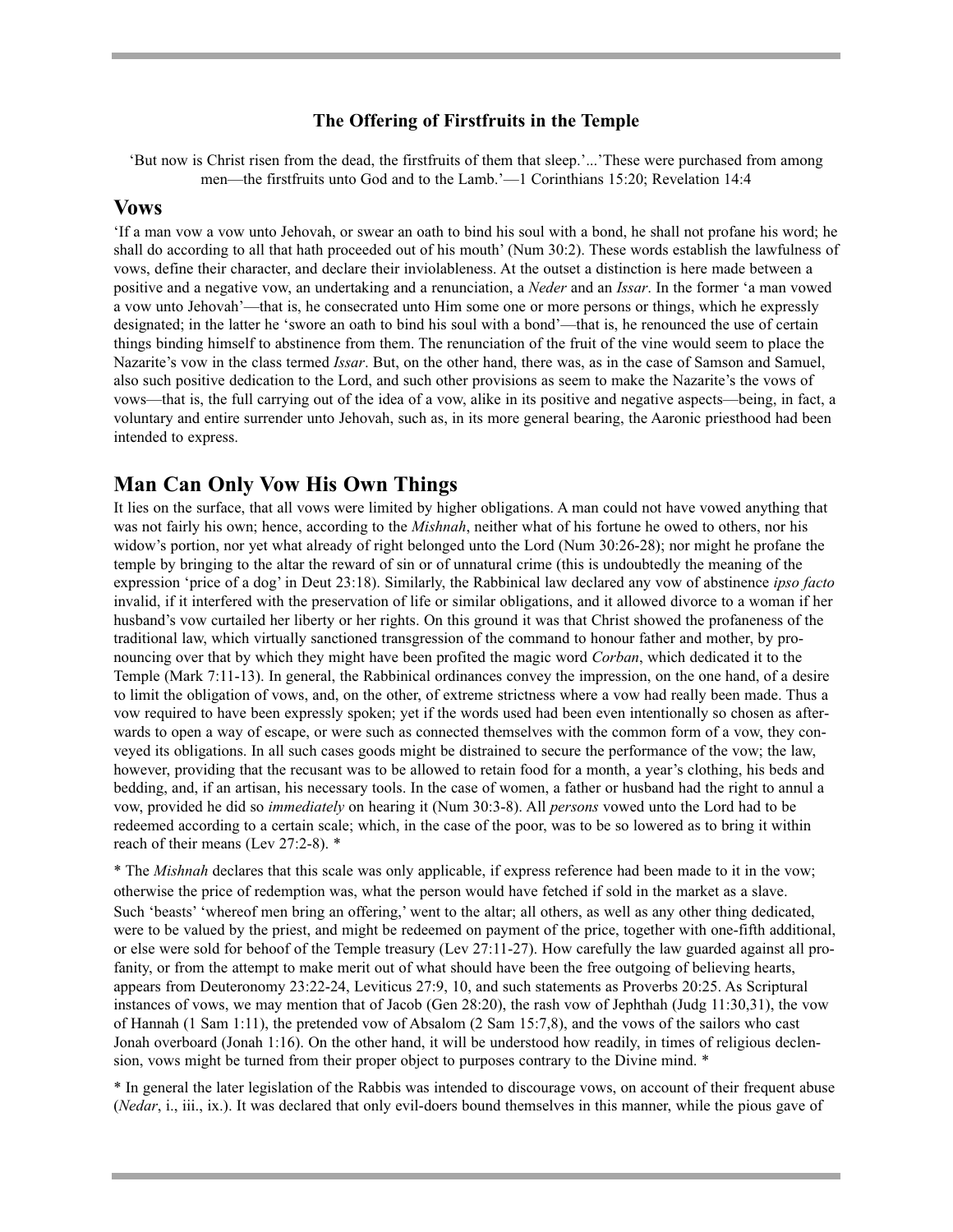### The Offering of Firstfruits in the Temple

'But now is Christ risen from the dead, the firstfruits of them that sleep.'...'These were purchased from among men—the firstfruits unto God and to the Lamb.'—1 Corinthians 15:20; Revelation 14:4

## Vows

'If a man vow a vow unto Jehovah, or swear an oath to bind his soul with a bond, he shall not profane his word; he shall do according to all that hath proceeded out of his mouth' (Num 30:2). These words establish the lawfulness of vows, define their character, and declare their inviolableness. At the outset a distinction is here made between a positive and a negative vow, an undertaking and a renunciation, a *Neder* and an *Issar*. In the former 'a man vowed a vow unto Jehovah'—that is, he consecrated unto Him some one or more persons or things, which he expressly designated; in the latter he 'swore an oath to bind his soul with a bond'—that is, he renounced the use of certain things binding himself to abstinence from them. The renunciation of the fruit of the vine would seem to place the Nazarite's vow in the class termed *Issar*. But, on the other hand, there was, as in the case of Samson and Samuel, also such positive dedication to the Lord, and such other provisions as seem to make the Nazarite's the vows of vows—that is, the full carrying out of the idea of a vow, alike in its positive and negative aspects—being, in fact, a voluntary and entire surrender unto Jehovah, such as, in its more general bearing, the Aaronic priesthood had been intended to express.

## Man Can Only Vow His Own Things

It lies on the surface, that all vows were limited by higher obligations. A man could not have vowed anything that was not fairly his own; hence, according to the *Mishnah*, neither what of his fortune he owed to others, nor his widow's portion, nor yet what already of right belonged unto the Lord (Num 30:26-28); nor might he profane the temple by bringing to the altar the reward of sin or of unnatural crime (this is undoubtedly the meaning of the expression 'price of a dog' in Deut 23:18). Similarly, the Rabbinical law declared any vow of abstinence *ipso facto* invalid, if it interfered with the preservation of life or similar obligations, and it allowed divorce to a woman if her husband's vow curtailed her liberty or her rights. On this ground it was that Christ showed the profaneness of the traditional law, which virtually sanctioned transgression of the command to honour father and mother, by pronouncing over that by which they might have been profited the magic word *Corban*, which dedicated it to the Temple (Mark 7:11-13). In general, the Rabbinical ordinances convey the impression, on the one hand, of a desire to limit the obligation of vows, and, on the other, of extreme strictness where a vow had really been made. Thus a vow required to have been expressly spoken; yet if the words used had been even intentionally so chosen as afterwards to open a way of escape, or were such as connected themselves with the common form of a vow, they conveyed its obligations. In all such cases goods might be distrained to secure the performance of the vow; the law, however, providing that the recusant was to be allowed to retain food for a month, a year's clothing, his beds and bedding, and, if an artisan, his necessary tools. In the case of women, a father or husband had the right to annul a vow, provided he did so *immediately* on hearing it (Num 30:3-8). All *persons* vowed unto the Lord had to be redeemed according to a certain scale; which, in the case of the poor, was to be so lowered as to bring it within reach of their means (Lev 27:2-8). *

* The *Mishnah* declares that this scale was only applicable, if express reference had been made to it in the vow; otherwise the price of redemption was, what the person would have fetched if sold in the market as a slave.

Such 'beasts' 'whereof men bring an offering,' went to the altar; all others, as well as any other thing dedicated, were to be valued by the priest, and might be redeemed on payment of the price, together with one-fifth additional, or else were sold for behoof of the Temple treasury (Lev 27:11-27). How carefully the law guarded against all profanity, or from the attempt to make merit out of what should have been the free outgoing of believing hearts, appears from Deuteronomy 23:22-24, Leviticus 27:9, 10, and such statements as Proverbs 20:25. As Scriptural instances of vows, we may mention that of Jacob (Gen 28:20), the rash vow of Jephthah (Judg 11:30,31), the vow of Hannah (1 Sam 1:11), the pretended vow of Absalom (2 Sam 15:7,8), and the vows of the sailors who cast Jonah overboard (Jonah 1:16). On the other hand, it will be understood how readily, in times of religious declension, vows might be turned from their proper object to purposes contrary to the Divine mind. *

* In general the later legislation of the Rabbis was intended to discourage vows, on account of their frequent abuse (*Nedar*, i., iii., ix.). It was declared that only evil-doers bound themselves in this manner, while the pious gave of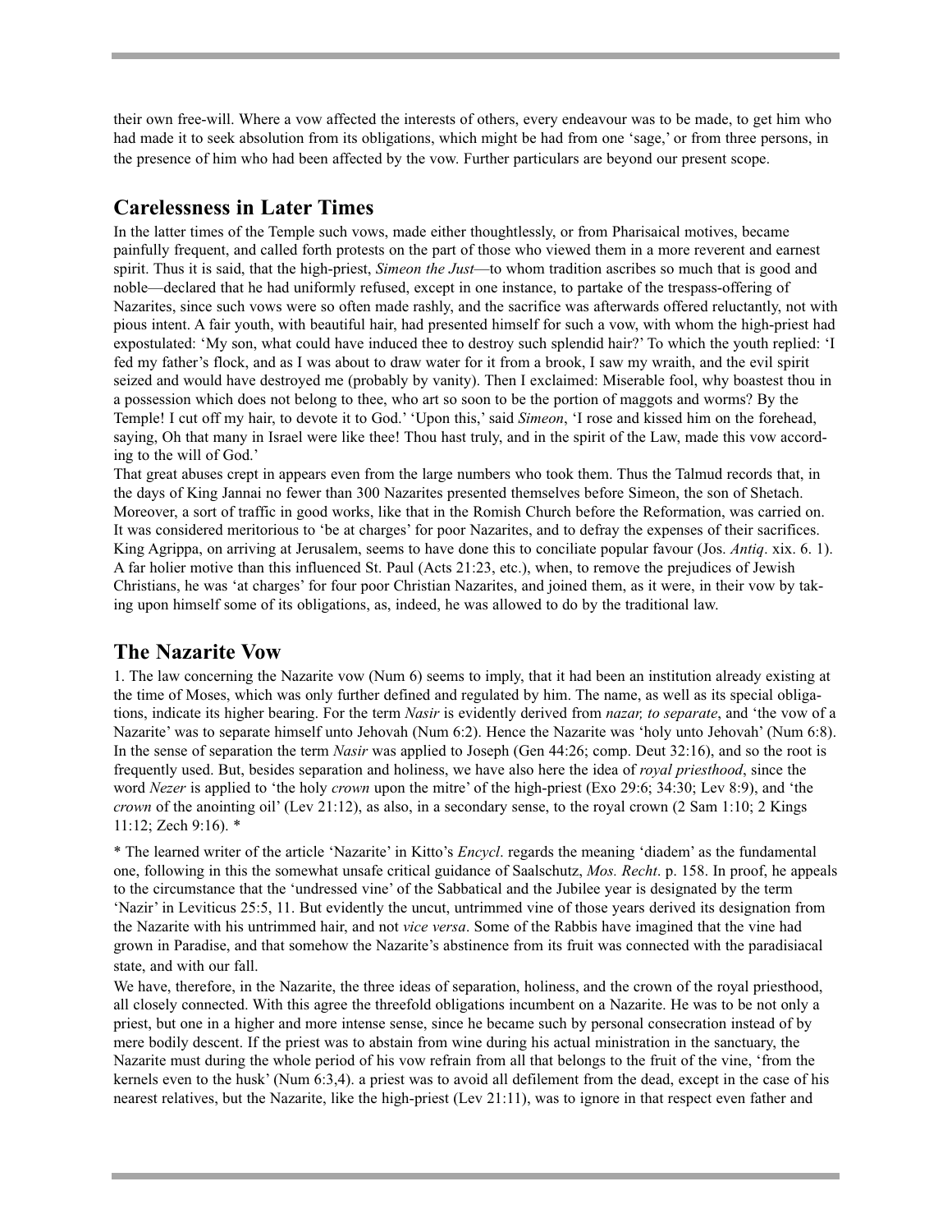their own free-will. Where a vow affected the interests of others, every endeavour was to be made, to get him who had made it to seek absolution from its obligations, which might be had from one 'sage,' or from three persons, in the presence of him who had been affected by the vow. Further particulars are beyond our present scope.

## Carelessness in Later Times

In the latter times of the Temple such vows, made either thoughtlessly, or from Pharisaical motives, became painfully frequent, and called forth protests on the part of those who viewed them in a more reverent and earnest spirit. Thus it is said, that the high-priest, *Simeon the Just*—to whom tradition ascribes so much that is good and noble—declared that he had uniformly refused, except in one instance, to partake of the trespass-offering of Nazarites, since such vows were so often made rashly, and the sacrifice was afterwards offered reluctantly, not with pious intent. A fair youth, with beautiful hair, had presented himself for such a vow, with whom the high-priest had expostulated: 'My son, what could have induced thee to destroy such splendid hair?' To which the youth replied: 'I fed my father's flock, and as I was about to draw water for it from a brook, I saw my wraith, and the evil spirit seized and would have destroyed me (probably by vanity). Then I exclaimed: Miserable fool, why boastest thou in a possession which does not belong to thee, who art so soon to be the portion of maggots and worms? By the Temple! I cut off my hair, to devote it to God.' 'Upon this,' said *Simeon*, 'I rose and kissed him on the forehead, saying, Oh that many in Israel were like thee! Thou hast truly, and in the spirit of the Law, made this vow according to the will of God.'

That great abuses crept in appears even from the large numbers who took them. Thus the Talmud records that, in the days of King Jannai no fewer than 300 Nazarites presented themselves before Simeon, the son of Shetach. Moreover, a sort of traffic in good works, like that in the Romish Church before the Reformation, was carried on. It was considered meritorious to 'be at charges' for poor Nazarites, and to defray the expenses of their sacrifices. King Agrippa, on arriving at Jerusalem, seems to have done this to conciliate popular favour (Jos. *Antiq*. xix. 6. 1). A far holier motive than this influenced St. Paul (Acts 21:23, etc.), when, to remove the prejudices of Jewish Christians, he was 'at charges' for four poor Christian Nazarites, and joined them, as it were, in their vow by taking upon himself some of its obligations, as, indeed, he was allowed to do by the traditional law.

## The Nazarite Vow

1. The law concerning the Nazarite vow (Num 6) seems to imply, that it had been an institution already existing at the time of Moses, which was only further defined and regulated by him. The name, as well as its special obligations, indicate its higher bearing. For the term *Nasir* is evidently derived from *nazar, to separate*, and 'the vow of a Nazarite' was to separate himself unto Jehovah (Num 6:2). Hence the Nazarite was 'holy unto Jehovah' (Num 6:8). In the sense of separation the term *Nasir* was applied to Joseph (Gen 44:26; comp. Deut 32:16), and so the root is frequently used. But, besides separation and holiness, we have also here the idea of *royal priesthood*, since the word *Nezer* is applied to 'the holy *crown* upon the mitre' of the high-priest (Exo 29:6; 34:30; Lev 8:9), and 'the *crown* of the anointing oil' (Lev 21:12), as also, in a secondary sense, to the royal crown (2 Sam 1:10; 2 Kings 11:12; Zech 9:16). *

* The learned writer of the article 'Nazarite' in Kitto's *Encycl*. regards the meaning 'diadem' as the fundamental one, following in this the somewhat unsafe critical guidance of Saalschutz, *Mos. Recht*. p. 158. In proof, he appeals to the circumstance that the 'undressed vine' of the Sabbatical and the Jubilee year is designated by the term 'Nazir' in Leviticus 25:5, 11. But evidently the uncut, untrimmed vine of those years derived its designation from the Nazarite with his untrimmed hair, and not *vice versa*. Some of the Rabbis have imagined that the vine had grown in Paradise, and that somehow the Nazarite's abstinence from its fruit was connected with the paradisiacal state, and with our fall.

We have, therefore, in the Nazarite, the three ideas of separation, holiness, and the crown of the royal priesthood, all closely connected. With this agree the threefold obligations incumbent on a Nazarite. He was to be not only a priest, but one in a higher and more intense sense, since he became such by personal consecration instead of by mere bodily descent. If the priest was to abstain from wine during his actual ministration in the sanctuary, the Nazarite must during the whole period of his vow refrain from all that belongs to the fruit of the vine, 'from the kernels even to the husk' (Num 6:3,4). a priest was to avoid all defilement from the dead, except in the case of his nearest relatives, but the Nazarite, like the high-priest (Lev 21:11), was to ignore in that respect even father and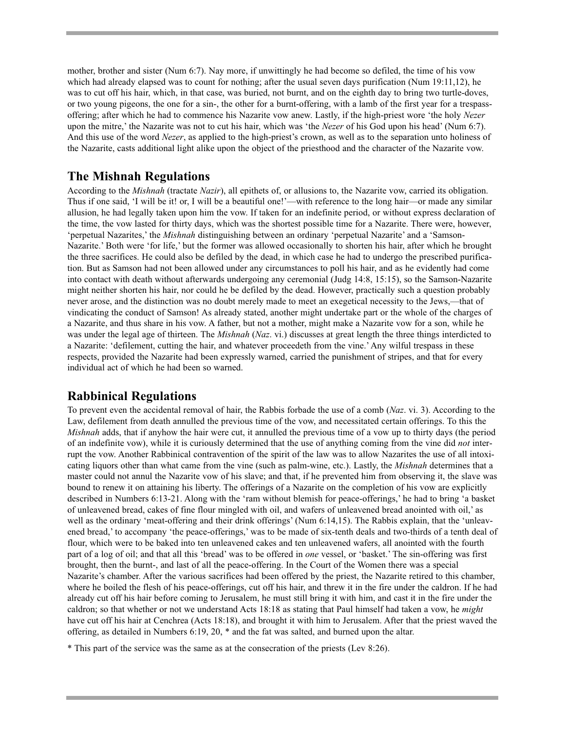mother, brother and sister (Num 6:7). Nay more, if unwittingly he had become so defiled, the time of his vow which had already elapsed was to count for nothing; after the usual seven days purification (Num 19:11,12), he was to cut off his hair, which, in that case, was buried, not burnt, and on the eighth day to bring two turtle-doves, or two young pigeons, the one for a sin-, the other for a burnt-offering, with a lamb of the first year for a trespass-offering; after which he had to commence his Nazarite vow anew. Lastly, if the high-priest wore 'the holy *Nezer* upon the mitre,' the Nazarite was not to cut his hair, which was 'the *Nezer* of his God upon his head' (Num 6:7). And this use of the word *Nezer*, as applied to the high-priest's crown, as well as to the separation unto holiness of the Nazarite, casts additional light alike upon the object of the priesthood and the character of the Nazarite vow.

## The Mishnah Regulations

According to the *Mishnah* (tractate *Nazir*), all epithets of, or allusions to, the Nazarite vow, carried its obligation. Thus if one said, 'I will be it! or, I will be a beautiful one!'—with reference to the long hair—or made any similar allusion, he had legally taken upon him the vow. If taken for an indefinite period, or without express declaration of the time, the vow lasted for thirty days, which was the shortest possible time for a Nazarite. There were, however, 'perpetual Nazarites,' the *Mishnah* distinguishing between an ordinary 'perpetual Nazarite' and a 'Samson-Nazarite.' Both were 'for life,' but the former was allowed occasionally to shorten his hair, after which he brought the three sacrifices. He could also be defiled by the dead, in which case he had to undergo the prescribed purification. But as Samson had not been allowed under any circumstances to poll his hair, and as he evidently had come into contact with death without afterwards undergoing any ceremonial (Judg 14:8, 15:15), so the Samson-Nazarite might neither shorten his hair, nor could he be defiled by the dead. However, practically such a question probably never arose, and the distinction was no doubt merely made to meet an exegetical necessity to the Jews,—that of vindicating the conduct of Samson! As already stated, another might undertake part or the whole of the charges of a Nazarite, and thus share in his vow. A father, but not a mother, might make a Nazarite vow for a son, while he was under the legal age of thirteen. The *Mishnah* (*Naz*. vi.) discusses at great length the three things interdicted to a Nazarite: 'defilement, cutting the hair, and whatever proceedeth from the vine.' Any wilful trespass in these respects, provided the Nazarite had been expressly warned, carried the punishment of stripes, and that for every individual act of which he had been so warned.

## Rabbinical Regulations

To prevent even the accidental removal of hair, the Rabbis forbade the use of a comb (*Naz*. vi. 3). According to the Law, defilement from death annulled the previous time of the vow, and necessitated certain offerings. To this the *Mishnah* adds, that if anyhow the hair were cut, it annulled the previous time of a vow up to thirty days (the period of an indefinite vow), while it is curiously determined that the use of anything coming from the vine did *not* interrupt the vow. Another Rabbinical contravention of the spirit of the law was to allow Nazarites the use of all intoxicating liquors other than what came from the vine (such as palm-wine, etc.). Lastly, the *Mishnah* determines that a master could not annul the Nazarite vow of his slave; and that, if he prevented him from observing it, the slave was bound to renew it on attaining his liberty. The offerings of a Nazarite on the completion of his vow are explicitly described in Numbers 6:13-21. Along with the 'ram without blemish for peace-offerings,' he had to bring 'a basket of unleavened bread, cakes of fine flour mingled with oil, and wafers of unleavened bread anointed with oil,' as well as the ordinary 'meat-offering and their drink offerings' (Num 6:14,15). The Rabbis explain, that the 'unleavened bread,' to accompany 'the peace-offerings,' was to be made of six-tenth deals and two-thirds of a tenth deal of flour, which were to be baked into ten unleavened cakes and ten unleavened wafers, all anointed with the fourth part of a log of oil; and that all this 'bread' was to be offered in *one* vessel, or 'basket.' The sin-offering was first brought, then the burnt-, and last of all the peace-offering. In the Court of the Women there was a special Nazarite's chamber. After the various sacrifices had been offered by the priest, the Nazarite retired to this chamber, where he boiled the flesh of his peace-offerings, cut off his hair, and threw it in the fire under the caldron. If he had already cut off his hair before coming to Jerusalem, he must still bring it with him, and cast it in the fire under the caldron; so that whether or not we understand Acts 18:18 as stating that Paul himself had taken a vow, he *might* have cut off his hair at Cenchrea (Acts 18:18), and brought it with him to Jerusalem. After that the priest waved the offering, as detailed in Numbers 6:19, 20, * and the fat was salted, and burned upon the altar.

* This part of the service was the same as at the consecration of the priests (Lev 8:26).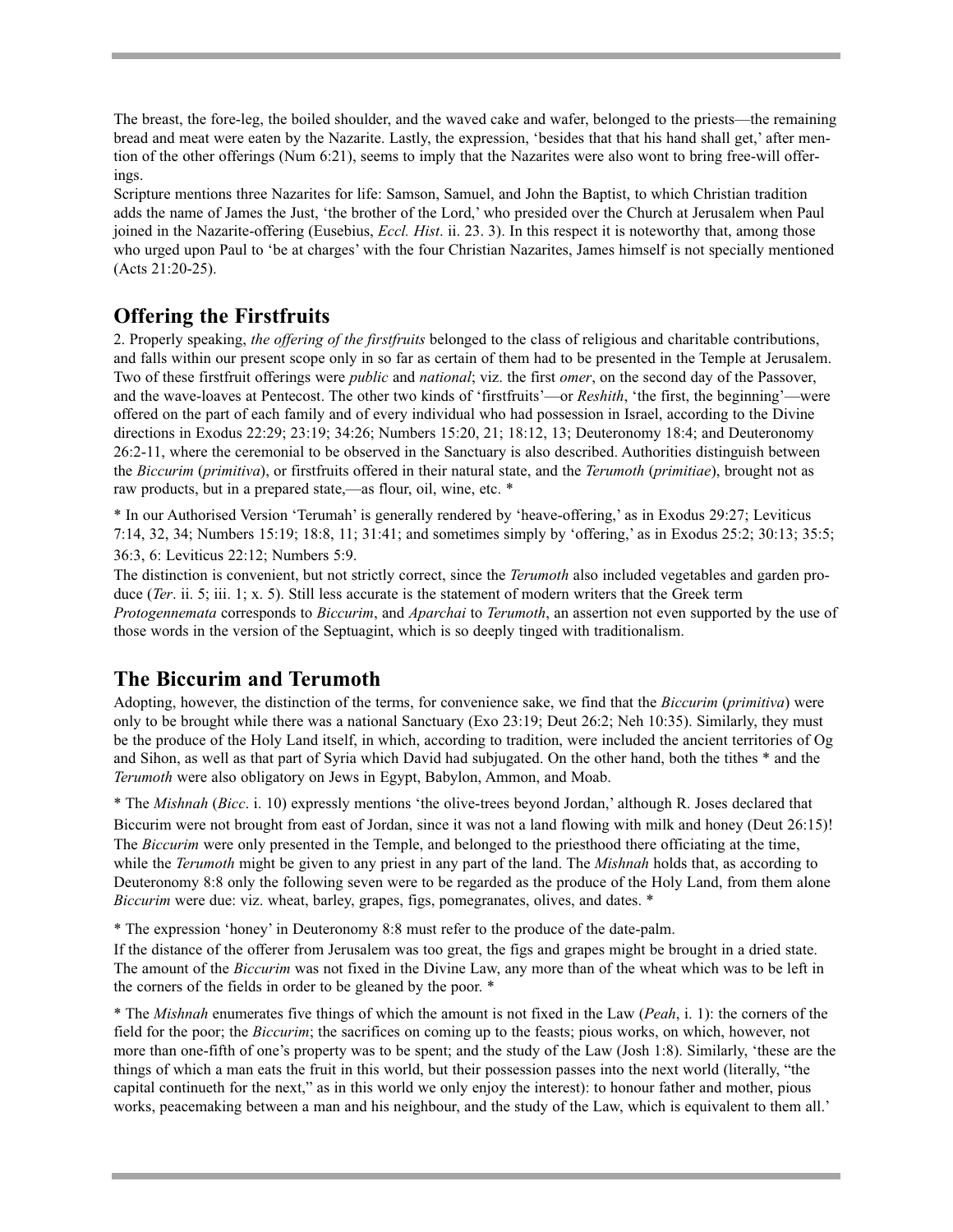The breast, the fore-leg, the boiled shoulder, and the waved cake and wafer, belonged to the priests—the remaining bread and meat were eaten by the Nazarite. Lastly, the expression, 'besides that that his hand shall get,' after mention of the other offerings (Num 6:21), seems to imply that the Nazarites were also wont to bring free-will offerings.

Scripture mentions three Nazarites for life: Samson, Samuel, and John the Baptist, to which Christian tradition adds the name of James the Just, 'the brother of the Lord,' who presided over the Church at Jerusalem when Paul joined in the Nazarite-offering (Eusebius, *Eccl. Hist*. ii. 23. 3). In this respect it is noteworthy that, among those who urged upon Paul to 'be at charges' with the four Christian Nazarites, James himself is not specially mentioned (Acts 21:20-25).

## Offering the Firstfruits

2. Properly speaking, *the offering of the firstfruits* belonged to the class of religious and charitable contributions, and falls within our present scope only in so far as certain of them had to be presented in the Temple at Jerusalem. Two of these firstfruit offerings were *public* and *national*; viz. the first *omer*, on the second day of the Passover, and the wave-loaves at Pentecost. The other two kinds of 'firstfruits'—or *Reshith*, 'the first, the beginning'—were offered on the part of each family and of every individual who had possession in Israel, according to the Divine directions in Exodus 22:29; 23:19; 34:26; Numbers 15:20, 21; 18:12, 13; Deuteronomy 18:4; and Deuteronomy 26:2-11, where the ceremonial to be observed in the Sanctuary is also described. Authorities distinguish between the *Biccurim* (*primitiva*), or firstfruits offered in their natural state, and the *Terumoth* (*primitiae*), brought not as raw products, but in a prepared state,—as flour, oil, wine, etc. *

* In our Authorised Version 'Terumah' is generally rendered by 'heave-offering,' as in Exodus 29:27; Leviticus 7:14, 32, 34; Numbers 15:19; 18:8, 11; 31:41; and sometimes simply by 'offering,' as in Exodus 25:2; 30:13; 35:5; 36:3, 6: Leviticus 22:12; Numbers 5:9.

The distinction is convenient, but not strictly correct, since the *Terumoth* also included vegetables and garden produce (*Ter*. ii. 5; iii. 1; x. 5). Still less accurate is the statement of modern writers that the Greek term *Protogennemata* corresponds to *Biccurim*, and *Aparchai* to *Terumoth*, an assertion not even supported by the use of those words in the version of the Septuagint, which is so deeply tinged with traditionalism.

## The Biccurim and Terumoth

Adopting, however, the distinction of the terms, for convenience sake, we find that the *Biccurim* (*primitiva*) were only to be brought while there was a national Sanctuary (Exo 23:19; Deut 26:2; Neh 10:35). Similarly, they must be the produce of the Holy Land itself, in which, according to tradition, were included the ancient territories of Og and Sihon, as well as that part of Syria which David had subjugated. On the other hand, both the tithes * and the *Terumoth* were also obligatory on Jews in Egypt, Babylon, Ammon, and Moab.

* The *Mishnah* (*Bicc*. i. 10) expressly mentions 'the olive-trees beyond Jordan,' although R. Joses declared that Biccurim were not brought from east of Jordan, since it was not a land flowing with milk and honey (Deut 26:15)!

The *Biccurim* were only presented in the Temple, and belonged to the priesthood there officiating at the time, while the *Terumoth* might be given to any priest in any part of the land. The *Mishnah* holds that, as according to Deuteronomy 8:8 only the following seven were to be regarded as the produce of the Holy Land, from them alone *Biccurim* were due: viz. wheat, barley, grapes, figs, pomegranates, olives, and dates. *

* The expression 'honey' in Deuteronomy 8:8 must refer to the produce of the date-palm.

If the distance of the offerer from Jerusalem was too great, the figs and grapes might be brought in a dried state. The amount of the *Biccurim* was not fixed in the Divine Law, any more than of the wheat which was to be left in the corners of the fields in order to be gleaned by the poor. *

* The *Mishnah* enumerates five things of which the amount is not fixed in the Law (*Peah*, i. 1): the corners of the field for the poor; the *Biccurim*; the sacrifices on coming up to the feasts; pious works, on which, however, not more than one-fifth of one's property was to be spent; and the study of the Law (Josh 1:8). Similarly, 'these are the things of which a man eats the fruit in this world, but their possession passes into the next world (literally, "the capital continueth for the next," as in this world we only enjoy the interest): to honour father and mother, pious works, peacemaking between a man and his neighbour, and the study of the Law, which is equivalent to them all.'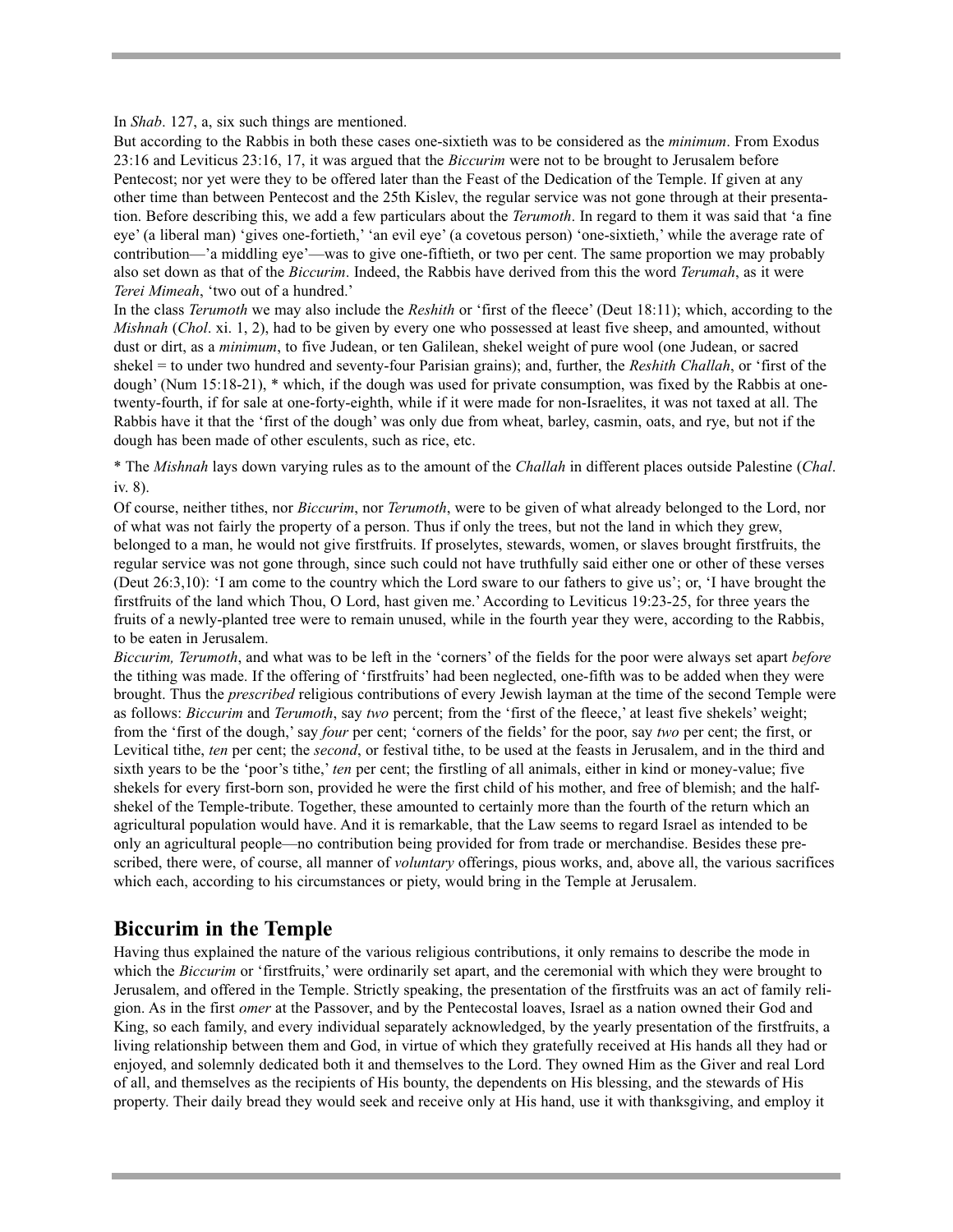In *Shab*. 127, a, six such things are mentioned.

But according to the Rabbis in both these cases one-sixtieth was to be considered as the *minimum*. From Exodus 23:16 and Leviticus 23:16, 17, it was argued that the *Biccurim* were not to be brought to Jerusalem before Pentecost; nor yet were they to be offered later than the Feast of the Dedication of the Temple. If given at any other time than between Pentecost and the 25th Kislev, the regular service was not gone through at their presentation. Before describing this, we add a few particulars about the *Terumoth*. In regard to them it was said that 'a fine eye' (a liberal man) 'gives one-fortieth,' 'an evil eye' (a covetous person) 'one-sixtieth,' while the average rate of contribution—'a middling eye'—was to give one-fiftieth, or two per cent. The same proportion we may probably also set down as that of the *Biccurim*. Indeed, the Rabbis have derived from this the word *Terumah*, as it were *Terei Mimeah*, 'two out of a hundred.'

In the class *Terumoth* we may also include the *Reshith* or 'first of the fleece' (Deut 18:11); which, according to the *Mishnah* (*Chol*. xi. 1, 2), had to be given by every one who possessed at least five sheep, and amounted, without dust or dirt, as a *minimum*, to five Judean, or ten Galilean, shekel weight of pure wool (one Judean, or sacred shekel = to under two hundred and seventy-four Parisian grains); and, further, the *Reshith Challah*, or 'first of the dough' (Num 15:18-21), * which, if the dough was used for private consumption, was fixed by the Rabbis at one-twenty-fourth, if for sale at one-forty-eighth, while if it were made for non-Israelites, it was not taxed at all. The Rabbis have it that the 'first of the dough' was only due from wheat, barley, casmin, oats, and rye, but not if the dough has been made of other esculents, such as rice, etc.

* The *Mishnah* lays down varying rules as to the amount of the *Challah* in different places outside Palestine (*Chal*. iv. 8).

Of course, neither tithes, nor *Biccurim*, nor *Terumoth*, were to be given of what already belonged to the Lord, nor of what was not fairly the property of a person. Thus if only the trees, but not the land in which they grew, belonged to a man, he would not give firstfruits. If proselytes, stewards, women, or slaves brought firstfruits, the regular service was not gone through, since such could not have truthfully said either one or other of these verses (Deut 26:3,10): 'I am come to the country which the Lord sware to our fathers to give us'; or, 'I have brought the firstfruits of the land which Thou, O Lord, hast given me.' According to Leviticus 19:23-25, for three years the fruits of a newly-planted tree were to remain unused, while in the fourth year they were, according to the Rabbis, to be eaten in Jerusalem.

*Biccurim, Terumoth*, and what was to be left in the 'corners' of the fields for the poor were always set apart *before* the tithing was made. If the offering of 'firstfruits' had been neglected, one-fifth was to be added when they were brought. Thus the *prescribed* religious contributions of every Jewish layman at the time of the second Temple were as follows: *Biccurim* and *Terumoth*, say *two* percent; from the 'first of the fleece,' at least five shekels' weight; from the 'first of the dough,' say *four* per cent; 'corners of the fields' for the poor, say *two* per cent; the first, or Levitical tithe, *ten* per cent; the *second*, or festival tithe, to be used at the feasts in Jerusalem, and in the third and sixth years to be the 'poor's tithe,' *ten* per cent; the firstling of all animals, either in kind or money-value; five shekels for every first-born son, provided he were the first child of his mother, and free of blemish; and the half-shekel of the Temple-tribute. Together, these amounted to certainly more than the fourth of the return which an agricultural population would have. And it is remarkable, that the Law seems to regard Israel as intended to be only an agricultural people—no contribution being provided for from trade or merchandise. Besides these prescribed, there were, of course, all manner of *voluntary* offerings, pious works, and, above all, the various sacrifices which each, according to his circumstances or piety, would bring in the Temple at Jerusalem.

## Biccurim in the Temple

Having thus explained the nature of the various religious contributions, it only remains to describe the mode in which the *Biccurim* or 'firstfruits,' were ordinarily set apart, and the ceremonial with which they were brought to Jerusalem, and offered in the Temple. Strictly speaking, the presentation of the firstfruits was an act of family religion. As in the first *omer* at the Passover, and by the Pentecostal loaves, Israel as a nation owned their God and King, so each family, and every individual separately acknowledged, by the yearly presentation of the firstfruits, a living relationship between them and God, in virtue of which they gratefully received at His hands all they had or enjoyed, and solemnly dedicated both it and themselves to the Lord. They owned Him as the Giver and real Lord of all, and themselves as the recipients of His bounty, the dependents on His blessing, and the stewards of His property. Their daily bread they would seek and receive only at His hand, use it with thanksgiving, and employ it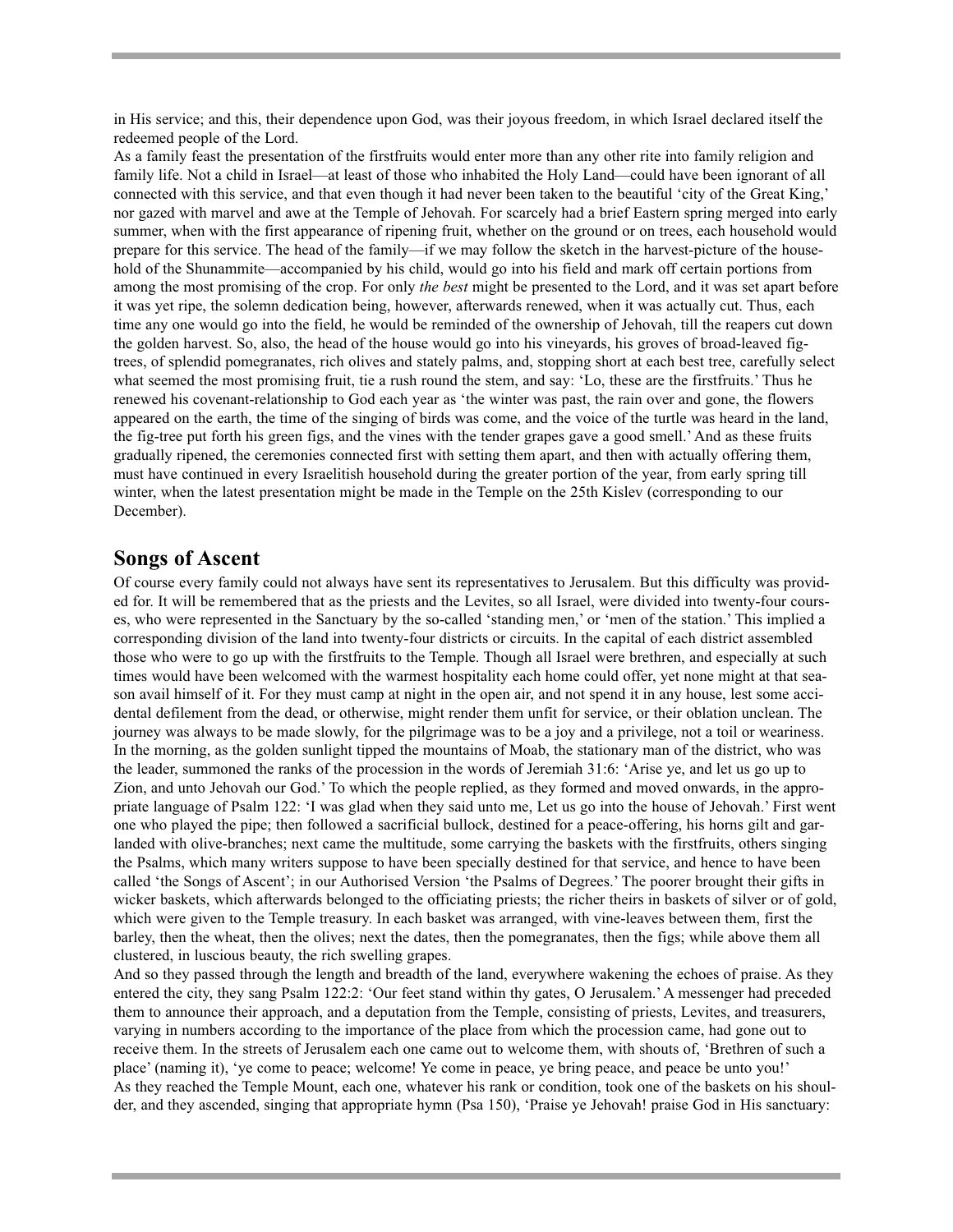in His service; and this, their dependence upon God, was their joyous freedom, in which Israel declared itself the redeemed people of the Lord.

As a family feast the presentation of the firstfruits would enter more than any other rite into family religion and family life. Not a child in Israel—at least of those who inhabited the Holy Land—could have been ignorant of all connected with this service, and that even though it had never been taken to the beautiful 'city of the Great King,' nor gazed with marvel and awe at the Temple of Jehovah. For scarcely had a brief Eastern spring merged into early summer, when with the first appearance of ripening fruit, whether on the ground or on trees, each household would prepare for this service. The head of the family—if we may follow the sketch in the harvest-picture of the household of the Shunammite—accompanied by his child, would go into his field and mark off certain portions from among the most promising of the crop. For only *the best* might be presented to the Lord, and it was set apart before it was yet ripe, the solemn dedication being, however, afterwards renewed, when it was actually cut. Thus, each time any one would go into the field, he would be reminded of the ownership of Jehovah, till the reapers cut down the golden harvest. So, also, the head of the house would go into his vineyards, his groves of broad-leaved fig-trees, of splendid pomegranates, rich olives and stately palms, and, stopping short at each best tree, carefully select what seemed the most promising fruit, tie a rush round the stem, and say: 'Lo, these are the firstfruits.' Thus he renewed his covenant-relationship to God each year as 'the winter was past, the rain over and gone, the flowers appeared on the earth, the time of the singing of birds was come, and the voice of the turtle was heard in the land, the fig-tree put forth his green figs, and the vines with the tender grapes gave a good smell.' And as these fruits gradually ripened, the ceremonies connected first with setting them apart, and then with actually offering them, must have continued in every Israelitish household during the greater portion of the year, from early spring till winter, when the latest presentation might be made in the Temple on the 25th Kislev (corresponding to our December).

## Songs of Ascent

Of course every family could not always have sent its representatives to Jerusalem. But this difficulty was provided for. It will be remembered that as the priests and the Levites, so all Israel, were divided into twenty-four courses, who were represented in the Sanctuary by the so-called 'standing men,' or 'men of the station.' This implied a corresponding division of the land into twenty-four districts or circuits. In the capital of each district assembled those who were to go up with the firstfruits to the Temple. Though all Israel were brethren, and especially at such times would have been welcomed with the warmest hospitality each home could offer, yet none might at that season avail himself of it. For they must camp at night in the open air, and not spend it in any house, lest some accidental defilement from the dead, or otherwise, might render them unfit for service, or their oblation unclean. The journey was always to be made slowly, for the pilgrimage was to be a joy and a privilege, not a toil or weariness. In the morning, as the golden sunlight tipped the mountains of Moab, the stationary man of the district, who was the leader, summoned the ranks of the procession in the words of Jeremiah 31:6: 'Arise ye, and let us go up to Zion, and unto Jehovah our God.' To which the people replied, as they formed and moved onwards, in the appropriate language of Psalm 122: 'I was glad when they said unto me, Let us go into the house of Jehovah.' First went one who played the pipe; then followed a sacrificial bullock, destined for a peace-offering, his horns gilt and garlanded with olive-branches; next came the multitude, some carrying the baskets with the firstfruits, others singing the Psalms, which many writers suppose to have been specially destined for that service, and hence to have been called 'the Songs of Ascent'; in our Authorised Version 'the Psalms of Degrees.' The poorer brought their gifts in wicker baskets, which afterwards belonged to the officiating priests; the richer theirs in baskets of silver or of gold, which were given to the Temple treasury. In each basket was arranged, with vine-leaves between them, first the barley, then the wheat, then the olives; next the dates, then the pomegranates, then the figs; while above them all clustered, in luscious beauty, the rich swelling grapes.

And so they passed through the length and breadth of the land, everywhere wakening the echoes of praise. As they entered the city, they sang Psalm 122:2: 'Our feet stand within thy gates, O Jerusalem.' A messenger had preceded them to announce their approach, and a deputation from the Temple, consisting of priests, Levites, and treasurers, varying in numbers according to the importance of the place from which the procession came, had gone out to receive them. In the streets of Jerusalem each one came out to welcome them, with shouts of, 'Brethren of such a place' (naming it), 'ye come to peace; welcome! Ye come in peace, ye bring peace, and peace be unto you!'

As they reached the Temple Mount, each one, whatever his rank or condition, took one of the baskets on his shoulder, and they ascended, singing that appropriate hymn (Psa 150), 'Praise ye Jehovah! praise God in His sanctuary: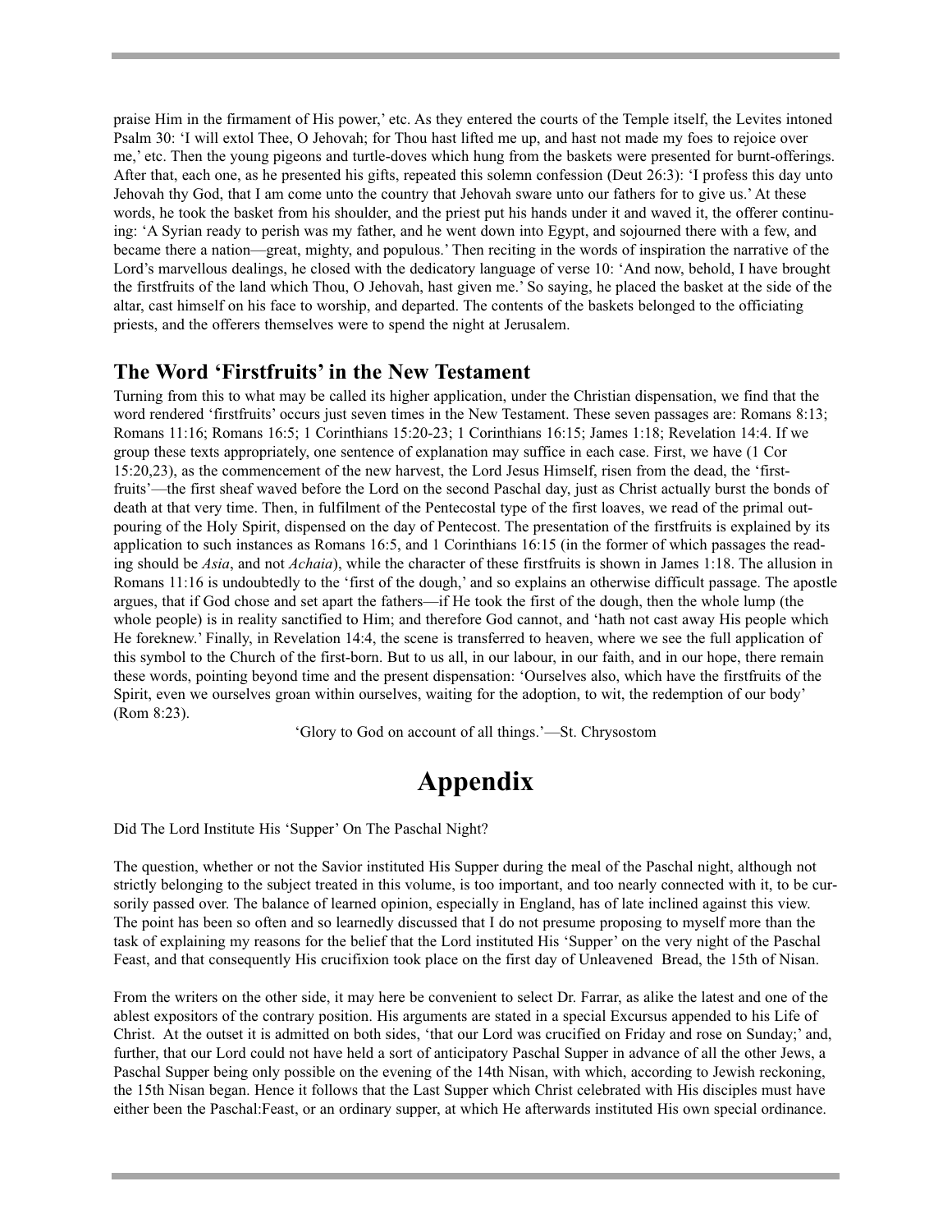praise Him in the firmament of His power,' etc. As they entered the courts of the Temple itself, the Levites intoned Psalm 30: 'I will extol Thee, O Jehovah; for Thou hast lifted me up, and hast not made my foes to rejoice over me,' etc. Then the young pigeons and turtle-doves which hung from the baskets were presented for burnt-offerings. After that, each one, as he presented his gifts, repeated this solemn confession (Deut 26:3): 'I profess this day unto Jehovah thy God, that I am come unto the country that Jehovah sware unto our fathers for to give us.' At these words, he took the basket from his shoulder, and the priest put his hands under it and waved it, the offerer continuing: 'A Syrian ready to perish was my father, and he went down into Egypt, and sojourned there with a few, and became there a nation—great, mighty, and populous.' Then reciting in the words of inspiration the narrative of the Lord's marvellous dealings, he closed with the dedicatory language of verse 10: 'And now, behold, I have brought the firstfruits of the land which Thou, O Jehovah, hast given me.' So saying, he placed the basket at the side of the altar, cast himself on his face to worship, and departed. The contents of the baskets belonged to the officiating priests, and the offerers themselves were to spend the night at Jerusalem.

## The Word 'Firstfruits' in the New Testament

Turning from this to what may be called its higher application, under the Christian dispensation, we find that the word rendered 'firstfruits' occurs just seven times in the New Testament. These seven passages are: Romans 8:13; Romans 11:16; Romans 16:5; 1 Corinthians 15:20-23; 1 Corinthians 16:15; James 1:18; Revelation 14:4. If we group these texts appropriately, one sentence of explanation may suffice in each case. First, we have (1 Cor 15:20,23), as the commencement of the new harvest, the Lord Jesus Himself, risen from the dead, the 'first-fruits'—the first sheaf waved before the Lord on the second Paschal day, just as Christ actually burst the bonds of death at that very time. Then, in fulfilment of the Pentecostal type of the first loaves, we read of the primal out-pouring of the Holy Spirit, dispensed on the day of Pentecost. The presentation of the firstfruits is explained by its application to such instances as Romans 16:5, and 1 Corinthians 16:15 (in the former of which passages the reading should be *Asia*, and not *Achaia*), while the character of these firstfruits is shown in James 1:18. The allusion in Romans 11:16 is undoubtedly to the 'first of the dough,' and so explains an otherwise difficult passage. The apostle argues, that if God chose and set apart the fathers—if He took the first of the dough, then the whole lump (the whole people) is in reality sanctified to Him; and therefore God cannot, and 'hath not cast away His people which He foreknew.' Finally, in Revelation 14:4, the scene is transferred to heaven, where we see the full application of this symbol to the Church of the first-born. But to us all, in our labour, in our faith, and in our hope, there remain these words, pointing beyond time and the present dispensation: 'Ourselves also, which have the firstfruits of the Spirit, even we ourselves groan within ourselves, waiting for the adoption, to wit, the redemption of our body' (Rom 8:23).

'Glory to God on account of all things.'—St. Chrysostom

# Appendix

Did The Lord Institute His 'Supper' On The Paschal Night?

The question, whether or not the Savior instituted His Supper during the meal of the Paschal night, although not strictly belonging to the subject treated in this volume, is too important, and too nearly connected with it, to be cursorily passed over. The balance of learned opinion, especially in England, has of late inclined against this view. The point has been so often and so learnedly discussed that I do not presume proposing to myself more than the task of explaining my reasons for the belief that the Lord instituted His 'Supper' on the very night of the Paschal Feast, and that consequently His crucifixion took place on the first day of Unleavened Bread, the 15th of Nisan.

From the writers on the other side, it may here be convenient to select Dr. Farrar, as alike the latest and one of the ablest expositors of the contrary position. His arguments are stated in a special Excursus appended to his Life of Christ. At the outset it is admitted on both sides, 'that our Lord was crucified on Friday and rose on Sunday;' and, further, that our Lord could not have held a sort of anticipatory Paschal Supper in advance of all the other Jews, a Paschal Supper being only possible on the evening of the 14th Nisan, with which, according to Jewish reckoning, the 15th Nisan began. Hence it follows that the Last Supper which Christ celebrated with His disciples must have either been the Paschal:Feast, or an ordinary supper, at which He afterwards instituted His own special ordinance.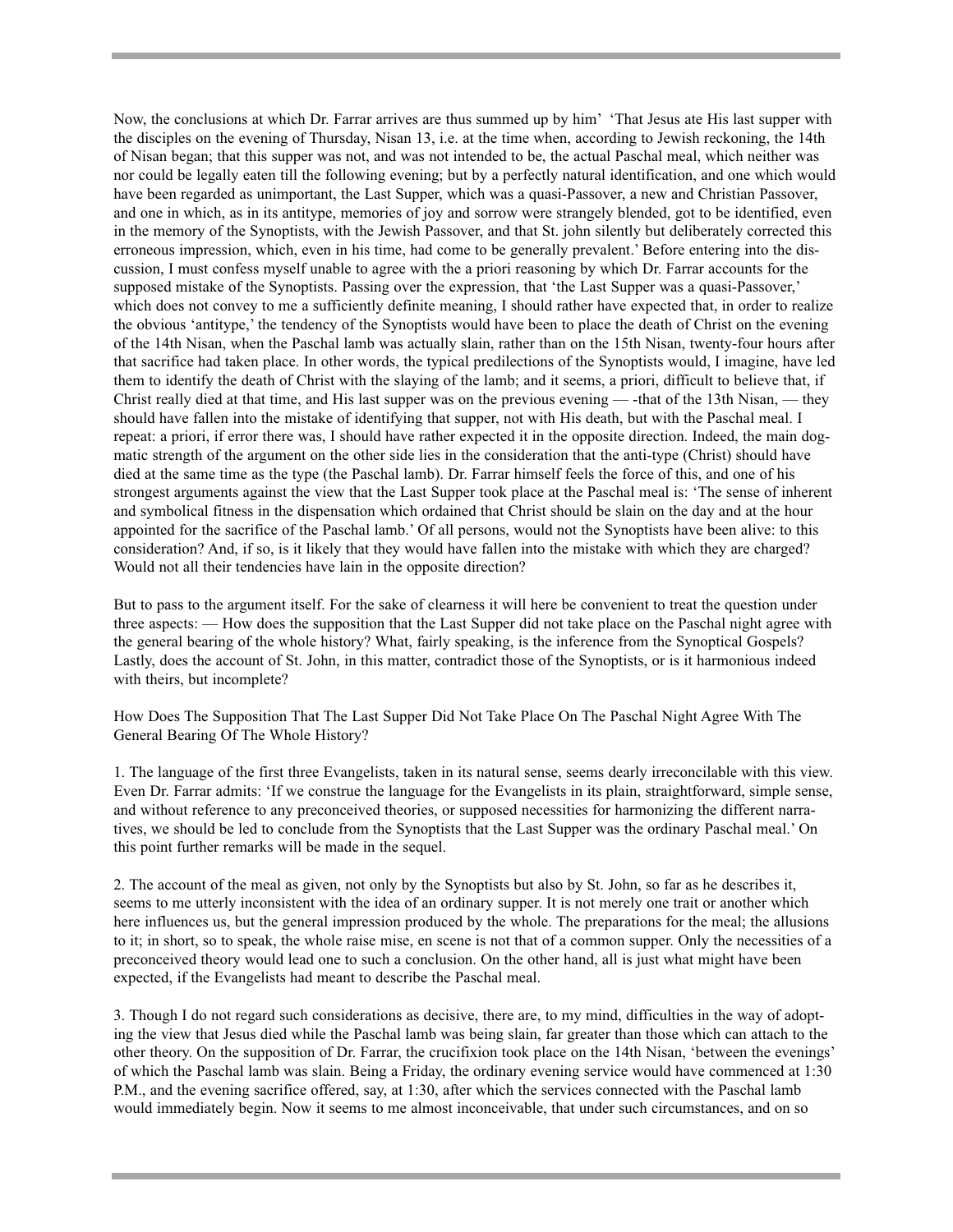Now, the conclusions at which Dr. Farrar arrives are thus summed up by him' 'That Jesus ate His last supper with the disciples on the evening of Thursday, Nisan 13, i.e. at the time when, according to Jewish reckoning, the 14th of Nisan began; that this supper was not, and was not intended to be, the actual Paschal meal, which neither was nor could be legally eaten till the following evening; but by a perfectly natural identification, and one which would have been regarded as unimportant, the Last Supper, which was a quasi-Passover, a new and Christian Passover, and one in which, as in its antitype, memories of joy and sorrow were strangely blended, got to be identified, even in the memory of the Synoptists, with the Jewish Passover, and that St. john silently but deliberately corrected this erroneous impression, which, even in his time, had come to be generally prevalent.' Before entering into the discussion, I must confess myself unable to agree with the a priori reasoning by which Dr. Farrar accounts for the supposed mistake of the Synoptists. Passing over the expression, that 'the Last Supper was a quasi-Passover,' which does not convey to me a sufficiently definite meaning, I should rather have expected that, in order to realize the obvious 'antitype,' the tendency of the Synoptists would have been to place the death of Christ on the evening of the 14th Nisan, when the Paschal lamb was actually slain, rather than on the 15th Nisan, twenty-four hours after that sacrifice had taken place. In other words, the typical predilections of the Synoptists would, I imagine, have led them to identify the death of Christ with the slaying of the lamb; and it seems, a priori, difficult to believe that, if Christ really died at that time, and His last supper was on the previous evening — -that of the 13th Nisan, — they should have fallen into the mistake of identifying that supper, not with His death, but with the Paschal meal. I repeat: a priori, if error there was, I should have rather expected it in the opposite direction. Indeed, the main dogmatic strength of the argument on the other side lies in the consideration that the anti-type (Christ) should have died at the same time as the type (the Paschal lamb). Dr. Farrar himself feels the force of this, and one of his strongest arguments against the view that the Last Supper took place at the Paschal meal is: 'The sense of inherent and symbolical fitness in the dispensation which ordained that Christ should be slain on the day and at the hour appointed for the sacrifice of the Paschal lamb.' Of all persons, would not the Synoptists have been alive: to this consideration? And, if so, is it likely that they would have fallen into the mistake with which they are charged? Would not all their tendencies have lain in the opposite direction?

But to pass to the argument itself. For the sake of clearness it will here be convenient to treat the question under three aspects: — How does the supposition that the Last Supper did not take place on the Paschal night agree with the general bearing of the whole history? What, fairly speaking, is the inference from the Synoptical Gospels? Lastly, does the account of St. John, in this matter, contradict those of the Synoptists, or is it harmonious indeed with theirs, but incomplete?

How Does The Supposition That The Last Supper Did Not Take Place On The Paschal Night Agree With The General Bearing Of The Whole History?

1. The language of the first three Evangelists, taken in its natural sense, seems dearly irreconcilable with this view. Even Dr. Farrar admits: 'If we construe the language for the Evangelists in its plain, straightforward, simple sense, and without reference to any preconceived theories, or supposed necessities for harmonizing the different narratives, we should be led to conclude from the Synoptists that the Last Supper was the ordinary Paschal meal.' On this point further remarks will be made in the sequel.

2. The account of the meal as given, not only by the Synoptists but also by St. John, so far as he describes it, seems to me utterly inconsistent with the idea of an ordinary supper. It is not merely one trait or another which here influences us, but the general impression produced by the whole. The preparations for the meal; the allusions to it; in short, so to speak, the whole raise mise, en scene is not that of a common supper. Only the necessities of a preconceived theory would lead one to such a conclusion. On the other hand, all is just what might have been expected, if the Evangelists had meant to describe the Paschal meal.

3. Though I do not regard such considerations as decisive, there are, to my mind, difficulties in the way of adopting the view that Jesus died while the Paschal lamb was being slain, far greater than those which can attach to the other theory. On the supposition of Dr. Farrar, the crucifixion took place on the 14th Nisan, 'between the evenings' of which the Paschal lamb was slain. Being a Friday, the ordinary evening service would have commenced at 1:30 P.M., and the evening sacrifice offered, say, at 1:30, after which the services connected with the Paschal lamb would immediately begin. Now it seems to me almost inconceivable, that under such circumstances, and on so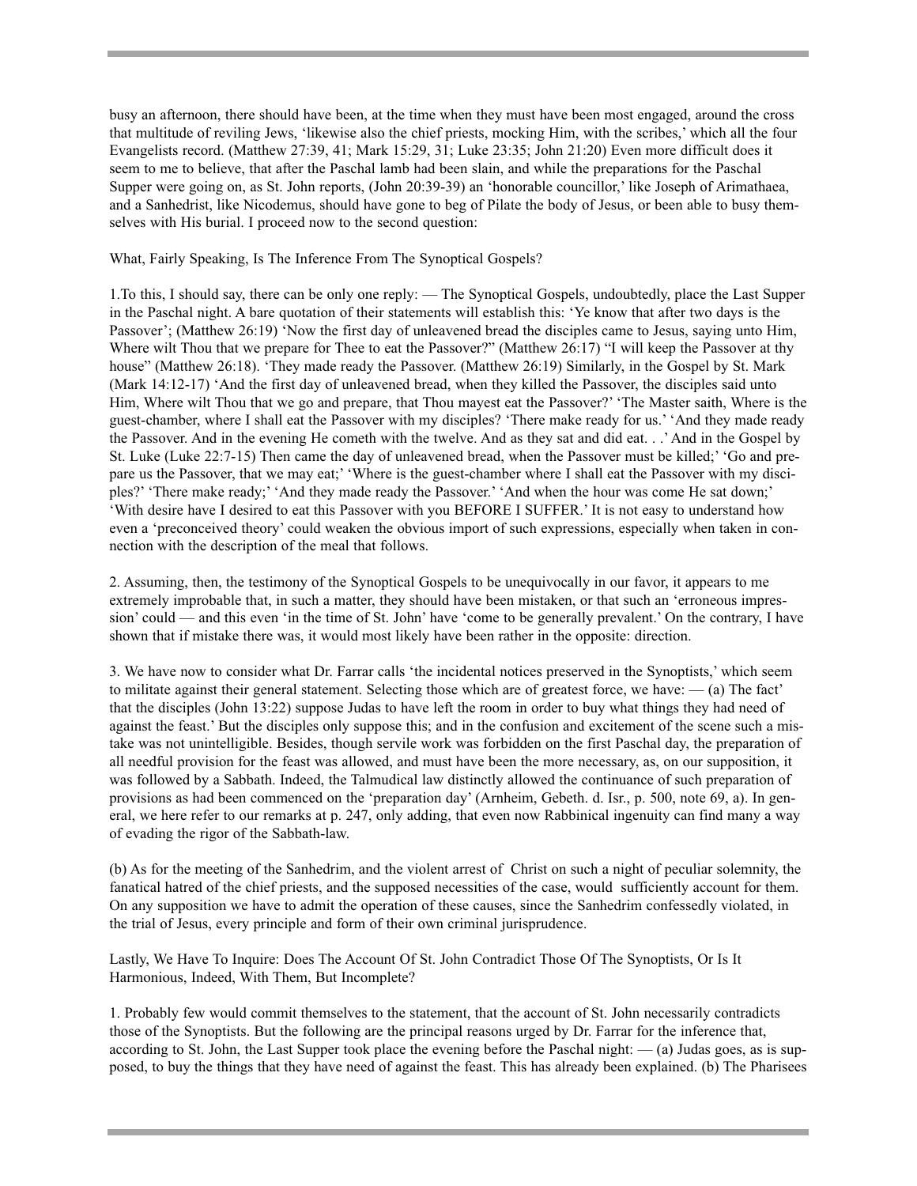busy an afternoon, there should have been, at the time when they must have been most engaged, around the cross that multitude of reviling Jews, 'likewise also the chief priests, mocking Him, with the scribes,' which all the four Evangelists record. (Matthew 27:39, 41; Mark 15:29, 31; Luke 23:35; John 21:20) Even more difficult does it seem to me to believe, that after the Paschal lamb had been slain, and while the preparations for the Paschal Supper were going on, as St. John reports, (John 20:39-39) an 'honorable councillor,' like Joseph of Arimathaea, and a Sanhedrist, like Nicodemus, should have gone to beg of Pilate the body of Jesus, or been able to busy themselves with His burial. I proceed now to the second question:

What, Fairly Speaking, Is The Inference From The Synoptical Gospels?

1.To this, I should say, there can be only one reply: — The Synoptical Gospels, undoubtedly, place the Last Supper in the Paschal night. A bare quotation of their statements will establish this: 'Ye know that after two days is the Passover'; (Matthew 26:19) 'Now the first day of unleavened bread the disciples came to Jesus, saying unto Him, Where wilt Thou that we prepare for Thee to eat the Passover?" (Matthew 26:17) "I will keep the Passover at thy house" (Matthew 26:18). 'They made ready the Passover. (Matthew 26:19) Similarly, in the Gospel by St. Mark (Mark 14:12-17) 'And the first day of unleavened bread, when they killed the Passover, the disciples said unto Him, Where wilt Thou that we go and prepare, that Thou mayest eat the Passover?' 'The Master saith, Where is the guest-chamber, where I shall eat the Passover with my disciples? 'There make ready for us.' 'And they made ready the Passover. And in the evening He cometh with the twelve. And as they sat and did eat. . .' And in the Gospel by St. Luke (Luke 22:7-15) Then came the day of unleavened bread, when the Passover must be killed;' 'Go and prepare us the Passover, that we may eat;' 'Where is the guest-chamber where I shall eat the Passover with my disciples?' 'There make ready;' 'And they made ready the Passover.' 'And when the hour was come He sat down;' 'With desire have I desired to eat this Passover with you BEFORE I SUFFER.' It is not easy to understand how even a 'preconceived theory' could weaken the obvious import of such expressions, especially when taken in connection with the description of the meal that follows.

2. Assuming, then, the testimony of the Synoptical Gospels to be unequivocally in our favor, it appears to me extremely improbable that, in such a matter, they should have been mistaken, or that such an 'erroneous impression' could — and this even 'in the time of St. John' have 'come to be generally prevalent.' On the contrary, I have shown that if mistake there was, it would most likely have been rather in the opposite: direction.

3. We have now to consider what Dr. Farrar calls 'the incidental notices preserved in the Synoptists,' which seem to militate against their general statement. Selecting those which are of greatest force, we have: — (a) The fact' that the disciples (John 13:22) suppose Judas to have left the room in order to buy what things they had need of against the feast.' But the disciples only suppose this; and in the confusion and excitement of the scene such a mistake was not unintelligible. Besides, though servile work was forbidden on the first Paschal day, the preparation of all needful provision for the feast was allowed, and must have been the more necessary, as, on our supposition, it was followed by a Sabbath. Indeed, the Talmudical law distinctly allowed the continuance of such preparation of provisions as had been commenced on the 'preparation day' (Arnheim, Gebeth. d. Isr., p. 500, note 69, a). In general, we here refer to our remarks at p. 247, only adding, that even now Rabbinical ingenuity can find many a way of evading the rigor of the Sabbath-law.

(b) As for the meeting of the Sanhedrim, and the violent arrest of Christ on such a night of peculiar solemnity, the fanatical hatred of the chief priests, and the supposed necessities of the case, would sufficiently account for them. On any supposition we have to admit the operation of these causes, since the Sanhedrim confessedly violated, in the trial of Jesus, every principle and form of their own criminal jurisprudence.

Lastly, We Have To Inquire: Does The Account Of St. John Contradict Those Of The Synoptists, Or Is It Harmonious, Indeed, With Them, But Incomplete?

1. Probably few would commit themselves to the statement, that the account of St. John necessarily contradicts those of the Synoptists. But the following are the principal reasons urged by Dr. Farrar for the inference that, according to St. John, the Last Supper took place the evening before the Paschal night: — (a) Judas goes, as is supposed, to buy the things that they have need of against the feast. This has already been explained. (b) The Pharisees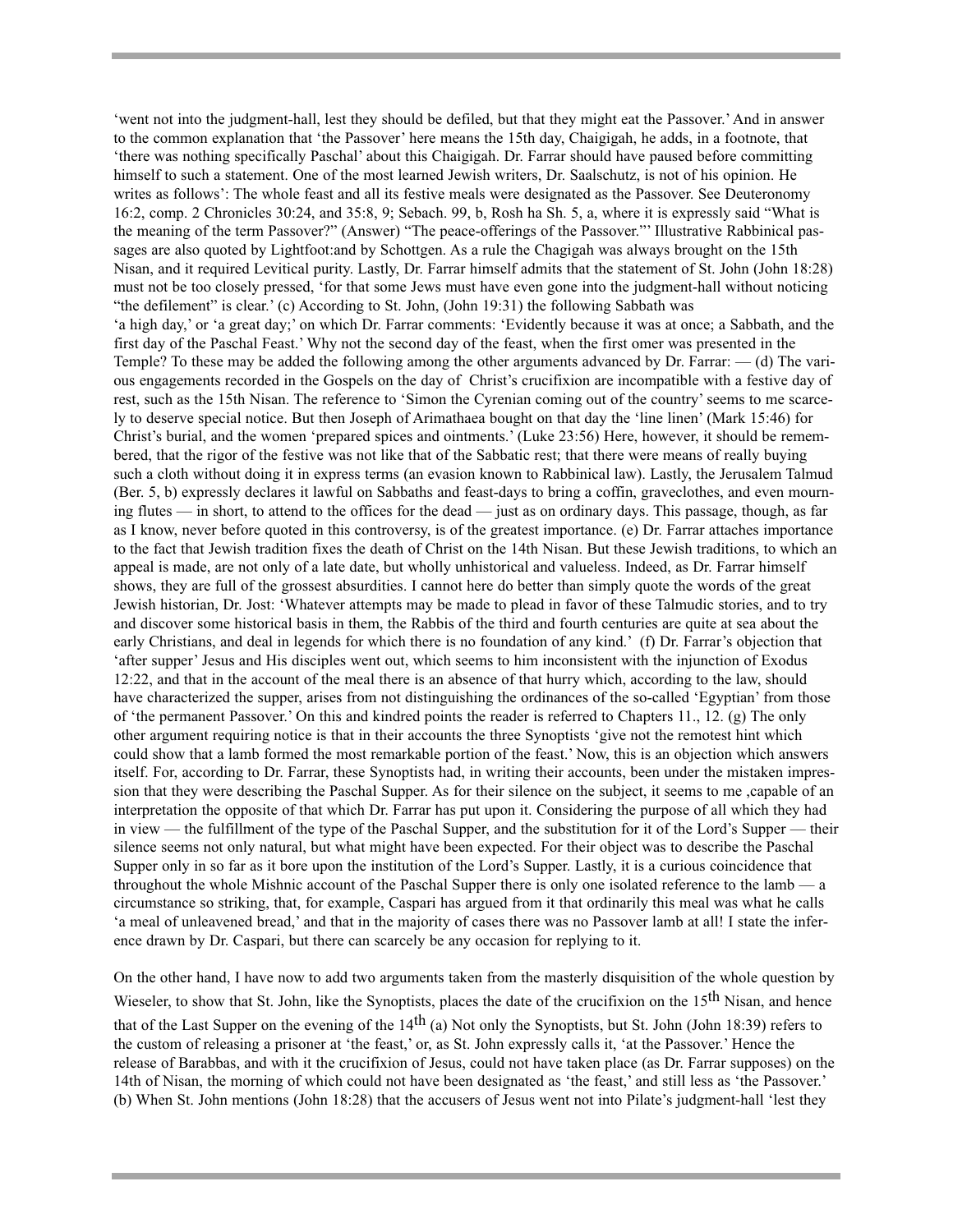'went not into the judgment-hall, lest they should be defiled, but that they might eat the Passover.' And in answer to the common explanation that 'the Passover' here means the 15th day, Chaigigah, he adds, in a footnote, that 'there was nothing specifically Paschal' about this Chaigigah. Dr. Farrar should have paused before committing himself to such a statement. One of the most learned Jewish writers, Dr. Saalschutz, is not of his opinion. He writes as follows': The whole feast and all its festive meals were designated as the Passover. See Deuteronomy 16:2, comp. 2 Chronicles 30:24, and 35:8, 9; Sebach. 99, b, Rosh ha Sh. 5, a, where it is expressly said "What is the meaning of the term Passover?" (Answer) "The peace-offerings of the Passover."' Illustrative Rabbinical passages are also quoted by Lightfoot:and by Schottgen. As a rule the Chagigah was always brought on the 15th Nisan, and it required Levitical purity. Lastly, Dr. Farrar himself admits that the statement of St. John (John 18:28) must not be too closely pressed, 'for that some Jews must have even gone into the judgment-hall without noticing "the defilement" is clear.' (c) According to St. John, (John 19:31) the following Sabbath was 'a high day,' or 'a great day;' on which Dr. Farrar comments: 'Evidently because it was at once; a Sabbath, and the first day of the Paschal Feast.' Why not the second day of the feast, when the first omer was presented in the Temple? To these may be added the following among the other arguments advanced by Dr. Farrar: — (d) The various engagements recorded in the Gospels on the day of Christ's crucifixion are incompatible with a festive day of rest, such as the 15th Nisan. The reference to 'Simon the Cyrenian coming out of the country' seems to me scarcely to deserve special notice. But then Joseph of Arimathaea bought on that day the 'line linen' (Mark 15:46) for Christ's burial, and the women 'prepared spices and ointments.' (Luke 23:56) Here, however, it should be remembered, that the rigor of the festive was not like that of the Sabbatic rest; that there were means of really buying such a cloth without doing it in express terms (an evasion known to Rabbinical law). Lastly, the Jerusalem Talmud (Ber. 5, b) expressly declares it lawful on Sabbaths and feast-days to bring a coffin, graveclothes, and even mourning flutes — in short, to attend to the offices for the dead — just as on ordinary days. This passage, though, as far as I know, never before quoted in this controversy, is of the greatest importance. (e) Dr. Farrar attaches importance to the fact that Jewish tradition fixes the death of Christ on the 14th Nisan. But these Jewish traditions, to which an appeal is made, are not only of a late date, but wholly unhistorical and valueless. Indeed, as Dr. Farrar himself shows, they are full of the grossest absurdities. I cannot here do better than simply quote the words of the great Jewish historian, Dr. Jost: 'Whatever attempts may be made to plead in favor of these Talmudic stories, and to try and discover some historical basis in them, the Rabbis of the third and fourth centuries are quite at sea about the early Christians, and deal in legends for which there is no foundation of any kind.' (f) Dr. Farrar's objection that 'after supper' Jesus and His disciples went out, which seems to him inconsistent with the injunction of Exodus 12:22, and that in the account of the meal there is an absence of that hurry which, according to the law, should have characterized the supper, arises from not distinguishing the ordinances of the so-called 'Egyptian' from those of 'the permanent Passover.' On this and kindred points the reader is referred to Chapters 11., 12. (g) The only other argument requiring notice is that in their accounts the three Synoptists 'give not the remotest hint which could show that a lamb formed the most remarkable portion of the feast.' Now, this is an objection which answers itself. For, according to Dr. Farrar, these Synoptists had, in writing their accounts, been under the mistaken impression that they were describing the Paschal Supper. As for their silence on the subject, it seems to me ,capable of an interpretation the opposite of that which Dr. Farrar has put upon it. Considering the purpose of all which they had in view — the fulfillment of the type of the Paschal Supper, and the substitution for it of the Lord's Supper — their silence seems not only natural, but what might have been expected. For their object was to describe the Paschal Supper only in so far as it bore upon the institution of the Lord's Supper. Lastly, it is a curious coincidence that throughout the whole Mishnic account of the Paschal Supper there is only one isolated reference to the lamb — a circumstance so striking, that, for example, Caspari has argued from it that ordinarily this meal was what he calls 'a meal of unleavened bread,' and that in the majority of cases there was no Passover lamb at all! I state the inference drawn by Dr. Caspari, but there can scarcely be any occasion for replying to it.

On the other hand, I have now to add two arguments taken from the masterly disquisition of the whole question by Wieseler, to show that St. John, like the Synoptists, places the date of the crucifixion on the 15th Nisan, and hence that of the Last Supper on the evening of the 14th (a) Not only the Synoptists, but St. John (John 18:39) refers to the custom of releasing a prisoner at 'the feast,' or, as St. John expressly calls it, 'at the Passover.' Hence the release of Barabbas, and with it the crucifixion of Jesus, could not have taken place (as Dr. Farrar supposes) on the 14th of Nisan, the morning of which could not have been designated as 'the feast,' and still less as 'the Passover.' (b) When St. John mentions (John 18:28) that the accusers of Jesus went not into Pilate's judgment-hall 'lest they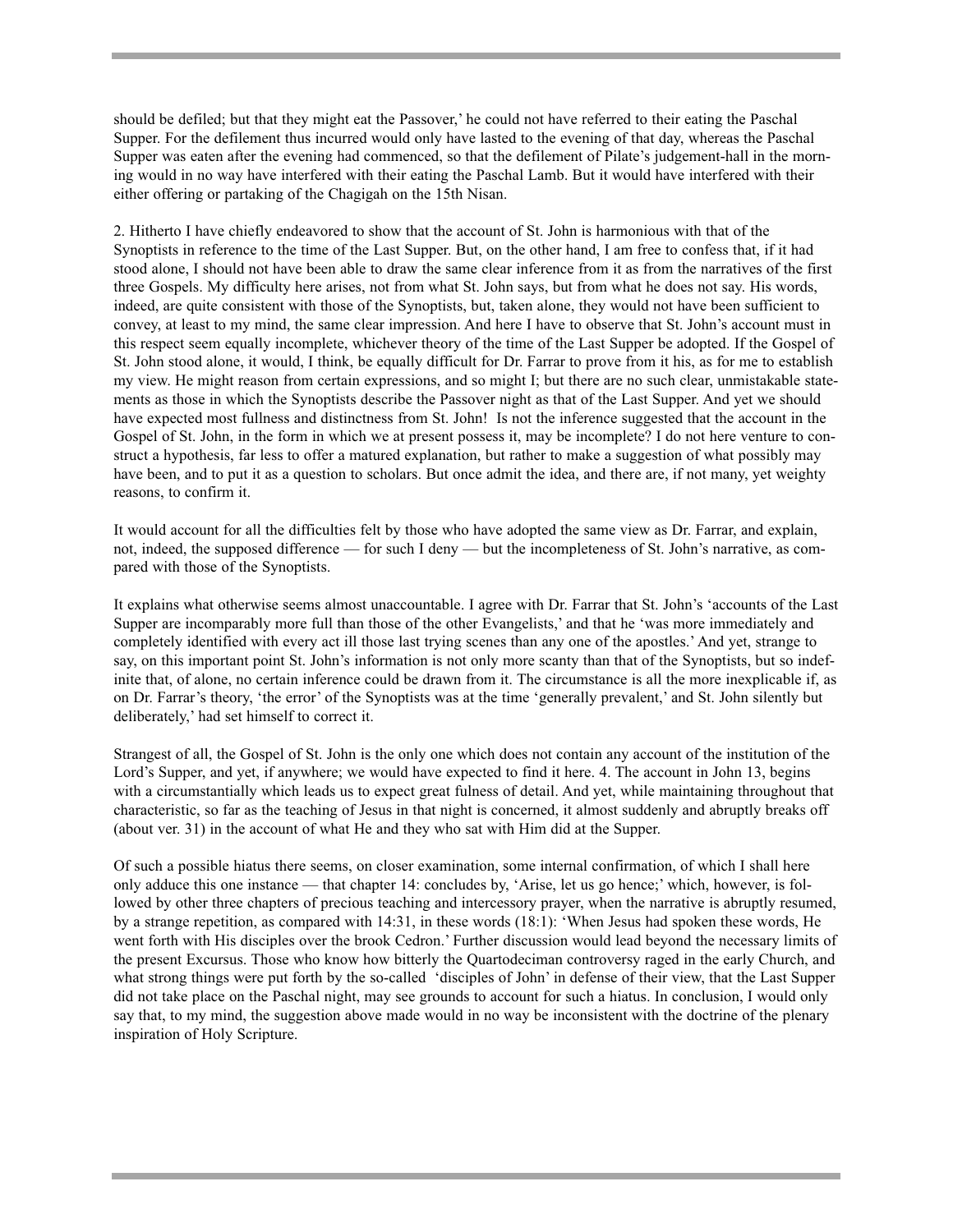should be defiled; but that they might eat the Passover,' he could not have referred to their eating the Paschal Supper. For the defilement thus incurred would only have lasted to the evening of that day, whereas the Paschal Supper was eaten after the evening had commenced, so that the defilement of Pilate's judgement-hall in the morning would in no way have interfered with their eating the Paschal Lamb. But it would have interfered with their either offering or partaking of the Chagigah on the 15th Nisan.

2. Hitherto I have chiefly endeavored to show that the account of St. John is harmonious with that of the Synoptists in reference to the time of the Last Supper. But, on the other hand, I am free to confess that, if it had stood alone, I should not have been able to draw the same clear inference from it as from the narratives of the first three Gospels. My difficulty here arises, not from what St. John says, but from what he does not say. His words, indeed, are quite consistent with those of the Synoptists, but, taken alone, they would not have been sufficient to convey, at least to my mind, the same clear impression. And here I have to observe that St. John's account must in this respect seem equally incomplete, whichever theory of the time of the Last Supper be adopted. If the Gospel of St. John stood alone, it would, I think, be equally difficult for Dr. Farrar to prove from it his, as for me to establish my view. He might reason from certain expressions, and so might I; but there are no such clear, unmistakable statements as those in which the Synoptists describe the Passover night as that of the Last Supper. And yet we should have expected most fullness and distinctness from St. John! Is not the inference suggested that the account in the Gospel of St. John, in the form in which we at present possess it, may be incomplete? I do not here venture to construct a hypothesis, far less to offer a matured explanation, but rather to make a suggestion of what possibly may have been, and to put it as a question to scholars. But once admit the idea, and there are, if not many, yet weighty reasons, to confirm it.

It would account for all the difficulties felt by those who have adopted the same view as Dr. Farrar, and explain, not, indeed, the supposed difference — for such I deny — but the incompleteness of St. John's narrative, as compared with those of the Synoptists.

It explains what otherwise seems almost unaccountable. I agree with Dr. Farrar that St. John's 'accounts of the Last Supper are incomparably more full than those of the other Evangelists,' and that he 'was more immediately and completely identified with every act ill those last trying scenes than any one of the apostles.' And yet, strange to say, on this important point St. John's information is not only more scanty than that of the Synoptists, but so indefinite that, of alone, no certain inference could be drawn from it. The circumstance is all the more inexplicable if, as on Dr. Farrar's theory, 'the error' of the Synoptists was at the time 'generally prevalent,' and St. John silently but deliberately,' had set himself to correct it.

Strangest of all, the Gospel of St. John is the only one which does not contain any account of the institution of the Lord's Supper, and yet, if anywhere; we would have expected to find it here. 4. The account in John 13, begins with a circumstantially which leads us to expect great fulness of detail. And yet, while maintaining throughout that characteristic, so far as the teaching of Jesus in that night is concerned, it almost suddenly and abruptly breaks off (about ver. 31) in the account of what He and they who sat with Him did at the Supper.

Of such a possible hiatus there seems, on closer examination, some internal confirmation, of which I shall here only adduce this one instance — that chapter 14: concludes by, 'Arise, let us go hence;' which, however, is followed by other three chapters of precious teaching and intercessory prayer, when the narrative is abruptly resumed, by a strange repetition, as compared with 14:31, in these words (18:1): 'When Jesus had spoken these words, He went forth with His disciples over the brook Cedron.' Further discussion would lead beyond the necessary limits of the present Excursus. Those who know how bitterly the Quartodeciman controversy raged in the early Church, and what strong things were put forth by the so-called 'disciples of John' in defense of their view, that the Last Supper did not take place on the Paschal night, may see grounds to account for such a hiatus. In conclusion, I would only say that, to my mind, the suggestion above made would in no way be inconsistent with the doctrine of the plenary inspiration of Holy Scripture.